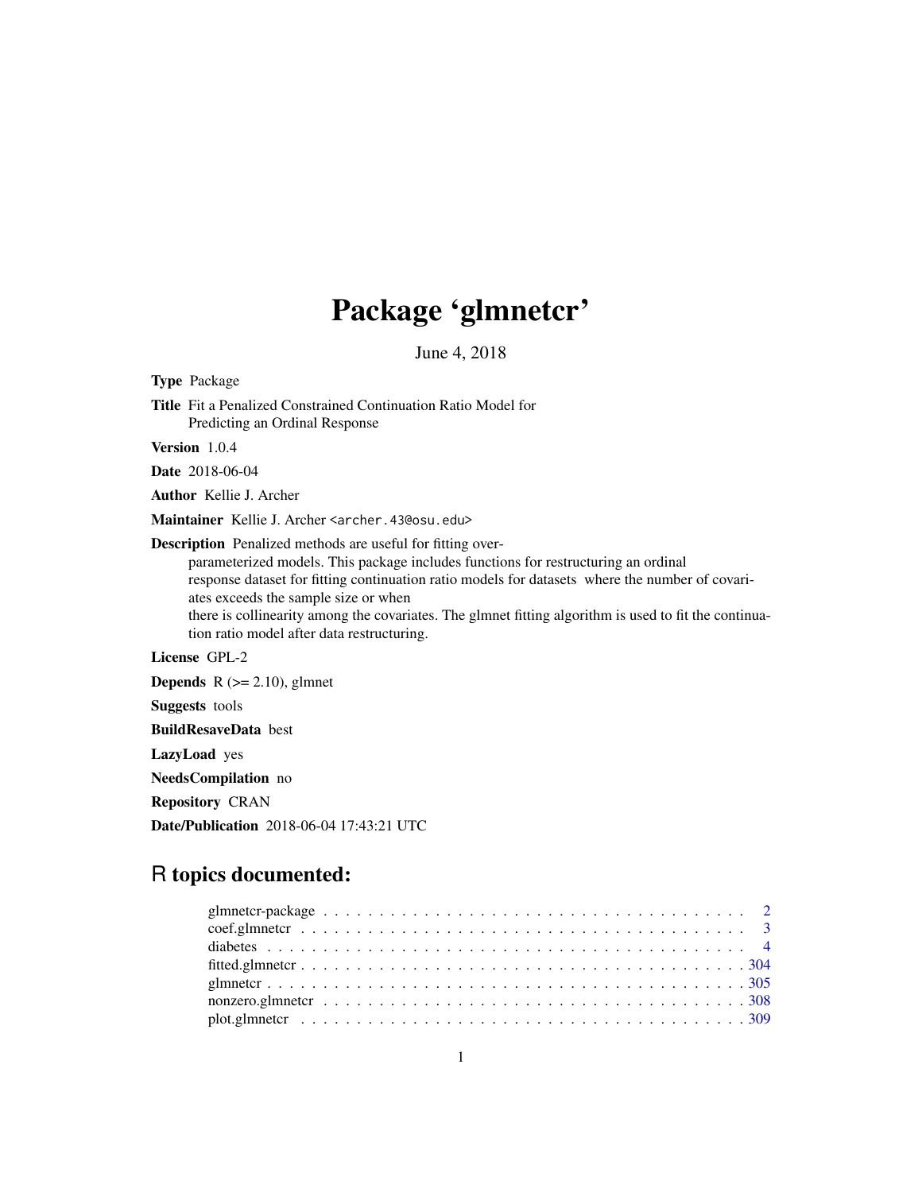# Package 'glmnetcr'

June 4, 2018

**Type** Package

**Title** Fit a Penalized Constrained Continuation Ratio Model for Predicting an Ordinal Response

**Version** 1.0.4

**Date** 2018-06-04

**Author** Kellie J. Archer

**Maintainer** Kellie J. Archer <archer.43@osu.edu>

**Description** Penalized methods are useful for fitting over-parameterized models. This package includes functions for restructuring an ordinal response dataset for fitting continuation ratio models for datasets where the number of covariates exceeds the sample size or when there is collinearity among the covariates. The glmnet fitting algorithm is used to fit the continuation ratio model after data restructuring.

**License** GPL-2

**Depends** R (>= 2.10), glmnet

**Suggests** tools

**BuildResaveData** best

**LazyLoad** yes

**NeedsCompilation** no

**Repository** CRAN

**Date/Publication** 2018-06-04 17:43:21 UTC

## R topics documented:

| | |
|---|---|
| glmnetcr-package | 2 |
| coef.glmnetcr | 3 |
| diabetes | 4 |
| fitted.glmnetcr | 304 |
| glmnetcr | 305 |
| nonzero.glmnetcr | 308 |
| plot.glmnetcr | 309 |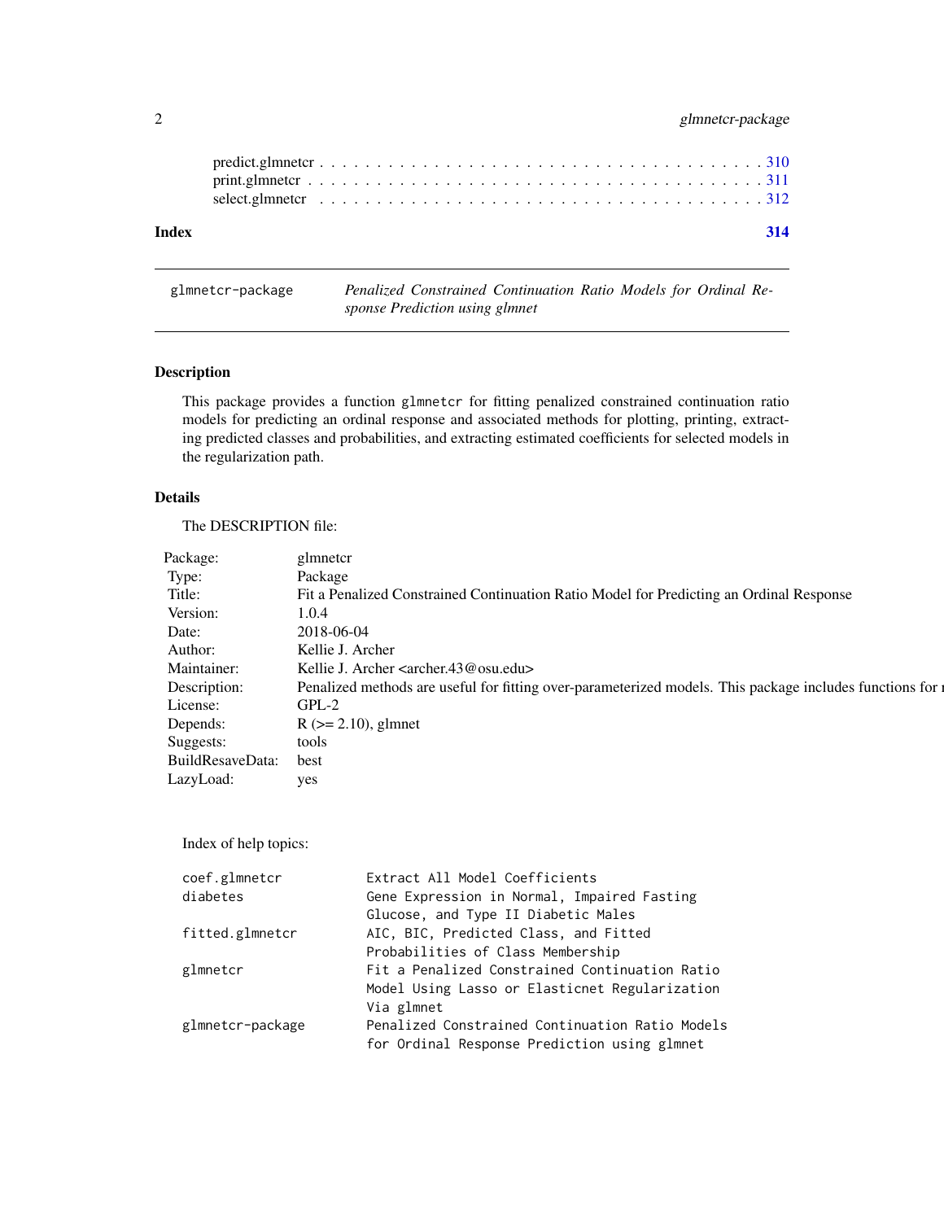predict.glmnetcr . . . . . . . . . . . . . . . . . . . . . . . . . . . . . . . . . . . . . . 310
print.glmnetcr . . . . . . . . . . . . . . . . . . . . . . . . . . . . . . . . . . . . . . . 311
select.glmnetcr . . . . . . . . . . . . . . . . . . . . . . . . . . . . . . . . . . . . . . 312

**Index** **314**

---

`glmnetcr-package` *Penalized Constrained Continuation Ratio Models for Ordinal Response Prediction using glmnet*

---

## Description

This package provides a function `glmnetcr` for fitting penalized constrained continuation ratio models for predicting an ordinal response and associated methods for plotting, printing, extracting predicted classes and probabilities, and extracting estimated coefficients for selected models in the regularization path.

## Details

The DESCRIPTION file:

| | |
|---|---|
| Package: | glmnetcr |
| Type: | Package |
| Title: | Fit a Penalized Constrained Continuation Ratio Model for Predicting an Ordinal Response |
| Version: | 1.0.4 |
| Date: | 2018-06-04 |
| Author: | Kellie J. Archer |
| Maintainer: | Kellie J. Archer <archer.43@osu.edu> |
| Description: | Penalized methods are useful for fitting over-parameterized models. This package includes functions for r |
| License: | GPL-2 |
| Depends: | R (>= 2.10), glmnet |
| Suggests: | tools |
| BuildResaveData: | best |
| LazyLoad: | yes |

Index of help topics:

```
coef.glmnetcr           Extract All Model Coefficients
diabetes                Gene Expression in Normal, Impaired Fasting
                        Glucose, and Type II Diabetic Males
fitted.glmnetcr         AIC, BIC, Predicted Class, and Fitted
                        Probabilities of Class Membership
glmnetcr                Fit a Penalized Constrained Continuation Ratio
                        Model Using Lasso or Elasticnet Regularization
                        Via glmnet
glmnetcr-package        Penalized Constrained Continuation Ratio Models
                        for Ordinal Response Prediction using glmnet
```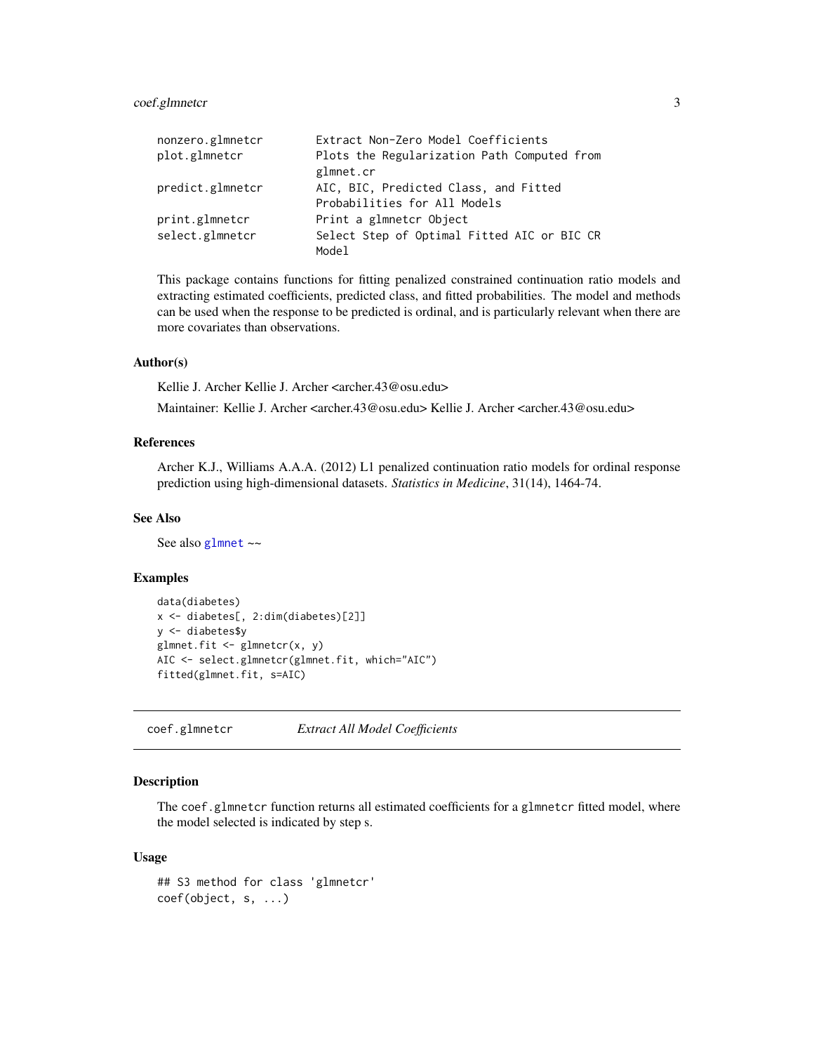| | |
|---|---|
| nonzero.glmnetcr | Extract Non-Zero Model Coefficients |
| plot.glmnetcr | Plots the Regularization Path Computed from glmnet.cr |
| predict.glmnetcr | AIC, BIC, Predicted Class, and Fitted Probabilities for All Models |
| print.glmnetcr | Print a glmnetcr Object |
| select.glmnetcr | Select Step of Optimal Fitted AIC or BIC CR Model |

This package contains functions for fitting penalized constrained continuation ratio models and extracting estimated coefficients, predicted class, and fitted probabilities. The model and methods can be used when the response to be predicted is ordinal, and is particularly relevant when there are more covariates than observations.

### Author(s)

Kellie J. Archer Kellie J. Archer <archer.43@osu.edu>

Maintainer: Kellie J. Archer <archer.43@osu.edu> Kellie J. Archer <archer.43@osu.edu>

### References

Archer K.J., Williams A.A.A. (2012) L1 penalized continuation ratio models for ordinal response prediction using high-dimensional datasets. *Statistics in Medicine*, 31(14), 1464-74.

### See Also

See also glmnet ~~

### Examples

```
data(diabetes)
x <- diabetes[, 2:dim(diabetes)[2]]
y <- diabetes$y
glmnet.fit <- glmnetcr(x, y)
AIC <- select.glmnetcr(glmnet.fit, which="AIC")
fitted(glmnet.fit, s=AIC)
```

## coef.glmnetcr *Extract All Model Coefficients*

### Description

The coef.glmnetcr function returns all estimated coefficients for a glmnetcr fitted model, where the model selected is indicated by step s.

### Usage

```
## S3 method for class 'glmnetcr'
coef(object, s, ...)
```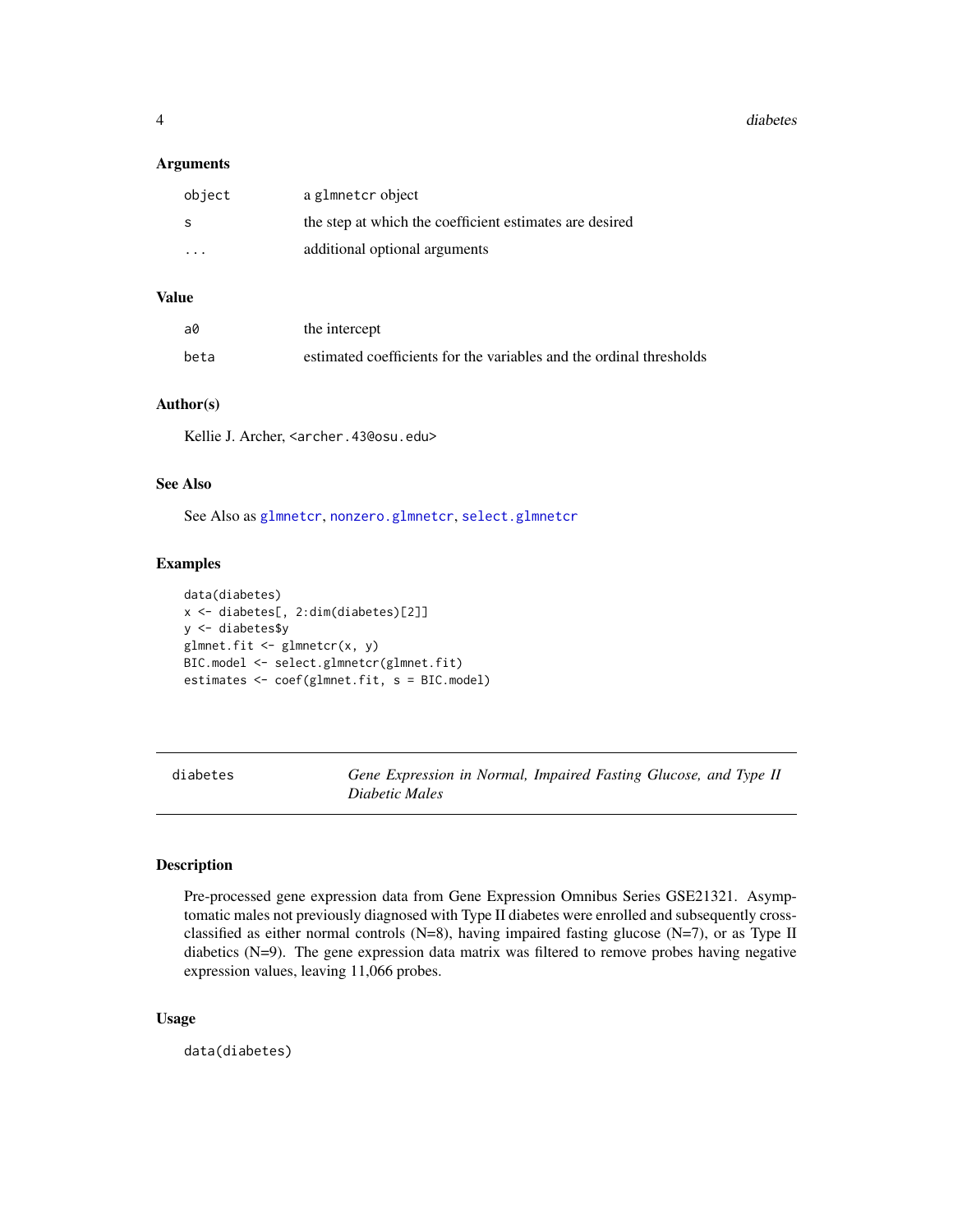### Arguments

| | |
|---|---|
| `object` | a `glmnetcr` object |
| `s` | the step at which the coefficient estimates are desired |
| `...` | additional optional arguments |

### Value

| | |
|---|---|
| `a0` | the intercept |
| `beta` | estimated coefficients for the variables and the ordinal thresholds |

### Author(s)

Kellie J. Archer, `<archer.43@osu.edu>`

### See Also

See Also as `glmnetcr`, `nonzero.glmnetcr`, `select.glmnetcr`

### Examples

```
data(diabetes)
x <- diabetes[, 2:dim(diabetes)[2]]
y <- diabetes$y
glmnet.fit <- glmnetcr(x, y)
BIC.model <- select.glmnetcr(glmnet.fit)
estimates <- coef(glmnet.fit, s = BIC.model)
```

---

## diabetes — *Gene Expression in Normal, Impaired Fasting Glucose, and Type II Diabetic Males*

---

### Description

Pre-processed gene expression data from Gene Expression Omnibus Series GSE21321. Asymptomatic males not previously diagnosed with Type II diabetes were enrolled and subsequently cross-classified as either normal controls (N=8), having impaired fasting glucose (N=7), or as Type II diabetics (N=9). The gene expression data matrix was filtered to remove probes having negative expression values, leaving 11,066 probes.

### Usage

```
data(diabetes)
```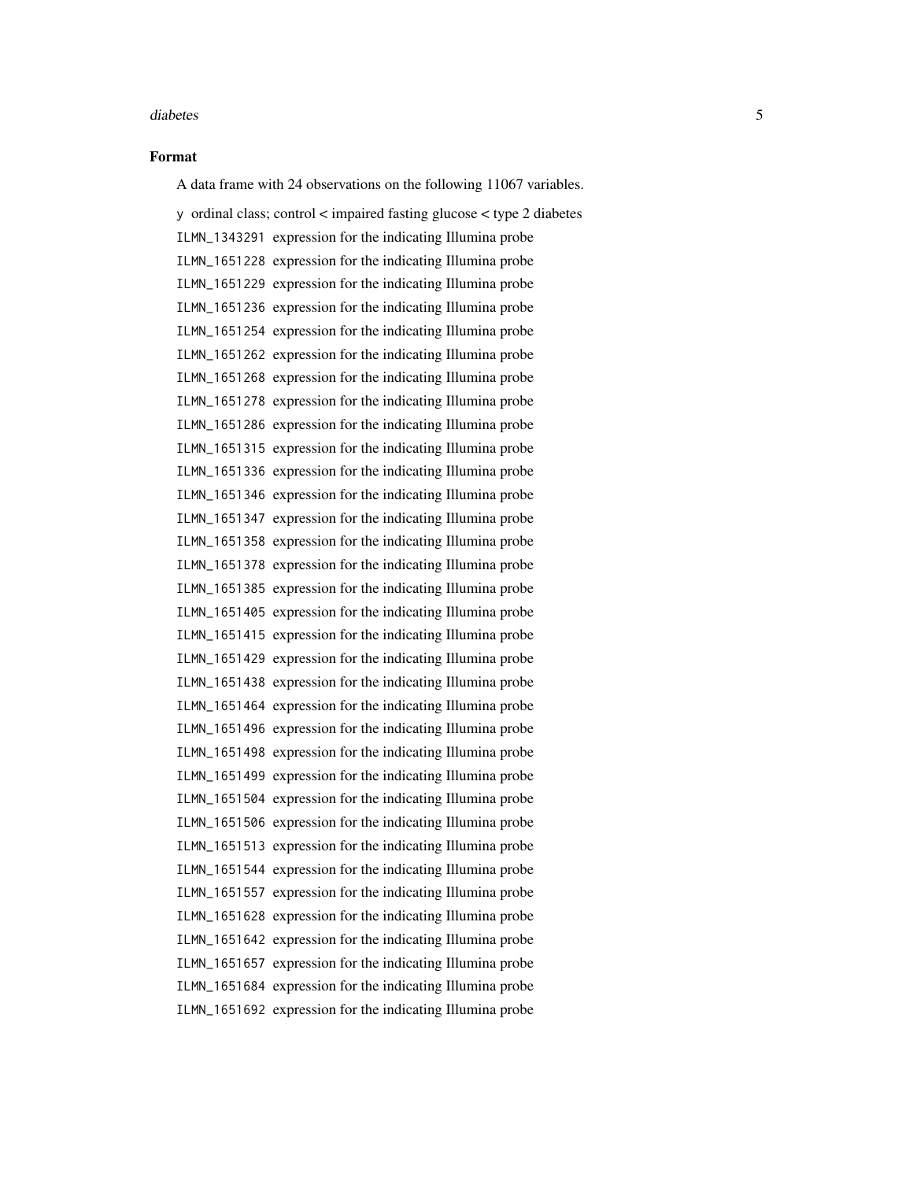### Format

A data frame with 24 observations on the following 11067 variables.

`y` ordinal class; control < impaired fasting glucose < type 2 diabetes

`ILMN_1343291` expression for the indicating Illumina probe

`ILMN_1651228` expression for the indicating Illumina probe

`ILMN_1651229` expression for the indicating Illumina probe

`ILMN_1651236` expression for the indicating Illumina probe

`ILMN_1651254` expression for the indicating Illumina probe

`ILMN_1651262` expression for the indicating Illumina probe

`ILMN_1651268` expression for the indicating Illumina probe

`ILMN_1651278` expression for the indicating Illumina probe

`ILMN_1651286` expression for the indicating Illumina probe

`ILMN_1651315` expression for the indicating Illumina probe

`ILMN_1651336` expression for the indicating Illumina probe

`ILMN_1651346` expression for the indicating Illumina probe

`ILMN_1651347` expression for the indicating Illumina probe

`ILMN_1651358` expression for the indicating Illumina probe

`ILMN_1651378` expression for the indicating Illumina probe

`ILMN_1651385` expression for the indicating Illumina probe

`ILMN_1651405` expression for the indicating Illumina probe

`ILMN_1651415` expression for the indicating Illumina probe

`ILMN_1651429` expression for the indicating Illumina probe

`ILMN_1651438` expression for the indicating Illumina probe

`ILMN_1651464` expression for the indicating Illumina probe

`ILMN_1651496` expression for the indicating Illumina probe

`ILMN_1651498` expression for the indicating Illumina probe

`ILMN_1651499` expression for the indicating Illumina probe

`ILMN_1651504` expression for the indicating Illumina probe

`ILMN_1651506` expression for the indicating Illumina probe

`ILMN_1651513` expression for the indicating Illumina probe

`ILMN_1651544` expression for the indicating Illumina probe

`ILMN_1651557` expression for the indicating Illumina probe

`ILMN_1651628` expression for the indicating Illumina probe

`ILMN_1651642` expression for the indicating Illumina probe

`ILMN_1651657` expression for the indicating Illumina probe

`ILMN_1651684` expression for the indicating Illumina probe

`ILMN_1651692` expression for the indicating Illumina probe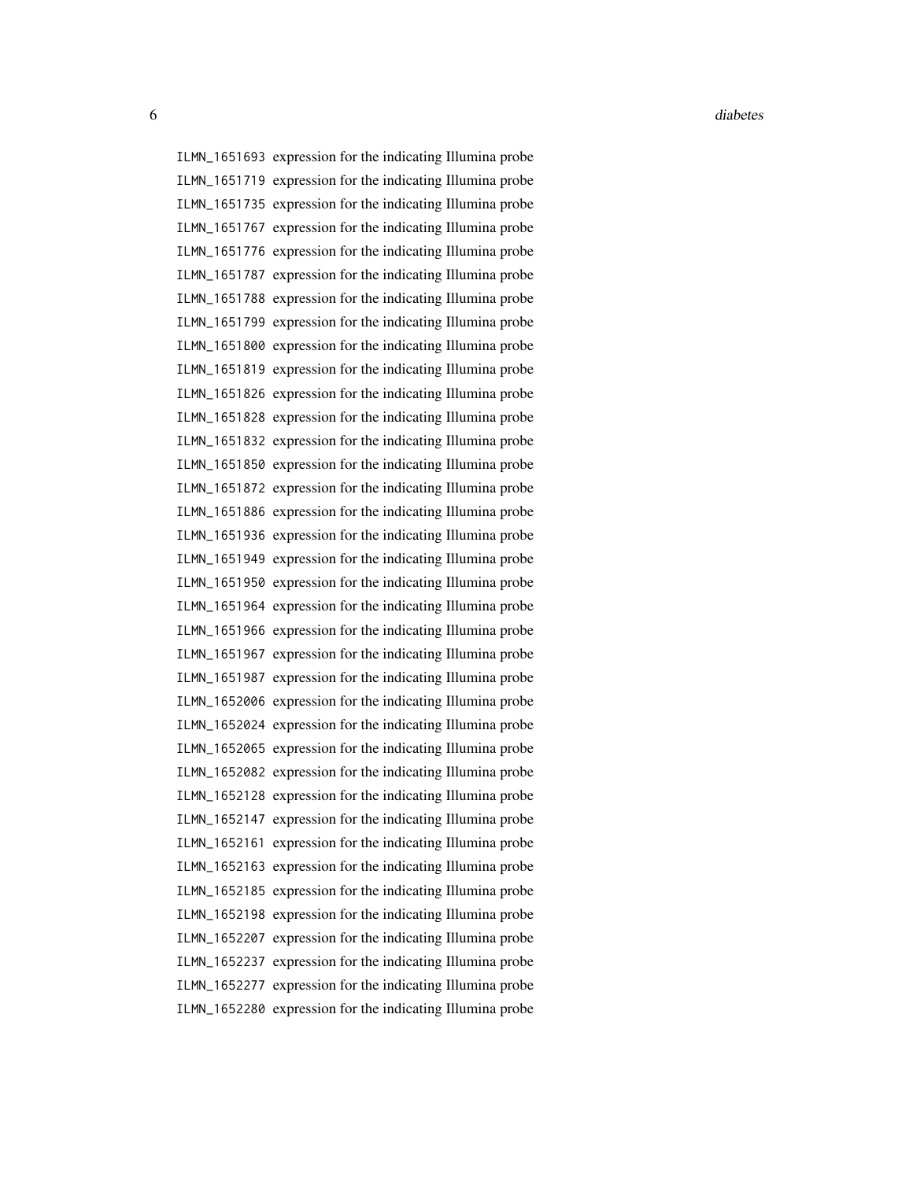| | |
|---|---|
| ILMN_1651693 | expression for the indicating Illumina probe |
| ILMN_1651719 | expression for the indicating Illumina probe |
| ILMN_1651735 | expression for the indicating Illumina probe |
| ILMN_1651767 | expression for the indicating Illumina probe |
| ILMN_1651776 | expression for the indicating Illumina probe |
| ILMN_1651787 | expression for the indicating Illumina probe |
| ILMN_1651788 | expression for the indicating Illumina probe |
| ILMN_1651799 | expression for the indicating Illumina probe |
| ILMN_1651800 | expression for the indicating Illumina probe |
| ILMN_1651819 | expression for the indicating Illumina probe |
| ILMN_1651826 | expression for the indicating Illumina probe |
| ILMN_1651828 | expression for the indicating Illumina probe |
| ILMN_1651832 | expression for the indicating Illumina probe |
| ILMN_1651850 | expression for the indicating Illumina probe |
| ILMN_1651872 | expression for the indicating Illumina probe |
| ILMN_1651886 | expression for the indicating Illumina probe |
| ILMN_1651936 | expression for the indicating Illumina probe |
| ILMN_1651949 | expression for the indicating Illumina probe |
| ILMN_1651950 | expression for the indicating Illumina probe |
| ILMN_1651964 | expression for the indicating Illumina probe |
| ILMN_1651966 | expression for the indicating Illumina probe |
| ILMN_1651967 | expression for the indicating Illumina probe |
| ILMN_1651987 | expression for the indicating Illumina probe |
| ILMN_1652006 | expression for the indicating Illumina probe |
| ILMN_1652024 | expression for the indicating Illumina probe |
| ILMN_1652065 | expression for the indicating Illumina probe |
| ILMN_1652082 | expression for the indicating Illumina probe |
| ILMN_1652128 | expression for the indicating Illumina probe |
| ILMN_1652147 | expression for the indicating Illumina probe |
| ILMN_1652161 | expression for the indicating Illumina probe |
| ILMN_1652163 | expression for the indicating Illumina probe |
| ILMN_1652185 | expression for the indicating Illumina probe |
| ILMN_1652198 | expression for the indicating Illumina probe |
| ILMN_1652207 | expression for the indicating Illumina probe |
| ILMN_1652237 | expression for the indicating Illumina probe |
| ILMN_1652277 | expression for the indicating Illumina probe |
| ILMN_1652280 | expression for the indicating Illumina probe |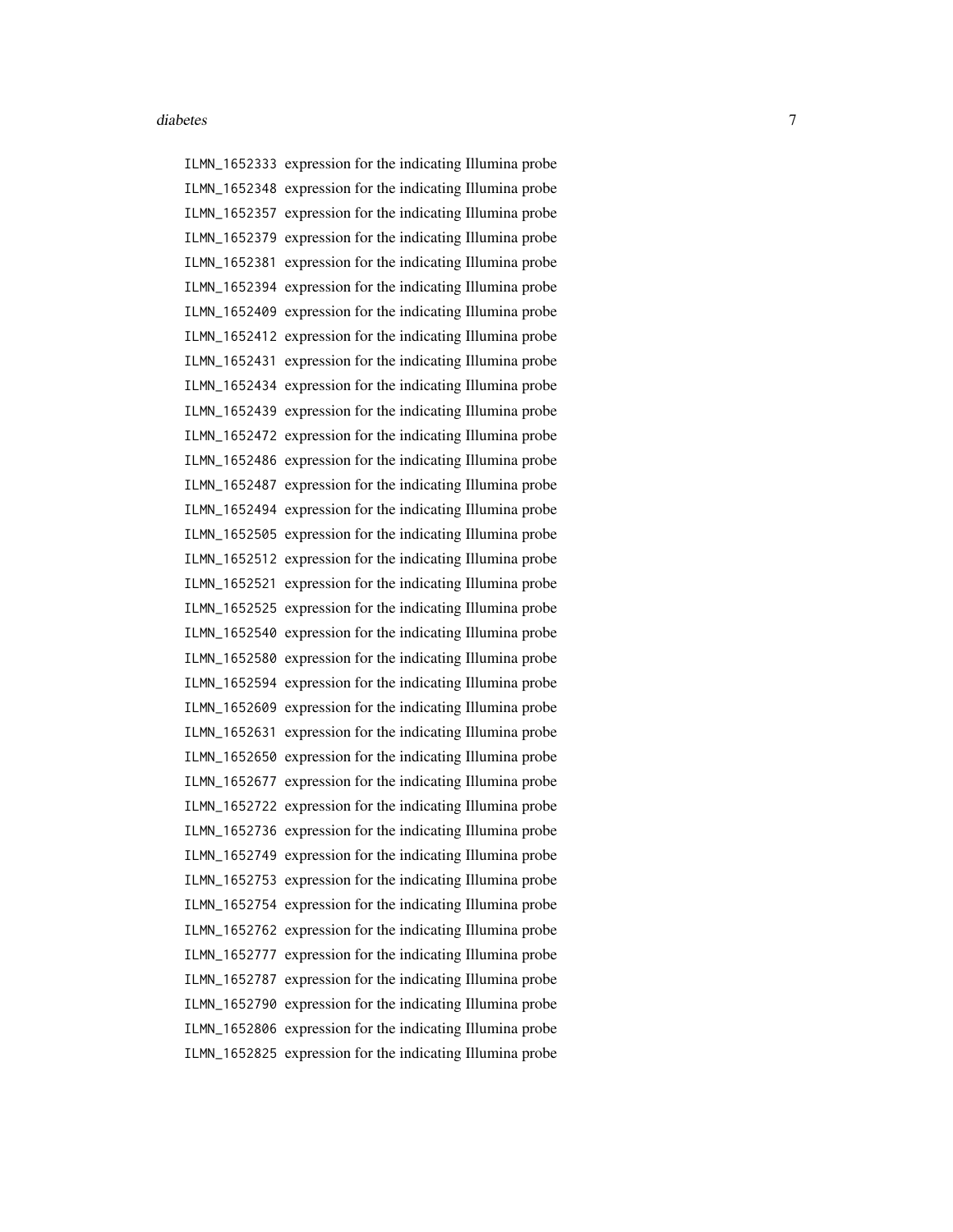| | |
|---|---|
| `ILMN_1652333` | expression for the indicating Illumina probe |
| `ILMN_1652348` | expression for the indicating Illumina probe |
| `ILMN_1652357` | expression for the indicating Illumina probe |
| `ILMN_1652379` | expression for the indicating Illumina probe |
| `ILMN_1652381` | expression for the indicating Illumina probe |
| `ILMN_1652394` | expression for the indicating Illumina probe |
| `ILMN_1652409` | expression for the indicating Illumina probe |
| `ILMN_1652412` | expression for the indicating Illumina probe |
| `ILMN_1652431` | expression for the indicating Illumina probe |
| `ILMN_1652434` | expression for the indicating Illumina probe |
| `ILMN_1652439` | expression for the indicating Illumina probe |
| `ILMN_1652472` | expression for the indicating Illumina probe |
| `ILMN_1652486` | expression for the indicating Illumina probe |
| `ILMN_1652487` | expression for the indicating Illumina probe |
| `ILMN_1652494` | expression for the indicating Illumina probe |
| `ILMN_1652505` | expression for the indicating Illumina probe |
| `ILMN_1652512` | expression for the indicating Illumina probe |
| `ILMN_1652521` | expression for the indicating Illumina probe |
| `ILMN_1652525` | expression for the indicating Illumina probe |
| `ILMN_1652540` | expression for the indicating Illumina probe |
| `ILMN_1652580` | expression for the indicating Illumina probe |
| `ILMN_1652594` | expression for the indicating Illumina probe |
| `ILMN_1652609` | expression for the indicating Illumina probe |
| `ILMN_1652631` | expression for the indicating Illumina probe |
| `ILMN_1652650` | expression for the indicating Illumina probe |
| `ILMN_1652677` | expression for the indicating Illumina probe |
| `ILMN_1652722` | expression for the indicating Illumina probe |
| `ILMN_1652736` | expression for the indicating Illumina probe |
| `ILMN_1652749` | expression for the indicating Illumina probe |
| `ILMN_1652753` | expression for the indicating Illumina probe |
| `ILMN_1652754` | expression for the indicating Illumina probe |
| `ILMN_1652762` | expression for the indicating Illumina probe |
| `ILMN_1652777` | expression for the indicating Illumina probe |
| `ILMN_1652787` | expression for the indicating Illumina probe |
| `ILMN_1652790` | expression for the indicating Illumina probe |
| `ILMN_1652806` | expression for the indicating Illumina probe |
| `ILMN_1652825` | expression for the indicating Illumina probe |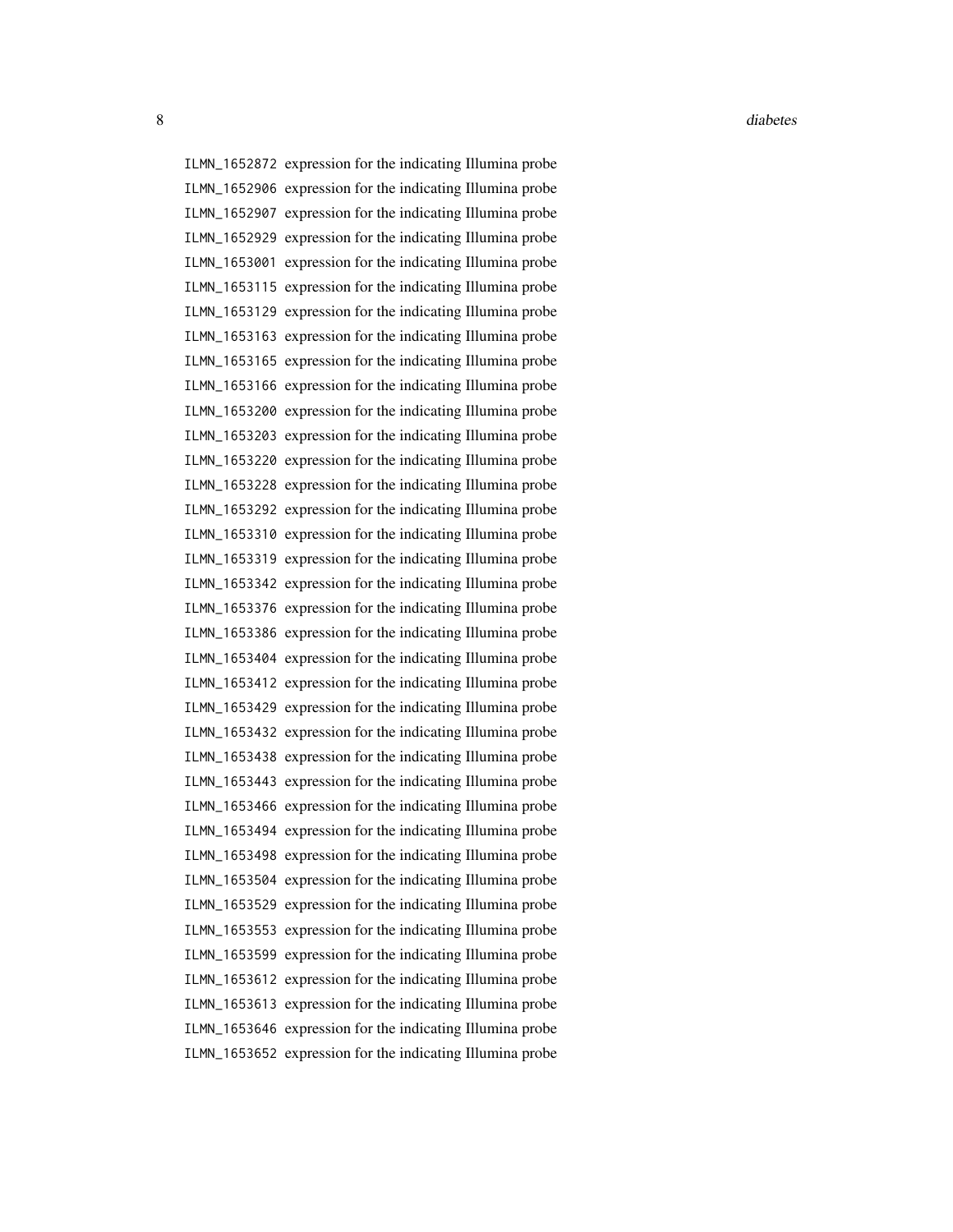ILMN_1652872 expression for the indicating Illumina probe
ILMN_1652906 expression for the indicating Illumina probe
ILMN_1652907 expression for the indicating Illumina probe
ILMN_1652929 expression for the indicating Illumina probe
ILMN_1653001 expression for the indicating Illumina probe
ILMN_1653115 expression for the indicating Illumina probe
ILMN_1653129 expression for the indicating Illumina probe
ILMN_1653163 expression for the indicating Illumina probe
ILMN_1653165 expression for the indicating Illumina probe
ILMN_1653166 expression for the indicating Illumina probe
ILMN_1653200 expression for the indicating Illumina probe
ILMN_1653203 expression for the indicating Illumina probe
ILMN_1653220 expression for the indicating Illumina probe
ILMN_1653228 expression for the indicating Illumina probe
ILMN_1653292 expression for the indicating Illumina probe
ILMN_1653310 expression for the indicating Illumina probe
ILMN_1653319 expression for the indicating Illumina probe
ILMN_1653342 expression for the indicating Illumina probe
ILMN_1653376 expression for the indicating Illumina probe
ILMN_1653386 expression for the indicating Illumina probe
ILMN_1653404 expression for the indicating Illumina probe
ILMN_1653412 expression for the indicating Illumina probe
ILMN_1653429 expression for the indicating Illumina probe
ILMN_1653432 expression for the indicating Illumina probe
ILMN_1653438 expression for the indicating Illumina probe
ILMN_1653443 expression for the indicating Illumina probe
ILMN_1653466 expression for the indicating Illumina probe
ILMN_1653494 expression for the indicating Illumina probe
ILMN_1653498 expression for the indicating Illumina probe
ILMN_1653504 expression for the indicating Illumina probe
ILMN_1653529 expression for the indicating Illumina probe
ILMN_1653553 expression for the indicating Illumina probe
ILMN_1653599 expression for the indicating Illumina probe
ILMN_1653612 expression for the indicating Illumina probe
ILMN_1653613 expression for the indicating Illumina probe
ILMN_1653646 expression for the indicating Illumina probe
ILMN_1653652 expression for the indicating Illumina probe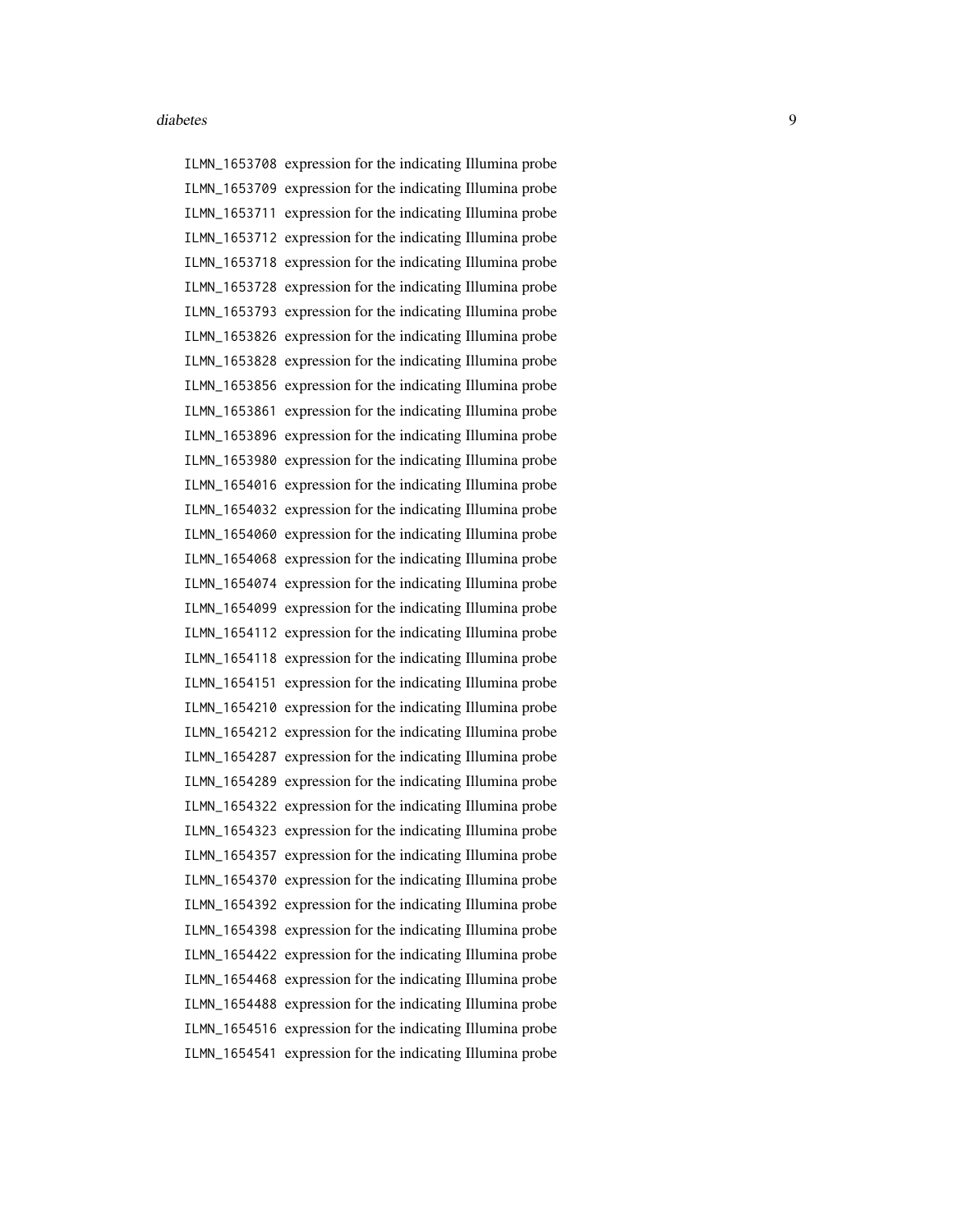ILMN_1653708 expression for the indicating Illumina probe
ILMN_1653709 expression for the indicating Illumina probe
ILMN_1653711 expression for the indicating Illumina probe
ILMN_1653712 expression for the indicating Illumina probe
ILMN_1653718 expression for the indicating Illumina probe
ILMN_1653728 expression for the indicating Illumina probe
ILMN_1653793 expression for the indicating Illumina probe
ILMN_1653826 expression for the indicating Illumina probe
ILMN_1653828 expression for the indicating Illumina probe
ILMN_1653856 expression for the indicating Illumina probe
ILMN_1653861 expression for the indicating Illumina probe
ILMN_1653896 expression for the indicating Illumina probe
ILMN_1653980 expression for the indicating Illumina probe
ILMN_1654016 expression for the indicating Illumina probe
ILMN_1654032 expression for the indicating Illumina probe
ILMN_1654060 expression for the indicating Illumina probe
ILMN_1654068 expression for the indicating Illumina probe
ILMN_1654074 expression for the indicating Illumina probe
ILMN_1654099 expression for the indicating Illumina probe
ILMN_1654112 expression for the indicating Illumina probe
ILMN_1654118 expression for the indicating Illumina probe
ILMN_1654151 expression for the indicating Illumina probe
ILMN_1654210 expression for the indicating Illumina probe
ILMN_1654212 expression for the indicating Illumina probe
ILMN_1654287 expression for the indicating Illumina probe
ILMN_1654289 expression for the indicating Illumina probe
ILMN_1654322 expression for the indicating Illumina probe
ILMN_1654323 expression for the indicating Illumina probe
ILMN_1654357 expression for the indicating Illumina probe
ILMN_1654370 expression for the indicating Illumina probe
ILMN_1654392 expression for the indicating Illumina probe
ILMN_1654398 expression for the indicating Illumina probe
ILMN_1654422 expression for the indicating Illumina probe
ILMN_1654468 expression for the indicating Illumina probe
ILMN_1654488 expression for the indicating Illumina probe
ILMN_1654516 expression for the indicating Illumina probe
ILMN_1654541 expression for the indicating Illumina probe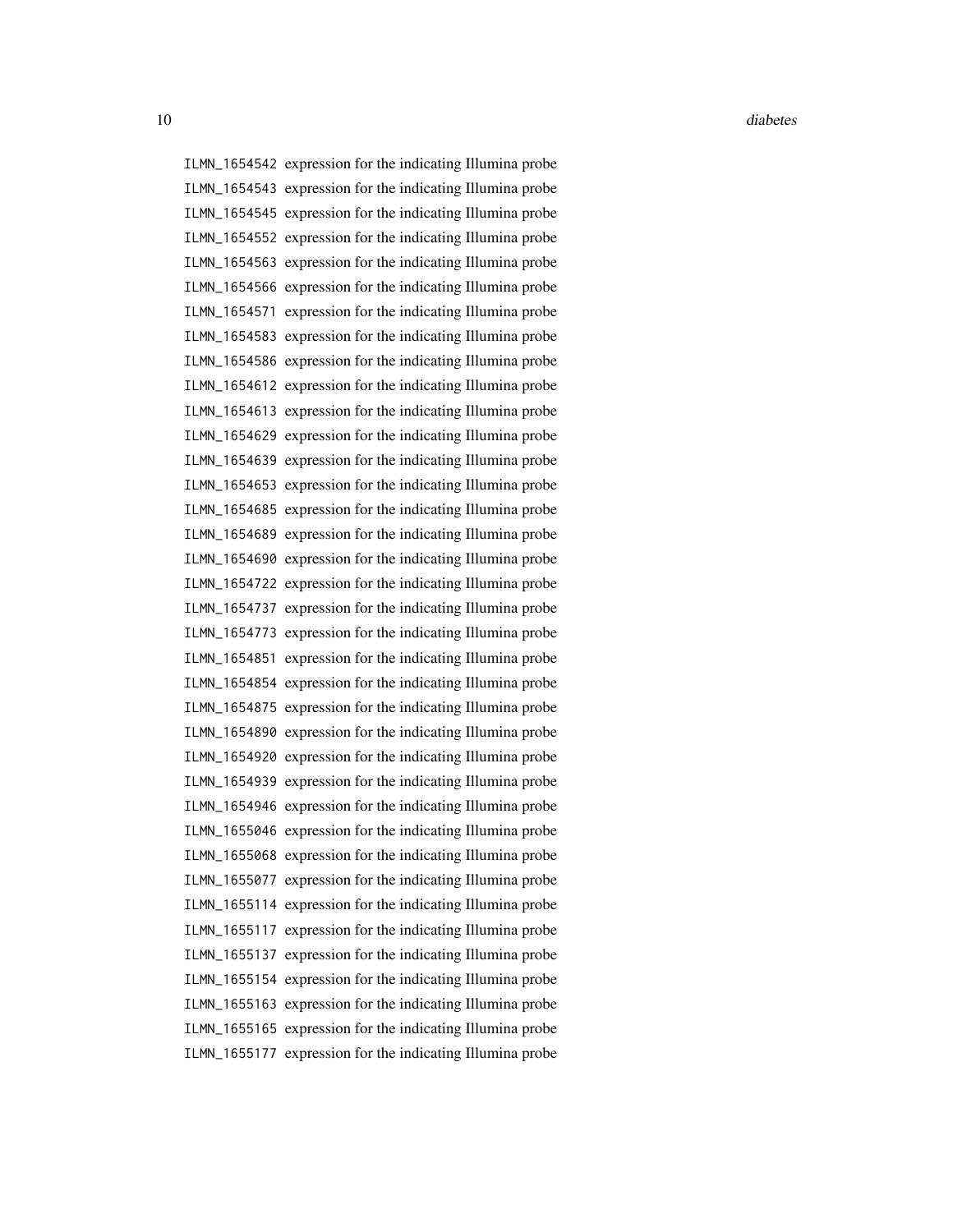| | |
|---|---|
| ILMN_1654542 | expression for the indicating Illumina probe |
| ILMN_1654543 | expression for the indicating Illumina probe |
| ILMN_1654545 | expression for the indicating Illumina probe |
| ILMN_1654552 | expression for the indicating Illumina probe |
| ILMN_1654563 | expression for the indicating Illumina probe |
| ILMN_1654566 | expression for the indicating Illumina probe |
| ILMN_1654571 | expression for the indicating Illumina probe |
| ILMN_1654583 | expression for the indicating Illumina probe |
| ILMN_1654586 | expression for the indicating Illumina probe |
| ILMN_1654612 | expression for the indicating Illumina probe |
| ILMN_1654613 | expression for the indicating Illumina probe |
| ILMN_1654629 | expression for the indicating Illumina probe |
| ILMN_1654639 | expression for the indicating Illumina probe |
| ILMN_1654653 | expression for the indicating Illumina probe |
| ILMN_1654685 | expression for the indicating Illumina probe |
| ILMN_1654689 | expression for the indicating Illumina probe |
| ILMN_1654690 | expression for the indicating Illumina probe |
| ILMN_1654722 | expression for the indicating Illumina probe |
| ILMN_1654737 | expression for the indicating Illumina probe |
| ILMN_1654773 | expression for the indicating Illumina probe |
| ILMN_1654851 | expression for the indicating Illumina probe |
| ILMN_1654854 | expression for the indicating Illumina probe |
| ILMN_1654875 | expression for the indicating Illumina probe |
| ILMN_1654890 | expression for the indicating Illumina probe |
| ILMN_1654920 | expression for the indicating Illumina probe |
| ILMN_1654939 | expression for the indicating Illumina probe |
| ILMN_1654946 | expression for the indicating Illumina probe |
| ILMN_1655046 | expression for the indicating Illumina probe |
| ILMN_1655068 | expression for the indicating Illumina probe |
| ILMN_1655077 | expression for the indicating Illumina probe |
| ILMN_1655114 | expression for the indicating Illumina probe |
| ILMN_1655117 | expression for the indicating Illumina probe |
| ILMN_1655137 | expression for the indicating Illumina probe |
| ILMN_1655154 | expression for the indicating Illumina probe |
| ILMN_1655163 | expression for the indicating Illumina probe |
| ILMN_1655165 | expression for the indicating Illumina probe |
| ILMN_1655177 | expression for the indicating Illumina probe |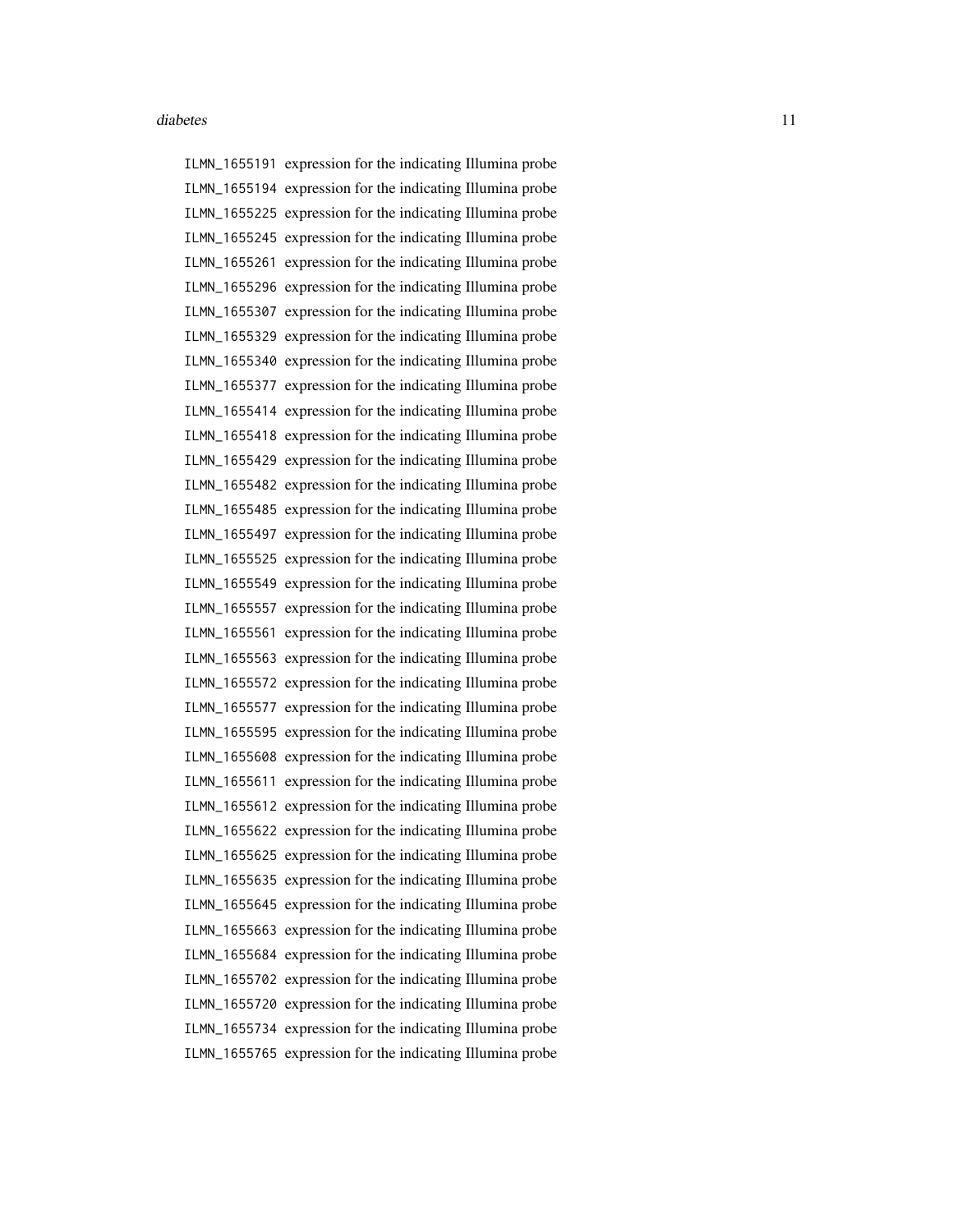ILMN_1655191 expression for the indicating Illumina probe
ILMN_1655194 expression for the indicating Illumina probe
ILMN_1655225 expression for the indicating Illumina probe
ILMN_1655245 expression for the indicating Illumina probe
ILMN_1655261 expression for the indicating Illumina probe
ILMN_1655296 expression for the indicating Illumina probe
ILMN_1655307 expression for the indicating Illumina probe
ILMN_1655329 expression for the indicating Illumina probe
ILMN_1655340 expression for the indicating Illumina probe
ILMN_1655377 expression for the indicating Illumina probe
ILMN_1655414 expression for the indicating Illumina probe
ILMN_1655418 expression for the indicating Illumina probe
ILMN_1655429 expression for the indicating Illumina probe
ILMN_1655482 expression for the indicating Illumina probe
ILMN_1655485 expression for the indicating Illumina probe
ILMN_1655497 expression for the indicating Illumina probe
ILMN_1655525 expression for the indicating Illumina probe
ILMN_1655549 expression for the indicating Illumina probe
ILMN_1655557 expression for the indicating Illumina probe
ILMN_1655561 expression for the indicating Illumina probe
ILMN_1655563 expression for the indicating Illumina probe
ILMN_1655572 expression for the indicating Illumina probe
ILMN_1655577 expression for the indicating Illumina probe
ILMN_1655595 expression for the indicating Illumina probe
ILMN_1655608 expression for the indicating Illumina probe
ILMN_1655611 expression for the indicating Illumina probe
ILMN_1655612 expression for the indicating Illumina probe
ILMN_1655622 expression for the indicating Illumina probe
ILMN_1655625 expression for the indicating Illumina probe
ILMN_1655635 expression for the indicating Illumina probe
ILMN_1655645 expression for the indicating Illumina probe
ILMN_1655663 expression for the indicating Illumina probe
ILMN_1655684 expression for the indicating Illumina probe
ILMN_1655702 expression for the indicating Illumina probe
ILMN_1655720 expression for the indicating Illumina probe
ILMN_1655734 expression for the indicating Illumina probe
ILMN_1655765 expression for the indicating Illumina probe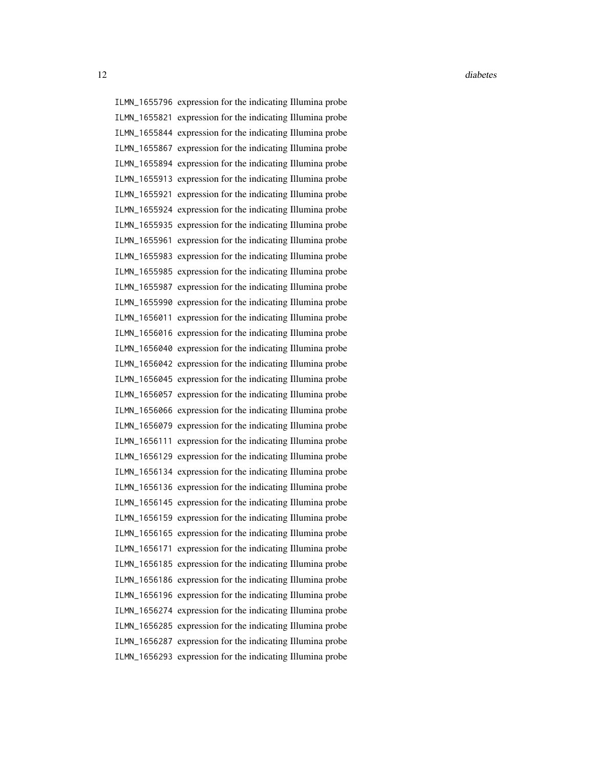| | |
|---|---|
| `ILMN_1655796` | expression for the indicating Illumina probe |
| `ILMN_1655821` | expression for the indicating Illumina probe |
| `ILMN_1655844` | expression for the indicating Illumina probe |
| `ILMN_1655867` | expression for the indicating Illumina probe |
| `ILMN_1655894` | expression for the indicating Illumina probe |
| `ILMN_1655913` | expression for the indicating Illumina probe |
| `ILMN_1655921` | expression for the indicating Illumina probe |
| `ILMN_1655924` | expression for the indicating Illumina probe |
| `ILMN_1655935` | expression for the indicating Illumina probe |
| `ILMN_1655961` | expression for the indicating Illumina probe |
| `ILMN_1655983` | expression for the indicating Illumina probe |
| `ILMN_1655985` | expression for the indicating Illumina probe |
| `ILMN_1655987` | expression for the indicating Illumina probe |
| `ILMN_1655990` | expression for the indicating Illumina probe |
| `ILMN_1656011` | expression for the indicating Illumina probe |
| `ILMN_1656016` | expression for the indicating Illumina probe |
| `ILMN_1656040` | expression for the indicating Illumina probe |
| `ILMN_1656042` | expression for the indicating Illumina probe |
| `ILMN_1656045` | expression for the indicating Illumina probe |
| `ILMN_1656057` | expression for the indicating Illumina probe |
| `ILMN_1656066` | expression for the indicating Illumina probe |
| `ILMN_1656079` | expression for the indicating Illumina probe |
| `ILMN_1656111` | expression for the indicating Illumina probe |
| `ILMN_1656129` | expression for the indicating Illumina probe |
| `ILMN_1656134` | expression for the indicating Illumina probe |
| `ILMN_1656136` | expression for the indicating Illumina probe |
| `ILMN_1656145` | expression for the indicating Illumina probe |
| `ILMN_1656159` | expression for the indicating Illumina probe |
| `ILMN_1656165` | expression for the indicating Illumina probe |
| `ILMN_1656171` | expression for the indicating Illumina probe |
| `ILMN_1656185` | expression for the indicating Illumina probe |
| `ILMN_1656186` | expression for the indicating Illumina probe |
| `ILMN_1656196` | expression for the indicating Illumina probe |
| `ILMN_1656274` | expression for the indicating Illumina probe |
| `ILMN_1656285` | expression for the indicating Illumina probe |
| `ILMN_1656287` | expression for the indicating Illumina probe |
| `ILMN_1656293` | expression for the indicating Illumina probe |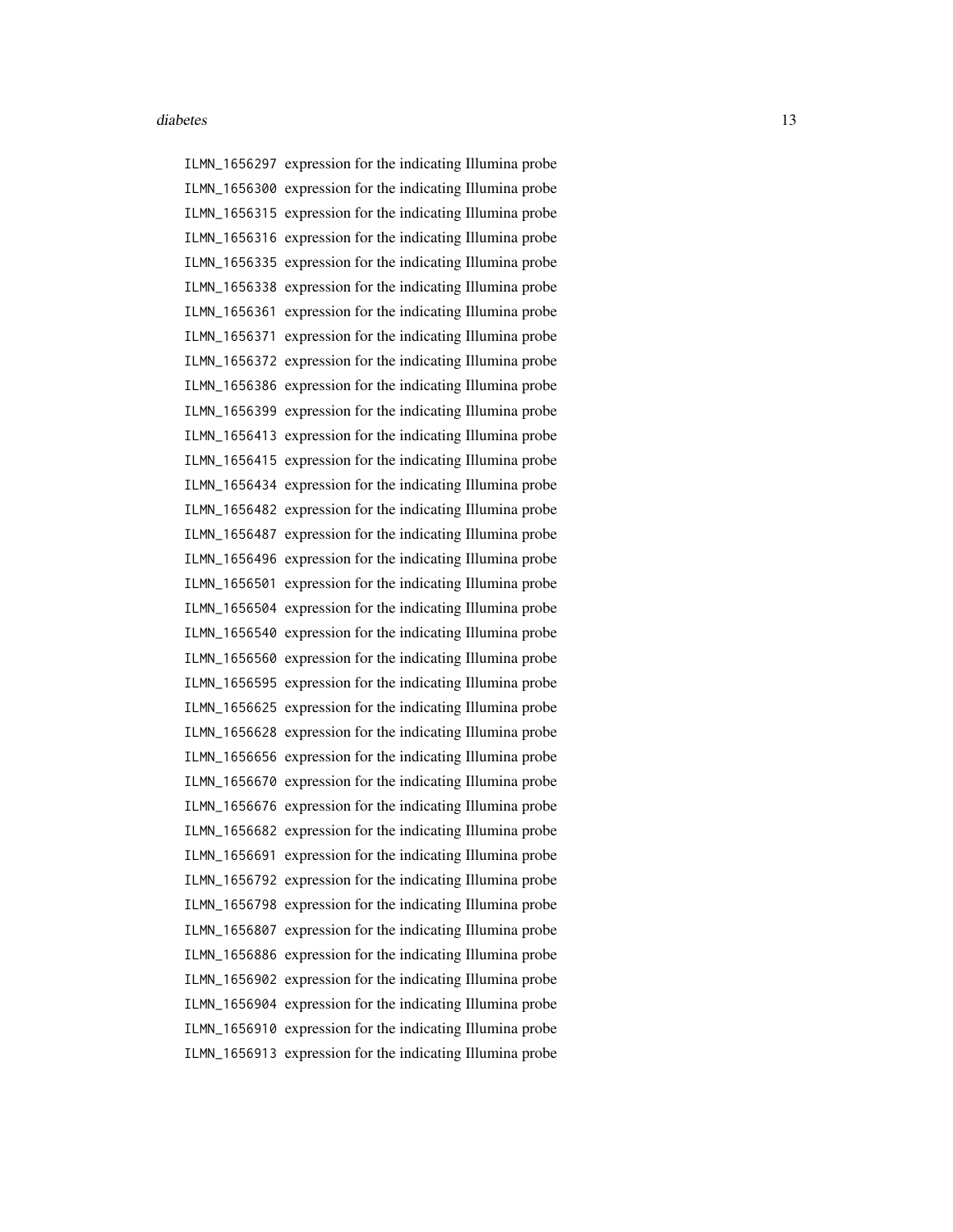| | |
|---|---|
| ILMN_1656297 | expression for the indicating Illumina probe |
| ILMN_1656300 | expression for the indicating Illumina probe |
| ILMN_1656315 | expression for the indicating Illumina probe |
| ILMN_1656316 | expression for the indicating Illumina probe |
| ILMN_1656335 | expression for the indicating Illumina probe |
| ILMN_1656338 | expression for the indicating Illumina probe |
| ILMN_1656361 | expression for the indicating Illumina probe |
| ILMN_1656371 | expression for the indicating Illumina probe |
| ILMN_1656372 | expression for the indicating Illumina probe |
| ILMN_1656386 | expression for the indicating Illumina probe |
| ILMN_1656399 | expression for the indicating Illumina probe |
| ILMN_1656413 | expression for the indicating Illumina probe |
| ILMN_1656415 | expression for the indicating Illumina probe |
| ILMN_1656434 | expression for the indicating Illumina probe |
| ILMN_1656482 | expression for the indicating Illumina probe |
| ILMN_1656487 | expression for the indicating Illumina probe |
| ILMN_1656496 | expression for the indicating Illumina probe |
| ILMN_1656501 | expression for the indicating Illumina probe |
| ILMN_1656504 | expression for the indicating Illumina probe |
| ILMN_1656540 | expression for the indicating Illumina probe |
| ILMN_1656560 | expression for the indicating Illumina probe |
| ILMN_1656595 | expression for the indicating Illumina probe |
| ILMN_1656625 | expression for the indicating Illumina probe |
| ILMN_1656628 | expression for the indicating Illumina probe |
| ILMN_1656656 | expression for the indicating Illumina probe |
| ILMN_1656670 | expression for the indicating Illumina probe |
| ILMN_1656676 | expression for the indicating Illumina probe |
| ILMN_1656682 | expression for the indicating Illumina probe |
| ILMN_1656691 | expression for the indicating Illumina probe |
| ILMN_1656792 | expression for the indicating Illumina probe |
| ILMN_1656798 | expression for the indicating Illumina probe |
| ILMN_1656807 | expression for the indicating Illumina probe |
| ILMN_1656886 | expression for the indicating Illumina probe |
| ILMN_1656902 | expression for the indicating Illumina probe |
| ILMN_1656904 | expression for the indicating Illumina probe |
| ILMN_1656910 | expression for the indicating Illumina probe |
| ILMN_1656913 | expression for the indicating Illumina probe |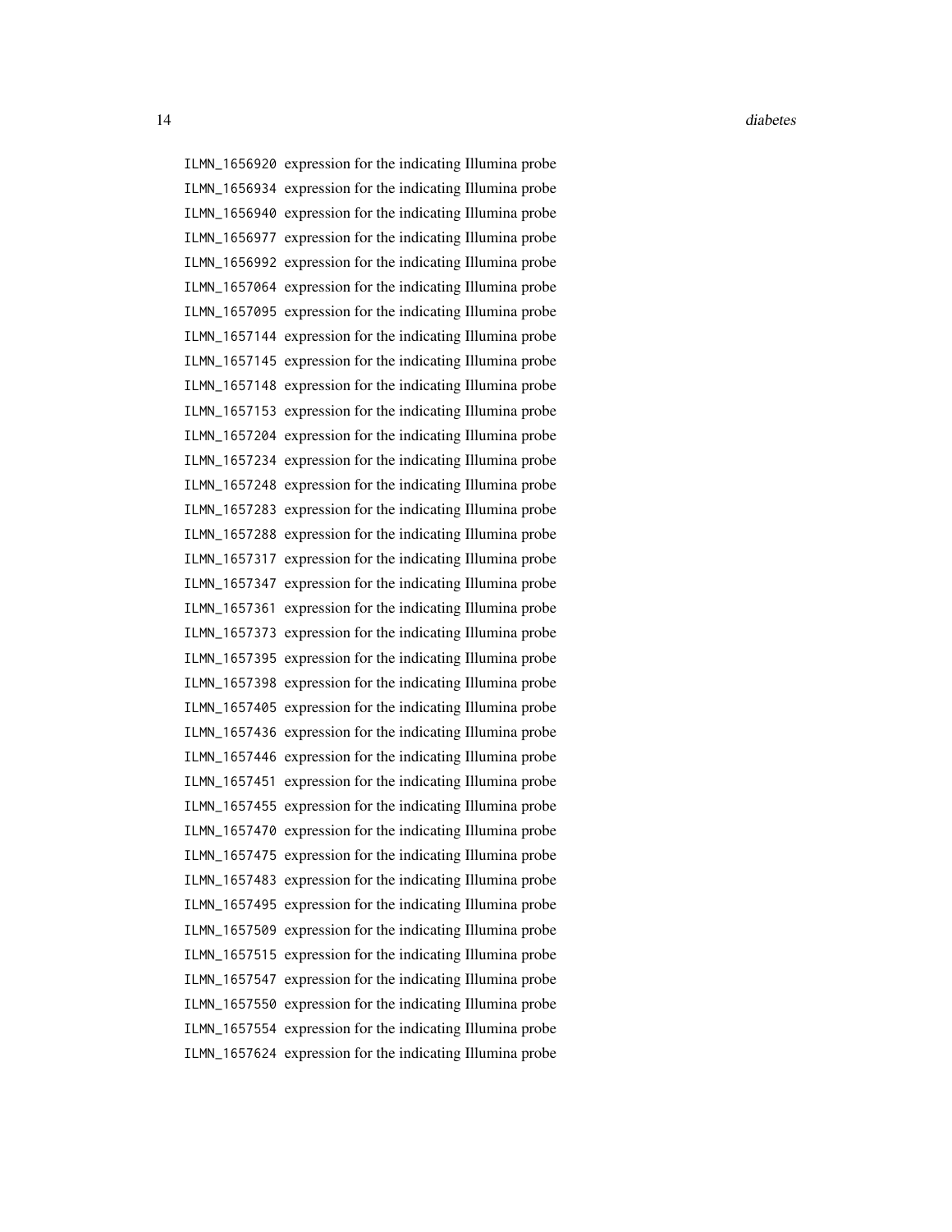ILMN_1656920 expression for the indicating Illumina probe
ILMN_1656934 expression for the indicating Illumina probe
ILMN_1656940 expression for the indicating Illumina probe
ILMN_1656977 expression for the indicating Illumina probe
ILMN_1656992 expression for the indicating Illumina probe
ILMN_1657064 expression for the indicating Illumina probe
ILMN_1657095 expression for the indicating Illumina probe
ILMN_1657144 expression for the indicating Illumina probe
ILMN_1657145 expression for the indicating Illumina probe
ILMN_1657148 expression for the indicating Illumina probe
ILMN_1657153 expression for the indicating Illumina probe
ILMN_1657204 expression for the indicating Illumina probe
ILMN_1657234 expression for the indicating Illumina probe
ILMN_1657248 expression for the indicating Illumina probe
ILMN_1657283 expression for the indicating Illumina probe
ILMN_1657288 expression for the indicating Illumina probe
ILMN_1657317 expression for the indicating Illumina probe
ILMN_1657347 expression for the indicating Illumina probe
ILMN_1657361 expression for the indicating Illumina probe
ILMN_1657373 expression for the indicating Illumina probe
ILMN_1657395 expression for the indicating Illumina probe
ILMN_1657398 expression for the indicating Illumina probe
ILMN_1657405 expression for the indicating Illumina probe
ILMN_1657436 expression for the indicating Illumina probe
ILMN_1657446 expression for the indicating Illumina probe
ILMN_1657451 expression for the indicating Illumina probe
ILMN_1657455 expression for the indicating Illumina probe
ILMN_1657470 expression for the indicating Illumina probe
ILMN_1657475 expression for the indicating Illumina probe
ILMN_1657483 expression for the indicating Illumina probe
ILMN_1657495 expression for the indicating Illumina probe
ILMN_1657509 expression for the indicating Illumina probe
ILMN_1657515 expression for the indicating Illumina probe
ILMN_1657547 expression for the indicating Illumina probe
ILMN_1657550 expression for the indicating Illumina probe
ILMN_1657554 expression for the indicating Illumina probe
ILMN_1657624 expression for the indicating Illumina probe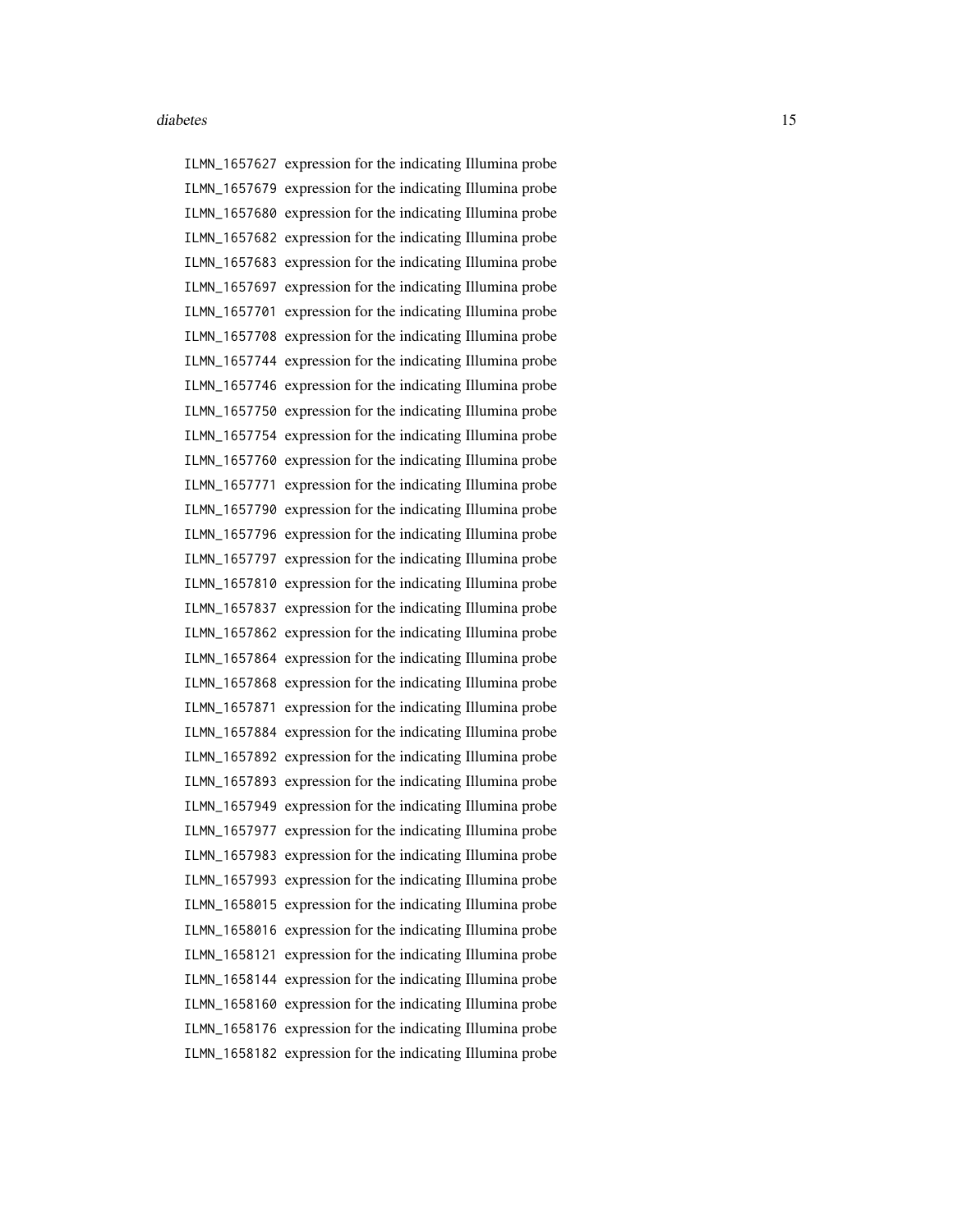ILMN_1657627 expression for the indicating Illumina probe
ILMN_1657679 expression for the indicating Illumina probe
ILMN_1657680 expression for the indicating Illumina probe
ILMN_1657682 expression for the indicating Illumina probe
ILMN_1657683 expression for the indicating Illumina probe
ILMN_1657697 expression for the indicating Illumina probe
ILMN_1657701 expression for the indicating Illumina probe
ILMN_1657708 expression for the indicating Illumina probe
ILMN_1657744 expression for the indicating Illumina probe
ILMN_1657746 expression for the indicating Illumina probe
ILMN_1657750 expression for the indicating Illumina probe
ILMN_1657754 expression for the indicating Illumina probe
ILMN_1657760 expression for the indicating Illumina probe
ILMN_1657771 expression for the indicating Illumina probe
ILMN_1657790 expression for the indicating Illumina probe
ILMN_1657796 expression for the indicating Illumina probe
ILMN_1657797 expression for the indicating Illumina probe
ILMN_1657810 expression for the indicating Illumina probe
ILMN_1657837 expression for the indicating Illumina probe
ILMN_1657862 expression for the indicating Illumina probe
ILMN_1657864 expression for the indicating Illumina probe
ILMN_1657868 expression for the indicating Illumina probe
ILMN_1657871 expression for the indicating Illumina probe
ILMN_1657884 expression for the indicating Illumina probe
ILMN_1657892 expression for the indicating Illumina probe
ILMN_1657893 expression for the indicating Illumina probe
ILMN_1657949 expression for the indicating Illumina probe
ILMN_1657977 expression for the indicating Illumina probe
ILMN_1657983 expression for the indicating Illumina probe
ILMN_1657993 expression for the indicating Illumina probe
ILMN_1658015 expression for the indicating Illumina probe
ILMN_1658016 expression for the indicating Illumina probe
ILMN_1658121 expression for the indicating Illumina probe
ILMN_1658144 expression for the indicating Illumina probe
ILMN_1658160 expression for the indicating Illumina probe
ILMN_1658176 expression for the indicating Illumina probe
ILMN_1658182 expression for the indicating Illumina probe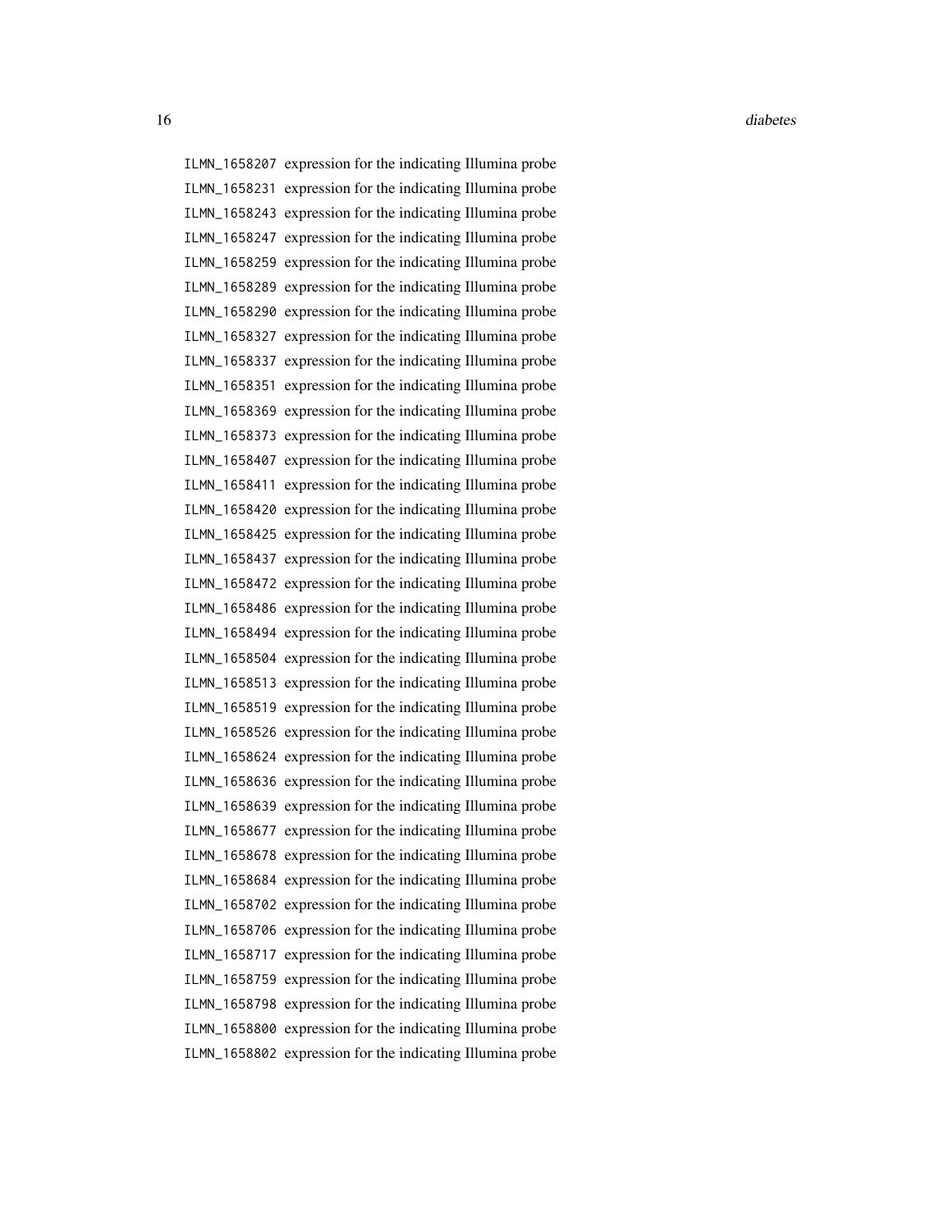ILMN_1658207 expression for the indicating Illumina probe
ILMN_1658231 expression for the indicating Illumina probe
ILMN_1658243 expression for the indicating Illumina probe
ILMN_1658247 expression for the indicating Illumina probe
ILMN_1658259 expression for the indicating Illumina probe
ILMN_1658289 expression for the indicating Illumina probe
ILMN_1658290 expression for the indicating Illumina probe
ILMN_1658327 expression for the indicating Illumina probe
ILMN_1658337 expression for the indicating Illumina probe
ILMN_1658351 expression for the indicating Illumina probe
ILMN_1658369 expression for the indicating Illumina probe
ILMN_1658373 expression for the indicating Illumina probe
ILMN_1658407 expression for the indicating Illumina probe
ILMN_1658411 expression for the indicating Illumina probe
ILMN_1658420 expression for the indicating Illumina probe
ILMN_1658425 expression for the indicating Illumina probe
ILMN_1658437 expression for the indicating Illumina probe
ILMN_1658472 expression for the indicating Illumina probe
ILMN_1658486 expression for the indicating Illumina probe
ILMN_1658494 expression for the indicating Illumina probe
ILMN_1658504 expression for the indicating Illumina probe
ILMN_1658513 expression for the indicating Illumina probe
ILMN_1658519 expression for the indicating Illumina probe
ILMN_1658526 expression for the indicating Illumina probe
ILMN_1658624 expression for the indicating Illumina probe
ILMN_1658636 expression for the indicating Illumina probe
ILMN_1658639 expression for the indicating Illumina probe
ILMN_1658677 expression for the indicating Illumina probe
ILMN_1658678 expression for the indicating Illumina probe
ILMN_1658684 expression for the indicating Illumina probe
ILMN_1658702 expression for the indicating Illumina probe
ILMN_1658706 expression for the indicating Illumina probe
ILMN_1658717 expression for the indicating Illumina probe
ILMN_1658759 expression for the indicating Illumina probe
ILMN_1658798 expression for the indicating Illumina probe
ILMN_1658800 expression for the indicating Illumina probe
ILMN_1658802 expression for the indicating Illumina probe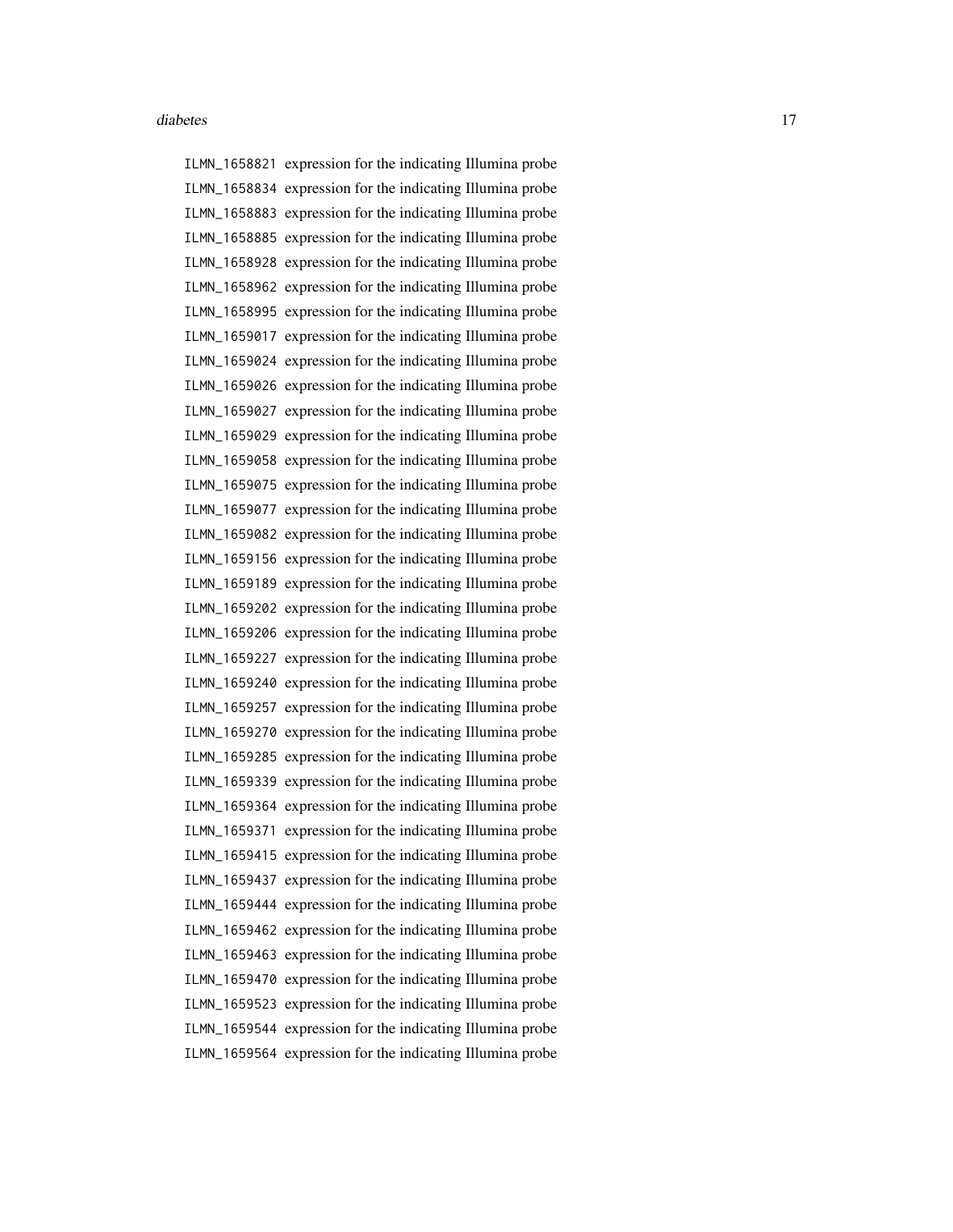| | |
|---|---|
| ILMN_1658821 | expression for the indicating Illumina probe |
| ILMN_1658834 | expression for the indicating Illumina probe |
| ILMN_1658883 | expression for the indicating Illumina probe |
| ILMN_1658885 | expression for the indicating Illumina probe |
| ILMN_1658928 | expression for the indicating Illumina probe |
| ILMN_1658962 | expression for the indicating Illumina probe |
| ILMN_1658995 | expression for the indicating Illumina probe |
| ILMN_1659017 | expression for the indicating Illumina probe |
| ILMN_1659024 | expression for the indicating Illumina probe |
| ILMN_1659026 | expression for the indicating Illumina probe |
| ILMN_1659027 | expression for the indicating Illumina probe |
| ILMN_1659029 | expression for the indicating Illumina probe |
| ILMN_1659058 | expression for the indicating Illumina probe |
| ILMN_1659075 | expression for the indicating Illumina probe |
| ILMN_1659077 | expression for the indicating Illumina probe |
| ILMN_1659082 | expression for the indicating Illumina probe |
| ILMN_1659156 | expression for the indicating Illumina probe |
| ILMN_1659189 | expression for the indicating Illumina probe |
| ILMN_1659202 | expression for the indicating Illumina probe |
| ILMN_1659206 | expression for the indicating Illumina probe |
| ILMN_1659227 | expression for the indicating Illumina probe |
| ILMN_1659240 | expression for the indicating Illumina probe |
| ILMN_1659257 | expression for the indicating Illumina probe |
| ILMN_1659270 | expression for the indicating Illumina probe |
| ILMN_1659285 | expression for the indicating Illumina probe |
| ILMN_1659339 | expression for the indicating Illumina probe |
| ILMN_1659364 | expression for the indicating Illumina probe |
| ILMN_1659371 | expression for the indicating Illumina probe |
| ILMN_1659415 | expression for the indicating Illumina probe |
| ILMN_1659437 | expression for the indicating Illumina probe |
| ILMN_1659444 | expression for the indicating Illumina probe |
| ILMN_1659462 | expression for the indicating Illumina probe |
| ILMN_1659463 | expression for the indicating Illumina probe |
| ILMN_1659470 | expression for the indicating Illumina probe |
| ILMN_1659523 | expression for the indicating Illumina probe |
| ILMN_1659544 | expression for the indicating Illumina probe |
| ILMN_1659564 | expression for the indicating Illumina probe |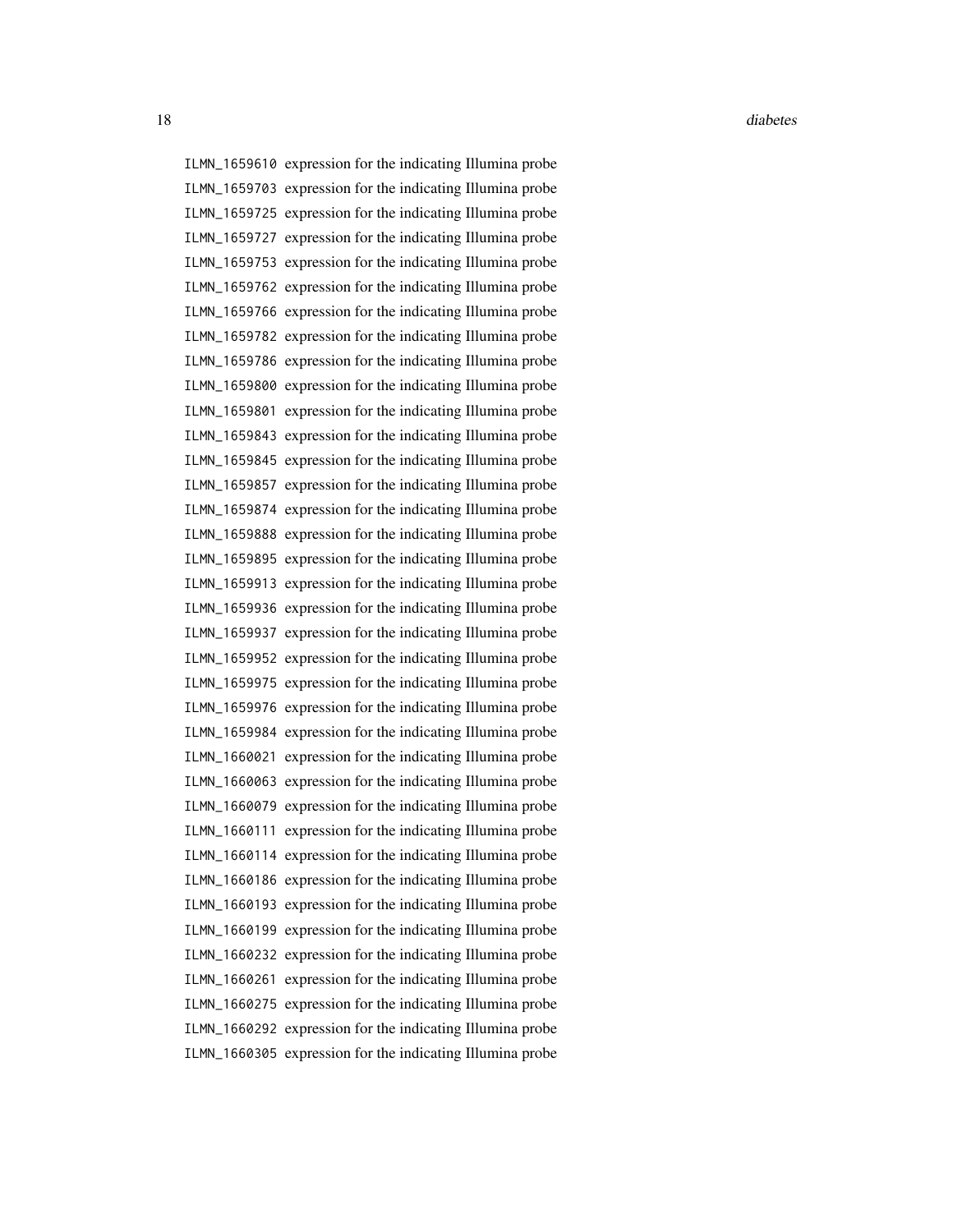| | |
|---|---|
| ILMN_1659610 | expression for the indicating Illumina probe |
| ILMN_1659703 | expression for the indicating Illumina probe |
| ILMN_1659725 | expression for the indicating Illumina probe |
| ILMN_1659727 | expression for the indicating Illumina probe |
| ILMN_1659753 | expression for the indicating Illumina probe |
| ILMN_1659762 | expression for the indicating Illumina probe |
| ILMN_1659766 | expression for the indicating Illumina probe |
| ILMN_1659782 | expression for the indicating Illumina probe |
| ILMN_1659786 | expression for the indicating Illumina probe |
| ILMN_1659800 | expression for the indicating Illumina probe |
| ILMN_1659801 | expression for the indicating Illumina probe |
| ILMN_1659843 | expression for the indicating Illumina probe |
| ILMN_1659845 | expression for the indicating Illumina probe |
| ILMN_1659857 | expression for the indicating Illumina probe |
| ILMN_1659874 | expression for the indicating Illumina probe |
| ILMN_1659888 | expression for the indicating Illumina probe |
| ILMN_1659895 | expression for the indicating Illumina probe |
| ILMN_1659913 | expression for the indicating Illumina probe |
| ILMN_1659936 | expression for the indicating Illumina probe |
| ILMN_1659937 | expression for the indicating Illumina probe |
| ILMN_1659952 | expression for the indicating Illumina probe |
| ILMN_1659975 | expression for the indicating Illumina probe |
| ILMN_1659976 | expression for the indicating Illumina probe |
| ILMN_1659984 | expression for the indicating Illumina probe |
| ILMN_1660021 | expression for the indicating Illumina probe |
| ILMN_1660063 | expression for the indicating Illumina probe |
| ILMN_1660079 | expression for the indicating Illumina probe |
| ILMN_1660111 | expression for the indicating Illumina probe |
| ILMN_1660114 | expression for the indicating Illumina probe |
| ILMN_1660186 | expression for the indicating Illumina probe |
| ILMN_1660193 | expression for the indicating Illumina probe |
| ILMN_1660199 | expression for the indicating Illumina probe |
| ILMN_1660232 | expression for the indicating Illumina probe |
| ILMN_1660261 | expression for the indicating Illumina probe |
| ILMN_1660275 | expression for the indicating Illumina probe |
| ILMN_1660292 | expression for the indicating Illumina probe |
| ILMN_1660305 | expression for the indicating Illumina probe |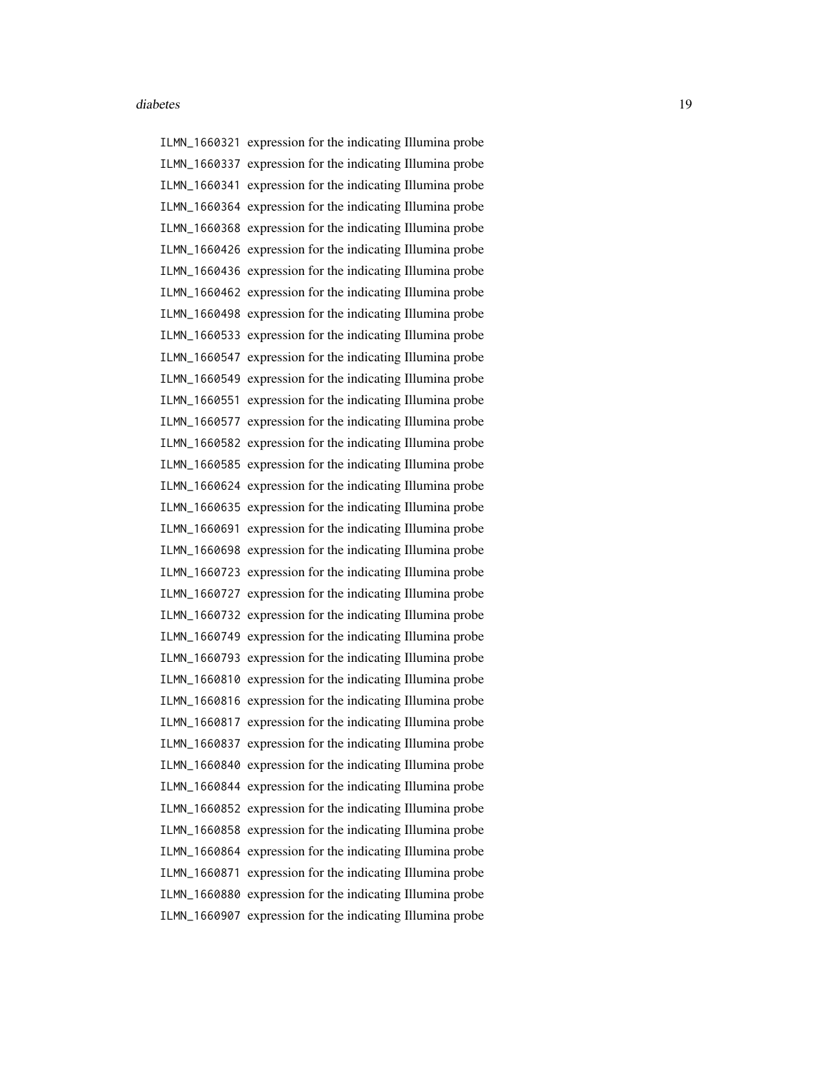| | |
|---|---|
| `ILMN_1660321` | expression for the indicating Illumina probe |
| `ILMN_1660337` | expression for the indicating Illumina probe |
| `ILMN_1660341` | expression for the indicating Illumina probe |
| `ILMN_1660364` | expression for the indicating Illumina probe |
| `ILMN_1660368` | expression for the indicating Illumina probe |
| `ILMN_1660426` | expression for the indicating Illumina probe |
| `ILMN_1660436` | expression for the indicating Illumina probe |
| `ILMN_1660462` | expression for the indicating Illumina probe |
| `ILMN_1660498` | expression for the indicating Illumina probe |
| `ILMN_1660533` | expression for the indicating Illumina probe |
| `ILMN_1660547` | expression for the indicating Illumina probe |
| `ILMN_1660549` | expression for the indicating Illumina probe |
| `ILMN_1660551` | expression for the indicating Illumina probe |
| `ILMN_1660577` | expression for the indicating Illumina probe |
| `ILMN_1660582` | expression for the indicating Illumina probe |
| `ILMN_1660585` | expression for the indicating Illumina probe |
| `ILMN_1660624` | expression for the indicating Illumina probe |
| `ILMN_1660635` | expression for the indicating Illumina probe |
| `ILMN_1660691` | expression for the indicating Illumina probe |
| `ILMN_1660698` | expression for the indicating Illumina probe |
| `ILMN_1660723` | expression for the indicating Illumina probe |
| `ILMN_1660727` | expression for the indicating Illumina probe |
| `ILMN_1660732` | expression for the indicating Illumina probe |
| `ILMN_1660749` | expression for the indicating Illumina probe |
| `ILMN_1660793` | expression for the indicating Illumina probe |
| `ILMN_1660810` | expression for the indicating Illumina probe |
| `ILMN_1660816` | expression for the indicating Illumina probe |
| `ILMN_1660817` | expression for the indicating Illumina probe |
| `ILMN_1660837` | expression for the indicating Illumina probe |
| `ILMN_1660840` | expression for the indicating Illumina probe |
| `ILMN_1660844` | expression for the indicating Illumina probe |
| `ILMN_1660852` | expression for the indicating Illumina probe |
| `ILMN_1660858` | expression for the indicating Illumina probe |
| `ILMN_1660864` | expression for the indicating Illumina probe |
| `ILMN_1660871` | expression for the indicating Illumina probe |
| `ILMN_1660880` | expression for the indicating Illumina probe |
| `ILMN_1660907` | expression for the indicating Illumina probe |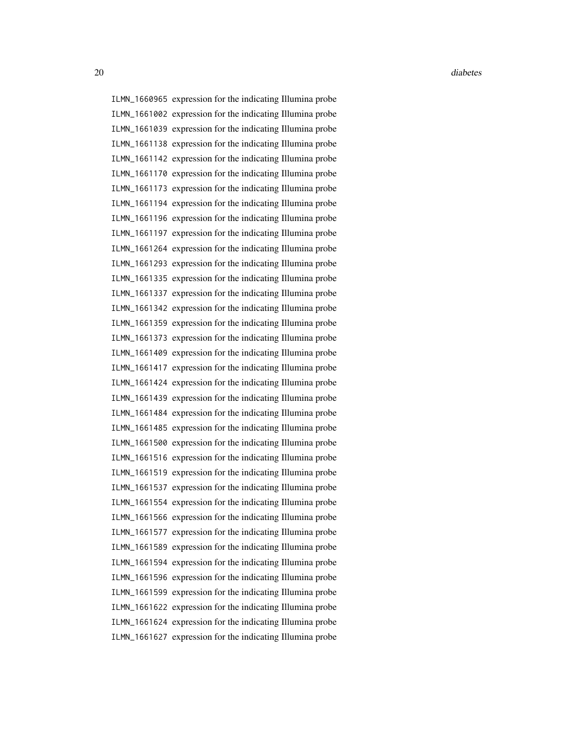| | |
|---|---|
| ILMN_1660965 | expression for the indicating Illumina probe |
| ILMN_1661002 | expression for the indicating Illumina probe |
| ILMN_1661039 | expression for the indicating Illumina probe |
| ILMN_1661138 | expression for the indicating Illumina probe |
| ILMN_1661142 | expression for the indicating Illumina probe |
| ILMN_1661170 | expression for the indicating Illumina probe |
| ILMN_1661173 | expression for the indicating Illumina probe |
| ILMN_1661194 | expression for the indicating Illumina probe |
| ILMN_1661196 | expression for the indicating Illumina probe |
| ILMN_1661197 | expression for the indicating Illumina probe |
| ILMN_1661264 | expression for the indicating Illumina probe |
| ILMN_1661293 | expression for the indicating Illumina probe |
| ILMN_1661335 | expression for the indicating Illumina probe |
| ILMN_1661337 | expression for the indicating Illumina probe |
| ILMN_1661342 | expression for the indicating Illumina probe |
| ILMN_1661359 | expression for the indicating Illumina probe |
| ILMN_1661373 | expression for the indicating Illumina probe |
| ILMN_1661409 | expression for the indicating Illumina probe |
| ILMN_1661417 | expression for the indicating Illumina probe |
| ILMN_1661424 | expression for the indicating Illumina probe |
| ILMN_1661439 | expression for the indicating Illumina probe |
| ILMN_1661484 | expression for the indicating Illumina probe |
| ILMN_1661485 | expression for the indicating Illumina probe |
| ILMN_1661500 | expression for the indicating Illumina probe |
| ILMN_1661516 | expression for the indicating Illumina probe |
| ILMN_1661519 | expression for the indicating Illumina probe |
| ILMN_1661537 | expression for the indicating Illumina probe |
| ILMN_1661554 | expression for the indicating Illumina probe |
| ILMN_1661566 | expression for the indicating Illumina probe |
| ILMN_1661577 | expression for the indicating Illumina probe |
| ILMN_1661589 | expression for the indicating Illumina probe |
| ILMN_1661594 | expression for the indicating Illumina probe |
| ILMN_1661596 | expression for the indicating Illumina probe |
| ILMN_1661599 | expression for the indicating Illumina probe |
| ILMN_1661622 | expression for the indicating Illumina probe |
| ILMN_1661624 | expression for the indicating Illumina probe |
| ILMN_1661627 | expression for the indicating Illumina probe |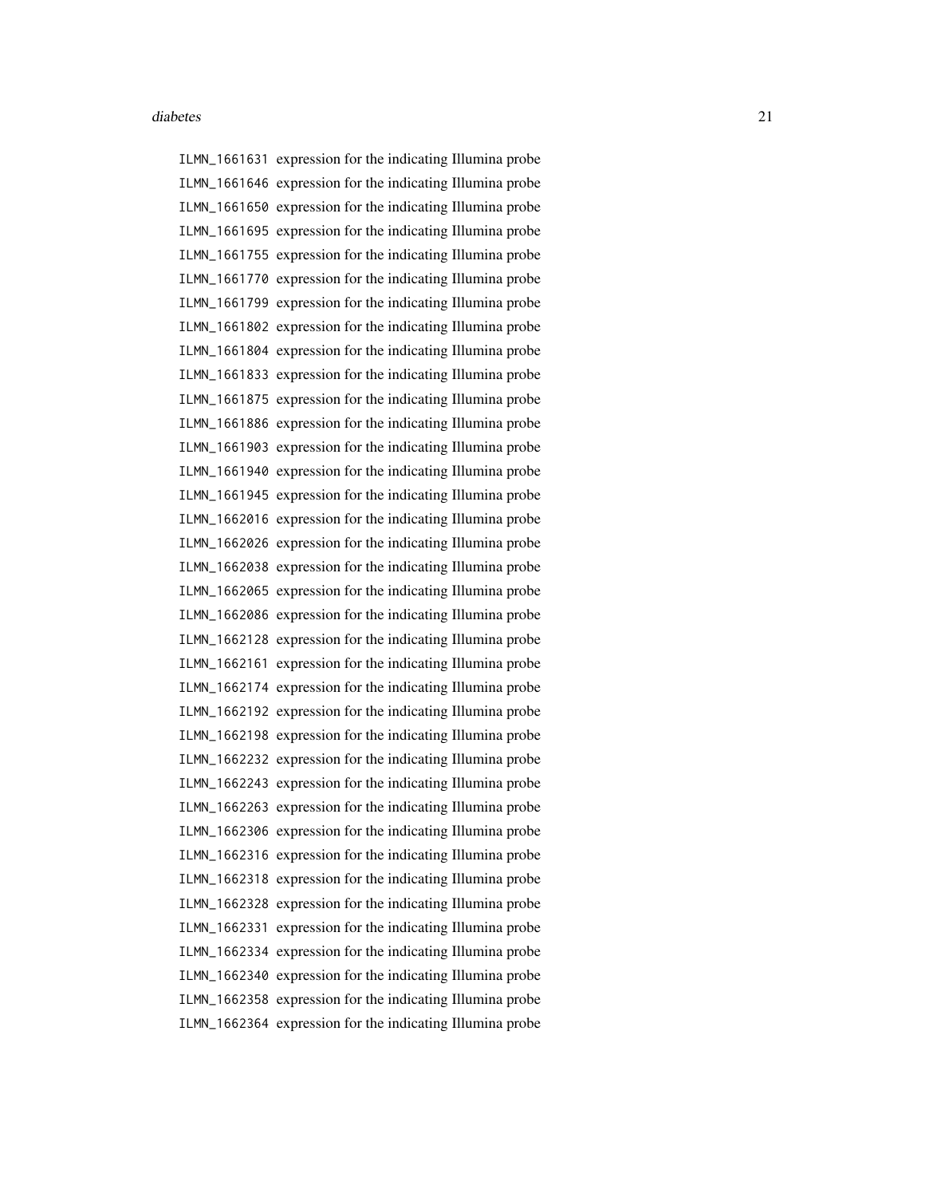| | |
|---|---|
| ILMN_1661631 | expression for the indicating Illumina probe |
| ILMN_1661646 | expression for the indicating Illumina probe |
| ILMN_1661650 | expression for the indicating Illumina probe |
| ILMN_1661695 | expression for the indicating Illumina probe |
| ILMN_1661755 | expression for the indicating Illumina probe |
| ILMN_1661770 | expression for the indicating Illumina probe |
| ILMN_1661799 | expression for the indicating Illumina probe |
| ILMN_1661802 | expression for the indicating Illumina probe |
| ILMN_1661804 | expression for the indicating Illumina probe |
| ILMN_1661833 | expression for the indicating Illumina probe |
| ILMN_1661875 | expression for the indicating Illumina probe |
| ILMN_1661886 | expression for the indicating Illumina probe |
| ILMN_1661903 | expression for the indicating Illumina probe |
| ILMN_1661940 | expression for the indicating Illumina probe |
| ILMN_1661945 | expression for the indicating Illumina probe |
| ILMN_1662016 | expression for the indicating Illumina probe |
| ILMN_1662026 | expression for the indicating Illumina probe |
| ILMN_1662038 | expression for the indicating Illumina probe |
| ILMN_1662065 | expression for the indicating Illumina probe |
| ILMN_1662086 | expression for the indicating Illumina probe |
| ILMN_1662128 | expression for the indicating Illumina probe |
| ILMN_1662161 | expression for the indicating Illumina probe |
| ILMN_1662174 | expression for the indicating Illumina probe |
| ILMN_1662192 | expression for the indicating Illumina probe |
| ILMN_1662198 | expression for the indicating Illumina probe |
| ILMN_1662232 | expression for the indicating Illumina probe |
| ILMN_1662243 | expression for the indicating Illumina probe |
| ILMN_1662263 | expression for the indicating Illumina probe |
| ILMN_1662306 | expression for the indicating Illumina probe |
| ILMN_1662316 | expression for the indicating Illumina probe |
| ILMN_1662318 | expression for the indicating Illumina probe |
| ILMN_1662328 | expression for the indicating Illumina probe |
| ILMN_1662331 | expression for the indicating Illumina probe |
| ILMN_1662334 | expression for the indicating Illumina probe |
| ILMN_1662340 | expression for the indicating Illumina probe |
| ILMN_1662358 | expression for the indicating Illumina probe |
| ILMN_1662364 | expression for the indicating Illumina probe |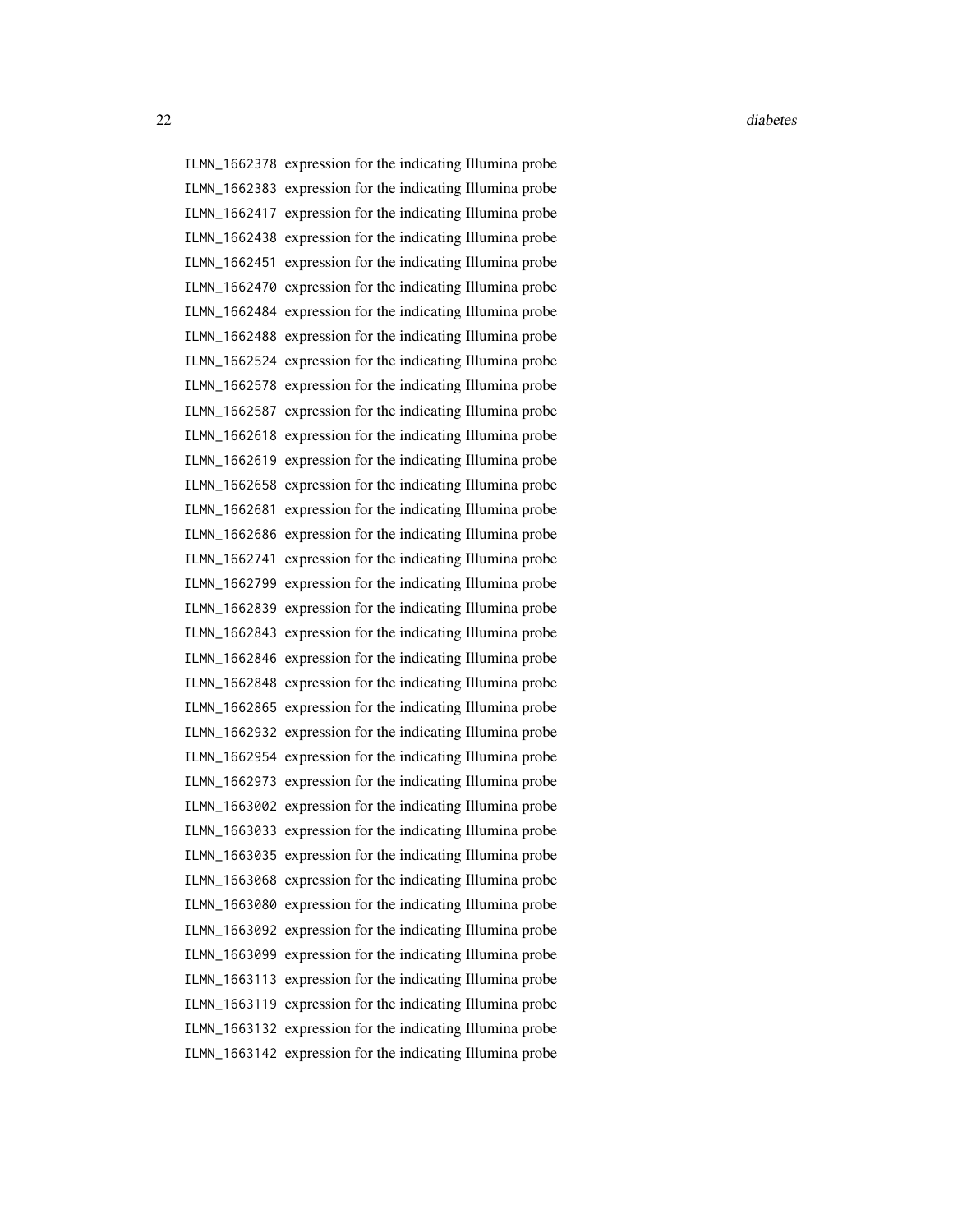ILMN_1662378 expression for the indicating Illumina probe
ILMN_1662383 expression for the indicating Illumina probe
ILMN_1662417 expression for the indicating Illumina probe
ILMN_1662438 expression for the indicating Illumina probe
ILMN_1662451 expression for the indicating Illumina probe
ILMN_1662470 expression for the indicating Illumina probe
ILMN_1662484 expression for the indicating Illumina probe
ILMN_1662488 expression for the indicating Illumina probe
ILMN_1662524 expression for the indicating Illumina probe
ILMN_1662578 expression for the indicating Illumina probe
ILMN_1662587 expression for the indicating Illumina probe
ILMN_1662618 expression for the indicating Illumina probe
ILMN_1662619 expression for the indicating Illumina probe
ILMN_1662658 expression for the indicating Illumina probe
ILMN_1662681 expression for the indicating Illumina probe
ILMN_1662686 expression for the indicating Illumina probe
ILMN_1662741 expression for the indicating Illumina probe
ILMN_1662799 expression for the indicating Illumina probe
ILMN_1662839 expression for the indicating Illumina probe
ILMN_1662843 expression for the indicating Illumina probe
ILMN_1662846 expression for the indicating Illumina probe
ILMN_1662848 expression for the indicating Illumina probe
ILMN_1662865 expression for the indicating Illumina probe
ILMN_1662932 expression for the indicating Illumina probe
ILMN_1662954 expression for the indicating Illumina probe
ILMN_1662973 expression for the indicating Illumina probe
ILMN_1663002 expression for the indicating Illumina probe
ILMN_1663033 expression for the indicating Illumina probe
ILMN_1663035 expression for the indicating Illumina probe
ILMN_1663068 expression for the indicating Illumina probe
ILMN_1663080 expression for the indicating Illumina probe
ILMN_1663092 expression for the indicating Illumina probe
ILMN_1663099 expression for the indicating Illumina probe
ILMN_1663113 expression for the indicating Illumina probe
ILMN_1663119 expression for the indicating Illumina probe
ILMN_1663132 expression for the indicating Illumina probe
ILMN_1663142 expression for the indicating Illumina probe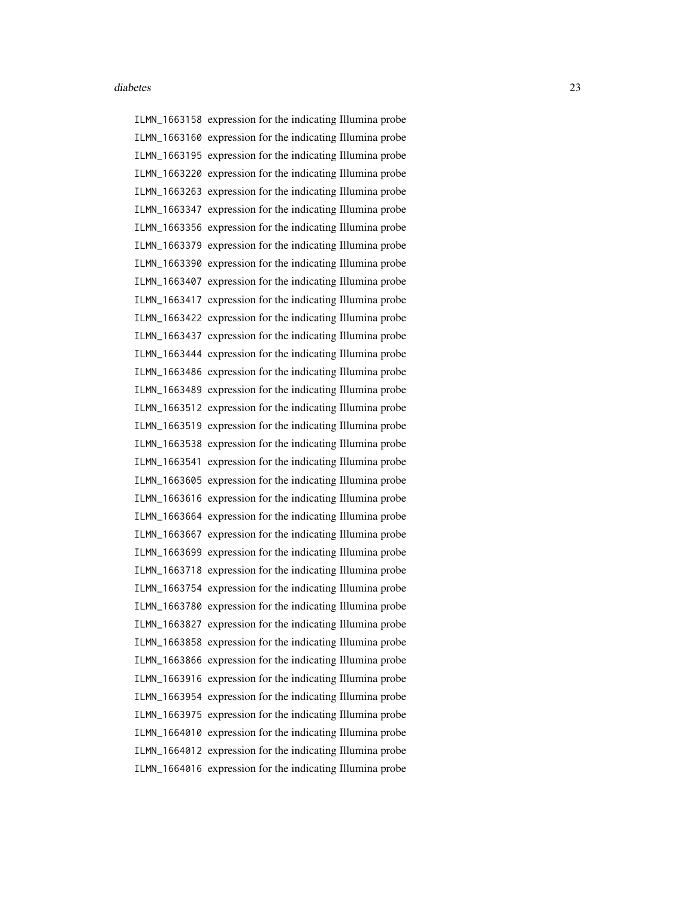| | |
|---|---|
| `ILMN_1663158` | expression for the indicating Illumina probe |
| `ILMN_1663160` | expression for the indicating Illumina probe |
| `ILMN_1663195` | expression for the indicating Illumina probe |
| `ILMN_1663220` | expression for the indicating Illumina probe |
| `ILMN_1663263` | expression for the indicating Illumina probe |
| `ILMN_1663347` | expression for the indicating Illumina probe |
| `ILMN_1663356` | expression for the indicating Illumina probe |
| `ILMN_1663379` | expression for the indicating Illumina probe |
| `ILMN_1663390` | expression for the indicating Illumina probe |
| `ILMN_1663407` | expression for the indicating Illumina probe |
| `ILMN_1663417` | expression for the indicating Illumina probe |
| `ILMN_1663422` | expression for the indicating Illumina probe |
| `ILMN_1663437` | expression for the indicating Illumina probe |
| `ILMN_1663444` | expression for the indicating Illumina probe |
| `ILMN_1663486` | expression for the indicating Illumina probe |
| `ILMN_1663489` | expression for the indicating Illumina probe |
| `ILMN_1663512` | expression for the indicating Illumina probe |
| `ILMN_1663519` | expression for the indicating Illumina probe |
| `ILMN_1663538` | expression for the indicating Illumina probe |
| `ILMN_1663541` | expression for the indicating Illumina probe |
| `ILMN_1663605` | expression for the indicating Illumina probe |
| `ILMN_1663616` | expression for the indicating Illumina probe |
| `ILMN_1663664` | expression for the indicating Illumina probe |
| `ILMN_1663667` | expression for the indicating Illumina probe |
| `ILMN_1663699` | expression for the indicating Illumina probe |
| `ILMN_1663718` | expression for the indicating Illumina probe |
| `ILMN_1663754` | expression for the indicating Illumina probe |
| `ILMN_1663780` | expression for the indicating Illumina probe |
| `ILMN_1663827` | expression for the indicating Illumina probe |
| `ILMN_1663858` | expression for the indicating Illumina probe |
| `ILMN_1663866` | expression for the indicating Illumina probe |
| `ILMN_1663916` | expression for the indicating Illumina probe |
| `ILMN_1663954` | expression for the indicating Illumina probe |
| `ILMN_1663975` | expression for the indicating Illumina probe |
| `ILMN_1664010` | expression for the indicating Illumina probe |
| `ILMN_1664012` | expression for the indicating Illumina probe |
| `ILMN_1664016` | expression for the indicating Illumina probe |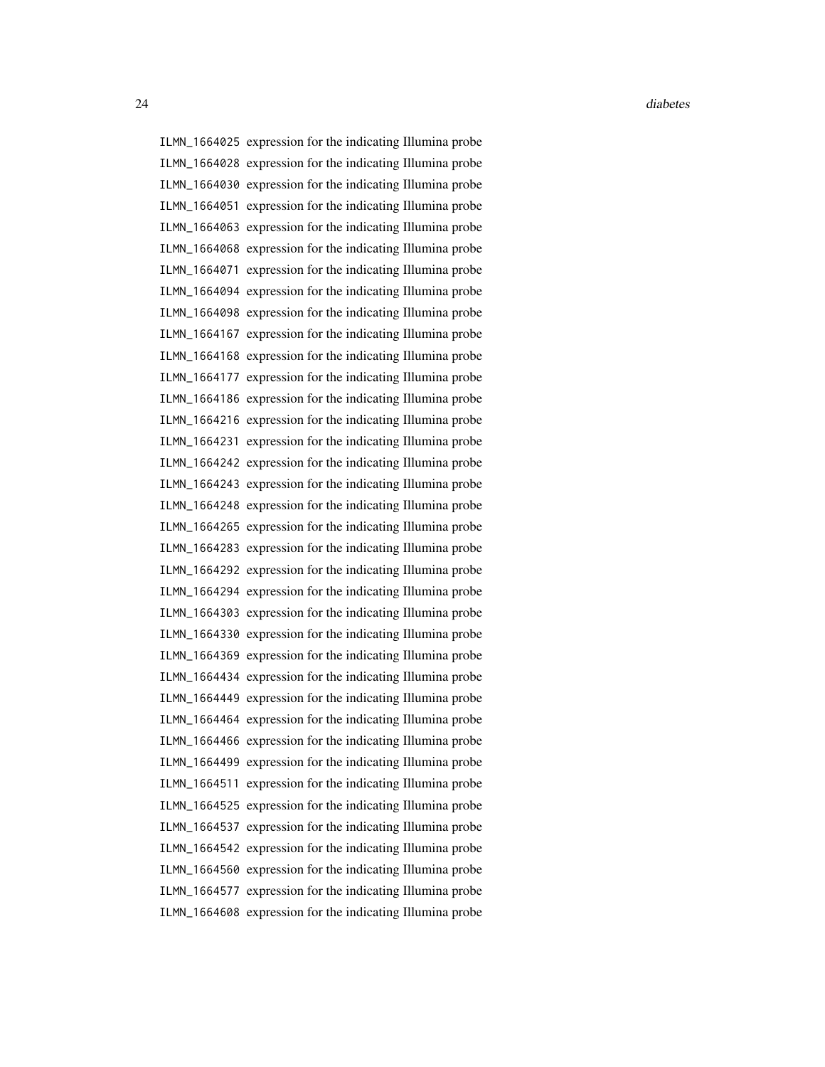ILMN_1664025 expression for the indicating Illumina probe
ILMN_1664028 expression for the indicating Illumina probe
ILMN_1664030 expression for the indicating Illumina probe
ILMN_1664051 expression for the indicating Illumina probe
ILMN_1664063 expression for the indicating Illumina probe
ILMN_1664068 expression for the indicating Illumina probe
ILMN_1664071 expression for the indicating Illumina probe
ILMN_1664094 expression for the indicating Illumina probe
ILMN_1664098 expression for the indicating Illumina probe
ILMN_1664167 expression for the indicating Illumina probe
ILMN_1664168 expression for the indicating Illumina probe
ILMN_1664177 expression for the indicating Illumina probe
ILMN_1664186 expression for the indicating Illumina probe
ILMN_1664216 expression for the indicating Illumina probe
ILMN_1664231 expression for the indicating Illumina probe
ILMN_1664242 expression for the indicating Illumina probe
ILMN_1664243 expression for the indicating Illumina probe
ILMN_1664248 expression for the indicating Illumina probe
ILMN_1664265 expression for the indicating Illumina probe
ILMN_1664283 expression for the indicating Illumina probe
ILMN_1664292 expression for the indicating Illumina probe
ILMN_1664294 expression for the indicating Illumina probe
ILMN_1664303 expression for the indicating Illumina probe
ILMN_1664330 expression for the indicating Illumina probe
ILMN_1664369 expression for the indicating Illumina probe
ILMN_1664434 expression for the indicating Illumina probe
ILMN_1664449 expression for the indicating Illumina probe
ILMN_1664464 expression for the indicating Illumina probe
ILMN_1664466 expression for the indicating Illumina probe
ILMN_1664499 expression for the indicating Illumina probe
ILMN_1664511 expression for the indicating Illumina probe
ILMN_1664525 expression for the indicating Illumina probe
ILMN_1664537 expression for the indicating Illumina probe
ILMN_1664542 expression for the indicating Illumina probe
ILMN_1664560 expression for the indicating Illumina probe
ILMN_1664577 expression for the indicating Illumina probe
ILMN_1664608 expression for the indicating Illumina probe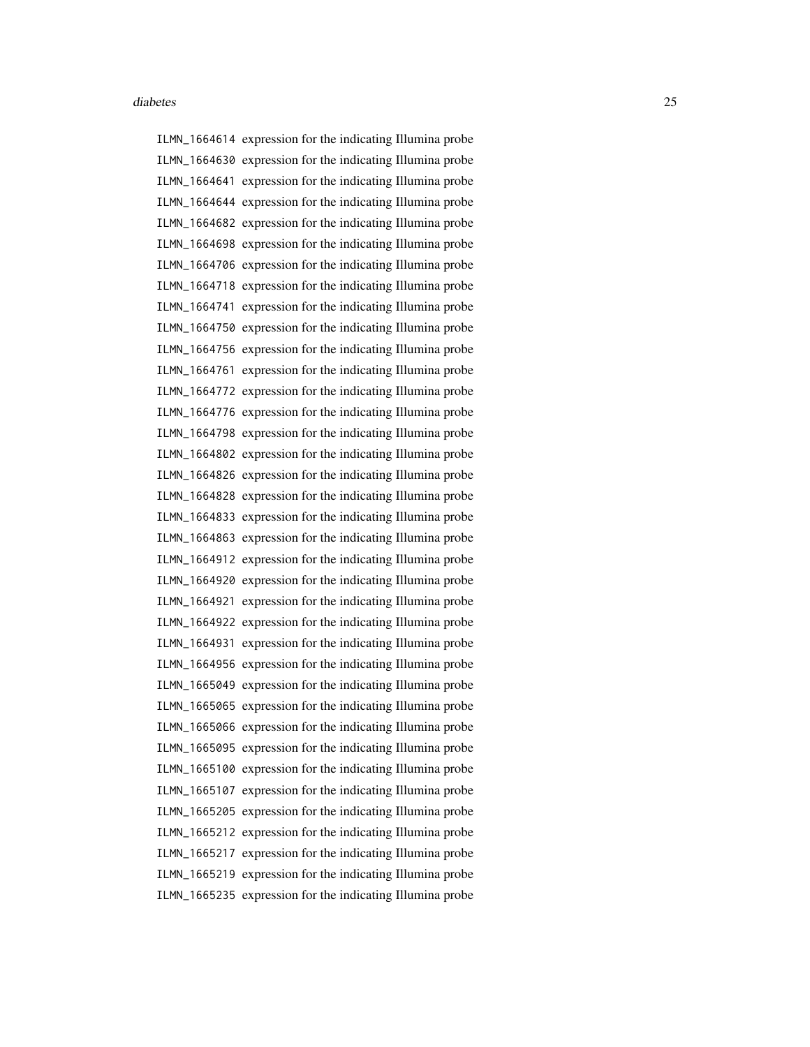ILMN_1664614 expression for the indicating Illumina probe
ILMN_1664630 expression for the indicating Illumina probe
ILMN_1664641 expression for the indicating Illumina probe
ILMN_1664644 expression for the indicating Illumina probe
ILMN_1664682 expression for the indicating Illumina probe
ILMN_1664698 expression for the indicating Illumina probe
ILMN_1664706 expression for the indicating Illumina probe
ILMN_1664718 expression for the indicating Illumina probe
ILMN_1664741 expression for the indicating Illumina probe
ILMN_1664750 expression for the indicating Illumina probe
ILMN_1664756 expression for the indicating Illumina probe
ILMN_1664761 expression for the indicating Illumina probe
ILMN_1664772 expression for the indicating Illumina probe
ILMN_1664776 expression for the indicating Illumina probe
ILMN_1664798 expression for the indicating Illumina probe
ILMN_1664802 expression for the indicating Illumina probe
ILMN_1664826 expression for the indicating Illumina probe
ILMN_1664828 expression for the indicating Illumina probe
ILMN_1664833 expression for the indicating Illumina probe
ILMN_1664863 expression for the indicating Illumina probe
ILMN_1664912 expression for the indicating Illumina probe
ILMN_1664920 expression for the indicating Illumina probe
ILMN_1664921 expression for the indicating Illumina probe
ILMN_1664922 expression for the indicating Illumina probe
ILMN_1664931 expression for the indicating Illumina probe
ILMN_1664956 expression for the indicating Illumina probe
ILMN_1665049 expression for the indicating Illumina probe
ILMN_1665065 expression for the indicating Illumina probe
ILMN_1665066 expression for the indicating Illumina probe
ILMN_1665095 expression for the indicating Illumina probe
ILMN_1665100 expression for the indicating Illumina probe
ILMN_1665107 expression for the indicating Illumina probe
ILMN_1665205 expression for the indicating Illumina probe
ILMN_1665212 expression for the indicating Illumina probe
ILMN_1665217 expression for the indicating Illumina probe
ILMN_1665219 expression for the indicating Illumina probe
ILMN_1665235 expression for the indicating Illumina probe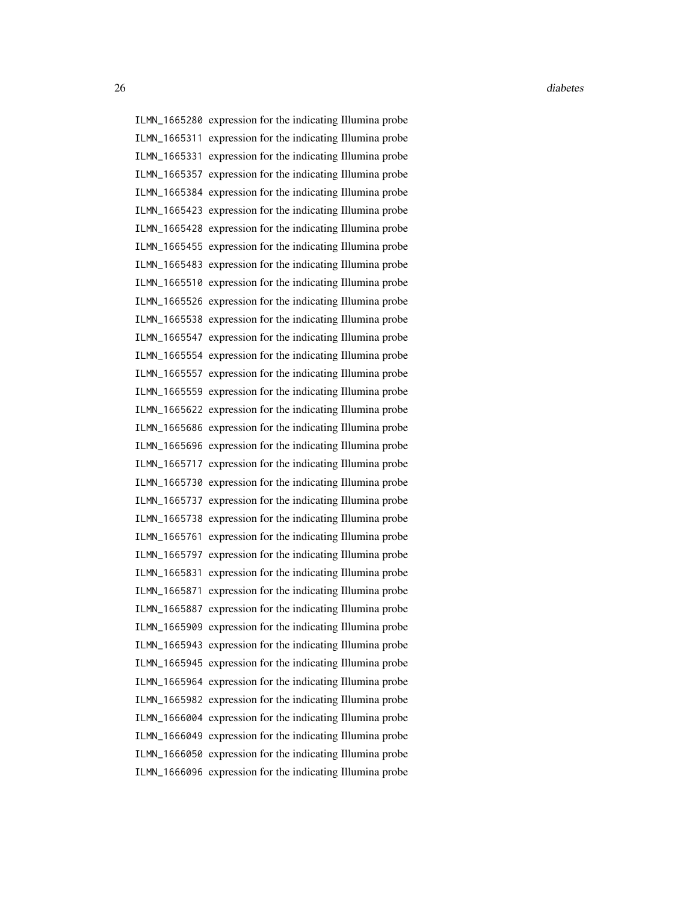ILMN_1665280 expression for the indicating Illumina probe
ILMN_1665311 expression for the indicating Illumina probe
ILMN_1665331 expression for the indicating Illumina probe
ILMN_1665357 expression for the indicating Illumina probe
ILMN_1665384 expression for the indicating Illumina probe
ILMN_1665423 expression for the indicating Illumina probe
ILMN_1665428 expression for the indicating Illumina probe
ILMN_1665455 expression for the indicating Illumina probe
ILMN_1665483 expression for the indicating Illumina probe
ILMN_1665510 expression for the indicating Illumina probe
ILMN_1665526 expression for the indicating Illumina probe
ILMN_1665538 expression for the indicating Illumina probe
ILMN_1665547 expression for the indicating Illumina probe
ILMN_1665554 expression for the indicating Illumina probe
ILMN_1665557 expression for the indicating Illumina probe
ILMN_1665559 expression for the indicating Illumina probe
ILMN_1665622 expression for the indicating Illumina probe
ILMN_1665686 expression for the indicating Illumina probe
ILMN_1665696 expression for the indicating Illumina probe
ILMN_1665717 expression for the indicating Illumina probe
ILMN_1665730 expression for the indicating Illumina probe
ILMN_1665737 expression for the indicating Illumina probe
ILMN_1665738 expression for the indicating Illumina probe
ILMN_1665761 expression for the indicating Illumina probe
ILMN_1665797 expression for the indicating Illumina probe
ILMN_1665831 expression for the indicating Illumina probe
ILMN_1665871 expression for the indicating Illumina probe
ILMN_1665887 expression for the indicating Illumina probe
ILMN_1665909 expression for the indicating Illumina probe
ILMN_1665943 expression for the indicating Illumina probe
ILMN_1665945 expression for the indicating Illumina probe
ILMN_1665964 expression for the indicating Illumina probe
ILMN_1665982 expression for the indicating Illumina probe
ILMN_1666004 expression for the indicating Illumina probe
ILMN_1666049 expression for the indicating Illumina probe
ILMN_1666050 expression for the indicating Illumina probe
ILMN_1666096 expression for the indicating Illumina probe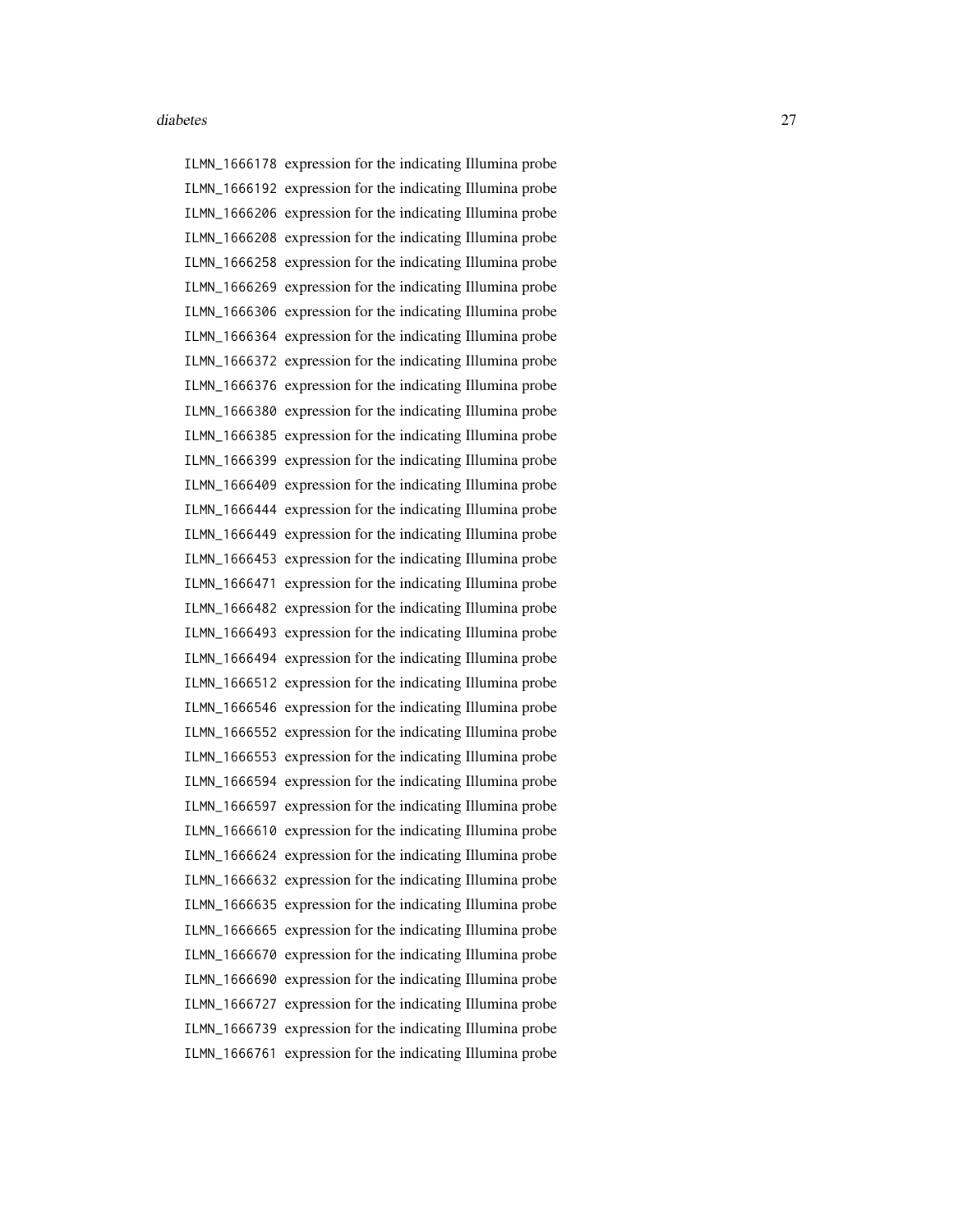ILMN_1666178 expression for the indicating Illumina probe
ILMN_1666192 expression for the indicating Illumina probe
ILMN_1666206 expression for the indicating Illumina probe
ILMN_1666208 expression for the indicating Illumina probe
ILMN_1666258 expression for the indicating Illumina probe
ILMN_1666269 expression for the indicating Illumina probe
ILMN_1666306 expression for the indicating Illumina probe
ILMN_1666364 expression for the indicating Illumina probe
ILMN_1666372 expression for the indicating Illumina probe
ILMN_1666376 expression for the indicating Illumina probe
ILMN_1666380 expression for the indicating Illumina probe
ILMN_1666385 expression for the indicating Illumina probe
ILMN_1666399 expression for the indicating Illumina probe
ILMN_1666409 expression for the indicating Illumina probe
ILMN_1666444 expression for the indicating Illumina probe
ILMN_1666449 expression for the indicating Illumina probe
ILMN_1666453 expression for the indicating Illumina probe
ILMN_1666471 expression for the indicating Illumina probe
ILMN_1666482 expression for the indicating Illumina probe
ILMN_1666493 expression for the indicating Illumina probe
ILMN_1666494 expression for the indicating Illumina probe
ILMN_1666512 expression for the indicating Illumina probe
ILMN_1666546 expression for the indicating Illumina probe
ILMN_1666552 expression for the indicating Illumina probe
ILMN_1666553 expression for the indicating Illumina probe
ILMN_1666594 expression for the indicating Illumina probe
ILMN_1666597 expression for the indicating Illumina probe
ILMN_1666610 expression for the indicating Illumina probe
ILMN_1666624 expression for the indicating Illumina probe
ILMN_1666632 expression for the indicating Illumina probe
ILMN_1666635 expression for the indicating Illumina probe
ILMN_1666665 expression for the indicating Illumina probe
ILMN_1666670 expression for the indicating Illumina probe
ILMN_1666690 expression for the indicating Illumina probe
ILMN_1666727 expression for the indicating Illumina probe
ILMN_1666739 expression for the indicating Illumina probe
ILMN_1666761 expression for the indicating Illumina probe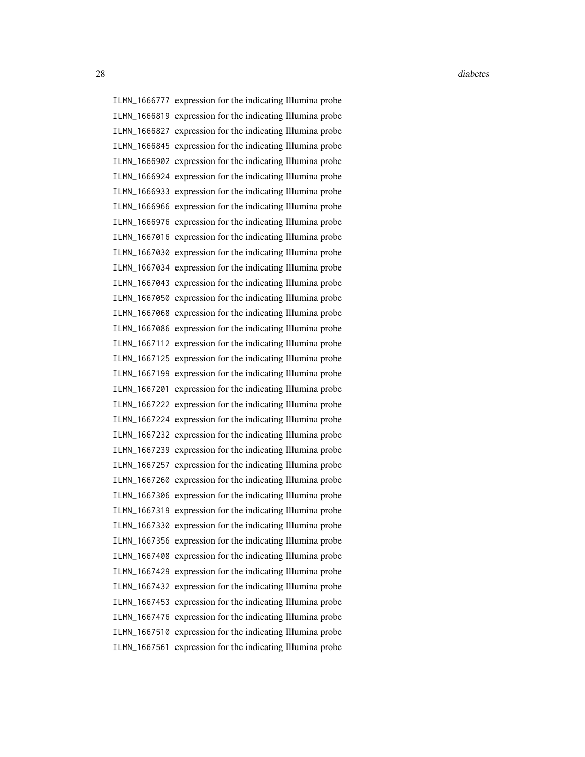ILMN_1666777 expression for the indicating Illumina probe
ILMN_1666819 expression for the indicating Illumina probe
ILMN_1666827 expression for the indicating Illumina probe
ILMN_1666845 expression for the indicating Illumina probe
ILMN_1666902 expression for the indicating Illumina probe
ILMN_1666924 expression for the indicating Illumina probe
ILMN_1666933 expression for the indicating Illumina probe
ILMN_1666966 expression for the indicating Illumina probe
ILMN_1666976 expression for the indicating Illumina probe
ILMN_1667016 expression for the indicating Illumina probe
ILMN_1667030 expression for the indicating Illumina probe
ILMN_1667034 expression for the indicating Illumina probe
ILMN_1667043 expression for the indicating Illumina probe
ILMN_1667050 expression for the indicating Illumina probe
ILMN_1667068 expression for the indicating Illumina probe
ILMN_1667086 expression for the indicating Illumina probe
ILMN_1667112 expression for the indicating Illumina probe
ILMN_1667125 expression for the indicating Illumina probe
ILMN_1667199 expression for the indicating Illumina probe
ILMN_1667201 expression for the indicating Illumina probe
ILMN_1667222 expression for the indicating Illumina probe
ILMN_1667224 expression for the indicating Illumina probe
ILMN_1667232 expression for the indicating Illumina probe
ILMN_1667239 expression for the indicating Illumina probe
ILMN_1667257 expression for the indicating Illumina probe
ILMN_1667260 expression for the indicating Illumina probe
ILMN_1667306 expression for the indicating Illumina probe
ILMN_1667319 expression for the indicating Illumina probe
ILMN_1667330 expression for the indicating Illumina probe
ILMN_1667356 expression for the indicating Illumina probe
ILMN_1667408 expression for the indicating Illumina probe
ILMN_1667429 expression for the indicating Illumina probe
ILMN_1667432 expression for the indicating Illumina probe
ILMN_1667453 expression for the indicating Illumina probe
ILMN_1667476 expression for the indicating Illumina probe
ILMN_1667510 expression for the indicating Illumina probe
ILMN_1667561 expression for the indicating Illumina probe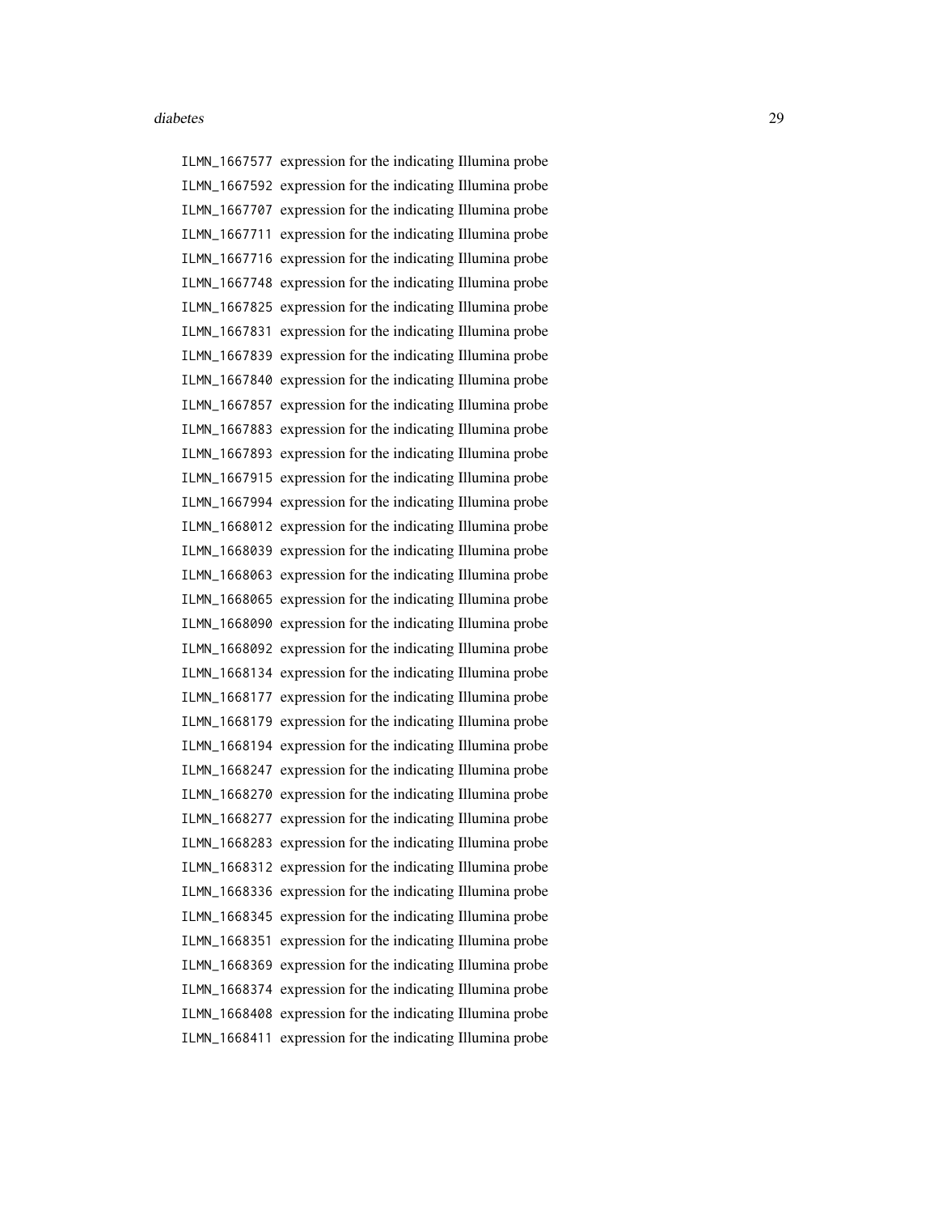ILMN_1667577 expression for the indicating Illumina probe
ILMN_1667592 expression for the indicating Illumina probe
ILMN_1667707 expression for the indicating Illumina probe
ILMN_1667711 expression for the indicating Illumina probe
ILMN_1667716 expression for the indicating Illumina probe
ILMN_1667748 expression for the indicating Illumina probe
ILMN_1667825 expression for the indicating Illumina probe
ILMN_1667831 expression for the indicating Illumina probe
ILMN_1667839 expression for the indicating Illumina probe
ILMN_1667840 expression for the indicating Illumina probe
ILMN_1667857 expression for the indicating Illumina probe
ILMN_1667883 expression for the indicating Illumina probe
ILMN_1667893 expression for the indicating Illumina probe
ILMN_1667915 expression for the indicating Illumina probe
ILMN_1667994 expression for the indicating Illumina probe
ILMN_1668012 expression for the indicating Illumina probe
ILMN_1668039 expression for the indicating Illumina probe
ILMN_1668063 expression for the indicating Illumina probe
ILMN_1668065 expression for the indicating Illumina probe
ILMN_1668090 expression for the indicating Illumina probe
ILMN_1668092 expression for the indicating Illumina probe
ILMN_1668134 expression for the indicating Illumina probe
ILMN_1668177 expression for the indicating Illumina probe
ILMN_1668179 expression for the indicating Illumina probe
ILMN_1668194 expression for the indicating Illumina probe
ILMN_1668247 expression for the indicating Illumina probe
ILMN_1668270 expression for the indicating Illumina probe
ILMN_1668277 expression for the indicating Illumina probe
ILMN_1668283 expression for the indicating Illumina probe
ILMN_1668312 expression for the indicating Illumina probe
ILMN_1668336 expression for the indicating Illumina probe
ILMN_1668345 expression for the indicating Illumina probe
ILMN_1668351 expression for the indicating Illumina probe
ILMN_1668369 expression for the indicating Illumina probe
ILMN_1668374 expression for the indicating Illumina probe
ILMN_1668408 expression for the indicating Illumina probe
ILMN_1668411 expression for the indicating Illumina probe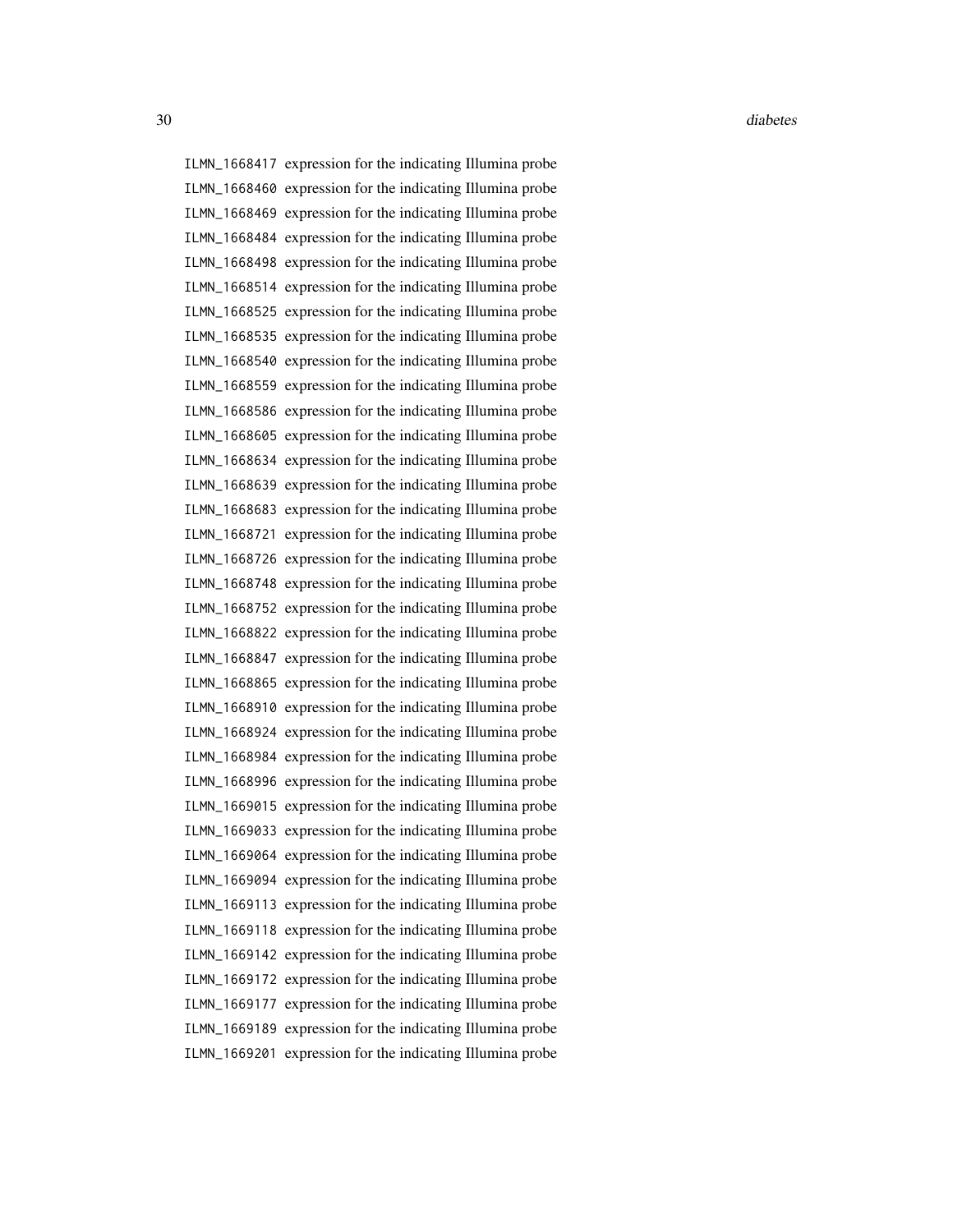| | |
|---|---|
| ILMN_1668417 | expression for the indicating Illumina probe |
| ILMN_1668460 | expression for the indicating Illumina probe |
| ILMN_1668469 | expression for the indicating Illumina probe |
| ILMN_1668484 | expression for the indicating Illumina probe |
| ILMN_1668498 | expression for the indicating Illumina probe |
| ILMN_1668514 | expression for the indicating Illumina probe |
| ILMN_1668525 | expression for the indicating Illumina probe |
| ILMN_1668535 | expression for the indicating Illumina probe |
| ILMN_1668540 | expression for the indicating Illumina probe |
| ILMN_1668559 | expression for the indicating Illumina probe |
| ILMN_1668586 | expression for the indicating Illumina probe |
| ILMN_1668605 | expression for the indicating Illumina probe |
| ILMN_1668634 | expression for the indicating Illumina probe |
| ILMN_1668639 | expression for the indicating Illumina probe |
| ILMN_1668683 | expression for the indicating Illumina probe |
| ILMN_1668721 | expression for the indicating Illumina probe |
| ILMN_1668726 | expression for the indicating Illumina probe |
| ILMN_1668748 | expression for the indicating Illumina probe |
| ILMN_1668752 | expression for the indicating Illumina probe |
| ILMN_1668822 | expression for the indicating Illumina probe |
| ILMN_1668847 | expression for the indicating Illumina probe |
| ILMN_1668865 | expression for the indicating Illumina probe |
| ILMN_1668910 | expression for the indicating Illumina probe |
| ILMN_1668924 | expression for the indicating Illumina probe |
| ILMN_1668984 | expression for the indicating Illumina probe |
| ILMN_1668996 | expression for the indicating Illumina probe |
| ILMN_1669015 | expression for the indicating Illumina probe |
| ILMN_1669033 | expression for the indicating Illumina probe |
| ILMN_1669064 | expression for the indicating Illumina probe |
| ILMN_1669094 | expression for the indicating Illumina probe |
| ILMN_1669113 | expression for the indicating Illumina probe |
| ILMN_1669118 | expression for the indicating Illumina probe |
| ILMN_1669142 | expression for the indicating Illumina probe |
| ILMN_1669172 | expression for the indicating Illumina probe |
| ILMN_1669177 | expression for the indicating Illumina probe |
| ILMN_1669189 | expression for the indicating Illumina probe |
| ILMN_1669201 | expression for the indicating Illumina probe |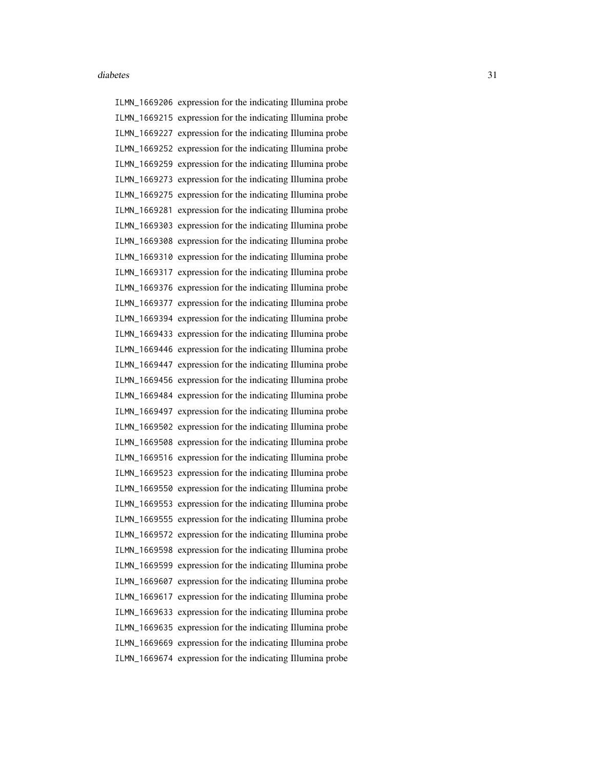| | |
|---|---|
| ILMN_1669206 | expression for the indicating Illumina probe |
| ILMN_1669215 | expression for the indicating Illumina probe |
| ILMN_1669227 | expression for the indicating Illumina probe |
| ILMN_1669252 | expression for the indicating Illumina probe |
| ILMN_1669259 | expression for the indicating Illumina probe |
| ILMN_1669273 | expression for the indicating Illumina probe |
| ILMN_1669275 | expression for the indicating Illumina probe |
| ILMN_1669281 | expression for the indicating Illumina probe |
| ILMN_1669303 | expression for the indicating Illumina probe |
| ILMN_1669308 | expression for the indicating Illumina probe |
| ILMN_1669310 | expression for the indicating Illumina probe |
| ILMN_1669317 | expression for the indicating Illumina probe |
| ILMN_1669376 | expression for the indicating Illumina probe |
| ILMN_1669377 | expression for the indicating Illumina probe |
| ILMN_1669394 | expression for the indicating Illumina probe |
| ILMN_1669433 | expression for the indicating Illumina probe |
| ILMN_1669446 | expression for the indicating Illumina probe |
| ILMN_1669447 | expression for the indicating Illumina probe |
| ILMN_1669456 | expression for the indicating Illumina probe |
| ILMN_1669484 | expression for the indicating Illumina probe |
| ILMN_1669497 | expression for the indicating Illumina probe |
| ILMN_1669502 | expression for the indicating Illumina probe |
| ILMN_1669508 | expression for the indicating Illumina probe |
| ILMN_1669516 | expression for the indicating Illumina probe |
| ILMN_1669523 | expression for the indicating Illumina probe |
| ILMN_1669550 | expression for the indicating Illumina probe |
| ILMN_1669553 | expression for the indicating Illumina probe |
| ILMN_1669555 | expression for the indicating Illumina probe |
| ILMN_1669572 | expression for the indicating Illumina probe |
| ILMN_1669598 | expression for the indicating Illumina probe |
| ILMN_1669599 | expression for the indicating Illumina probe |
| ILMN_1669607 | expression for the indicating Illumina probe |
| ILMN_1669617 | expression for the indicating Illumina probe |
| ILMN_1669633 | expression for the indicating Illumina probe |
| ILMN_1669635 | expression for the indicating Illumina probe |
| ILMN_1669669 | expression for the indicating Illumina probe |
| ILMN_1669674 | expression for the indicating Illumina probe |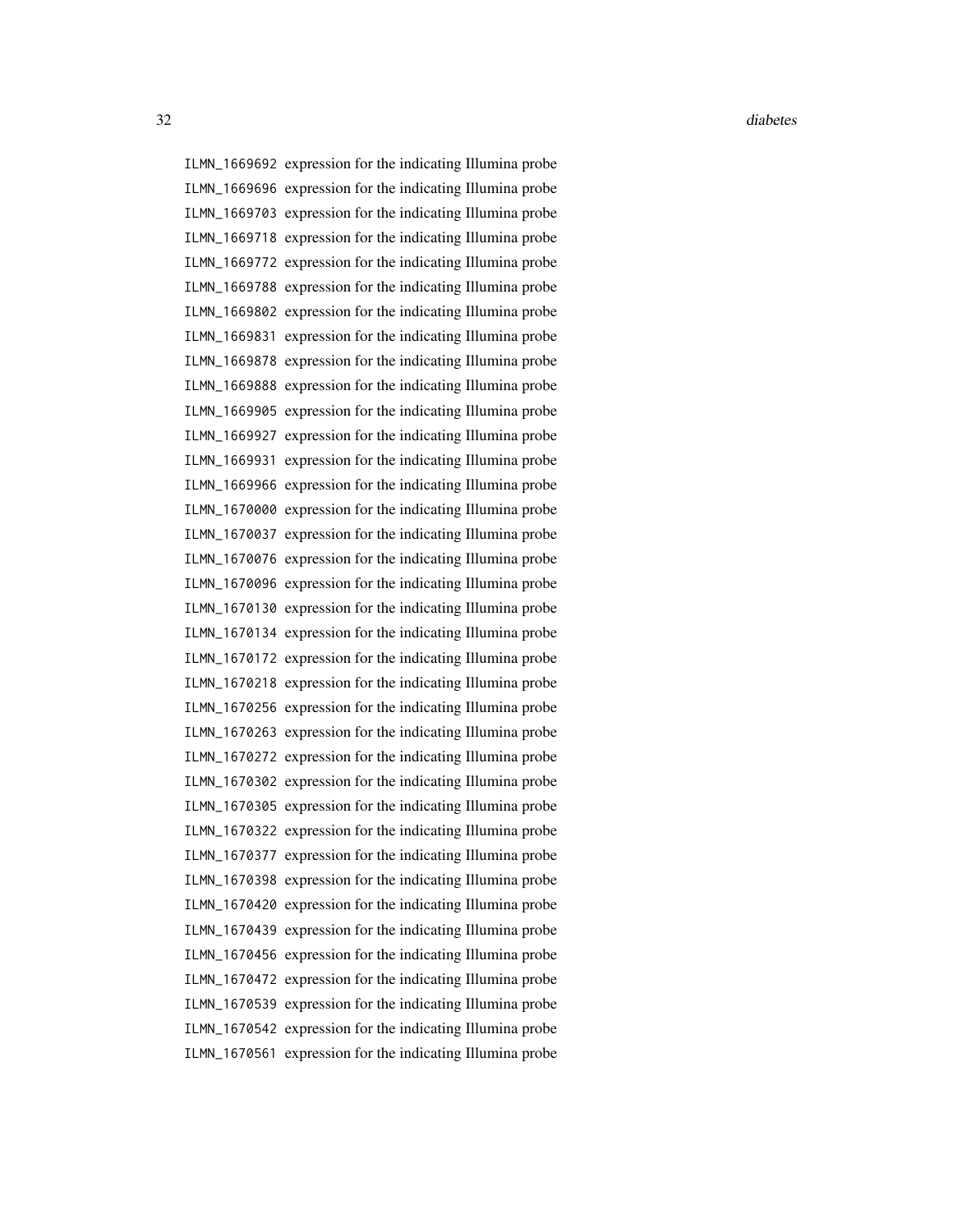ILMN_1669692 expression for the indicating Illumina probe
ILMN_1669696 expression for the indicating Illumina probe
ILMN_1669703 expression for the indicating Illumina probe
ILMN_1669718 expression for the indicating Illumina probe
ILMN_1669772 expression for the indicating Illumina probe
ILMN_1669788 expression for the indicating Illumina probe
ILMN_1669802 expression for the indicating Illumina probe
ILMN_1669831 expression for the indicating Illumina probe
ILMN_1669878 expression for the indicating Illumina probe
ILMN_1669888 expression for the indicating Illumina probe
ILMN_1669905 expression for the indicating Illumina probe
ILMN_1669927 expression for the indicating Illumina probe
ILMN_1669931 expression for the indicating Illumina probe
ILMN_1669966 expression for the indicating Illumina probe
ILMN_1670000 expression for the indicating Illumina probe
ILMN_1670037 expression for the indicating Illumina probe
ILMN_1670076 expression for the indicating Illumina probe
ILMN_1670096 expression for the indicating Illumina probe
ILMN_1670130 expression for the indicating Illumina probe
ILMN_1670134 expression for the indicating Illumina probe
ILMN_1670172 expression for the indicating Illumina probe
ILMN_1670218 expression for the indicating Illumina probe
ILMN_1670256 expression for the indicating Illumina probe
ILMN_1670263 expression for the indicating Illumina probe
ILMN_1670272 expression for the indicating Illumina probe
ILMN_1670302 expression for the indicating Illumina probe
ILMN_1670305 expression for the indicating Illumina probe
ILMN_1670322 expression for the indicating Illumina probe
ILMN_1670377 expression for the indicating Illumina probe
ILMN_1670398 expression for the indicating Illumina probe
ILMN_1670420 expression for the indicating Illumina probe
ILMN_1670439 expression for the indicating Illumina probe
ILMN_1670456 expression for the indicating Illumina probe
ILMN_1670472 expression for the indicating Illumina probe
ILMN_1670539 expression for the indicating Illumina probe
ILMN_1670542 expression for the indicating Illumina probe
ILMN_1670561 expression for the indicating Illumina probe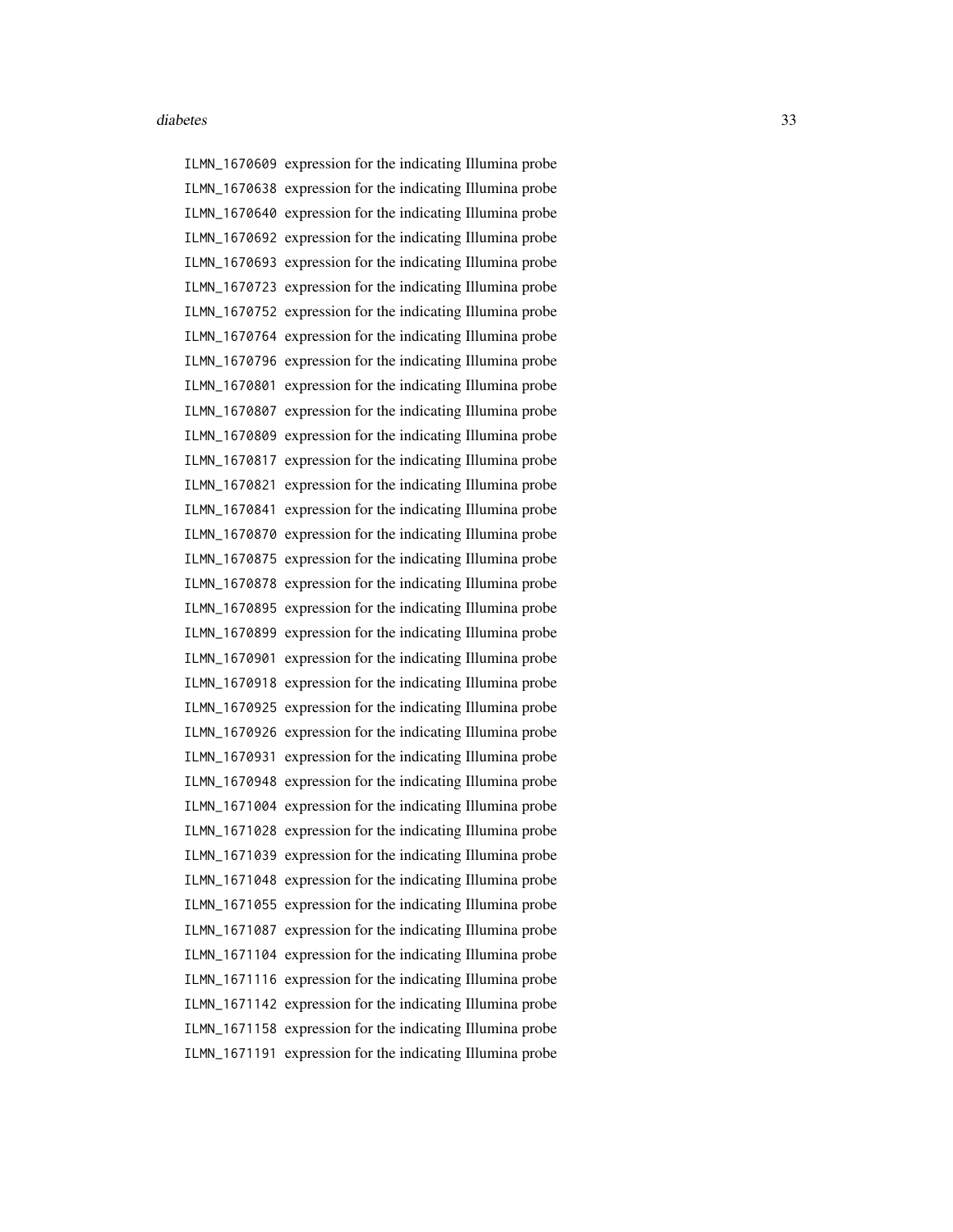ILMN_1670609 expression for the indicating Illumina probe
ILMN_1670638 expression for the indicating Illumina probe
ILMN_1670640 expression for the indicating Illumina probe
ILMN_1670692 expression for the indicating Illumina probe
ILMN_1670693 expression for the indicating Illumina probe
ILMN_1670723 expression for the indicating Illumina probe
ILMN_1670752 expression for the indicating Illumina probe
ILMN_1670764 expression for the indicating Illumina probe
ILMN_1670796 expression for the indicating Illumina probe
ILMN_1670801 expression for the indicating Illumina probe
ILMN_1670807 expression for the indicating Illumina probe
ILMN_1670809 expression for the indicating Illumina probe
ILMN_1670817 expression for the indicating Illumina probe
ILMN_1670821 expression for the indicating Illumina probe
ILMN_1670841 expression for the indicating Illumina probe
ILMN_1670870 expression for the indicating Illumina probe
ILMN_1670875 expression for the indicating Illumina probe
ILMN_1670878 expression for the indicating Illumina probe
ILMN_1670895 expression for the indicating Illumina probe
ILMN_1670899 expression for the indicating Illumina probe
ILMN_1670901 expression for the indicating Illumina probe
ILMN_1670918 expression for the indicating Illumina probe
ILMN_1670925 expression for the indicating Illumina probe
ILMN_1670926 expression for the indicating Illumina probe
ILMN_1670931 expression for the indicating Illumina probe
ILMN_1670948 expression for the indicating Illumina probe
ILMN_1671004 expression for the indicating Illumina probe
ILMN_1671028 expression for the indicating Illumina probe
ILMN_1671039 expression for the indicating Illumina probe
ILMN_1671048 expression for the indicating Illumina probe
ILMN_1671055 expression for the indicating Illumina probe
ILMN_1671087 expression for the indicating Illumina probe
ILMN_1671104 expression for the indicating Illumina probe
ILMN_1671116 expression for the indicating Illumina probe
ILMN_1671142 expression for the indicating Illumina probe
ILMN_1671158 expression for the indicating Illumina probe
ILMN_1671191 expression for the indicating Illumina probe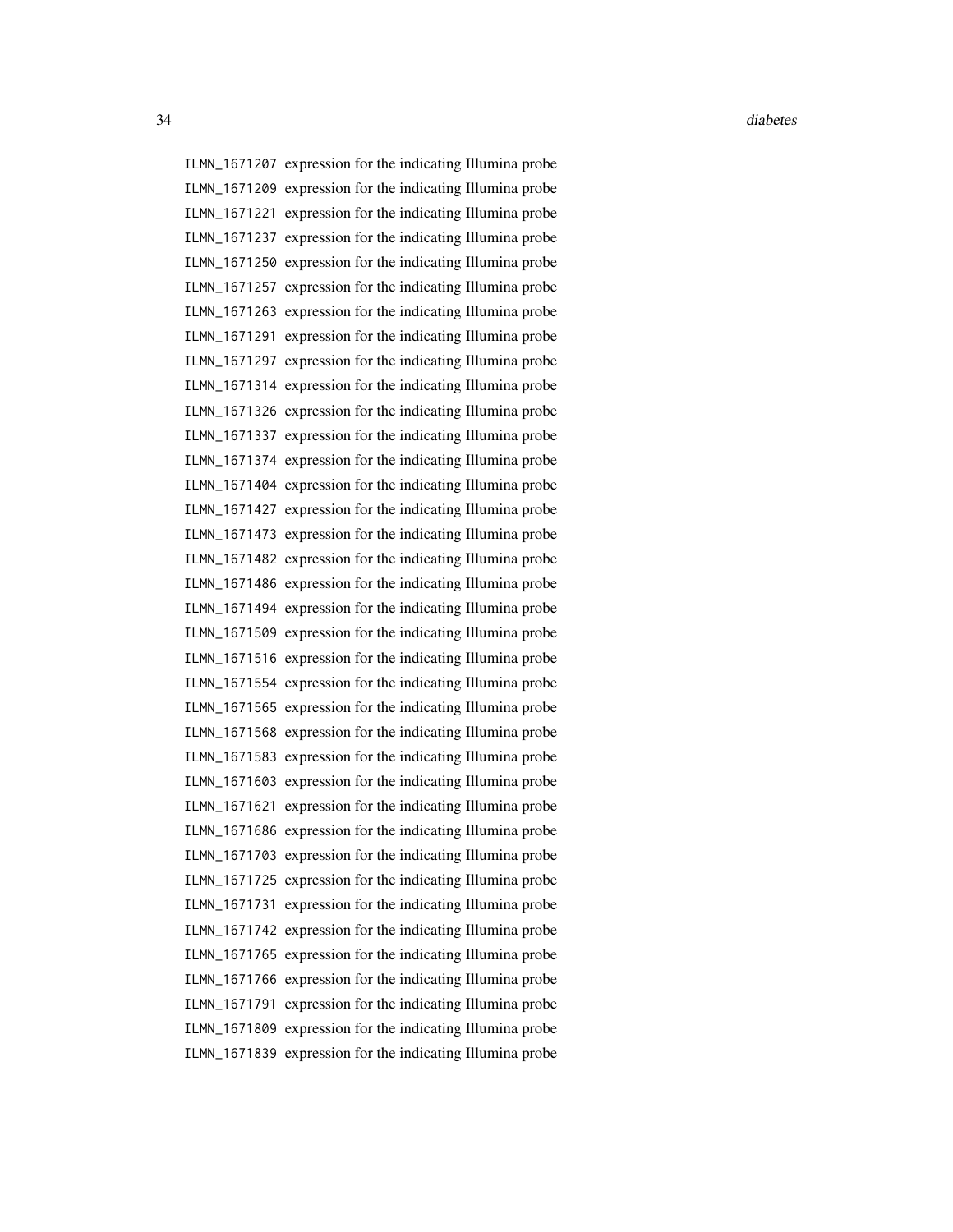| | |
|---|---|
| ILMN_1671207 | expression for the indicating Illumina probe |
| ILMN_1671209 | expression for the indicating Illumina probe |
| ILMN_1671221 | expression for the indicating Illumina probe |
| ILMN_1671237 | expression for the indicating Illumina probe |
| ILMN_1671250 | expression for the indicating Illumina probe |
| ILMN_1671257 | expression for the indicating Illumina probe |
| ILMN_1671263 | expression for the indicating Illumina probe |
| ILMN_1671291 | expression for the indicating Illumina probe |
| ILMN_1671297 | expression for the indicating Illumina probe |
| ILMN_1671314 | expression for the indicating Illumina probe |
| ILMN_1671326 | expression for the indicating Illumina probe |
| ILMN_1671337 | expression for the indicating Illumina probe |
| ILMN_1671374 | expression for the indicating Illumina probe |
| ILMN_1671404 | expression for the indicating Illumina probe |
| ILMN_1671427 | expression for the indicating Illumina probe |
| ILMN_1671473 | expression for the indicating Illumina probe |
| ILMN_1671482 | expression for the indicating Illumina probe |
| ILMN_1671486 | expression for the indicating Illumina probe |
| ILMN_1671494 | expression for the indicating Illumina probe |
| ILMN_1671509 | expression for the indicating Illumina probe |
| ILMN_1671516 | expression for the indicating Illumina probe |
| ILMN_1671554 | expression for the indicating Illumina probe |
| ILMN_1671565 | expression for the indicating Illumina probe |
| ILMN_1671568 | expression for the indicating Illumina probe |
| ILMN_1671583 | expression for the indicating Illumina probe |
| ILMN_1671603 | expression for the indicating Illumina probe |
| ILMN_1671621 | expression for the indicating Illumina probe |
| ILMN_1671686 | expression for the indicating Illumina probe |
| ILMN_1671703 | expression for the indicating Illumina probe |
| ILMN_1671725 | expression for the indicating Illumina probe |
| ILMN_1671731 | expression for the indicating Illumina probe |
| ILMN_1671742 | expression for the indicating Illumina probe |
| ILMN_1671765 | expression for the indicating Illumina probe |
| ILMN_1671766 | expression for the indicating Illumina probe |
| ILMN_1671791 | expression for the indicating Illumina probe |
| ILMN_1671809 | expression for the indicating Illumina probe |
| ILMN_1671839 | expression for the indicating Illumina probe |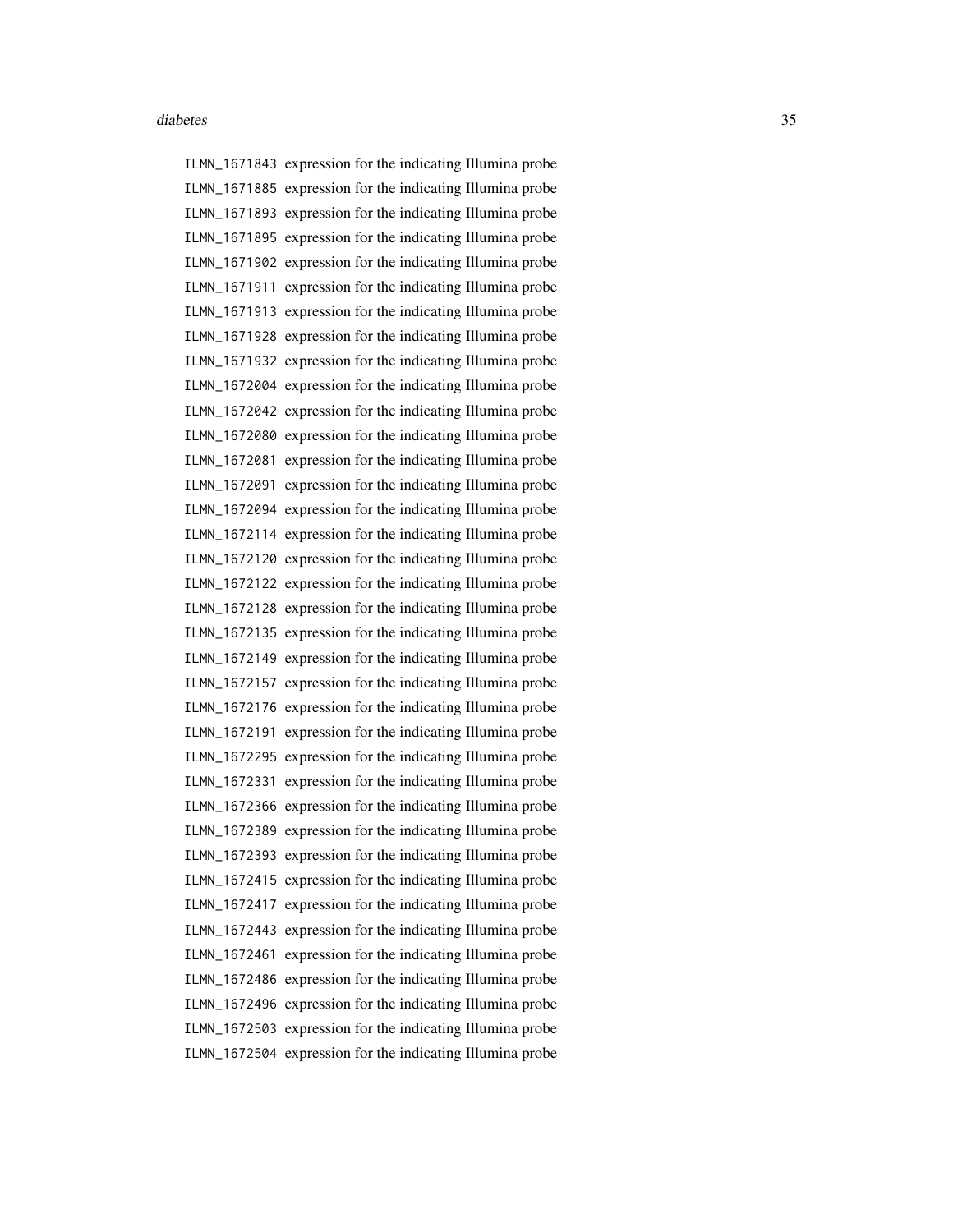ILMN_1671843 expression for the indicating Illumina probe
ILMN_1671885 expression for the indicating Illumina probe
ILMN_1671893 expression for the indicating Illumina probe
ILMN_1671895 expression for the indicating Illumina probe
ILMN_1671902 expression for the indicating Illumina probe
ILMN_1671911 expression for the indicating Illumina probe
ILMN_1671913 expression for the indicating Illumina probe
ILMN_1671928 expression for the indicating Illumina probe
ILMN_1671932 expression for the indicating Illumina probe
ILMN_1672004 expression for the indicating Illumina probe
ILMN_1672042 expression for the indicating Illumina probe
ILMN_1672080 expression for the indicating Illumina probe
ILMN_1672081 expression for the indicating Illumina probe
ILMN_1672091 expression for the indicating Illumina probe
ILMN_1672094 expression for the indicating Illumina probe
ILMN_1672114 expression for the indicating Illumina probe
ILMN_1672120 expression for the indicating Illumina probe
ILMN_1672122 expression for the indicating Illumina probe
ILMN_1672128 expression for the indicating Illumina probe
ILMN_1672135 expression for the indicating Illumina probe
ILMN_1672149 expression for the indicating Illumina probe
ILMN_1672157 expression for the indicating Illumina probe
ILMN_1672176 expression for the indicating Illumina probe
ILMN_1672191 expression for the indicating Illumina probe
ILMN_1672295 expression for the indicating Illumina probe
ILMN_1672331 expression for the indicating Illumina probe
ILMN_1672366 expression for the indicating Illumina probe
ILMN_1672389 expression for the indicating Illumina probe
ILMN_1672393 expression for the indicating Illumina probe
ILMN_1672415 expression for the indicating Illumina probe
ILMN_1672417 expression for the indicating Illumina probe
ILMN_1672443 expression for the indicating Illumina probe
ILMN_1672461 expression for the indicating Illumina probe
ILMN_1672486 expression for the indicating Illumina probe
ILMN_1672496 expression for the indicating Illumina probe
ILMN_1672503 expression for the indicating Illumina probe
ILMN_1672504 expression for the indicating Illumina probe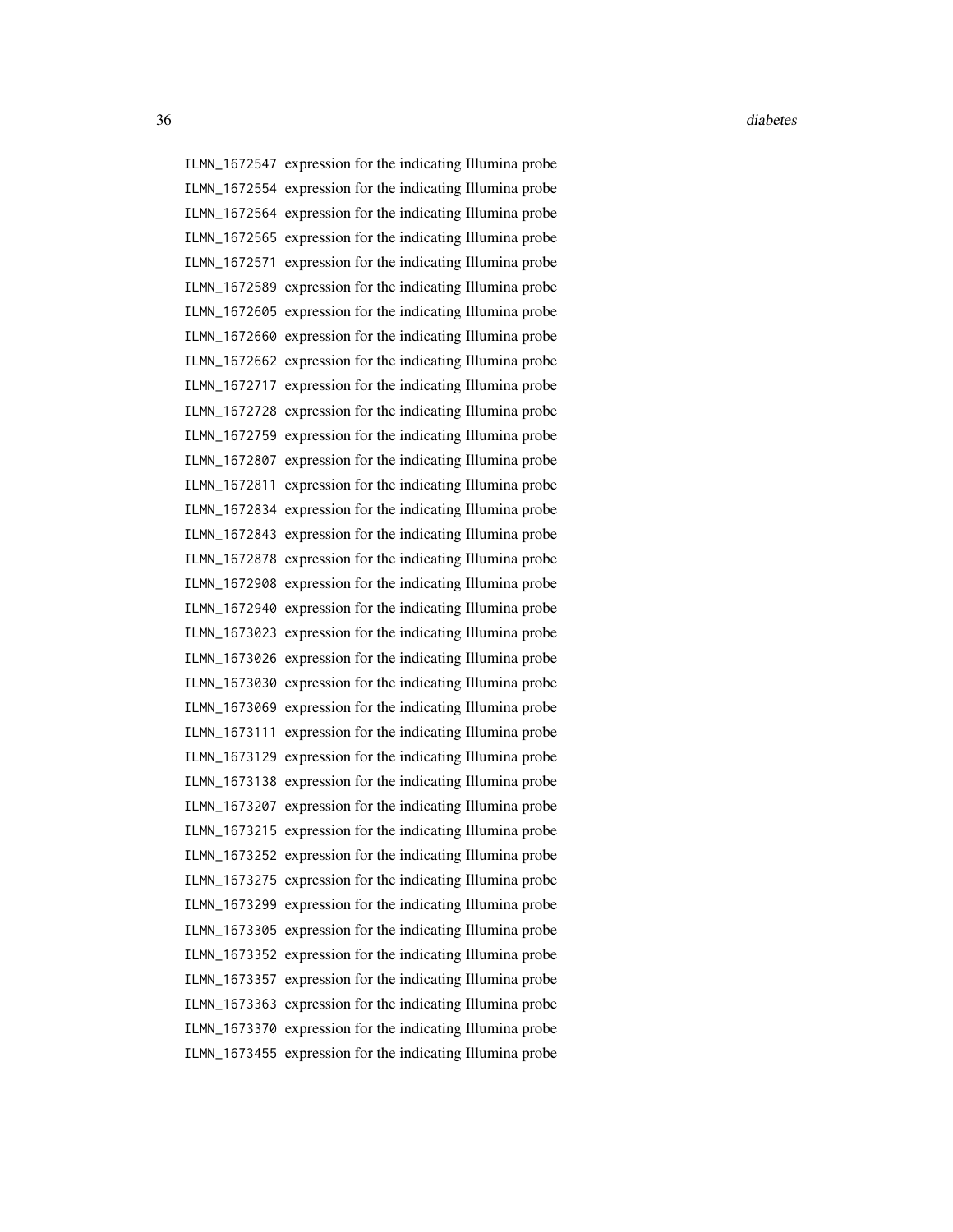| | |
|---|---|
| ILMN_1672547 | expression for the indicating Illumina probe |
| ILMN_1672554 | expression for the indicating Illumina probe |
| ILMN_1672564 | expression for the indicating Illumina probe |
| ILMN_1672565 | expression for the indicating Illumina probe |
| ILMN_1672571 | expression for the indicating Illumina probe |
| ILMN_1672589 | expression for the indicating Illumina probe |
| ILMN_1672605 | expression for the indicating Illumina probe |
| ILMN_1672660 | expression for the indicating Illumina probe |
| ILMN_1672662 | expression for the indicating Illumina probe |
| ILMN_1672717 | expression for the indicating Illumina probe |
| ILMN_1672728 | expression for the indicating Illumina probe |
| ILMN_1672759 | expression for the indicating Illumina probe |
| ILMN_1672807 | expression for the indicating Illumina probe |
| ILMN_1672811 | expression for the indicating Illumina probe |
| ILMN_1672834 | expression for the indicating Illumina probe |
| ILMN_1672843 | expression for the indicating Illumina probe |
| ILMN_1672878 | expression for the indicating Illumina probe |
| ILMN_1672908 | expression for the indicating Illumina probe |
| ILMN_1672940 | expression for the indicating Illumina probe |
| ILMN_1673023 | expression for the indicating Illumina probe |
| ILMN_1673026 | expression for the indicating Illumina probe |
| ILMN_1673030 | expression for the indicating Illumina probe |
| ILMN_1673069 | expression for the indicating Illumina probe |
| ILMN_1673111 | expression for the indicating Illumina probe |
| ILMN_1673129 | expression for the indicating Illumina probe |
| ILMN_1673138 | expression for the indicating Illumina probe |
| ILMN_1673207 | expression for the indicating Illumina probe |
| ILMN_1673215 | expression for the indicating Illumina probe |
| ILMN_1673252 | expression for the indicating Illumina probe |
| ILMN_1673275 | expression for the indicating Illumina probe |
| ILMN_1673299 | expression for the indicating Illumina probe |
| ILMN_1673305 | expression for the indicating Illumina probe |
| ILMN_1673352 | expression for the indicating Illumina probe |
| ILMN_1673357 | expression for the indicating Illumina probe |
| ILMN_1673363 | expression for the indicating Illumina probe |
| ILMN_1673370 | expression for the indicating Illumina probe |
| ILMN_1673455 | expression for the indicating Illumina probe |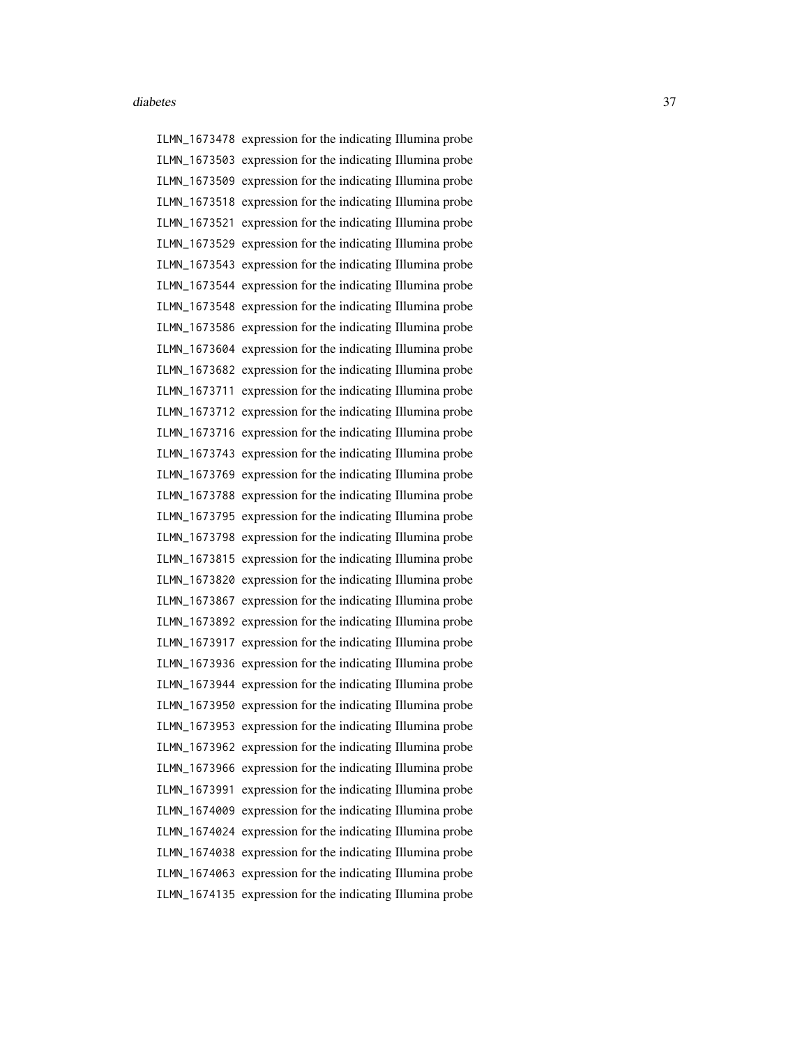ILMN_1673478 expression for the indicating Illumina probe
ILMN_1673503 expression for the indicating Illumina probe
ILMN_1673509 expression for the indicating Illumina probe
ILMN_1673518 expression for the indicating Illumina probe
ILMN_1673521 expression for the indicating Illumina probe
ILMN_1673529 expression for the indicating Illumina probe
ILMN_1673543 expression for the indicating Illumina probe
ILMN_1673544 expression for the indicating Illumina probe
ILMN_1673548 expression for the indicating Illumina probe
ILMN_1673586 expression for the indicating Illumina probe
ILMN_1673604 expression for the indicating Illumina probe
ILMN_1673682 expression for the indicating Illumina probe
ILMN_1673711 expression for the indicating Illumina probe
ILMN_1673712 expression for the indicating Illumina probe
ILMN_1673716 expression for the indicating Illumina probe
ILMN_1673743 expression for the indicating Illumina probe
ILMN_1673769 expression for the indicating Illumina probe
ILMN_1673788 expression for the indicating Illumina probe
ILMN_1673795 expression for the indicating Illumina probe
ILMN_1673798 expression for the indicating Illumina probe
ILMN_1673815 expression for the indicating Illumina probe
ILMN_1673820 expression for the indicating Illumina probe
ILMN_1673867 expression for the indicating Illumina probe
ILMN_1673892 expression for the indicating Illumina probe
ILMN_1673917 expression for the indicating Illumina probe
ILMN_1673936 expression for the indicating Illumina probe
ILMN_1673944 expression for the indicating Illumina probe
ILMN_1673950 expression for the indicating Illumina probe
ILMN_1673953 expression for the indicating Illumina probe
ILMN_1673962 expression for the indicating Illumina probe
ILMN_1673966 expression for the indicating Illumina probe
ILMN_1673991 expression for the indicating Illumina probe
ILMN_1674009 expression for the indicating Illumina probe
ILMN_1674024 expression for the indicating Illumina probe
ILMN_1674038 expression for the indicating Illumina probe
ILMN_1674063 expression for the indicating Illumina probe
ILMN_1674135 expression for the indicating Illumina probe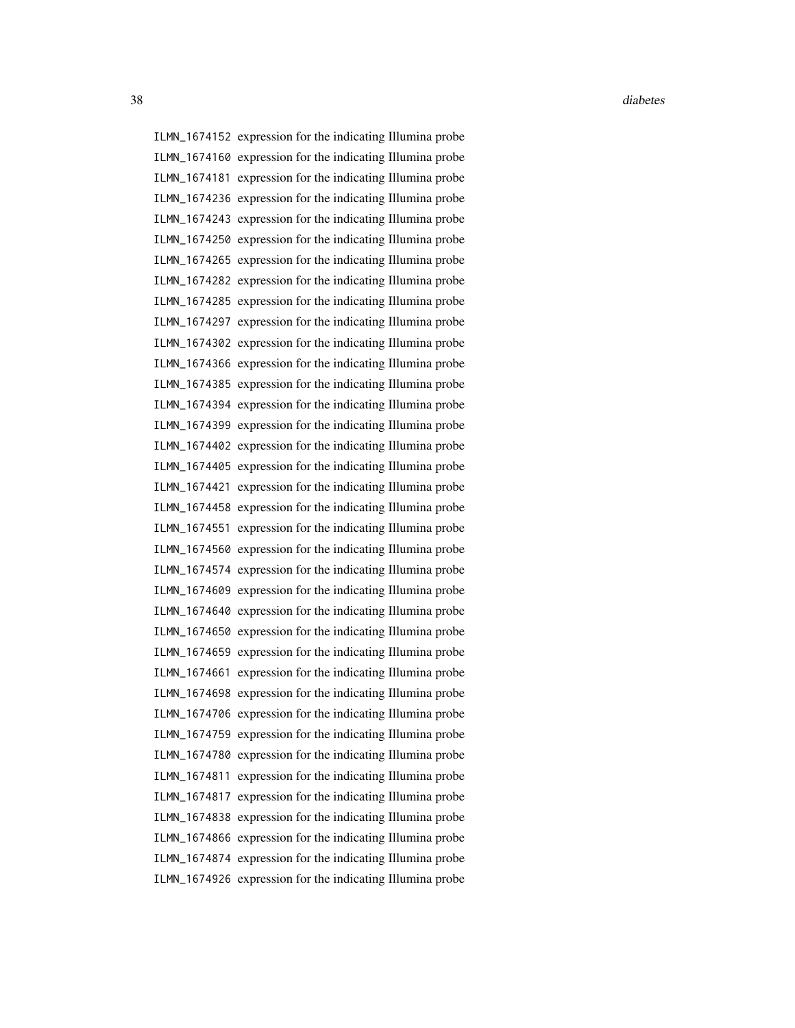ILMN_1674152 expression for the indicating Illumina probe
ILMN_1674160 expression for the indicating Illumina probe
ILMN_1674181 expression for the indicating Illumina probe
ILMN_1674236 expression for the indicating Illumina probe
ILMN_1674243 expression for the indicating Illumina probe
ILMN_1674250 expression for the indicating Illumina probe
ILMN_1674265 expression for the indicating Illumina probe
ILMN_1674282 expression for the indicating Illumina probe
ILMN_1674285 expression for the indicating Illumina probe
ILMN_1674297 expression for the indicating Illumina probe
ILMN_1674302 expression for the indicating Illumina probe
ILMN_1674366 expression for the indicating Illumina probe
ILMN_1674385 expression for the indicating Illumina probe
ILMN_1674394 expression for the indicating Illumina probe
ILMN_1674399 expression for the indicating Illumina probe
ILMN_1674402 expression for the indicating Illumina probe
ILMN_1674405 expression for the indicating Illumina probe
ILMN_1674421 expression for the indicating Illumina probe
ILMN_1674458 expression for the indicating Illumina probe
ILMN_1674551 expression for the indicating Illumina probe
ILMN_1674560 expression for the indicating Illumina probe
ILMN_1674574 expression for the indicating Illumina probe
ILMN_1674609 expression for the indicating Illumina probe
ILMN_1674640 expression for the indicating Illumina probe
ILMN_1674650 expression for the indicating Illumina probe
ILMN_1674659 expression for the indicating Illumina probe
ILMN_1674661 expression for the indicating Illumina probe
ILMN_1674698 expression for the indicating Illumina probe
ILMN_1674706 expression for the indicating Illumina probe
ILMN_1674759 expression for the indicating Illumina probe
ILMN_1674780 expression for the indicating Illumina probe
ILMN_1674811 expression for the indicating Illumina probe
ILMN_1674817 expression for the indicating Illumina probe
ILMN_1674838 expression for the indicating Illumina probe
ILMN_1674866 expression for the indicating Illumina probe
ILMN_1674874 expression for the indicating Illumina probe
ILMN_1674926 expression for the indicating Illumina probe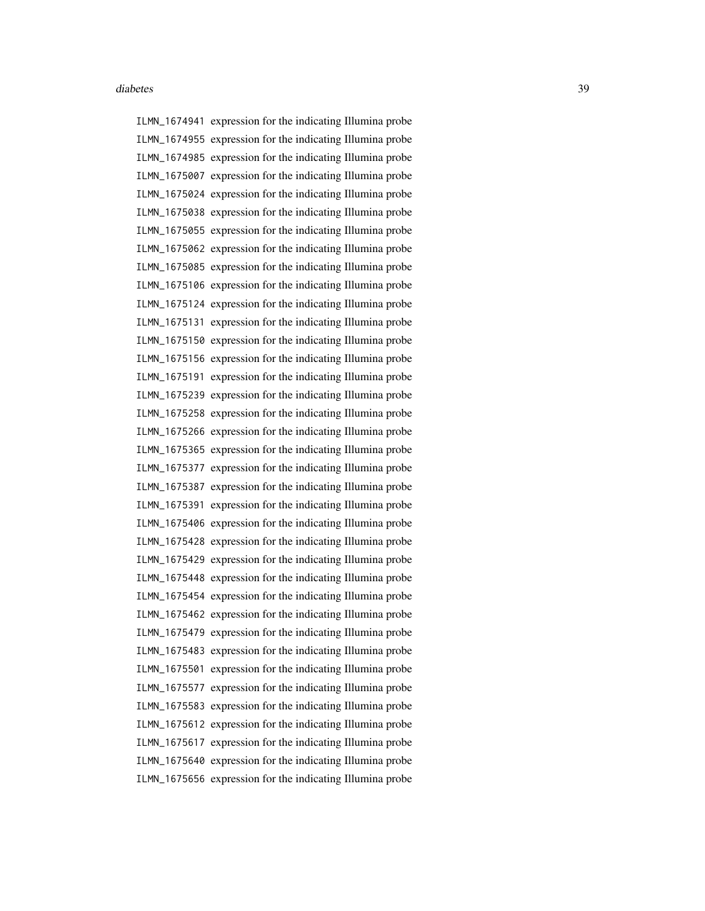| | |
|---|---|
| `ILMN_1674941` | expression for the indicating Illumina probe |
| `ILMN_1674955` | expression for the indicating Illumina probe |
| `ILMN_1674985` | expression for the indicating Illumina probe |
| `ILMN_1675007` | expression for the indicating Illumina probe |
| `ILMN_1675024` | expression for the indicating Illumina probe |
| `ILMN_1675038` | expression for the indicating Illumina probe |
| `ILMN_1675055` | expression for the indicating Illumina probe |
| `ILMN_1675062` | expression for the indicating Illumina probe |
| `ILMN_1675085` | expression for the indicating Illumina probe |
| `ILMN_1675106` | expression for the indicating Illumina probe |
| `ILMN_1675124` | expression for the indicating Illumina probe |
| `ILMN_1675131` | expression for the indicating Illumina probe |
| `ILMN_1675150` | expression for the indicating Illumina probe |
| `ILMN_1675156` | expression for the indicating Illumina probe |
| `ILMN_1675191` | expression for the indicating Illumina probe |
| `ILMN_1675239` | expression for the indicating Illumina probe |
| `ILMN_1675258` | expression for the indicating Illumina probe |
| `ILMN_1675266` | expression for the indicating Illumina probe |
| `ILMN_1675365` | expression for the indicating Illumina probe |
| `ILMN_1675377` | expression for the indicating Illumina probe |
| `ILMN_1675387` | expression for the indicating Illumina probe |
| `ILMN_1675391` | expression for the indicating Illumina probe |
| `ILMN_1675406` | expression for the indicating Illumina probe |
| `ILMN_1675428` | expression for the indicating Illumina probe |
| `ILMN_1675429` | expression for the indicating Illumina probe |
| `ILMN_1675448` | expression for the indicating Illumina probe |
| `ILMN_1675454` | expression for the indicating Illumina probe |
| `ILMN_1675462` | expression for the indicating Illumina probe |
| `ILMN_1675479` | expression for the indicating Illumina probe |
| `ILMN_1675483` | expression for the indicating Illumina probe |
| `ILMN_1675501` | expression for the indicating Illumina probe |
| `ILMN_1675577` | expression for the indicating Illumina probe |
| `ILMN_1675583` | expression for the indicating Illumina probe |
| `ILMN_1675612` | expression for the indicating Illumina probe |
| `ILMN_1675617` | expression for the indicating Illumina probe |
| `ILMN_1675640` | expression for the indicating Illumina probe |
| `ILMN_1675656` | expression for the indicating Illumina probe |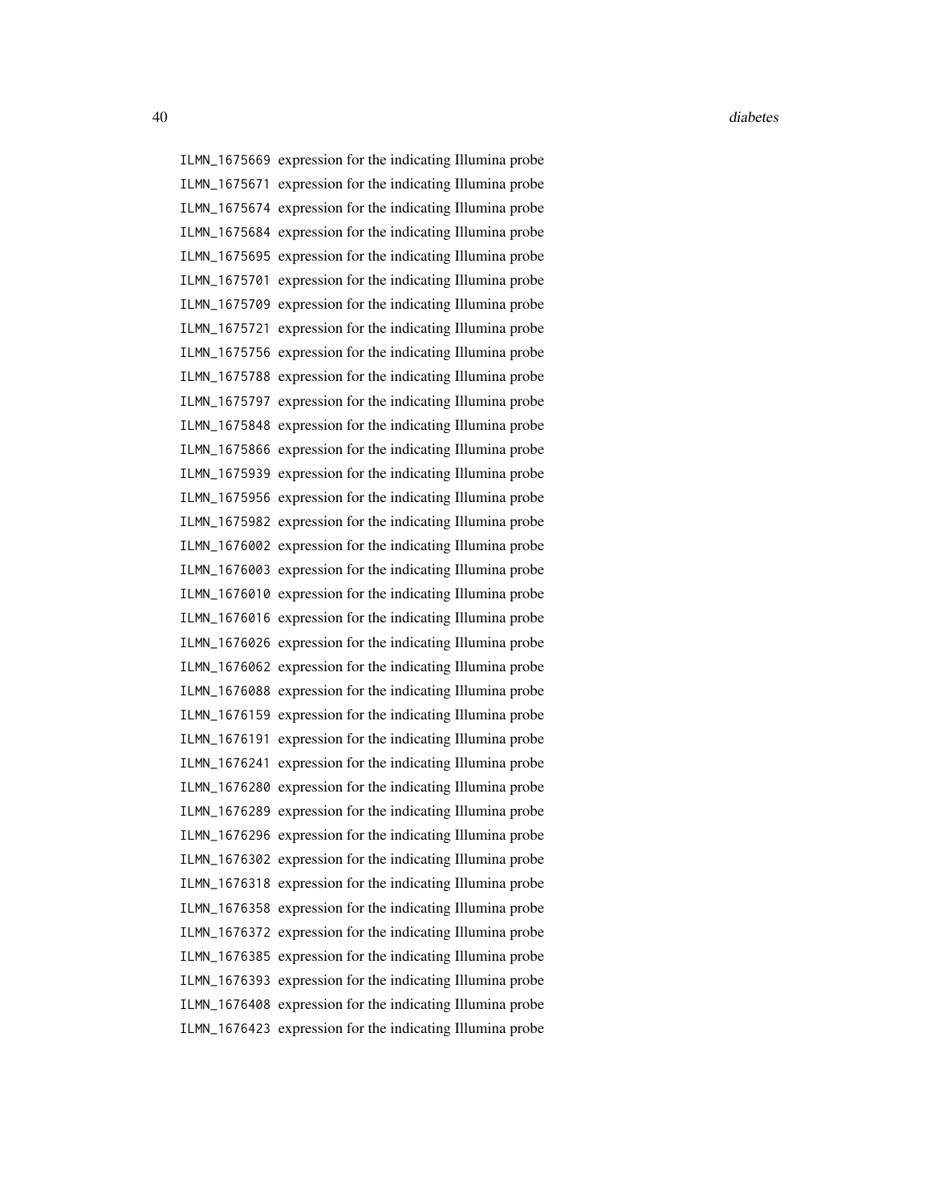ILMN_1675669 expression for the indicating Illumina probe
ILMN_1675671 expression for the indicating Illumina probe
ILMN_1675674 expression for the indicating Illumina probe
ILMN_1675684 expression for the indicating Illumina probe
ILMN_1675695 expression for the indicating Illumina probe
ILMN_1675701 expression for the indicating Illumina probe
ILMN_1675709 expression for the indicating Illumina probe
ILMN_1675721 expression for the indicating Illumina probe
ILMN_1675756 expression for the indicating Illumina probe
ILMN_1675788 expression for the indicating Illumina probe
ILMN_1675797 expression for the indicating Illumina probe
ILMN_1675848 expression for the indicating Illumina probe
ILMN_1675866 expression for the indicating Illumina probe
ILMN_1675939 expression for the indicating Illumina probe
ILMN_1675956 expression for the indicating Illumina probe
ILMN_1675982 expression for the indicating Illumina probe
ILMN_1676002 expression for the indicating Illumina probe
ILMN_1676003 expression for the indicating Illumina probe
ILMN_1676010 expression for the indicating Illumina probe
ILMN_1676016 expression for the indicating Illumina probe
ILMN_1676026 expression for the indicating Illumina probe
ILMN_1676062 expression for the indicating Illumina probe
ILMN_1676088 expression for the indicating Illumina probe
ILMN_1676159 expression for the indicating Illumina probe
ILMN_1676191 expression for the indicating Illumina probe
ILMN_1676241 expression for the indicating Illumina probe
ILMN_1676280 expression for the indicating Illumina probe
ILMN_1676289 expression for the indicating Illumina probe
ILMN_1676296 expression for the indicating Illumina probe
ILMN_1676302 expression for the indicating Illumina probe
ILMN_1676318 expression for the indicating Illumina probe
ILMN_1676358 expression for the indicating Illumina probe
ILMN_1676372 expression for the indicating Illumina probe
ILMN_1676385 expression for the indicating Illumina probe
ILMN_1676393 expression for the indicating Illumina probe
ILMN_1676408 expression for the indicating Illumina probe
ILMN_1676423 expression for the indicating Illumina probe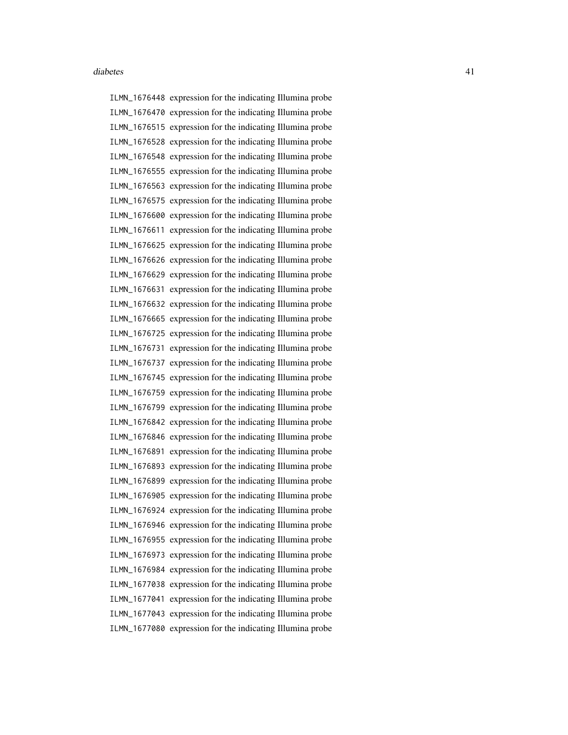ILMN_1676448 expression for the indicating Illumina probe
ILMN_1676470 expression for the indicating Illumina probe
ILMN_1676515 expression for the indicating Illumina probe
ILMN_1676528 expression for the indicating Illumina probe
ILMN_1676548 expression for the indicating Illumina probe
ILMN_1676555 expression for the indicating Illumina probe
ILMN_1676563 expression for the indicating Illumina probe
ILMN_1676575 expression for the indicating Illumina probe
ILMN_1676600 expression for the indicating Illumina probe
ILMN_1676611 expression for the indicating Illumina probe
ILMN_1676625 expression for the indicating Illumina probe
ILMN_1676626 expression for the indicating Illumina probe
ILMN_1676629 expression for the indicating Illumina probe
ILMN_1676631 expression for the indicating Illumina probe
ILMN_1676632 expression for the indicating Illumina probe
ILMN_1676665 expression for the indicating Illumina probe
ILMN_1676725 expression for the indicating Illumina probe
ILMN_1676731 expression for the indicating Illumina probe
ILMN_1676737 expression for the indicating Illumina probe
ILMN_1676745 expression for the indicating Illumina probe
ILMN_1676759 expression for the indicating Illumina probe
ILMN_1676799 expression for the indicating Illumina probe
ILMN_1676842 expression for the indicating Illumina probe
ILMN_1676846 expression for the indicating Illumina probe
ILMN_1676891 expression for the indicating Illumina probe
ILMN_1676893 expression for the indicating Illumina probe
ILMN_1676899 expression for the indicating Illumina probe
ILMN_1676905 expression for the indicating Illumina probe
ILMN_1676924 expression for the indicating Illumina probe
ILMN_1676946 expression for the indicating Illumina probe
ILMN_1676955 expression for the indicating Illumina probe
ILMN_1676973 expression for the indicating Illumina probe
ILMN_1676984 expression for the indicating Illumina probe
ILMN_1677038 expression for the indicating Illumina probe
ILMN_1677041 expression for the indicating Illumina probe
ILMN_1677043 expression for the indicating Illumina probe
ILMN_1677080 expression for the indicating Illumina probe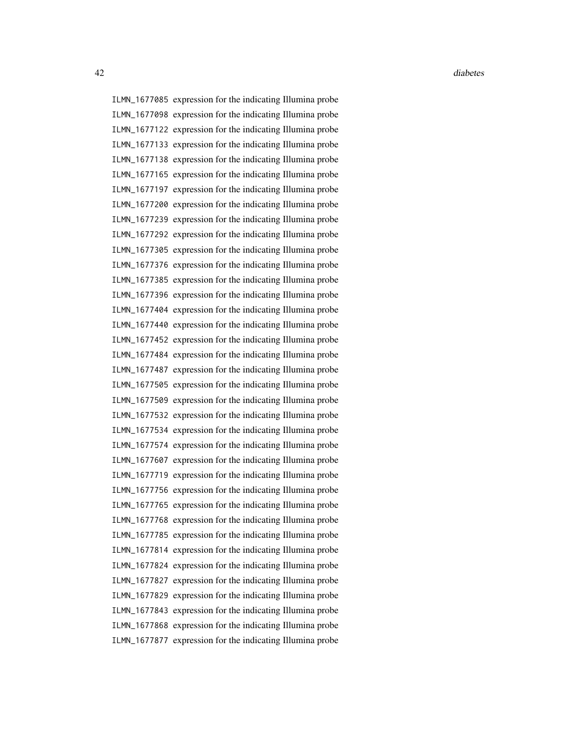| | |
|---|---|
| ILMN_1677085 | expression for the indicating Illumina probe |
| ILMN_1677098 | expression for the indicating Illumina probe |
| ILMN_1677122 | expression for the indicating Illumina probe |
| ILMN_1677133 | expression for the indicating Illumina probe |
| ILMN_1677138 | expression for the indicating Illumina probe |
| ILMN_1677165 | expression for the indicating Illumina probe |
| ILMN_1677197 | expression for the indicating Illumina probe |
| ILMN_1677200 | expression for the indicating Illumina probe |
| ILMN_1677239 | expression for the indicating Illumina probe |
| ILMN_1677292 | expression for the indicating Illumina probe |
| ILMN_1677305 | expression for the indicating Illumina probe |
| ILMN_1677376 | expression for the indicating Illumina probe |
| ILMN_1677385 | expression for the indicating Illumina probe |
| ILMN_1677396 | expression for the indicating Illumina probe |
| ILMN_1677404 | expression for the indicating Illumina probe |
| ILMN_1677440 | expression for the indicating Illumina probe |
| ILMN_1677452 | expression for the indicating Illumina probe |
| ILMN_1677484 | expression for the indicating Illumina probe |
| ILMN_1677487 | expression for the indicating Illumina probe |
| ILMN_1677505 | expression for the indicating Illumina probe |
| ILMN_1677509 | expression for the indicating Illumina probe |
| ILMN_1677532 | expression for the indicating Illumina probe |
| ILMN_1677534 | expression for the indicating Illumina probe |
| ILMN_1677574 | expression for the indicating Illumina probe |
| ILMN_1677607 | expression for the indicating Illumina probe |
| ILMN_1677719 | expression for the indicating Illumina probe |
| ILMN_1677756 | expression for the indicating Illumina probe |
| ILMN_1677765 | expression for the indicating Illumina probe |
| ILMN_1677768 | expression for the indicating Illumina probe |
| ILMN_1677785 | expression for the indicating Illumina probe |
| ILMN_1677814 | expression for the indicating Illumina probe |
| ILMN_1677824 | expression for the indicating Illumina probe |
| ILMN_1677827 | expression for the indicating Illumina probe |
| ILMN_1677829 | expression for the indicating Illumina probe |
| ILMN_1677843 | expression for the indicating Illumina probe |
| ILMN_1677868 | expression for the indicating Illumina probe |
| ILMN_1677877 | expression for the indicating Illumina probe |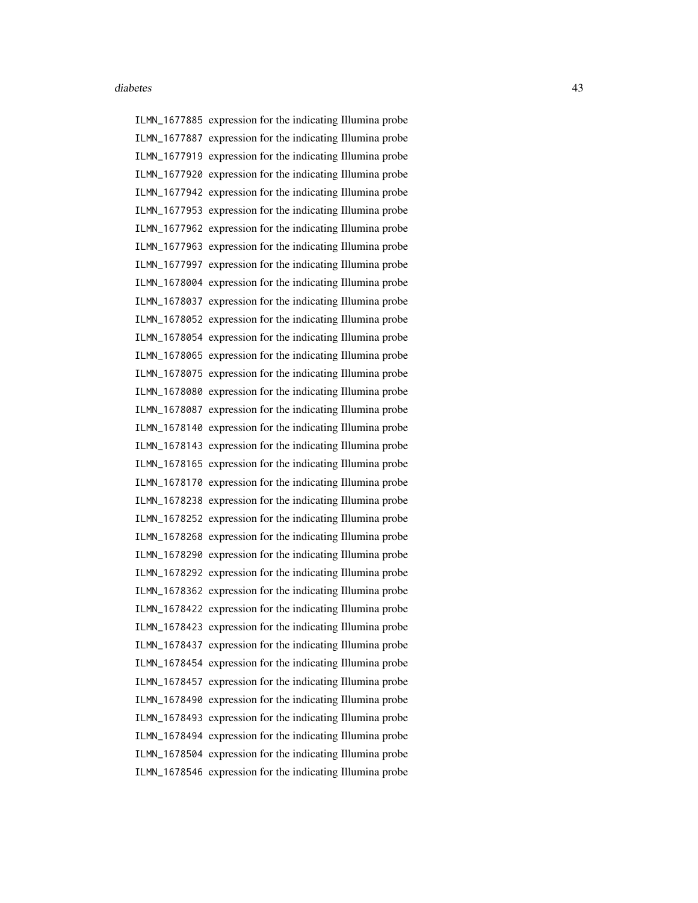ILMN_1677885 expression for the indicating Illumina probe
ILMN_1677887 expression for the indicating Illumina probe
ILMN_1677919 expression for the indicating Illumina probe
ILMN_1677920 expression for the indicating Illumina probe
ILMN_1677942 expression for the indicating Illumina probe
ILMN_1677953 expression for the indicating Illumina probe
ILMN_1677962 expression for the indicating Illumina probe
ILMN_1677963 expression for the indicating Illumina probe
ILMN_1677997 expression for the indicating Illumina probe
ILMN_1678004 expression for the indicating Illumina probe
ILMN_1678037 expression for the indicating Illumina probe
ILMN_1678052 expression for the indicating Illumina probe
ILMN_1678054 expression for the indicating Illumina probe
ILMN_1678065 expression for the indicating Illumina probe
ILMN_1678075 expression for the indicating Illumina probe
ILMN_1678080 expression for the indicating Illumina probe
ILMN_1678087 expression for the indicating Illumina probe
ILMN_1678140 expression for the indicating Illumina probe
ILMN_1678143 expression for the indicating Illumina probe
ILMN_1678165 expression for the indicating Illumina probe
ILMN_1678170 expression for the indicating Illumina probe
ILMN_1678238 expression for the indicating Illumina probe
ILMN_1678252 expression for the indicating Illumina probe
ILMN_1678268 expression for the indicating Illumina probe
ILMN_1678290 expression for the indicating Illumina probe
ILMN_1678292 expression for the indicating Illumina probe
ILMN_1678362 expression for the indicating Illumina probe
ILMN_1678422 expression for the indicating Illumina probe
ILMN_1678423 expression for the indicating Illumina probe
ILMN_1678437 expression for the indicating Illumina probe
ILMN_1678454 expression for the indicating Illumina probe
ILMN_1678457 expression for the indicating Illumina probe
ILMN_1678490 expression for the indicating Illumina probe
ILMN_1678493 expression for the indicating Illumina probe
ILMN_1678494 expression for the indicating Illumina probe
ILMN_1678504 expression for the indicating Illumina probe
ILMN_1678546 expression for the indicating Illumina probe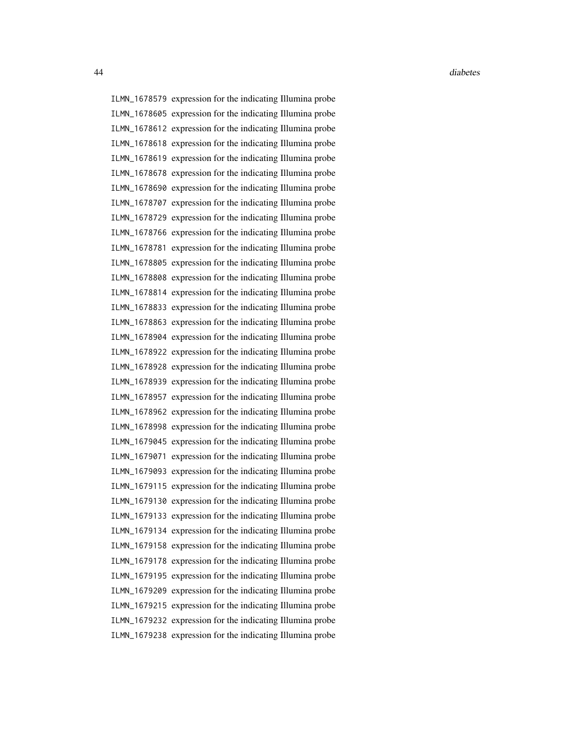ILMN_1678579 expression for the indicating Illumina probe
ILMN_1678605 expression for the indicating Illumina probe
ILMN_1678612 expression for the indicating Illumina probe
ILMN_1678618 expression for the indicating Illumina probe
ILMN_1678619 expression for the indicating Illumina probe
ILMN_1678678 expression for the indicating Illumina probe
ILMN_1678690 expression for the indicating Illumina probe
ILMN_1678707 expression for the indicating Illumina probe
ILMN_1678729 expression for the indicating Illumina probe
ILMN_1678766 expression for the indicating Illumina probe
ILMN_1678781 expression for the indicating Illumina probe
ILMN_1678805 expression for the indicating Illumina probe
ILMN_1678808 expression for the indicating Illumina probe
ILMN_1678814 expression for the indicating Illumina probe
ILMN_1678833 expression for the indicating Illumina probe
ILMN_1678863 expression for the indicating Illumina probe
ILMN_1678904 expression for the indicating Illumina probe
ILMN_1678922 expression for the indicating Illumina probe
ILMN_1678928 expression for the indicating Illumina probe
ILMN_1678939 expression for the indicating Illumina probe
ILMN_1678957 expression for the indicating Illumina probe
ILMN_1678962 expression for the indicating Illumina probe
ILMN_1678998 expression for the indicating Illumina probe
ILMN_1679045 expression for the indicating Illumina probe
ILMN_1679071 expression for the indicating Illumina probe
ILMN_1679093 expression for the indicating Illumina probe
ILMN_1679115 expression for the indicating Illumina probe
ILMN_1679130 expression for the indicating Illumina probe
ILMN_1679133 expression for the indicating Illumina probe
ILMN_1679134 expression for the indicating Illumina probe
ILMN_1679158 expression for the indicating Illumina probe
ILMN_1679178 expression for the indicating Illumina probe
ILMN_1679195 expression for the indicating Illumina probe
ILMN_1679209 expression for the indicating Illumina probe
ILMN_1679215 expression for the indicating Illumina probe
ILMN_1679232 expression for the indicating Illumina probe
ILMN_1679238 expression for the indicating Illumina probe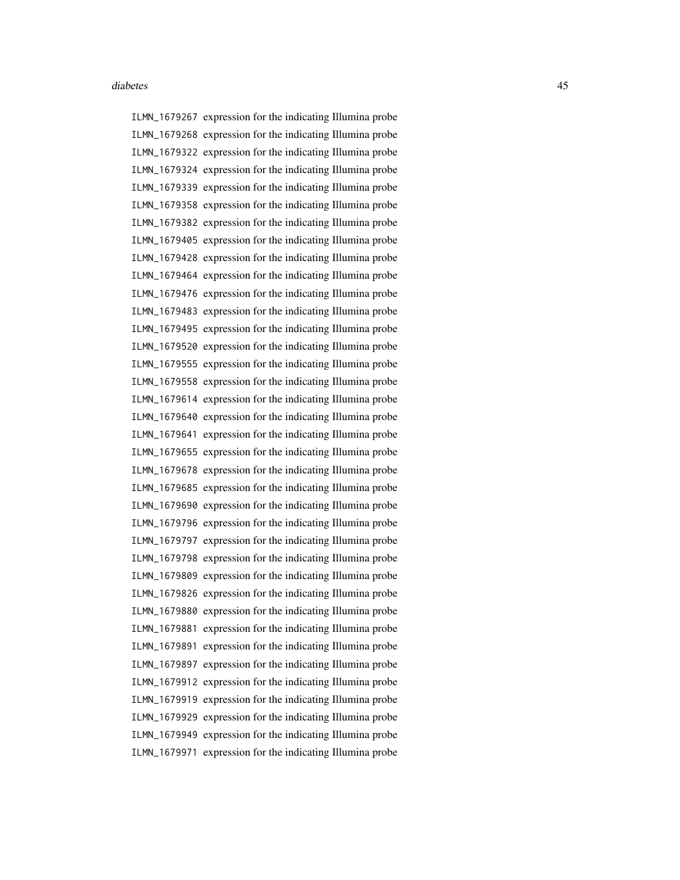ILMN_1679267 expression for the indicating Illumina probe
ILMN_1679268 expression for the indicating Illumina probe
ILMN_1679322 expression for the indicating Illumina probe
ILMN_1679324 expression for the indicating Illumina probe
ILMN_1679339 expression for the indicating Illumina probe
ILMN_1679358 expression for the indicating Illumina probe
ILMN_1679382 expression for the indicating Illumina probe
ILMN_1679405 expression for the indicating Illumina probe
ILMN_1679428 expression for the indicating Illumina probe
ILMN_1679464 expression for the indicating Illumina probe
ILMN_1679476 expression for the indicating Illumina probe
ILMN_1679483 expression for the indicating Illumina probe
ILMN_1679495 expression for the indicating Illumina probe
ILMN_1679520 expression for the indicating Illumina probe
ILMN_1679555 expression for the indicating Illumina probe
ILMN_1679558 expression for the indicating Illumina probe
ILMN_1679614 expression for the indicating Illumina probe
ILMN_1679640 expression for the indicating Illumina probe
ILMN_1679641 expression for the indicating Illumina probe
ILMN_1679655 expression for the indicating Illumina probe
ILMN_1679678 expression for the indicating Illumina probe
ILMN_1679685 expression for the indicating Illumina probe
ILMN_1679690 expression for the indicating Illumina probe
ILMN_1679796 expression for the indicating Illumina probe
ILMN_1679797 expression for the indicating Illumina probe
ILMN_1679798 expression for the indicating Illumina probe
ILMN_1679809 expression for the indicating Illumina probe
ILMN_1679826 expression for the indicating Illumina probe
ILMN_1679880 expression for the indicating Illumina probe
ILMN_1679881 expression for the indicating Illumina probe
ILMN_1679891 expression for the indicating Illumina probe
ILMN_1679897 expression for the indicating Illumina probe
ILMN_1679912 expression for the indicating Illumina probe
ILMN_1679919 expression for the indicating Illumina probe
ILMN_1679929 expression for the indicating Illumina probe
ILMN_1679949 expression for the indicating Illumina probe
ILMN_1679971 expression for the indicating Illumina probe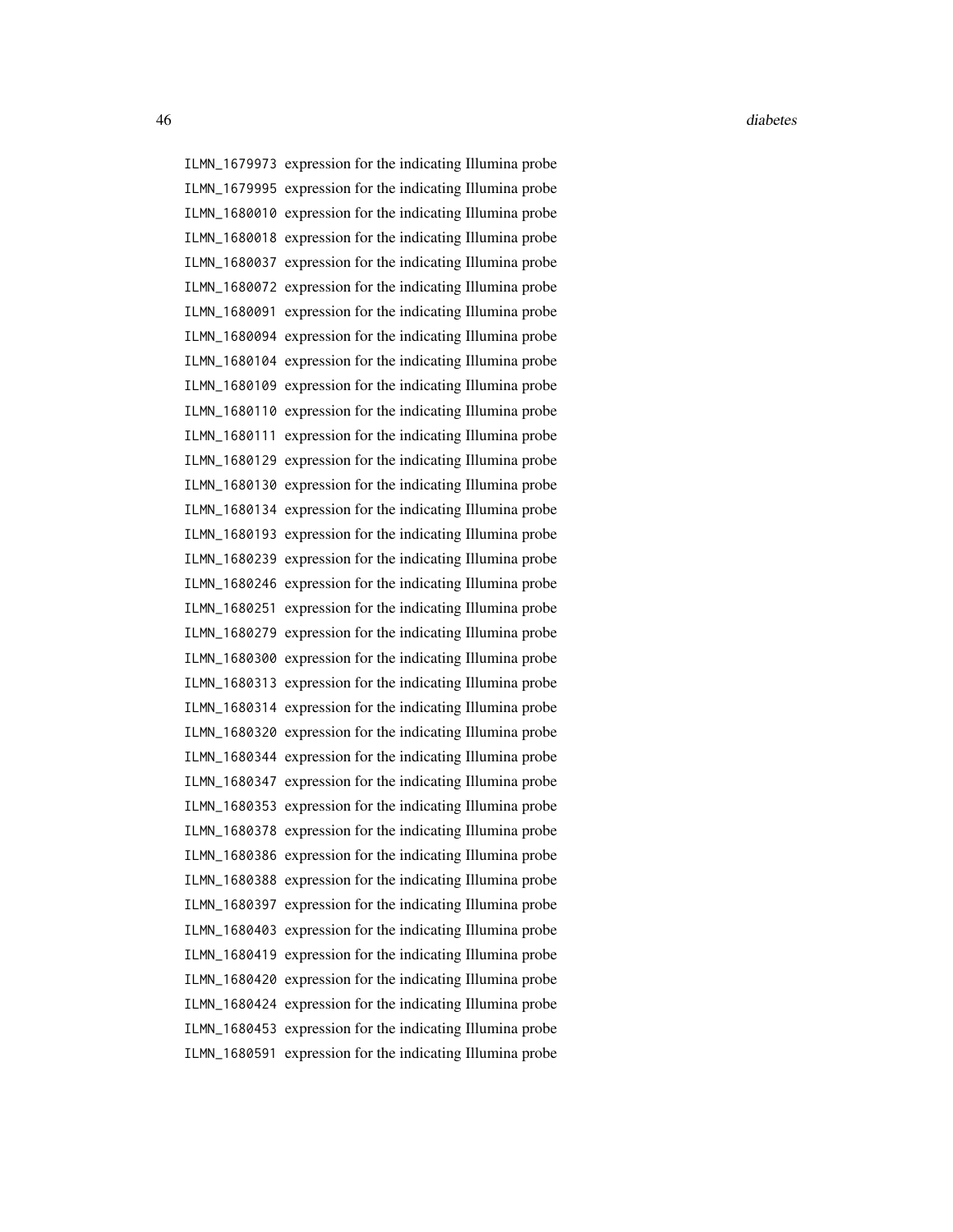ILMN_1679973 expression for the indicating Illumina probe
ILMN_1679995 expression for the indicating Illumina probe
ILMN_1680010 expression for the indicating Illumina probe
ILMN_1680018 expression for the indicating Illumina probe
ILMN_1680037 expression for the indicating Illumina probe
ILMN_1680072 expression for the indicating Illumina probe
ILMN_1680091 expression for the indicating Illumina probe
ILMN_1680094 expression for the indicating Illumina probe
ILMN_1680104 expression for the indicating Illumina probe
ILMN_1680109 expression for the indicating Illumina probe
ILMN_1680110 expression for the indicating Illumina probe
ILMN_1680111 expression for the indicating Illumina probe
ILMN_1680129 expression for the indicating Illumina probe
ILMN_1680130 expression for the indicating Illumina probe
ILMN_1680134 expression for the indicating Illumina probe
ILMN_1680193 expression for the indicating Illumina probe
ILMN_1680239 expression for the indicating Illumina probe
ILMN_1680246 expression for the indicating Illumina probe
ILMN_1680251 expression for the indicating Illumina probe
ILMN_1680279 expression for the indicating Illumina probe
ILMN_1680300 expression for the indicating Illumina probe
ILMN_1680313 expression for the indicating Illumina probe
ILMN_1680314 expression for the indicating Illumina probe
ILMN_1680320 expression for the indicating Illumina probe
ILMN_1680344 expression for the indicating Illumina probe
ILMN_1680347 expression for the indicating Illumina probe
ILMN_1680353 expression for the indicating Illumina probe
ILMN_1680378 expression for the indicating Illumina probe
ILMN_1680386 expression for the indicating Illumina probe
ILMN_1680388 expression for the indicating Illumina probe
ILMN_1680397 expression for the indicating Illumina probe
ILMN_1680403 expression for the indicating Illumina probe
ILMN_1680419 expression for the indicating Illumina probe
ILMN_1680420 expression for the indicating Illumina probe
ILMN_1680424 expression for the indicating Illumina probe
ILMN_1680453 expression for the indicating Illumina probe
ILMN_1680591 expression for the indicating Illumina probe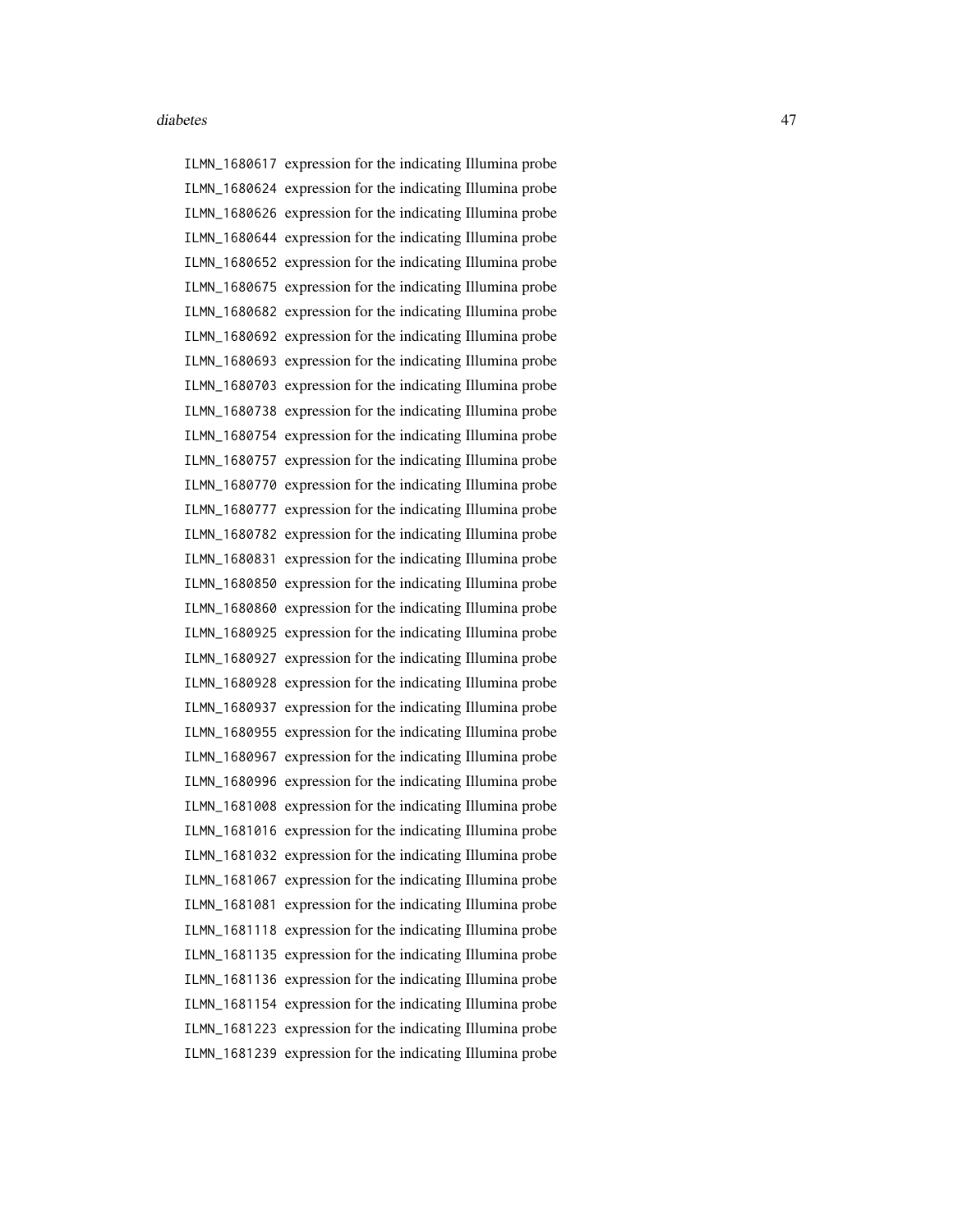ILMN_1680617 expression for the indicating Illumina probe
ILMN_1680624 expression for the indicating Illumina probe
ILMN_1680626 expression for the indicating Illumina probe
ILMN_1680644 expression for the indicating Illumina probe
ILMN_1680652 expression for the indicating Illumina probe
ILMN_1680675 expression for the indicating Illumina probe
ILMN_1680682 expression for the indicating Illumina probe
ILMN_1680692 expression for the indicating Illumina probe
ILMN_1680693 expression for the indicating Illumina probe
ILMN_1680703 expression for the indicating Illumina probe
ILMN_1680738 expression for the indicating Illumina probe
ILMN_1680754 expression for the indicating Illumina probe
ILMN_1680757 expression for the indicating Illumina probe
ILMN_1680770 expression for the indicating Illumina probe
ILMN_1680777 expression for the indicating Illumina probe
ILMN_1680782 expression for the indicating Illumina probe
ILMN_1680831 expression for the indicating Illumina probe
ILMN_1680850 expression for the indicating Illumina probe
ILMN_1680860 expression for the indicating Illumina probe
ILMN_1680925 expression for the indicating Illumina probe
ILMN_1680927 expression for the indicating Illumina probe
ILMN_1680928 expression for the indicating Illumina probe
ILMN_1680937 expression for the indicating Illumina probe
ILMN_1680955 expression for the indicating Illumina probe
ILMN_1680967 expression for the indicating Illumina probe
ILMN_1680996 expression for the indicating Illumina probe
ILMN_1681008 expression for the indicating Illumina probe
ILMN_1681016 expression for the indicating Illumina probe
ILMN_1681032 expression for the indicating Illumina probe
ILMN_1681067 expression for the indicating Illumina probe
ILMN_1681081 expression for the indicating Illumina probe
ILMN_1681118 expression for the indicating Illumina probe
ILMN_1681135 expression for the indicating Illumina probe
ILMN_1681136 expression for the indicating Illumina probe
ILMN_1681154 expression for the indicating Illumina probe
ILMN_1681223 expression for the indicating Illumina probe
ILMN_1681239 expression for the indicating Illumina probe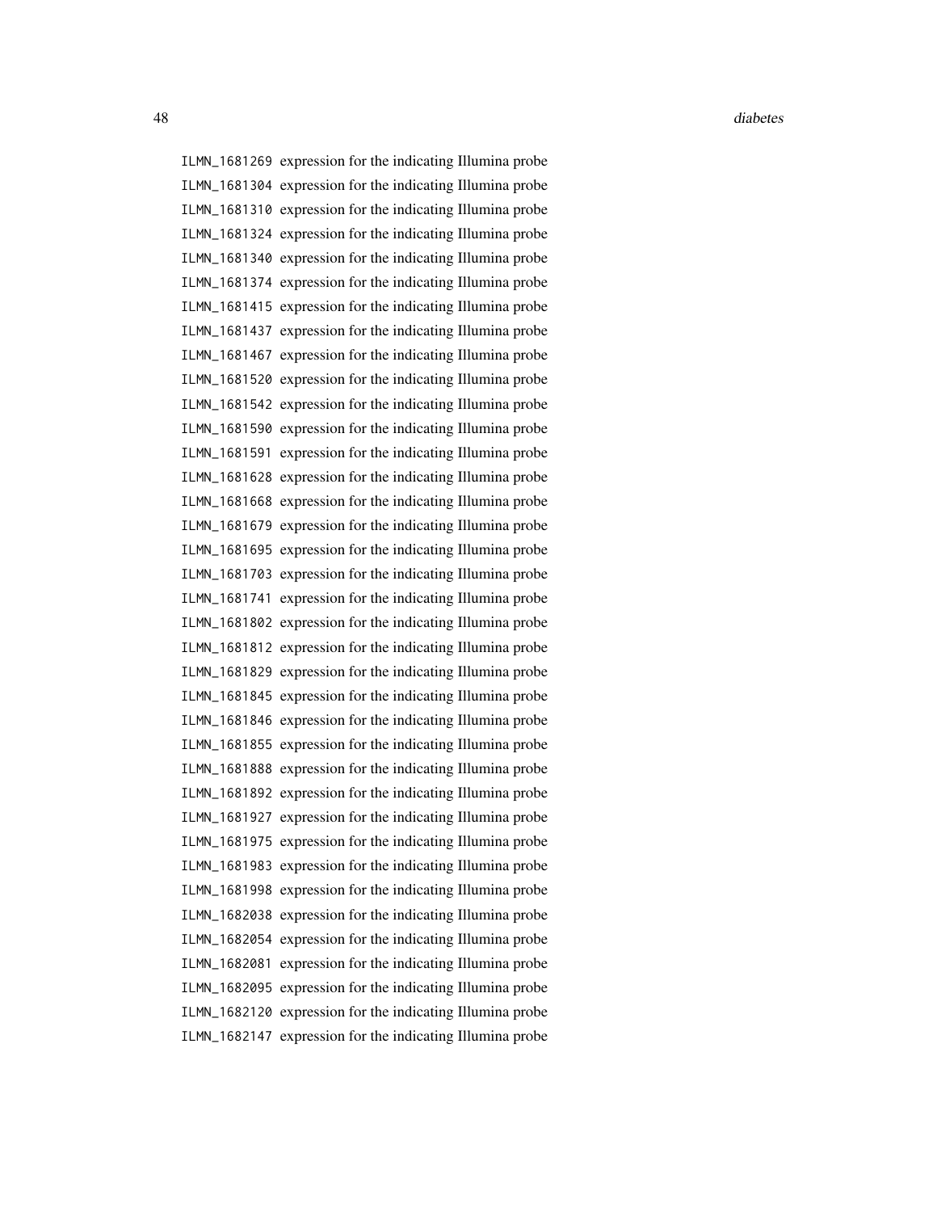| | |
|---|---|
| ILMN_1681269 | expression for the indicating Illumina probe |
| ILMN_1681304 | expression for the indicating Illumina probe |
| ILMN_1681310 | expression for the indicating Illumina probe |
| ILMN_1681324 | expression for the indicating Illumina probe |
| ILMN_1681340 | expression for the indicating Illumina probe |
| ILMN_1681374 | expression for the indicating Illumina probe |
| ILMN_1681415 | expression for the indicating Illumina probe |
| ILMN_1681437 | expression for the indicating Illumina probe |
| ILMN_1681467 | expression for the indicating Illumina probe |
| ILMN_1681520 | expression for the indicating Illumina probe |
| ILMN_1681542 | expression for the indicating Illumina probe |
| ILMN_1681590 | expression for the indicating Illumina probe |
| ILMN_1681591 | expression for the indicating Illumina probe |
| ILMN_1681628 | expression for the indicating Illumina probe |
| ILMN_1681668 | expression for the indicating Illumina probe |
| ILMN_1681679 | expression for the indicating Illumina probe |
| ILMN_1681695 | expression for the indicating Illumina probe |
| ILMN_1681703 | expression for the indicating Illumina probe |
| ILMN_1681741 | expression for the indicating Illumina probe |
| ILMN_1681802 | expression for the indicating Illumina probe |
| ILMN_1681812 | expression for the indicating Illumina probe |
| ILMN_1681829 | expression for the indicating Illumina probe |
| ILMN_1681845 | expression for the indicating Illumina probe |
| ILMN_1681846 | expression for the indicating Illumina probe |
| ILMN_1681855 | expression for the indicating Illumina probe |
| ILMN_1681888 | expression for the indicating Illumina probe |
| ILMN_1681892 | expression for the indicating Illumina probe |
| ILMN_1681927 | expression for the indicating Illumina probe |
| ILMN_1681975 | expression for the indicating Illumina probe |
| ILMN_1681983 | expression for the indicating Illumina probe |
| ILMN_1681998 | expression for the indicating Illumina probe |
| ILMN_1682038 | expression for the indicating Illumina probe |
| ILMN_1682054 | expression for the indicating Illumina probe |
| ILMN_1682081 | expression for the indicating Illumina probe |
| ILMN_1682095 | expression for the indicating Illumina probe |
| ILMN_1682120 | expression for the indicating Illumina probe |
| ILMN_1682147 | expression for the indicating Illumina probe |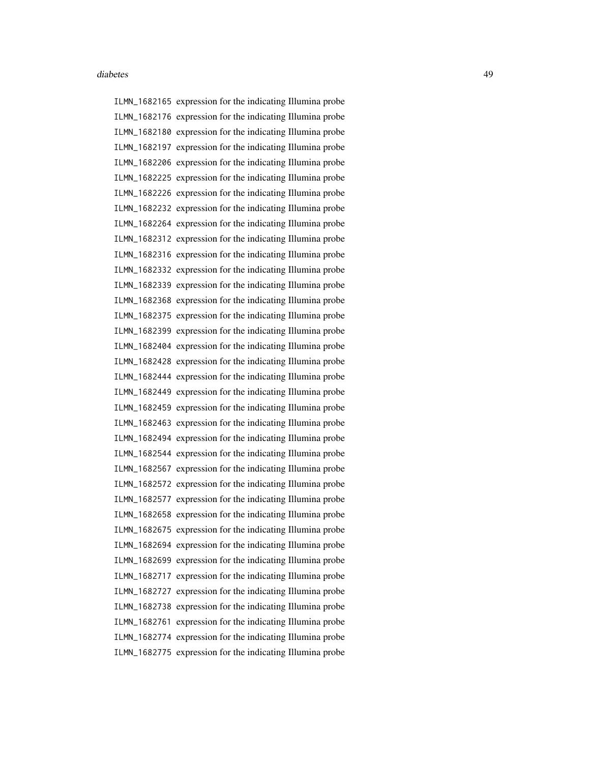ILMN_1682165 expression for the indicating Illumina probe
ILMN_1682176 expression for the indicating Illumina probe
ILMN_1682180 expression for the indicating Illumina probe
ILMN_1682197 expression for the indicating Illumina probe
ILMN_1682206 expression for the indicating Illumina probe
ILMN_1682225 expression for the indicating Illumina probe
ILMN_1682226 expression for the indicating Illumina probe
ILMN_1682232 expression for the indicating Illumina probe
ILMN_1682264 expression for the indicating Illumina probe
ILMN_1682312 expression for the indicating Illumina probe
ILMN_1682316 expression for the indicating Illumina probe
ILMN_1682332 expression for the indicating Illumina probe
ILMN_1682339 expression for the indicating Illumina probe
ILMN_1682368 expression for the indicating Illumina probe
ILMN_1682375 expression for the indicating Illumina probe
ILMN_1682399 expression for the indicating Illumina probe
ILMN_1682404 expression for the indicating Illumina probe
ILMN_1682428 expression for the indicating Illumina probe
ILMN_1682444 expression for the indicating Illumina probe
ILMN_1682449 expression for the indicating Illumina probe
ILMN_1682459 expression for the indicating Illumina probe
ILMN_1682463 expression for the indicating Illumina probe
ILMN_1682494 expression for the indicating Illumina probe
ILMN_1682544 expression for the indicating Illumina probe
ILMN_1682567 expression for the indicating Illumina probe
ILMN_1682572 expression for the indicating Illumina probe
ILMN_1682577 expression for the indicating Illumina probe
ILMN_1682658 expression for the indicating Illumina probe
ILMN_1682675 expression for the indicating Illumina probe
ILMN_1682694 expression for the indicating Illumina probe
ILMN_1682699 expression for the indicating Illumina probe
ILMN_1682717 expression for the indicating Illumina probe
ILMN_1682727 expression for the indicating Illumina probe
ILMN_1682738 expression for the indicating Illumina probe
ILMN_1682761 expression for the indicating Illumina probe
ILMN_1682774 expression for the indicating Illumina probe
ILMN_1682775 expression for the indicating Illumina probe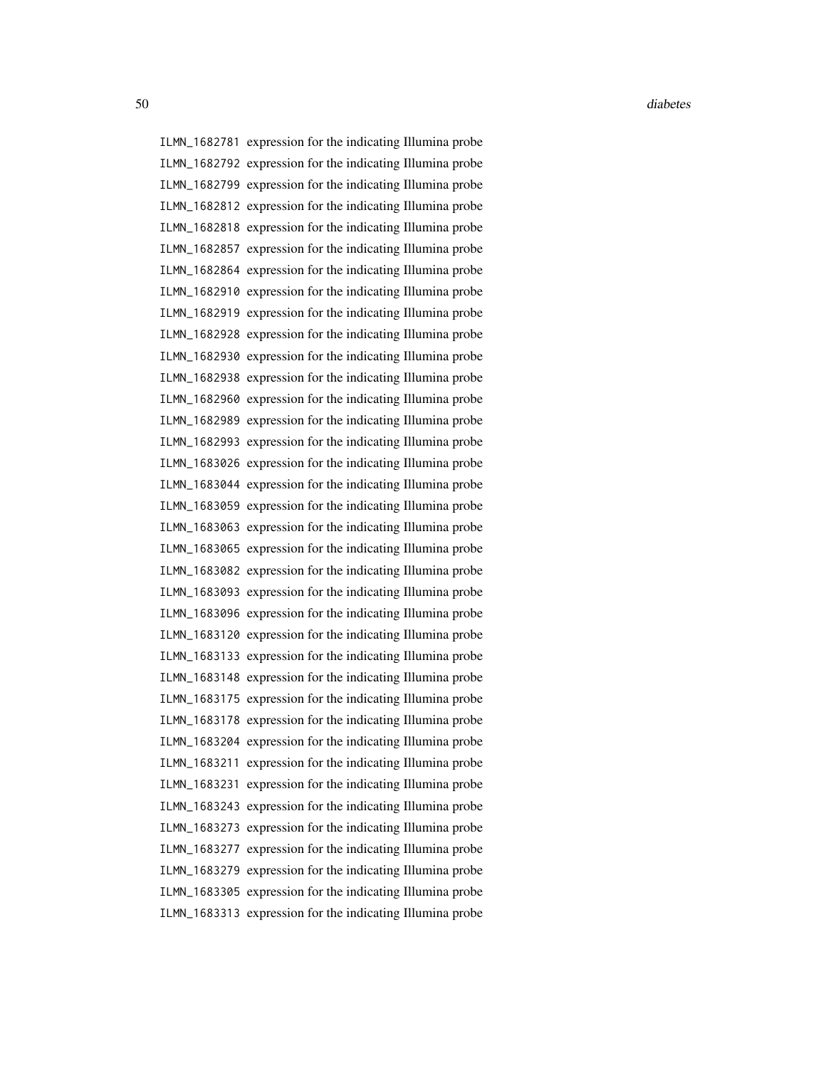ILMN_1682781 expression for the indicating Illumina probe
ILMN_1682792 expression for the indicating Illumina probe
ILMN_1682799 expression for the indicating Illumina probe
ILMN_1682812 expression for the indicating Illumina probe
ILMN_1682818 expression for the indicating Illumina probe
ILMN_1682857 expression for the indicating Illumina probe
ILMN_1682864 expression for the indicating Illumina probe
ILMN_1682910 expression for the indicating Illumina probe
ILMN_1682919 expression for the indicating Illumina probe
ILMN_1682928 expression for the indicating Illumina probe
ILMN_1682930 expression for the indicating Illumina probe
ILMN_1682938 expression for the indicating Illumina probe
ILMN_1682960 expression for the indicating Illumina probe
ILMN_1682989 expression for the indicating Illumina probe
ILMN_1682993 expression for the indicating Illumina probe
ILMN_1683026 expression for the indicating Illumina probe
ILMN_1683044 expression for the indicating Illumina probe
ILMN_1683059 expression for the indicating Illumina probe
ILMN_1683063 expression for the indicating Illumina probe
ILMN_1683065 expression for the indicating Illumina probe
ILMN_1683082 expression for the indicating Illumina probe
ILMN_1683093 expression for the indicating Illumina probe
ILMN_1683096 expression for the indicating Illumina probe
ILMN_1683120 expression for the indicating Illumina probe
ILMN_1683133 expression for the indicating Illumina probe
ILMN_1683148 expression for the indicating Illumina probe
ILMN_1683175 expression for the indicating Illumina probe
ILMN_1683178 expression for the indicating Illumina probe
ILMN_1683204 expression for the indicating Illumina probe
ILMN_1683211 expression for the indicating Illumina probe
ILMN_1683231 expression for the indicating Illumina probe
ILMN_1683243 expression for the indicating Illumina probe
ILMN_1683273 expression for the indicating Illumina probe
ILMN_1683277 expression for the indicating Illumina probe
ILMN_1683279 expression for the indicating Illumina probe
ILMN_1683305 expression for the indicating Illumina probe
ILMN_1683313 expression for the indicating Illumina probe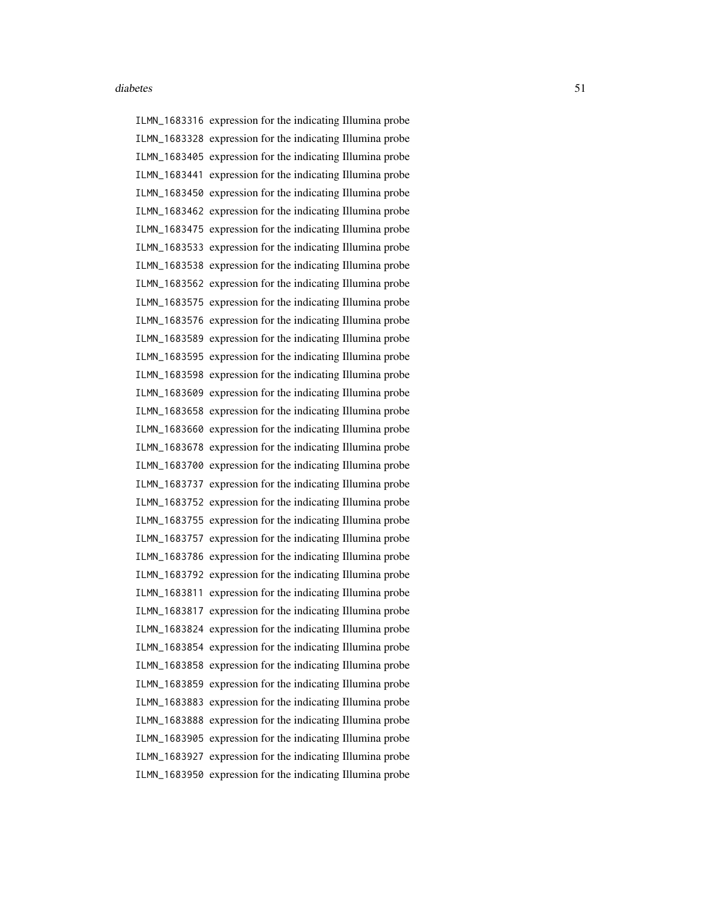ILMN_1683316 expression for the indicating Illumina probe
ILMN_1683328 expression for the indicating Illumina probe
ILMN_1683405 expression for the indicating Illumina probe
ILMN_1683441 expression for the indicating Illumina probe
ILMN_1683450 expression for the indicating Illumina probe
ILMN_1683462 expression for the indicating Illumina probe
ILMN_1683475 expression for the indicating Illumina probe
ILMN_1683533 expression for the indicating Illumina probe
ILMN_1683538 expression for the indicating Illumina probe
ILMN_1683562 expression for the indicating Illumina probe
ILMN_1683575 expression for the indicating Illumina probe
ILMN_1683576 expression for the indicating Illumina probe
ILMN_1683589 expression for the indicating Illumina probe
ILMN_1683595 expression for the indicating Illumina probe
ILMN_1683598 expression for the indicating Illumina probe
ILMN_1683609 expression for the indicating Illumina probe
ILMN_1683658 expression for the indicating Illumina probe
ILMN_1683660 expression for the indicating Illumina probe
ILMN_1683678 expression for the indicating Illumina probe
ILMN_1683700 expression for the indicating Illumina probe
ILMN_1683737 expression for the indicating Illumina probe
ILMN_1683752 expression for the indicating Illumina probe
ILMN_1683755 expression for the indicating Illumina probe
ILMN_1683757 expression for the indicating Illumina probe
ILMN_1683786 expression for the indicating Illumina probe
ILMN_1683792 expression for the indicating Illumina probe
ILMN_1683811 expression for the indicating Illumina probe
ILMN_1683817 expression for the indicating Illumina probe
ILMN_1683824 expression for the indicating Illumina probe
ILMN_1683854 expression for the indicating Illumina probe
ILMN_1683858 expression for the indicating Illumina probe
ILMN_1683859 expression for the indicating Illumina probe
ILMN_1683883 expression for the indicating Illumina probe
ILMN_1683888 expression for the indicating Illumina probe
ILMN_1683905 expression for the indicating Illumina probe
ILMN_1683927 expression for the indicating Illumina probe
ILMN_1683950 expression for the indicating Illumina probe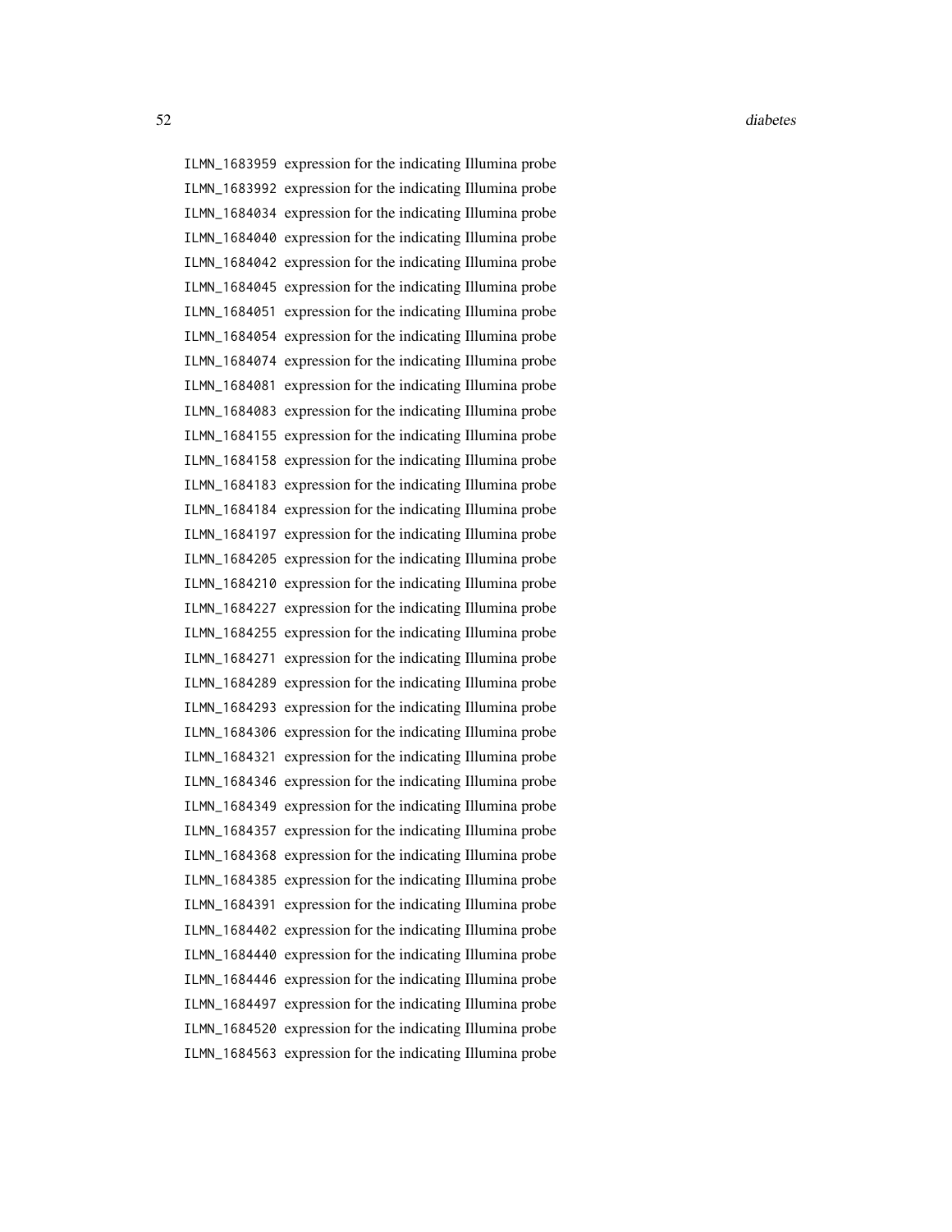ILMN_1683959 expression for the indicating Illumina probe
ILMN_1683992 expression for the indicating Illumina probe
ILMN_1684034 expression for the indicating Illumina probe
ILMN_1684040 expression for the indicating Illumina probe
ILMN_1684042 expression for the indicating Illumina probe
ILMN_1684045 expression for the indicating Illumina probe
ILMN_1684051 expression for the indicating Illumina probe
ILMN_1684054 expression for the indicating Illumina probe
ILMN_1684074 expression for the indicating Illumina probe
ILMN_1684081 expression for the indicating Illumina probe
ILMN_1684083 expression for the indicating Illumina probe
ILMN_1684155 expression for the indicating Illumina probe
ILMN_1684158 expression for the indicating Illumina probe
ILMN_1684183 expression for the indicating Illumina probe
ILMN_1684184 expression for the indicating Illumina probe
ILMN_1684197 expression for the indicating Illumina probe
ILMN_1684205 expression for the indicating Illumina probe
ILMN_1684210 expression for the indicating Illumina probe
ILMN_1684227 expression for the indicating Illumina probe
ILMN_1684255 expression for the indicating Illumina probe
ILMN_1684271 expression for the indicating Illumina probe
ILMN_1684289 expression for the indicating Illumina probe
ILMN_1684293 expression for the indicating Illumina probe
ILMN_1684306 expression for the indicating Illumina probe
ILMN_1684321 expression for the indicating Illumina probe
ILMN_1684346 expression for the indicating Illumina probe
ILMN_1684349 expression for the indicating Illumina probe
ILMN_1684357 expression for the indicating Illumina probe
ILMN_1684368 expression for the indicating Illumina probe
ILMN_1684385 expression for the indicating Illumina probe
ILMN_1684391 expression for the indicating Illumina probe
ILMN_1684402 expression for the indicating Illumina probe
ILMN_1684440 expression for the indicating Illumina probe
ILMN_1684446 expression for the indicating Illumina probe
ILMN_1684497 expression for the indicating Illumina probe
ILMN_1684520 expression for the indicating Illumina probe
ILMN_1684563 expression for the indicating Illumina probe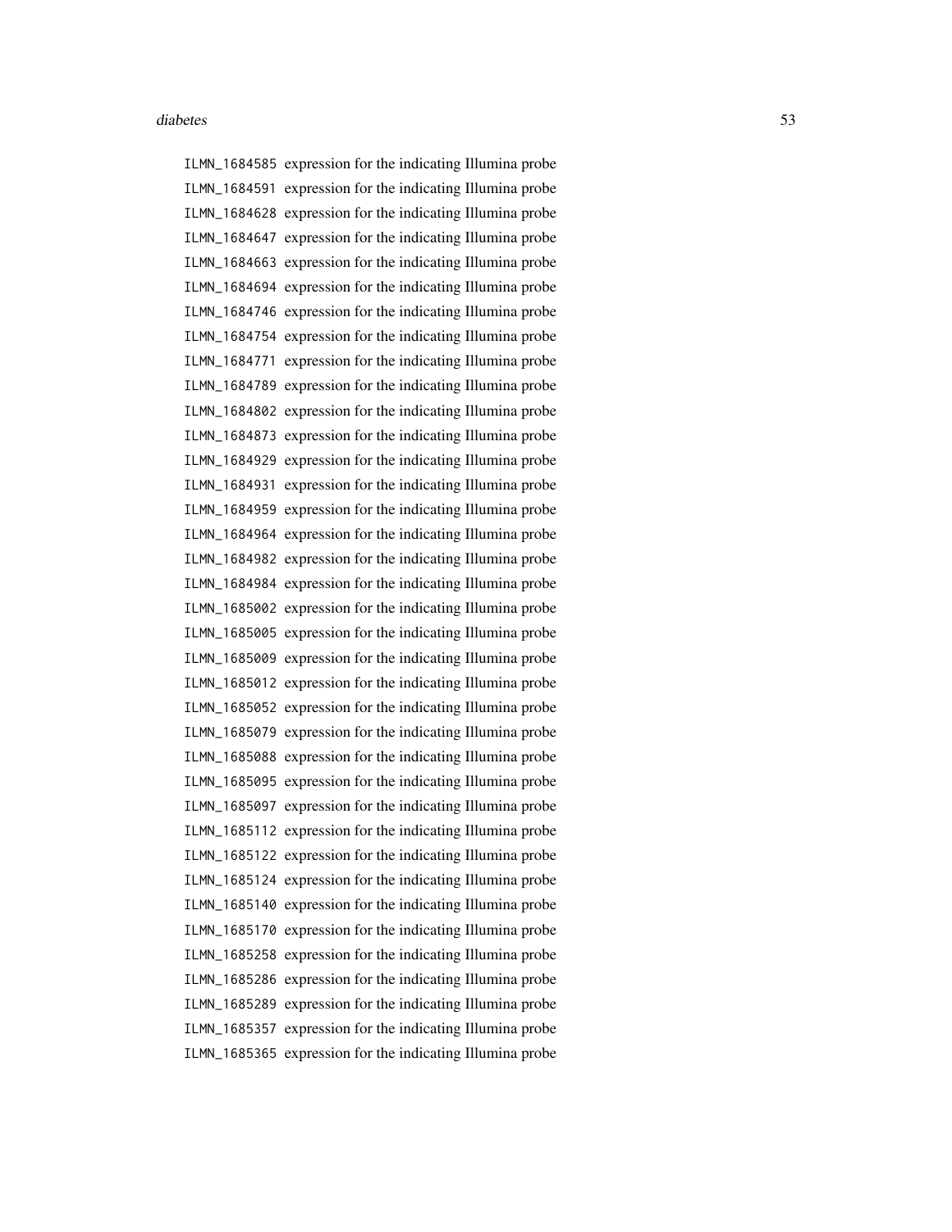ILMN_1684585 expression for the indicating Illumina probe
ILMN_1684591 expression for the indicating Illumina probe
ILMN_1684628 expression for the indicating Illumina probe
ILMN_1684647 expression for the indicating Illumina probe
ILMN_1684663 expression for the indicating Illumina probe
ILMN_1684694 expression for the indicating Illumina probe
ILMN_1684746 expression for the indicating Illumina probe
ILMN_1684754 expression for the indicating Illumina probe
ILMN_1684771 expression for the indicating Illumina probe
ILMN_1684789 expression for the indicating Illumina probe
ILMN_1684802 expression for the indicating Illumina probe
ILMN_1684873 expression for the indicating Illumina probe
ILMN_1684929 expression for the indicating Illumina probe
ILMN_1684931 expression for the indicating Illumina probe
ILMN_1684959 expression for the indicating Illumina probe
ILMN_1684964 expression for the indicating Illumina probe
ILMN_1684982 expression for the indicating Illumina probe
ILMN_1684984 expression for the indicating Illumina probe
ILMN_1685002 expression for the indicating Illumina probe
ILMN_1685005 expression for the indicating Illumina probe
ILMN_1685009 expression for the indicating Illumina probe
ILMN_1685012 expression for the indicating Illumina probe
ILMN_1685052 expression for the indicating Illumina probe
ILMN_1685079 expression for the indicating Illumina probe
ILMN_1685088 expression for the indicating Illumina probe
ILMN_1685095 expression for the indicating Illumina probe
ILMN_1685097 expression for the indicating Illumina probe
ILMN_1685112 expression for the indicating Illumina probe
ILMN_1685122 expression for the indicating Illumina probe
ILMN_1685124 expression for the indicating Illumina probe
ILMN_1685140 expression for the indicating Illumina probe
ILMN_1685170 expression for the indicating Illumina probe
ILMN_1685258 expression for the indicating Illumina probe
ILMN_1685286 expression for the indicating Illumina probe
ILMN_1685289 expression for the indicating Illumina probe
ILMN_1685357 expression for the indicating Illumina probe
ILMN_1685365 expression for the indicating Illumina probe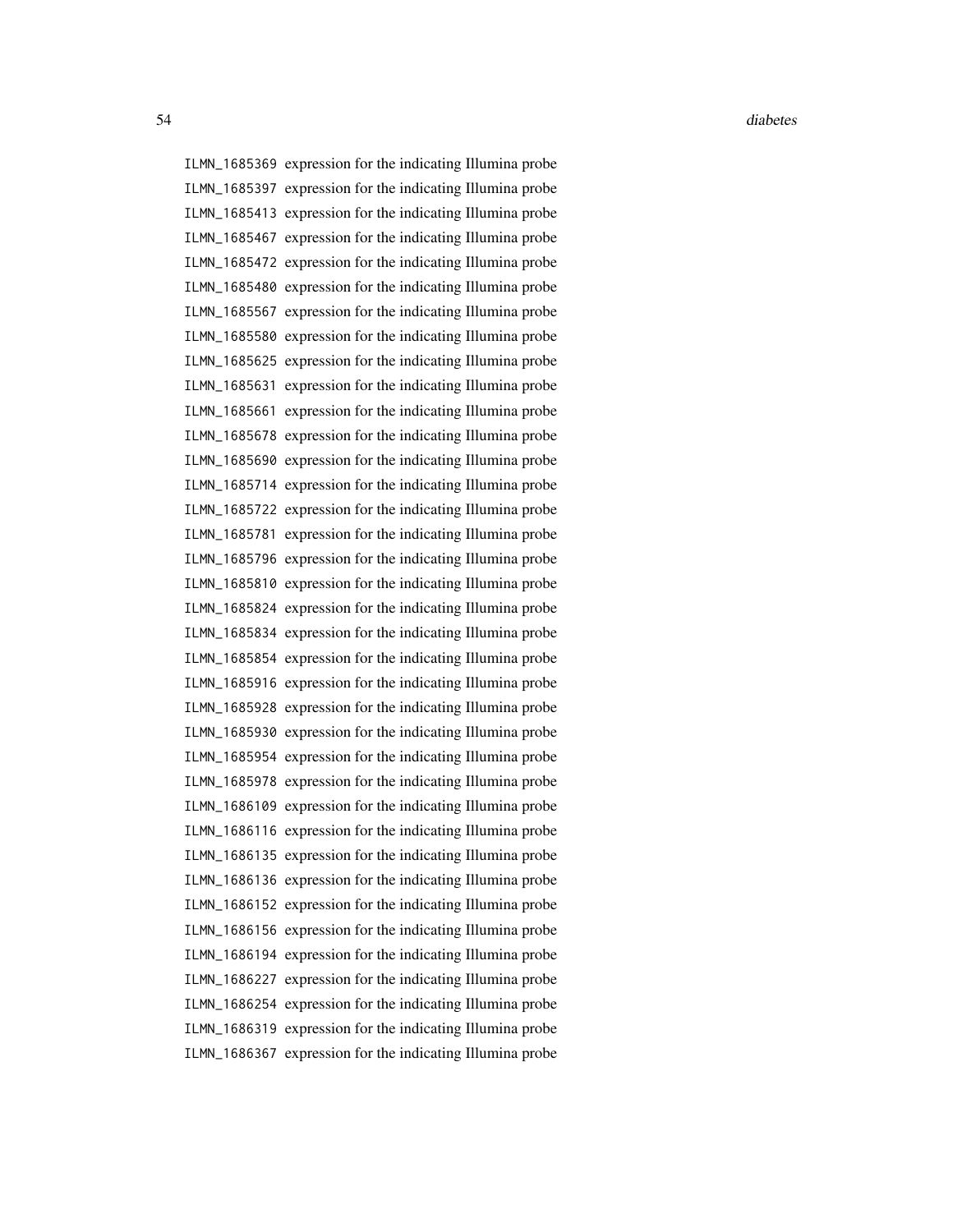ILMN_1685369 expression for the indicating Illumina probe
ILMN_1685397 expression for the indicating Illumina probe
ILMN_1685413 expression for the indicating Illumina probe
ILMN_1685467 expression for the indicating Illumina probe
ILMN_1685472 expression for the indicating Illumina probe
ILMN_1685480 expression for the indicating Illumina probe
ILMN_1685567 expression for the indicating Illumina probe
ILMN_1685580 expression for the indicating Illumina probe
ILMN_1685625 expression for the indicating Illumina probe
ILMN_1685631 expression for the indicating Illumina probe
ILMN_1685661 expression for the indicating Illumina probe
ILMN_1685678 expression for the indicating Illumina probe
ILMN_1685690 expression for the indicating Illumina probe
ILMN_1685714 expression for the indicating Illumina probe
ILMN_1685722 expression for the indicating Illumina probe
ILMN_1685781 expression for the indicating Illumina probe
ILMN_1685796 expression for the indicating Illumina probe
ILMN_1685810 expression for the indicating Illumina probe
ILMN_1685824 expression for the indicating Illumina probe
ILMN_1685834 expression for the indicating Illumina probe
ILMN_1685854 expression for the indicating Illumina probe
ILMN_1685916 expression for the indicating Illumina probe
ILMN_1685928 expression for the indicating Illumina probe
ILMN_1685930 expression for the indicating Illumina probe
ILMN_1685954 expression for the indicating Illumina probe
ILMN_1685978 expression for the indicating Illumina probe
ILMN_1686109 expression for the indicating Illumina probe
ILMN_1686116 expression for the indicating Illumina probe
ILMN_1686135 expression for the indicating Illumina probe
ILMN_1686136 expression for the indicating Illumina probe
ILMN_1686152 expression for the indicating Illumina probe
ILMN_1686156 expression for the indicating Illumina probe
ILMN_1686194 expression for the indicating Illumina probe
ILMN_1686227 expression for the indicating Illumina probe
ILMN_1686254 expression for the indicating Illumina probe
ILMN_1686319 expression for the indicating Illumina probe
ILMN_1686367 expression for the indicating Illumina probe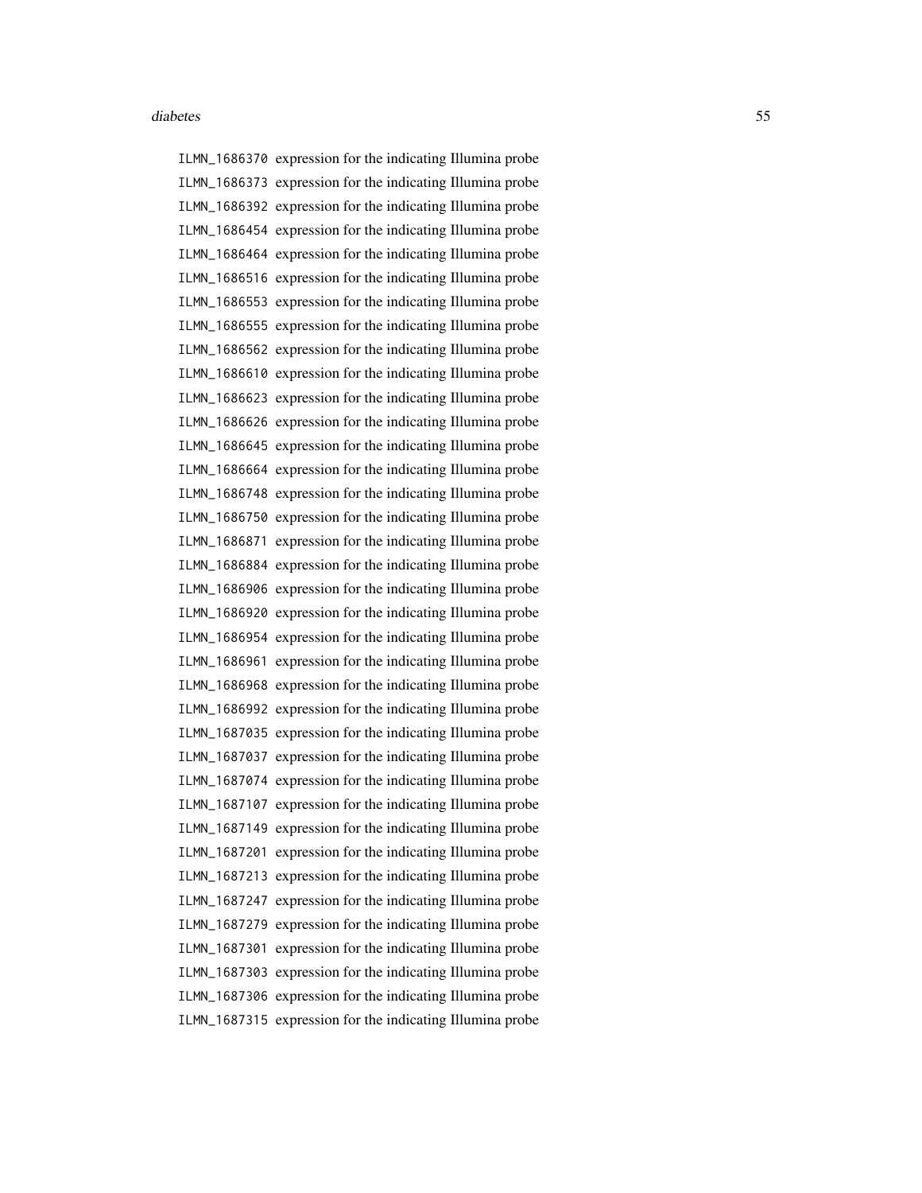ILMN_1686370 expression for the indicating Illumina probe
ILMN_1686373 expression for the indicating Illumina probe
ILMN_1686392 expression for the indicating Illumina probe
ILMN_1686454 expression for the indicating Illumina probe
ILMN_1686464 expression for the indicating Illumina probe
ILMN_1686516 expression for the indicating Illumina probe
ILMN_1686553 expression for the indicating Illumina probe
ILMN_1686555 expression for the indicating Illumina probe
ILMN_1686562 expression for the indicating Illumina probe
ILMN_1686610 expression for the indicating Illumina probe
ILMN_1686623 expression for the indicating Illumina probe
ILMN_1686626 expression for the indicating Illumina probe
ILMN_1686645 expression for the indicating Illumina probe
ILMN_1686664 expression for the indicating Illumina probe
ILMN_1686748 expression for the indicating Illumina probe
ILMN_1686750 expression for the indicating Illumina probe
ILMN_1686871 expression for the indicating Illumina probe
ILMN_1686884 expression for the indicating Illumina probe
ILMN_1686906 expression for the indicating Illumina probe
ILMN_1686920 expression for the indicating Illumina probe
ILMN_1686954 expression for the indicating Illumina probe
ILMN_1686961 expression for the indicating Illumina probe
ILMN_1686968 expression for the indicating Illumina probe
ILMN_1686992 expression for the indicating Illumina probe
ILMN_1687035 expression for the indicating Illumina probe
ILMN_1687037 expression for the indicating Illumina probe
ILMN_1687074 expression for the indicating Illumina probe
ILMN_1687107 expression for the indicating Illumina probe
ILMN_1687149 expression for the indicating Illumina probe
ILMN_1687201 expression for the indicating Illumina probe
ILMN_1687213 expression for the indicating Illumina probe
ILMN_1687247 expression for the indicating Illumina probe
ILMN_1687279 expression for the indicating Illumina probe
ILMN_1687301 expression for the indicating Illumina probe
ILMN_1687303 expression for the indicating Illumina probe
ILMN_1687306 expression for the indicating Illumina probe
ILMN_1687315 expression for the indicating Illumina probe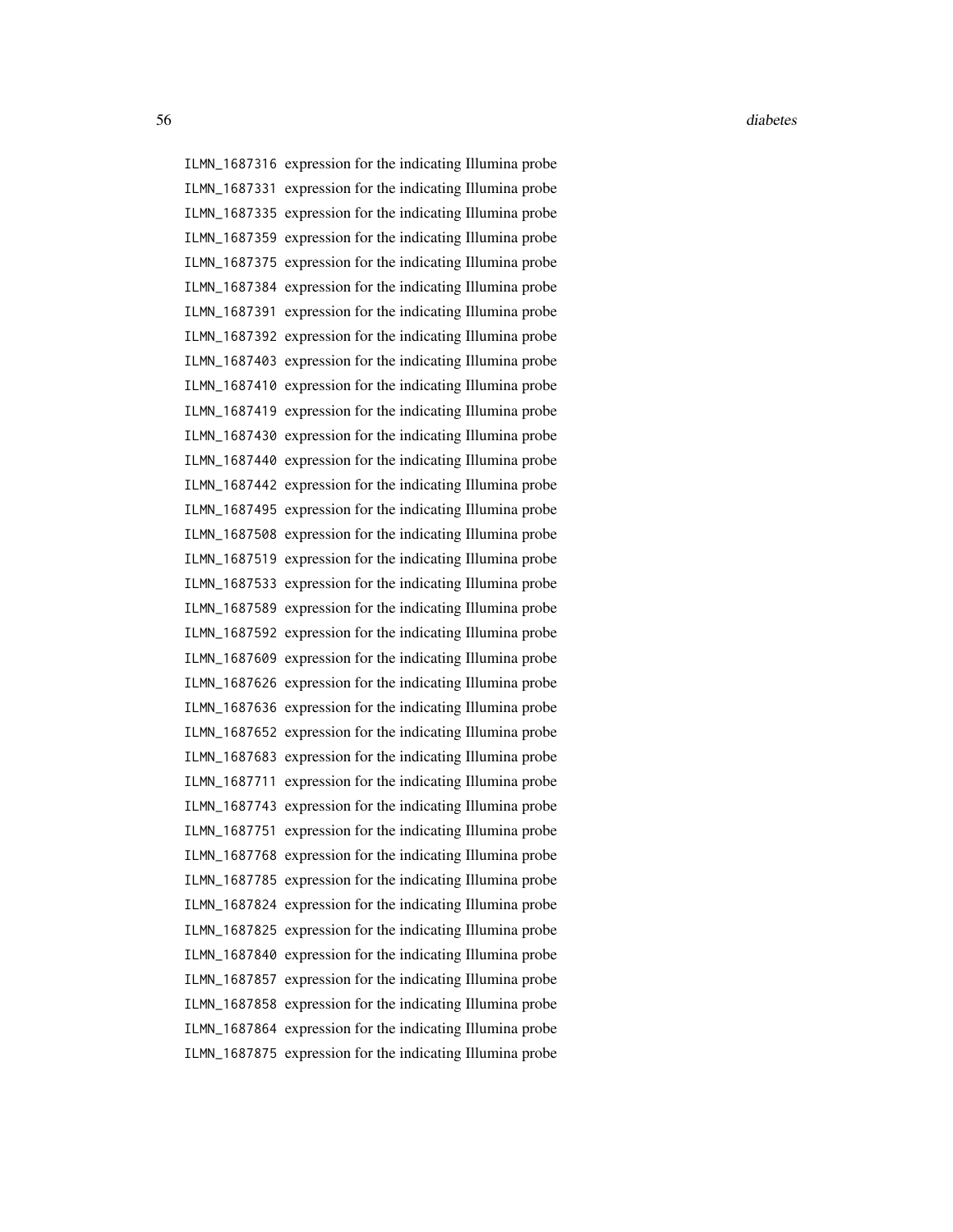ILMN_1687316 expression for the indicating Illumina probe
ILMN_1687331 expression for the indicating Illumina probe
ILMN_1687335 expression for the indicating Illumina probe
ILMN_1687359 expression for the indicating Illumina probe
ILMN_1687375 expression for the indicating Illumina probe
ILMN_1687384 expression for the indicating Illumina probe
ILMN_1687391 expression for the indicating Illumina probe
ILMN_1687392 expression for the indicating Illumina probe
ILMN_1687403 expression for the indicating Illumina probe
ILMN_1687410 expression for the indicating Illumina probe
ILMN_1687419 expression for the indicating Illumina probe
ILMN_1687430 expression for the indicating Illumina probe
ILMN_1687440 expression for the indicating Illumina probe
ILMN_1687442 expression for the indicating Illumina probe
ILMN_1687495 expression for the indicating Illumina probe
ILMN_1687508 expression for the indicating Illumina probe
ILMN_1687519 expression for the indicating Illumina probe
ILMN_1687533 expression for the indicating Illumina probe
ILMN_1687589 expression for the indicating Illumina probe
ILMN_1687592 expression for the indicating Illumina probe
ILMN_1687609 expression for the indicating Illumina probe
ILMN_1687626 expression for the indicating Illumina probe
ILMN_1687636 expression for the indicating Illumina probe
ILMN_1687652 expression for the indicating Illumina probe
ILMN_1687683 expression for the indicating Illumina probe
ILMN_1687711 expression for the indicating Illumina probe
ILMN_1687743 expression for the indicating Illumina probe
ILMN_1687751 expression for the indicating Illumina probe
ILMN_1687768 expression for the indicating Illumina probe
ILMN_1687785 expression for the indicating Illumina probe
ILMN_1687824 expression for the indicating Illumina probe
ILMN_1687825 expression for the indicating Illumina probe
ILMN_1687840 expression for the indicating Illumina probe
ILMN_1687857 expression for the indicating Illumina probe
ILMN_1687858 expression for the indicating Illumina probe
ILMN_1687864 expression for the indicating Illumina probe
ILMN_1687875 expression for the indicating Illumina probe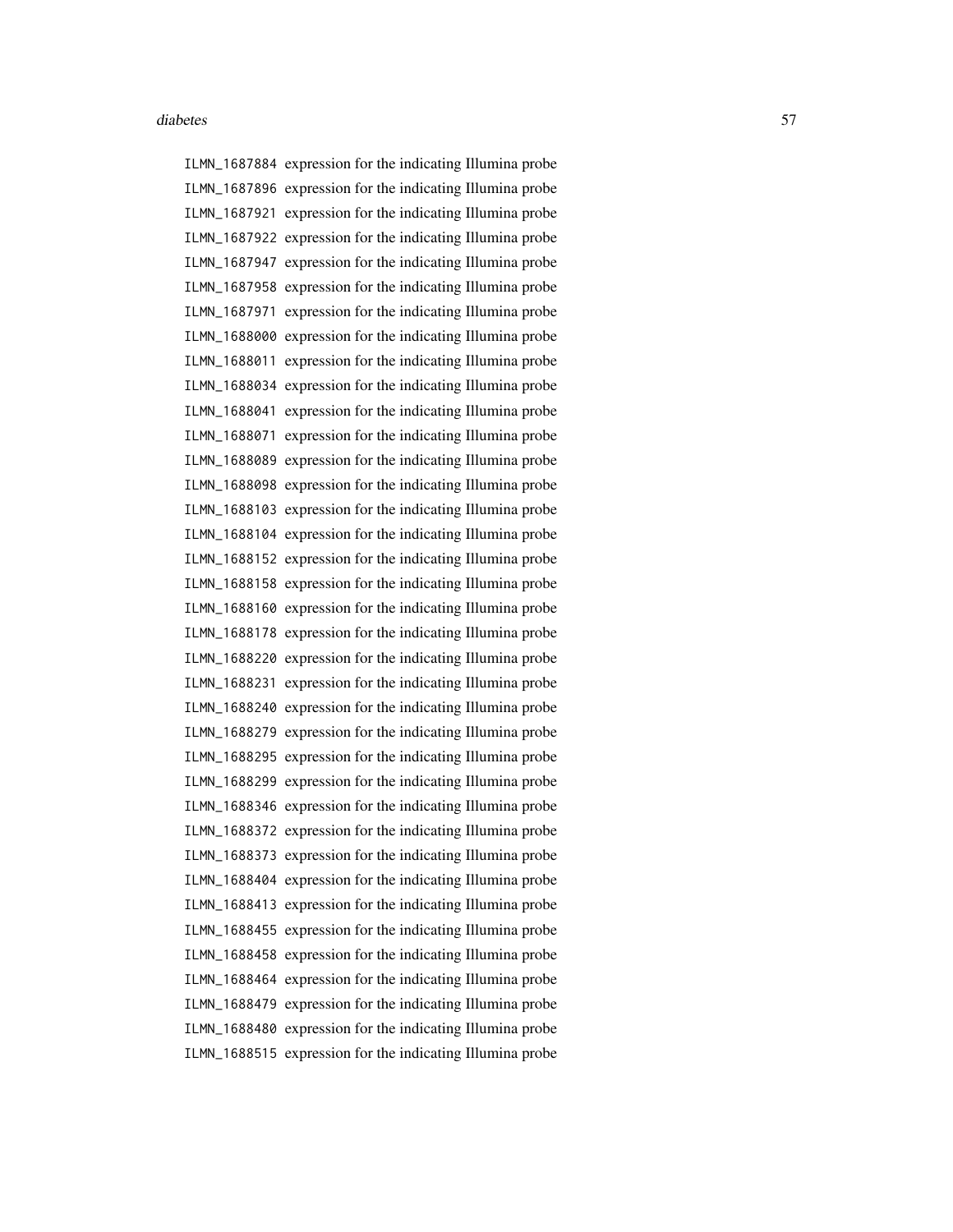ILMN_1687884 expression for the indicating Illumina probe
ILMN_1687896 expression for the indicating Illumina probe
ILMN_1687921 expression for the indicating Illumina probe
ILMN_1687922 expression for the indicating Illumina probe
ILMN_1687947 expression for the indicating Illumina probe
ILMN_1687958 expression for the indicating Illumina probe
ILMN_1687971 expression for the indicating Illumina probe
ILMN_1688000 expression for the indicating Illumina probe
ILMN_1688011 expression for the indicating Illumina probe
ILMN_1688034 expression for the indicating Illumina probe
ILMN_1688041 expression for the indicating Illumina probe
ILMN_1688071 expression for the indicating Illumina probe
ILMN_1688089 expression for the indicating Illumina probe
ILMN_1688098 expression for the indicating Illumina probe
ILMN_1688103 expression for the indicating Illumina probe
ILMN_1688104 expression for the indicating Illumina probe
ILMN_1688152 expression for the indicating Illumina probe
ILMN_1688158 expression for the indicating Illumina probe
ILMN_1688160 expression for the indicating Illumina probe
ILMN_1688178 expression for the indicating Illumina probe
ILMN_1688220 expression for the indicating Illumina probe
ILMN_1688231 expression for the indicating Illumina probe
ILMN_1688240 expression for the indicating Illumina probe
ILMN_1688279 expression for the indicating Illumina probe
ILMN_1688295 expression for the indicating Illumina probe
ILMN_1688299 expression for the indicating Illumina probe
ILMN_1688346 expression for the indicating Illumina probe
ILMN_1688372 expression for the indicating Illumina probe
ILMN_1688373 expression for the indicating Illumina probe
ILMN_1688404 expression for the indicating Illumina probe
ILMN_1688413 expression for the indicating Illumina probe
ILMN_1688455 expression for the indicating Illumina probe
ILMN_1688458 expression for the indicating Illumina probe
ILMN_1688464 expression for the indicating Illumina probe
ILMN_1688479 expression for the indicating Illumina probe
ILMN_1688480 expression for the indicating Illumina probe
ILMN_1688515 expression for the indicating Illumina probe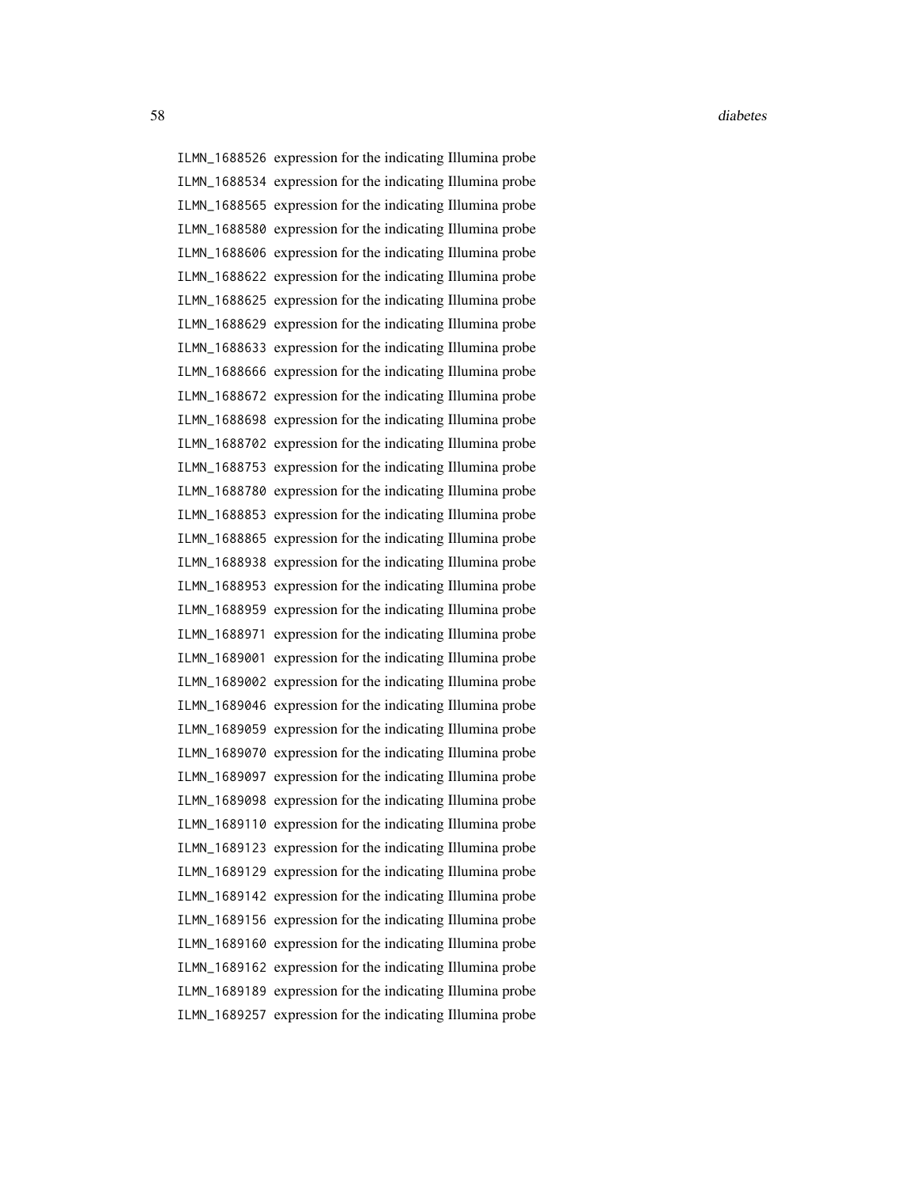| | |
|---|---|
| `ILMN_1688526` | expression for the indicating Illumina probe |
| `ILMN_1688534` | expression for the indicating Illumina probe |
| `ILMN_1688565` | expression for the indicating Illumina probe |
| `ILMN_1688580` | expression for the indicating Illumina probe |
| `ILMN_1688606` | expression for the indicating Illumina probe |
| `ILMN_1688622` | expression for the indicating Illumina probe |
| `ILMN_1688625` | expression for the indicating Illumina probe |
| `ILMN_1688629` | expression for the indicating Illumina probe |
| `ILMN_1688633` | expression for the indicating Illumina probe |
| `ILMN_1688666` | expression for the indicating Illumina probe |
| `ILMN_1688672` | expression for the indicating Illumina probe |
| `ILMN_1688698` | expression for the indicating Illumina probe |
| `ILMN_1688702` | expression for the indicating Illumina probe |
| `ILMN_1688753` | expression for the indicating Illumina probe |
| `ILMN_1688780` | expression for the indicating Illumina probe |
| `ILMN_1688853` | expression for the indicating Illumina probe |
| `ILMN_1688865` | expression for the indicating Illumina probe |
| `ILMN_1688938` | expression for the indicating Illumina probe |
| `ILMN_1688953` | expression for the indicating Illumina probe |
| `ILMN_1688959` | expression for the indicating Illumina probe |
| `ILMN_1688971` | expression for the indicating Illumina probe |
| `ILMN_1689001` | expression for the indicating Illumina probe |
| `ILMN_1689002` | expression for the indicating Illumina probe |
| `ILMN_1689046` | expression for the indicating Illumina probe |
| `ILMN_1689059` | expression for the indicating Illumina probe |
| `ILMN_1689070` | expression for the indicating Illumina probe |
| `ILMN_1689097` | expression for the indicating Illumina probe |
| `ILMN_1689098` | expression for the indicating Illumina probe |
| `ILMN_1689110` | expression for the indicating Illumina probe |
| `ILMN_1689123` | expression for the indicating Illumina probe |
| `ILMN_1689129` | expression for the indicating Illumina probe |
| `ILMN_1689142` | expression for the indicating Illumina probe |
| `ILMN_1689156` | expression for the indicating Illumina probe |
| `ILMN_1689160` | expression for the indicating Illumina probe |
| `ILMN_1689162` | expression for the indicating Illumina probe |
| `ILMN_1689189` | expression for the indicating Illumina probe |
| `ILMN_1689257` | expression for the indicating Illumina probe |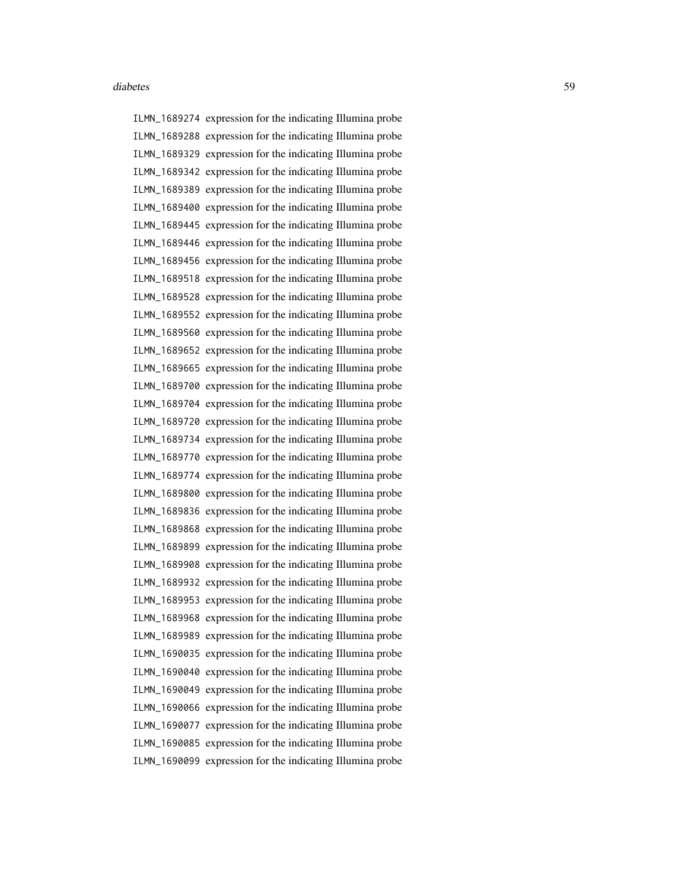ILMN_1689274 expression for the indicating Illumina probe
ILMN_1689288 expression for the indicating Illumina probe
ILMN_1689329 expression for the indicating Illumina probe
ILMN_1689342 expression for the indicating Illumina probe
ILMN_1689389 expression for the indicating Illumina probe
ILMN_1689400 expression for the indicating Illumina probe
ILMN_1689445 expression for the indicating Illumina probe
ILMN_1689446 expression for the indicating Illumina probe
ILMN_1689456 expression for the indicating Illumina probe
ILMN_1689518 expression for the indicating Illumina probe
ILMN_1689528 expression for the indicating Illumina probe
ILMN_1689552 expression for the indicating Illumina probe
ILMN_1689560 expression for the indicating Illumina probe
ILMN_1689652 expression for the indicating Illumina probe
ILMN_1689665 expression for the indicating Illumina probe
ILMN_1689700 expression for the indicating Illumina probe
ILMN_1689704 expression for the indicating Illumina probe
ILMN_1689720 expression for the indicating Illumina probe
ILMN_1689734 expression for the indicating Illumina probe
ILMN_1689770 expression for the indicating Illumina probe
ILMN_1689774 expression for the indicating Illumina probe
ILMN_1689800 expression for the indicating Illumina probe
ILMN_1689836 expression for the indicating Illumina probe
ILMN_1689868 expression for the indicating Illumina probe
ILMN_1689899 expression for the indicating Illumina probe
ILMN_1689908 expression for the indicating Illumina probe
ILMN_1689932 expression for the indicating Illumina probe
ILMN_1689953 expression for the indicating Illumina probe
ILMN_1689968 expression for the indicating Illumina probe
ILMN_1689989 expression for the indicating Illumina probe
ILMN_1690035 expression for the indicating Illumina probe
ILMN_1690040 expression for the indicating Illumina probe
ILMN_1690049 expression for the indicating Illumina probe
ILMN_1690066 expression for the indicating Illumina probe
ILMN_1690077 expression for the indicating Illumina probe
ILMN_1690085 expression for the indicating Illumina probe
ILMN_1690099 expression for the indicating Illumina probe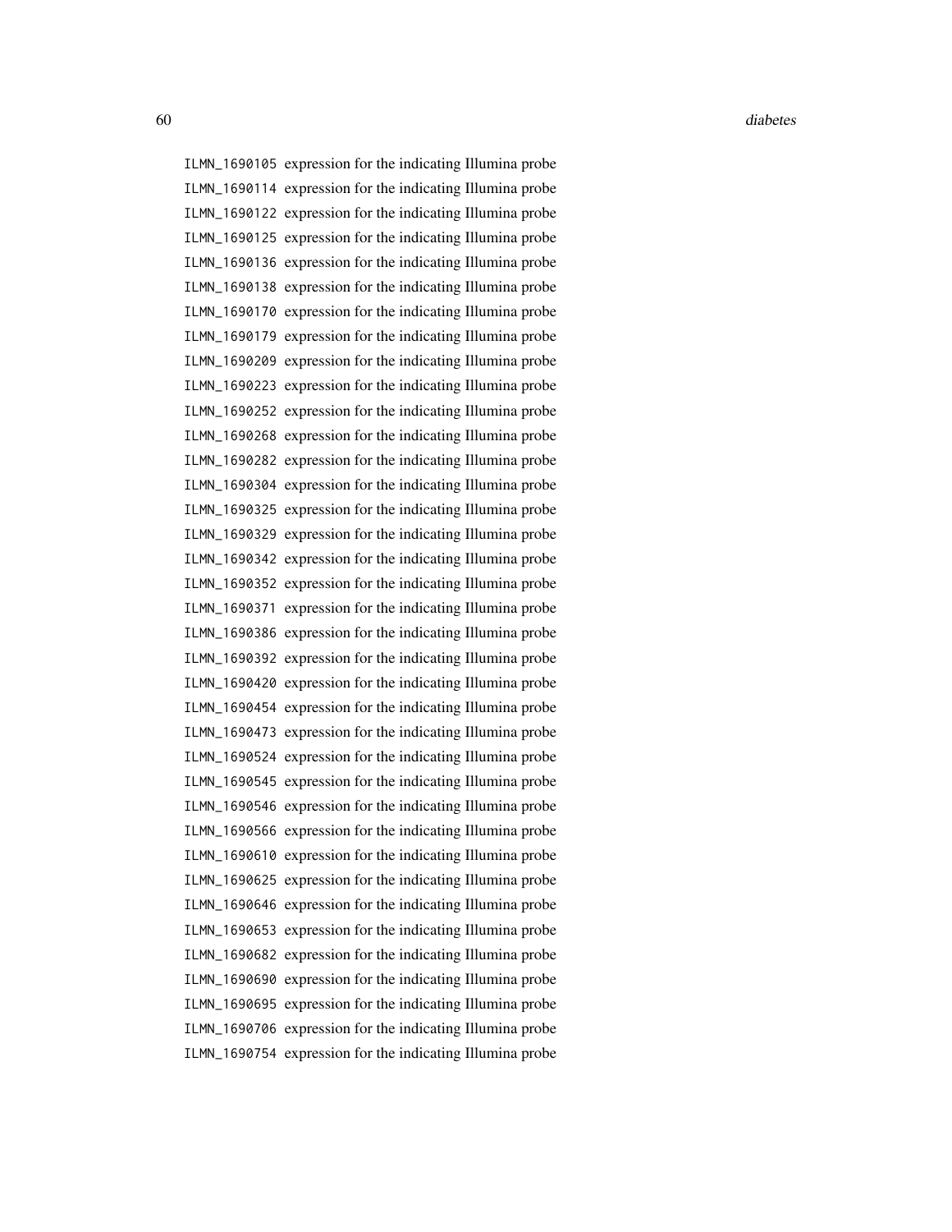ILMN_1690105 expression for the indicating Illumina probe
ILMN_1690114 expression for the indicating Illumina probe
ILMN_1690122 expression for the indicating Illumina probe
ILMN_1690125 expression for the indicating Illumina probe
ILMN_1690136 expression for the indicating Illumina probe
ILMN_1690138 expression for the indicating Illumina probe
ILMN_1690170 expression for the indicating Illumina probe
ILMN_1690179 expression for the indicating Illumina probe
ILMN_1690209 expression for the indicating Illumina probe
ILMN_1690223 expression for the indicating Illumina probe
ILMN_1690252 expression for the indicating Illumina probe
ILMN_1690268 expression for the indicating Illumina probe
ILMN_1690282 expression for the indicating Illumina probe
ILMN_1690304 expression for the indicating Illumina probe
ILMN_1690325 expression for the indicating Illumina probe
ILMN_1690329 expression for the indicating Illumina probe
ILMN_1690342 expression for the indicating Illumina probe
ILMN_1690352 expression for the indicating Illumina probe
ILMN_1690371 expression for the indicating Illumina probe
ILMN_1690386 expression for the indicating Illumina probe
ILMN_1690392 expression for the indicating Illumina probe
ILMN_1690420 expression for the indicating Illumina probe
ILMN_1690454 expression for the indicating Illumina probe
ILMN_1690473 expression for the indicating Illumina probe
ILMN_1690524 expression for the indicating Illumina probe
ILMN_1690545 expression for the indicating Illumina probe
ILMN_1690546 expression for the indicating Illumina probe
ILMN_1690566 expression for the indicating Illumina probe
ILMN_1690610 expression for the indicating Illumina probe
ILMN_1690625 expression for the indicating Illumina probe
ILMN_1690646 expression for the indicating Illumina probe
ILMN_1690653 expression for the indicating Illumina probe
ILMN_1690682 expression for the indicating Illumina probe
ILMN_1690690 expression for the indicating Illumina probe
ILMN_1690695 expression for the indicating Illumina probe
ILMN_1690706 expression for the indicating Illumina probe
ILMN_1690754 expression for the indicating Illumina probe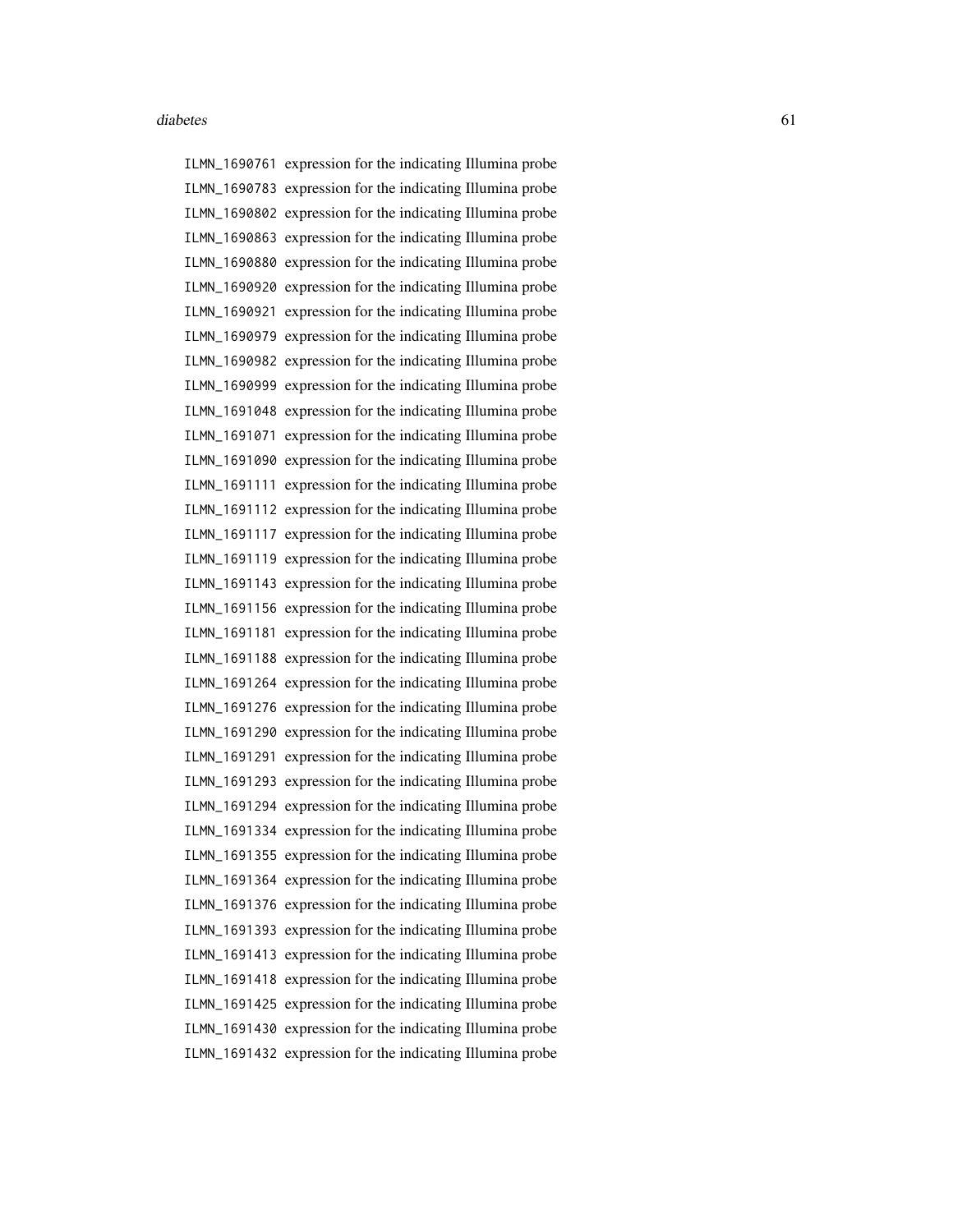ILMN_1690761 expression for the indicating Illumina probe
ILMN_1690783 expression for the indicating Illumina probe
ILMN_1690802 expression for the indicating Illumina probe
ILMN_1690863 expression for the indicating Illumina probe
ILMN_1690880 expression for the indicating Illumina probe
ILMN_1690920 expression for the indicating Illumina probe
ILMN_1690921 expression for the indicating Illumina probe
ILMN_1690979 expression for the indicating Illumina probe
ILMN_1690982 expression for the indicating Illumina probe
ILMN_1690999 expression for the indicating Illumina probe
ILMN_1691048 expression for the indicating Illumina probe
ILMN_1691071 expression for the indicating Illumina probe
ILMN_1691090 expression for the indicating Illumina probe
ILMN_1691111 expression for the indicating Illumina probe
ILMN_1691112 expression for the indicating Illumina probe
ILMN_1691117 expression for the indicating Illumina probe
ILMN_1691119 expression for the indicating Illumina probe
ILMN_1691143 expression for the indicating Illumina probe
ILMN_1691156 expression for the indicating Illumina probe
ILMN_1691181 expression for the indicating Illumina probe
ILMN_1691188 expression for the indicating Illumina probe
ILMN_1691264 expression for the indicating Illumina probe
ILMN_1691276 expression for the indicating Illumina probe
ILMN_1691290 expression for the indicating Illumina probe
ILMN_1691291 expression for the indicating Illumina probe
ILMN_1691293 expression for the indicating Illumina probe
ILMN_1691294 expression for the indicating Illumina probe
ILMN_1691334 expression for the indicating Illumina probe
ILMN_1691355 expression for the indicating Illumina probe
ILMN_1691364 expression for the indicating Illumina probe
ILMN_1691376 expression for the indicating Illumina probe
ILMN_1691393 expression for the indicating Illumina probe
ILMN_1691413 expression for the indicating Illumina probe
ILMN_1691418 expression for the indicating Illumina probe
ILMN_1691425 expression for the indicating Illumina probe
ILMN_1691430 expression for the indicating Illumina probe
ILMN_1691432 expression for the indicating Illumina probe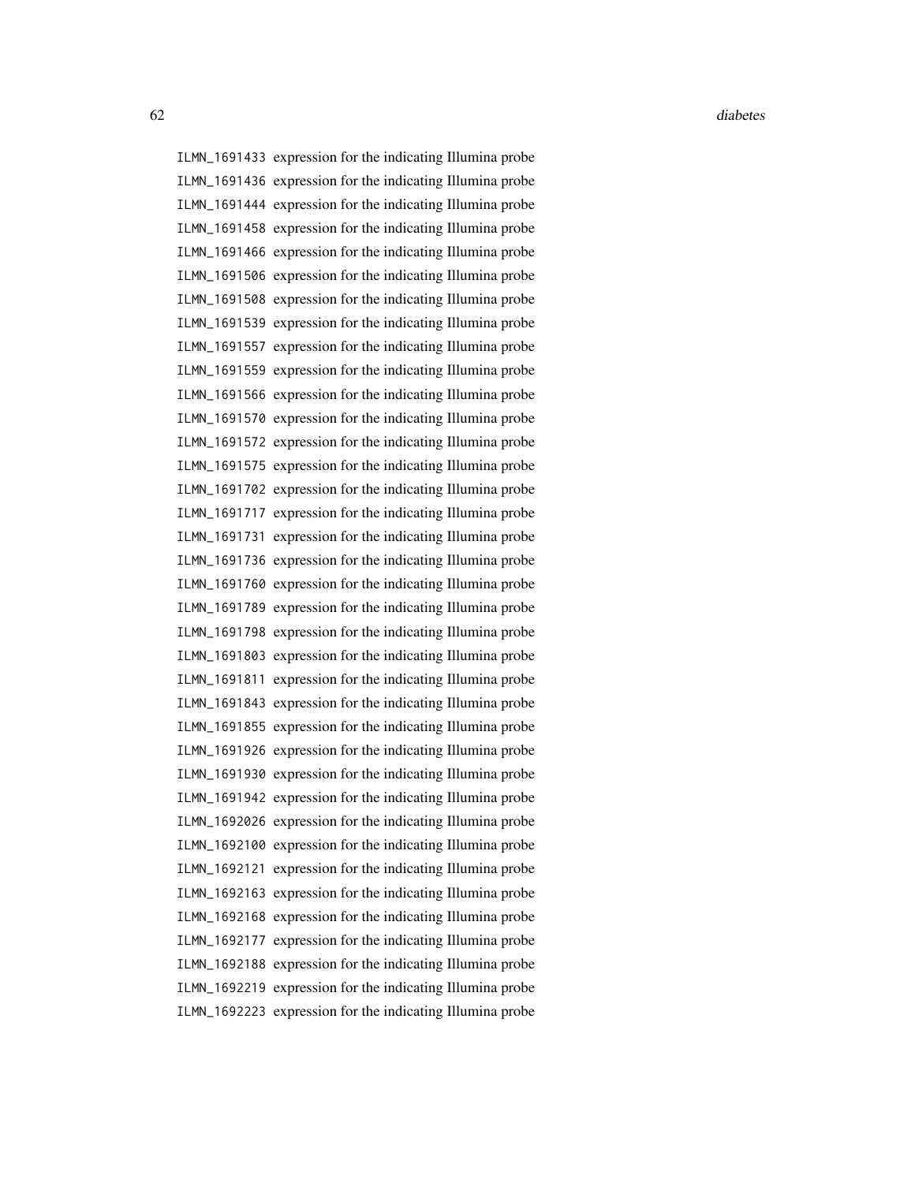ILMN_1691433 expression for the indicating Illumina probe
ILMN_1691436 expression for the indicating Illumina probe
ILMN_1691444 expression for the indicating Illumina probe
ILMN_1691458 expression for the indicating Illumina probe
ILMN_1691466 expression for the indicating Illumina probe
ILMN_1691506 expression for the indicating Illumina probe
ILMN_1691508 expression for the indicating Illumina probe
ILMN_1691539 expression for the indicating Illumina probe
ILMN_1691557 expression for the indicating Illumina probe
ILMN_1691559 expression for the indicating Illumina probe
ILMN_1691566 expression for the indicating Illumina probe
ILMN_1691570 expression for the indicating Illumina probe
ILMN_1691572 expression for the indicating Illumina probe
ILMN_1691575 expression for the indicating Illumina probe
ILMN_1691702 expression for the indicating Illumina probe
ILMN_1691717 expression for the indicating Illumina probe
ILMN_1691731 expression for the indicating Illumina probe
ILMN_1691736 expression for the indicating Illumina probe
ILMN_1691760 expression for the indicating Illumina probe
ILMN_1691789 expression for the indicating Illumina probe
ILMN_1691798 expression for the indicating Illumina probe
ILMN_1691803 expression for the indicating Illumina probe
ILMN_1691811 expression for the indicating Illumina probe
ILMN_1691843 expression for the indicating Illumina probe
ILMN_1691855 expression for the indicating Illumina probe
ILMN_1691926 expression for the indicating Illumina probe
ILMN_1691930 expression for the indicating Illumina probe
ILMN_1691942 expression for the indicating Illumina probe
ILMN_1692026 expression for the indicating Illumina probe
ILMN_1692100 expression for the indicating Illumina probe
ILMN_1692121 expression for the indicating Illumina probe
ILMN_1692163 expression for the indicating Illumina probe
ILMN_1692168 expression for the indicating Illumina probe
ILMN_1692177 expression for the indicating Illumina probe
ILMN_1692188 expression for the indicating Illumina probe
ILMN_1692219 expression for the indicating Illumina probe
ILMN_1692223 expression for the indicating Illumina probe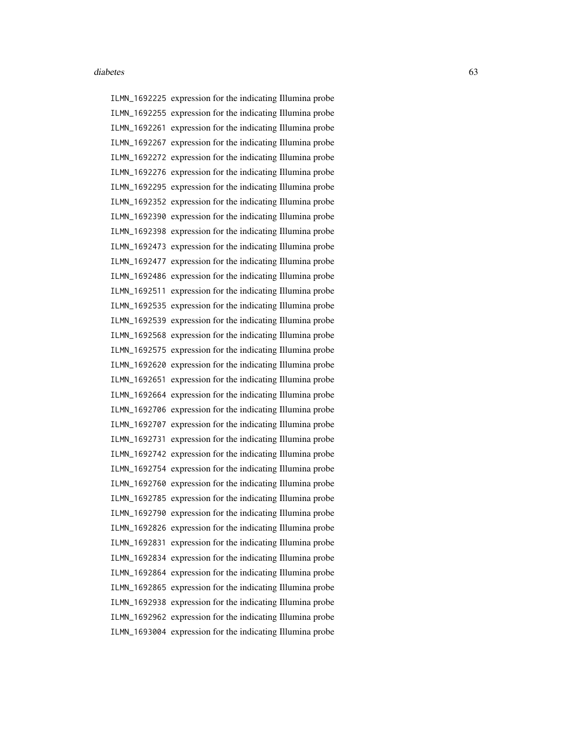ILMN_1692225 expression for the indicating Illumina probe
ILMN_1692255 expression for the indicating Illumina probe
ILMN_1692261 expression for the indicating Illumina probe
ILMN_1692267 expression for the indicating Illumina probe
ILMN_1692272 expression for the indicating Illumina probe
ILMN_1692276 expression for the indicating Illumina probe
ILMN_1692295 expression for the indicating Illumina probe
ILMN_1692352 expression for the indicating Illumina probe
ILMN_1692390 expression for the indicating Illumina probe
ILMN_1692398 expression for the indicating Illumina probe
ILMN_1692473 expression for the indicating Illumina probe
ILMN_1692477 expression for the indicating Illumina probe
ILMN_1692486 expression for the indicating Illumina probe
ILMN_1692511 expression for the indicating Illumina probe
ILMN_1692535 expression for the indicating Illumina probe
ILMN_1692539 expression for the indicating Illumina probe
ILMN_1692568 expression for the indicating Illumina probe
ILMN_1692575 expression for the indicating Illumina probe
ILMN_1692620 expression for the indicating Illumina probe
ILMN_1692651 expression for the indicating Illumina probe
ILMN_1692664 expression for the indicating Illumina probe
ILMN_1692706 expression for the indicating Illumina probe
ILMN_1692707 expression for the indicating Illumina probe
ILMN_1692731 expression for the indicating Illumina probe
ILMN_1692742 expression for the indicating Illumina probe
ILMN_1692754 expression for the indicating Illumina probe
ILMN_1692760 expression for the indicating Illumina probe
ILMN_1692785 expression for the indicating Illumina probe
ILMN_1692790 expression for the indicating Illumina probe
ILMN_1692826 expression for the indicating Illumina probe
ILMN_1692831 expression for the indicating Illumina probe
ILMN_1692834 expression for the indicating Illumina probe
ILMN_1692864 expression for the indicating Illumina probe
ILMN_1692865 expression for the indicating Illumina probe
ILMN_1692938 expression for the indicating Illumina probe
ILMN_1692962 expression for the indicating Illumina probe
ILMN_1693004 expression for the indicating Illumina probe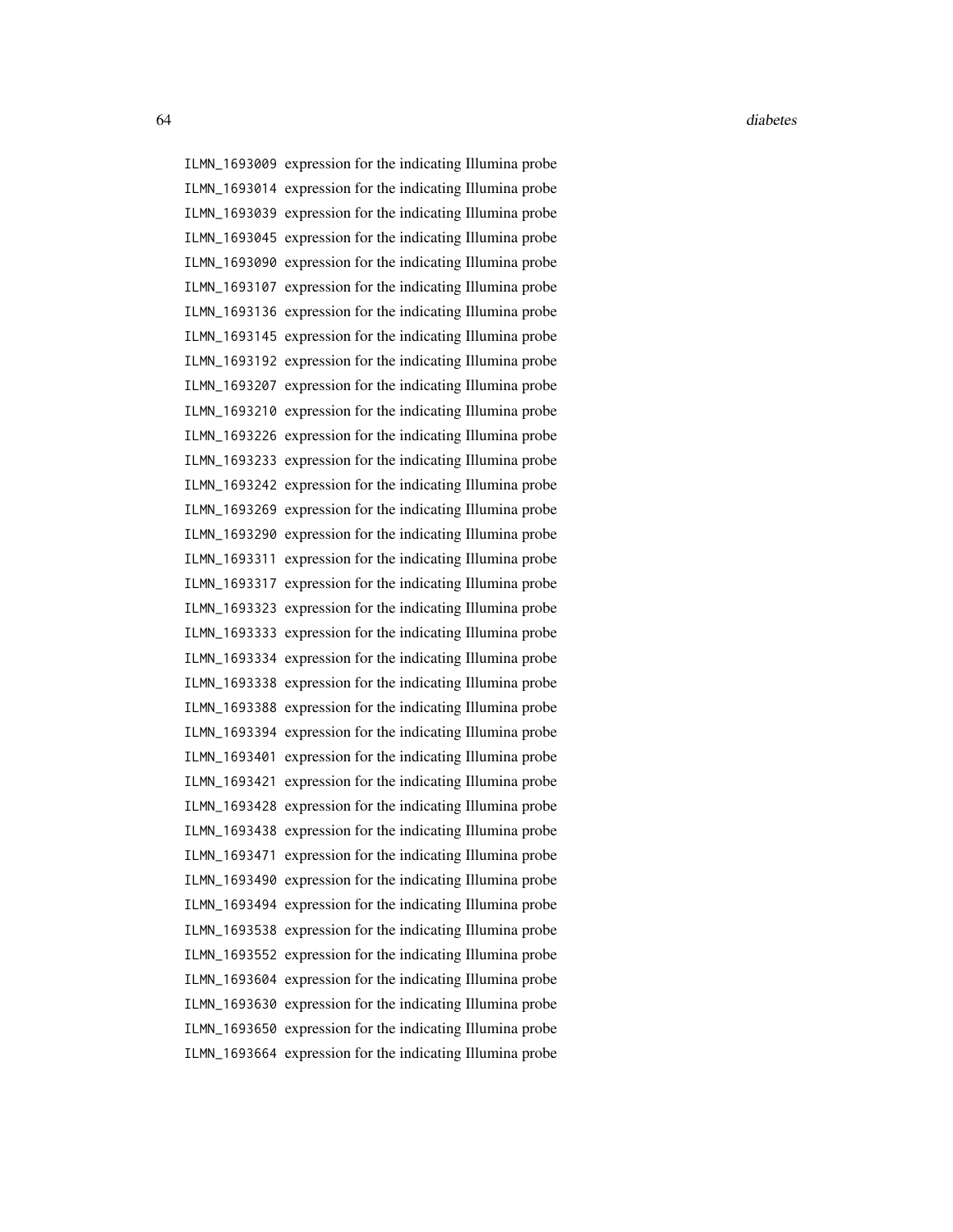ILMN_1693009 expression for the indicating Illumina probe
ILMN_1693014 expression for the indicating Illumina probe
ILMN_1693039 expression for the indicating Illumina probe
ILMN_1693045 expression for the indicating Illumina probe
ILMN_1693090 expression for the indicating Illumina probe
ILMN_1693107 expression for the indicating Illumina probe
ILMN_1693136 expression for the indicating Illumina probe
ILMN_1693145 expression for the indicating Illumina probe
ILMN_1693192 expression for the indicating Illumina probe
ILMN_1693207 expression for the indicating Illumina probe
ILMN_1693210 expression for the indicating Illumina probe
ILMN_1693226 expression for the indicating Illumina probe
ILMN_1693233 expression for the indicating Illumina probe
ILMN_1693242 expression for the indicating Illumina probe
ILMN_1693269 expression for the indicating Illumina probe
ILMN_1693290 expression for the indicating Illumina probe
ILMN_1693311 expression for the indicating Illumina probe
ILMN_1693317 expression for the indicating Illumina probe
ILMN_1693323 expression for the indicating Illumina probe
ILMN_1693333 expression for the indicating Illumina probe
ILMN_1693334 expression for the indicating Illumina probe
ILMN_1693338 expression for the indicating Illumina probe
ILMN_1693388 expression for the indicating Illumina probe
ILMN_1693394 expression for the indicating Illumina probe
ILMN_1693401 expression for the indicating Illumina probe
ILMN_1693421 expression for the indicating Illumina probe
ILMN_1693428 expression for the indicating Illumina probe
ILMN_1693438 expression for the indicating Illumina probe
ILMN_1693471 expression for the indicating Illumina probe
ILMN_1693490 expression for the indicating Illumina probe
ILMN_1693494 expression for the indicating Illumina probe
ILMN_1693538 expression for the indicating Illumina probe
ILMN_1693552 expression for the indicating Illumina probe
ILMN_1693604 expression for the indicating Illumina probe
ILMN_1693630 expression for the indicating Illumina probe
ILMN_1693650 expression for the indicating Illumina probe
ILMN_1693664 expression for the indicating Illumina probe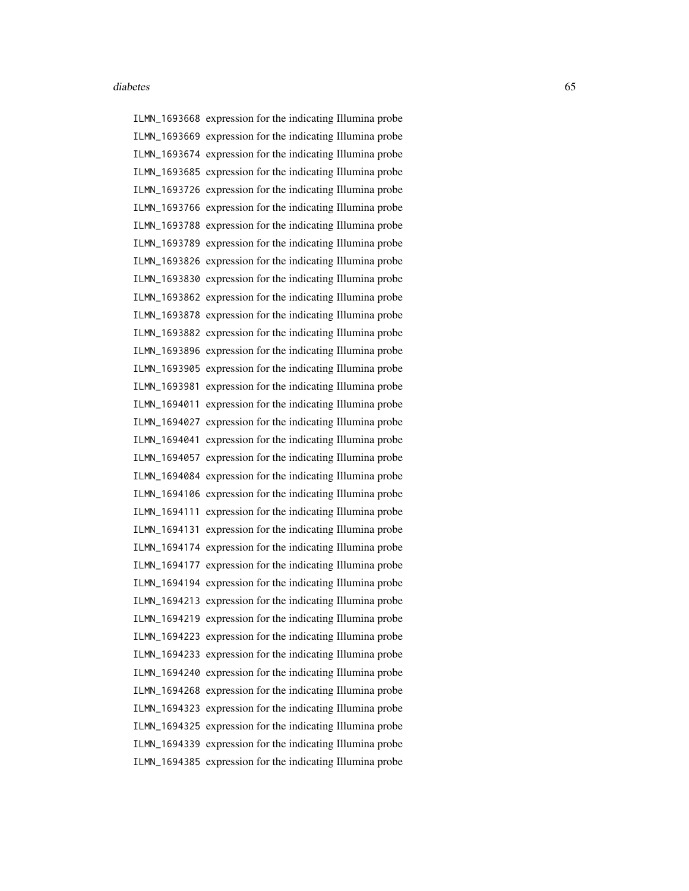ILMN_1693668 expression for the indicating Illumina probe
ILMN_1693669 expression for the indicating Illumina probe
ILMN_1693674 expression for the indicating Illumina probe
ILMN_1693685 expression for the indicating Illumina probe
ILMN_1693726 expression for the indicating Illumina probe
ILMN_1693766 expression for the indicating Illumina probe
ILMN_1693788 expression for the indicating Illumina probe
ILMN_1693789 expression for the indicating Illumina probe
ILMN_1693826 expression for the indicating Illumina probe
ILMN_1693830 expression for the indicating Illumina probe
ILMN_1693862 expression for the indicating Illumina probe
ILMN_1693878 expression for the indicating Illumina probe
ILMN_1693882 expression for the indicating Illumina probe
ILMN_1693896 expression for the indicating Illumina probe
ILMN_1693905 expression for the indicating Illumina probe
ILMN_1693981 expression for the indicating Illumina probe
ILMN_1694011 expression for the indicating Illumina probe
ILMN_1694027 expression for the indicating Illumina probe
ILMN_1694041 expression for the indicating Illumina probe
ILMN_1694057 expression for the indicating Illumina probe
ILMN_1694084 expression for the indicating Illumina probe
ILMN_1694106 expression for the indicating Illumina probe
ILMN_1694111 expression for the indicating Illumina probe
ILMN_1694131 expression for the indicating Illumina probe
ILMN_1694174 expression for the indicating Illumina probe
ILMN_1694177 expression for the indicating Illumina probe
ILMN_1694194 expression for the indicating Illumina probe
ILMN_1694213 expression for the indicating Illumina probe
ILMN_1694219 expression for the indicating Illumina probe
ILMN_1694223 expression for the indicating Illumina probe
ILMN_1694233 expression for the indicating Illumina probe
ILMN_1694240 expression for the indicating Illumina probe
ILMN_1694268 expression for the indicating Illumina probe
ILMN_1694323 expression for the indicating Illumina probe
ILMN_1694325 expression for the indicating Illumina probe
ILMN_1694339 expression for the indicating Illumina probe
ILMN_1694385 expression for the indicating Illumina probe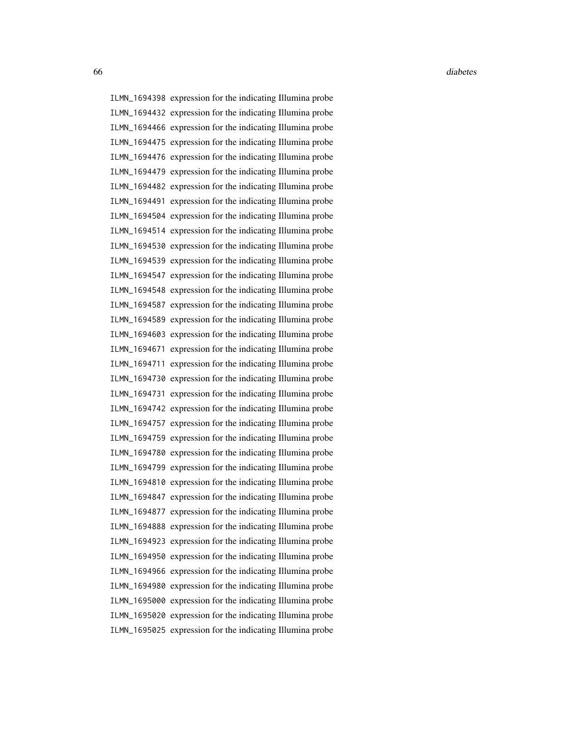ILMN_1694398 expression for the indicating Illumina probe
ILMN_1694432 expression for the indicating Illumina probe
ILMN_1694466 expression for the indicating Illumina probe
ILMN_1694475 expression for the indicating Illumina probe
ILMN_1694476 expression for the indicating Illumina probe
ILMN_1694479 expression for the indicating Illumina probe
ILMN_1694482 expression for the indicating Illumina probe
ILMN_1694491 expression for the indicating Illumina probe
ILMN_1694504 expression for the indicating Illumina probe
ILMN_1694514 expression for the indicating Illumina probe
ILMN_1694530 expression for the indicating Illumina probe
ILMN_1694539 expression for the indicating Illumina probe
ILMN_1694547 expression for the indicating Illumina probe
ILMN_1694548 expression for the indicating Illumina probe
ILMN_1694587 expression for the indicating Illumina probe
ILMN_1694589 expression for the indicating Illumina probe
ILMN_1694603 expression for the indicating Illumina probe
ILMN_1694671 expression for the indicating Illumina probe
ILMN_1694711 expression for the indicating Illumina probe
ILMN_1694730 expression for the indicating Illumina probe
ILMN_1694731 expression for the indicating Illumina probe
ILMN_1694742 expression for the indicating Illumina probe
ILMN_1694757 expression for the indicating Illumina probe
ILMN_1694759 expression for the indicating Illumina probe
ILMN_1694780 expression for the indicating Illumina probe
ILMN_1694799 expression for the indicating Illumina probe
ILMN_1694810 expression for the indicating Illumina probe
ILMN_1694847 expression for the indicating Illumina probe
ILMN_1694877 expression for the indicating Illumina probe
ILMN_1694888 expression for the indicating Illumina probe
ILMN_1694923 expression for the indicating Illumina probe
ILMN_1694950 expression for the indicating Illumina probe
ILMN_1694966 expression for the indicating Illumina probe
ILMN_1694980 expression for the indicating Illumina probe
ILMN_1695000 expression for the indicating Illumina probe
ILMN_1695020 expression for the indicating Illumina probe
ILMN_1695025 expression for the indicating Illumina probe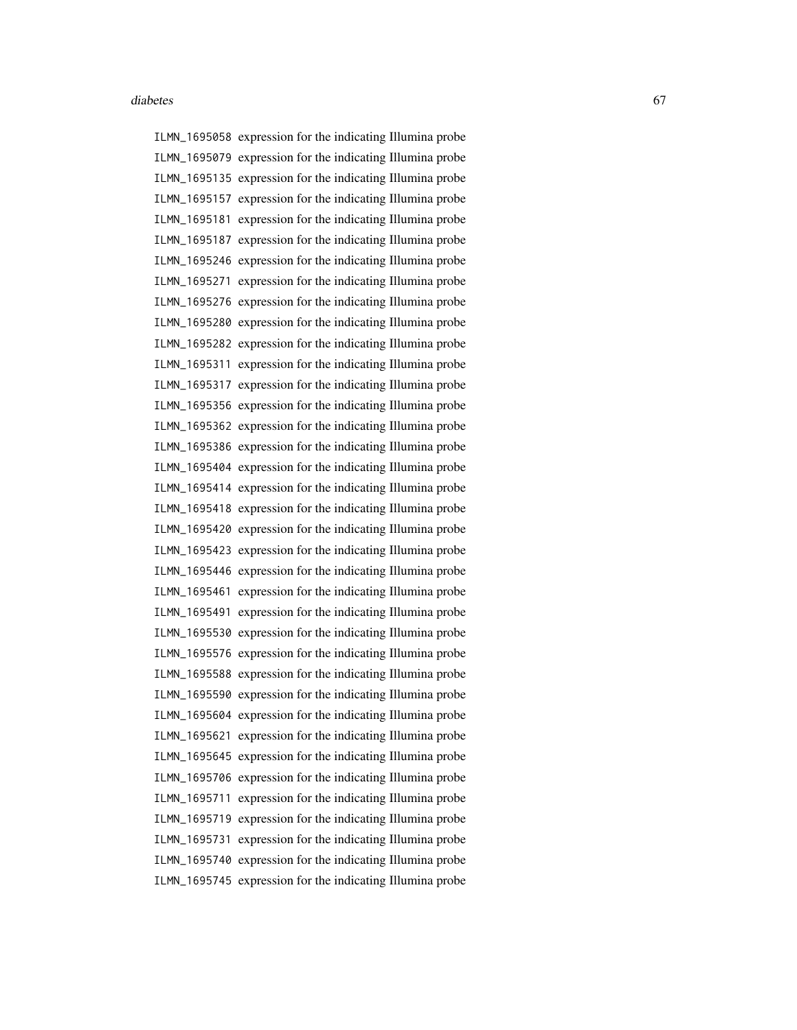| | |
|---|---|
| ILMN_1695058 | expression for the indicating Illumina probe |
| ILMN_1695079 | expression for the indicating Illumina probe |
| ILMN_1695135 | expression for the indicating Illumina probe |
| ILMN_1695157 | expression for the indicating Illumina probe |
| ILMN_1695181 | expression for the indicating Illumina probe |
| ILMN_1695187 | expression for the indicating Illumina probe |
| ILMN_1695246 | expression for the indicating Illumina probe |
| ILMN_1695271 | expression for the indicating Illumina probe |
| ILMN_1695276 | expression for the indicating Illumina probe |
| ILMN_1695280 | expression for the indicating Illumina probe |
| ILMN_1695282 | expression for the indicating Illumina probe |
| ILMN_1695311 | expression for the indicating Illumina probe |
| ILMN_1695317 | expression for the indicating Illumina probe |
| ILMN_1695356 | expression for the indicating Illumina probe |
| ILMN_1695362 | expression for the indicating Illumina probe |
| ILMN_1695386 | expression for the indicating Illumina probe |
| ILMN_1695404 | expression for the indicating Illumina probe |
| ILMN_1695414 | expression for the indicating Illumina probe |
| ILMN_1695418 | expression for the indicating Illumina probe |
| ILMN_1695420 | expression for the indicating Illumina probe |
| ILMN_1695423 | expression for the indicating Illumina probe |
| ILMN_1695446 | expression for the indicating Illumina probe |
| ILMN_1695461 | expression for the indicating Illumina probe |
| ILMN_1695491 | expression for the indicating Illumina probe |
| ILMN_1695530 | expression for the indicating Illumina probe |
| ILMN_1695576 | expression for the indicating Illumina probe |
| ILMN_1695588 | expression for the indicating Illumina probe |
| ILMN_1695590 | expression for the indicating Illumina probe |
| ILMN_1695604 | expression for the indicating Illumina probe |
| ILMN_1695621 | expression for the indicating Illumina probe |
| ILMN_1695645 | expression for the indicating Illumina probe |
| ILMN_1695706 | expression for the indicating Illumina probe |
| ILMN_1695711 | expression for the indicating Illumina probe |
| ILMN_1695719 | expression for the indicating Illumina probe |
| ILMN_1695731 | expression for the indicating Illumina probe |
| ILMN_1695740 | expression for the indicating Illumina probe |
| ILMN_1695745 | expression for the indicating Illumina probe |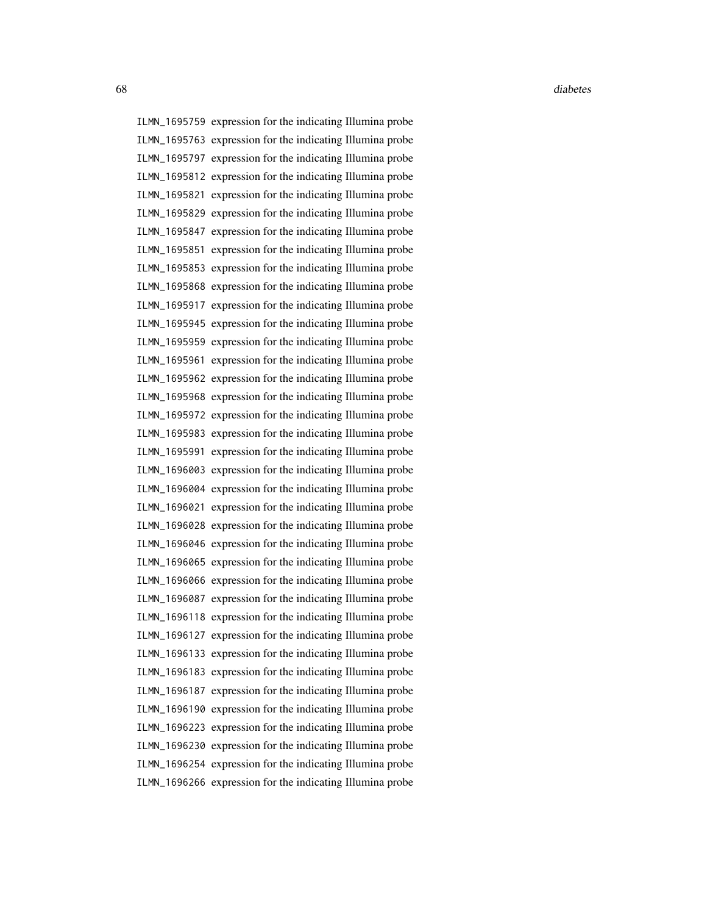| | |
|---|---|
| `ILMN_1695759` | expression for the indicating Illumina probe |
| `ILMN_1695763` | expression for the indicating Illumina probe |
| `ILMN_1695797` | expression for the indicating Illumina probe |
| `ILMN_1695812` | expression for the indicating Illumina probe |
| `ILMN_1695821` | expression for the indicating Illumina probe |
| `ILMN_1695829` | expression for the indicating Illumina probe |
| `ILMN_1695847` | expression for the indicating Illumina probe |
| `ILMN_1695851` | expression for the indicating Illumina probe |
| `ILMN_1695853` | expression for the indicating Illumina probe |
| `ILMN_1695868` | expression for the indicating Illumina probe |
| `ILMN_1695917` | expression for the indicating Illumina probe |
| `ILMN_1695945` | expression for the indicating Illumina probe |
| `ILMN_1695959` | expression for the indicating Illumina probe |
| `ILMN_1695961` | expression for the indicating Illumina probe |
| `ILMN_1695962` | expression for the indicating Illumina probe |
| `ILMN_1695968` | expression for the indicating Illumina probe |
| `ILMN_1695972` | expression for the indicating Illumina probe |
| `ILMN_1695983` | expression for the indicating Illumina probe |
| `ILMN_1695991` | expression for the indicating Illumina probe |
| `ILMN_1696003` | expression for the indicating Illumina probe |
| `ILMN_1696004` | expression for the indicating Illumina probe |
| `ILMN_1696021` | expression for the indicating Illumina probe |
| `ILMN_1696028` | expression for the indicating Illumina probe |
| `ILMN_1696046` | expression for the indicating Illumina probe |
| `ILMN_1696065` | expression for the indicating Illumina probe |
| `ILMN_1696066` | expression for the indicating Illumina probe |
| `ILMN_1696087` | expression for the indicating Illumina probe |
| `ILMN_1696118` | expression for the indicating Illumina probe |
| `ILMN_1696127` | expression for the indicating Illumina probe |
| `ILMN_1696133` | expression for the indicating Illumina probe |
| `ILMN_1696183` | expression for the indicating Illumina probe |
| `ILMN_1696187` | expression for the indicating Illumina probe |
| `ILMN_1696190` | expression for the indicating Illumina probe |
| `ILMN_1696223` | expression for the indicating Illumina probe |
| `ILMN_1696230` | expression for the indicating Illumina probe |
| `ILMN_1696254` | expression for the indicating Illumina probe |
| `ILMN_1696266` | expression for the indicating Illumina probe |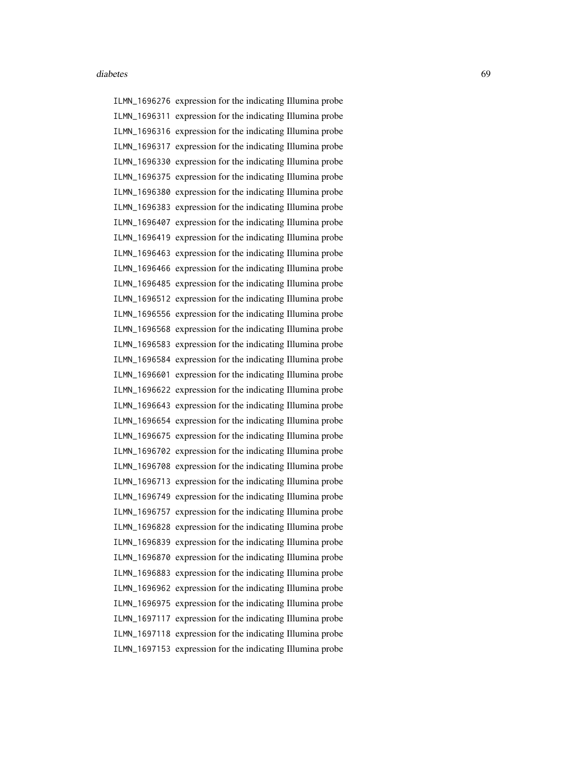ILMN_1696276 expression for the indicating Illumina probe
ILMN_1696311 expression for the indicating Illumina probe
ILMN_1696316 expression for the indicating Illumina probe
ILMN_1696317 expression for the indicating Illumina probe
ILMN_1696330 expression for the indicating Illumina probe
ILMN_1696375 expression for the indicating Illumina probe
ILMN_1696380 expression for the indicating Illumina probe
ILMN_1696383 expression for the indicating Illumina probe
ILMN_1696407 expression for the indicating Illumina probe
ILMN_1696419 expression for the indicating Illumina probe
ILMN_1696463 expression for the indicating Illumina probe
ILMN_1696466 expression for the indicating Illumina probe
ILMN_1696485 expression for the indicating Illumina probe
ILMN_1696512 expression for the indicating Illumina probe
ILMN_1696556 expression for the indicating Illumina probe
ILMN_1696568 expression for the indicating Illumina probe
ILMN_1696583 expression for the indicating Illumina probe
ILMN_1696584 expression for the indicating Illumina probe
ILMN_1696601 expression for the indicating Illumina probe
ILMN_1696622 expression for the indicating Illumina probe
ILMN_1696643 expression for the indicating Illumina probe
ILMN_1696654 expression for the indicating Illumina probe
ILMN_1696675 expression for the indicating Illumina probe
ILMN_1696702 expression for the indicating Illumina probe
ILMN_1696708 expression for the indicating Illumina probe
ILMN_1696713 expression for the indicating Illumina probe
ILMN_1696749 expression for the indicating Illumina probe
ILMN_1696757 expression for the indicating Illumina probe
ILMN_1696828 expression for the indicating Illumina probe
ILMN_1696839 expression for the indicating Illumina probe
ILMN_1696870 expression for the indicating Illumina probe
ILMN_1696883 expression for the indicating Illumina probe
ILMN_1696962 expression for the indicating Illumina probe
ILMN_1696975 expression for the indicating Illumina probe
ILMN_1697117 expression for the indicating Illumina probe
ILMN_1697118 expression for the indicating Illumina probe
ILMN_1697153 expression for the indicating Illumina probe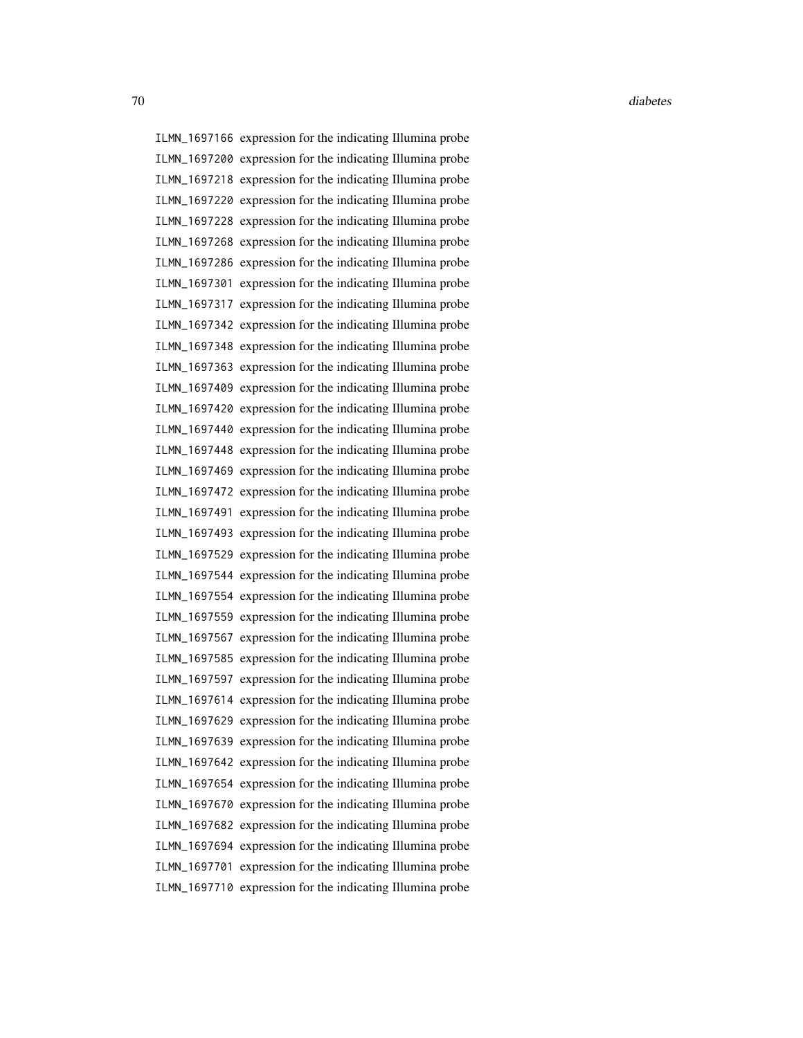ILMN_1697166 expression for the indicating Illumina probe
ILMN_1697200 expression for the indicating Illumina probe
ILMN_1697218 expression for the indicating Illumina probe
ILMN_1697220 expression for the indicating Illumina probe
ILMN_1697228 expression for the indicating Illumina probe
ILMN_1697268 expression for the indicating Illumina probe
ILMN_1697286 expression for the indicating Illumina probe
ILMN_1697301 expression for the indicating Illumina probe
ILMN_1697317 expression for the indicating Illumina probe
ILMN_1697342 expression for the indicating Illumina probe
ILMN_1697348 expression for the indicating Illumina probe
ILMN_1697363 expression for the indicating Illumina probe
ILMN_1697409 expression for the indicating Illumina probe
ILMN_1697420 expression for the indicating Illumina probe
ILMN_1697440 expression for the indicating Illumina probe
ILMN_1697448 expression for the indicating Illumina probe
ILMN_1697469 expression for the indicating Illumina probe
ILMN_1697472 expression for the indicating Illumina probe
ILMN_1697491 expression for the indicating Illumina probe
ILMN_1697493 expression for the indicating Illumina probe
ILMN_1697529 expression for the indicating Illumina probe
ILMN_1697544 expression for the indicating Illumina probe
ILMN_1697554 expression for the indicating Illumina probe
ILMN_1697559 expression for the indicating Illumina probe
ILMN_1697567 expression for the indicating Illumina probe
ILMN_1697585 expression for the indicating Illumina probe
ILMN_1697597 expression for the indicating Illumina probe
ILMN_1697614 expression for the indicating Illumina probe
ILMN_1697629 expression for the indicating Illumina probe
ILMN_1697639 expression for the indicating Illumina probe
ILMN_1697642 expression for the indicating Illumina probe
ILMN_1697654 expression for the indicating Illumina probe
ILMN_1697670 expression for the indicating Illumina probe
ILMN_1697682 expression for the indicating Illumina probe
ILMN_1697694 expression for the indicating Illumina probe
ILMN_1697701 expression for the indicating Illumina probe
ILMN_1697710 expression for the indicating Illumina probe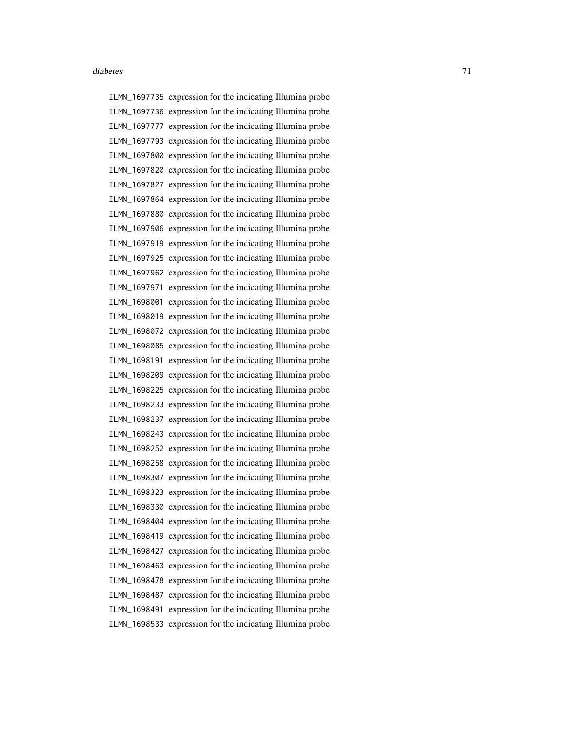ILMN_1697735 expression for the indicating Illumina probe
ILMN_1697736 expression for the indicating Illumina probe
ILMN_1697777 expression for the indicating Illumina probe
ILMN_1697793 expression for the indicating Illumina probe
ILMN_1697800 expression for the indicating Illumina probe
ILMN_1697820 expression for the indicating Illumina probe
ILMN_1697827 expression for the indicating Illumina probe
ILMN_1697864 expression for the indicating Illumina probe
ILMN_1697880 expression for the indicating Illumina probe
ILMN_1697906 expression for the indicating Illumina probe
ILMN_1697919 expression for the indicating Illumina probe
ILMN_1697925 expression for the indicating Illumina probe
ILMN_1697962 expression for the indicating Illumina probe
ILMN_1697971 expression for the indicating Illumina probe
ILMN_1698001 expression for the indicating Illumina probe
ILMN_1698019 expression for the indicating Illumina probe
ILMN_1698072 expression for the indicating Illumina probe
ILMN_1698085 expression for the indicating Illumina probe
ILMN_1698191 expression for the indicating Illumina probe
ILMN_1698209 expression for the indicating Illumina probe
ILMN_1698225 expression for the indicating Illumina probe
ILMN_1698233 expression for the indicating Illumina probe
ILMN_1698237 expression for the indicating Illumina probe
ILMN_1698243 expression for the indicating Illumina probe
ILMN_1698252 expression for the indicating Illumina probe
ILMN_1698258 expression for the indicating Illumina probe
ILMN_1698307 expression for the indicating Illumina probe
ILMN_1698323 expression for the indicating Illumina probe
ILMN_1698330 expression for the indicating Illumina probe
ILMN_1698404 expression for the indicating Illumina probe
ILMN_1698419 expression for the indicating Illumina probe
ILMN_1698427 expression for the indicating Illumina probe
ILMN_1698463 expression for the indicating Illumina probe
ILMN_1698478 expression for the indicating Illumina probe
ILMN_1698487 expression for the indicating Illumina probe
ILMN_1698491 expression for the indicating Illumina probe
ILMN_1698533 expression for the indicating Illumina probe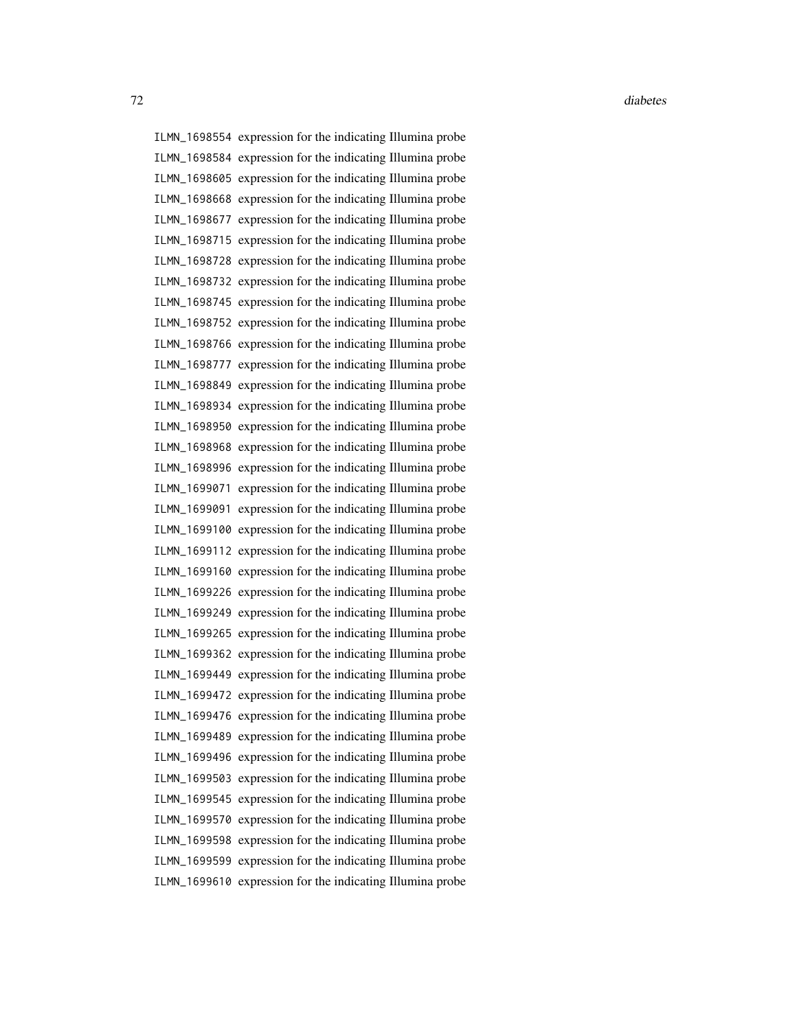ILMN_1698554 expression for the indicating Illumina probe
ILMN_1698584 expression for the indicating Illumina probe
ILMN_1698605 expression for the indicating Illumina probe
ILMN_1698668 expression for the indicating Illumina probe
ILMN_1698677 expression for the indicating Illumina probe
ILMN_1698715 expression for the indicating Illumina probe
ILMN_1698728 expression for the indicating Illumina probe
ILMN_1698732 expression for the indicating Illumina probe
ILMN_1698745 expression for the indicating Illumina probe
ILMN_1698752 expression for the indicating Illumina probe
ILMN_1698766 expression for the indicating Illumina probe
ILMN_1698777 expression for the indicating Illumina probe
ILMN_1698849 expression for the indicating Illumina probe
ILMN_1698934 expression for the indicating Illumina probe
ILMN_1698950 expression for the indicating Illumina probe
ILMN_1698968 expression for the indicating Illumina probe
ILMN_1698996 expression for the indicating Illumina probe
ILMN_1699071 expression for the indicating Illumina probe
ILMN_1699091 expression for the indicating Illumina probe
ILMN_1699100 expression for the indicating Illumina probe
ILMN_1699112 expression for the indicating Illumina probe
ILMN_1699160 expression for the indicating Illumina probe
ILMN_1699226 expression for the indicating Illumina probe
ILMN_1699249 expression for the indicating Illumina probe
ILMN_1699265 expression for the indicating Illumina probe
ILMN_1699362 expression for the indicating Illumina probe
ILMN_1699449 expression for the indicating Illumina probe
ILMN_1699472 expression for the indicating Illumina probe
ILMN_1699476 expression for the indicating Illumina probe
ILMN_1699489 expression for the indicating Illumina probe
ILMN_1699496 expression for the indicating Illumina probe
ILMN_1699503 expression for the indicating Illumina probe
ILMN_1699545 expression for the indicating Illumina probe
ILMN_1699570 expression for the indicating Illumina probe
ILMN_1699598 expression for the indicating Illumina probe
ILMN_1699599 expression for the indicating Illumina probe
ILMN_1699610 expression for the indicating Illumina probe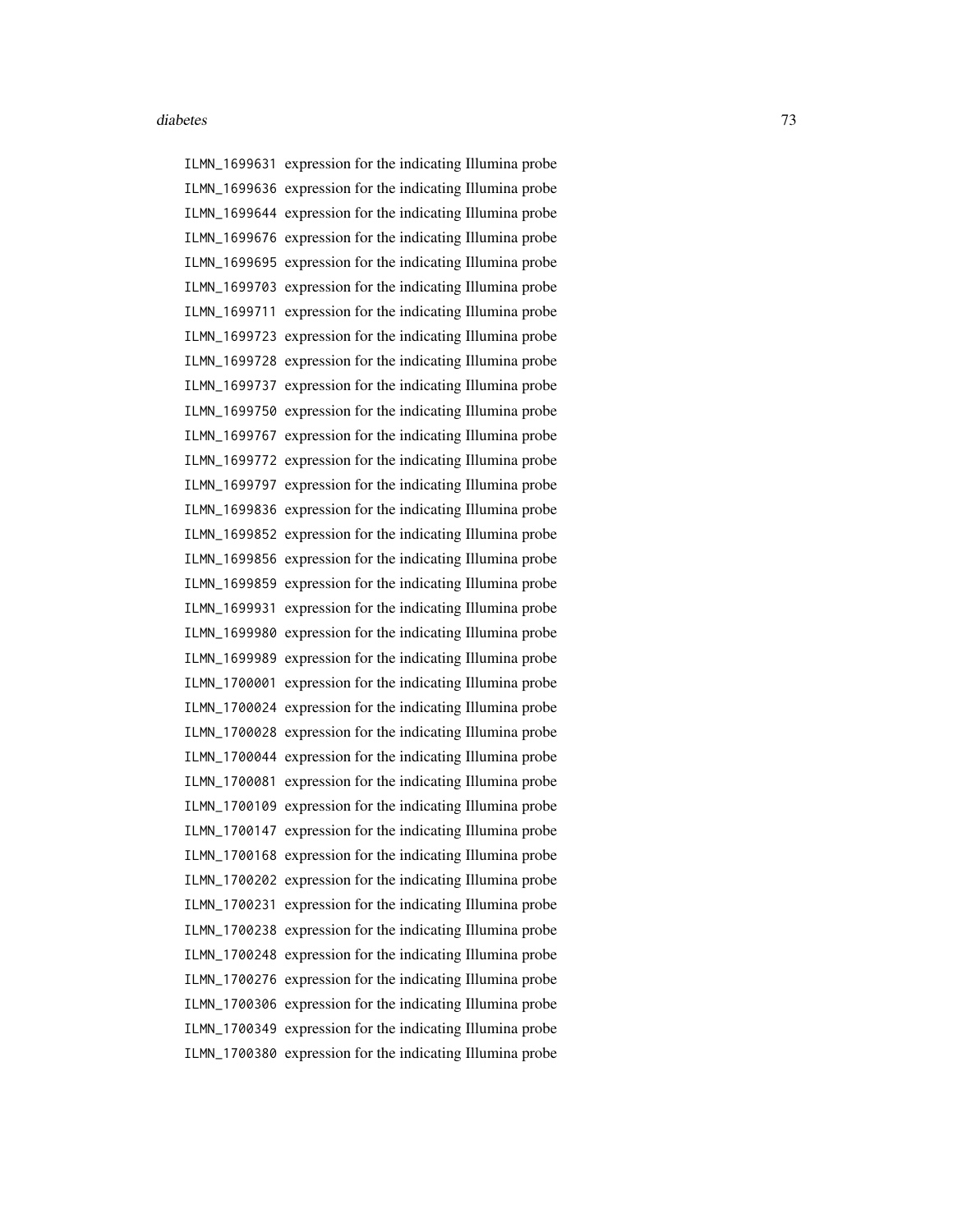ILMN_1699631 expression for the indicating Illumina probe
ILMN_1699636 expression for the indicating Illumina probe
ILMN_1699644 expression for the indicating Illumina probe
ILMN_1699676 expression for the indicating Illumina probe
ILMN_1699695 expression for the indicating Illumina probe
ILMN_1699703 expression for the indicating Illumina probe
ILMN_1699711 expression for the indicating Illumina probe
ILMN_1699723 expression for the indicating Illumina probe
ILMN_1699728 expression for the indicating Illumina probe
ILMN_1699737 expression for the indicating Illumina probe
ILMN_1699750 expression for the indicating Illumina probe
ILMN_1699767 expression for the indicating Illumina probe
ILMN_1699772 expression for the indicating Illumina probe
ILMN_1699797 expression for the indicating Illumina probe
ILMN_1699836 expression for the indicating Illumina probe
ILMN_1699852 expression for the indicating Illumina probe
ILMN_1699856 expression for the indicating Illumina probe
ILMN_1699859 expression for the indicating Illumina probe
ILMN_1699931 expression for the indicating Illumina probe
ILMN_1699980 expression for the indicating Illumina probe
ILMN_1699989 expression for the indicating Illumina probe
ILMN_1700001 expression for the indicating Illumina probe
ILMN_1700024 expression for the indicating Illumina probe
ILMN_1700028 expression for the indicating Illumina probe
ILMN_1700044 expression for the indicating Illumina probe
ILMN_1700081 expression for the indicating Illumina probe
ILMN_1700109 expression for the indicating Illumina probe
ILMN_1700147 expression for the indicating Illumina probe
ILMN_1700168 expression for the indicating Illumina probe
ILMN_1700202 expression for the indicating Illumina probe
ILMN_1700231 expression for the indicating Illumina probe
ILMN_1700238 expression for the indicating Illumina probe
ILMN_1700248 expression for the indicating Illumina probe
ILMN_1700276 expression for the indicating Illumina probe
ILMN_1700306 expression for the indicating Illumina probe
ILMN_1700349 expression for the indicating Illumina probe
ILMN_1700380 expression for the indicating Illumina probe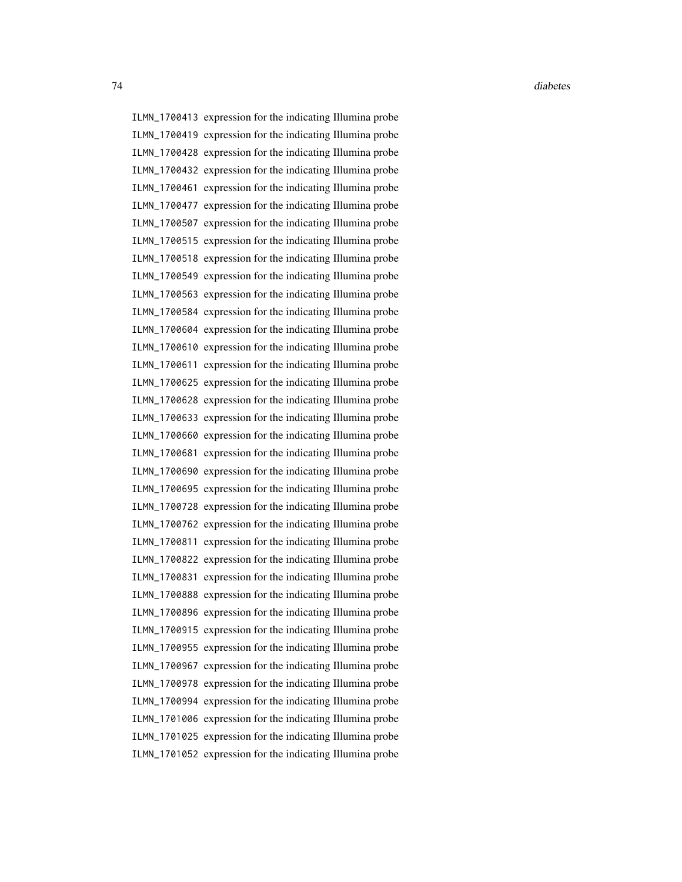ILMN_1700413 expression for the indicating Illumina probe
ILMN_1700419 expression for the indicating Illumina probe
ILMN_1700428 expression for the indicating Illumina probe
ILMN_1700432 expression for the indicating Illumina probe
ILMN_1700461 expression for the indicating Illumina probe
ILMN_1700477 expression for the indicating Illumina probe
ILMN_1700507 expression for the indicating Illumina probe
ILMN_1700515 expression for the indicating Illumina probe
ILMN_1700518 expression for the indicating Illumina probe
ILMN_1700549 expression for the indicating Illumina probe
ILMN_1700563 expression for the indicating Illumina probe
ILMN_1700584 expression for the indicating Illumina probe
ILMN_1700604 expression for the indicating Illumina probe
ILMN_1700610 expression for the indicating Illumina probe
ILMN_1700611 expression for the indicating Illumina probe
ILMN_1700625 expression for the indicating Illumina probe
ILMN_1700628 expression for the indicating Illumina probe
ILMN_1700633 expression for the indicating Illumina probe
ILMN_1700660 expression for the indicating Illumina probe
ILMN_1700681 expression for the indicating Illumina probe
ILMN_1700690 expression for the indicating Illumina probe
ILMN_1700695 expression for the indicating Illumina probe
ILMN_1700728 expression for the indicating Illumina probe
ILMN_1700762 expression for the indicating Illumina probe
ILMN_1700811 expression for the indicating Illumina probe
ILMN_1700822 expression for the indicating Illumina probe
ILMN_1700831 expression for the indicating Illumina probe
ILMN_1700888 expression for the indicating Illumina probe
ILMN_1700896 expression for the indicating Illumina probe
ILMN_1700915 expression for the indicating Illumina probe
ILMN_1700955 expression for the indicating Illumina probe
ILMN_1700967 expression for the indicating Illumina probe
ILMN_1700978 expression for the indicating Illumina probe
ILMN_1700994 expression for the indicating Illumina probe
ILMN_1701006 expression for the indicating Illumina probe
ILMN_1701025 expression for the indicating Illumina probe
ILMN_1701052 expression for the indicating Illumina probe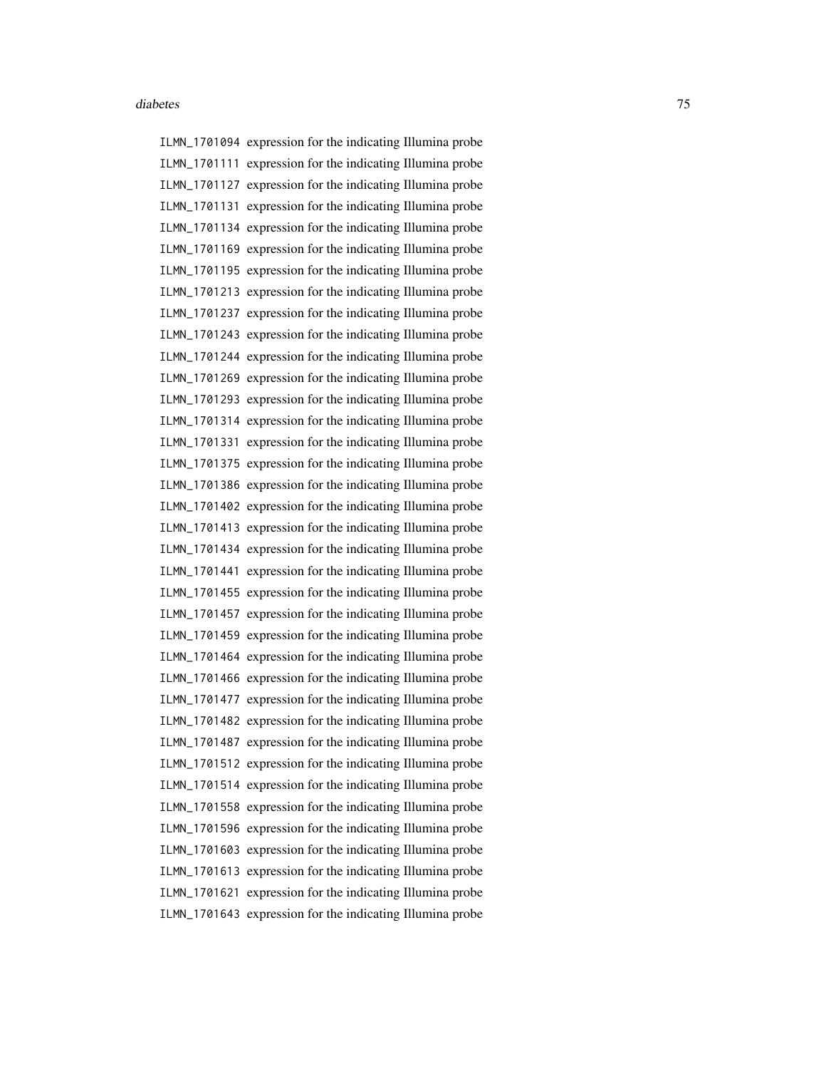`ILMN_1701094` expression for the indicating Illumina probe
`ILMN_1701111` expression for the indicating Illumina probe
`ILMN_1701127` expression for the indicating Illumina probe
`ILMN_1701131` expression for the indicating Illumina probe
`ILMN_1701134` expression for the indicating Illumina probe
`ILMN_1701169` expression for the indicating Illumina probe
`ILMN_1701195` expression for the indicating Illumina probe
`ILMN_1701213` expression for the indicating Illumina probe
`ILMN_1701237` expression for the indicating Illumina probe
`ILMN_1701243` expression for the indicating Illumina probe
`ILMN_1701244` expression for the indicating Illumina probe
`ILMN_1701269` expression for the indicating Illumina probe
`ILMN_1701293` expression for the indicating Illumina probe
`ILMN_1701314` expression for the indicating Illumina probe
`ILMN_1701331` expression for the indicating Illumina probe
`ILMN_1701375` expression for the indicating Illumina probe
`ILMN_1701386` expression for the indicating Illumina probe
`ILMN_1701402` expression for the indicating Illumina probe
`ILMN_1701413` expression for the indicating Illumina probe
`ILMN_1701434` expression for the indicating Illumina probe
`ILMN_1701441` expression for the indicating Illumina probe
`ILMN_1701455` expression for the indicating Illumina probe
`ILMN_1701457` expression for the indicating Illumina probe
`ILMN_1701459` expression for the indicating Illumina probe
`ILMN_1701464` expression for the indicating Illumina probe
`ILMN_1701466` expression for the indicating Illumina probe
`ILMN_1701477` expression for the indicating Illumina probe
`ILMN_1701482` expression for the indicating Illumina probe
`ILMN_1701487` expression for the indicating Illumina probe
`ILMN_1701512` expression for the indicating Illumina probe
`ILMN_1701514` expression for the indicating Illumina probe
`ILMN_1701558` expression for the indicating Illumina probe
`ILMN_1701596` expression for the indicating Illumina probe
`ILMN_1701603` expression for the indicating Illumina probe
`ILMN_1701613` expression for the indicating Illumina probe
`ILMN_1701621` expression for the indicating Illumina probe
`ILMN_1701643` expression for the indicating Illumina probe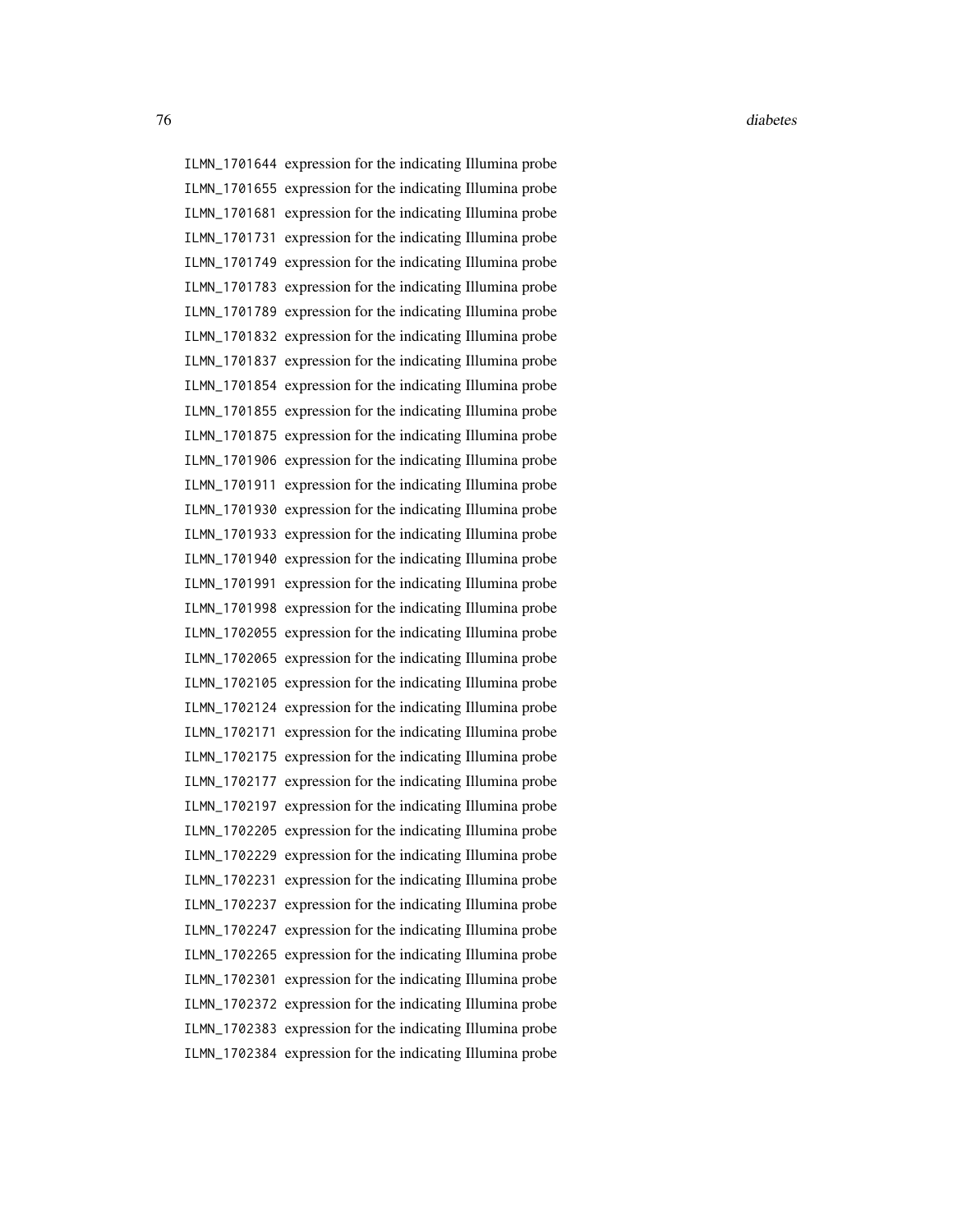ILMN_1701644 expression for the indicating Illumina probe
ILMN_1701655 expression for the indicating Illumina probe
ILMN_1701681 expression for the indicating Illumina probe
ILMN_1701731 expression for the indicating Illumina probe
ILMN_1701749 expression for the indicating Illumina probe
ILMN_1701783 expression for the indicating Illumina probe
ILMN_1701789 expression for the indicating Illumina probe
ILMN_1701832 expression for the indicating Illumina probe
ILMN_1701837 expression for the indicating Illumina probe
ILMN_1701854 expression for the indicating Illumina probe
ILMN_1701855 expression for the indicating Illumina probe
ILMN_1701875 expression for the indicating Illumina probe
ILMN_1701906 expression for the indicating Illumina probe
ILMN_1701911 expression for the indicating Illumina probe
ILMN_1701930 expression for the indicating Illumina probe
ILMN_1701933 expression for the indicating Illumina probe
ILMN_1701940 expression for the indicating Illumina probe
ILMN_1701991 expression for the indicating Illumina probe
ILMN_1701998 expression for the indicating Illumina probe
ILMN_1702055 expression for the indicating Illumina probe
ILMN_1702065 expression for the indicating Illumina probe
ILMN_1702105 expression for the indicating Illumina probe
ILMN_1702124 expression for the indicating Illumina probe
ILMN_1702171 expression for the indicating Illumina probe
ILMN_1702175 expression for the indicating Illumina probe
ILMN_1702177 expression for the indicating Illumina probe
ILMN_1702197 expression for the indicating Illumina probe
ILMN_1702205 expression for the indicating Illumina probe
ILMN_1702229 expression for the indicating Illumina probe
ILMN_1702231 expression for the indicating Illumina probe
ILMN_1702237 expression for the indicating Illumina probe
ILMN_1702247 expression for the indicating Illumina probe
ILMN_1702265 expression for the indicating Illumina probe
ILMN_1702301 expression for the indicating Illumina probe
ILMN_1702372 expression for the indicating Illumina probe
ILMN_1702383 expression for the indicating Illumina probe
ILMN_1702384 expression for the indicating Illumina probe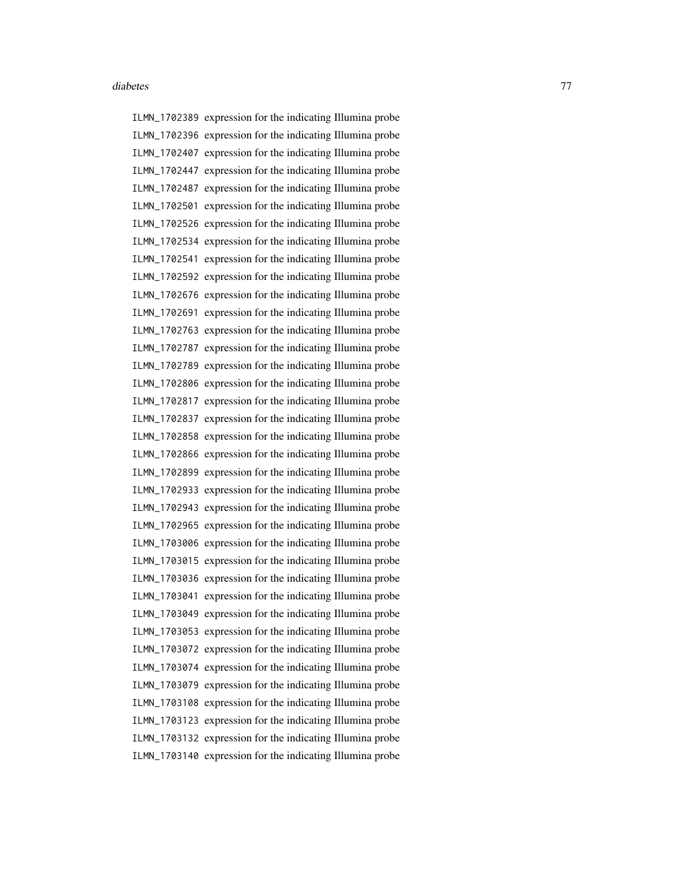ILMN_1702389 expression for the indicating Illumina probe
ILMN_1702396 expression for the indicating Illumina probe
ILMN_1702407 expression for the indicating Illumina probe
ILMN_1702447 expression for the indicating Illumina probe
ILMN_1702487 expression for the indicating Illumina probe
ILMN_1702501 expression for the indicating Illumina probe
ILMN_1702526 expression for the indicating Illumina probe
ILMN_1702534 expression for the indicating Illumina probe
ILMN_1702541 expression for the indicating Illumina probe
ILMN_1702592 expression for the indicating Illumina probe
ILMN_1702676 expression for the indicating Illumina probe
ILMN_1702691 expression for the indicating Illumina probe
ILMN_1702763 expression for the indicating Illumina probe
ILMN_1702787 expression for the indicating Illumina probe
ILMN_1702789 expression for the indicating Illumina probe
ILMN_1702806 expression for the indicating Illumina probe
ILMN_1702817 expression for the indicating Illumina probe
ILMN_1702837 expression for the indicating Illumina probe
ILMN_1702858 expression for the indicating Illumina probe
ILMN_1702866 expression for the indicating Illumina probe
ILMN_1702899 expression for the indicating Illumina probe
ILMN_1702933 expression for the indicating Illumina probe
ILMN_1702943 expression for the indicating Illumina probe
ILMN_1702965 expression for the indicating Illumina probe
ILMN_1703006 expression for the indicating Illumina probe
ILMN_1703015 expression for the indicating Illumina probe
ILMN_1703036 expression for the indicating Illumina probe
ILMN_1703041 expression for the indicating Illumina probe
ILMN_1703049 expression for the indicating Illumina probe
ILMN_1703053 expression for the indicating Illumina probe
ILMN_1703072 expression for the indicating Illumina probe
ILMN_1703074 expression for the indicating Illumina probe
ILMN_1703079 expression for the indicating Illumina probe
ILMN_1703108 expression for the indicating Illumina probe
ILMN_1703123 expression for the indicating Illumina probe
ILMN_1703132 expression for the indicating Illumina probe
ILMN_1703140 expression for the indicating Illumina probe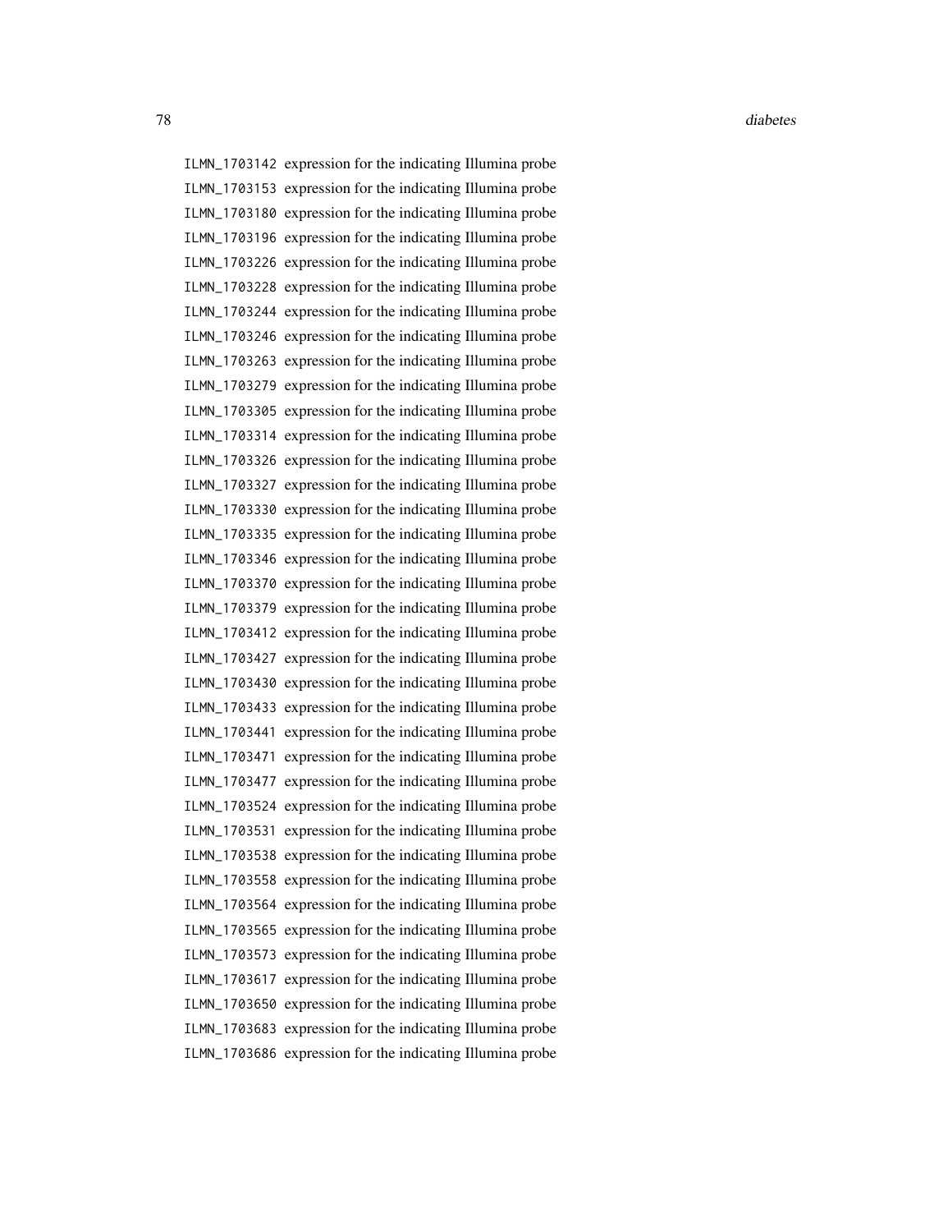ILMN_1703142 expression for the indicating Illumina probe
ILMN_1703153 expression for the indicating Illumina probe
ILMN_1703180 expression for the indicating Illumina probe
ILMN_1703196 expression for the indicating Illumina probe
ILMN_1703226 expression for the indicating Illumina probe
ILMN_1703228 expression for the indicating Illumina probe
ILMN_1703244 expression for the indicating Illumina probe
ILMN_1703246 expression for the indicating Illumina probe
ILMN_1703263 expression for the indicating Illumina probe
ILMN_1703279 expression for the indicating Illumina probe
ILMN_1703305 expression for the indicating Illumina probe
ILMN_1703314 expression for the indicating Illumina probe
ILMN_1703326 expression for the indicating Illumina probe
ILMN_1703327 expression for the indicating Illumina probe
ILMN_1703330 expression for the indicating Illumina probe
ILMN_1703335 expression for the indicating Illumina probe
ILMN_1703346 expression for the indicating Illumina probe
ILMN_1703370 expression for the indicating Illumina probe
ILMN_1703379 expression for the indicating Illumina probe
ILMN_1703412 expression for the indicating Illumina probe
ILMN_1703427 expression for the indicating Illumina probe
ILMN_1703430 expression for the indicating Illumina probe
ILMN_1703433 expression for the indicating Illumina probe
ILMN_1703441 expression for the indicating Illumina probe
ILMN_1703471 expression for the indicating Illumina probe
ILMN_1703477 expression for the indicating Illumina probe
ILMN_1703524 expression for the indicating Illumina probe
ILMN_1703531 expression for the indicating Illumina probe
ILMN_1703538 expression for the indicating Illumina probe
ILMN_1703558 expression for the indicating Illumina probe
ILMN_1703564 expression for the indicating Illumina probe
ILMN_1703565 expression for the indicating Illumina probe
ILMN_1703573 expression for the indicating Illumina probe
ILMN_1703617 expression for the indicating Illumina probe
ILMN_1703650 expression for the indicating Illumina probe
ILMN_1703683 expression for the indicating Illumina probe
ILMN_1703686 expression for the indicating Illumina probe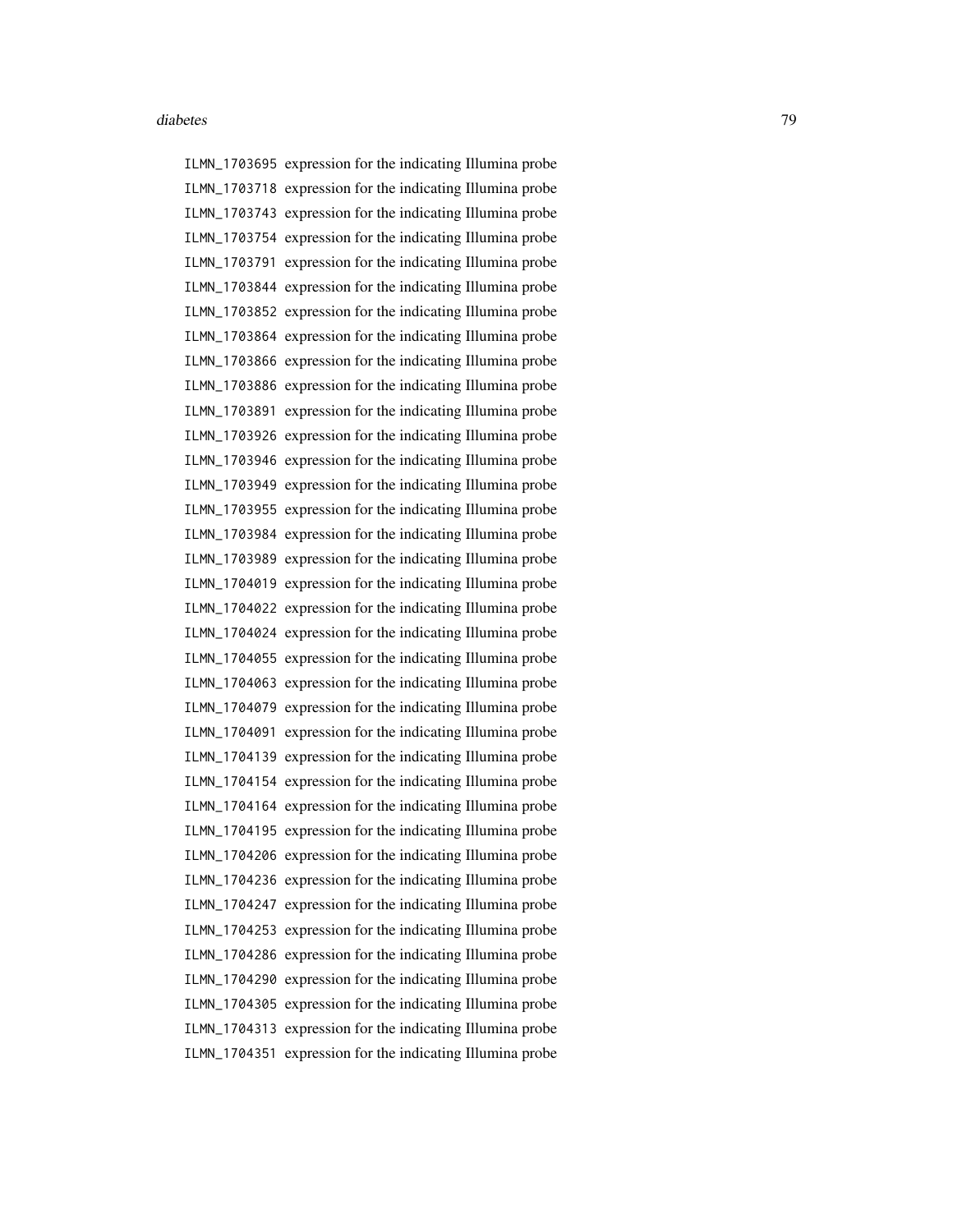ILMN_1703695 expression for the indicating Illumina probe
ILMN_1703718 expression for the indicating Illumina probe
ILMN_1703743 expression for the indicating Illumina probe
ILMN_1703754 expression for the indicating Illumina probe
ILMN_1703791 expression for the indicating Illumina probe
ILMN_1703844 expression for the indicating Illumina probe
ILMN_1703852 expression for the indicating Illumina probe
ILMN_1703864 expression for the indicating Illumina probe
ILMN_1703866 expression for the indicating Illumina probe
ILMN_1703886 expression for the indicating Illumina probe
ILMN_1703891 expression for the indicating Illumina probe
ILMN_1703926 expression for the indicating Illumina probe
ILMN_1703946 expression for the indicating Illumina probe
ILMN_1703949 expression for the indicating Illumina probe
ILMN_1703955 expression for the indicating Illumina probe
ILMN_1703984 expression for the indicating Illumina probe
ILMN_1703989 expression for the indicating Illumina probe
ILMN_1704019 expression for the indicating Illumina probe
ILMN_1704022 expression for the indicating Illumina probe
ILMN_1704024 expression for the indicating Illumina probe
ILMN_1704055 expression for the indicating Illumina probe
ILMN_1704063 expression for the indicating Illumina probe
ILMN_1704079 expression for the indicating Illumina probe
ILMN_1704091 expression for the indicating Illumina probe
ILMN_1704139 expression for the indicating Illumina probe
ILMN_1704154 expression for the indicating Illumina probe
ILMN_1704164 expression for the indicating Illumina probe
ILMN_1704195 expression for the indicating Illumina probe
ILMN_1704206 expression for the indicating Illumina probe
ILMN_1704236 expression for the indicating Illumina probe
ILMN_1704247 expression for the indicating Illumina probe
ILMN_1704253 expression for the indicating Illumina probe
ILMN_1704286 expression for the indicating Illumina probe
ILMN_1704290 expression for the indicating Illumina probe
ILMN_1704305 expression for the indicating Illumina probe
ILMN_1704313 expression for the indicating Illumina probe
ILMN_1704351 expression for the indicating Illumina probe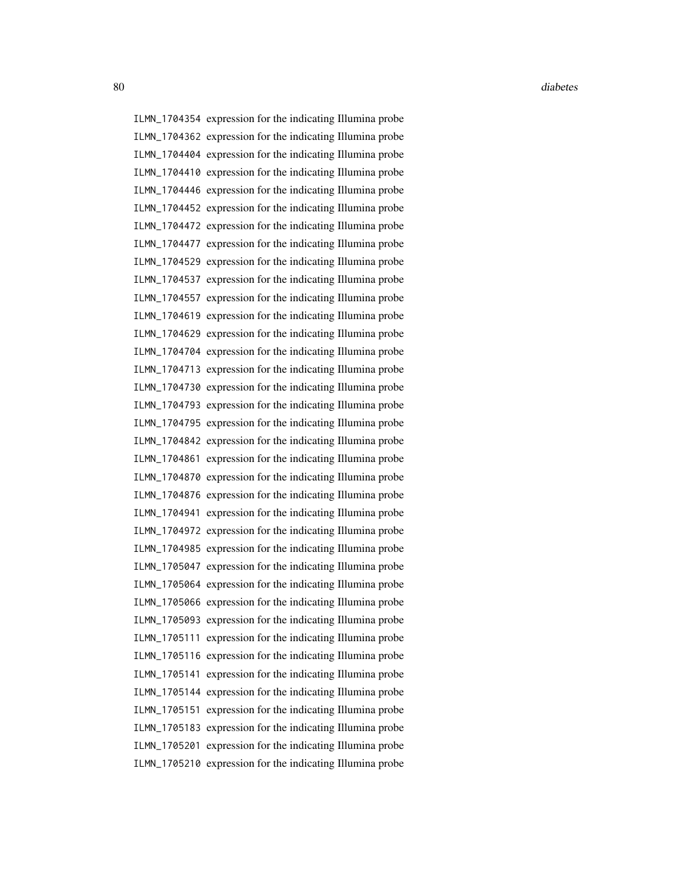ILMN_1704354 expression for the indicating Illumina probe
ILMN_1704362 expression for the indicating Illumina probe
ILMN_1704404 expression for the indicating Illumina probe
ILMN_1704410 expression for the indicating Illumina probe
ILMN_1704446 expression for the indicating Illumina probe
ILMN_1704452 expression for the indicating Illumina probe
ILMN_1704472 expression for the indicating Illumina probe
ILMN_1704477 expression for the indicating Illumina probe
ILMN_1704529 expression for the indicating Illumina probe
ILMN_1704537 expression for the indicating Illumina probe
ILMN_1704557 expression for the indicating Illumina probe
ILMN_1704619 expression for the indicating Illumina probe
ILMN_1704629 expression for the indicating Illumina probe
ILMN_1704704 expression for the indicating Illumina probe
ILMN_1704713 expression for the indicating Illumina probe
ILMN_1704730 expression for the indicating Illumina probe
ILMN_1704793 expression for the indicating Illumina probe
ILMN_1704795 expression for the indicating Illumina probe
ILMN_1704842 expression for the indicating Illumina probe
ILMN_1704861 expression for the indicating Illumina probe
ILMN_1704870 expression for the indicating Illumina probe
ILMN_1704876 expression for the indicating Illumina probe
ILMN_1704941 expression for the indicating Illumina probe
ILMN_1704972 expression for the indicating Illumina probe
ILMN_1704985 expression for the indicating Illumina probe
ILMN_1705047 expression for the indicating Illumina probe
ILMN_1705064 expression for the indicating Illumina probe
ILMN_1705066 expression for the indicating Illumina probe
ILMN_1705093 expression for the indicating Illumina probe
ILMN_1705111 expression for the indicating Illumina probe
ILMN_1705116 expression for the indicating Illumina probe
ILMN_1705141 expression for the indicating Illumina probe
ILMN_1705144 expression for the indicating Illumina probe
ILMN_1705151 expression for the indicating Illumina probe
ILMN_1705183 expression for the indicating Illumina probe
ILMN_1705201 expression for the indicating Illumina probe
ILMN_1705210 expression for the indicating Illumina probe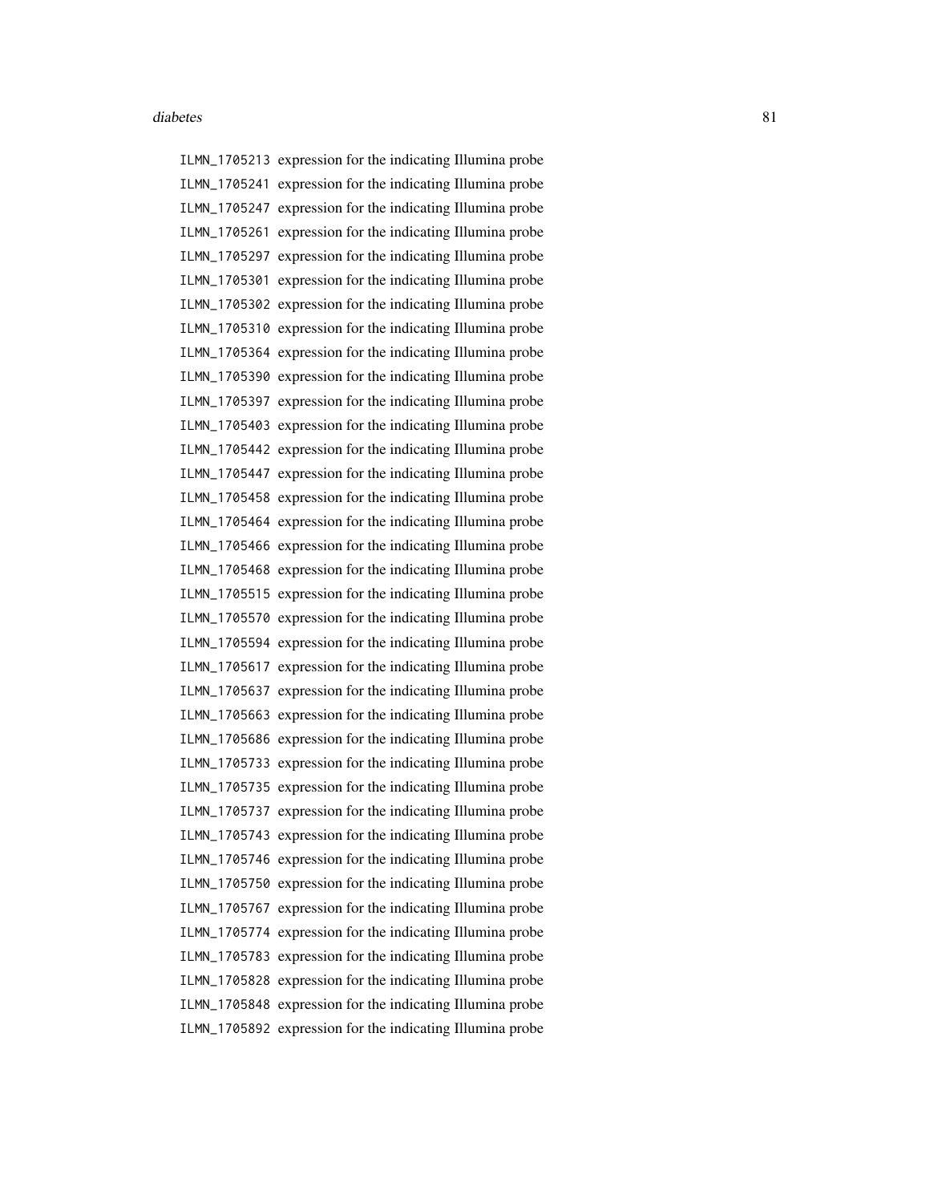ILMN_1705213 expression for the indicating Illumina probe
ILMN_1705241 expression for the indicating Illumina probe
ILMN_1705247 expression for the indicating Illumina probe
ILMN_1705261 expression for the indicating Illumina probe
ILMN_1705297 expression for the indicating Illumina probe
ILMN_1705301 expression for the indicating Illumina probe
ILMN_1705302 expression for the indicating Illumina probe
ILMN_1705310 expression for the indicating Illumina probe
ILMN_1705364 expression for the indicating Illumina probe
ILMN_1705390 expression for the indicating Illumina probe
ILMN_1705397 expression for the indicating Illumina probe
ILMN_1705403 expression for the indicating Illumina probe
ILMN_1705442 expression for the indicating Illumina probe
ILMN_1705447 expression for the indicating Illumina probe
ILMN_1705458 expression for the indicating Illumina probe
ILMN_1705464 expression for the indicating Illumina probe
ILMN_1705466 expression for the indicating Illumina probe
ILMN_1705468 expression for the indicating Illumina probe
ILMN_1705515 expression for the indicating Illumina probe
ILMN_1705570 expression for the indicating Illumina probe
ILMN_1705594 expression for the indicating Illumina probe
ILMN_1705617 expression for the indicating Illumina probe
ILMN_1705637 expression for the indicating Illumina probe
ILMN_1705663 expression for the indicating Illumina probe
ILMN_1705686 expression for the indicating Illumina probe
ILMN_1705733 expression for the indicating Illumina probe
ILMN_1705735 expression for the indicating Illumina probe
ILMN_1705737 expression for the indicating Illumina probe
ILMN_1705743 expression for the indicating Illumina probe
ILMN_1705746 expression for the indicating Illumina probe
ILMN_1705750 expression for the indicating Illumina probe
ILMN_1705767 expression for the indicating Illumina probe
ILMN_1705774 expression for the indicating Illumina probe
ILMN_1705783 expression for the indicating Illumina probe
ILMN_1705828 expression for the indicating Illumina probe
ILMN_1705848 expression for the indicating Illumina probe
ILMN_1705892 expression for the indicating Illumina probe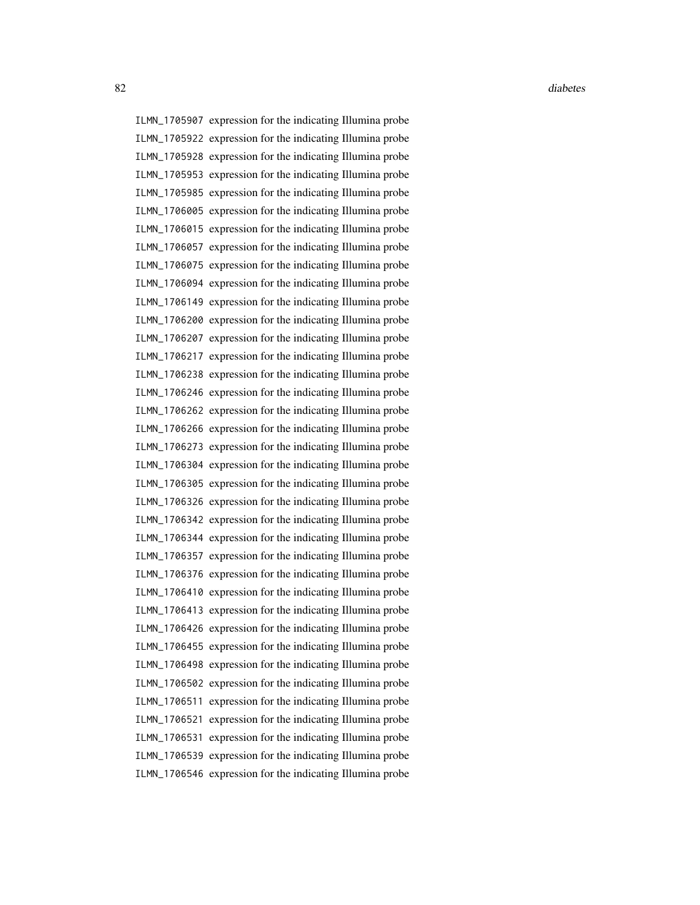ILMN_1705907 expression for the indicating Illumina probe
ILMN_1705922 expression for the indicating Illumina probe
ILMN_1705928 expression for the indicating Illumina probe
ILMN_1705953 expression for the indicating Illumina probe
ILMN_1705985 expression for the indicating Illumina probe
ILMN_1706005 expression for the indicating Illumina probe
ILMN_1706015 expression for the indicating Illumina probe
ILMN_1706057 expression for the indicating Illumina probe
ILMN_1706075 expression for the indicating Illumina probe
ILMN_1706094 expression for the indicating Illumina probe
ILMN_1706149 expression for the indicating Illumina probe
ILMN_1706200 expression for the indicating Illumina probe
ILMN_1706207 expression for the indicating Illumina probe
ILMN_1706217 expression for the indicating Illumina probe
ILMN_1706238 expression for the indicating Illumina probe
ILMN_1706246 expression for the indicating Illumina probe
ILMN_1706262 expression for the indicating Illumina probe
ILMN_1706266 expression for the indicating Illumina probe
ILMN_1706273 expression for the indicating Illumina probe
ILMN_1706304 expression for the indicating Illumina probe
ILMN_1706305 expression for the indicating Illumina probe
ILMN_1706326 expression for the indicating Illumina probe
ILMN_1706342 expression for the indicating Illumina probe
ILMN_1706344 expression for the indicating Illumina probe
ILMN_1706357 expression for the indicating Illumina probe
ILMN_1706376 expression for the indicating Illumina probe
ILMN_1706410 expression for the indicating Illumina probe
ILMN_1706413 expression for the indicating Illumina probe
ILMN_1706426 expression for the indicating Illumina probe
ILMN_1706455 expression for the indicating Illumina probe
ILMN_1706498 expression for the indicating Illumina probe
ILMN_1706502 expression for the indicating Illumina probe
ILMN_1706511 expression for the indicating Illumina probe
ILMN_1706521 expression for the indicating Illumina probe
ILMN_1706531 expression for the indicating Illumina probe
ILMN_1706539 expression for the indicating Illumina probe
ILMN_1706546 expression for the indicating Illumina probe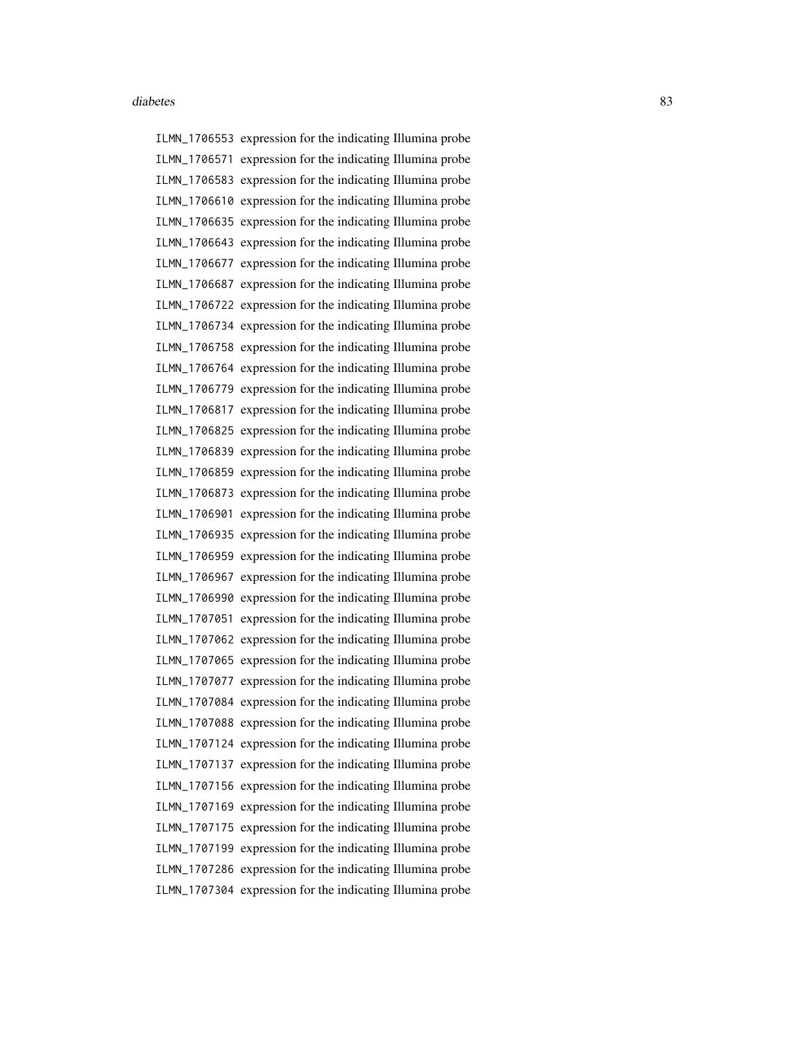ILMN_1706553 expression for the indicating Illumina probe
ILMN_1706571 expression for the indicating Illumina probe
ILMN_1706583 expression for the indicating Illumina probe
ILMN_1706610 expression for the indicating Illumina probe
ILMN_1706635 expression for the indicating Illumina probe
ILMN_1706643 expression for the indicating Illumina probe
ILMN_1706677 expression for the indicating Illumina probe
ILMN_1706687 expression for the indicating Illumina probe
ILMN_1706722 expression for the indicating Illumina probe
ILMN_1706734 expression for the indicating Illumina probe
ILMN_1706758 expression for the indicating Illumina probe
ILMN_1706764 expression for the indicating Illumina probe
ILMN_1706779 expression for the indicating Illumina probe
ILMN_1706817 expression for the indicating Illumina probe
ILMN_1706825 expression for the indicating Illumina probe
ILMN_1706839 expression for the indicating Illumina probe
ILMN_1706859 expression for the indicating Illumina probe
ILMN_1706873 expression for the indicating Illumina probe
ILMN_1706901 expression for the indicating Illumina probe
ILMN_1706935 expression for the indicating Illumina probe
ILMN_1706959 expression for the indicating Illumina probe
ILMN_1706967 expression for the indicating Illumina probe
ILMN_1706990 expression for the indicating Illumina probe
ILMN_1707051 expression for the indicating Illumina probe
ILMN_1707062 expression for the indicating Illumina probe
ILMN_1707065 expression for the indicating Illumina probe
ILMN_1707077 expression for the indicating Illumina probe
ILMN_1707084 expression for the indicating Illumina probe
ILMN_1707088 expression for the indicating Illumina probe
ILMN_1707124 expression for the indicating Illumina probe
ILMN_1707137 expression for the indicating Illumina probe
ILMN_1707156 expression for the indicating Illumina probe
ILMN_1707169 expression for the indicating Illumina probe
ILMN_1707175 expression for the indicating Illumina probe
ILMN_1707199 expression for the indicating Illumina probe
ILMN_1707286 expression for the indicating Illumina probe
ILMN_1707304 expression for the indicating Illumina probe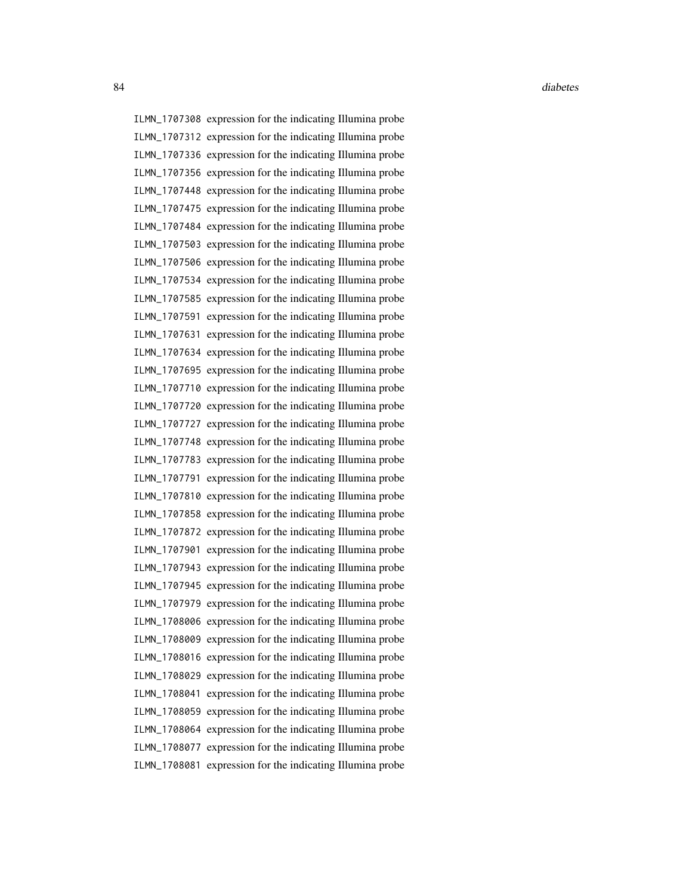| | |
|---|---|
| ILMN_1707308 | expression for the indicating Illumina probe |
| ILMN_1707312 | expression for the indicating Illumina probe |
| ILMN_1707336 | expression for the indicating Illumina probe |
| ILMN_1707356 | expression for the indicating Illumina probe |
| ILMN_1707448 | expression for the indicating Illumina probe |
| ILMN_1707475 | expression for the indicating Illumina probe |
| ILMN_1707484 | expression for the indicating Illumina probe |
| ILMN_1707503 | expression for the indicating Illumina probe |
| ILMN_1707506 | expression for the indicating Illumina probe |
| ILMN_1707534 | expression for the indicating Illumina probe |
| ILMN_1707585 | expression for the indicating Illumina probe |
| ILMN_1707591 | expression for the indicating Illumina probe |
| ILMN_1707631 | expression for the indicating Illumina probe |
| ILMN_1707634 | expression for the indicating Illumina probe |
| ILMN_1707695 | expression for the indicating Illumina probe |
| ILMN_1707710 | expression for the indicating Illumina probe |
| ILMN_1707720 | expression for the indicating Illumina probe |
| ILMN_1707727 | expression for the indicating Illumina probe |
| ILMN_1707748 | expression for the indicating Illumina probe |
| ILMN_1707783 | expression for the indicating Illumina probe |
| ILMN_1707791 | expression for the indicating Illumina probe |
| ILMN_1707810 | expression for the indicating Illumina probe |
| ILMN_1707858 | expression for the indicating Illumina probe |
| ILMN_1707872 | expression for the indicating Illumina probe |
| ILMN_1707901 | expression for the indicating Illumina probe |
| ILMN_1707943 | expression for the indicating Illumina probe |
| ILMN_1707945 | expression for the indicating Illumina probe |
| ILMN_1707979 | expression for the indicating Illumina probe |
| ILMN_1708006 | expression for the indicating Illumina probe |
| ILMN_1708009 | expression for the indicating Illumina probe |
| ILMN_1708016 | expression for the indicating Illumina probe |
| ILMN_1708029 | expression for the indicating Illumina probe |
| ILMN_1708041 | expression for the indicating Illumina probe |
| ILMN_1708059 | expression for the indicating Illumina probe |
| ILMN_1708064 | expression for the indicating Illumina probe |
| ILMN_1708077 | expression for the indicating Illumina probe |
| ILMN_1708081 | expression for the indicating Illumina probe |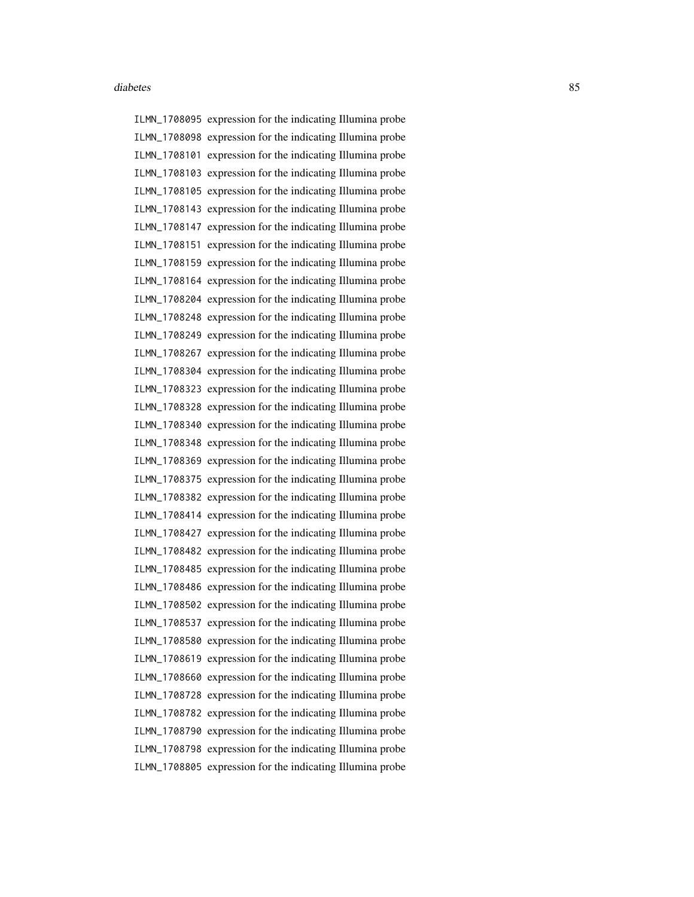ILMN_1708095 expression for the indicating Illumina probe
ILMN_1708098 expression for the indicating Illumina probe
ILMN_1708101 expression for the indicating Illumina probe
ILMN_1708103 expression for the indicating Illumina probe
ILMN_1708105 expression for the indicating Illumina probe
ILMN_1708143 expression for the indicating Illumina probe
ILMN_1708147 expression for the indicating Illumina probe
ILMN_1708151 expression for the indicating Illumina probe
ILMN_1708159 expression for the indicating Illumina probe
ILMN_1708164 expression for the indicating Illumina probe
ILMN_1708204 expression for the indicating Illumina probe
ILMN_1708248 expression for the indicating Illumina probe
ILMN_1708249 expression for the indicating Illumina probe
ILMN_1708267 expression for the indicating Illumina probe
ILMN_1708304 expression for the indicating Illumina probe
ILMN_1708323 expression for the indicating Illumina probe
ILMN_1708328 expression for the indicating Illumina probe
ILMN_1708340 expression for the indicating Illumina probe
ILMN_1708348 expression for the indicating Illumina probe
ILMN_1708369 expression for the indicating Illumina probe
ILMN_1708375 expression for the indicating Illumina probe
ILMN_1708382 expression for the indicating Illumina probe
ILMN_1708414 expression for the indicating Illumina probe
ILMN_1708427 expression for the indicating Illumina probe
ILMN_1708482 expression for the indicating Illumina probe
ILMN_1708485 expression for the indicating Illumina probe
ILMN_1708486 expression for the indicating Illumina probe
ILMN_1708502 expression for the indicating Illumina probe
ILMN_1708537 expression for the indicating Illumina probe
ILMN_1708580 expression for the indicating Illumina probe
ILMN_1708619 expression for the indicating Illumina probe
ILMN_1708660 expression for the indicating Illumina probe
ILMN_1708728 expression for the indicating Illumina probe
ILMN_1708782 expression for the indicating Illumina probe
ILMN_1708790 expression for the indicating Illumina probe
ILMN_1708798 expression for the indicating Illumina probe
ILMN_1708805 expression for the indicating Illumina probe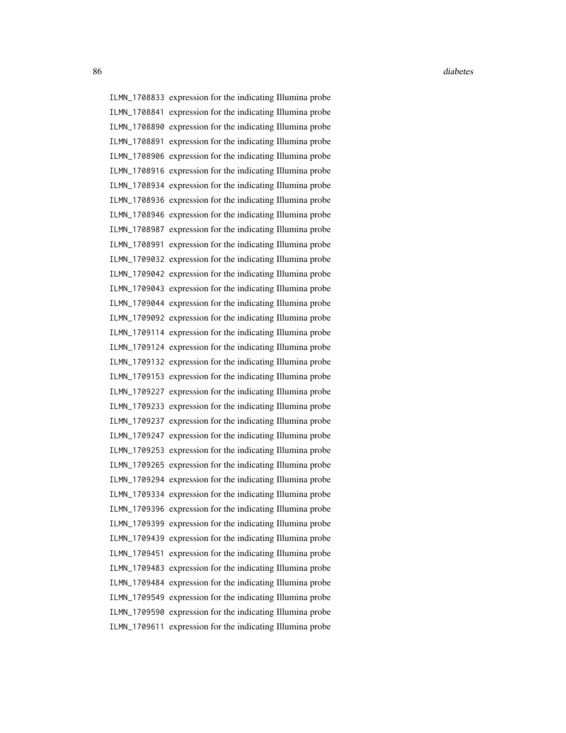ILMN_1708833 expression for the indicating Illumina probe
ILMN_1708841 expression for the indicating Illumina probe
ILMN_1708890 expression for the indicating Illumina probe
ILMN_1708891 expression for the indicating Illumina probe
ILMN_1708906 expression for the indicating Illumina probe
ILMN_1708916 expression for the indicating Illumina probe
ILMN_1708934 expression for the indicating Illumina probe
ILMN_1708936 expression for the indicating Illumina probe
ILMN_1708946 expression for the indicating Illumina probe
ILMN_1708987 expression for the indicating Illumina probe
ILMN_1708991 expression for the indicating Illumina probe
ILMN_1709032 expression for the indicating Illumina probe
ILMN_1709042 expression for the indicating Illumina probe
ILMN_1709043 expression for the indicating Illumina probe
ILMN_1709044 expression for the indicating Illumina probe
ILMN_1709092 expression for the indicating Illumina probe
ILMN_1709114 expression for the indicating Illumina probe
ILMN_1709124 expression for the indicating Illumina probe
ILMN_1709132 expression for the indicating Illumina probe
ILMN_1709153 expression for the indicating Illumina probe
ILMN_1709227 expression for the indicating Illumina probe
ILMN_1709233 expression for the indicating Illumina probe
ILMN_1709237 expression for the indicating Illumina probe
ILMN_1709247 expression for the indicating Illumina probe
ILMN_1709253 expression for the indicating Illumina probe
ILMN_1709265 expression for the indicating Illumina probe
ILMN_1709294 expression for the indicating Illumina probe
ILMN_1709334 expression for the indicating Illumina probe
ILMN_1709396 expression for the indicating Illumina probe
ILMN_1709399 expression for the indicating Illumina probe
ILMN_1709439 expression for the indicating Illumina probe
ILMN_1709451 expression for the indicating Illumina probe
ILMN_1709483 expression for the indicating Illumina probe
ILMN_1709484 expression for the indicating Illumina probe
ILMN_1709549 expression for the indicating Illumina probe
ILMN_1709590 expression for the indicating Illumina probe
ILMN_1709611 expression for the indicating Illumina probe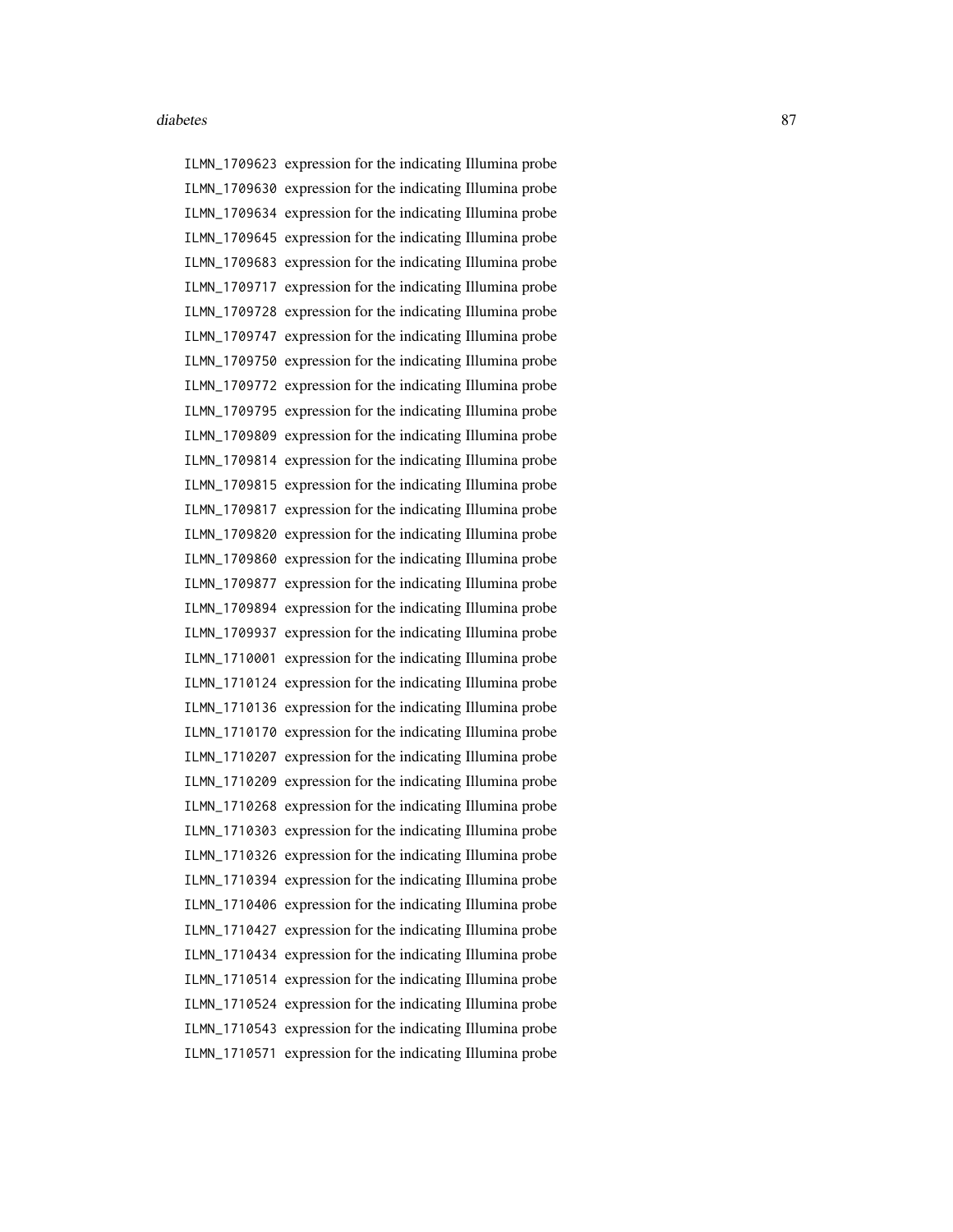ILMN_1709623 expression for the indicating Illumina probe
ILMN_1709630 expression for the indicating Illumina probe
ILMN_1709634 expression for the indicating Illumina probe
ILMN_1709645 expression for the indicating Illumina probe
ILMN_1709683 expression for the indicating Illumina probe
ILMN_1709717 expression for the indicating Illumina probe
ILMN_1709728 expression for the indicating Illumina probe
ILMN_1709747 expression for the indicating Illumina probe
ILMN_1709750 expression for the indicating Illumina probe
ILMN_1709772 expression for the indicating Illumina probe
ILMN_1709795 expression for the indicating Illumina probe
ILMN_1709809 expression for the indicating Illumina probe
ILMN_1709814 expression for the indicating Illumina probe
ILMN_1709815 expression for the indicating Illumina probe
ILMN_1709817 expression for the indicating Illumina probe
ILMN_1709820 expression for the indicating Illumina probe
ILMN_1709860 expression for the indicating Illumina probe
ILMN_1709877 expression for the indicating Illumina probe
ILMN_1709894 expression for the indicating Illumina probe
ILMN_1709937 expression for the indicating Illumina probe
ILMN_1710001 expression for the indicating Illumina probe
ILMN_1710124 expression for the indicating Illumina probe
ILMN_1710136 expression for the indicating Illumina probe
ILMN_1710170 expression for the indicating Illumina probe
ILMN_1710207 expression for the indicating Illumina probe
ILMN_1710209 expression for the indicating Illumina probe
ILMN_1710268 expression for the indicating Illumina probe
ILMN_1710303 expression for the indicating Illumina probe
ILMN_1710326 expression for the indicating Illumina probe
ILMN_1710394 expression for the indicating Illumina probe
ILMN_1710406 expression for the indicating Illumina probe
ILMN_1710427 expression for the indicating Illumina probe
ILMN_1710434 expression for the indicating Illumina probe
ILMN_1710514 expression for the indicating Illumina probe
ILMN_1710524 expression for the indicating Illumina probe
ILMN_1710543 expression for the indicating Illumina probe
ILMN_1710571 expression for the indicating Illumina probe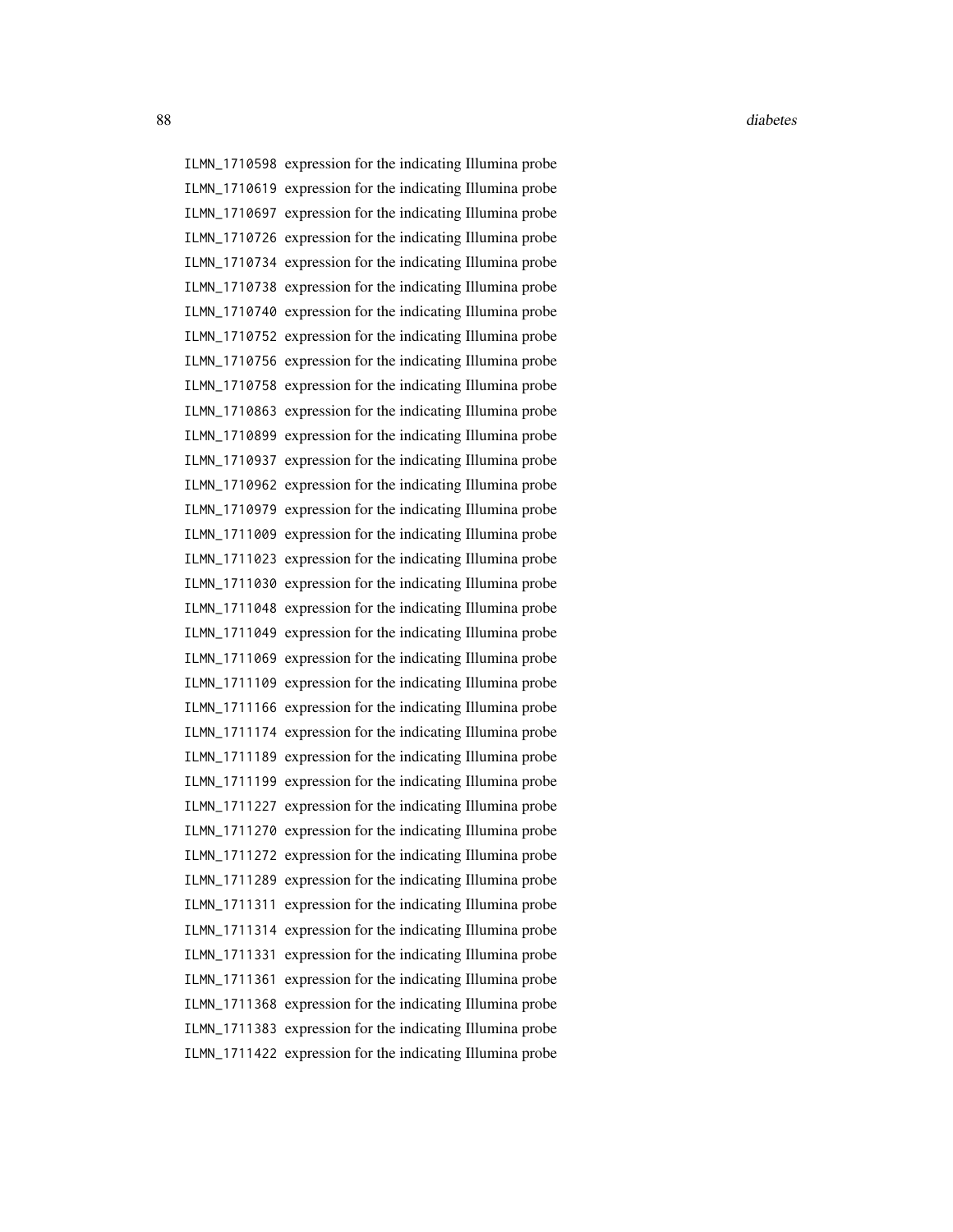ILMN_1710598 expression for the indicating Illumina probe
ILMN_1710619 expression for the indicating Illumina probe
ILMN_1710697 expression for the indicating Illumina probe
ILMN_1710726 expression for the indicating Illumina probe
ILMN_1710734 expression for the indicating Illumina probe
ILMN_1710738 expression for the indicating Illumina probe
ILMN_1710740 expression for the indicating Illumina probe
ILMN_1710752 expression for the indicating Illumina probe
ILMN_1710756 expression for the indicating Illumina probe
ILMN_1710758 expression for the indicating Illumina probe
ILMN_1710863 expression for the indicating Illumina probe
ILMN_1710899 expression for the indicating Illumina probe
ILMN_1710937 expression for the indicating Illumina probe
ILMN_1710962 expression for the indicating Illumina probe
ILMN_1710979 expression for the indicating Illumina probe
ILMN_1711009 expression for the indicating Illumina probe
ILMN_1711023 expression for the indicating Illumina probe
ILMN_1711030 expression for the indicating Illumina probe
ILMN_1711048 expression for the indicating Illumina probe
ILMN_1711049 expression for the indicating Illumina probe
ILMN_1711069 expression for the indicating Illumina probe
ILMN_1711109 expression for the indicating Illumina probe
ILMN_1711166 expression for the indicating Illumina probe
ILMN_1711174 expression for the indicating Illumina probe
ILMN_1711189 expression for the indicating Illumina probe
ILMN_1711199 expression for the indicating Illumina probe
ILMN_1711227 expression for the indicating Illumina probe
ILMN_1711270 expression for the indicating Illumina probe
ILMN_1711272 expression for the indicating Illumina probe
ILMN_1711289 expression for the indicating Illumina probe
ILMN_1711311 expression for the indicating Illumina probe
ILMN_1711314 expression for the indicating Illumina probe
ILMN_1711331 expression for the indicating Illumina probe
ILMN_1711361 expression for the indicating Illumina probe
ILMN_1711368 expression for the indicating Illumina probe
ILMN_1711383 expression for the indicating Illumina probe
ILMN_1711422 expression for the indicating Illumina probe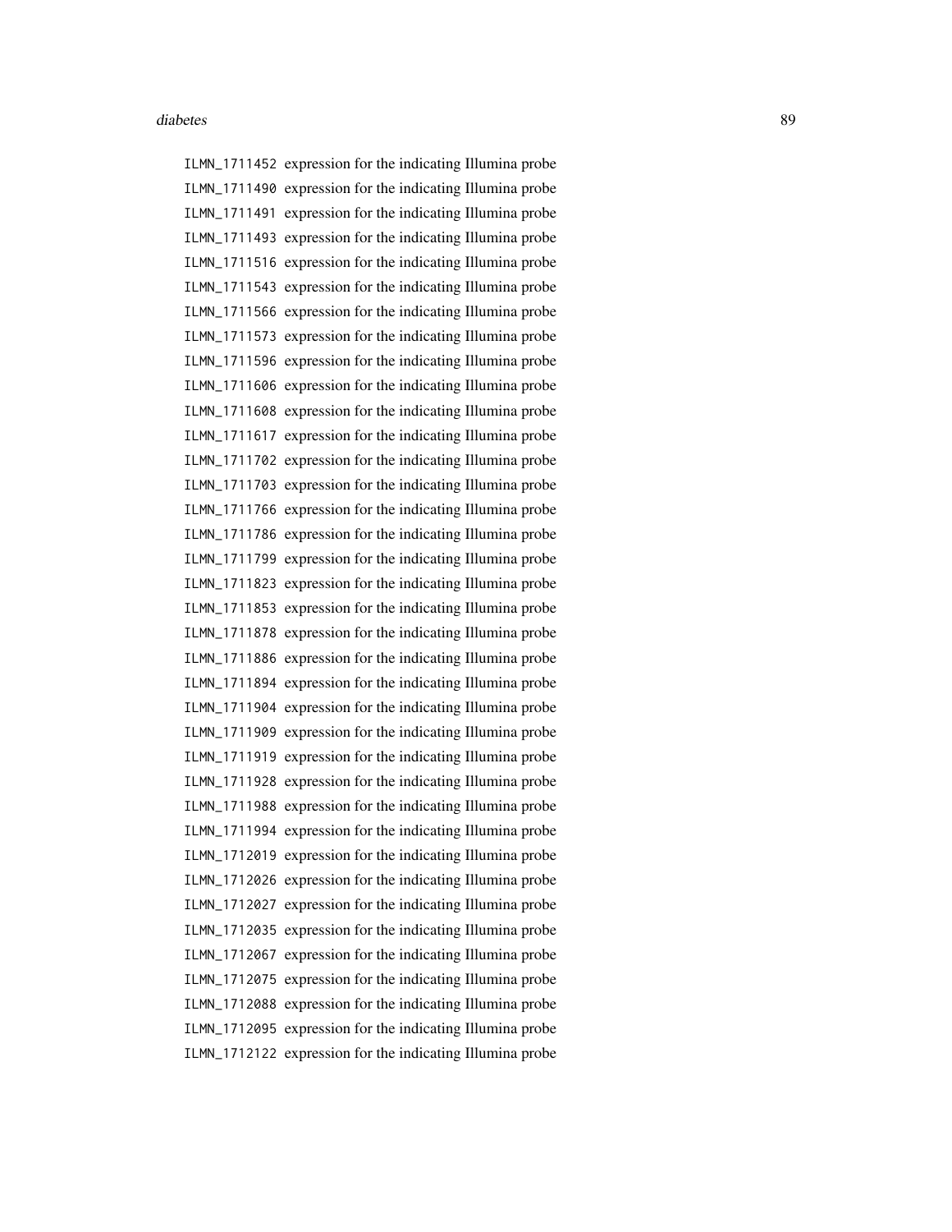ILMN_1711452 expression for the indicating Illumina probe
ILMN_1711490 expression for the indicating Illumina probe
ILMN_1711491 expression for the indicating Illumina probe
ILMN_1711493 expression for the indicating Illumina probe
ILMN_1711516 expression for the indicating Illumina probe
ILMN_1711543 expression for the indicating Illumina probe
ILMN_1711566 expression for the indicating Illumina probe
ILMN_1711573 expression for the indicating Illumina probe
ILMN_1711596 expression for the indicating Illumina probe
ILMN_1711606 expression for the indicating Illumina probe
ILMN_1711608 expression for the indicating Illumina probe
ILMN_1711617 expression for the indicating Illumina probe
ILMN_1711702 expression for the indicating Illumina probe
ILMN_1711703 expression for the indicating Illumina probe
ILMN_1711766 expression for the indicating Illumina probe
ILMN_1711786 expression for the indicating Illumina probe
ILMN_1711799 expression for the indicating Illumina probe
ILMN_1711823 expression for the indicating Illumina probe
ILMN_1711853 expression for the indicating Illumina probe
ILMN_1711878 expression for the indicating Illumina probe
ILMN_1711886 expression for the indicating Illumina probe
ILMN_1711894 expression for the indicating Illumina probe
ILMN_1711904 expression for the indicating Illumina probe
ILMN_1711909 expression for the indicating Illumina probe
ILMN_1711919 expression for the indicating Illumina probe
ILMN_1711928 expression for the indicating Illumina probe
ILMN_1711988 expression for the indicating Illumina probe
ILMN_1711994 expression for the indicating Illumina probe
ILMN_1712019 expression for the indicating Illumina probe
ILMN_1712026 expression for the indicating Illumina probe
ILMN_1712027 expression for the indicating Illumina probe
ILMN_1712035 expression for the indicating Illumina probe
ILMN_1712067 expression for the indicating Illumina probe
ILMN_1712075 expression for the indicating Illumina probe
ILMN_1712088 expression for the indicating Illumina probe
ILMN_1712095 expression for the indicating Illumina probe
ILMN_1712122 expression for the indicating Illumina probe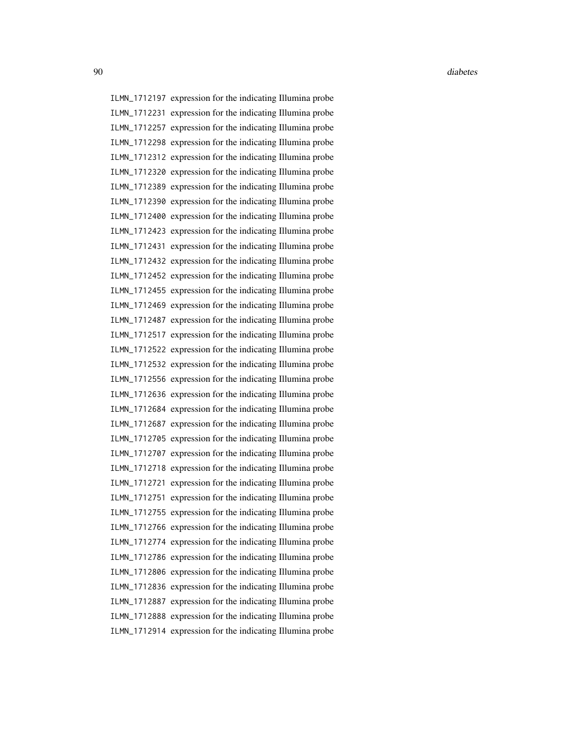ILMN_1712197 expression for the indicating Illumina probe
ILMN_1712231 expression for the indicating Illumina probe
ILMN_1712257 expression for the indicating Illumina probe
ILMN_1712298 expression for the indicating Illumina probe
ILMN_1712312 expression for the indicating Illumina probe
ILMN_1712320 expression for the indicating Illumina probe
ILMN_1712389 expression for the indicating Illumina probe
ILMN_1712390 expression for the indicating Illumina probe
ILMN_1712400 expression for the indicating Illumina probe
ILMN_1712423 expression for the indicating Illumina probe
ILMN_1712431 expression for the indicating Illumina probe
ILMN_1712432 expression for the indicating Illumina probe
ILMN_1712452 expression for the indicating Illumina probe
ILMN_1712455 expression for the indicating Illumina probe
ILMN_1712469 expression for the indicating Illumina probe
ILMN_1712487 expression for the indicating Illumina probe
ILMN_1712517 expression for the indicating Illumina probe
ILMN_1712522 expression for the indicating Illumina probe
ILMN_1712532 expression for the indicating Illumina probe
ILMN_1712556 expression for the indicating Illumina probe
ILMN_1712636 expression for the indicating Illumina probe
ILMN_1712684 expression for the indicating Illumina probe
ILMN_1712687 expression for the indicating Illumina probe
ILMN_1712705 expression for the indicating Illumina probe
ILMN_1712707 expression for the indicating Illumina probe
ILMN_1712718 expression for the indicating Illumina probe
ILMN_1712721 expression for the indicating Illumina probe
ILMN_1712751 expression for the indicating Illumina probe
ILMN_1712755 expression for the indicating Illumina probe
ILMN_1712766 expression for the indicating Illumina probe
ILMN_1712774 expression for the indicating Illumina probe
ILMN_1712786 expression for the indicating Illumina probe
ILMN_1712806 expression for the indicating Illumina probe
ILMN_1712836 expression for the indicating Illumina probe
ILMN_1712887 expression for the indicating Illumina probe
ILMN_1712888 expression for the indicating Illumina probe
ILMN_1712914 expression for the indicating Illumina probe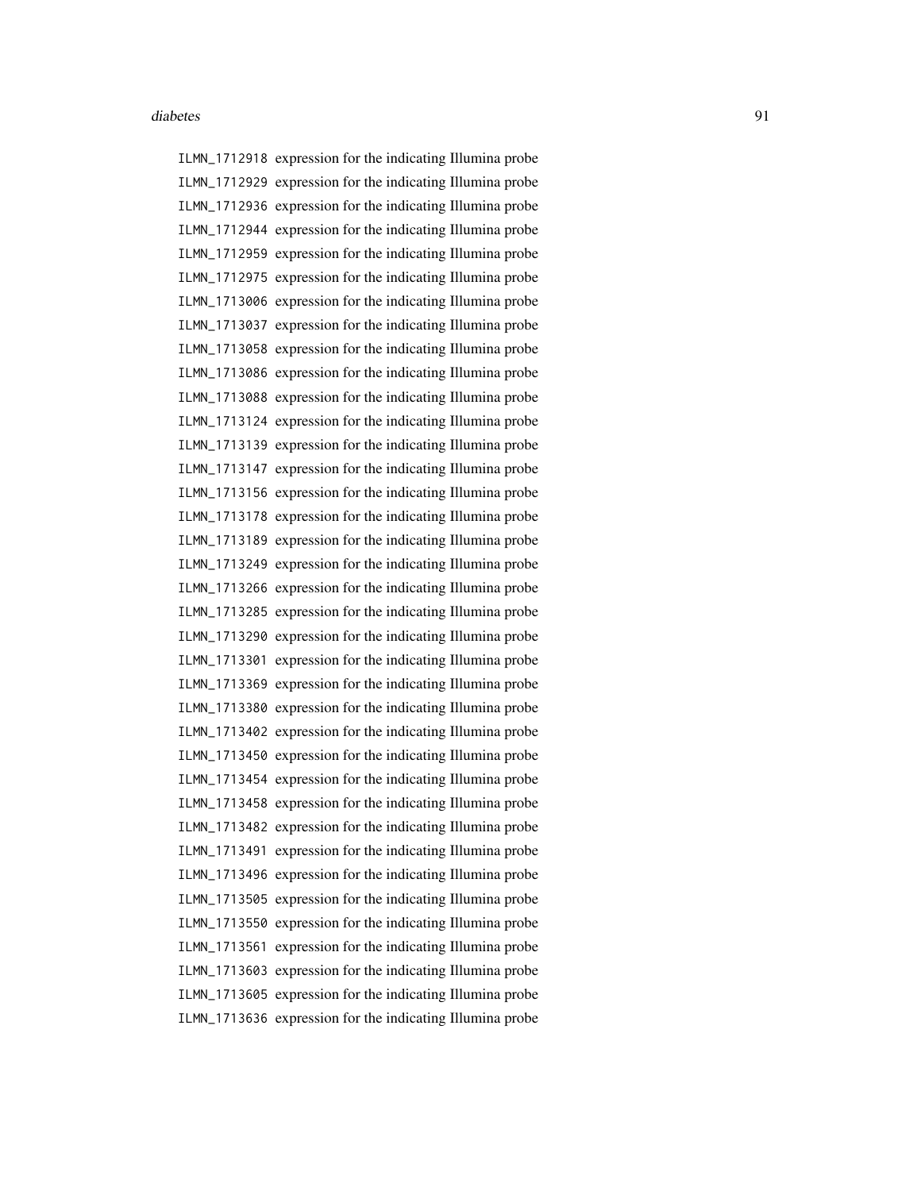ILMN_1712918 expression for the indicating Illumina probe
ILMN_1712929 expression for the indicating Illumina probe
ILMN_1712936 expression for the indicating Illumina probe
ILMN_1712944 expression for the indicating Illumina probe
ILMN_1712959 expression for the indicating Illumina probe
ILMN_1712975 expression for the indicating Illumina probe
ILMN_1713006 expression for the indicating Illumina probe
ILMN_1713037 expression for the indicating Illumina probe
ILMN_1713058 expression for the indicating Illumina probe
ILMN_1713086 expression for the indicating Illumina probe
ILMN_1713088 expression for the indicating Illumina probe
ILMN_1713124 expression for the indicating Illumina probe
ILMN_1713139 expression for the indicating Illumina probe
ILMN_1713147 expression for the indicating Illumina probe
ILMN_1713156 expression for the indicating Illumina probe
ILMN_1713178 expression for the indicating Illumina probe
ILMN_1713189 expression for the indicating Illumina probe
ILMN_1713249 expression for the indicating Illumina probe
ILMN_1713266 expression for the indicating Illumina probe
ILMN_1713285 expression for the indicating Illumina probe
ILMN_1713290 expression for the indicating Illumina probe
ILMN_1713301 expression for the indicating Illumina probe
ILMN_1713369 expression for the indicating Illumina probe
ILMN_1713380 expression for the indicating Illumina probe
ILMN_1713402 expression for the indicating Illumina probe
ILMN_1713450 expression for the indicating Illumina probe
ILMN_1713454 expression for the indicating Illumina probe
ILMN_1713458 expression for the indicating Illumina probe
ILMN_1713482 expression for the indicating Illumina probe
ILMN_1713491 expression for the indicating Illumina probe
ILMN_1713496 expression for the indicating Illumina probe
ILMN_1713505 expression for the indicating Illumina probe
ILMN_1713550 expression for the indicating Illumina probe
ILMN_1713561 expression for the indicating Illumina probe
ILMN_1713603 expression for the indicating Illumina probe
ILMN_1713605 expression for the indicating Illumina probe
ILMN_1713636 expression for the indicating Illumina probe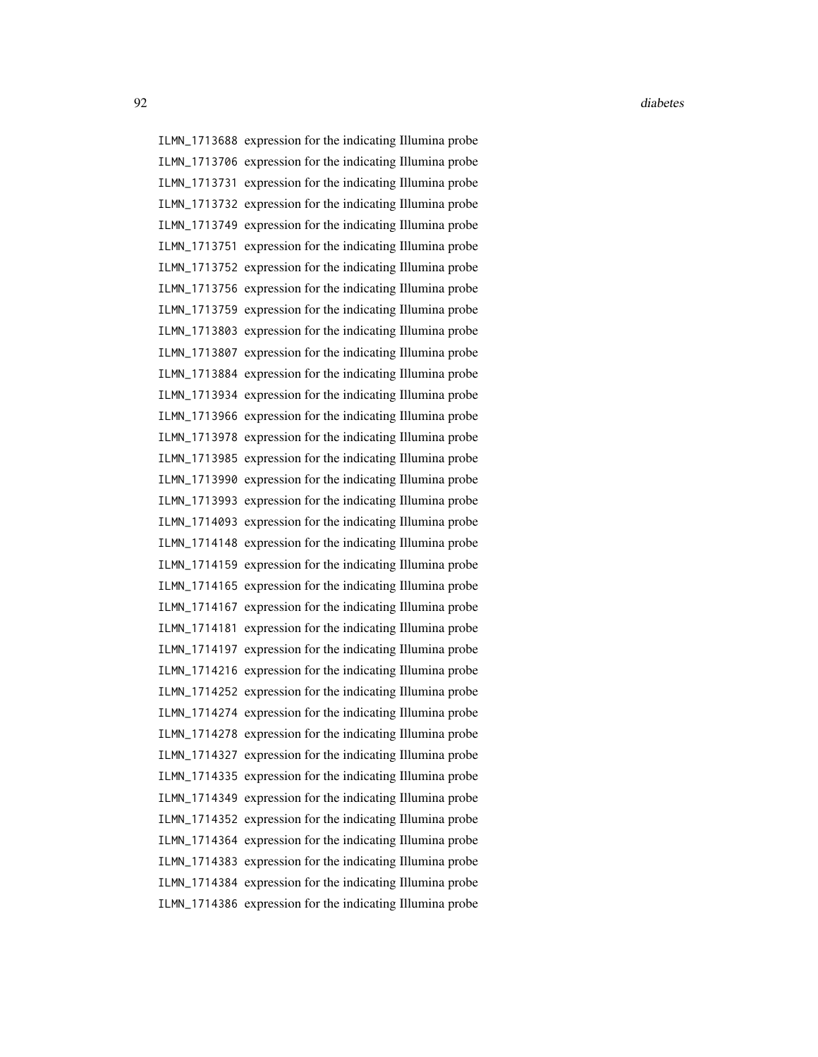ILMN_1713688 expression for the indicating Illumina probe
ILMN_1713706 expression for the indicating Illumina probe
ILMN_1713731 expression for the indicating Illumina probe
ILMN_1713732 expression for the indicating Illumina probe
ILMN_1713749 expression for the indicating Illumina probe
ILMN_1713751 expression for the indicating Illumina probe
ILMN_1713752 expression for the indicating Illumina probe
ILMN_1713756 expression for the indicating Illumina probe
ILMN_1713759 expression for the indicating Illumina probe
ILMN_1713803 expression for the indicating Illumina probe
ILMN_1713807 expression for the indicating Illumina probe
ILMN_1713884 expression for the indicating Illumina probe
ILMN_1713934 expression for the indicating Illumina probe
ILMN_1713966 expression for the indicating Illumina probe
ILMN_1713978 expression for the indicating Illumina probe
ILMN_1713985 expression for the indicating Illumina probe
ILMN_1713990 expression for the indicating Illumina probe
ILMN_1713993 expression for the indicating Illumina probe
ILMN_1714093 expression for the indicating Illumina probe
ILMN_1714148 expression for the indicating Illumina probe
ILMN_1714159 expression for the indicating Illumina probe
ILMN_1714165 expression for the indicating Illumina probe
ILMN_1714167 expression for the indicating Illumina probe
ILMN_1714181 expression for the indicating Illumina probe
ILMN_1714197 expression for the indicating Illumina probe
ILMN_1714216 expression for the indicating Illumina probe
ILMN_1714252 expression for the indicating Illumina probe
ILMN_1714274 expression for the indicating Illumina probe
ILMN_1714278 expression for the indicating Illumina probe
ILMN_1714327 expression for the indicating Illumina probe
ILMN_1714335 expression for the indicating Illumina probe
ILMN_1714349 expression for the indicating Illumina probe
ILMN_1714352 expression for the indicating Illumina probe
ILMN_1714364 expression for the indicating Illumina probe
ILMN_1714383 expression for the indicating Illumina probe
ILMN_1714384 expression for the indicating Illumina probe
ILMN_1714386 expression for the indicating Illumina probe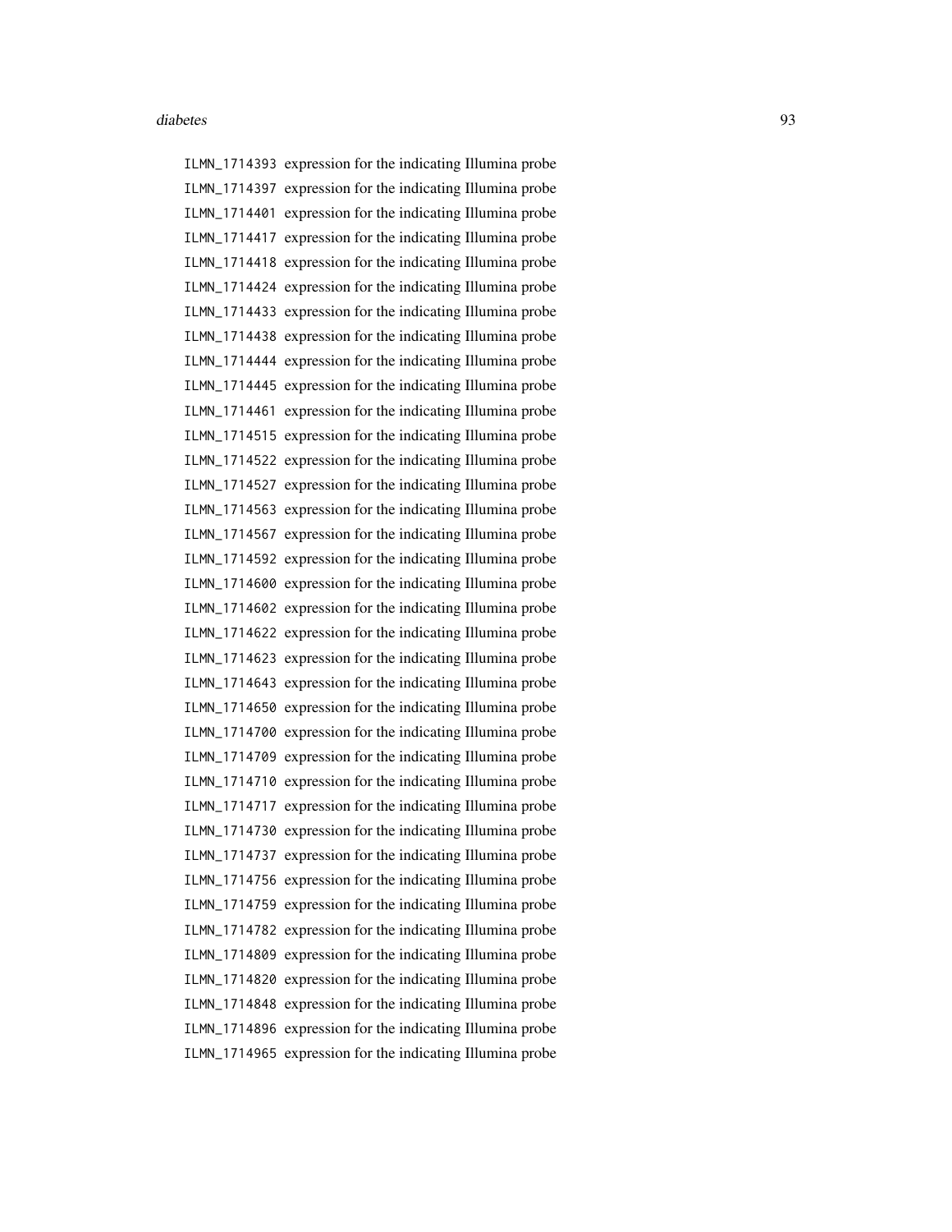ILMN_1714393 expression for the indicating Illumina probe
ILMN_1714397 expression for the indicating Illumina probe
ILMN_1714401 expression for the indicating Illumina probe
ILMN_1714417 expression for the indicating Illumina probe
ILMN_1714418 expression for the indicating Illumina probe
ILMN_1714424 expression for the indicating Illumina probe
ILMN_1714433 expression for the indicating Illumina probe
ILMN_1714438 expression for the indicating Illumina probe
ILMN_1714444 expression for the indicating Illumina probe
ILMN_1714445 expression for the indicating Illumina probe
ILMN_1714461 expression for the indicating Illumina probe
ILMN_1714515 expression for the indicating Illumina probe
ILMN_1714522 expression for the indicating Illumina probe
ILMN_1714527 expression for the indicating Illumina probe
ILMN_1714563 expression for the indicating Illumina probe
ILMN_1714567 expression for the indicating Illumina probe
ILMN_1714592 expression for the indicating Illumina probe
ILMN_1714600 expression for the indicating Illumina probe
ILMN_1714602 expression for the indicating Illumina probe
ILMN_1714622 expression for the indicating Illumina probe
ILMN_1714623 expression for the indicating Illumina probe
ILMN_1714643 expression for the indicating Illumina probe
ILMN_1714650 expression for the indicating Illumina probe
ILMN_1714700 expression for the indicating Illumina probe
ILMN_1714709 expression for the indicating Illumina probe
ILMN_1714710 expression for the indicating Illumina probe
ILMN_1714717 expression for the indicating Illumina probe
ILMN_1714730 expression for the indicating Illumina probe
ILMN_1714737 expression for the indicating Illumina probe
ILMN_1714756 expression for the indicating Illumina probe
ILMN_1714759 expression for the indicating Illumina probe
ILMN_1714782 expression for the indicating Illumina probe
ILMN_1714809 expression for the indicating Illumina probe
ILMN_1714820 expression for the indicating Illumina probe
ILMN_1714848 expression for the indicating Illumina probe
ILMN_1714896 expression for the indicating Illumina probe
ILMN_1714965 expression for the indicating Illumina probe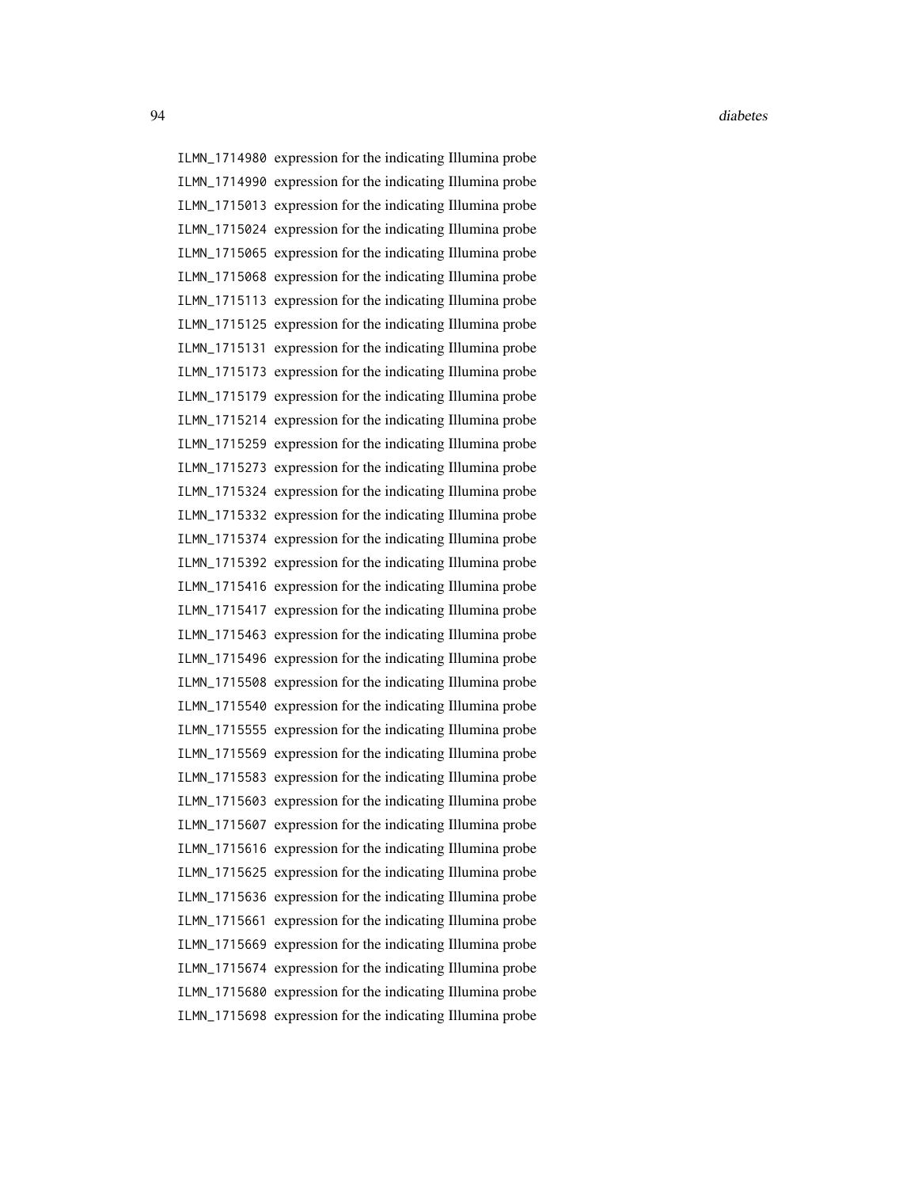ILMN_1714980 expression for the indicating Illumina probe
ILMN_1714990 expression for the indicating Illumina probe
ILMN_1715013 expression for the indicating Illumina probe
ILMN_1715024 expression for the indicating Illumina probe
ILMN_1715065 expression for the indicating Illumina probe
ILMN_1715068 expression for the indicating Illumina probe
ILMN_1715113 expression for the indicating Illumina probe
ILMN_1715125 expression for the indicating Illumina probe
ILMN_1715131 expression for the indicating Illumina probe
ILMN_1715173 expression for the indicating Illumina probe
ILMN_1715179 expression for the indicating Illumina probe
ILMN_1715214 expression for the indicating Illumina probe
ILMN_1715259 expression for the indicating Illumina probe
ILMN_1715273 expression for the indicating Illumina probe
ILMN_1715324 expression for the indicating Illumina probe
ILMN_1715332 expression for the indicating Illumina probe
ILMN_1715374 expression for the indicating Illumina probe
ILMN_1715392 expression for the indicating Illumina probe
ILMN_1715416 expression for the indicating Illumina probe
ILMN_1715417 expression for the indicating Illumina probe
ILMN_1715463 expression for the indicating Illumina probe
ILMN_1715496 expression for the indicating Illumina probe
ILMN_1715508 expression for the indicating Illumina probe
ILMN_1715540 expression for the indicating Illumina probe
ILMN_1715555 expression for the indicating Illumina probe
ILMN_1715569 expression for the indicating Illumina probe
ILMN_1715583 expression for the indicating Illumina probe
ILMN_1715603 expression for the indicating Illumina probe
ILMN_1715607 expression for the indicating Illumina probe
ILMN_1715616 expression for the indicating Illumina probe
ILMN_1715625 expression for the indicating Illumina probe
ILMN_1715636 expression for the indicating Illumina probe
ILMN_1715661 expression for the indicating Illumina probe
ILMN_1715669 expression for the indicating Illumina probe
ILMN_1715674 expression for the indicating Illumina probe
ILMN_1715680 expression for the indicating Illumina probe
ILMN_1715698 expression for the indicating Illumina probe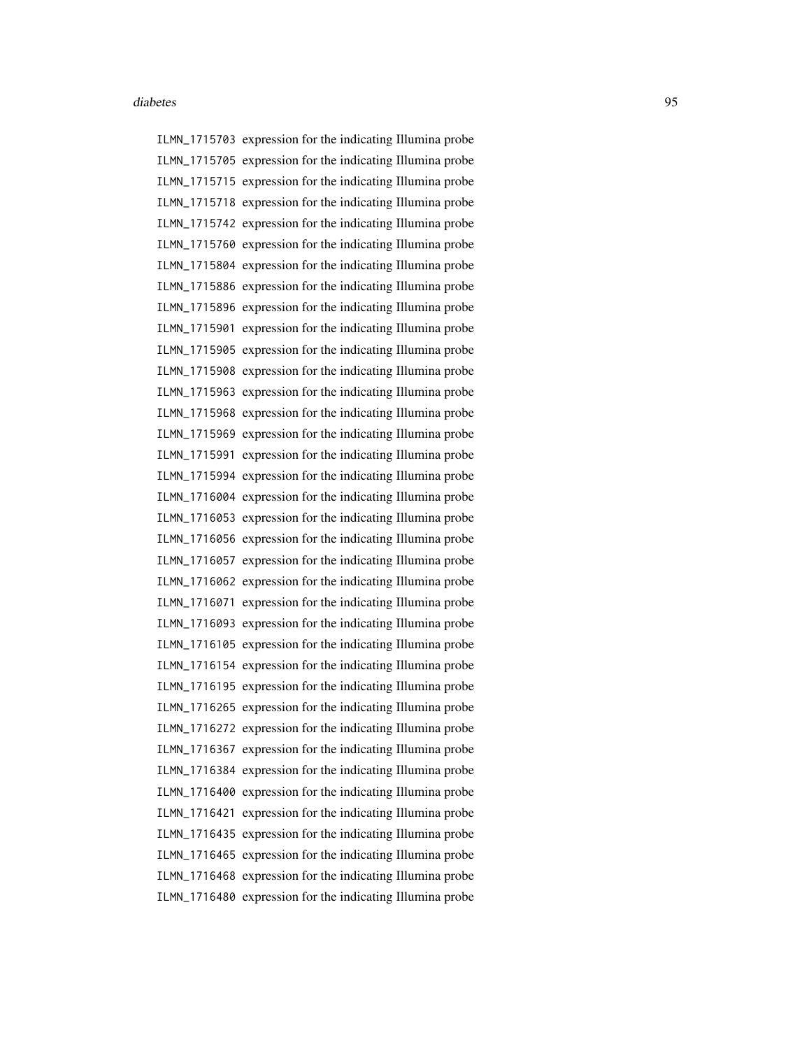ILMN_1715703 expression for the indicating Illumina probe
ILMN_1715705 expression for the indicating Illumina probe
ILMN_1715715 expression for the indicating Illumina probe
ILMN_1715718 expression for the indicating Illumina probe
ILMN_1715742 expression for the indicating Illumina probe
ILMN_1715760 expression for the indicating Illumina probe
ILMN_1715804 expression for the indicating Illumina probe
ILMN_1715886 expression for the indicating Illumina probe
ILMN_1715896 expression for the indicating Illumina probe
ILMN_1715901 expression for the indicating Illumina probe
ILMN_1715905 expression for the indicating Illumina probe
ILMN_1715908 expression for the indicating Illumina probe
ILMN_1715963 expression for the indicating Illumina probe
ILMN_1715968 expression for the indicating Illumina probe
ILMN_1715969 expression for the indicating Illumina probe
ILMN_1715991 expression for the indicating Illumina probe
ILMN_1715994 expression for the indicating Illumina probe
ILMN_1716004 expression for the indicating Illumina probe
ILMN_1716053 expression for the indicating Illumina probe
ILMN_1716056 expression for the indicating Illumina probe
ILMN_1716057 expression for the indicating Illumina probe
ILMN_1716062 expression for the indicating Illumina probe
ILMN_1716071 expression for the indicating Illumina probe
ILMN_1716093 expression for the indicating Illumina probe
ILMN_1716105 expression for the indicating Illumina probe
ILMN_1716154 expression for the indicating Illumina probe
ILMN_1716195 expression for the indicating Illumina probe
ILMN_1716265 expression for the indicating Illumina probe
ILMN_1716272 expression for the indicating Illumina probe
ILMN_1716367 expression for the indicating Illumina probe
ILMN_1716384 expression for the indicating Illumina probe
ILMN_1716400 expression for the indicating Illumina probe
ILMN_1716421 expression for the indicating Illumina probe
ILMN_1716435 expression for the indicating Illumina probe
ILMN_1716465 expression for the indicating Illumina probe
ILMN_1716468 expression for the indicating Illumina probe
ILMN_1716480 expression for the indicating Illumina probe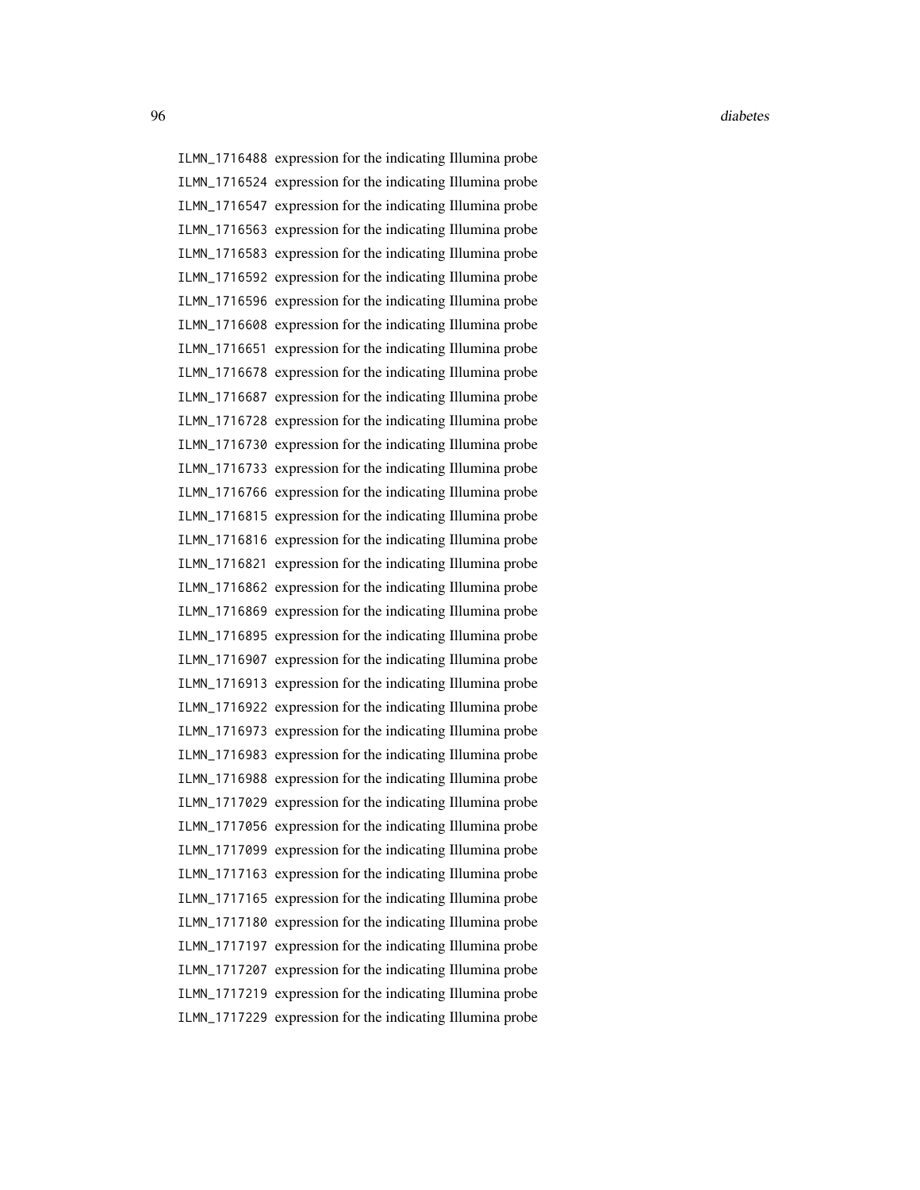ILMN_1716488 expression for the indicating Illumina probe
ILMN_1716524 expression for the indicating Illumina probe
ILMN_1716547 expression for the indicating Illumina probe
ILMN_1716563 expression for the indicating Illumina probe
ILMN_1716583 expression for the indicating Illumina probe
ILMN_1716592 expression for the indicating Illumina probe
ILMN_1716596 expression for the indicating Illumina probe
ILMN_1716608 expression for the indicating Illumina probe
ILMN_1716651 expression for the indicating Illumina probe
ILMN_1716678 expression for the indicating Illumina probe
ILMN_1716687 expression for the indicating Illumina probe
ILMN_1716728 expression for the indicating Illumina probe
ILMN_1716730 expression for the indicating Illumina probe
ILMN_1716733 expression for the indicating Illumina probe
ILMN_1716766 expression for the indicating Illumina probe
ILMN_1716815 expression for the indicating Illumina probe
ILMN_1716816 expression for the indicating Illumina probe
ILMN_1716821 expression for the indicating Illumina probe
ILMN_1716862 expression for the indicating Illumina probe
ILMN_1716869 expression for the indicating Illumina probe
ILMN_1716895 expression for the indicating Illumina probe
ILMN_1716907 expression for the indicating Illumina probe
ILMN_1716913 expression for the indicating Illumina probe
ILMN_1716922 expression for the indicating Illumina probe
ILMN_1716973 expression for the indicating Illumina probe
ILMN_1716983 expression for the indicating Illumina probe
ILMN_1716988 expression for the indicating Illumina probe
ILMN_1717029 expression for the indicating Illumina probe
ILMN_1717056 expression for the indicating Illumina probe
ILMN_1717099 expression for the indicating Illumina probe
ILMN_1717163 expression for the indicating Illumina probe
ILMN_1717165 expression for the indicating Illumina probe
ILMN_1717180 expression for the indicating Illumina probe
ILMN_1717197 expression for the indicating Illumina probe
ILMN_1717207 expression for the indicating Illumina probe
ILMN_1717219 expression for the indicating Illumina probe
ILMN_1717229 expression for the indicating Illumina probe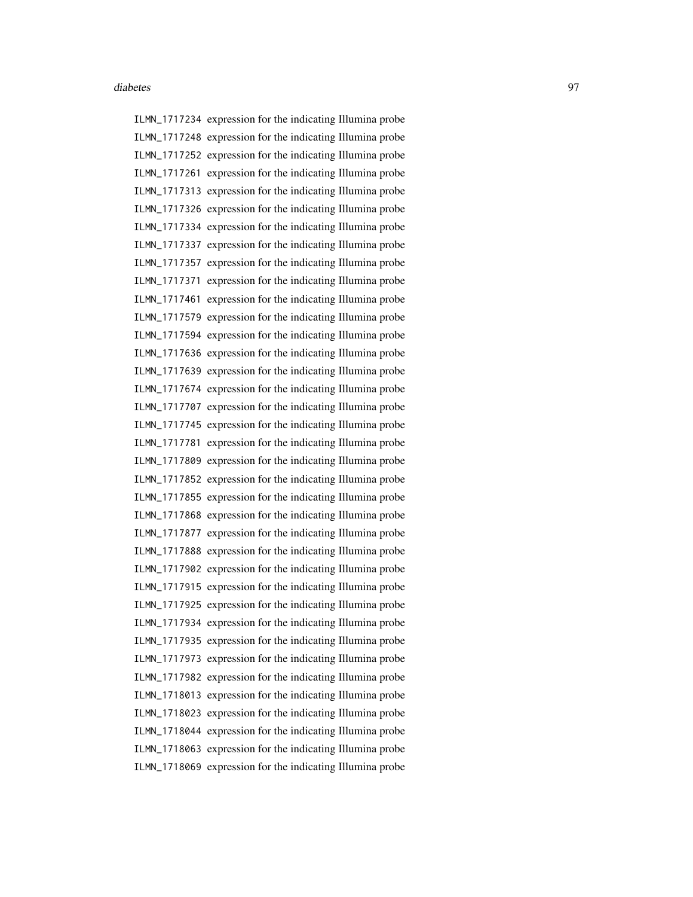ILMN_1717234 expression for the indicating Illumina probe
ILMN_1717248 expression for the indicating Illumina probe
ILMN_1717252 expression for the indicating Illumina probe
ILMN_1717261 expression for the indicating Illumina probe
ILMN_1717313 expression for the indicating Illumina probe
ILMN_1717326 expression for the indicating Illumina probe
ILMN_1717334 expression for the indicating Illumina probe
ILMN_1717337 expression for the indicating Illumina probe
ILMN_1717357 expression for the indicating Illumina probe
ILMN_1717371 expression for the indicating Illumina probe
ILMN_1717461 expression for the indicating Illumina probe
ILMN_1717579 expression for the indicating Illumina probe
ILMN_1717594 expression for the indicating Illumina probe
ILMN_1717636 expression for the indicating Illumina probe
ILMN_1717639 expression for the indicating Illumina probe
ILMN_1717674 expression for the indicating Illumina probe
ILMN_1717707 expression for the indicating Illumina probe
ILMN_1717745 expression for the indicating Illumina probe
ILMN_1717781 expression for the indicating Illumina probe
ILMN_1717809 expression for the indicating Illumina probe
ILMN_1717852 expression for the indicating Illumina probe
ILMN_1717855 expression for the indicating Illumina probe
ILMN_1717868 expression for the indicating Illumina probe
ILMN_1717877 expression for the indicating Illumina probe
ILMN_1717888 expression for the indicating Illumina probe
ILMN_1717902 expression for the indicating Illumina probe
ILMN_1717915 expression for the indicating Illumina probe
ILMN_1717925 expression for the indicating Illumina probe
ILMN_1717934 expression for the indicating Illumina probe
ILMN_1717935 expression for the indicating Illumina probe
ILMN_1717973 expression for the indicating Illumina probe
ILMN_1717982 expression for the indicating Illumina probe
ILMN_1718013 expression for the indicating Illumina probe
ILMN_1718023 expression for the indicating Illumina probe
ILMN_1718044 expression for the indicating Illumina probe
ILMN_1718063 expression for the indicating Illumina probe
ILMN_1718069 expression for the indicating Illumina probe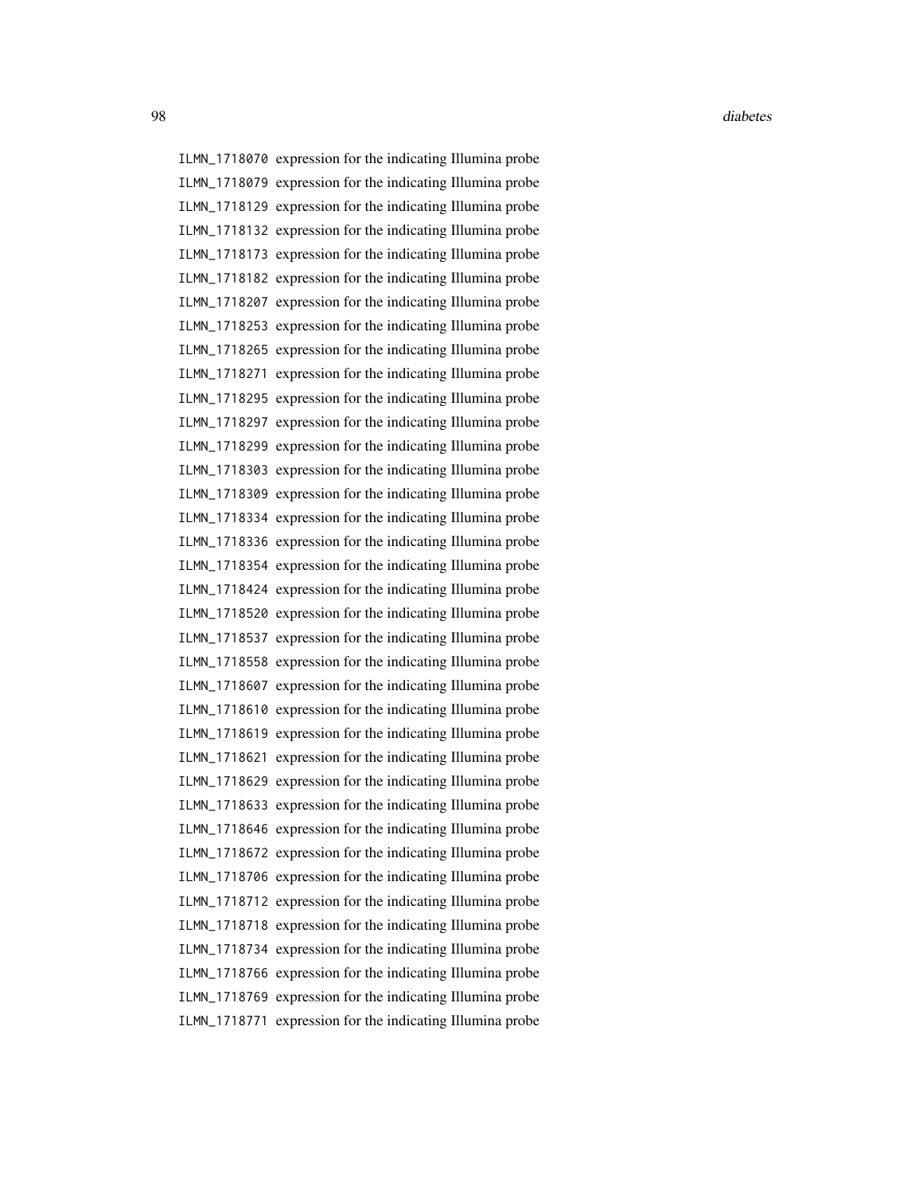| | |
|---|---|
| `ILMN_1718070` | expression for the indicating Illumina probe |
| `ILMN_1718079` | expression for the indicating Illumina probe |
| `ILMN_1718129` | expression for the indicating Illumina probe |
| `ILMN_1718132` | expression for the indicating Illumina probe |
| `ILMN_1718173` | expression for the indicating Illumina probe |
| `ILMN_1718182` | expression for the indicating Illumina probe |
| `ILMN_1718207` | expression for the indicating Illumina probe |
| `ILMN_1718253` | expression for the indicating Illumina probe |
| `ILMN_1718265` | expression for the indicating Illumina probe |
| `ILMN_1718271` | expression for the indicating Illumina probe |
| `ILMN_1718295` | expression for the indicating Illumina probe |
| `ILMN_1718297` | expression for the indicating Illumina probe |
| `ILMN_1718299` | expression for the indicating Illumina probe |
| `ILMN_1718303` | expression for the indicating Illumina probe |
| `ILMN_1718309` | expression for the indicating Illumina probe |
| `ILMN_1718334` | expression for the indicating Illumina probe |
| `ILMN_1718336` | expression for the indicating Illumina probe |
| `ILMN_1718354` | expression for the indicating Illumina probe |
| `ILMN_1718424` | expression for the indicating Illumina probe |
| `ILMN_1718520` | expression for the indicating Illumina probe |
| `ILMN_1718537` | expression for the indicating Illumina probe |
| `ILMN_1718558` | expression for the indicating Illumina probe |
| `ILMN_1718607` | expression for the indicating Illumina probe |
| `ILMN_1718610` | expression for the indicating Illumina probe |
| `ILMN_1718619` | expression for the indicating Illumina probe |
| `ILMN_1718621` | expression for the indicating Illumina probe |
| `ILMN_1718629` | expression for the indicating Illumina probe |
| `ILMN_1718633` | expression for the indicating Illumina probe |
| `ILMN_1718646` | expression for the indicating Illumina probe |
| `ILMN_1718672` | expression for the indicating Illumina probe |
| `ILMN_1718706` | expression for the indicating Illumina probe |
| `ILMN_1718712` | expression for the indicating Illumina probe |
| `ILMN_1718718` | expression for the indicating Illumina probe |
| `ILMN_1718734` | expression for the indicating Illumina probe |
| `ILMN_1718766` | expression for the indicating Illumina probe |
| `ILMN_1718769` | expression for the indicating Illumina probe |
| `ILMN_1718771` | expression for the indicating Illumina probe |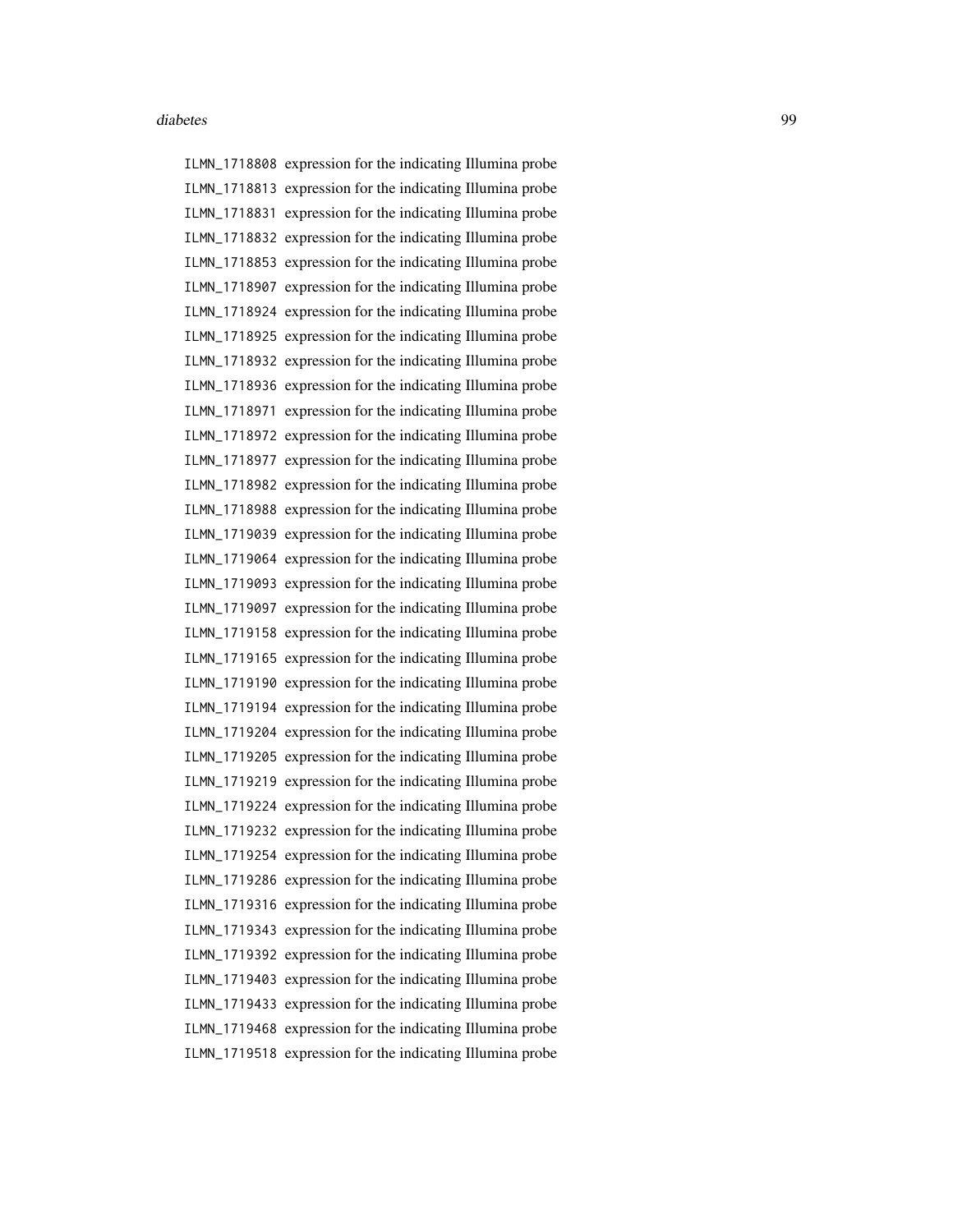ILMN_1718808 expression for the indicating Illumina probe
ILMN_1718813 expression for the indicating Illumina probe
ILMN_1718831 expression for the indicating Illumina probe
ILMN_1718832 expression for the indicating Illumina probe
ILMN_1718853 expression for the indicating Illumina probe
ILMN_1718907 expression for the indicating Illumina probe
ILMN_1718924 expression for the indicating Illumina probe
ILMN_1718925 expression for the indicating Illumina probe
ILMN_1718932 expression for the indicating Illumina probe
ILMN_1718936 expression for the indicating Illumina probe
ILMN_1718971 expression for the indicating Illumina probe
ILMN_1718972 expression for the indicating Illumina probe
ILMN_1718977 expression for the indicating Illumina probe
ILMN_1718982 expression for the indicating Illumina probe
ILMN_1718988 expression for the indicating Illumina probe
ILMN_1719039 expression for the indicating Illumina probe
ILMN_1719064 expression for the indicating Illumina probe
ILMN_1719093 expression for the indicating Illumina probe
ILMN_1719097 expression for the indicating Illumina probe
ILMN_1719158 expression for the indicating Illumina probe
ILMN_1719165 expression for the indicating Illumina probe
ILMN_1719190 expression for the indicating Illumina probe
ILMN_1719194 expression for the indicating Illumina probe
ILMN_1719204 expression for the indicating Illumina probe
ILMN_1719205 expression for the indicating Illumina probe
ILMN_1719219 expression for the indicating Illumina probe
ILMN_1719224 expression for the indicating Illumina probe
ILMN_1719232 expression for the indicating Illumina probe
ILMN_1719254 expression for the indicating Illumina probe
ILMN_1719286 expression for the indicating Illumina probe
ILMN_1719316 expression for the indicating Illumina probe
ILMN_1719343 expression for the indicating Illumina probe
ILMN_1719392 expression for the indicating Illumina probe
ILMN_1719403 expression for the indicating Illumina probe
ILMN_1719433 expression for the indicating Illumina probe
ILMN_1719468 expression for the indicating Illumina probe
ILMN_1719518 expression for the indicating Illumina probe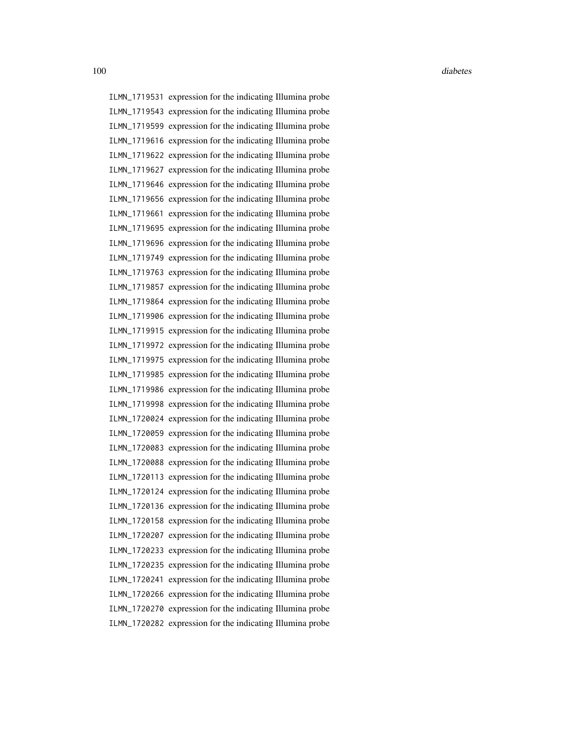ILMN_1719531 expression for the indicating Illumina probe
ILMN_1719543 expression for the indicating Illumina probe
ILMN_1719599 expression for the indicating Illumina probe
ILMN_1719616 expression for the indicating Illumina probe
ILMN_1719622 expression for the indicating Illumina probe
ILMN_1719627 expression for the indicating Illumina probe
ILMN_1719646 expression for the indicating Illumina probe
ILMN_1719656 expression for the indicating Illumina probe
ILMN_1719661 expression for the indicating Illumina probe
ILMN_1719695 expression for the indicating Illumina probe
ILMN_1719696 expression for the indicating Illumina probe
ILMN_1719749 expression for the indicating Illumina probe
ILMN_1719763 expression for the indicating Illumina probe
ILMN_1719857 expression for the indicating Illumina probe
ILMN_1719864 expression for the indicating Illumina probe
ILMN_1719906 expression for the indicating Illumina probe
ILMN_1719915 expression for the indicating Illumina probe
ILMN_1719972 expression for the indicating Illumina probe
ILMN_1719975 expression for the indicating Illumina probe
ILMN_1719985 expression for the indicating Illumina probe
ILMN_1719986 expression for the indicating Illumina probe
ILMN_1719998 expression for the indicating Illumina probe
ILMN_1720024 expression for the indicating Illumina probe
ILMN_1720059 expression for the indicating Illumina probe
ILMN_1720083 expression for the indicating Illumina probe
ILMN_1720088 expression for the indicating Illumina probe
ILMN_1720113 expression for the indicating Illumina probe
ILMN_1720124 expression for the indicating Illumina probe
ILMN_1720136 expression for the indicating Illumina probe
ILMN_1720158 expression for the indicating Illumina probe
ILMN_1720207 expression for the indicating Illumina probe
ILMN_1720233 expression for the indicating Illumina probe
ILMN_1720235 expression for the indicating Illumina probe
ILMN_1720241 expression for the indicating Illumina probe
ILMN_1720266 expression for the indicating Illumina probe
ILMN_1720270 expression for the indicating Illumina probe
ILMN_1720282 expression for the indicating Illumina probe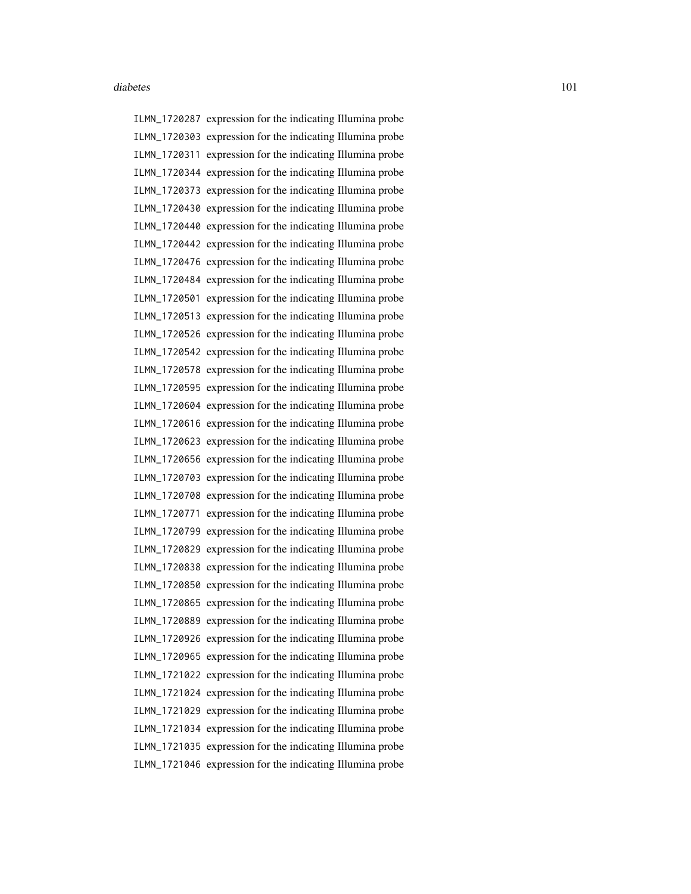ILMN_1720287 expression for the indicating Illumina probe
ILMN_1720303 expression for the indicating Illumina probe
ILMN_1720311 expression for the indicating Illumina probe
ILMN_1720344 expression for the indicating Illumina probe
ILMN_1720373 expression for the indicating Illumina probe
ILMN_1720430 expression for the indicating Illumina probe
ILMN_1720440 expression for the indicating Illumina probe
ILMN_1720442 expression for the indicating Illumina probe
ILMN_1720476 expression for the indicating Illumina probe
ILMN_1720484 expression for the indicating Illumina probe
ILMN_1720501 expression for the indicating Illumina probe
ILMN_1720513 expression for the indicating Illumina probe
ILMN_1720526 expression for the indicating Illumina probe
ILMN_1720542 expression for the indicating Illumina probe
ILMN_1720578 expression for the indicating Illumina probe
ILMN_1720595 expression for the indicating Illumina probe
ILMN_1720604 expression for the indicating Illumina probe
ILMN_1720616 expression for the indicating Illumina probe
ILMN_1720623 expression for the indicating Illumina probe
ILMN_1720656 expression for the indicating Illumina probe
ILMN_1720703 expression for the indicating Illumina probe
ILMN_1720708 expression for the indicating Illumina probe
ILMN_1720771 expression for the indicating Illumina probe
ILMN_1720799 expression for the indicating Illumina probe
ILMN_1720829 expression for the indicating Illumina probe
ILMN_1720838 expression for the indicating Illumina probe
ILMN_1720850 expression for the indicating Illumina probe
ILMN_1720865 expression for the indicating Illumina probe
ILMN_1720889 expression for the indicating Illumina probe
ILMN_1720926 expression for the indicating Illumina probe
ILMN_1720965 expression for the indicating Illumina probe
ILMN_1721022 expression for the indicating Illumina probe
ILMN_1721024 expression for the indicating Illumina probe
ILMN_1721029 expression for the indicating Illumina probe
ILMN_1721034 expression for the indicating Illumina probe
ILMN_1721035 expression for the indicating Illumina probe
ILMN_1721046 expression for the indicating Illumina probe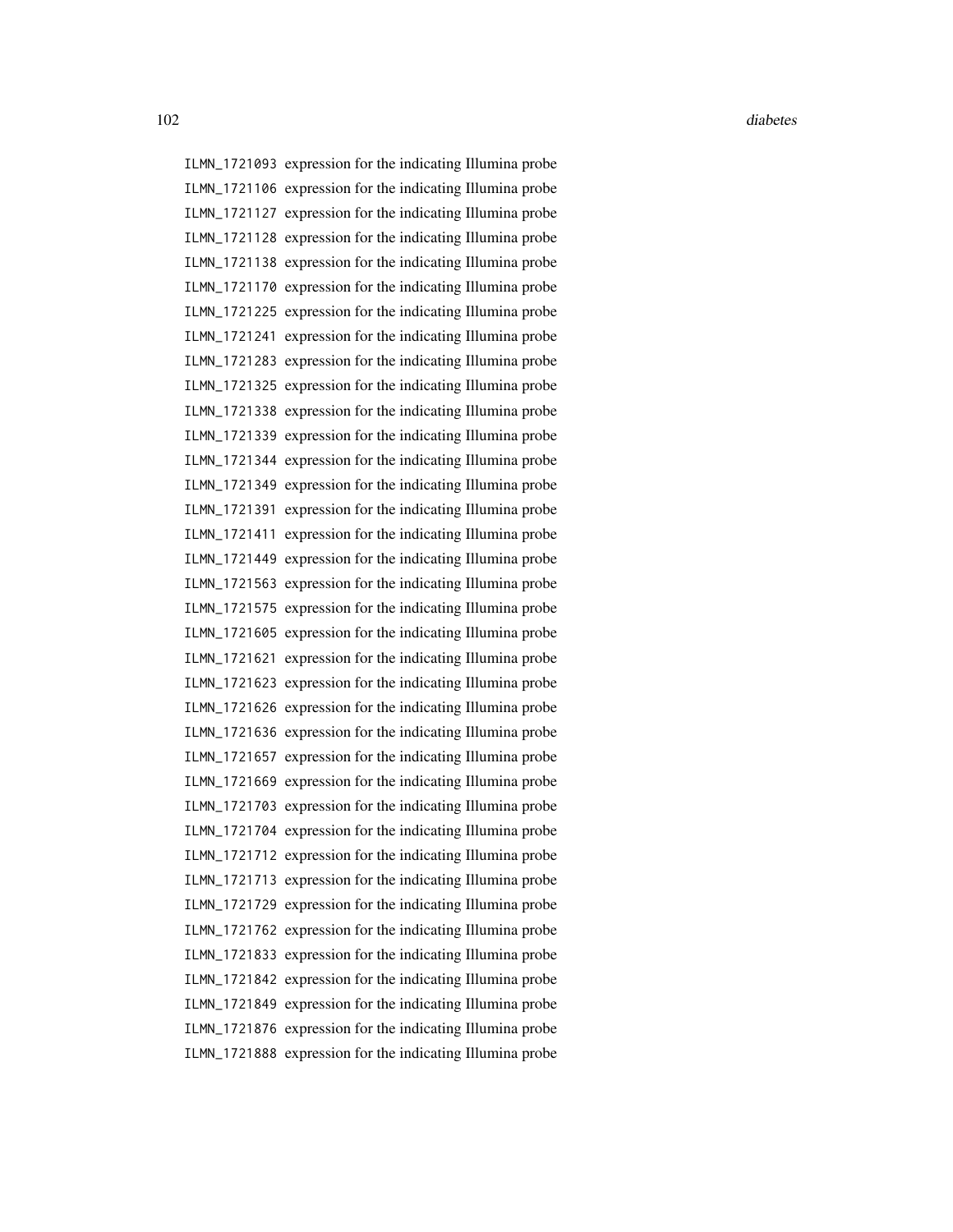ILMN_1721093 expression for the indicating Illumina probe
ILMN_1721106 expression for the indicating Illumina probe
ILMN_1721127 expression for the indicating Illumina probe
ILMN_1721128 expression for the indicating Illumina probe
ILMN_1721138 expression for the indicating Illumina probe
ILMN_1721170 expression for the indicating Illumina probe
ILMN_1721225 expression for the indicating Illumina probe
ILMN_1721241 expression for the indicating Illumina probe
ILMN_1721283 expression for the indicating Illumina probe
ILMN_1721325 expression for the indicating Illumina probe
ILMN_1721338 expression for the indicating Illumina probe
ILMN_1721339 expression for the indicating Illumina probe
ILMN_1721344 expression for the indicating Illumina probe
ILMN_1721349 expression for the indicating Illumina probe
ILMN_1721391 expression for the indicating Illumina probe
ILMN_1721411 expression for the indicating Illumina probe
ILMN_1721449 expression for the indicating Illumina probe
ILMN_1721563 expression for the indicating Illumina probe
ILMN_1721575 expression for the indicating Illumina probe
ILMN_1721605 expression for the indicating Illumina probe
ILMN_1721621 expression for the indicating Illumina probe
ILMN_1721623 expression for the indicating Illumina probe
ILMN_1721626 expression for the indicating Illumina probe
ILMN_1721636 expression for the indicating Illumina probe
ILMN_1721657 expression for the indicating Illumina probe
ILMN_1721669 expression for the indicating Illumina probe
ILMN_1721703 expression for the indicating Illumina probe
ILMN_1721704 expression for the indicating Illumina probe
ILMN_1721712 expression for the indicating Illumina probe
ILMN_1721713 expression for the indicating Illumina probe
ILMN_1721729 expression for the indicating Illumina probe
ILMN_1721762 expression for the indicating Illumina probe
ILMN_1721833 expression for the indicating Illumina probe
ILMN_1721842 expression for the indicating Illumina probe
ILMN_1721849 expression for the indicating Illumina probe
ILMN_1721876 expression for the indicating Illumina probe
ILMN_1721888 expression for the indicating Illumina probe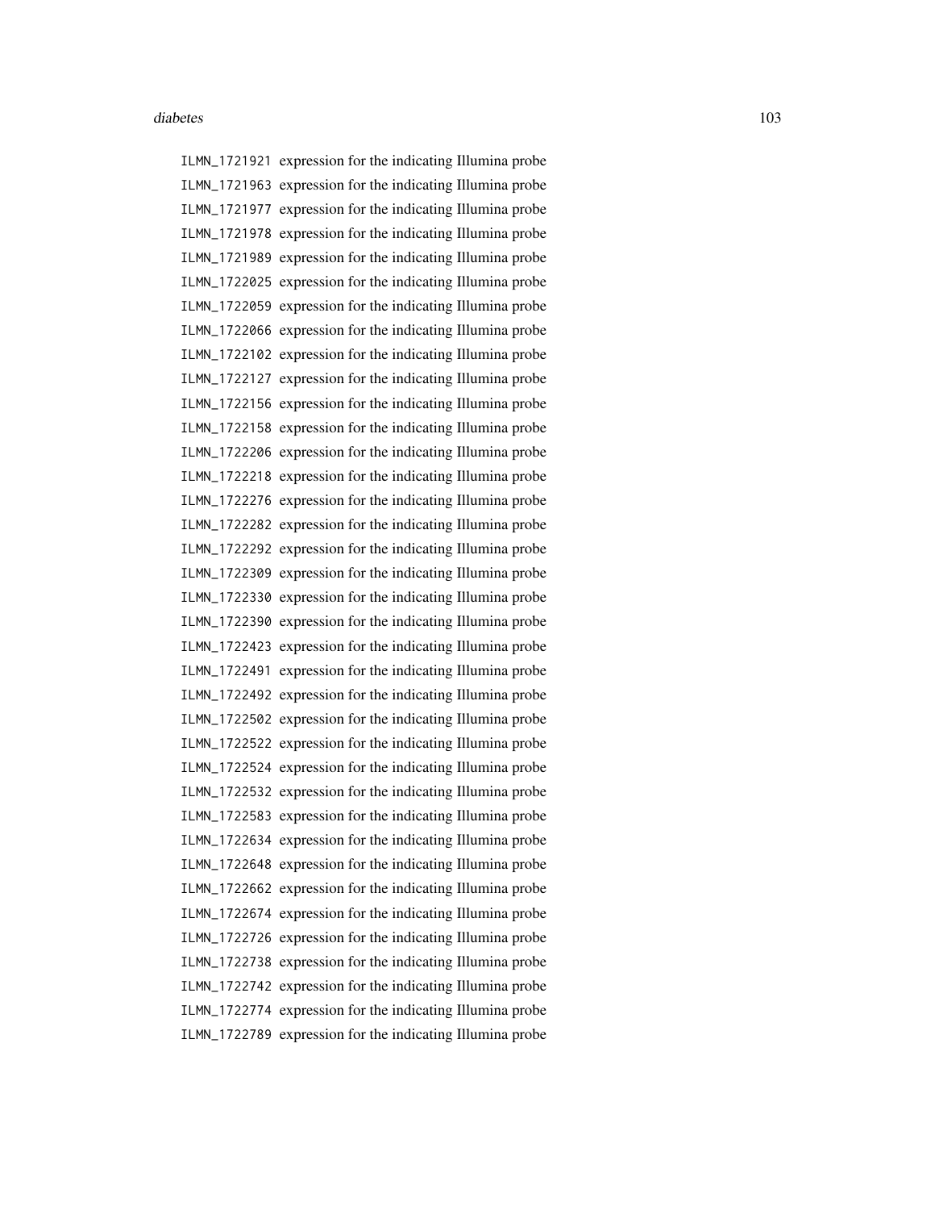ILMN_1721921 expression for the indicating Illumina probe
ILMN_1721963 expression for the indicating Illumina probe
ILMN_1721977 expression for the indicating Illumina probe
ILMN_1721978 expression for the indicating Illumina probe
ILMN_1721989 expression for the indicating Illumina probe
ILMN_1722025 expression for the indicating Illumina probe
ILMN_1722059 expression for the indicating Illumina probe
ILMN_1722066 expression for the indicating Illumina probe
ILMN_1722102 expression for the indicating Illumina probe
ILMN_1722127 expression for the indicating Illumina probe
ILMN_1722156 expression for the indicating Illumina probe
ILMN_1722158 expression for the indicating Illumina probe
ILMN_1722206 expression for the indicating Illumina probe
ILMN_1722218 expression for the indicating Illumina probe
ILMN_1722276 expression for the indicating Illumina probe
ILMN_1722282 expression for the indicating Illumina probe
ILMN_1722292 expression for the indicating Illumina probe
ILMN_1722309 expression for the indicating Illumina probe
ILMN_1722330 expression for the indicating Illumina probe
ILMN_1722390 expression for the indicating Illumina probe
ILMN_1722423 expression for the indicating Illumina probe
ILMN_1722491 expression for the indicating Illumina probe
ILMN_1722492 expression for the indicating Illumina probe
ILMN_1722502 expression for the indicating Illumina probe
ILMN_1722522 expression for the indicating Illumina probe
ILMN_1722524 expression for the indicating Illumina probe
ILMN_1722532 expression for the indicating Illumina probe
ILMN_1722583 expression for the indicating Illumina probe
ILMN_1722634 expression for the indicating Illumina probe
ILMN_1722648 expression for the indicating Illumina probe
ILMN_1722662 expression for the indicating Illumina probe
ILMN_1722674 expression for the indicating Illumina probe
ILMN_1722726 expression for the indicating Illumina probe
ILMN_1722738 expression for the indicating Illumina probe
ILMN_1722742 expression for the indicating Illumina probe
ILMN_1722774 expression for the indicating Illumina probe
ILMN_1722789 expression for the indicating Illumina probe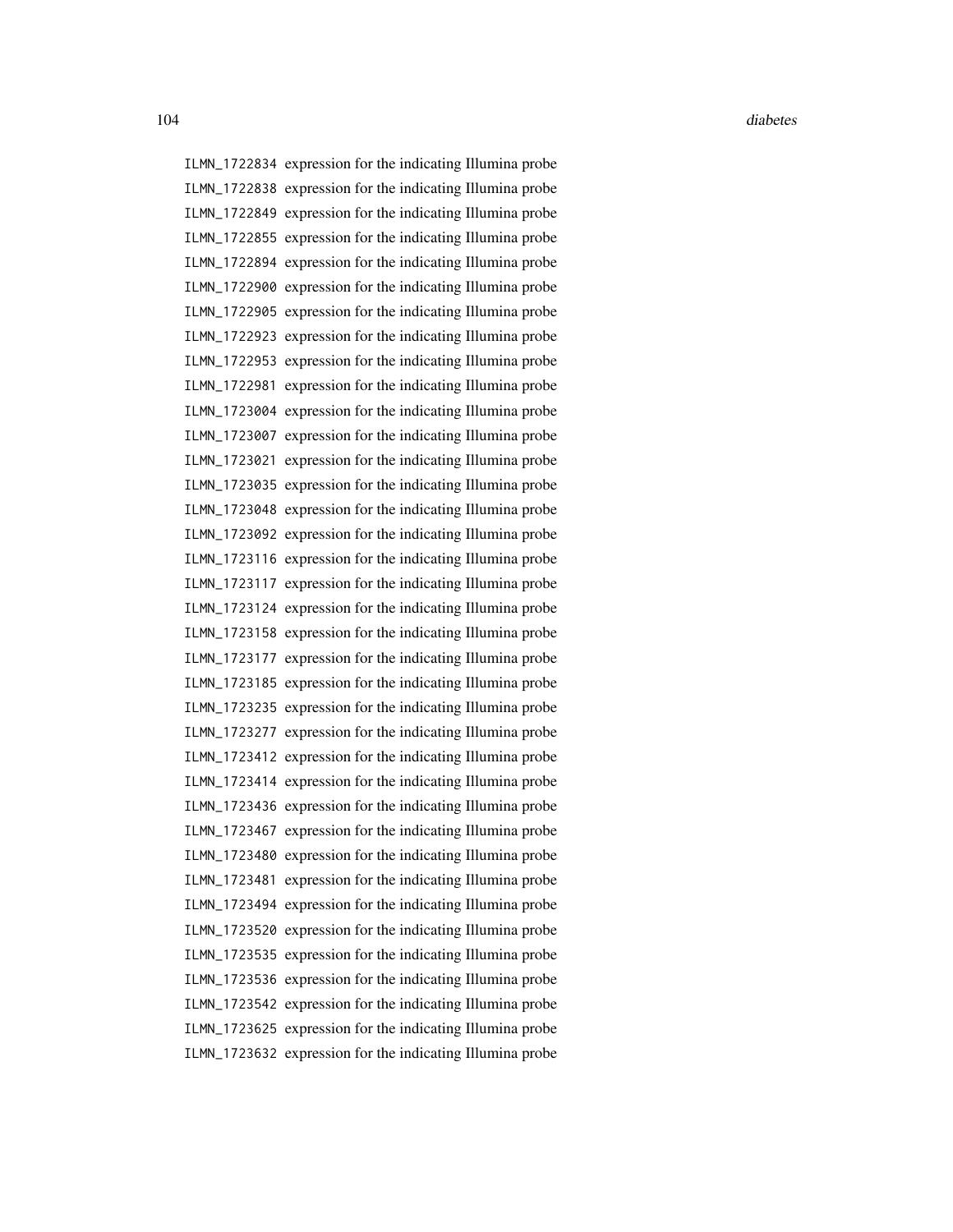ILMN_1722834 expression for the indicating Illumina probe
ILMN_1722838 expression for the indicating Illumina probe
ILMN_1722849 expression for the indicating Illumina probe
ILMN_1722855 expression for the indicating Illumina probe
ILMN_1722894 expression for the indicating Illumina probe
ILMN_1722900 expression for the indicating Illumina probe
ILMN_1722905 expression for the indicating Illumina probe
ILMN_1722923 expression for the indicating Illumina probe
ILMN_1722953 expression for the indicating Illumina probe
ILMN_1722981 expression for the indicating Illumina probe
ILMN_1723004 expression for the indicating Illumina probe
ILMN_1723007 expression for the indicating Illumina probe
ILMN_1723021 expression for the indicating Illumina probe
ILMN_1723035 expression for the indicating Illumina probe
ILMN_1723048 expression for the indicating Illumina probe
ILMN_1723092 expression for the indicating Illumina probe
ILMN_1723116 expression for the indicating Illumina probe
ILMN_1723117 expression for the indicating Illumina probe
ILMN_1723124 expression for the indicating Illumina probe
ILMN_1723158 expression for the indicating Illumina probe
ILMN_1723177 expression for the indicating Illumina probe
ILMN_1723185 expression for the indicating Illumina probe
ILMN_1723235 expression for the indicating Illumina probe
ILMN_1723277 expression for the indicating Illumina probe
ILMN_1723412 expression for the indicating Illumina probe
ILMN_1723414 expression for the indicating Illumina probe
ILMN_1723436 expression for the indicating Illumina probe
ILMN_1723467 expression for the indicating Illumina probe
ILMN_1723480 expression for the indicating Illumina probe
ILMN_1723481 expression for the indicating Illumina probe
ILMN_1723494 expression for the indicating Illumina probe
ILMN_1723520 expression for the indicating Illumina probe
ILMN_1723535 expression for the indicating Illumina probe
ILMN_1723536 expression for the indicating Illumina probe
ILMN_1723542 expression for the indicating Illumina probe
ILMN_1723625 expression for the indicating Illumina probe
ILMN_1723632 expression for the indicating Illumina probe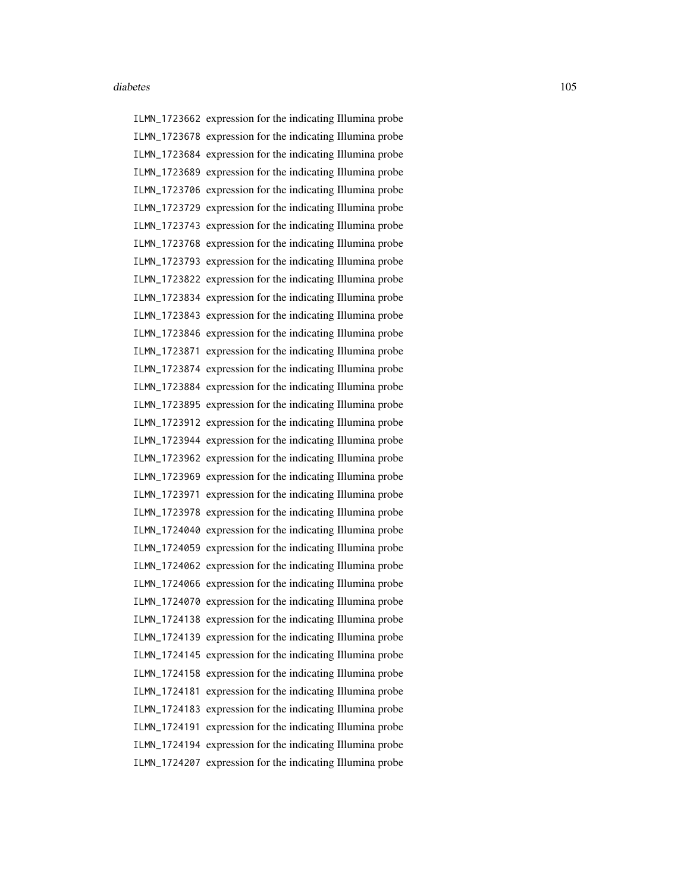| | |
|---|---|
| ILMN_1723662 | expression for the indicating Illumina probe |
| ILMN_1723678 | expression for the indicating Illumina probe |
| ILMN_1723684 | expression for the indicating Illumina probe |
| ILMN_1723689 | expression for the indicating Illumina probe |
| ILMN_1723706 | expression for the indicating Illumina probe |
| ILMN_1723729 | expression for the indicating Illumina probe |
| ILMN_1723743 | expression for the indicating Illumina probe |
| ILMN_1723768 | expression for the indicating Illumina probe |
| ILMN_1723793 | expression for the indicating Illumina probe |
| ILMN_1723822 | expression for the indicating Illumina probe |
| ILMN_1723834 | expression for the indicating Illumina probe |
| ILMN_1723843 | expression for the indicating Illumina probe |
| ILMN_1723846 | expression for the indicating Illumina probe |
| ILMN_1723871 | expression for the indicating Illumina probe |
| ILMN_1723874 | expression for the indicating Illumina probe |
| ILMN_1723884 | expression for the indicating Illumina probe |
| ILMN_1723895 | expression for the indicating Illumina probe |
| ILMN_1723912 | expression for the indicating Illumina probe |
| ILMN_1723944 | expression for the indicating Illumina probe |
| ILMN_1723962 | expression for the indicating Illumina probe |
| ILMN_1723969 | expression for the indicating Illumina probe |
| ILMN_1723971 | expression for the indicating Illumina probe |
| ILMN_1723978 | expression for the indicating Illumina probe |
| ILMN_1724040 | expression for the indicating Illumina probe |
| ILMN_1724059 | expression for the indicating Illumina probe |
| ILMN_1724062 | expression for the indicating Illumina probe |
| ILMN_1724066 | expression for the indicating Illumina probe |
| ILMN_1724070 | expression for the indicating Illumina probe |
| ILMN_1724138 | expression for the indicating Illumina probe |
| ILMN_1724139 | expression for the indicating Illumina probe |
| ILMN_1724145 | expression for the indicating Illumina probe |
| ILMN_1724158 | expression for the indicating Illumina probe |
| ILMN_1724181 | expression for the indicating Illumina probe |
| ILMN_1724183 | expression for the indicating Illumina probe |
| ILMN_1724191 | expression for the indicating Illumina probe |
| ILMN_1724194 | expression for the indicating Illumina probe |
| ILMN_1724207 | expression for the indicating Illumina probe |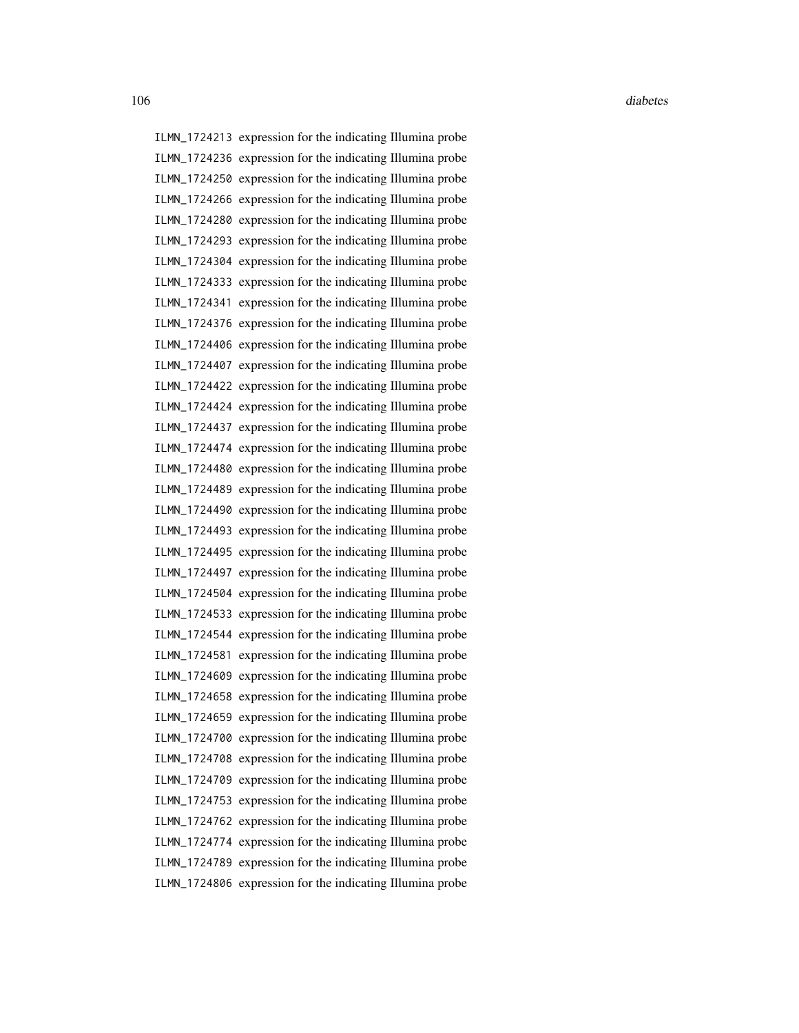ILMN_1724213 expression for the indicating Illumina probe
ILMN_1724236 expression for the indicating Illumina probe
ILMN_1724250 expression for the indicating Illumina probe
ILMN_1724266 expression for the indicating Illumina probe
ILMN_1724280 expression for the indicating Illumina probe
ILMN_1724293 expression for the indicating Illumina probe
ILMN_1724304 expression for the indicating Illumina probe
ILMN_1724333 expression for the indicating Illumina probe
ILMN_1724341 expression for the indicating Illumina probe
ILMN_1724376 expression for the indicating Illumina probe
ILMN_1724406 expression for the indicating Illumina probe
ILMN_1724407 expression for the indicating Illumina probe
ILMN_1724422 expression for the indicating Illumina probe
ILMN_1724424 expression for the indicating Illumina probe
ILMN_1724437 expression for the indicating Illumina probe
ILMN_1724474 expression for the indicating Illumina probe
ILMN_1724480 expression for the indicating Illumina probe
ILMN_1724489 expression for the indicating Illumina probe
ILMN_1724490 expression for the indicating Illumina probe
ILMN_1724493 expression for the indicating Illumina probe
ILMN_1724495 expression for the indicating Illumina probe
ILMN_1724497 expression for the indicating Illumina probe
ILMN_1724504 expression for the indicating Illumina probe
ILMN_1724533 expression for the indicating Illumina probe
ILMN_1724544 expression for the indicating Illumina probe
ILMN_1724581 expression for the indicating Illumina probe
ILMN_1724609 expression for the indicating Illumina probe
ILMN_1724658 expression for the indicating Illumina probe
ILMN_1724659 expression for the indicating Illumina probe
ILMN_1724700 expression for the indicating Illumina probe
ILMN_1724708 expression for the indicating Illumina probe
ILMN_1724709 expression for the indicating Illumina probe
ILMN_1724753 expression for the indicating Illumina probe
ILMN_1724762 expression for the indicating Illumina probe
ILMN_1724774 expression for the indicating Illumina probe
ILMN_1724789 expression for the indicating Illumina probe
ILMN_1724806 expression for the indicating Illumina probe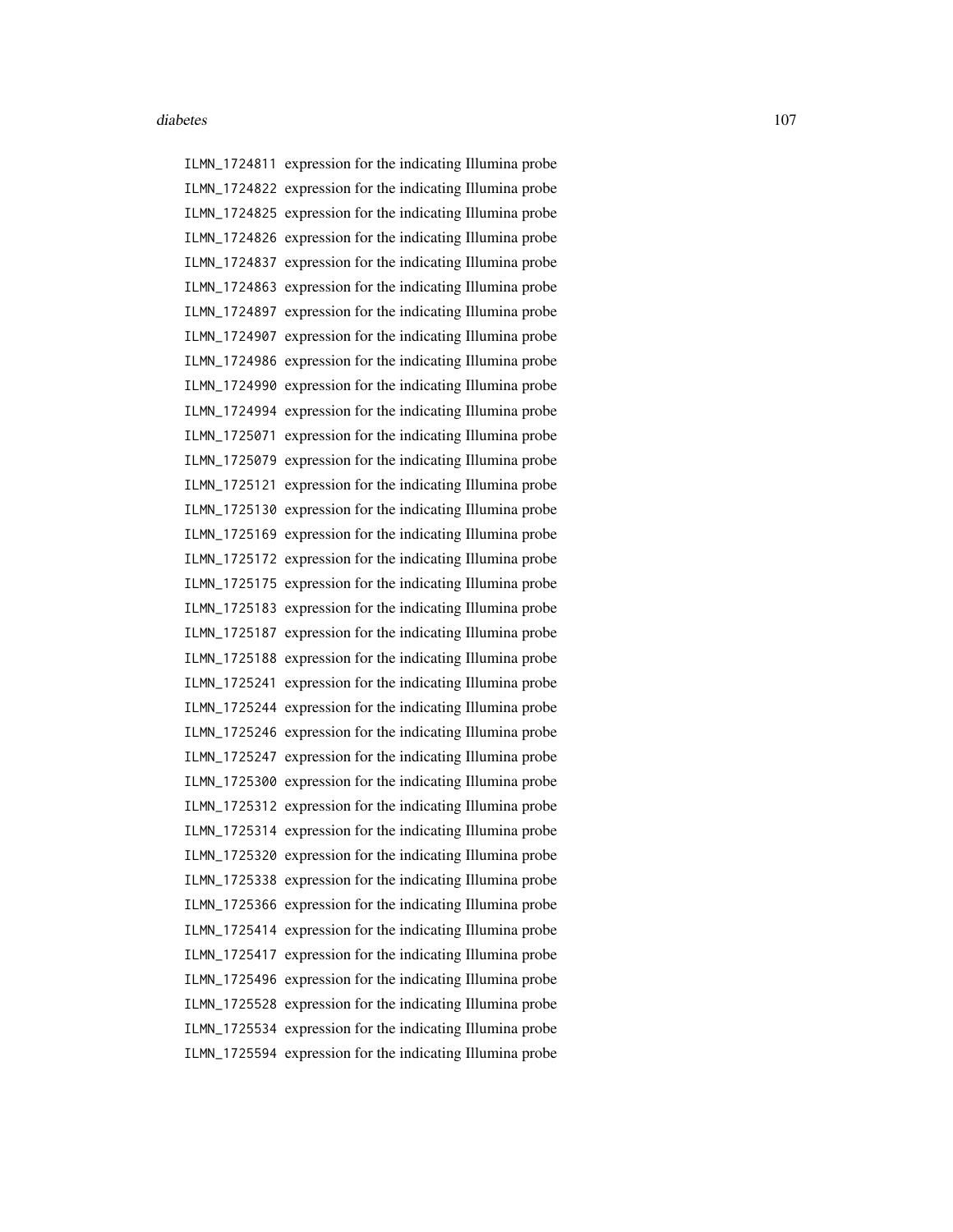ILMN_1724811 expression for the indicating Illumina probe
ILMN_1724822 expression for the indicating Illumina probe
ILMN_1724825 expression for the indicating Illumina probe
ILMN_1724826 expression for the indicating Illumina probe
ILMN_1724837 expression for the indicating Illumina probe
ILMN_1724863 expression for the indicating Illumina probe
ILMN_1724897 expression for the indicating Illumina probe
ILMN_1724907 expression for the indicating Illumina probe
ILMN_1724986 expression for the indicating Illumina probe
ILMN_1724990 expression for the indicating Illumina probe
ILMN_1724994 expression for the indicating Illumina probe
ILMN_1725071 expression for the indicating Illumina probe
ILMN_1725079 expression for the indicating Illumina probe
ILMN_1725121 expression for the indicating Illumina probe
ILMN_1725130 expression for the indicating Illumina probe
ILMN_1725169 expression for the indicating Illumina probe
ILMN_1725172 expression for the indicating Illumina probe
ILMN_1725175 expression for the indicating Illumina probe
ILMN_1725183 expression for the indicating Illumina probe
ILMN_1725187 expression for the indicating Illumina probe
ILMN_1725188 expression for the indicating Illumina probe
ILMN_1725241 expression for the indicating Illumina probe
ILMN_1725244 expression for the indicating Illumina probe
ILMN_1725246 expression for the indicating Illumina probe
ILMN_1725247 expression for the indicating Illumina probe
ILMN_1725300 expression for the indicating Illumina probe
ILMN_1725312 expression for the indicating Illumina probe
ILMN_1725314 expression for the indicating Illumina probe
ILMN_1725320 expression for the indicating Illumina probe
ILMN_1725338 expression for the indicating Illumina probe
ILMN_1725366 expression for the indicating Illumina probe
ILMN_1725414 expression for the indicating Illumina probe
ILMN_1725417 expression for the indicating Illumina probe
ILMN_1725496 expression for the indicating Illumina probe
ILMN_1725528 expression for the indicating Illumina probe
ILMN_1725534 expression for the indicating Illumina probe
ILMN_1725594 expression for the indicating Illumina probe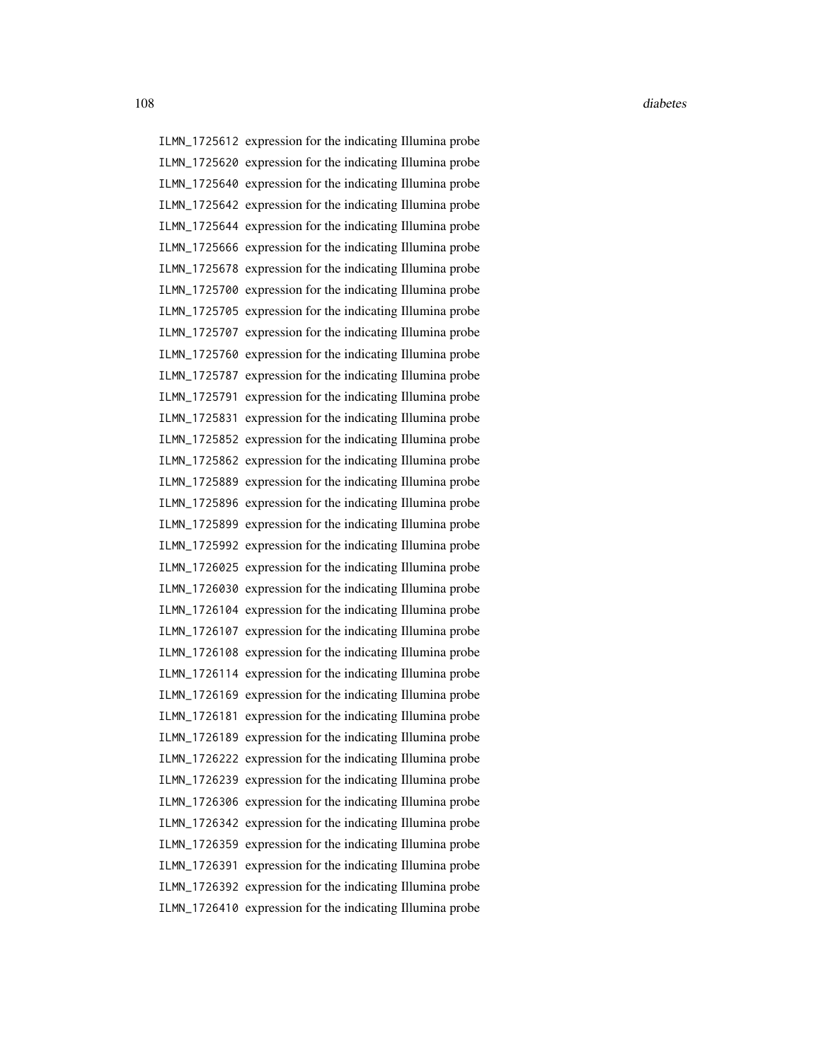ILMN_1725612 expression for the indicating Illumina probe
ILMN_1725620 expression for the indicating Illumina probe
ILMN_1725640 expression for the indicating Illumina probe
ILMN_1725642 expression for the indicating Illumina probe
ILMN_1725644 expression for the indicating Illumina probe
ILMN_1725666 expression for the indicating Illumina probe
ILMN_1725678 expression for the indicating Illumina probe
ILMN_1725700 expression for the indicating Illumina probe
ILMN_1725705 expression for the indicating Illumina probe
ILMN_1725707 expression for the indicating Illumina probe
ILMN_1725760 expression for the indicating Illumina probe
ILMN_1725787 expression for the indicating Illumina probe
ILMN_1725791 expression for the indicating Illumina probe
ILMN_1725831 expression for the indicating Illumina probe
ILMN_1725852 expression for the indicating Illumina probe
ILMN_1725862 expression for the indicating Illumina probe
ILMN_1725889 expression for the indicating Illumina probe
ILMN_1725896 expression for the indicating Illumina probe
ILMN_1725899 expression for the indicating Illumina probe
ILMN_1725992 expression for the indicating Illumina probe
ILMN_1726025 expression for the indicating Illumina probe
ILMN_1726030 expression for the indicating Illumina probe
ILMN_1726104 expression for the indicating Illumina probe
ILMN_1726107 expression for the indicating Illumina probe
ILMN_1726108 expression for the indicating Illumina probe
ILMN_1726114 expression for the indicating Illumina probe
ILMN_1726169 expression for the indicating Illumina probe
ILMN_1726181 expression for the indicating Illumina probe
ILMN_1726189 expression for the indicating Illumina probe
ILMN_1726222 expression for the indicating Illumina probe
ILMN_1726239 expression for the indicating Illumina probe
ILMN_1726306 expression for the indicating Illumina probe
ILMN_1726342 expression for the indicating Illumina probe
ILMN_1726359 expression for the indicating Illumina probe
ILMN_1726391 expression for the indicating Illumina probe
ILMN_1726392 expression for the indicating Illumina probe
ILMN_1726410 expression for the indicating Illumina probe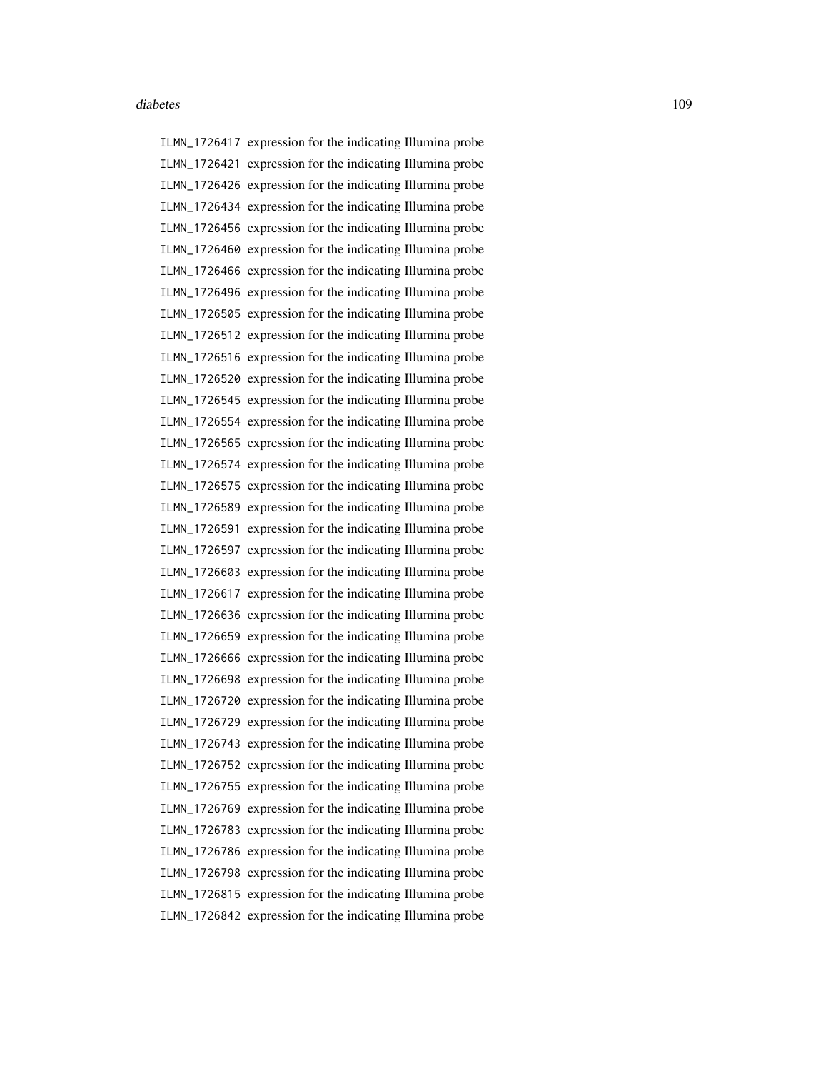ILMN_1726417 expression for the indicating Illumina probe
ILMN_1726421 expression for the indicating Illumina probe
ILMN_1726426 expression for the indicating Illumina probe
ILMN_1726434 expression for the indicating Illumina probe
ILMN_1726456 expression for the indicating Illumina probe
ILMN_1726460 expression for the indicating Illumina probe
ILMN_1726466 expression for the indicating Illumina probe
ILMN_1726496 expression for the indicating Illumina probe
ILMN_1726505 expression for the indicating Illumina probe
ILMN_1726512 expression for the indicating Illumina probe
ILMN_1726516 expression for the indicating Illumina probe
ILMN_1726520 expression for the indicating Illumina probe
ILMN_1726545 expression for the indicating Illumina probe
ILMN_1726554 expression for the indicating Illumina probe
ILMN_1726565 expression for the indicating Illumina probe
ILMN_1726574 expression for the indicating Illumina probe
ILMN_1726575 expression for the indicating Illumina probe
ILMN_1726589 expression for the indicating Illumina probe
ILMN_1726591 expression for the indicating Illumina probe
ILMN_1726597 expression for the indicating Illumina probe
ILMN_1726603 expression for the indicating Illumina probe
ILMN_1726617 expression for the indicating Illumina probe
ILMN_1726636 expression for the indicating Illumina probe
ILMN_1726659 expression for the indicating Illumina probe
ILMN_1726666 expression for the indicating Illumina probe
ILMN_1726698 expression for the indicating Illumina probe
ILMN_1726720 expression for the indicating Illumina probe
ILMN_1726729 expression for the indicating Illumina probe
ILMN_1726743 expression for the indicating Illumina probe
ILMN_1726752 expression for the indicating Illumina probe
ILMN_1726755 expression for the indicating Illumina probe
ILMN_1726769 expression for the indicating Illumina probe
ILMN_1726783 expression for the indicating Illumina probe
ILMN_1726786 expression for the indicating Illumina probe
ILMN_1726798 expression for the indicating Illumina probe
ILMN_1726815 expression for the indicating Illumina probe
ILMN_1726842 expression for the indicating Illumina probe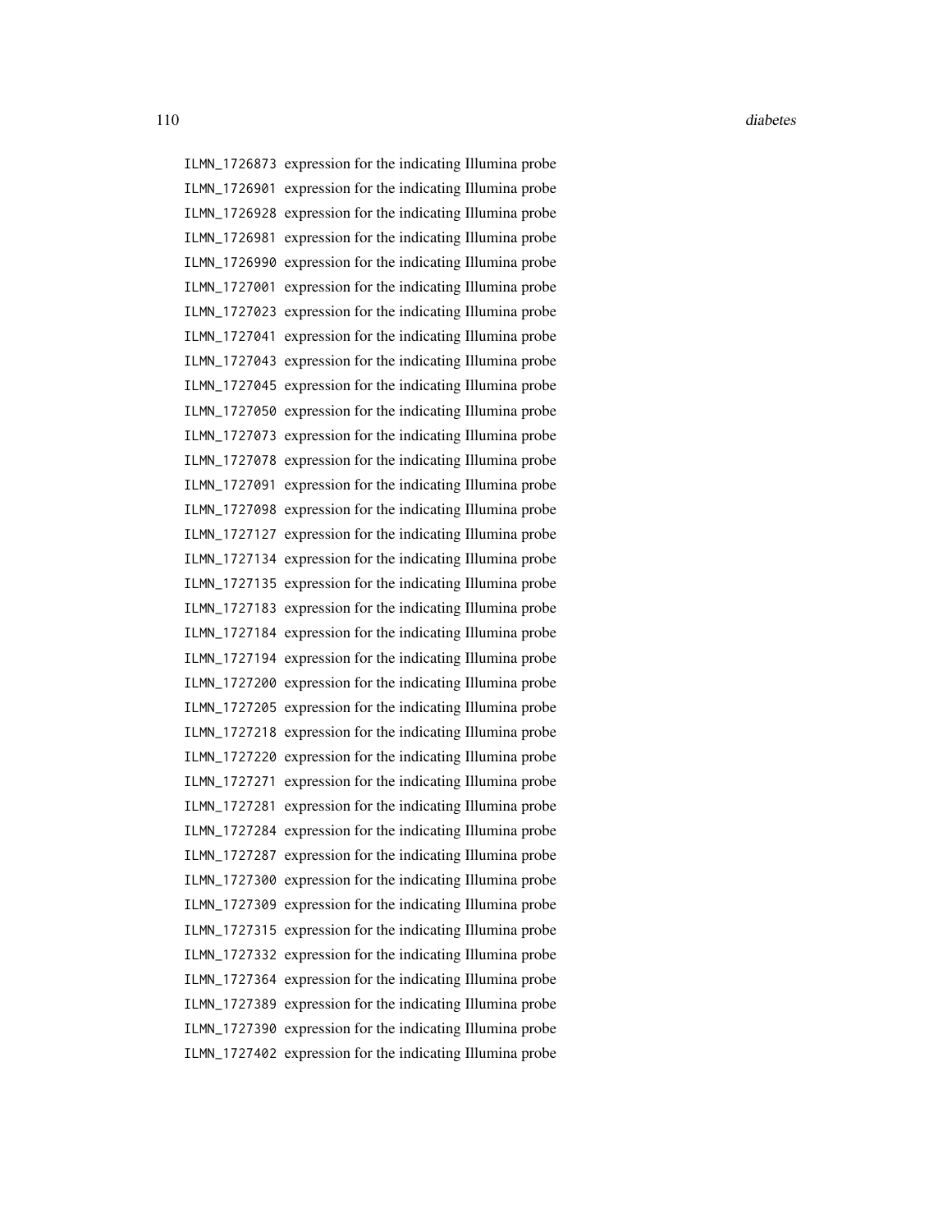ILMN_1726873 expression for the indicating Illumina probe
ILMN_1726901 expression for the indicating Illumina probe
ILMN_1726928 expression for the indicating Illumina probe
ILMN_1726981 expression for the indicating Illumina probe
ILMN_1726990 expression for the indicating Illumina probe
ILMN_1727001 expression for the indicating Illumina probe
ILMN_1727023 expression for the indicating Illumina probe
ILMN_1727041 expression for the indicating Illumina probe
ILMN_1727043 expression for the indicating Illumina probe
ILMN_1727045 expression for the indicating Illumina probe
ILMN_1727050 expression for the indicating Illumina probe
ILMN_1727073 expression for the indicating Illumina probe
ILMN_1727078 expression for the indicating Illumina probe
ILMN_1727091 expression for the indicating Illumina probe
ILMN_1727098 expression for the indicating Illumina probe
ILMN_1727127 expression for the indicating Illumina probe
ILMN_1727134 expression for the indicating Illumina probe
ILMN_1727135 expression for the indicating Illumina probe
ILMN_1727183 expression for the indicating Illumina probe
ILMN_1727184 expression for the indicating Illumina probe
ILMN_1727194 expression for the indicating Illumina probe
ILMN_1727200 expression for the indicating Illumina probe
ILMN_1727205 expression for the indicating Illumina probe
ILMN_1727218 expression for the indicating Illumina probe
ILMN_1727220 expression for the indicating Illumina probe
ILMN_1727271 expression for the indicating Illumina probe
ILMN_1727281 expression for the indicating Illumina probe
ILMN_1727284 expression for the indicating Illumina probe
ILMN_1727287 expression for the indicating Illumina probe
ILMN_1727300 expression for the indicating Illumina probe
ILMN_1727309 expression for the indicating Illumina probe
ILMN_1727315 expression for the indicating Illumina probe
ILMN_1727332 expression for the indicating Illumina probe
ILMN_1727364 expression for the indicating Illumina probe
ILMN_1727389 expression for the indicating Illumina probe
ILMN_1727390 expression for the indicating Illumina probe
ILMN_1727402 expression for the indicating Illumina probe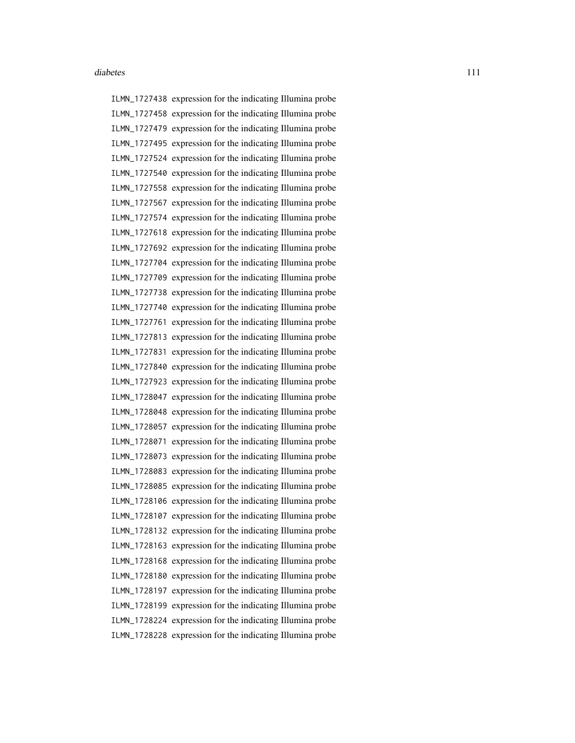ILMN_1727438 expression for the indicating Illumina probe
ILMN_1727458 expression for the indicating Illumina probe
ILMN_1727479 expression for the indicating Illumina probe
ILMN_1727495 expression for the indicating Illumina probe
ILMN_1727524 expression for the indicating Illumina probe
ILMN_1727540 expression for the indicating Illumina probe
ILMN_1727558 expression for the indicating Illumina probe
ILMN_1727567 expression for the indicating Illumina probe
ILMN_1727574 expression for the indicating Illumina probe
ILMN_1727618 expression for the indicating Illumina probe
ILMN_1727692 expression for the indicating Illumina probe
ILMN_1727704 expression for the indicating Illumina probe
ILMN_1727709 expression for the indicating Illumina probe
ILMN_1727738 expression for the indicating Illumina probe
ILMN_1727740 expression for the indicating Illumina probe
ILMN_1727761 expression for the indicating Illumina probe
ILMN_1727813 expression for the indicating Illumina probe
ILMN_1727831 expression for the indicating Illumina probe
ILMN_1727840 expression for the indicating Illumina probe
ILMN_1727923 expression for the indicating Illumina probe
ILMN_1728047 expression for the indicating Illumina probe
ILMN_1728048 expression for the indicating Illumina probe
ILMN_1728057 expression for the indicating Illumina probe
ILMN_1728071 expression for the indicating Illumina probe
ILMN_1728073 expression for the indicating Illumina probe
ILMN_1728083 expression for the indicating Illumina probe
ILMN_1728085 expression for the indicating Illumina probe
ILMN_1728106 expression for the indicating Illumina probe
ILMN_1728107 expression for the indicating Illumina probe
ILMN_1728132 expression for the indicating Illumina probe
ILMN_1728163 expression for the indicating Illumina probe
ILMN_1728168 expression for the indicating Illumina probe
ILMN_1728180 expression for the indicating Illumina probe
ILMN_1728197 expression for the indicating Illumina probe
ILMN_1728199 expression for the indicating Illumina probe
ILMN_1728224 expression for the indicating Illumina probe
ILMN_1728228 expression for the indicating Illumina probe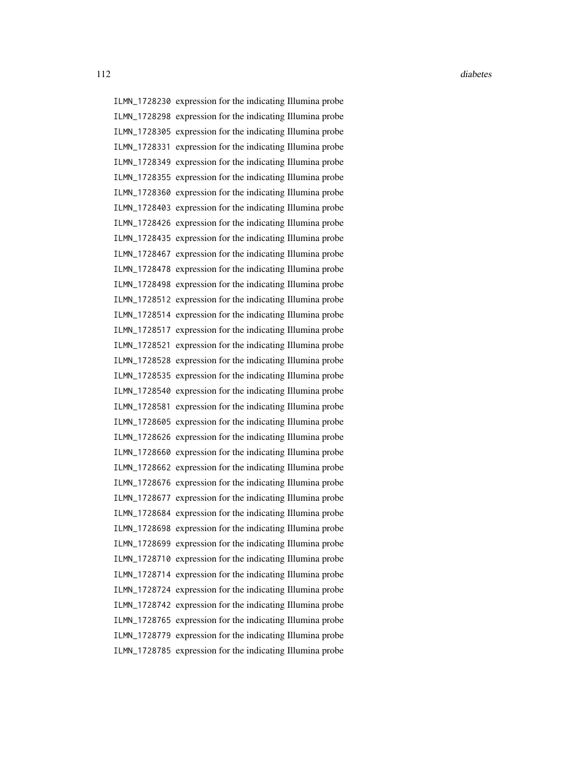| | |
|---|---|
| `ILMN_1728230` | expression for the indicating Illumina probe |
| `ILMN_1728298` | expression for the indicating Illumina probe |
| `ILMN_1728305` | expression for the indicating Illumina probe |
| `ILMN_1728331` | expression for the indicating Illumina probe |
| `ILMN_1728349` | expression for the indicating Illumina probe |
| `ILMN_1728355` | expression for the indicating Illumina probe |
| `ILMN_1728360` | expression for the indicating Illumina probe |
| `ILMN_1728403` | expression for the indicating Illumina probe |
| `ILMN_1728426` | expression for the indicating Illumina probe |
| `ILMN_1728435` | expression for the indicating Illumina probe |
| `ILMN_1728467` | expression for the indicating Illumina probe |
| `ILMN_1728478` | expression for the indicating Illumina probe |
| `ILMN_1728498` | expression for the indicating Illumina probe |
| `ILMN_1728512` | expression for the indicating Illumina probe |
| `ILMN_1728514` | expression for the indicating Illumina probe |
| `ILMN_1728517` | expression for the indicating Illumina probe |
| `ILMN_1728521` | expression for the indicating Illumina probe |
| `ILMN_1728528` | expression for the indicating Illumina probe |
| `ILMN_1728535` | expression for the indicating Illumina probe |
| `ILMN_1728540` | expression for the indicating Illumina probe |
| `ILMN_1728581` | expression for the indicating Illumina probe |
| `ILMN_1728605` | expression for the indicating Illumina probe |
| `ILMN_1728626` | expression for the indicating Illumina probe |
| `ILMN_1728660` | expression for the indicating Illumina probe |
| `ILMN_1728662` | expression for the indicating Illumina probe |
| `ILMN_1728676` | expression for the indicating Illumina probe |
| `ILMN_1728677` | expression for the indicating Illumina probe |
| `ILMN_1728684` | expression for the indicating Illumina probe |
| `ILMN_1728698` | expression for the indicating Illumina probe |
| `ILMN_1728699` | expression for the indicating Illumina probe |
| `ILMN_1728710` | expression for the indicating Illumina probe |
| `ILMN_1728714` | expression for the indicating Illumina probe |
| `ILMN_1728724` | expression for the indicating Illumina probe |
| `ILMN_1728742` | expression for the indicating Illumina probe |
| `ILMN_1728765` | expression for the indicating Illumina probe |
| `ILMN_1728779` | expression for the indicating Illumina probe |
| `ILMN_1728785` | expression for the indicating Illumina probe |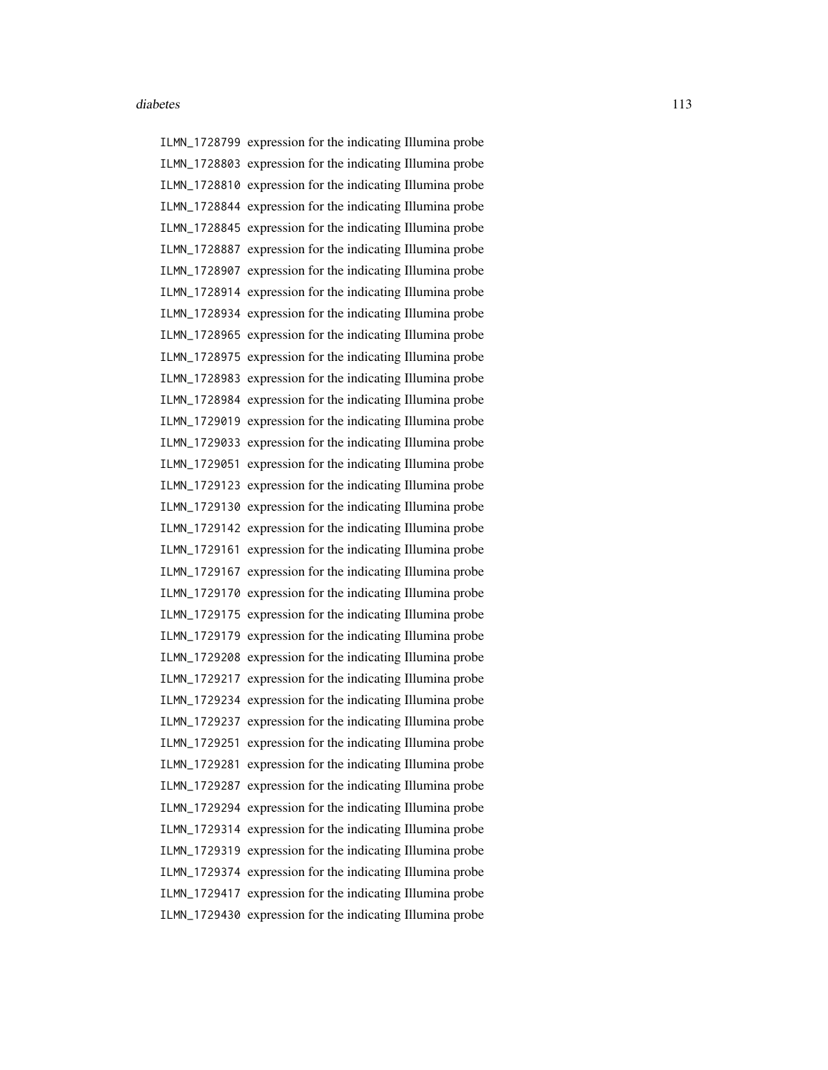ILMN_1728799 expression for the indicating Illumina probe
ILMN_1728803 expression for the indicating Illumina probe
ILMN_1728810 expression for the indicating Illumina probe
ILMN_1728844 expression for the indicating Illumina probe
ILMN_1728845 expression for the indicating Illumina probe
ILMN_1728887 expression for the indicating Illumina probe
ILMN_1728907 expression for the indicating Illumina probe
ILMN_1728914 expression for the indicating Illumina probe
ILMN_1728934 expression for the indicating Illumina probe
ILMN_1728965 expression for the indicating Illumina probe
ILMN_1728975 expression for the indicating Illumina probe
ILMN_1728983 expression for the indicating Illumina probe
ILMN_1728984 expression for the indicating Illumina probe
ILMN_1729019 expression for the indicating Illumina probe
ILMN_1729033 expression for the indicating Illumina probe
ILMN_1729051 expression for the indicating Illumina probe
ILMN_1729123 expression for the indicating Illumina probe
ILMN_1729130 expression for the indicating Illumina probe
ILMN_1729142 expression for the indicating Illumina probe
ILMN_1729161 expression for the indicating Illumina probe
ILMN_1729167 expression for the indicating Illumina probe
ILMN_1729170 expression for the indicating Illumina probe
ILMN_1729175 expression for the indicating Illumina probe
ILMN_1729179 expression for the indicating Illumina probe
ILMN_1729208 expression for the indicating Illumina probe
ILMN_1729217 expression for the indicating Illumina probe
ILMN_1729234 expression for the indicating Illumina probe
ILMN_1729237 expression for the indicating Illumina probe
ILMN_1729251 expression for the indicating Illumina probe
ILMN_1729281 expression for the indicating Illumina probe
ILMN_1729287 expression for the indicating Illumina probe
ILMN_1729294 expression for the indicating Illumina probe
ILMN_1729314 expression for the indicating Illumina probe
ILMN_1729319 expression for the indicating Illumina probe
ILMN_1729374 expression for the indicating Illumina probe
ILMN_1729417 expression for the indicating Illumina probe
ILMN_1729430 expression for the indicating Illumina probe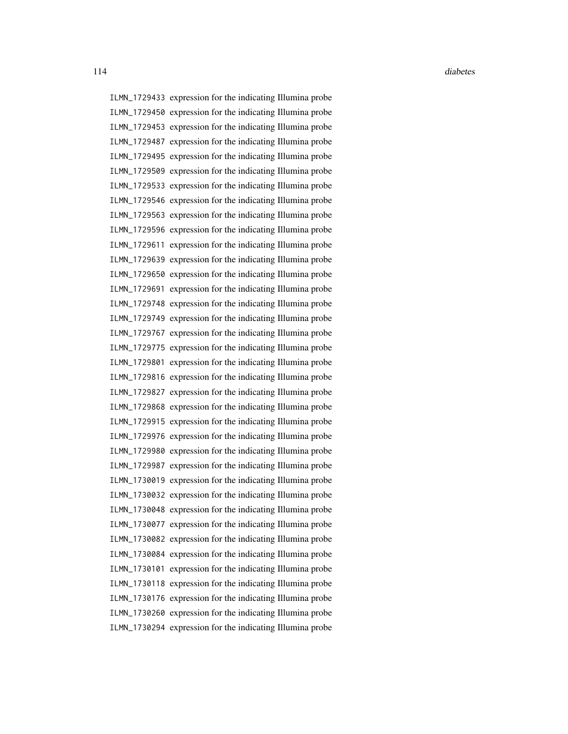| | |
|---|---|
| ILMN_1729433 | expression for the indicating Illumina probe |
| ILMN_1729450 | expression for the indicating Illumina probe |
| ILMN_1729453 | expression for the indicating Illumina probe |
| ILMN_1729487 | expression for the indicating Illumina probe |
| ILMN_1729495 | expression for the indicating Illumina probe |
| ILMN_1729509 | expression for the indicating Illumina probe |
| ILMN_1729533 | expression for the indicating Illumina probe |
| ILMN_1729546 | expression for the indicating Illumina probe |
| ILMN_1729563 | expression for the indicating Illumina probe |
| ILMN_1729596 | expression for the indicating Illumina probe |
| ILMN_1729611 | expression for the indicating Illumina probe |
| ILMN_1729639 | expression for the indicating Illumina probe |
| ILMN_1729650 | expression for the indicating Illumina probe |
| ILMN_1729691 | expression for the indicating Illumina probe |
| ILMN_1729748 | expression for the indicating Illumina probe |
| ILMN_1729749 | expression for the indicating Illumina probe |
| ILMN_1729767 | expression for the indicating Illumina probe |
| ILMN_1729775 | expression for the indicating Illumina probe |
| ILMN_1729801 | expression for the indicating Illumina probe |
| ILMN_1729816 | expression for the indicating Illumina probe |
| ILMN_1729827 | expression for the indicating Illumina probe |
| ILMN_1729868 | expression for the indicating Illumina probe |
| ILMN_1729915 | expression for the indicating Illumina probe |
| ILMN_1729976 | expression for the indicating Illumina probe |
| ILMN_1729980 | expression for the indicating Illumina probe |
| ILMN_1729987 | expression for the indicating Illumina probe |
| ILMN_1730019 | expression for the indicating Illumina probe |
| ILMN_1730032 | expression for the indicating Illumina probe |
| ILMN_1730048 | expression for the indicating Illumina probe |
| ILMN_1730077 | expression for the indicating Illumina probe |
| ILMN_1730082 | expression for the indicating Illumina probe |
| ILMN_1730084 | expression for the indicating Illumina probe |
| ILMN_1730101 | expression for the indicating Illumina probe |
| ILMN_1730118 | expression for the indicating Illumina probe |
| ILMN_1730176 | expression for the indicating Illumina probe |
| ILMN_1730260 | expression for the indicating Illumina probe |
| ILMN_1730294 | expression for the indicating Illumina probe |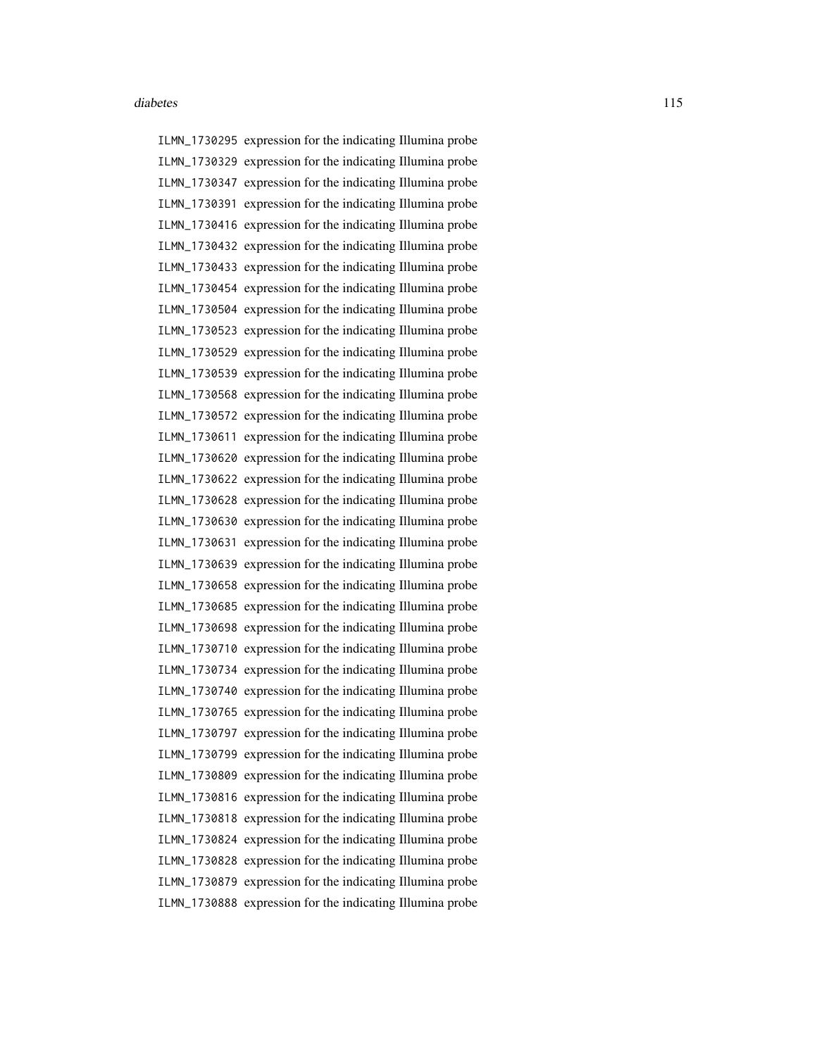ILMN_1730295 expression for the indicating Illumina probe
ILMN_1730329 expression for the indicating Illumina probe
ILMN_1730347 expression for the indicating Illumina probe
ILMN_1730391 expression for the indicating Illumina probe
ILMN_1730416 expression for the indicating Illumina probe
ILMN_1730432 expression for the indicating Illumina probe
ILMN_1730433 expression for the indicating Illumina probe
ILMN_1730454 expression for the indicating Illumina probe
ILMN_1730504 expression for the indicating Illumina probe
ILMN_1730523 expression for the indicating Illumina probe
ILMN_1730529 expression for the indicating Illumina probe
ILMN_1730539 expression for the indicating Illumina probe
ILMN_1730568 expression for the indicating Illumina probe
ILMN_1730572 expression for the indicating Illumina probe
ILMN_1730611 expression for the indicating Illumina probe
ILMN_1730620 expression for the indicating Illumina probe
ILMN_1730622 expression for the indicating Illumina probe
ILMN_1730628 expression for the indicating Illumina probe
ILMN_1730630 expression for the indicating Illumina probe
ILMN_1730631 expression for the indicating Illumina probe
ILMN_1730639 expression for the indicating Illumina probe
ILMN_1730658 expression for the indicating Illumina probe
ILMN_1730685 expression for the indicating Illumina probe
ILMN_1730698 expression for the indicating Illumina probe
ILMN_1730710 expression for the indicating Illumina probe
ILMN_1730734 expression for the indicating Illumina probe
ILMN_1730740 expression for the indicating Illumina probe
ILMN_1730765 expression for the indicating Illumina probe
ILMN_1730797 expression for the indicating Illumina probe
ILMN_1730799 expression for the indicating Illumina probe
ILMN_1730809 expression for the indicating Illumina probe
ILMN_1730816 expression for the indicating Illumina probe
ILMN_1730818 expression for the indicating Illumina probe
ILMN_1730824 expression for the indicating Illumina probe
ILMN_1730828 expression for the indicating Illumina probe
ILMN_1730879 expression for the indicating Illumina probe
ILMN_1730888 expression for the indicating Illumina probe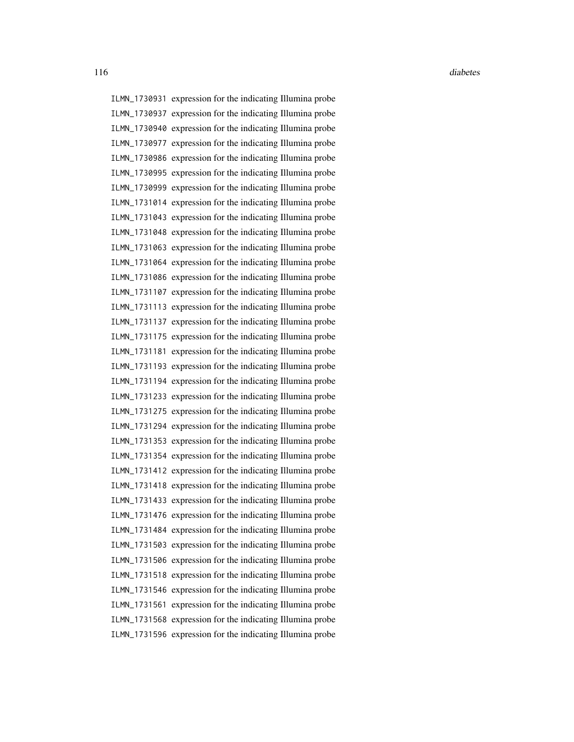| | |
|---|---|
| ILMN_1730931 | expression for the indicating Illumina probe |
| ILMN_1730937 | expression for the indicating Illumina probe |
| ILMN_1730940 | expression for the indicating Illumina probe |
| ILMN_1730977 | expression for the indicating Illumina probe |
| ILMN_1730986 | expression for the indicating Illumina probe |
| ILMN_1730995 | expression for the indicating Illumina probe |
| ILMN_1730999 | expression for the indicating Illumina probe |
| ILMN_1731014 | expression for the indicating Illumina probe |
| ILMN_1731043 | expression for the indicating Illumina probe |
| ILMN_1731048 | expression for the indicating Illumina probe |
| ILMN_1731063 | expression for the indicating Illumina probe |
| ILMN_1731064 | expression for the indicating Illumina probe |
| ILMN_1731086 | expression for the indicating Illumina probe |
| ILMN_1731107 | expression for the indicating Illumina probe |
| ILMN_1731113 | expression for the indicating Illumina probe |
| ILMN_1731137 | expression for the indicating Illumina probe |
| ILMN_1731175 | expression for the indicating Illumina probe |
| ILMN_1731181 | expression for the indicating Illumina probe |
| ILMN_1731193 | expression for the indicating Illumina probe |
| ILMN_1731194 | expression for the indicating Illumina probe |
| ILMN_1731233 | expression for the indicating Illumina probe |
| ILMN_1731275 | expression for the indicating Illumina probe |
| ILMN_1731294 | expression for the indicating Illumina probe |
| ILMN_1731353 | expression for the indicating Illumina probe |
| ILMN_1731354 | expression for the indicating Illumina probe |
| ILMN_1731412 | expression for the indicating Illumina probe |
| ILMN_1731418 | expression for the indicating Illumina probe |
| ILMN_1731433 | expression for the indicating Illumina probe |
| ILMN_1731476 | expression for the indicating Illumina probe |
| ILMN_1731484 | expression for the indicating Illumina probe |
| ILMN_1731503 | expression for the indicating Illumina probe |
| ILMN_1731506 | expression for the indicating Illumina probe |
| ILMN_1731518 | expression for the indicating Illumina probe |
| ILMN_1731546 | expression for the indicating Illumina probe |
| ILMN_1731561 | expression for the indicating Illumina probe |
| ILMN_1731568 | expression for the indicating Illumina probe |
| ILMN_1731596 | expression for the indicating Illumina probe |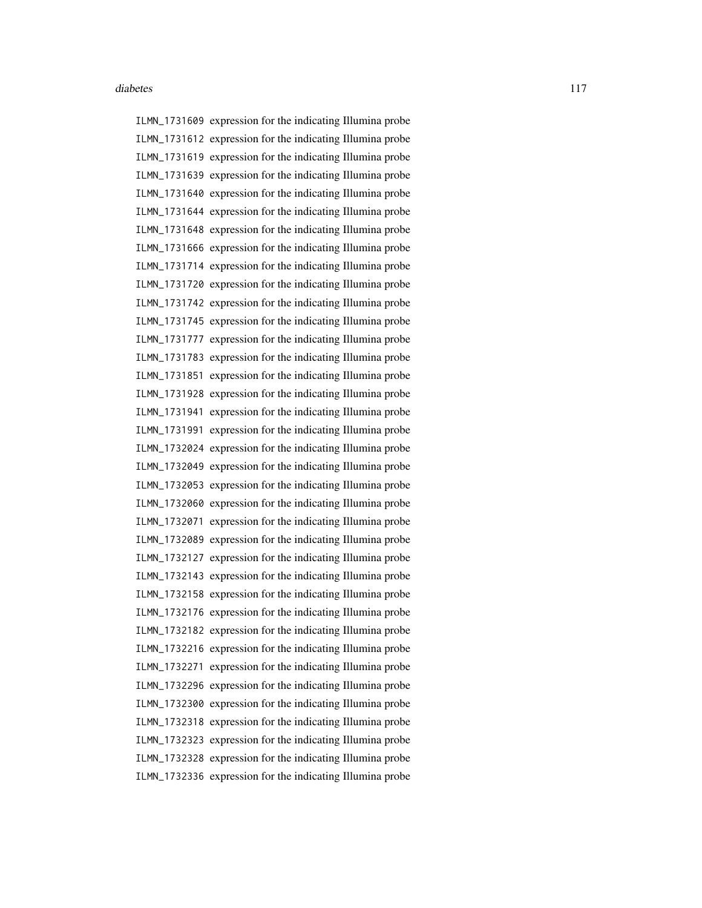ILMN_1731609 expression for the indicating Illumina probe
ILMN_1731612 expression for the indicating Illumina probe
ILMN_1731619 expression for the indicating Illumina probe
ILMN_1731639 expression for the indicating Illumina probe
ILMN_1731640 expression for the indicating Illumina probe
ILMN_1731644 expression for the indicating Illumina probe
ILMN_1731648 expression for the indicating Illumina probe
ILMN_1731666 expression for the indicating Illumina probe
ILMN_1731714 expression for the indicating Illumina probe
ILMN_1731720 expression for the indicating Illumina probe
ILMN_1731742 expression for the indicating Illumina probe
ILMN_1731745 expression for the indicating Illumina probe
ILMN_1731777 expression for the indicating Illumina probe
ILMN_1731783 expression for the indicating Illumina probe
ILMN_1731851 expression for the indicating Illumina probe
ILMN_1731928 expression for the indicating Illumina probe
ILMN_1731941 expression for the indicating Illumina probe
ILMN_1731991 expression for the indicating Illumina probe
ILMN_1732024 expression for the indicating Illumina probe
ILMN_1732049 expression for the indicating Illumina probe
ILMN_1732053 expression for the indicating Illumina probe
ILMN_1732060 expression for the indicating Illumina probe
ILMN_1732071 expression for the indicating Illumina probe
ILMN_1732089 expression for the indicating Illumina probe
ILMN_1732127 expression for the indicating Illumina probe
ILMN_1732143 expression for the indicating Illumina probe
ILMN_1732158 expression for the indicating Illumina probe
ILMN_1732176 expression for the indicating Illumina probe
ILMN_1732182 expression for the indicating Illumina probe
ILMN_1732216 expression for the indicating Illumina probe
ILMN_1732271 expression for the indicating Illumina probe
ILMN_1732296 expression for the indicating Illumina probe
ILMN_1732300 expression for the indicating Illumina probe
ILMN_1732318 expression for the indicating Illumina probe
ILMN_1732323 expression for the indicating Illumina probe
ILMN_1732328 expression for the indicating Illumina probe
ILMN_1732336 expression for the indicating Illumina probe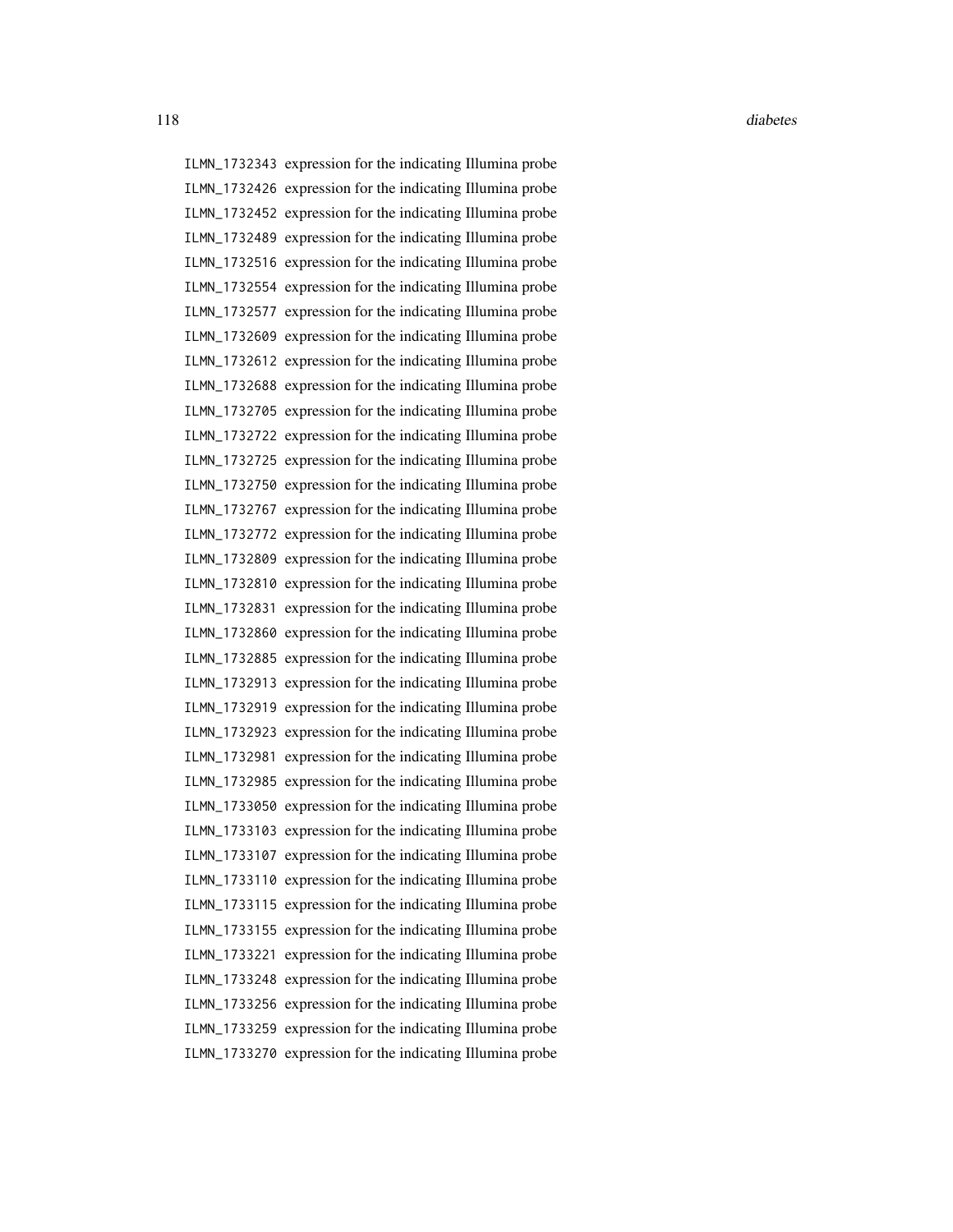ILMN_1732343 expression for the indicating Illumina probe
ILMN_1732426 expression for the indicating Illumina probe
ILMN_1732452 expression for the indicating Illumina probe
ILMN_1732489 expression for the indicating Illumina probe
ILMN_1732516 expression for the indicating Illumina probe
ILMN_1732554 expression for the indicating Illumina probe
ILMN_1732577 expression for the indicating Illumina probe
ILMN_1732609 expression for the indicating Illumina probe
ILMN_1732612 expression for the indicating Illumina probe
ILMN_1732688 expression for the indicating Illumina probe
ILMN_1732705 expression for the indicating Illumina probe
ILMN_1732722 expression for the indicating Illumina probe
ILMN_1732725 expression for the indicating Illumina probe
ILMN_1732750 expression for the indicating Illumina probe
ILMN_1732767 expression for the indicating Illumina probe
ILMN_1732772 expression for the indicating Illumina probe
ILMN_1732809 expression for the indicating Illumina probe
ILMN_1732810 expression for the indicating Illumina probe
ILMN_1732831 expression for the indicating Illumina probe
ILMN_1732860 expression for the indicating Illumina probe
ILMN_1732885 expression for the indicating Illumina probe
ILMN_1732913 expression for the indicating Illumina probe
ILMN_1732919 expression for the indicating Illumina probe
ILMN_1732923 expression for the indicating Illumina probe
ILMN_1732981 expression for the indicating Illumina probe
ILMN_1732985 expression for the indicating Illumina probe
ILMN_1733050 expression for the indicating Illumina probe
ILMN_1733103 expression for the indicating Illumina probe
ILMN_1733107 expression for the indicating Illumina probe
ILMN_1733110 expression for the indicating Illumina probe
ILMN_1733115 expression for the indicating Illumina probe
ILMN_1733155 expression for the indicating Illumina probe
ILMN_1733221 expression for the indicating Illumina probe
ILMN_1733248 expression for the indicating Illumina probe
ILMN_1733256 expression for the indicating Illumina probe
ILMN_1733259 expression for the indicating Illumina probe
ILMN_1733270 expression for the indicating Illumina probe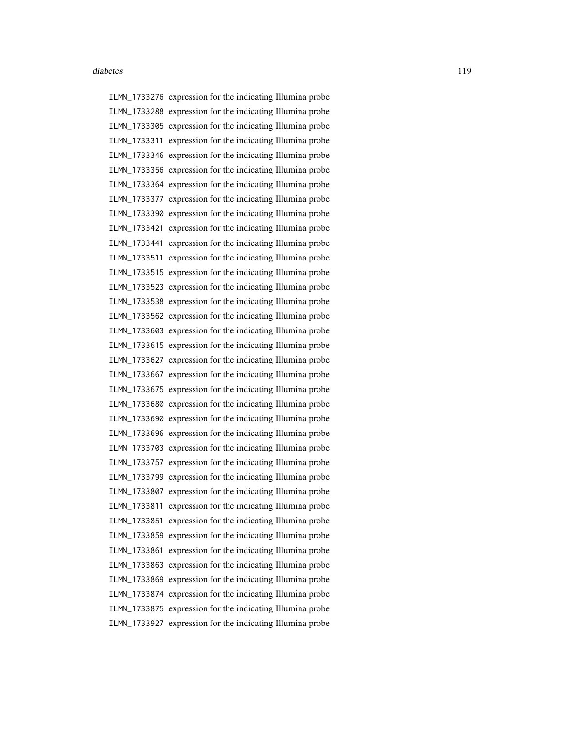ILMN_1733276 expression for the indicating Illumina probe
ILMN_1733288 expression for the indicating Illumina probe
ILMN_1733305 expression for the indicating Illumina probe
ILMN_1733311 expression for the indicating Illumina probe
ILMN_1733346 expression for the indicating Illumina probe
ILMN_1733356 expression for the indicating Illumina probe
ILMN_1733364 expression for the indicating Illumina probe
ILMN_1733377 expression for the indicating Illumina probe
ILMN_1733390 expression for the indicating Illumina probe
ILMN_1733421 expression for the indicating Illumina probe
ILMN_1733441 expression for the indicating Illumina probe
ILMN_1733511 expression for the indicating Illumina probe
ILMN_1733515 expression for the indicating Illumina probe
ILMN_1733523 expression for the indicating Illumina probe
ILMN_1733538 expression for the indicating Illumina probe
ILMN_1733562 expression for the indicating Illumina probe
ILMN_1733603 expression for the indicating Illumina probe
ILMN_1733615 expression for the indicating Illumina probe
ILMN_1733627 expression for the indicating Illumina probe
ILMN_1733667 expression for the indicating Illumina probe
ILMN_1733675 expression for the indicating Illumina probe
ILMN_1733680 expression for the indicating Illumina probe
ILMN_1733690 expression for the indicating Illumina probe
ILMN_1733696 expression for the indicating Illumina probe
ILMN_1733703 expression for the indicating Illumina probe
ILMN_1733757 expression for the indicating Illumina probe
ILMN_1733799 expression for the indicating Illumina probe
ILMN_1733807 expression for the indicating Illumina probe
ILMN_1733811 expression for the indicating Illumina probe
ILMN_1733851 expression for the indicating Illumina probe
ILMN_1733859 expression for the indicating Illumina probe
ILMN_1733861 expression for the indicating Illumina probe
ILMN_1733863 expression for the indicating Illumina probe
ILMN_1733869 expression for the indicating Illumina probe
ILMN_1733874 expression for the indicating Illumina probe
ILMN_1733875 expression for the indicating Illumina probe
ILMN_1733927 expression for the indicating Illumina probe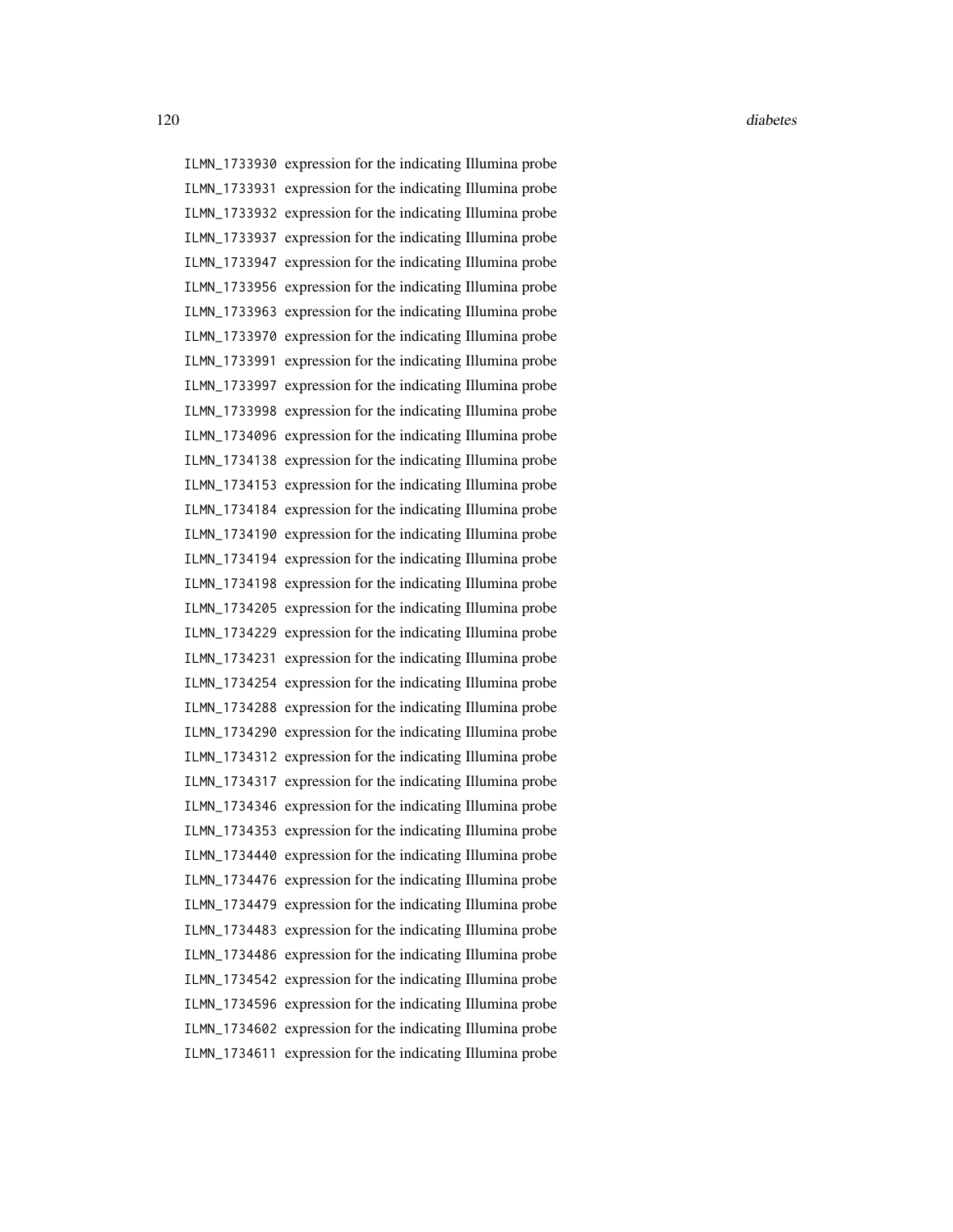| | |
|---|---|
| ILMN_1733930 | expression for the indicating Illumina probe |
| ILMN_1733931 | expression for the indicating Illumina probe |
| ILMN_1733932 | expression for the indicating Illumina probe |
| ILMN_1733937 | expression for the indicating Illumina probe |
| ILMN_1733947 | expression for the indicating Illumina probe |
| ILMN_1733956 | expression for the indicating Illumina probe |
| ILMN_1733963 | expression for the indicating Illumina probe |
| ILMN_1733970 | expression for the indicating Illumina probe |
| ILMN_1733991 | expression for the indicating Illumina probe |
| ILMN_1733997 | expression for the indicating Illumina probe |
| ILMN_1733998 | expression for the indicating Illumina probe |
| ILMN_1734096 | expression for the indicating Illumina probe |
| ILMN_1734138 | expression for the indicating Illumina probe |
| ILMN_1734153 | expression for the indicating Illumina probe |
| ILMN_1734184 | expression for the indicating Illumina probe |
| ILMN_1734190 | expression for the indicating Illumina probe |
| ILMN_1734194 | expression for the indicating Illumina probe |
| ILMN_1734198 | expression for the indicating Illumina probe |
| ILMN_1734205 | expression for the indicating Illumina probe |
| ILMN_1734229 | expression for the indicating Illumina probe |
| ILMN_1734231 | expression for the indicating Illumina probe |
| ILMN_1734254 | expression for the indicating Illumina probe |
| ILMN_1734288 | expression for the indicating Illumina probe |
| ILMN_1734290 | expression for the indicating Illumina probe |
| ILMN_1734312 | expression for the indicating Illumina probe |
| ILMN_1734317 | expression for the indicating Illumina probe |
| ILMN_1734346 | expression for the indicating Illumina probe |
| ILMN_1734353 | expression for the indicating Illumina probe |
| ILMN_1734440 | expression for the indicating Illumina probe |
| ILMN_1734476 | expression for the indicating Illumina probe |
| ILMN_1734479 | expression for the indicating Illumina probe |
| ILMN_1734483 | expression for the indicating Illumina probe |
| ILMN_1734486 | expression for the indicating Illumina probe |
| ILMN_1734542 | expression for the indicating Illumina probe |
| ILMN_1734596 | expression for the indicating Illumina probe |
| ILMN_1734602 | expression for the indicating Illumina probe |
| ILMN_1734611 | expression for the indicating Illumina probe |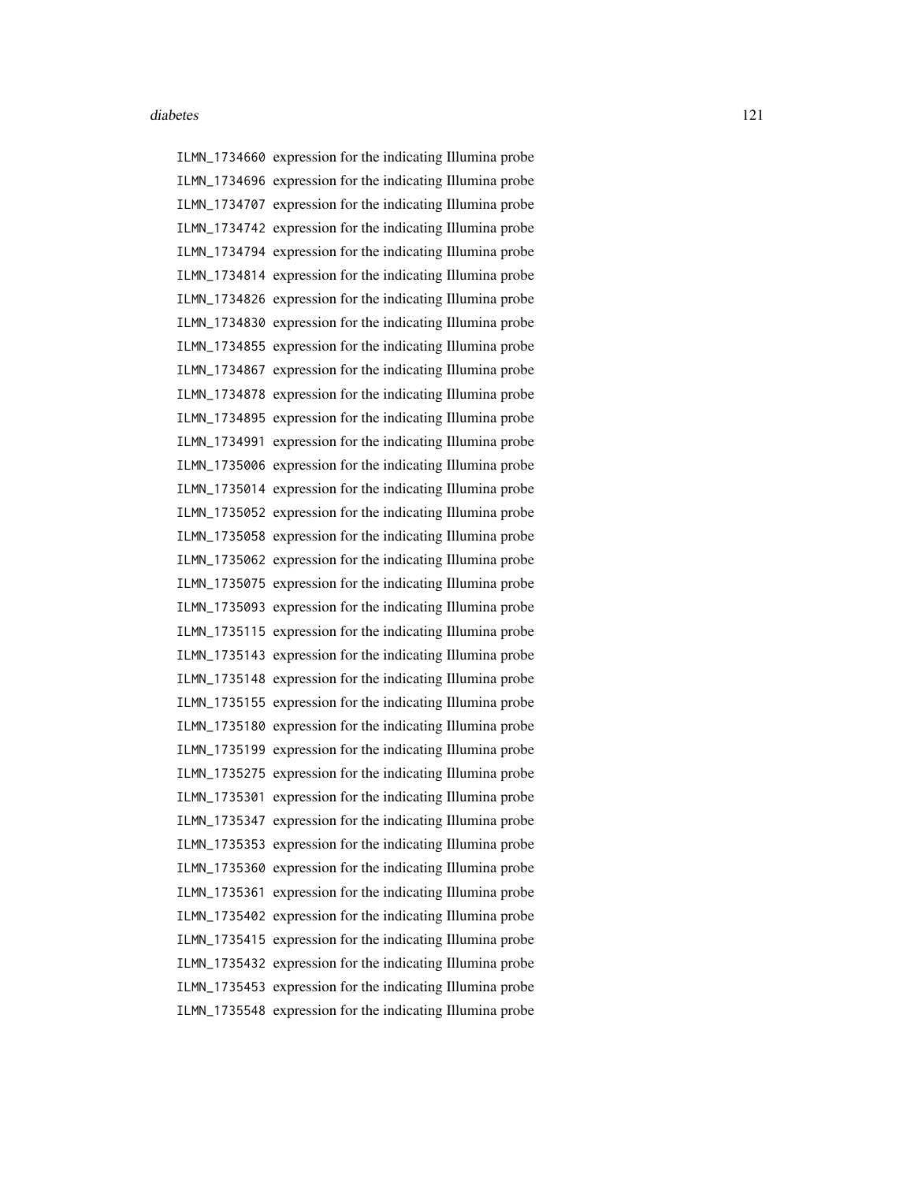ILMN_1734660 expression for the indicating Illumina probe
ILMN_1734696 expression for the indicating Illumina probe
ILMN_1734707 expression for the indicating Illumina probe
ILMN_1734742 expression for the indicating Illumina probe
ILMN_1734794 expression for the indicating Illumina probe
ILMN_1734814 expression for the indicating Illumina probe
ILMN_1734826 expression for the indicating Illumina probe
ILMN_1734830 expression for the indicating Illumina probe
ILMN_1734855 expression for the indicating Illumina probe
ILMN_1734867 expression for the indicating Illumina probe
ILMN_1734878 expression for the indicating Illumina probe
ILMN_1734895 expression for the indicating Illumina probe
ILMN_1734991 expression for the indicating Illumina probe
ILMN_1735006 expression for the indicating Illumina probe
ILMN_1735014 expression for the indicating Illumina probe
ILMN_1735052 expression for the indicating Illumina probe
ILMN_1735058 expression for the indicating Illumina probe
ILMN_1735062 expression for the indicating Illumina probe
ILMN_1735075 expression for the indicating Illumina probe
ILMN_1735093 expression for the indicating Illumina probe
ILMN_1735115 expression for the indicating Illumina probe
ILMN_1735143 expression for the indicating Illumina probe
ILMN_1735148 expression for the indicating Illumina probe
ILMN_1735155 expression for the indicating Illumina probe
ILMN_1735180 expression for the indicating Illumina probe
ILMN_1735199 expression for the indicating Illumina probe
ILMN_1735275 expression for the indicating Illumina probe
ILMN_1735301 expression for the indicating Illumina probe
ILMN_1735347 expression for the indicating Illumina probe
ILMN_1735353 expression for the indicating Illumina probe
ILMN_1735360 expression for the indicating Illumina probe
ILMN_1735361 expression for the indicating Illumina probe
ILMN_1735402 expression for the indicating Illumina probe
ILMN_1735415 expression for the indicating Illumina probe
ILMN_1735432 expression for the indicating Illumina probe
ILMN_1735453 expression for the indicating Illumina probe
ILMN_1735548 expression for the indicating Illumina probe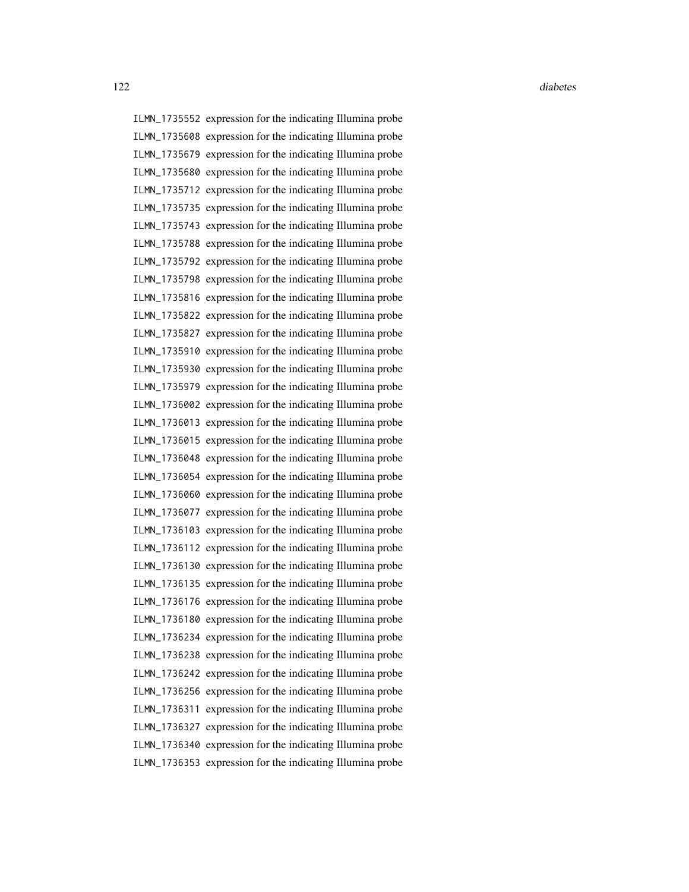| | |
|---|---|
| ILMN_1735552 | expression for the indicating Illumina probe |
| ILMN_1735608 | expression for the indicating Illumina probe |
| ILMN_1735679 | expression for the indicating Illumina probe |
| ILMN_1735680 | expression for the indicating Illumina probe |
| ILMN_1735712 | expression for the indicating Illumina probe |
| ILMN_1735735 | expression for the indicating Illumina probe |
| ILMN_1735743 | expression for the indicating Illumina probe |
| ILMN_1735788 | expression for the indicating Illumina probe |
| ILMN_1735792 | expression for the indicating Illumina probe |
| ILMN_1735798 | expression for the indicating Illumina probe |
| ILMN_1735816 | expression for the indicating Illumina probe |
| ILMN_1735822 | expression for the indicating Illumina probe |
| ILMN_1735827 | expression for the indicating Illumina probe |
| ILMN_1735910 | expression for the indicating Illumina probe |
| ILMN_1735930 | expression for the indicating Illumina probe |
| ILMN_1735979 | expression for the indicating Illumina probe |
| ILMN_1736002 | expression for the indicating Illumina probe |
| ILMN_1736013 | expression for the indicating Illumina probe |
| ILMN_1736015 | expression for the indicating Illumina probe |
| ILMN_1736048 | expression for the indicating Illumina probe |
| ILMN_1736054 | expression for the indicating Illumina probe |
| ILMN_1736060 | expression for the indicating Illumina probe |
| ILMN_1736077 | expression for the indicating Illumina probe |
| ILMN_1736103 | expression for the indicating Illumina probe |
| ILMN_1736112 | expression for the indicating Illumina probe |
| ILMN_1736130 | expression for the indicating Illumina probe |
| ILMN_1736135 | expression for the indicating Illumina probe |
| ILMN_1736176 | expression for the indicating Illumina probe |
| ILMN_1736180 | expression for the indicating Illumina probe |
| ILMN_1736234 | expression for the indicating Illumina probe |
| ILMN_1736238 | expression for the indicating Illumina probe |
| ILMN_1736242 | expression for the indicating Illumina probe |
| ILMN_1736256 | expression for the indicating Illumina probe |
| ILMN_1736311 | expression for the indicating Illumina probe |
| ILMN_1736327 | expression for the indicating Illumina probe |
| ILMN_1736340 | expression for the indicating Illumina probe |
| ILMN_1736353 | expression for the indicating Illumina probe |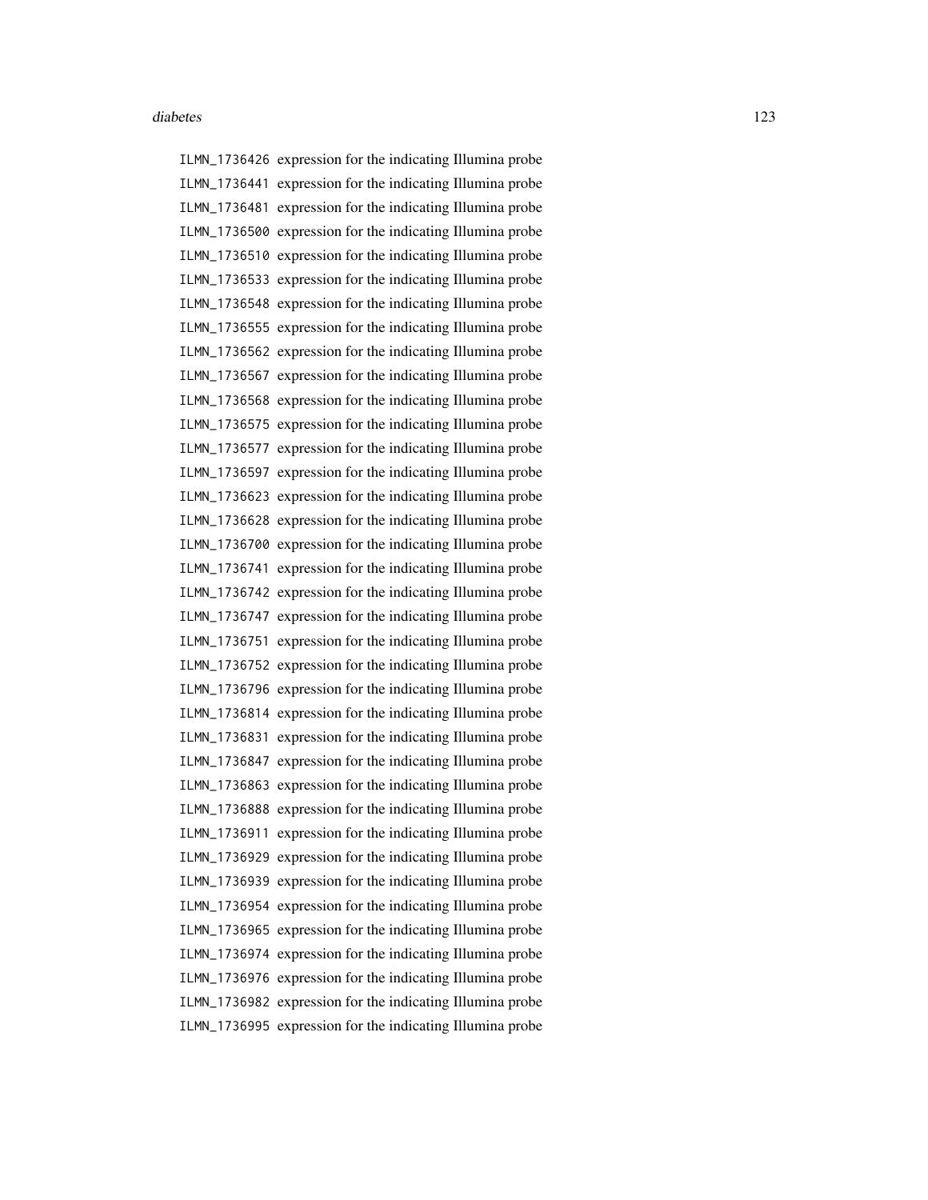ILMN_1736426 expression for the indicating Illumina probe
ILMN_1736441 expression for the indicating Illumina probe
ILMN_1736481 expression for the indicating Illumina probe
ILMN_1736500 expression for the indicating Illumina probe
ILMN_1736510 expression for the indicating Illumina probe
ILMN_1736533 expression for the indicating Illumina probe
ILMN_1736548 expression for the indicating Illumina probe
ILMN_1736555 expression for the indicating Illumina probe
ILMN_1736562 expression for the indicating Illumina probe
ILMN_1736567 expression for the indicating Illumina probe
ILMN_1736568 expression for the indicating Illumina probe
ILMN_1736575 expression for the indicating Illumina probe
ILMN_1736577 expression for the indicating Illumina probe
ILMN_1736597 expression for the indicating Illumina probe
ILMN_1736623 expression for the indicating Illumina probe
ILMN_1736628 expression for the indicating Illumina probe
ILMN_1736700 expression for the indicating Illumina probe
ILMN_1736741 expression for the indicating Illumina probe
ILMN_1736742 expression for the indicating Illumina probe
ILMN_1736747 expression for the indicating Illumina probe
ILMN_1736751 expression for the indicating Illumina probe
ILMN_1736752 expression for the indicating Illumina probe
ILMN_1736796 expression for the indicating Illumina probe
ILMN_1736814 expression for the indicating Illumina probe
ILMN_1736831 expression for the indicating Illumina probe
ILMN_1736847 expression for the indicating Illumina probe
ILMN_1736863 expression for the indicating Illumina probe
ILMN_1736888 expression for the indicating Illumina probe
ILMN_1736911 expression for the indicating Illumina probe
ILMN_1736929 expression for the indicating Illumina probe
ILMN_1736939 expression for the indicating Illumina probe
ILMN_1736954 expression for the indicating Illumina probe
ILMN_1736965 expression for the indicating Illumina probe
ILMN_1736974 expression for the indicating Illumina probe
ILMN_1736976 expression for the indicating Illumina probe
ILMN_1736982 expression for the indicating Illumina probe
ILMN_1736995 expression for the indicating Illumina probe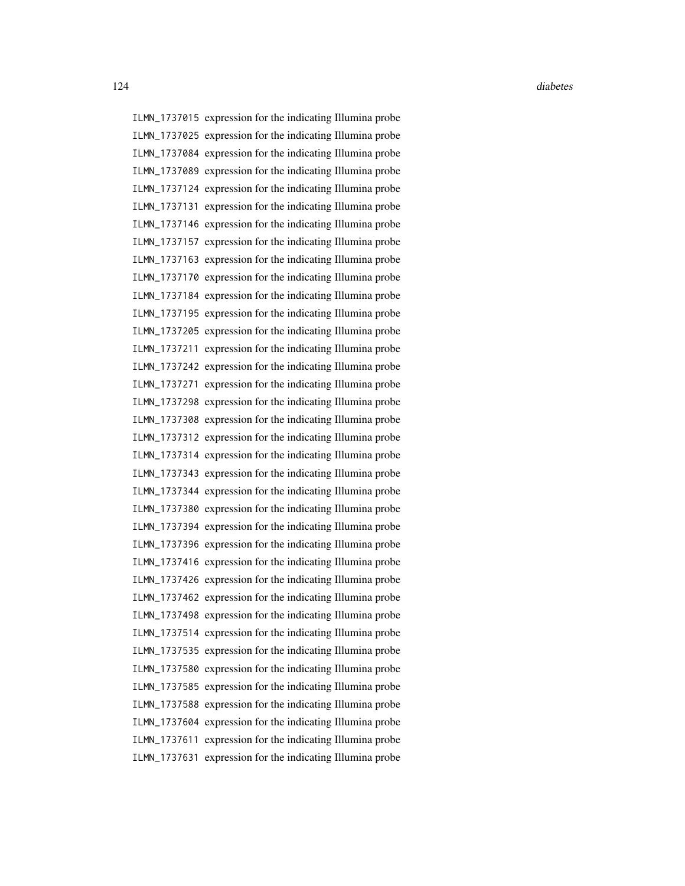ILMN_1737015 expression for the indicating Illumina probe
ILMN_1737025 expression for the indicating Illumina probe
ILMN_1737084 expression for the indicating Illumina probe
ILMN_1737089 expression for the indicating Illumina probe
ILMN_1737124 expression for the indicating Illumina probe
ILMN_1737131 expression for the indicating Illumina probe
ILMN_1737146 expression for the indicating Illumina probe
ILMN_1737157 expression for the indicating Illumina probe
ILMN_1737163 expression for the indicating Illumina probe
ILMN_1737170 expression for the indicating Illumina probe
ILMN_1737184 expression for the indicating Illumina probe
ILMN_1737195 expression for the indicating Illumina probe
ILMN_1737205 expression for the indicating Illumina probe
ILMN_1737211 expression for the indicating Illumina probe
ILMN_1737242 expression for the indicating Illumina probe
ILMN_1737271 expression for the indicating Illumina probe
ILMN_1737298 expression for the indicating Illumina probe
ILMN_1737308 expression for the indicating Illumina probe
ILMN_1737312 expression for the indicating Illumina probe
ILMN_1737314 expression for the indicating Illumina probe
ILMN_1737343 expression for the indicating Illumina probe
ILMN_1737344 expression for the indicating Illumina probe
ILMN_1737380 expression for the indicating Illumina probe
ILMN_1737394 expression for the indicating Illumina probe
ILMN_1737396 expression for the indicating Illumina probe
ILMN_1737416 expression for the indicating Illumina probe
ILMN_1737426 expression for the indicating Illumina probe
ILMN_1737462 expression for the indicating Illumina probe
ILMN_1737498 expression for the indicating Illumina probe
ILMN_1737514 expression for the indicating Illumina probe
ILMN_1737535 expression for the indicating Illumina probe
ILMN_1737580 expression for the indicating Illumina probe
ILMN_1737585 expression for the indicating Illumina probe
ILMN_1737588 expression for the indicating Illumina probe
ILMN_1737604 expression for the indicating Illumina probe
ILMN_1737611 expression for the indicating Illumina probe
ILMN_1737631 expression for the indicating Illumina probe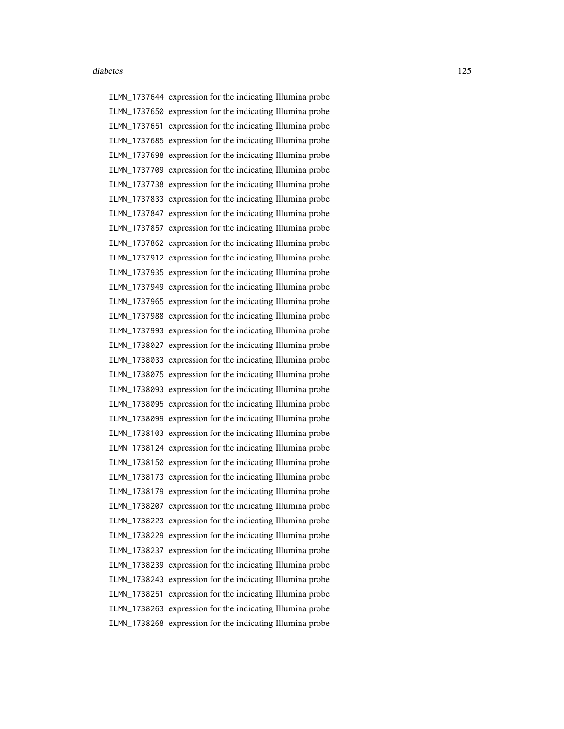ILMN_1737644 expression for the indicating Illumina probe
ILMN_1737650 expression for the indicating Illumina probe
ILMN_1737651 expression for the indicating Illumina probe
ILMN_1737685 expression for the indicating Illumina probe
ILMN_1737698 expression for the indicating Illumina probe
ILMN_1737709 expression for the indicating Illumina probe
ILMN_1737738 expression for the indicating Illumina probe
ILMN_1737833 expression for the indicating Illumina probe
ILMN_1737847 expression for the indicating Illumina probe
ILMN_1737857 expression for the indicating Illumina probe
ILMN_1737862 expression for the indicating Illumina probe
ILMN_1737912 expression for the indicating Illumina probe
ILMN_1737935 expression for the indicating Illumina probe
ILMN_1737949 expression for the indicating Illumina probe
ILMN_1737965 expression for the indicating Illumina probe
ILMN_1737988 expression for the indicating Illumina probe
ILMN_1737993 expression for the indicating Illumina probe
ILMN_1738027 expression for the indicating Illumina probe
ILMN_1738033 expression for the indicating Illumina probe
ILMN_1738075 expression for the indicating Illumina probe
ILMN_1738093 expression for the indicating Illumina probe
ILMN_1738095 expression for the indicating Illumina probe
ILMN_1738099 expression for the indicating Illumina probe
ILMN_1738103 expression for the indicating Illumina probe
ILMN_1738124 expression for the indicating Illumina probe
ILMN_1738150 expression for the indicating Illumina probe
ILMN_1738173 expression for the indicating Illumina probe
ILMN_1738179 expression for the indicating Illumina probe
ILMN_1738207 expression for the indicating Illumina probe
ILMN_1738223 expression for the indicating Illumina probe
ILMN_1738229 expression for the indicating Illumina probe
ILMN_1738237 expression for the indicating Illumina probe
ILMN_1738239 expression for the indicating Illumina probe
ILMN_1738243 expression for the indicating Illumina probe
ILMN_1738251 expression for the indicating Illumina probe
ILMN_1738263 expression for the indicating Illumina probe
ILMN_1738268 expression for the indicating Illumina probe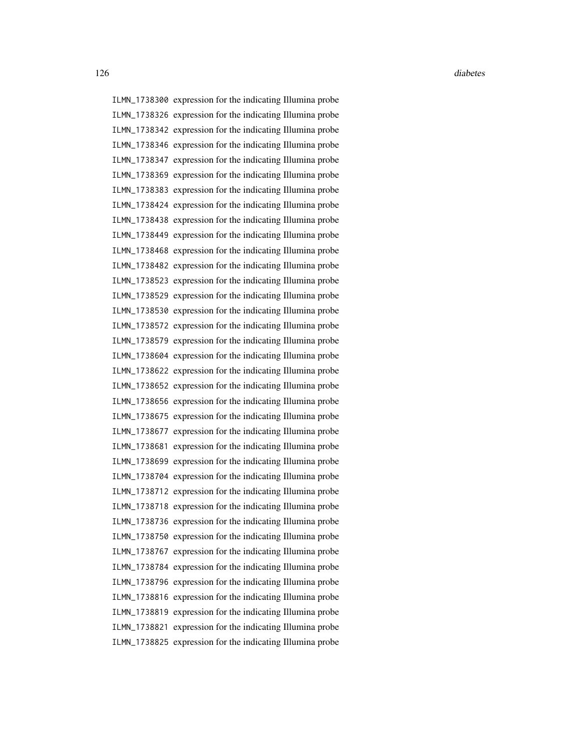| | |
|---|---|
| ILMN_1738300 | expression for the indicating Illumina probe |
| ILMN_1738326 | expression for the indicating Illumina probe |
| ILMN_1738342 | expression for the indicating Illumina probe |
| ILMN_1738346 | expression for the indicating Illumina probe |
| ILMN_1738347 | expression for the indicating Illumina probe |
| ILMN_1738369 | expression for the indicating Illumina probe |
| ILMN_1738383 | expression for the indicating Illumina probe |
| ILMN_1738424 | expression for the indicating Illumina probe |
| ILMN_1738438 | expression for the indicating Illumina probe |
| ILMN_1738449 | expression for the indicating Illumina probe |
| ILMN_1738468 | expression for the indicating Illumina probe |
| ILMN_1738482 | expression for the indicating Illumina probe |
| ILMN_1738523 | expression for the indicating Illumina probe |
| ILMN_1738529 | expression for the indicating Illumina probe |
| ILMN_1738530 | expression for the indicating Illumina probe |
| ILMN_1738572 | expression for the indicating Illumina probe |
| ILMN_1738579 | expression for the indicating Illumina probe |
| ILMN_1738604 | expression for the indicating Illumina probe |
| ILMN_1738622 | expression for the indicating Illumina probe |
| ILMN_1738652 | expression for the indicating Illumina probe |
| ILMN_1738656 | expression for the indicating Illumina probe |
| ILMN_1738675 | expression for the indicating Illumina probe |
| ILMN_1738677 | expression for the indicating Illumina probe |
| ILMN_1738681 | expression for the indicating Illumina probe |
| ILMN_1738699 | expression for the indicating Illumina probe |
| ILMN_1738704 | expression for the indicating Illumina probe |
| ILMN_1738712 | expression for the indicating Illumina probe |
| ILMN_1738718 | expression for the indicating Illumina probe |
| ILMN_1738736 | expression for the indicating Illumina probe |
| ILMN_1738750 | expression for the indicating Illumina probe |
| ILMN_1738767 | expression for the indicating Illumina probe |
| ILMN_1738784 | expression for the indicating Illumina probe |
| ILMN_1738796 | expression for the indicating Illumina probe |
| ILMN_1738816 | expression for the indicating Illumina probe |
| ILMN_1738819 | expression for the indicating Illumina probe |
| ILMN_1738821 | expression for the indicating Illumina probe |
| ILMN_1738825 | expression for the indicating Illumina probe |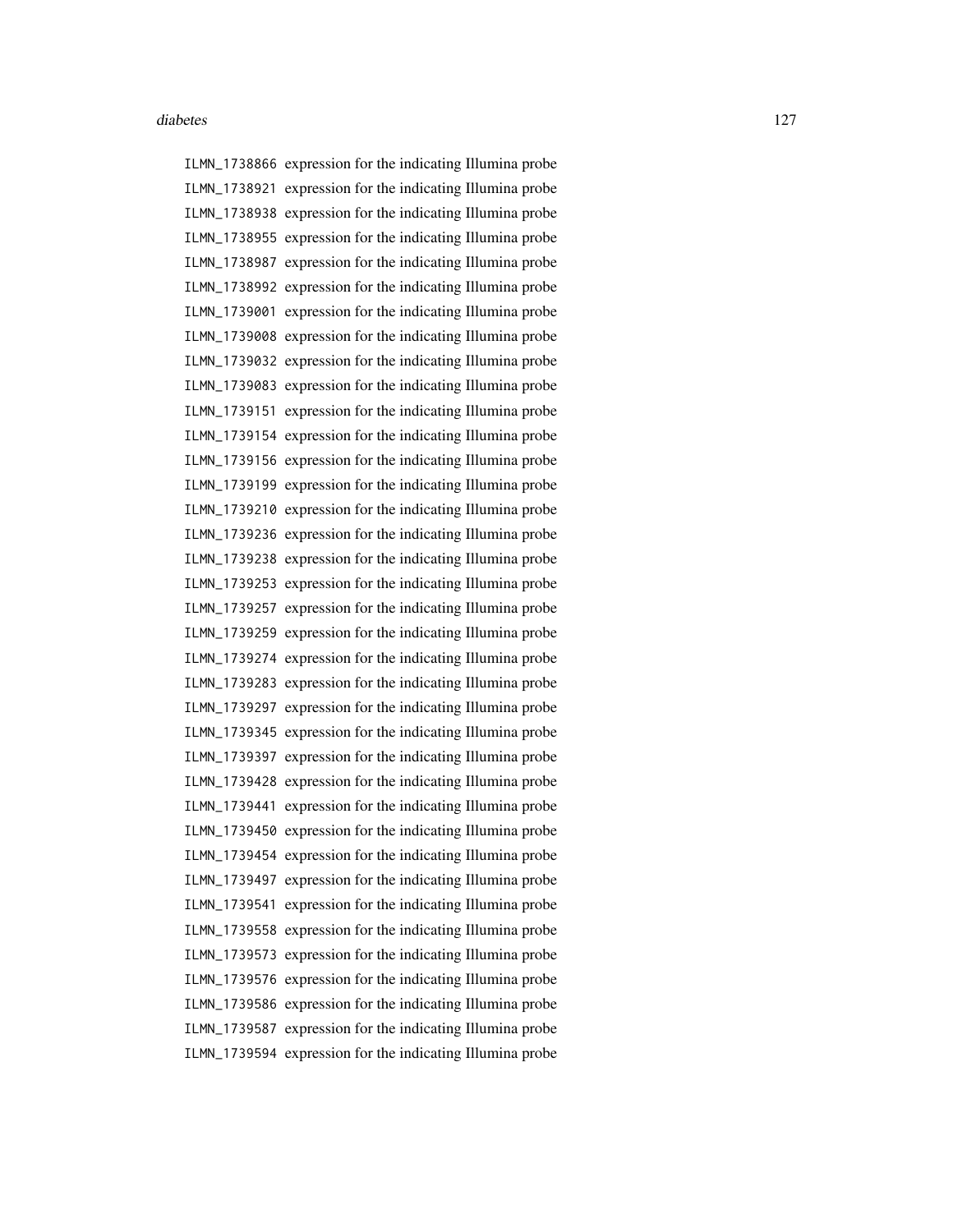ILMN_1738866 expression for the indicating Illumina probe
ILMN_1738921 expression for the indicating Illumina probe
ILMN_1738938 expression for the indicating Illumina probe
ILMN_1738955 expression for the indicating Illumina probe
ILMN_1738987 expression for the indicating Illumina probe
ILMN_1738992 expression for the indicating Illumina probe
ILMN_1739001 expression for the indicating Illumina probe
ILMN_1739008 expression for the indicating Illumina probe
ILMN_1739032 expression for the indicating Illumina probe
ILMN_1739083 expression for the indicating Illumina probe
ILMN_1739151 expression for the indicating Illumina probe
ILMN_1739154 expression for the indicating Illumina probe
ILMN_1739156 expression for the indicating Illumina probe
ILMN_1739199 expression for the indicating Illumina probe
ILMN_1739210 expression for the indicating Illumina probe
ILMN_1739236 expression for the indicating Illumina probe
ILMN_1739238 expression for the indicating Illumina probe
ILMN_1739253 expression for the indicating Illumina probe
ILMN_1739257 expression for the indicating Illumina probe
ILMN_1739259 expression for the indicating Illumina probe
ILMN_1739274 expression for the indicating Illumina probe
ILMN_1739283 expression for the indicating Illumina probe
ILMN_1739297 expression for the indicating Illumina probe
ILMN_1739345 expression for the indicating Illumina probe
ILMN_1739397 expression for the indicating Illumina probe
ILMN_1739428 expression for the indicating Illumina probe
ILMN_1739441 expression for the indicating Illumina probe
ILMN_1739450 expression for the indicating Illumina probe
ILMN_1739454 expression for the indicating Illumina probe
ILMN_1739497 expression for the indicating Illumina probe
ILMN_1739541 expression for the indicating Illumina probe
ILMN_1739558 expression for the indicating Illumina probe
ILMN_1739573 expression for the indicating Illumina probe
ILMN_1739576 expression for the indicating Illumina probe
ILMN_1739586 expression for the indicating Illumina probe
ILMN_1739587 expression for the indicating Illumina probe
ILMN_1739594 expression for the indicating Illumina probe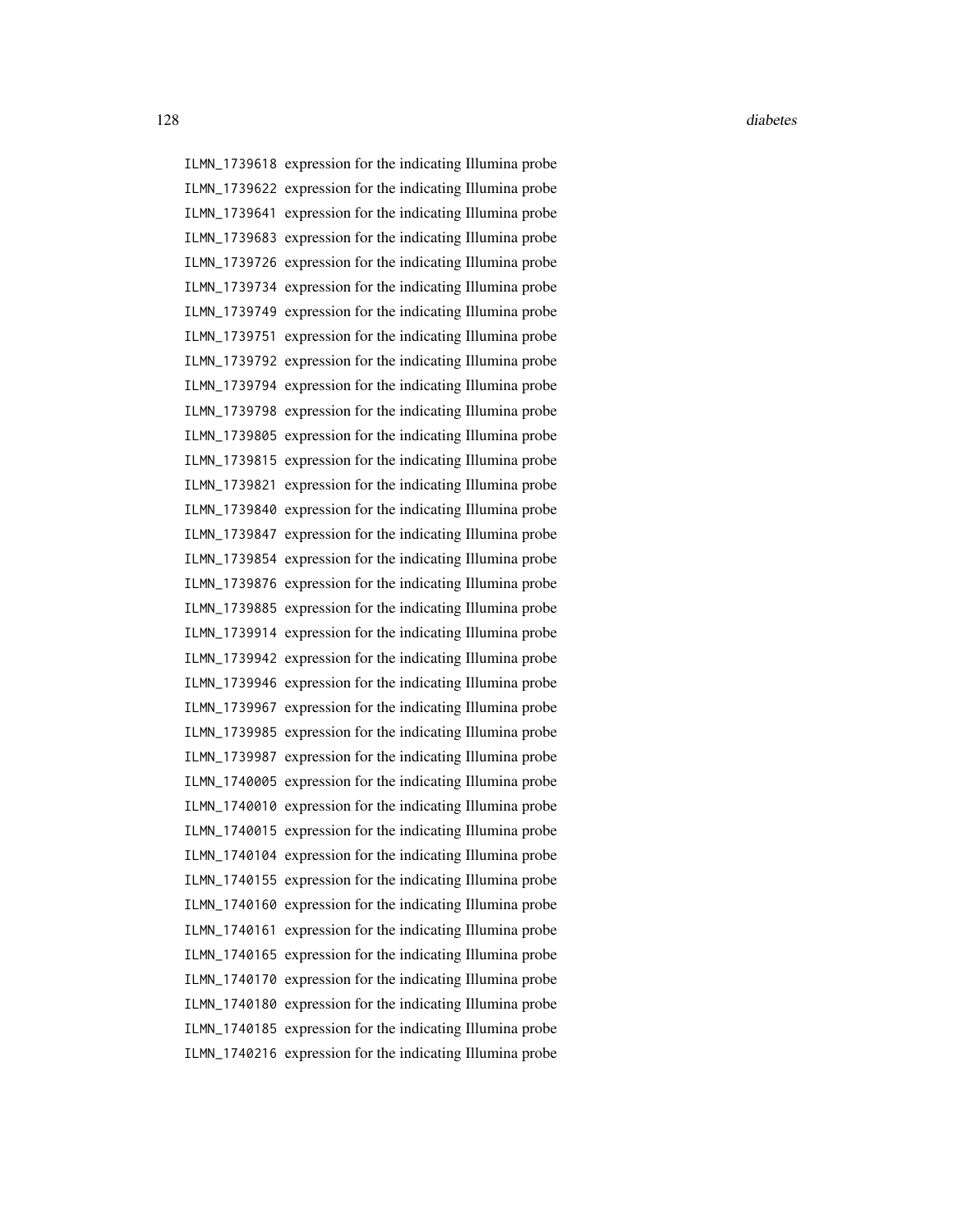ILMN_1739618 expression for the indicating Illumina probe
ILMN_1739622 expression for the indicating Illumina probe
ILMN_1739641 expression for the indicating Illumina probe
ILMN_1739683 expression for the indicating Illumina probe
ILMN_1739726 expression for the indicating Illumina probe
ILMN_1739734 expression for the indicating Illumina probe
ILMN_1739749 expression for the indicating Illumina probe
ILMN_1739751 expression for the indicating Illumina probe
ILMN_1739792 expression for the indicating Illumina probe
ILMN_1739794 expression for the indicating Illumina probe
ILMN_1739798 expression for the indicating Illumina probe
ILMN_1739805 expression for the indicating Illumina probe
ILMN_1739815 expression for the indicating Illumina probe
ILMN_1739821 expression for the indicating Illumina probe
ILMN_1739840 expression for the indicating Illumina probe
ILMN_1739847 expression for the indicating Illumina probe
ILMN_1739854 expression for the indicating Illumina probe
ILMN_1739876 expression for the indicating Illumina probe
ILMN_1739885 expression for the indicating Illumina probe
ILMN_1739914 expression for the indicating Illumina probe
ILMN_1739942 expression for the indicating Illumina probe
ILMN_1739946 expression for the indicating Illumina probe
ILMN_1739967 expression for the indicating Illumina probe
ILMN_1739985 expression for the indicating Illumina probe
ILMN_1739987 expression for the indicating Illumina probe
ILMN_1740005 expression for the indicating Illumina probe
ILMN_1740010 expression for the indicating Illumina probe
ILMN_1740015 expression for the indicating Illumina probe
ILMN_1740104 expression for the indicating Illumina probe
ILMN_1740155 expression for the indicating Illumina probe
ILMN_1740160 expression for the indicating Illumina probe
ILMN_1740161 expression for the indicating Illumina probe
ILMN_1740165 expression for the indicating Illumina probe
ILMN_1740170 expression for the indicating Illumina probe
ILMN_1740180 expression for the indicating Illumina probe
ILMN_1740185 expression for the indicating Illumina probe
ILMN_1740216 expression for the indicating Illumina probe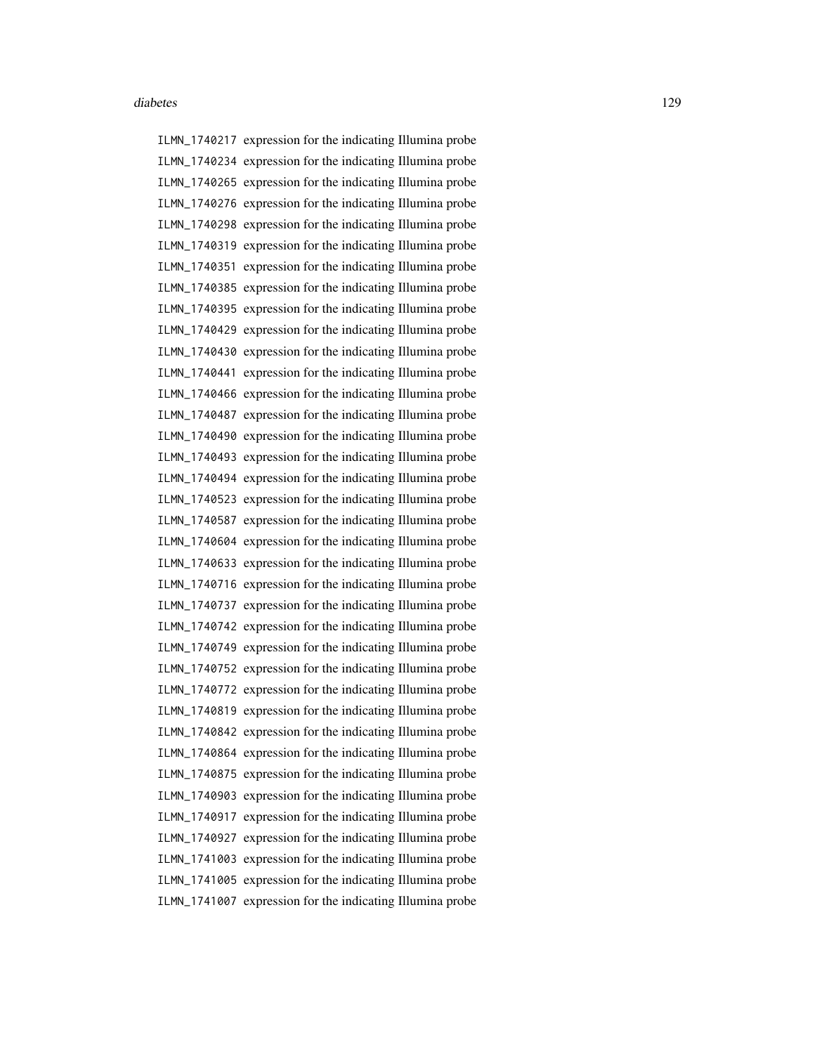| | |
|---|---|
| `ILMN_1740217` | expression for the indicating Illumina probe |
| `ILMN_1740234` | expression for the indicating Illumina probe |
| `ILMN_1740265` | expression for the indicating Illumina probe |
| `ILMN_1740276` | expression for the indicating Illumina probe |
| `ILMN_1740298` | expression for the indicating Illumina probe |
| `ILMN_1740319` | expression for the indicating Illumina probe |
| `ILMN_1740351` | expression for the indicating Illumina probe |
| `ILMN_1740385` | expression for the indicating Illumina probe |
| `ILMN_1740395` | expression for the indicating Illumina probe |
| `ILMN_1740429` | expression for the indicating Illumina probe |
| `ILMN_1740430` | expression for the indicating Illumina probe |
| `ILMN_1740441` | expression for the indicating Illumina probe |
| `ILMN_1740466` | expression for the indicating Illumina probe |
| `ILMN_1740487` | expression for the indicating Illumina probe |
| `ILMN_1740490` | expression for the indicating Illumina probe |
| `ILMN_1740493` | expression for the indicating Illumina probe |
| `ILMN_1740494` | expression for the indicating Illumina probe |
| `ILMN_1740523` | expression for the indicating Illumina probe |
| `ILMN_1740587` | expression for the indicating Illumina probe |
| `ILMN_1740604` | expression for the indicating Illumina probe |
| `ILMN_1740633` | expression for the indicating Illumina probe |
| `ILMN_1740716` | expression for the indicating Illumina probe |
| `ILMN_1740737` | expression for the indicating Illumina probe |
| `ILMN_1740742` | expression for the indicating Illumina probe |
| `ILMN_1740749` | expression for the indicating Illumina probe |
| `ILMN_1740752` | expression for the indicating Illumina probe |
| `ILMN_1740772` | expression for the indicating Illumina probe |
| `ILMN_1740819` | expression for the indicating Illumina probe |
| `ILMN_1740842` | expression for the indicating Illumina probe |
| `ILMN_1740864` | expression for the indicating Illumina probe |
| `ILMN_1740875` | expression for the indicating Illumina probe |
| `ILMN_1740903` | expression for the indicating Illumina probe |
| `ILMN_1740917` | expression for the indicating Illumina probe |
| `ILMN_1740927` | expression for the indicating Illumina probe |
| `ILMN_1741003` | expression for the indicating Illumina probe |
| `ILMN_1741005` | expression for the indicating Illumina probe |
| `ILMN_1741007` | expression for the indicating Illumina probe |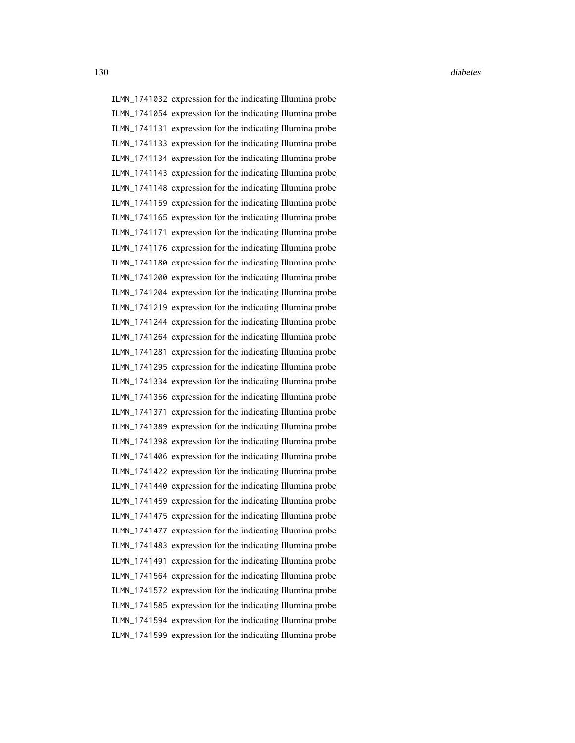ILMN_1741032 expression for the indicating Illumina probe
ILMN_1741054 expression for the indicating Illumina probe
ILMN_1741131 expression for the indicating Illumina probe
ILMN_1741133 expression for the indicating Illumina probe
ILMN_1741134 expression for the indicating Illumina probe
ILMN_1741143 expression for the indicating Illumina probe
ILMN_1741148 expression for the indicating Illumina probe
ILMN_1741159 expression for the indicating Illumina probe
ILMN_1741165 expression for the indicating Illumina probe
ILMN_1741171 expression for the indicating Illumina probe
ILMN_1741176 expression for the indicating Illumina probe
ILMN_1741180 expression for the indicating Illumina probe
ILMN_1741200 expression for the indicating Illumina probe
ILMN_1741204 expression for the indicating Illumina probe
ILMN_1741219 expression for the indicating Illumina probe
ILMN_1741244 expression for the indicating Illumina probe
ILMN_1741264 expression for the indicating Illumina probe
ILMN_1741281 expression for the indicating Illumina probe
ILMN_1741295 expression for the indicating Illumina probe
ILMN_1741334 expression for the indicating Illumina probe
ILMN_1741356 expression for the indicating Illumina probe
ILMN_1741371 expression for the indicating Illumina probe
ILMN_1741389 expression for the indicating Illumina probe
ILMN_1741398 expression for the indicating Illumina probe
ILMN_1741406 expression for the indicating Illumina probe
ILMN_1741422 expression for the indicating Illumina probe
ILMN_1741440 expression for the indicating Illumina probe
ILMN_1741459 expression for the indicating Illumina probe
ILMN_1741475 expression for the indicating Illumina probe
ILMN_1741477 expression for the indicating Illumina probe
ILMN_1741483 expression for the indicating Illumina probe
ILMN_1741491 expression for the indicating Illumina probe
ILMN_1741564 expression for the indicating Illumina probe
ILMN_1741572 expression for the indicating Illumina probe
ILMN_1741585 expression for the indicating Illumina probe
ILMN_1741594 expression for the indicating Illumina probe
ILMN_1741599 expression for the indicating Illumina probe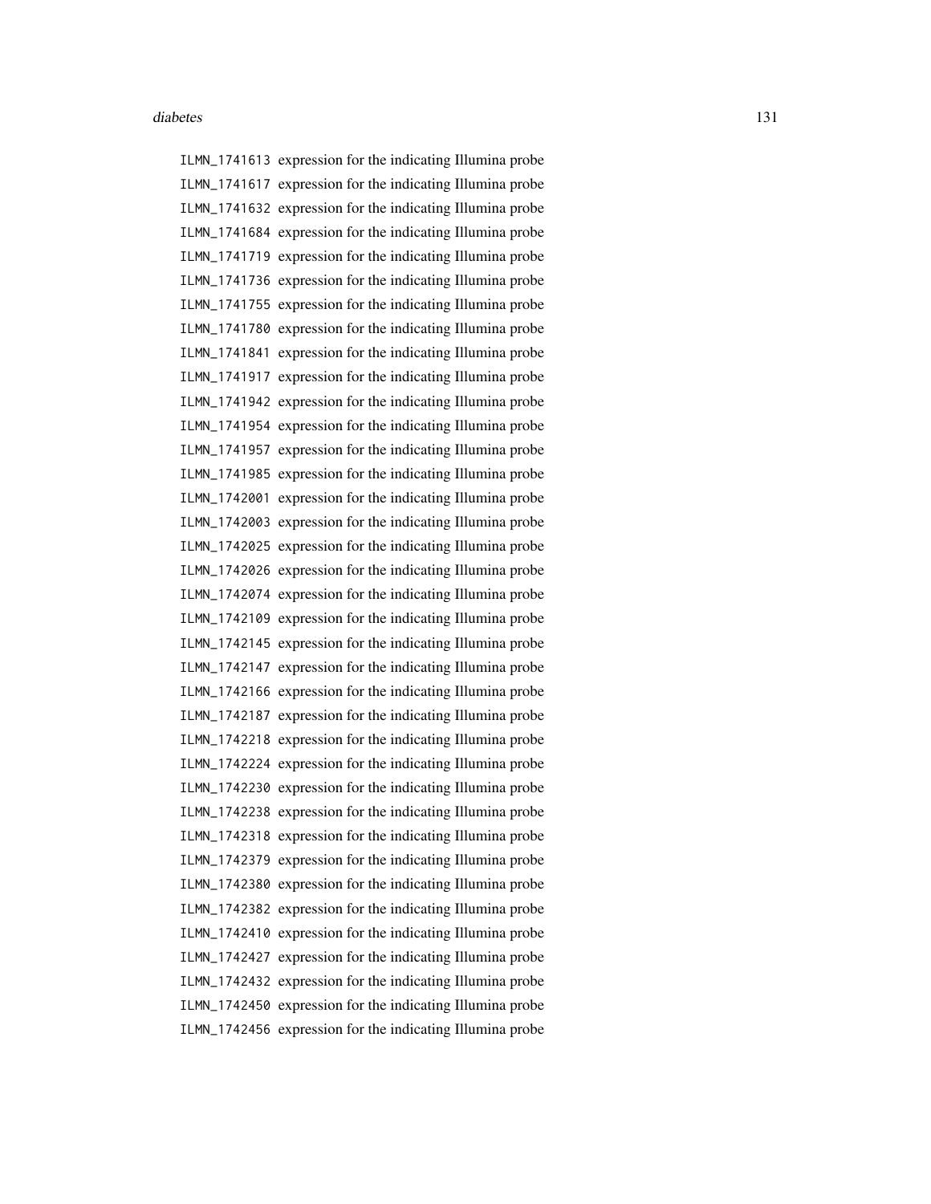ILMN_1741613 expression for the indicating Illumina probe
ILMN_1741617 expression for the indicating Illumina probe
ILMN_1741632 expression for the indicating Illumina probe
ILMN_1741684 expression for the indicating Illumina probe
ILMN_1741719 expression for the indicating Illumina probe
ILMN_1741736 expression for the indicating Illumina probe
ILMN_1741755 expression for the indicating Illumina probe
ILMN_1741780 expression for the indicating Illumina probe
ILMN_1741841 expression for the indicating Illumina probe
ILMN_1741917 expression for the indicating Illumina probe
ILMN_1741942 expression for the indicating Illumina probe
ILMN_1741954 expression for the indicating Illumina probe
ILMN_1741957 expression for the indicating Illumina probe
ILMN_1741985 expression for the indicating Illumina probe
ILMN_1742001 expression for the indicating Illumina probe
ILMN_1742003 expression for the indicating Illumina probe
ILMN_1742025 expression for the indicating Illumina probe
ILMN_1742026 expression for the indicating Illumina probe
ILMN_1742074 expression for the indicating Illumina probe
ILMN_1742109 expression for the indicating Illumina probe
ILMN_1742145 expression for the indicating Illumina probe
ILMN_1742147 expression for the indicating Illumina probe
ILMN_1742166 expression for the indicating Illumina probe
ILMN_1742187 expression for the indicating Illumina probe
ILMN_1742218 expression for the indicating Illumina probe
ILMN_1742224 expression for the indicating Illumina probe
ILMN_1742230 expression for the indicating Illumina probe
ILMN_1742238 expression for the indicating Illumina probe
ILMN_1742318 expression for the indicating Illumina probe
ILMN_1742379 expression for the indicating Illumina probe
ILMN_1742380 expression for the indicating Illumina probe
ILMN_1742382 expression for the indicating Illumina probe
ILMN_1742410 expression for the indicating Illumina probe
ILMN_1742427 expression for the indicating Illumina probe
ILMN_1742432 expression for the indicating Illumina probe
ILMN_1742450 expression for the indicating Illumina probe
ILMN_1742456 expression for the indicating Illumina probe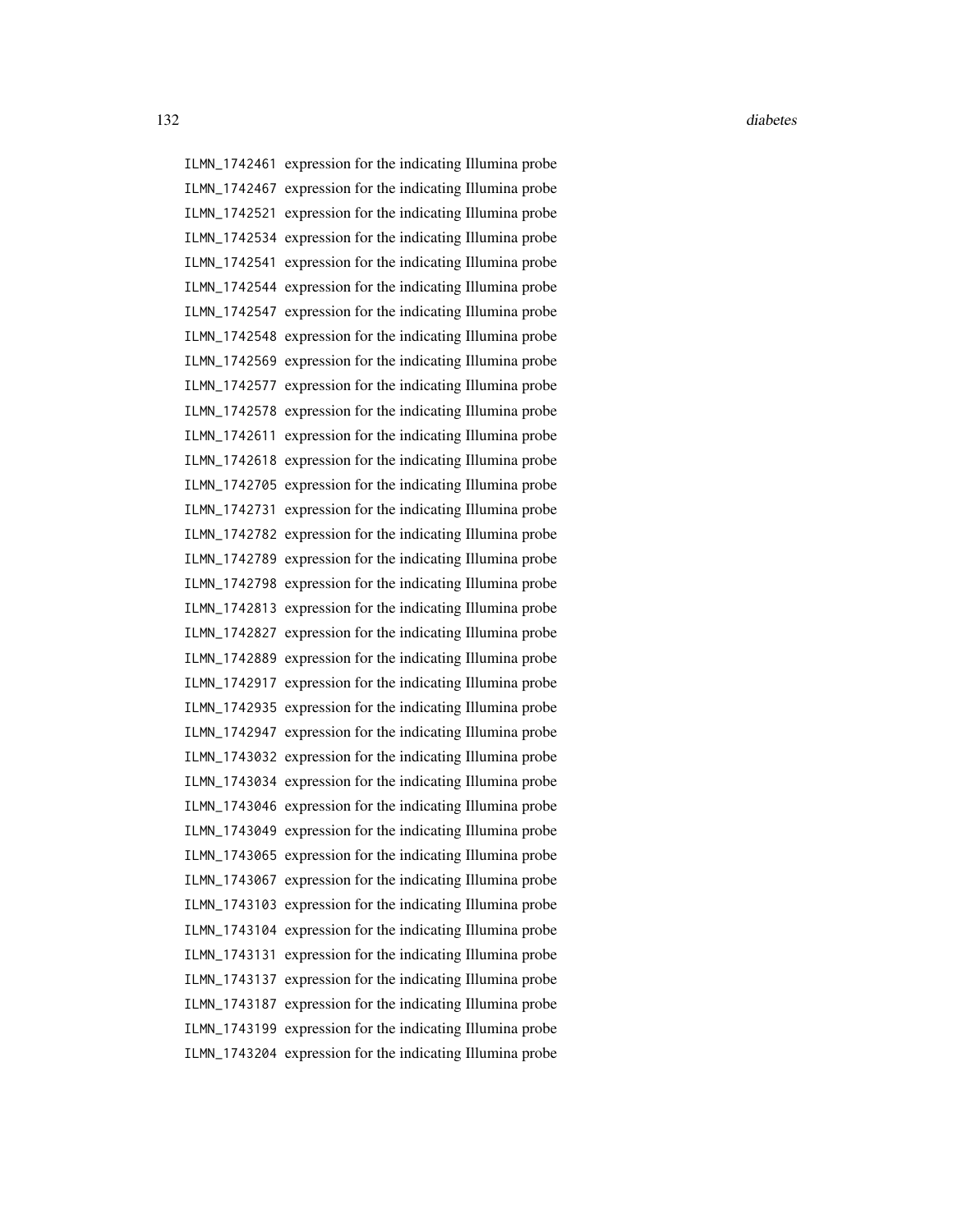ILMN_1742461 expression for the indicating Illumina probe
ILMN_1742467 expression for the indicating Illumina probe
ILMN_1742521 expression for the indicating Illumina probe
ILMN_1742534 expression for the indicating Illumina probe
ILMN_1742541 expression for the indicating Illumina probe
ILMN_1742544 expression for the indicating Illumina probe
ILMN_1742547 expression for the indicating Illumina probe
ILMN_1742548 expression for the indicating Illumina probe
ILMN_1742569 expression for the indicating Illumina probe
ILMN_1742577 expression for the indicating Illumina probe
ILMN_1742578 expression for the indicating Illumina probe
ILMN_1742611 expression for the indicating Illumina probe
ILMN_1742618 expression for the indicating Illumina probe
ILMN_1742705 expression for the indicating Illumina probe
ILMN_1742731 expression for the indicating Illumina probe
ILMN_1742782 expression for the indicating Illumina probe
ILMN_1742789 expression for the indicating Illumina probe
ILMN_1742798 expression for the indicating Illumina probe
ILMN_1742813 expression for the indicating Illumina probe
ILMN_1742827 expression for the indicating Illumina probe
ILMN_1742889 expression for the indicating Illumina probe
ILMN_1742917 expression for the indicating Illumina probe
ILMN_1742935 expression for the indicating Illumina probe
ILMN_1742947 expression for the indicating Illumina probe
ILMN_1743032 expression for the indicating Illumina probe
ILMN_1743034 expression for the indicating Illumina probe
ILMN_1743046 expression for the indicating Illumina probe
ILMN_1743049 expression for the indicating Illumina probe
ILMN_1743065 expression for the indicating Illumina probe
ILMN_1743067 expression for the indicating Illumina probe
ILMN_1743103 expression for the indicating Illumina probe
ILMN_1743104 expression for the indicating Illumina probe
ILMN_1743131 expression for the indicating Illumina probe
ILMN_1743137 expression for the indicating Illumina probe
ILMN_1743187 expression for the indicating Illumina probe
ILMN_1743199 expression for the indicating Illumina probe
ILMN_1743204 expression for the indicating Illumina probe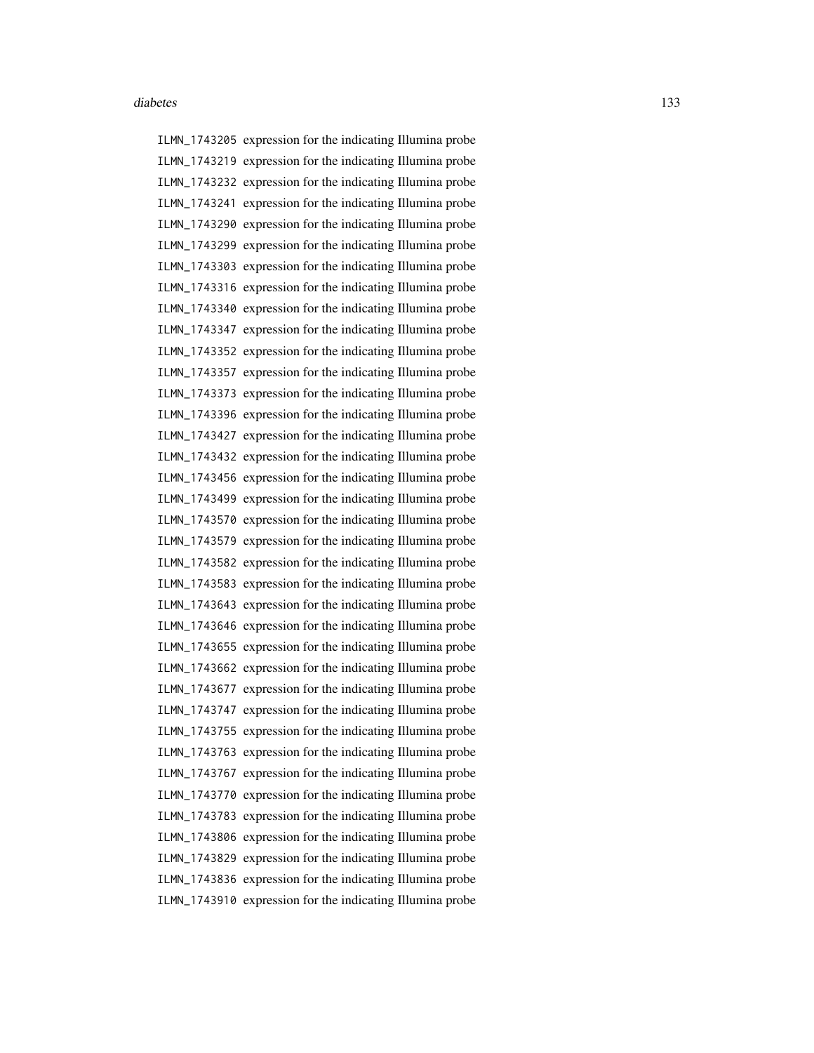ILMN_1743205 expression for the indicating Illumina probe
ILMN_1743219 expression for the indicating Illumina probe
ILMN_1743232 expression for the indicating Illumina probe
ILMN_1743241 expression for the indicating Illumina probe
ILMN_1743290 expression for the indicating Illumina probe
ILMN_1743299 expression for the indicating Illumina probe
ILMN_1743303 expression for the indicating Illumina probe
ILMN_1743316 expression for the indicating Illumina probe
ILMN_1743340 expression for the indicating Illumina probe
ILMN_1743347 expression for the indicating Illumina probe
ILMN_1743352 expression for the indicating Illumina probe
ILMN_1743357 expression for the indicating Illumina probe
ILMN_1743373 expression for the indicating Illumina probe
ILMN_1743396 expression for the indicating Illumina probe
ILMN_1743427 expression for the indicating Illumina probe
ILMN_1743432 expression for the indicating Illumina probe
ILMN_1743456 expression for the indicating Illumina probe
ILMN_1743499 expression for the indicating Illumina probe
ILMN_1743570 expression for the indicating Illumina probe
ILMN_1743579 expression for the indicating Illumina probe
ILMN_1743582 expression for the indicating Illumina probe
ILMN_1743583 expression for the indicating Illumina probe
ILMN_1743643 expression for the indicating Illumina probe
ILMN_1743646 expression for the indicating Illumina probe
ILMN_1743655 expression for the indicating Illumina probe
ILMN_1743662 expression for the indicating Illumina probe
ILMN_1743677 expression for the indicating Illumina probe
ILMN_1743747 expression for the indicating Illumina probe
ILMN_1743755 expression for the indicating Illumina probe
ILMN_1743763 expression for the indicating Illumina probe
ILMN_1743767 expression for the indicating Illumina probe
ILMN_1743770 expression for the indicating Illumina probe
ILMN_1743783 expression for the indicating Illumina probe
ILMN_1743806 expression for the indicating Illumina probe
ILMN_1743829 expression for the indicating Illumina probe
ILMN_1743836 expression for the indicating Illumina probe
ILMN_1743910 expression for the indicating Illumina probe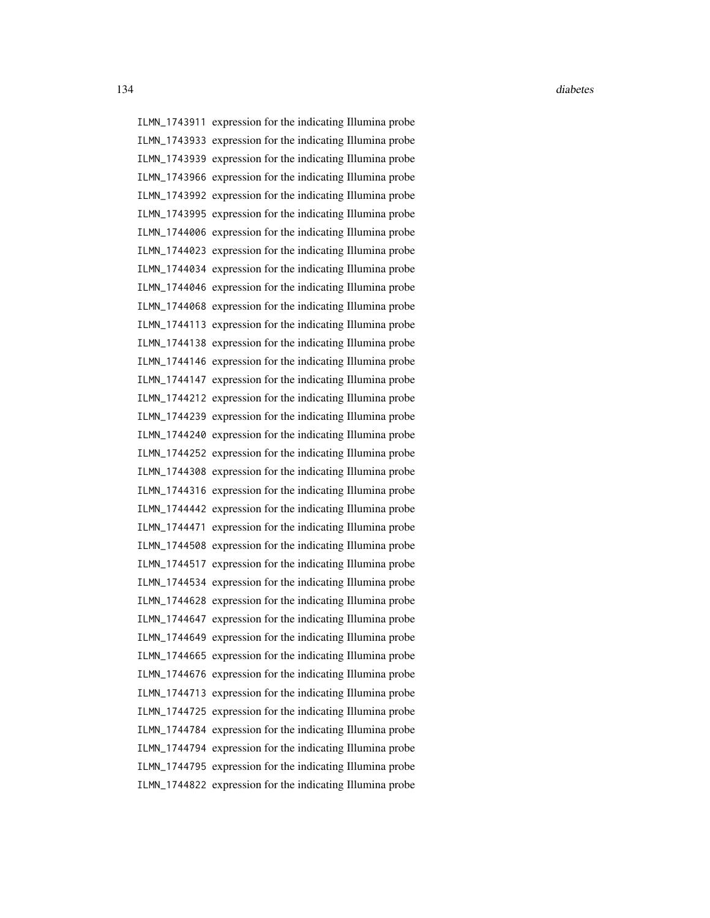ILMN_1743911 expression for the indicating Illumina probe
ILMN_1743933 expression for the indicating Illumina probe
ILMN_1743939 expression for the indicating Illumina probe
ILMN_1743966 expression for the indicating Illumina probe
ILMN_1743992 expression for the indicating Illumina probe
ILMN_1743995 expression for the indicating Illumina probe
ILMN_1744006 expression for the indicating Illumina probe
ILMN_1744023 expression for the indicating Illumina probe
ILMN_1744034 expression for the indicating Illumina probe
ILMN_1744046 expression for the indicating Illumina probe
ILMN_1744068 expression for the indicating Illumina probe
ILMN_1744113 expression for the indicating Illumina probe
ILMN_1744138 expression for the indicating Illumina probe
ILMN_1744146 expression for the indicating Illumina probe
ILMN_1744147 expression for the indicating Illumina probe
ILMN_1744212 expression for the indicating Illumina probe
ILMN_1744239 expression for the indicating Illumina probe
ILMN_1744240 expression for the indicating Illumina probe
ILMN_1744252 expression for the indicating Illumina probe
ILMN_1744308 expression for the indicating Illumina probe
ILMN_1744316 expression for the indicating Illumina probe
ILMN_1744442 expression for the indicating Illumina probe
ILMN_1744471 expression for the indicating Illumina probe
ILMN_1744508 expression for the indicating Illumina probe
ILMN_1744517 expression for the indicating Illumina probe
ILMN_1744534 expression for the indicating Illumina probe
ILMN_1744628 expression for the indicating Illumina probe
ILMN_1744647 expression for the indicating Illumina probe
ILMN_1744649 expression for the indicating Illumina probe
ILMN_1744665 expression for the indicating Illumina probe
ILMN_1744676 expression for the indicating Illumina probe
ILMN_1744713 expression for the indicating Illumina probe
ILMN_1744725 expression for the indicating Illumina probe
ILMN_1744784 expression for the indicating Illumina probe
ILMN_1744794 expression for the indicating Illumina probe
ILMN_1744795 expression for the indicating Illumina probe
ILMN_1744822 expression for the indicating Illumina probe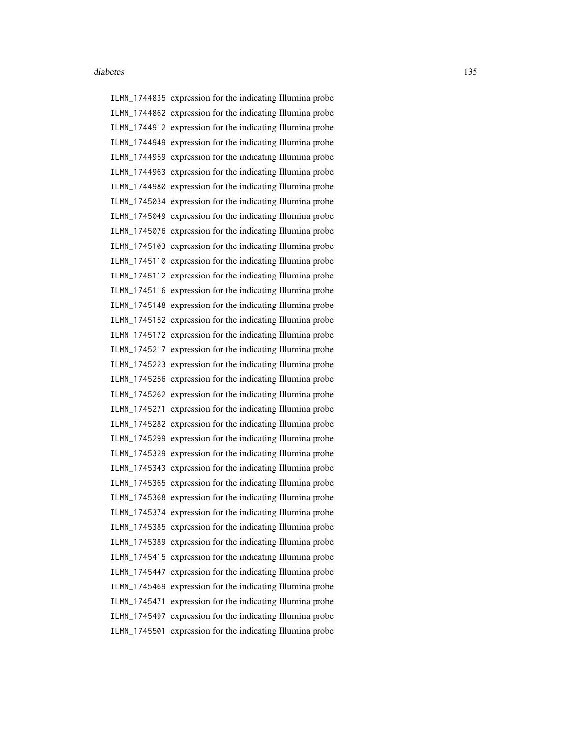| | |
|---|---|
| ILMN_1744835 | expression for the indicating Illumina probe |
| ILMN_1744862 | expression for the indicating Illumina probe |
| ILMN_1744912 | expression for the indicating Illumina probe |
| ILMN_1744949 | expression for the indicating Illumina probe |
| ILMN_1744959 | expression for the indicating Illumina probe |
| ILMN_1744963 | expression for the indicating Illumina probe |
| ILMN_1744980 | expression for the indicating Illumina probe |
| ILMN_1745034 | expression for the indicating Illumina probe |
| ILMN_1745049 | expression for the indicating Illumina probe |
| ILMN_1745076 | expression for the indicating Illumina probe |
| ILMN_1745103 | expression for the indicating Illumina probe |
| ILMN_1745110 | expression for the indicating Illumina probe |
| ILMN_1745112 | expression for the indicating Illumina probe |
| ILMN_1745116 | expression for the indicating Illumina probe |
| ILMN_1745148 | expression for the indicating Illumina probe |
| ILMN_1745152 | expression for the indicating Illumina probe |
| ILMN_1745172 | expression for the indicating Illumina probe |
| ILMN_1745217 | expression for the indicating Illumina probe |
| ILMN_1745223 | expression for the indicating Illumina probe |
| ILMN_1745256 | expression for the indicating Illumina probe |
| ILMN_1745262 | expression for the indicating Illumina probe |
| ILMN_1745271 | expression for the indicating Illumina probe |
| ILMN_1745282 | expression for the indicating Illumina probe |
| ILMN_1745299 | expression for the indicating Illumina probe |
| ILMN_1745329 | expression for the indicating Illumina probe |
| ILMN_1745343 | expression for the indicating Illumina probe |
| ILMN_1745365 | expression for the indicating Illumina probe |
| ILMN_1745368 | expression for the indicating Illumina probe |
| ILMN_1745374 | expression for the indicating Illumina probe |
| ILMN_1745385 | expression for the indicating Illumina probe |
| ILMN_1745389 | expression for the indicating Illumina probe |
| ILMN_1745415 | expression for the indicating Illumina probe |
| ILMN_1745447 | expression for the indicating Illumina probe |
| ILMN_1745469 | expression for the indicating Illumina probe |
| ILMN_1745471 | expression for the indicating Illumina probe |
| ILMN_1745497 | expression for the indicating Illumina probe |
| ILMN_1745501 | expression for the indicating Illumina probe |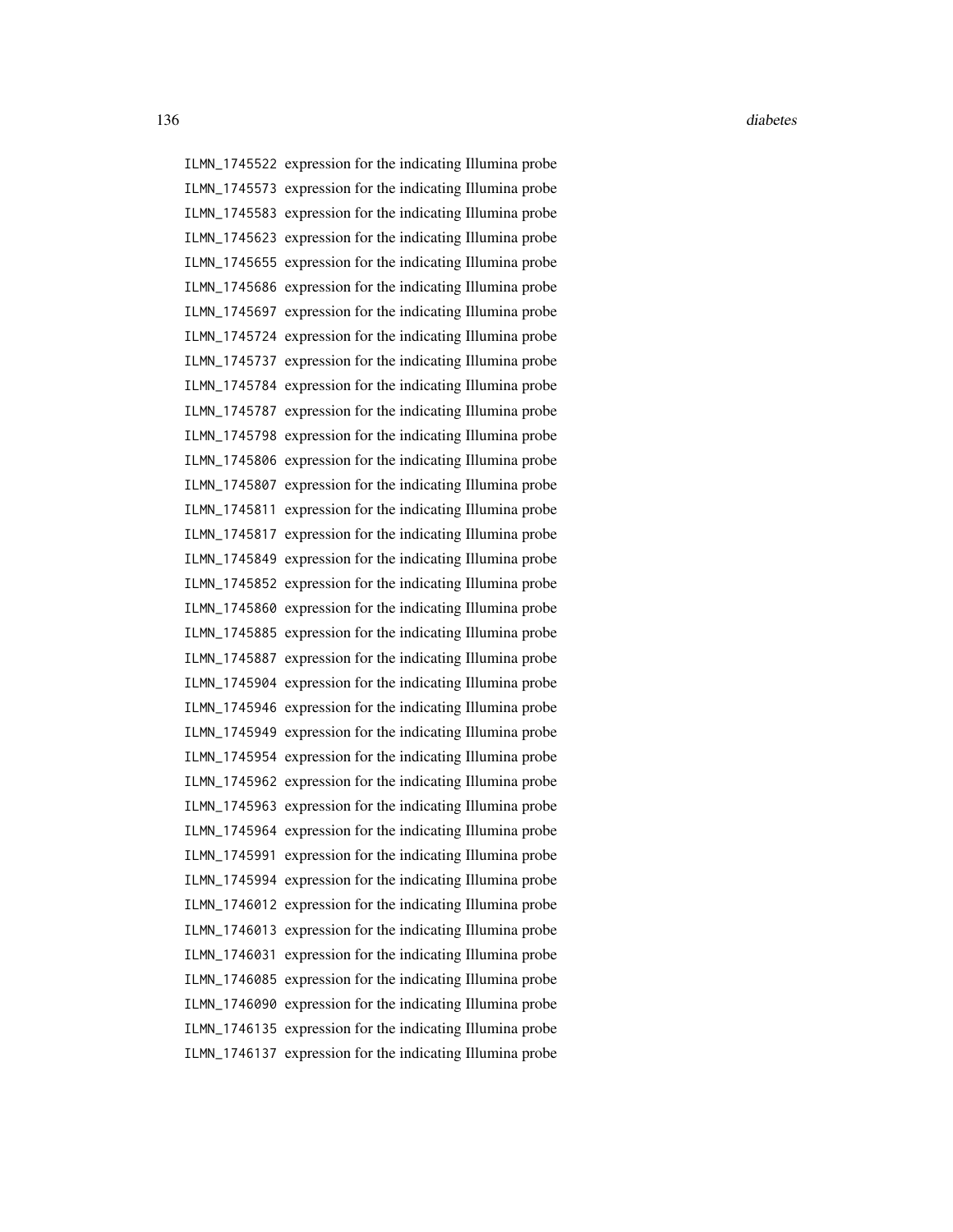ILMN_1745522 expression for the indicating Illumina probe
ILMN_1745573 expression for the indicating Illumina probe
ILMN_1745583 expression for the indicating Illumina probe
ILMN_1745623 expression for the indicating Illumina probe
ILMN_1745655 expression for the indicating Illumina probe
ILMN_1745686 expression for the indicating Illumina probe
ILMN_1745697 expression for the indicating Illumina probe
ILMN_1745724 expression for the indicating Illumina probe
ILMN_1745737 expression for the indicating Illumina probe
ILMN_1745784 expression for the indicating Illumina probe
ILMN_1745787 expression for the indicating Illumina probe
ILMN_1745798 expression for the indicating Illumina probe
ILMN_1745806 expression for the indicating Illumina probe
ILMN_1745807 expression for the indicating Illumina probe
ILMN_1745811 expression for the indicating Illumina probe
ILMN_1745817 expression for the indicating Illumina probe
ILMN_1745849 expression for the indicating Illumina probe
ILMN_1745852 expression for the indicating Illumina probe
ILMN_1745860 expression for the indicating Illumina probe
ILMN_1745885 expression for the indicating Illumina probe
ILMN_1745887 expression for the indicating Illumina probe
ILMN_1745904 expression for the indicating Illumina probe
ILMN_1745946 expression for the indicating Illumina probe
ILMN_1745949 expression for the indicating Illumina probe
ILMN_1745954 expression for the indicating Illumina probe
ILMN_1745962 expression for the indicating Illumina probe
ILMN_1745963 expression for the indicating Illumina probe
ILMN_1745964 expression for the indicating Illumina probe
ILMN_1745991 expression for the indicating Illumina probe
ILMN_1745994 expression for the indicating Illumina probe
ILMN_1746012 expression for the indicating Illumina probe
ILMN_1746013 expression for the indicating Illumina probe
ILMN_1746031 expression for the indicating Illumina probe
ILMN_1746085 expression for the indicating Illumina probe
ILMN_1746090 expression for the indicating Illumina probe
ILMN_1746135 expression for the indicating Illumina probe
ILMN_1746137 expression for the indicating Illumina probe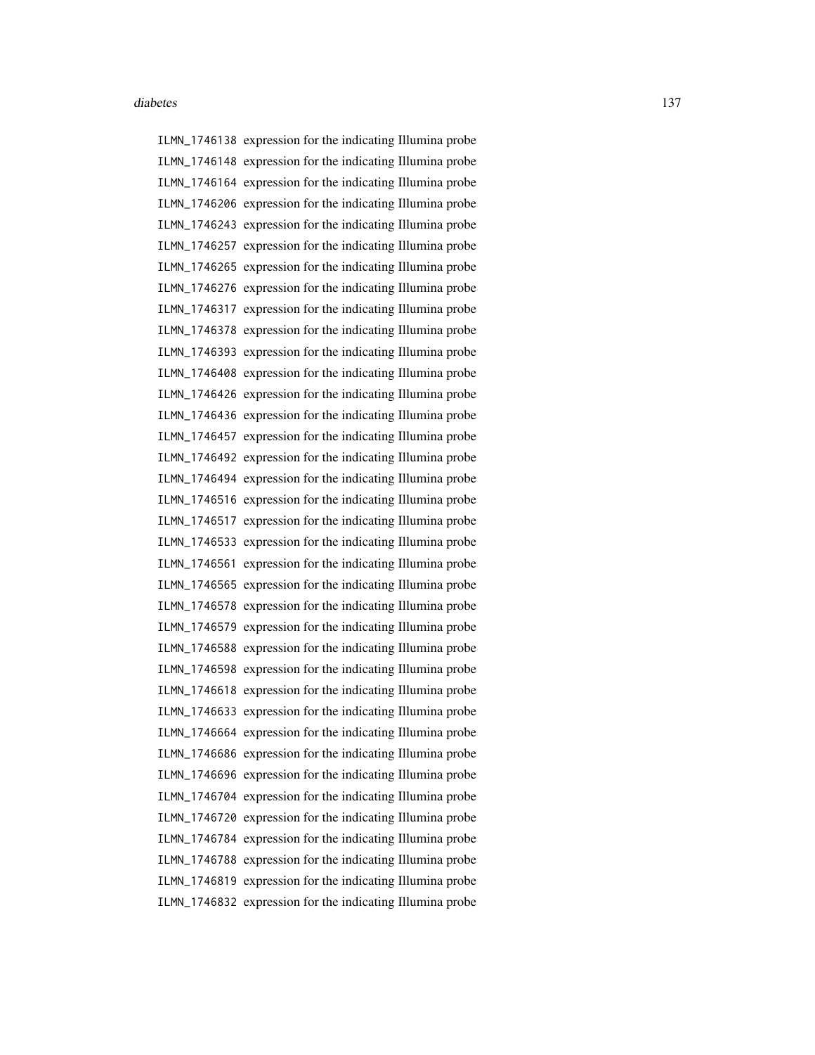ILMN_1746138 expression for the indicating Illumina probe
ILMN_1746148 expression for the indicating Illumina probe
ILMN_1746164 expression for the indicating Illumina probe
ILMN_1746206 expression for the indicating Illumina probe
ILMN_1746243 expression for the indicating Illumina probe
ILMN_1746257 expression for the indicating Illumina probe
ILMN_1746265 expression for the indicating Illumina probe
ILMN_1746276 expression for the indicating Illumina probe
ILMN_1746317 expression for the indicating Illumina probe
ILMN_1746378 expression for the indicating Illumina probe
ILMN_1746393 expression for the indicating Illumina probe
ILMN_1746408 expression for the indicating Illumina probe
ILMN_1746426 expression for the indicating Illumina probe
ILMN_1746436 expression for the indicating Illumina probe
ILMN_1746457 expression for the indicating Illumina probe
ILMN_1746492 expression for the indicating Illumina probe
ILMN_1746494 expression for the indicating Illumina probe
ILMN_1746516 expression for the indicating Illumina probe
ILMN_1746517 expression for the indicating Illumina probe
ILMN_1746533 expression for the indicating Illumina probe
ILMN_1746561 expression for the indicating Illumina probe
ILMN_1746565 expression for the indicating Illumina probe
ILMN_1746578 expression for the indicating Illumina probe
ILMN_1746579 expression for the indicating Illumina probe
ILMN_1746588 expression for the indicating Illumina probe
ILMN_1746598 expression for the indicating Illumina probe
ILMN_1746618 expression for the indicating Illumina probe
ILMN_1746633 expression for the indicating Illumina probe
ILMN_1746664 expression for the indicating Illumina probe
ILMN_1746686 expression for the indicating Illumina probe
ILMN_1746696 expression for the indicating Illumina probe
ILMN_1746704 expression for the indicating Illumina probe
ILMN_1746720 expression for the indicating Illumina probe
ILMN_1746784 expression for the indicating Illumina probe
ILMN_1746788 expression for the indicating Illumina probe
ILMN_1746819 expression for the indicating Illumina probe
ILMN_1746832 expression for the indicating Illumina probe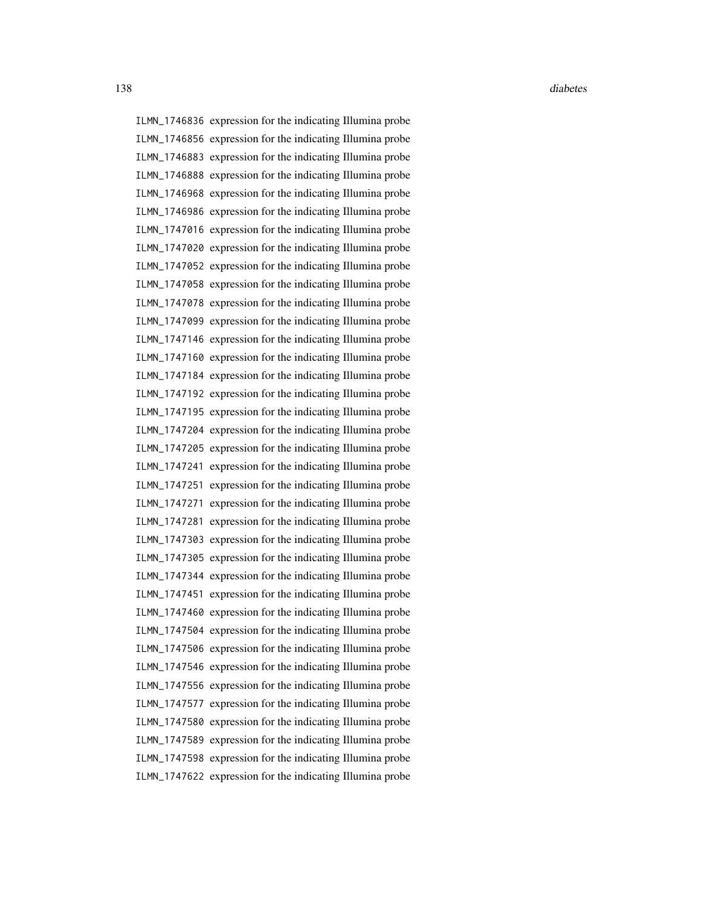ILMN_1746836 expression for the indicating Illumina probe
ILMN_1746856 expression for the indicating Illumina probe
ILMN_1746883 expression for the indicating Illumina probe
ILMN_1746888 expression for the indicating Illumina probe
ILMN_1746968 expression for the indicating Illumina probe
ILMN_1746986 expression for the indicating Illumina probe
ILMN_1747016 expression for the indicating Illumina probe
ILMN_1747020 expression for the indicating Illumina probe
ILMN_1747052 expression for the indicating Illumina probe
ILMN_1747058 expression for the indicating Illumina probe
ILMN_1747078 expression for the indicating Illumina probe
ILMN_1747099 expression for the indicating Illumina probe
ILMN_1747146 expression for the indicating Illumina probe
ILMN_1747160 expression for the indicating Illumina probe
ILMN_1747184 expression for the indicating Illumina probe
ILMN_1747192 expression for the indicating Illumina probe
ILMN_1747195 expression for the indicating Illumina probe
ILMN_1747204 expression for the indicating Illumina probe
ILMN_1747205 expression for the indicating Illumina probe
ILMN_1747241 expression for the indicating Illumina probe
ILMN_1747251 expression for the indicating Illumina probe
ILMN_1747271 expression for the indicating Illumina probe
ILMN_1747281 expression for the indicating Illumina probe
ILMN_1747303 expression for the indicating Illumina probe
ILMN_1747305 expression for the indicating Illumina probe
ILMN_1747344 expression for the indicating Illumina probe
ILMN_1747451 expression for the indicating Illumina probe
ILMN_1747460 expression for the indicating Illumina probe
ILMN_1747504 expression for the indicating Illumina probe
ILMN_1747506 expression for the indicating Illumina probe
ILMN_1747546 expression for the indicating Illumina probe
ILMN_1747556 expression for the indicating Illumina probe
ILMN_1747577 expression for the indicating Illumina probe
ILMN_1747580 expression for the indicating Illumina probe
ILMN_1747589 expression for the indicating Illumina probe
ILMN_1747598 expression for the indicating Illumina probe
ILMN_1747622 expression for the indicating Illumina probe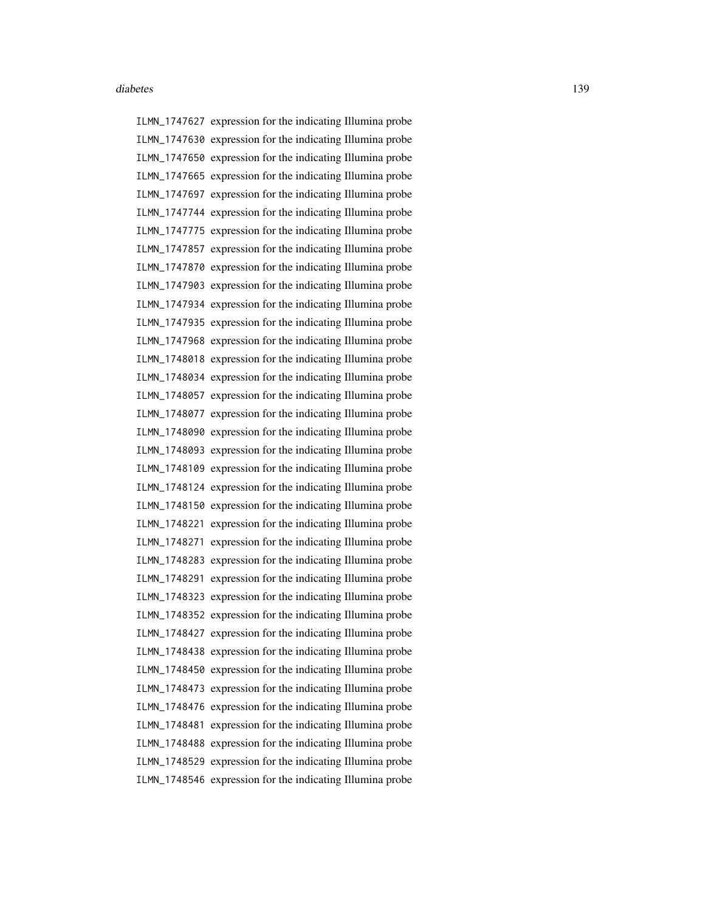| | |
|---|---|
| `ILMN_1747627` | expression for the indicating Illumina probe |
| `ILMN_1747630` | expression for the indicating Illumina probe |
| `ILMN_1747650` | expression for the indicating Illumina probe |
| `ILMN_1747665` | expression for the indicating Illumina probe |
| `ILMN_1747697` | expression for the indicating Illumina probe |
| `ILMN_1747744` | expression for the indicating Illumina probe |
| `ILMN_1747775` | expression for the indicating Illumina probe |
| `ILMN_1747857` | expression for the indicating Illumina probe |
| `ILMN_1747870` | expression for the indicating Illumina probe |
| `ILMN_1747903` | expression for the indicating Illumina probe |
| `ILMN_1747934` | expression for the indicating Illumina probe |
| `ILMN_1747935` | expression for the indicating Illumina probe |
| `ILMN_1747968` | expression for the indicating Illumina probe |
| `ILMN_1748018` | expression for the indicating Illumina probe |
| `ILMN_1748034` | expression for the indicating Illumina probe |
| `ILMN_1748057` | expression for the indicating Illumina probe |
| `ILMN_1748077` | expression for the indicating Illumina probe |
| `ILMN_1748090` | expression for the indicating Illumina probe |
| `ILMN_1748093` | expression for the indicating Illumina probe |
| `ILMN_1748109` | expression for the indicating Illumina probe |
| `ILMN_1748124` | expression for the indicating Illumina probe |
| `ILMN_1748150` | expression for the indicating Illumina probe |
| `ILMN_1748221` | expression for the indicating Illumina probe |
| `ILMN_1748271` | expression for the indicating Illumina probe |
| `ILMN_1748283` | expression for the indicating Illumina probe |
| `ILMN_1748291` | expression for the indicating Illumina probe |
| `ILMN_1748323` | expression for the indicating Illumina probe |
| `ILMN_1748352` | expression for the indicating Illumina probe |
| `ILMN_1748427` | expression for the indicating Illumina probe |
| `ILMN_1748438` | expression for the indicating Illumina probe |
| `ILMN_1748450` | expression for the indicating Illumina probe |
| `ILMN_1748473` | expression for the indicating Illumina probe |
| `ILMN_1748476` | expression for the indicating Illumina probe |
| `ILMN_1748481` | expression for the indicating Illumina probe |
| `ILMN_1748488` | expression for the indicating Illumina probe |
| `ILMN_1748529` | expression for the indicating Illumina probe |
| `ILMN_1748546` | expression for the indicating Illumina probe |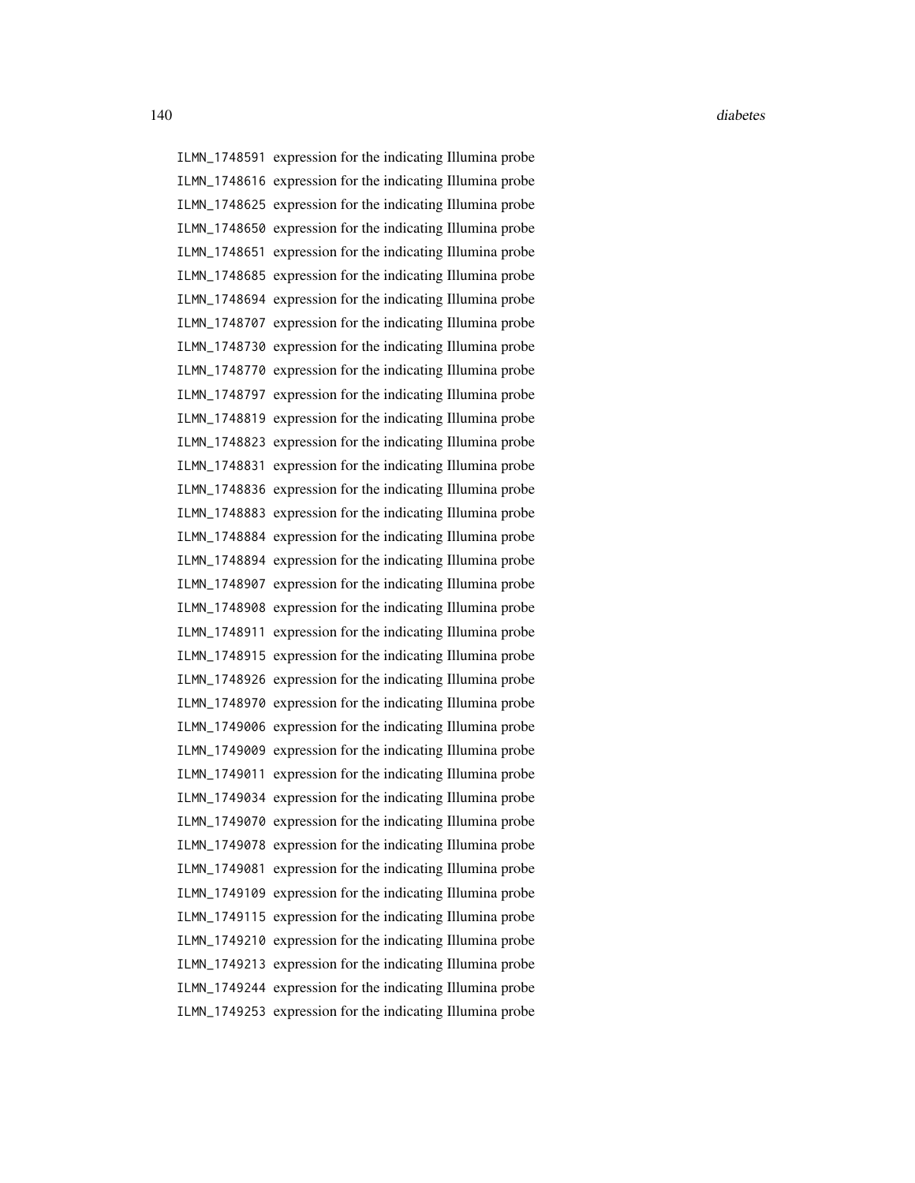ILMN_1748591 expression for the indicating Illumina probe
ILMN_1748616 expression for the indicating Illumina probe
ILMN_1748625 expression for the indicating Illumina probe
ILMN_1748650 expression for the indicating Illumina probe
ILMN_1748651 expression for the indicating Illumina probe
ILMN_1748685 expression for the indicating Illumina probe
ILMN_1748694 expression for the indicating Illumina probe
ILMN_1748707 expression for the indicating Illumina probe
ILMN_1748730 expression for the indicating Illumina probe
ILMN_1748770 expression for the indicating Illumina probe
ILMN_1748797 expression for the indicating Illumina probe
ILMN_1748819 expression for the indicating Illumina probe
ILMN_1748823 expression for the indicating Illumina probe
ILMN_1748831 expression for the indicating Illumina probe
ILMN_1748836 expression for the indicating Illumina probe
ILMN_1748883 expression for the indicating Illumina probe
ILMN_1748884 expression for the indicating Illumina probe
ILMN_1748894 expression for the indicating Illumina probe
ILMN_1748907 expression for the indicating Illumina probe
ILMN_1748908 expression for the indicating Illumina probe
ILMN_1748911 expression for the indicating Illumina probe
ILMN_1748915 expression for the indicating Illumina probe
ILMN_1748926 expression for the indicating Illumina probe
ILMN_1748970 expression for the indicating Illumina probe
ILMN_1749006 expression for the indicating Illumina probe
ILMN_1749009 expression for the indicating Illumina probe
ILMN_1749011 expression for the indicating Illumina probe
ILMN_1749034 expression for the indicating Illumina probe
ILMN_1749070 expression for the indicating Illumina probe
ILMN_1749078 expression for the indicating Illumina probe
ILMN_1749081 expression for the indicating Illumina probe
ILMN_1749109 expression for the indicating Illumina probe
ILMN_1749115 expression for the indicating Illumina probe
ILMN_1749210 expression for the indicating Illumina probe
ILMN_1749213 expression for the indicating Illumina probe
ILMN_1749244 expression for the indicating Illumina probe
ILMN_1749253 expression for the indicating Illumina probe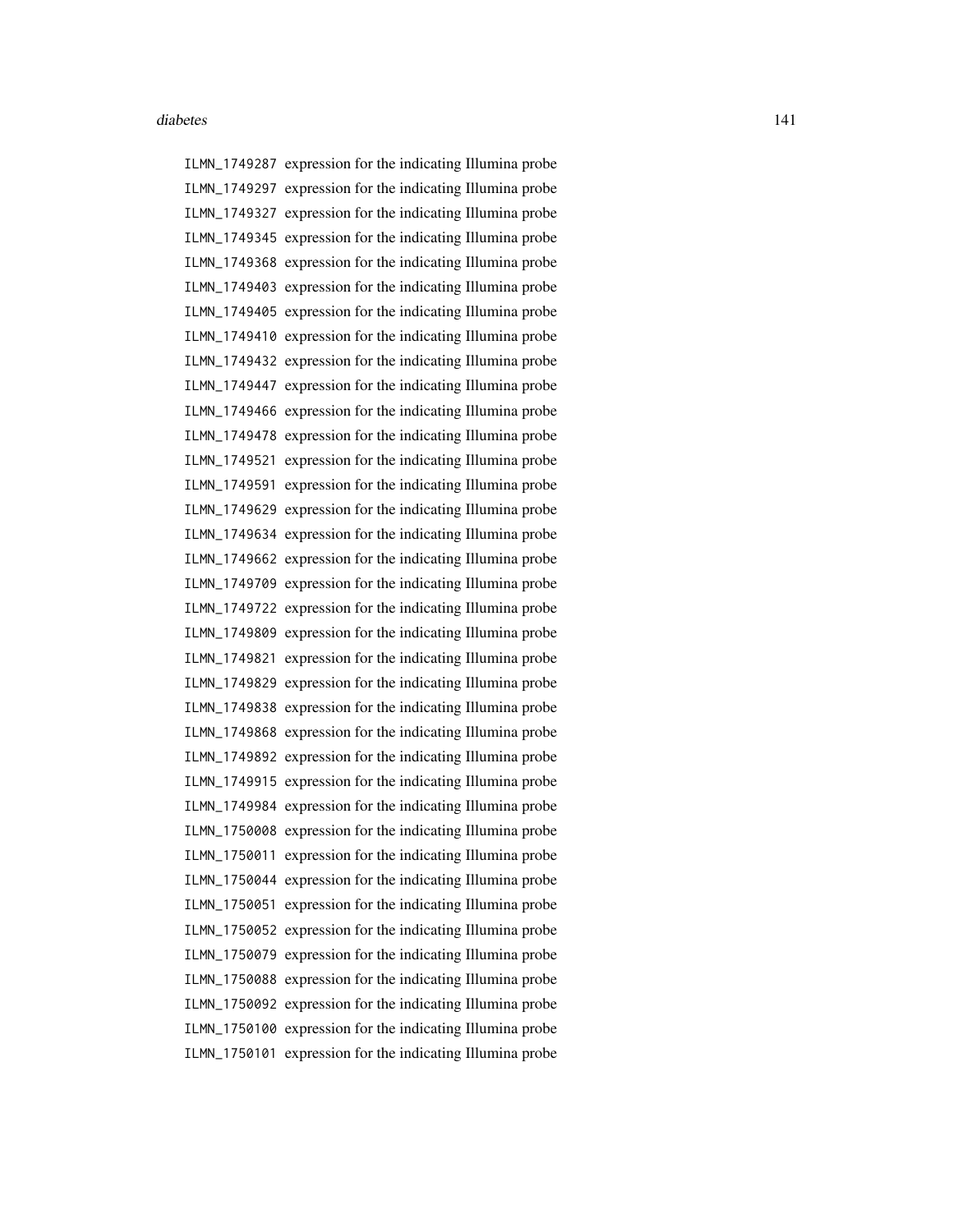ILMN_1749287 expression for the indicating Illumina probe
ILMN_1749297 expression for the indicating Illumina probe
ILMN_1749327 expression for the indicating Illumina probe
ILMN_1749345 expression for the indicating Illumina probe
ILMN_1749368 expression for the indicating Illumina probe
ILMN_1749403 expression for the indicating Illumina probe
ILMN_1749405 expression for the indicating Illumina probe
ILMN_1749410 expression for the indicating Illumina probe
ILMN_1749432 expression for the indicating Illumina probe
ILMN_1749447 expression for the indicating Illumina probe
ILMN_1749466 expression for the indicating Illumina probe
ILMN_1749478 expression for the indicating Illumina probe
ILMN_1749521 expression for the indicating Illumina probe
ILMN_1749591 expression for the indicating Illumina probe
ILMN_1749629 expression for the indicating Illumina probe
ILMN_1749634 expression for the indicating Illumina probe
ILMN_1749662 expression for the indicating Illumina probe
ILMN_1749709 expression for the indicating Illumina probe
ILMN_1749722 expression for the indicating Illumina probe
ILMN_1749809 expression for the indicating Illumina probe
ILMN_1749821 expression for the indicating Illumina probe
ILMN_1749829 expression for the indicating Illumina probe
ILMN_1749838 expression for the indicating Illumina probe
ILMN_1749868 expression for the indicating Illumina probe
ILMN_1749892 expression for the indicating Illumina probe
ILMN_1749915 expression for the indicating Illumina probe
ILMN_1749984 expression for the indicating Illumina probe
ILMN_1750008 expression for the indicating Illumina probe
ILMN_1750011 expression for the indicating Illumina probe
ILMN_1750044 expression for the indicating Illumina probe
ILMN_1750051 expression for the indicating Illumina probe
ILMN_1750052 expression for the indicating Illumina probe
ILMN_1750079 expression for the indicating Illumina probe
ILMN_1750088 expression for the indicating Illumina probe
ILMN_1750092 expression for the indicating Illumina probe
ILMN_1750100 expression for the indicating Illumina probe
ILMN_1750101 expression for the indicating Illumina probe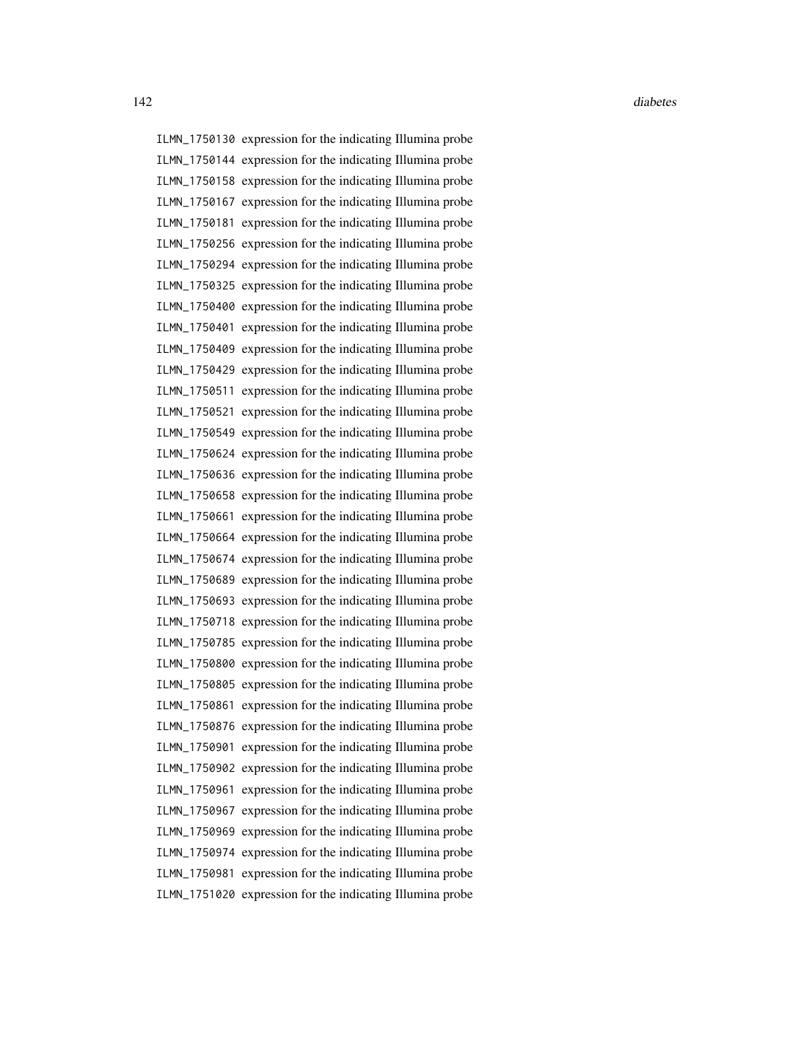ILMN_1750130 expression for the indicating Illumina probe
ILMN_1750144 expression for the indicating Illumina probe
ILMN_1750158 expression for the indicating Illumina probe
ILMN_1750167 expression for the indicating Illumina probe
ILMN_1750181 expression for the indicating Illumina probe
ILMN_1750256 expression for the indicating Illumina probe
ILMN_1750294 expression for the indicating Illumina probe
ILMN_1750325 expression for the indicating Illumina probe
ILMN_1750400 expression for the indicating Illumina probe
ILMN_1750401 expression for the indicating Illumina probe
ILMN_1750409 expression for the indicating Illumina probe
ILMN_1750429 expression for the indicating Illumina probe
ILMN_1750511 expression for the indicating Illumina probe
ILMN_1750521 expression for the indicating Illumina probe
ILMN_1750549 expression for the indicating Illumina probe
ILMN_1750624 expression for the indicating Illumina probe
ILMN_1750636 expression for the indicating Illumina probe
ILMN_1750658 expression for the indicating Illumina probe
ILMN_1750661 expression for the indicating Illumina probe
ILMN_1750664 expression for the indicating Illumina probe
ILMN_1750674 expression for the indicating Illumina probe
ILMN_1750689 expression for the indicating Illumina probe
ILMN_1750693 expression for the indicating Illumina probe
ILMN_1750718 expression for the indicating Illumina probe
ILMN_1750785 expression for the indicating Illumina probe
ILMN_1750800 expression for the indicating Illumina probe
ILMN_1750805 expression for the indicating Illumina probe
ILMN_1750861 expression for the indicating Illumina probe
ILMN_1750876 expression for the indicating Illumina probe
ILMN_1750901 expression for the indicating Illumina probe
ILMN_1750902 expression for the indicating Illumina probe
ILMN_1750961 expression for the indicating Illumina probe
ILMN_1750967 expression for the indicating Illumina probe
ILMN_1750969 expression for the indicating Illumina probe
ILMN_1750974 expression for the indicating Illumina probe
ILMN_1750981 expression for the indicating Illumina probe
ILMN_1751020 expression for the indicating Illumina probe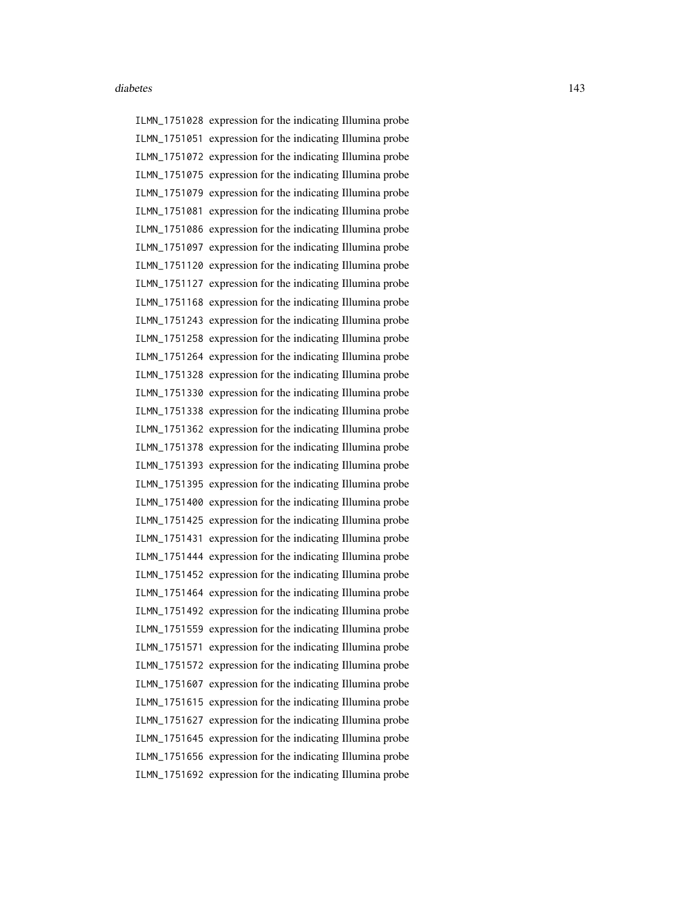ILMN_1751028 expression for the indicating Illumina probe
ILMN_1751051 expression for the indicating Illumina probe
ILMN_1751072 expression for the indicating Illumina probe
ILMN_1751075 expression for the indicating Illumina probe
ILMN_1751079 expression for the indicating Illumina probe
ILMN_1751081 expression for the indicating Illumina probe
ILMN_1751086 expression for the indicating Illumina probe
ILMN_1751097 expression for the indicating Illumina probe
ILMN_1751120 expression for the indicating Illumina probe
ILMN_1751127 expression for the indicating Illumina probe
ILMN_1751168 expression for the indicating Illumina probe
ILMN_1751243 expression for the indicating Illumina probe
ILMN_1751258 expression for the indicating Illumina probe
ILMN_1751264 expression for the indicating Illumina probe
ILMN_1751328 expression for the indicating Illumina probe
ILMN_1751330 expression for the indicating Illumina probe
ILMN_1751338 expression for the indicating Illumina probe
ILMN_1751362 expression for the indicating Illumina probe
ILMN_1751378 expression for the indicating Illumina probe
ILMN_1751393 expression for the indicating Illumina probe
ILMN_1751395 expression for the indicating Illumina probe
ILMN_1751400 expression for the indicating Illumina probe
ILMN_1751425 expression for the indicating Illumina probe
ILMN_1751431 expression for the indicating Illumina probe
ILMN_1751444 expression for the indicating Illumina probe
ILMN_1751452 expression for the indicating Illumina probe
ILMN_1751464 expression for the indicating Illumina probe
ILMN_1751492 expression for the indicating Illumina probe
ILMN_1751559 expression for the indicating Illumina probe
ILMN_1751571 expression for the indicating Illumina probe
ILMN_1751572 expression for the indicating Illumina probe
ILMN_1751607 expression for the indicating Illumina probe
ILMN_1751615 expression for the indicating Illumina probe
ILMN_1751627 expression for the indicating Illumina probe
ILMN_1751645 expression for the indicating Illumina probe
ILMN_1751656 expression for the indicating Illumina probe
ILMN_1751692 expression for the indicating Illumina probe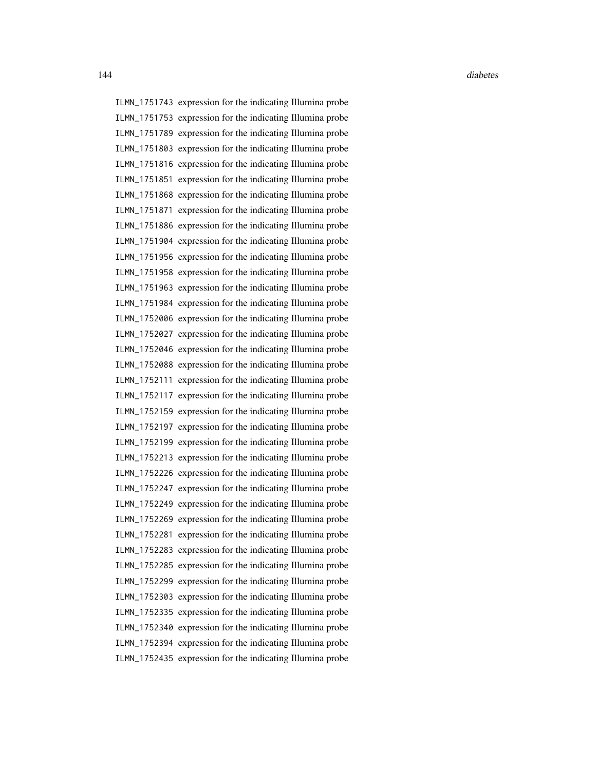ILMN_1751743 expression for the indicating Illumina probe
ILMN_1751753 expression for the indicating Illumina probe
ILMN_1751789 expression for the indicating Illumina probe
ILMN_1751803 expression for the indicating Illumina probe
ILMN_1751816 expression for the indicating Illumina probe
ILMN_1751851 expression for the indicating Illumina probe
ILMN_1751868 expression for the indicating Illumina probe
ILMN_1751871 expression for the indicating Illumina probe
ILMN_1751886 expression for the indicating Illumina probe
ILMN_1751904 expression for the indicating Illumina probe
ILMN_1751956 expression for the indicating Illumina probe
ILMN_1751958 expression for the indicating Illumina probe
ILMN_1751963 expression for the indicating Illumina probe
ILMN_1751984 expression for the indicating Illumina probe
ILMN_1752006 expression for the indicating Illumina probe
ILMN_1752027 expression for the indicating Illumina probe
ILMN_1752046 expression for the indicating Illumina probe
ILMN_1752088 expression for the indicating Illumina probe
ILMN_1752111 expression for the indicating Illumina probe
ILMN_1752117 expression for the indicating Illumina probe
ILMN_1752159 expression for the indicating Illumina probe
ILMN_1752197 expression for the indicating Illumina probe
ILMN_1752199 expression for the indicating Illumina probe
ILMN_1752213 expression for the indicating Illumina probe
ILMN_1752226 expression for the indicating Illumina probe
ILMN_1752247 expression for the indicating Illumina probe
ILMN_1752249 expression for the indicating Illumina probe
ILMN_1752269 expression for the indicating Illumina probe
ILMN_1752281 expression for the indicating Illumina probe
ILMN_1752283 expression for the indicating Illumina probe
ILMN_1752285 expression for the indicating Illumina probe
ILMN_1752299 expression for the indicating Illumina probe
ILMN_1752303 expression for the indicating Illumina probe
ILMN_1752335 expression for the indicating Illumina probe
ILMN_1752340 expression for the indicating Illumina probe
ILMN_1752394 expression for the indicating Illumina probe
ILMN_1752435 expression for the indicating Illumina probe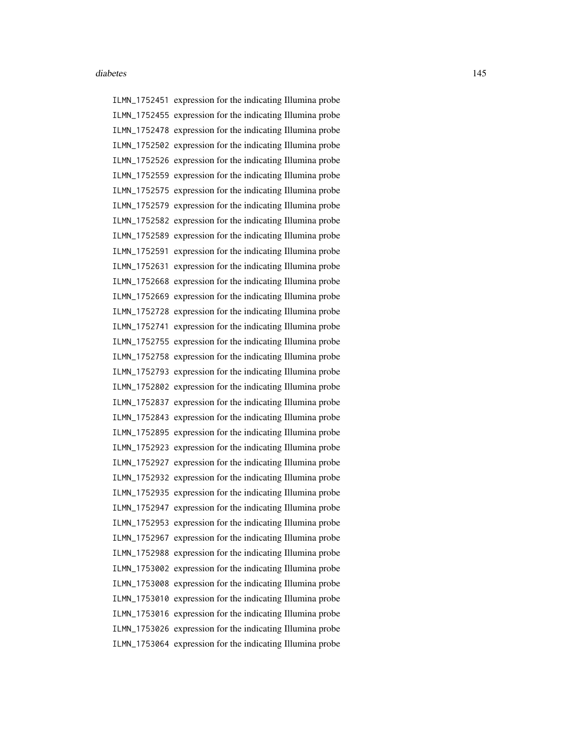ILMN_1752451 expression for the indicating Illumina probe
ILMN_1752455 expression for the indicating Illumina probe
ILMN_1752478 expression for the indicating Illumina probe
ILMN_1752502 expression for the indicating Illumina probe
ILMN_1752526 expression for the indicating Illumina probe
ILMN_1752559 expression for the indicating Illumina probe
ILMN_1752575 expression for the indicating Illumina probe
ILMN_1752579 expression for the indicating Illumina probe
ILMN_1752582 expression for the indicating Illumina probe
ILMN_1752589 expression for the indicating Illumina probe
ILMN_1752591 expression for the indicating Illumina probe
ILMN_1752631 expression for the indicating Illumina probe
ILMN_1752668 expression for the indicating Illumina probe
ILMN_1752669 expression for the indicating Illumina probe
ILMN_1752728 expression for the indicating Illumina probe
ILMN_1752741 expression for the indicating Illumina probe
ILMN_1752755 expression for the indicating Illumina probe
ILMN_1752758 expression for the indicating Illumina probe
ILMN_1752793 expression for the indicating Illumina probe
ILMN_1752802 expression for the indicating Illumina probe
ILMN_1752837 expression for the indicating Illumina probe
ILMN_1752843 expression for the indicating Illumina probe
ILMN_1752895 expression for the indicating Illumina probe
ILMN_1752923 expression for the indicating Illumina probe
ILMN_1752927 expression for the indicating Illumina probe
ILMN_1752932 expression for the indicating Illumina probe
ILMN_1752935 expression for the indicating Illumina probe
ILMN_1752947 expression for the indicating Illumina probe
ILMN_1752953 expression for the indicating Illumina probe
ILMN_1752967 expression for the indicating Illumina probe
ILMN_1752988 expression for the indicating Illumina probe
ILMN_1753002 expression for the indicating Illumina probe
ILMN_1753008 expression for the indicating Illumina probe
ILMN_1753010 expression for the indicating Illumina probe
ILMN_1753016 expression for the indicating Illumina probe
ILMN_1753026 expression for the indicating Illumina probe
ILMN_1753064 expression for the indicating Illumina probe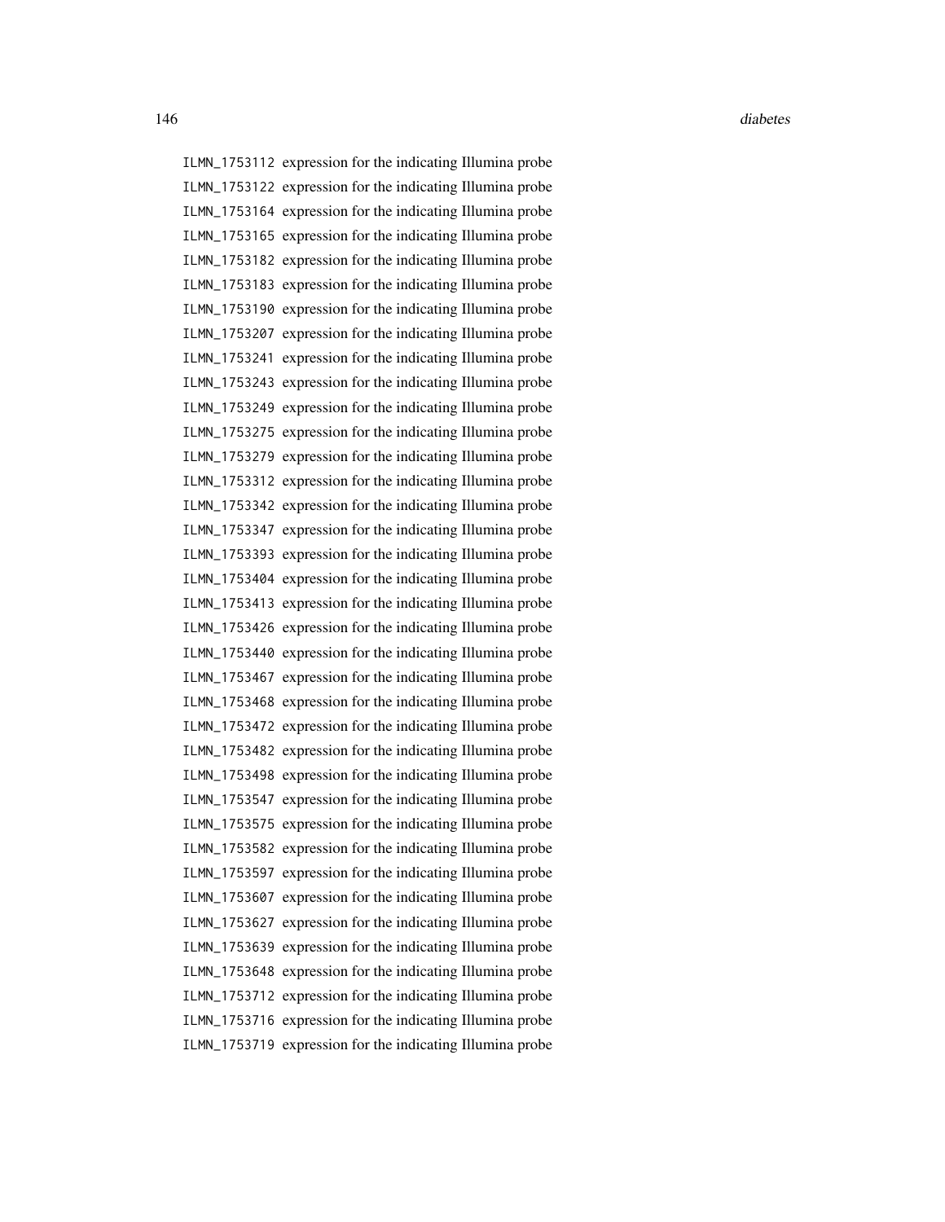ILMN_1753112 expression for the indicating Illumina probe
ILMN_1753122 expression for the indicating Illumina probe
ILMN_1753164 expression for the indicating Illumina probe
ILMN_1753165 expression for the indicating Illumina probe
ILMN_1753182 expression for the indicating Illumina probe
ILMN_1753183 expression for the indicating Illumina probe
ILMN_1753190 expression for the indicating Illumina probe
ILMN_1753207 expression for the indicating Illumina probe
ILMN_1753241 expression for the indicating Illumina probe
ILMN_1753243 expression for the indicating Illumina probe
ILMN_1753249 expression for the indicating Illumina probe
ILMN_1753275 expression for the indicating Illumina probe
ILMN_1753279 expression for the indicating Illumina probe
ILMN_1753312 expression for the indicating Illumina probe
ILMN_1753342 expression for the indicating Illumina probe
ILMN_1753347 expression for the indicating Illumina probe
ILMN_1753393 expression for the indicating Illumina probe
ILMN_1753404 expression for the indicating Illumina probe
ILMN_1753413 expression for the indicating Illumina probe
ILMN_1753426 expression for the indicating Illumina probe
ILMN_1753440 expression for the indicating Illumina probe
ILMN_1753467 expression for the indicating Illumina probe
ILMN_1753468 expression for the indicating Illumina probe
ILMN_1753472 expression for the indicating Illumina probe
ILMN_1753482 expression for the indicating Illumina probe
ILMN_1753498 expression for the indicating Illumina probe
ILMN_1753547 expression for the indicating Illumina probe
ILMN_1753575 expression for the indicating Illumina probe
ILMN_1753582 expression for the indicating Illumina probe
ILMN_1753597 expression for the indicating Illumina probe
ILMN_1753607 expression for the indicating Illumina probe
ILMN_1753627 expression for the indicating Illumina probe
ILMN_1753639 expression for the indicating Illumina probe
ILMN_1753648 expression for the indicating Illumina probe
ILMN_1753712 expression for the indicating Illumina probe
ILMN_1753716 expression for the indicating Illumina probe
ILMN_1753719 expression for the indicating Illumina probe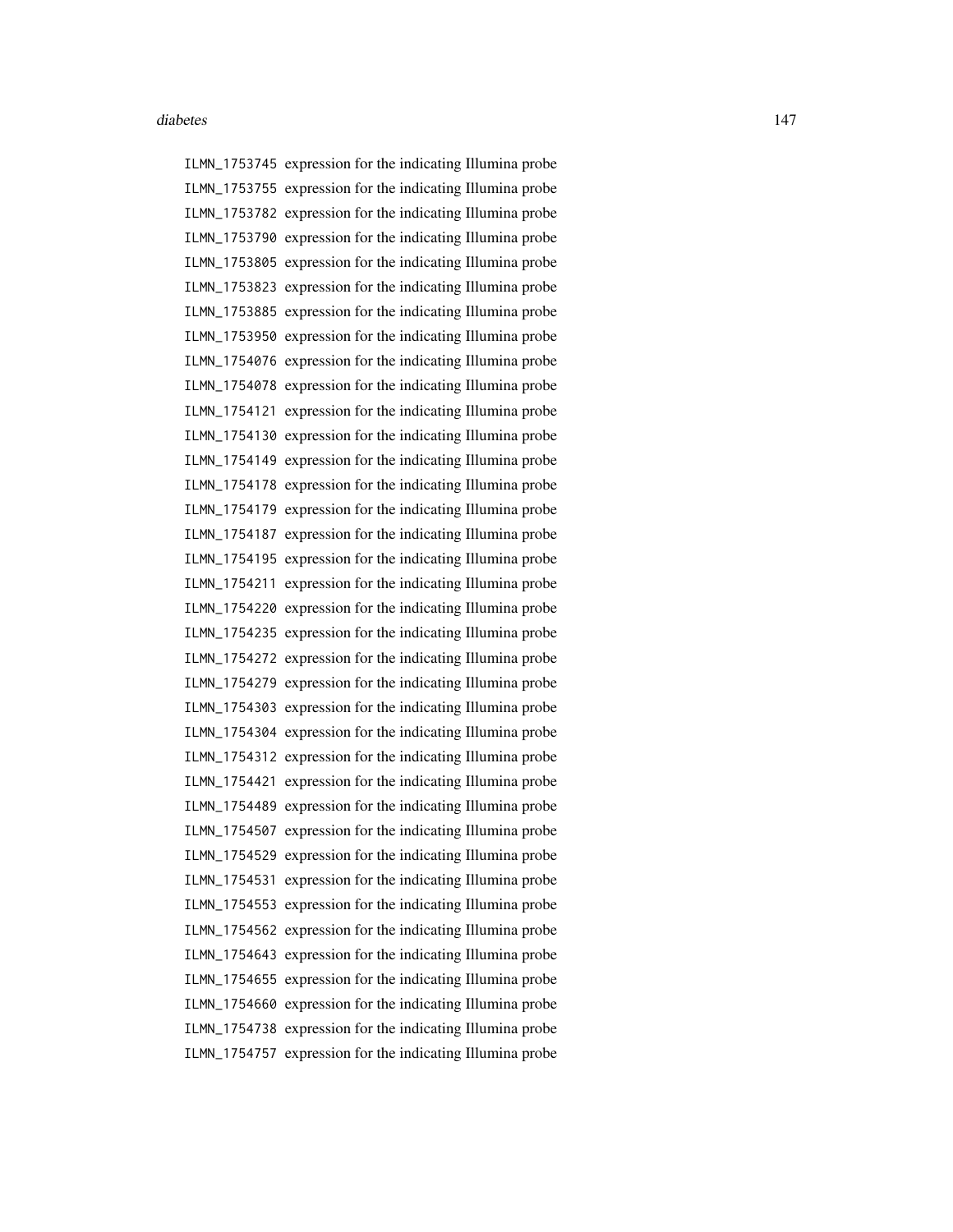ILMN_1753745 expression for the indicating Illumina probe
ILMN_1753755 expression for the indicating Illumina probe
ILMN_1753782 expression for the indicating Illumina probe
ILMN_1753790 expression for the indicating Illumina probe
ILMN_1753805 expression for the indicating Illumina probe
ILMN_1753823 expression for the indicating Illumina probe
ILMN_1753885 expression for the indicating Illumina probe
ILMN_1753950 expression for the indicating Illumina probe
ILMN_1754076 expression for the indicating Illumina probe
ILMN_1754078 expression for the indicating Illumina probe
ILMN_1754121 expression for the indicating Illumina probe
ILMN_1754130 expression for the indicating Illumina probe
ILMN_1754149 expression for the indicating Illumina probe
ILMN_1754178 expression for the indicating Illumina probe
ILMN_1754179 expression for the indicating Illumina probe
ILMN_1754187 expression for the indicating Illumina probe
ILMN_1754195 expression for the indicating Illumina probe
ILMN_1754211 expression for the indicating Illumina probe
ILMN_1754220 expression for the indicating Illumina probe
ILMN_1754235 expression for the indicating Illumina probe
ILMN_1754272 expression for the indicating Illumina probe
ILMN_1754279 expression for the indicating Illumina probe
ILMN_1754303 expression for the indicating Illumina probe
ILMN_1754304 expression for the indicating Illumina probe
ILMN_1754312 expression for the indicating Illumina probe
ILMN_1754421 expression for the indicating Illumina probe
ILMN_1754489 expression for the indicating Illumina probe
ILMN_1754507 expression for the indicating Illumina probe
ILMN_1754529 expression for the indicating Illumina probe
ILMN_1754531 expression for the indicating Illumina probe
ILMN_1754553 expression for the indicating Illumina probe
ILMN_1754562 expression for the indicating Illumina probe
ILMN_1754643 expression for the indicating Illumina probe
ILMN_1754655 expression for the indicating Illumina probe
ILMN_1754660 expression for the indicating Illumina probe
ILMN_1754738 expression for the indicating Illumina probe
ILMN_1754757 expression for the indicating Illumina probe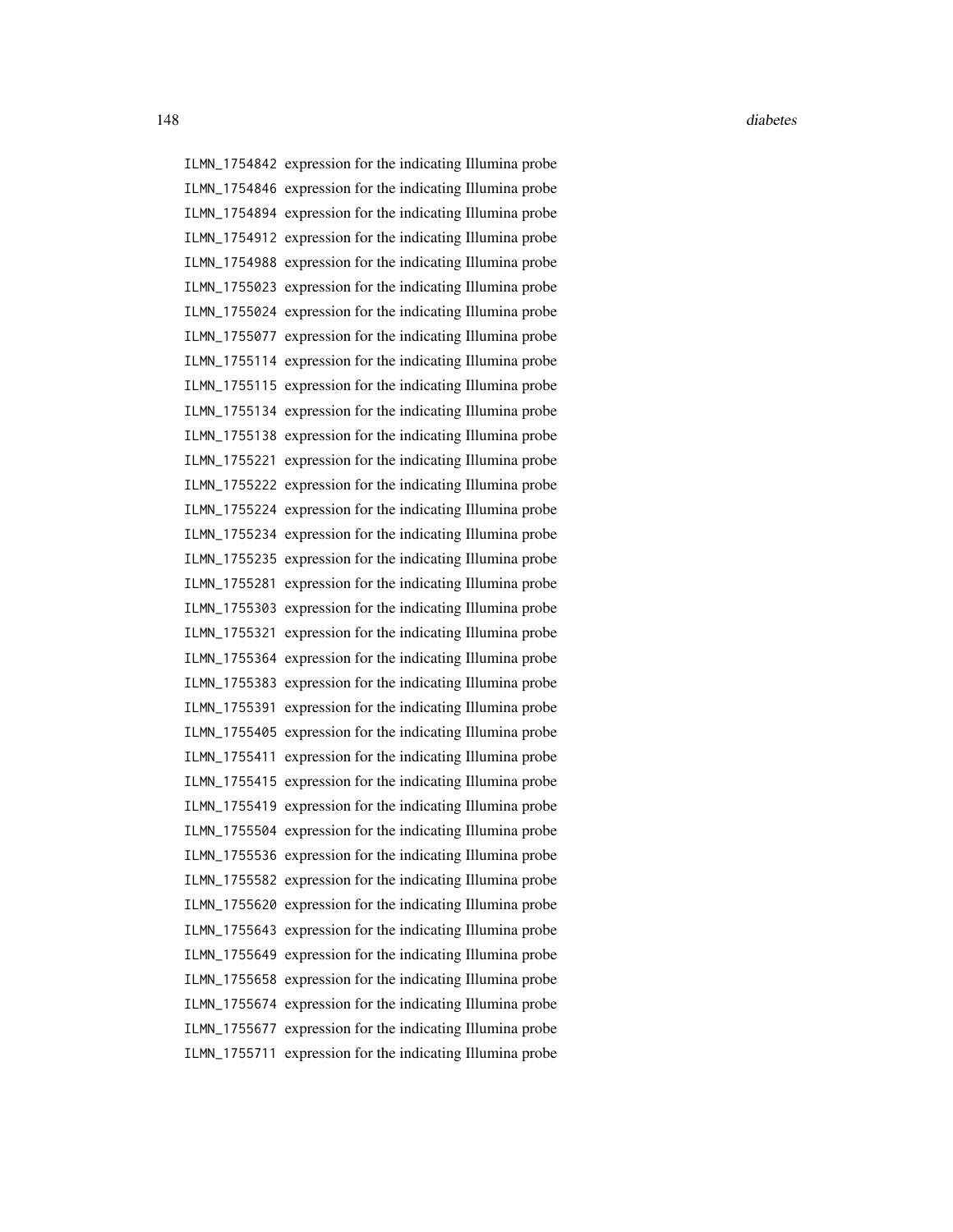ILMN_1754842 expression for the indicating Illumina probe
ILMN_1754846 expression for the indicating Illumina probe
ILMN_1754894 expression for the indicating Illumina probe
ILMN_1754912 expression for the indicating Illumina probe
ILMN_1754988 expression for the indicating Illumina probe
ILMN_1755023 expression for the indicating Illumina probe
ILMN_1755024 expression for the indicating Illumina probe
ILMN_1755077 expression for the indicating Illumina probe
ILMN_1755114 expression for the indicating Illumina probe
ILMN_1755115 expression for the indicating Illumina probe
ILMN_1755134 expression for the indicating Illumina probe
ILMN_1755138 expression for the indicating Illumina probe
ILMN_1755221 expression for the indicating Illumina probe
ILMN_1755222 expression for the indicating Illumina probe
ILMN_1755224 expression for the indicating Illumina probe
ILMN_1755234 expression for the indicating Illumina probe
ILMN_1755235 expression for the indicating Illumina probe
ILMN_1755281 expression for the indicating Illumina probe
ILMN_1755303 expression for the indicating Illumina probe
ILMN_1755321 expression for the indicating Illumina probe
ILMN_1755364 expression for the indicating Illumina probe
ILMN_1755383 expression for the indicating Illumina probe
ILMN_1755391 expression for the indicating Illumina probe
ILMN_1755405 expression for the indicating Illumina probe
ILMN_1755411 expression for the indicating Illumina probe
ILMN_1755415 expression for the indicating Illumina probe
ILMN_1755419 expression for the indicating Illumina probe
ILMN_1755504 expression for the indicating Illumina probe
ILMN_1755536 expression for the indicating Illumina probe
ILMN_1755582 expression for the indicating Illumina probe
ILMN_1755620 expression for the indicating Illumina probe
ILMN_1755643 expression for the indicating Illumina probe
ILMN_1755649 expression for the indicating Illumina probe
ILMN_1755658 expression for the indicating Illumina probe
ILMN_1755674 expression for the indicating Illumina probe
ILMN_1755677 expression for the indicating Illumina probe
ILMN_1755711 expression for the indicating Illumina probe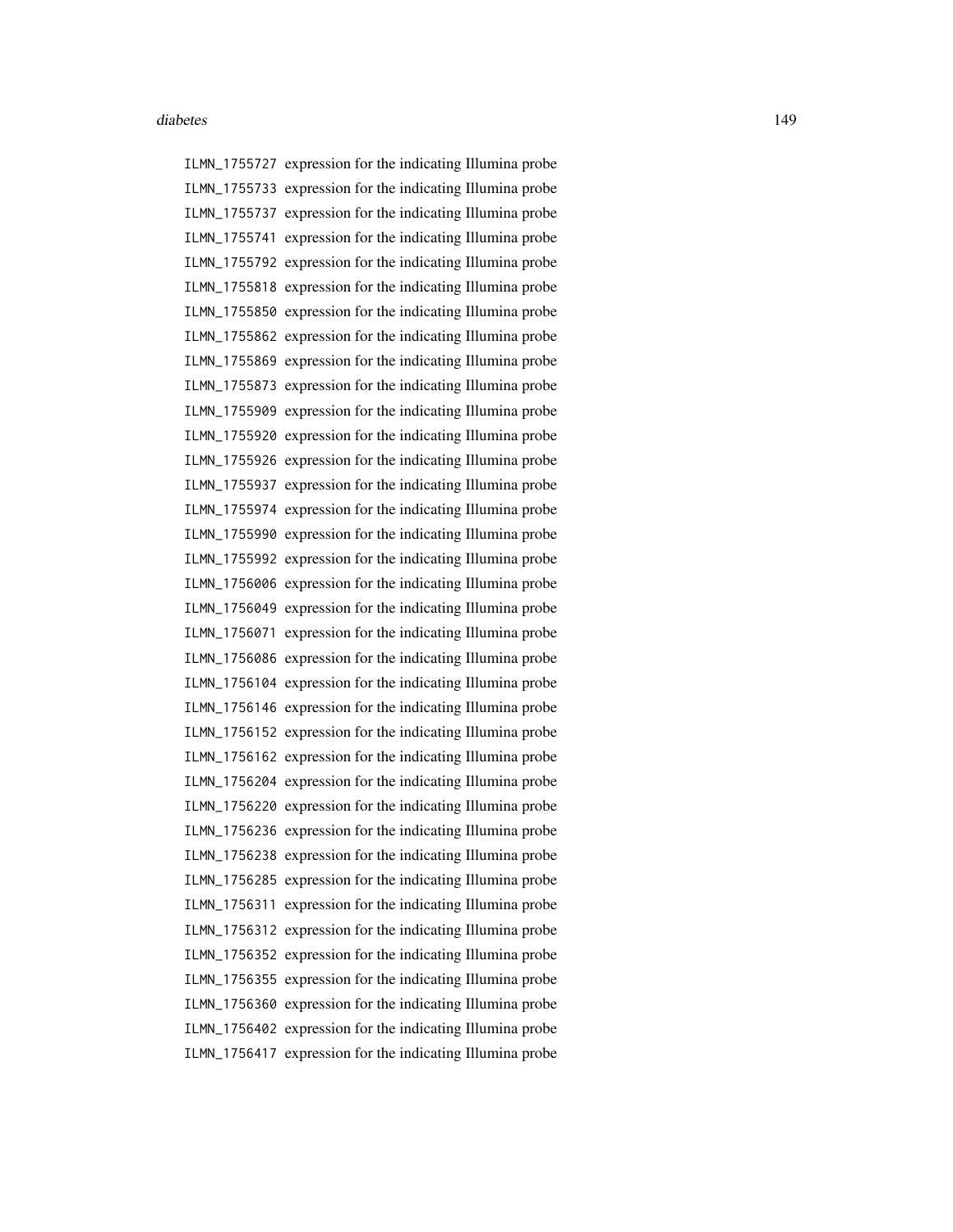ILMN_1755727 expression for the indicating Illumina probe
ILMN_1755733 expression for the indicating Illumina probe
ILMN_1755737 expression for the indicating Illumina probe
ILMN_1755741 expression for the indicating Illumina probe
ILMN_1755792 expression for the indicating Illumina probe
ILMN_1755818 expression for the indicating Illumina probe
ILMN_1755850 expression for the indicating Illumina probe
ILMN_1755862 expression for the indicating Illumina probe
ILMN_1755869 expression for the indicating Illumina probe
ILMN_1755873 expression for the indicating Illumina probe
ILMN_1755909 expression for the indicating Illumina probe
ILMN_1755920 expression for the indicating Illumina probe
ILMN_1755926 expression for the indicating Illumina probe
ILMN_1755937 expression for the indicating Illumina probe
ILMN_1755974 expression for the indicating Illumina probe
ILMN_1755990 expression for the indicating Illumina probe
ILMN_1755992 expression for the indicating Illumina probe
ILMN_1756006 expression for the indicating Illumina probe
ILMN_1756049 expression for the indicating Illumina probe
ILMN_1756071 expression for the indicating Illumina probe
ILMN_1756086 expression for the indicating Illumina probe
ILMN_1756104 expression for the indicating Illumina probe
ILMN_1756146 expression for the indicating Illumina probe
ILMN_1756152 expression for the indicating Illumina probe
ILMN_1756162 expression for the indicating Illumina probe
ILMN_1756204 expression for the indicating Illumina probe
ILMN_1756220 expression for the indicating Illumina probe
ILMN_1756236 expression for the indicating Illumina probe
ILMN_1756238 expression for the indicating Illumina probe
ILMN_1756285 expression for the indicating Illumina probe
ILMN_1756311 expression for the indicating Illumina probe
ILMN_1756312 expression for the indicating Illumina probe
ILMN_1756352 expression for the indicating Illumina probe
ILMN_1756355 expression for the indicating Illumina probe
ILMN_1756360 expression for the indicating Illumina probe
ILMN_1756402 expression for the indicating Illumina probe
ILMN_1756417 expression for the indicating Illumina probe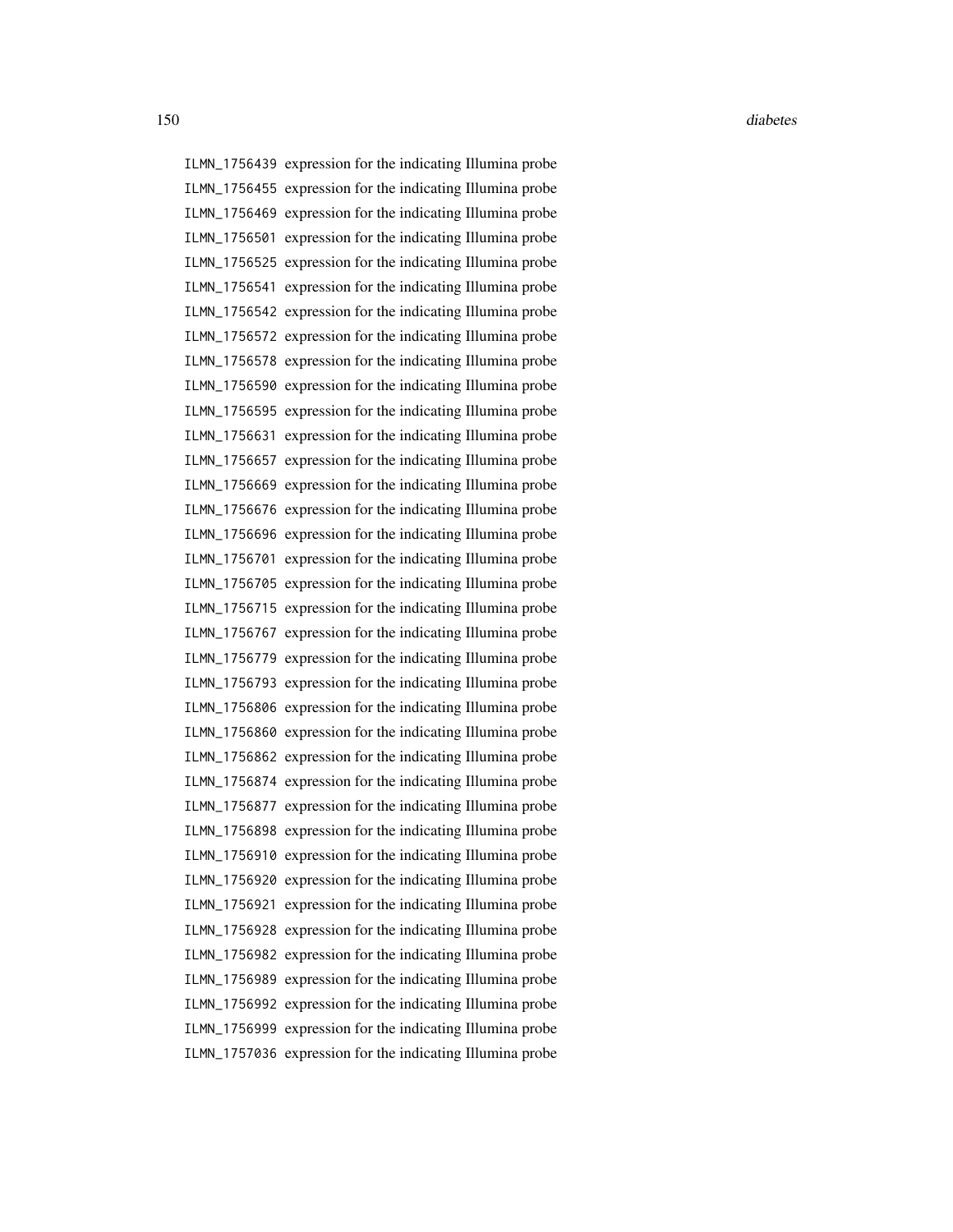ILMN_1756439 expression for the indicating Illumina probe
ILMN_1756455 expression for the indicating Illumina probe
ILMN_1756469 expression for the indicating Illumina probe
ILMN_1756501 expression for the indicating Illumina probe
ILMN_1756525 expression for the indicating Illumina probe
ILMN_1756541 expression for the indicating Illumina probe
ILMN_1756542 expression for the indicating Illumina probe
ILMN_1756572 expression for the indicating Illumina probe
ILMN_1756578 expression for the indicating Illumina probe
ILMN_1756590 expression for the indicating Illumina probe
ILMN_1756595 expression for the indicating Illumina probe
ILMN_1756631 expression for the indicating Illumina probe
ILMN_1756657 expression for the indicating Illumina probe
ILMN_1756669 expression for the indicating Illumina probe
ILMN_1756676 expression for the indicating Illumina probe
ILMN_1756696 expression for the indicating Illumina probe
ILMN_1756701 expression for the indicating Illumina probe
ILMN_1756705 expression for the indicating Illumina probe
ILMN_1756715 expression for the indicating Illumina probe
ILMN_1756767 expression for the indicating Illumina probe
ILMN_1756779 expression for the indicating Illumina probe
ILMN_1756793 expression for the indicating Illumina probe
ILMN_1756806 expression for the indicating Illumina probe
ILMN_1756860 expression for the indicating Illumina probe
ILMN_1756862 expression for the indicating Illumina probe
ILMN_1756874 expression for the indicating Illumina probe
ILMN_1756877 expression for the indicating Illumina probe
ILMN_1756898 expression for the indicating Illumina probe
ILMN_1756910 expression for the indicating Illumina probe
ILMN_1756920 expression for the indicating Illumina probe
ILMN_1756921 expression for the indicating Illumina probe
ILMN_1756928 expression for the indicating Illumina probe
ILMN_1756982 expression for the indicating Illumina probe
ILMN_1756989 expression for the indicating Illumina probe
ILMN_1756992 expression for the indicating Illumina probe
ILMN_1756999 expression for the indicating Illumina probe
ILMN_1757036 expression for the indicating Illumina probe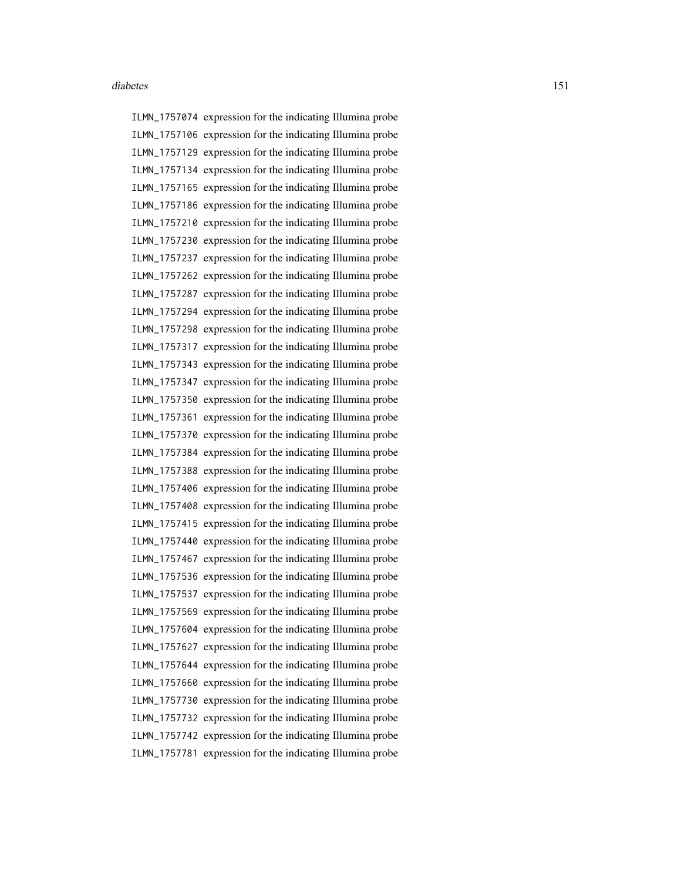ILMN_1757074 expression for the indicating Illumina probe
ILMN_1757106 expression for the indicating Illumina probe
ILMN_1757129 expression for the indicating Illumina probe
ILMN_1757134 expression for the indicating Illumina probe
ILMN_1757165 expression for the indicating Illumina probe
ILMN_1757186 expression for the indicating Illumina probe
ILMN_1757210 expression for the indicating Illumina probe
ILMN_1757230 expression for the indicating Illumina probe
ILMN_1757237 expression for the indicating Illumina probe
ILMN_1757262 expression for the indicating Illumina probe
ILMN_1757287 expression for the indicating Illumina probe
ILMN_1757294 expression for the indicating Illumina probe
ILMN_1757298 expression for the indicating Illumina probe
ILMN_1757317 expression for the indicating Illumina probe
ILMN_1757343 expression for the indicating Illumina probe
ILMN_1757347 expression for the indicating Illumina probe
ILMN_1757350 expression for the indicating Illumina probe
ILMN_1757361 expression for the indicating Illumina probe
ILMN_1757370 expression for the indicating Illumina probe
ILMN_1757384 expression for the indicating Illumina probe
ILMN_1757388 expression for the indicating Illumina probe
ILMN_1757406 expression for the indicating Illumina probe
ILMN_1757408 expression for the indicating Illumina probe
ILMN_1757415 expression for the indicating Illumina probe
ILMN_1757440 expression for the indicating Illumina probe
ILMN_1757467 expression for the indicating Illumina probe
ILMN_1757536 expression for the indicating Illumina probe
ILMN_1757537 expression for the indicating Illumina probe
ILMN_1757569 expression for the indicating Illumina probe
ILMN_1757604 expression for the indicating Illumina probe
ILMN_1757627 expression for the indicating Illumina probe
ILMN_1757644 expression for the indicating Illumina probe
ILMN_1757660 expression for the indicating Illumina probe
ILMN_1757730 expression for the indicating Illumina probe
ILMN_1757732 expression for the indicating Illumina probe
ILMN_1757742 expression for the indicating Illumina probe
ILMN_1757781 expression for the indicating Illumina probe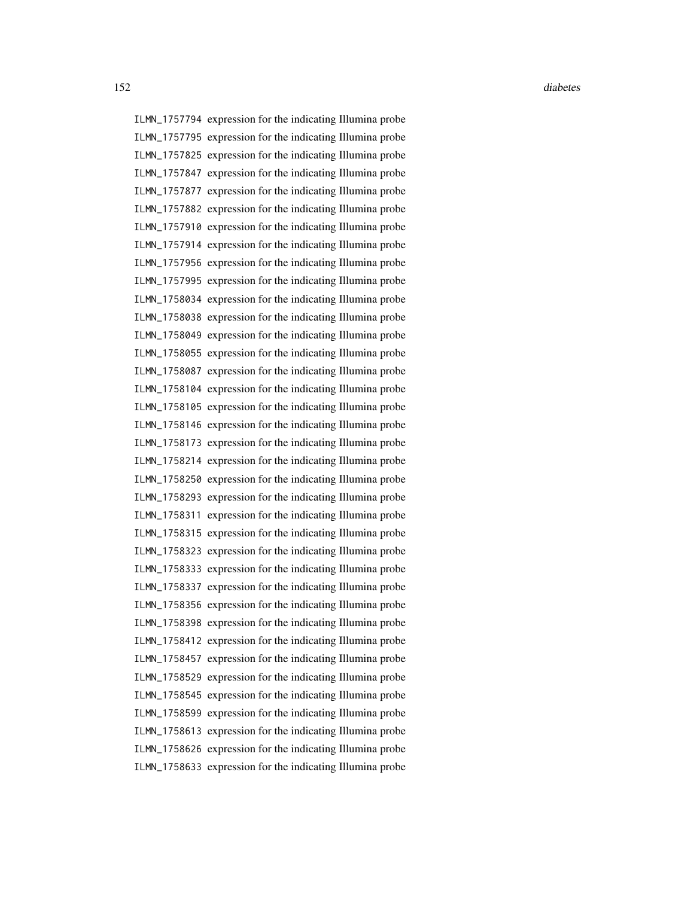ILMN_1757794 expression for the indicating Illumina probe
ILMN_1757795 expression for the indicating Illumina probe
ILMN_1757825 expression for the indicating Illumina probe
ILMN_1757847 expression for the indicating Illumina probe
ILMN_1757877 expression for the indicating Illumina probe
ILMN_1757882 expression for the indicating Illumina probe
ILMN_1757910 expression for the indicating Illumina probe
ILMN_1757914 expression for the indicating Illumina probe
ILMN_1757956 expression for the indicating Illumina probe
ILMN_1757995 expression for the indicating Illumina probe
ILMN_1758034 expression for the indicating Illumina probe
ILMN_1758038 expression for the indicating Illumina probe
ILMN_1758049 expression for the indicating Illumina probe
ILMN_1758055 expression for the indicating Illumina probe
ILMN_1758087 expression for the indicating Illumina probe
ILMN_1758104 expression for the indicating Illumina probe
ILMN_1758105 expression for the indicating Illumina probe
ILMN_1758146 expression for the indicating Illumina probe
ILMN_1758173 expression for the indicating Illumina probe
ILMN_1758214 expression for the indicating Illumina probe
ILMN_1758250 expression for the indicating Illumina probe
ILMN_1758293 expression for the indicating Illumina probe
ILMN_1758311 expression for the indicating Illumina probe
ILMN_1758315 expression for the indicating Illumina probe
ILMN_1758323 expression for the indicating Illumina probe
ILMN_1758333 expression for the indicating Illumina probe
ILMN_1758337 expression for the indicating Illumina probe
ILMN_1758356 expression for the indicating Illumina probe
ILMN_1758398 expression for the indicating Illumina probe
ILMN_1758412 expression for the indicating Illumina probe
ILMN_1758457 expression for the indicating Illumina probe
ILMN_1758529 expression for the indicating Illumina probe
ILMN_1758545 expression for the indicating Illumina probe
ILMN_1758599 expression for the indicating Illumina probe
ILMN_1758613 expression for the indicating Illumina probe
ILMN_1758626 expression for the indicating Illumina probe
ILMN_1758633 expression for the indicating Illumina probe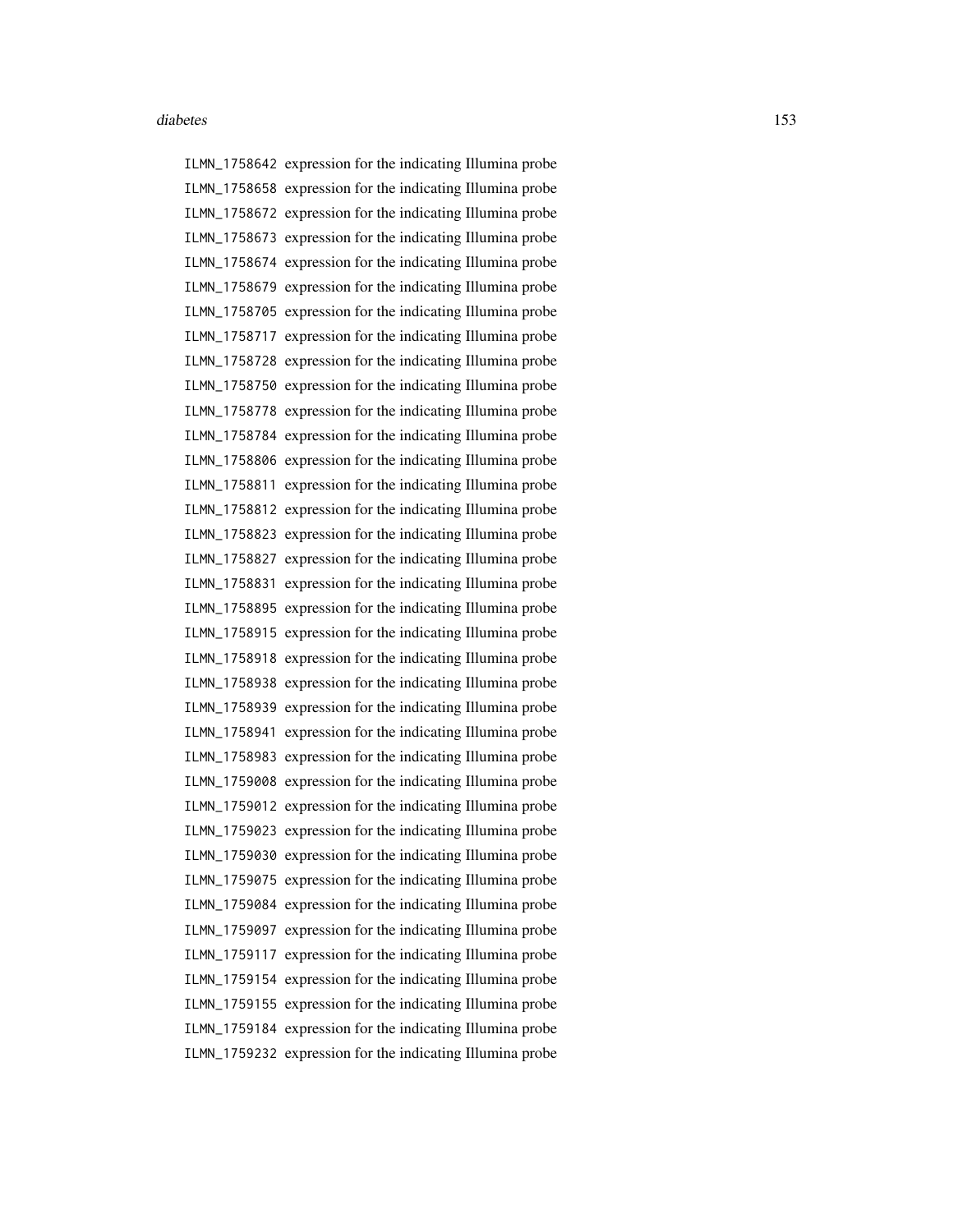ILMN_1758642 expression for the indicating Illumina probe
ILMN_1758658 expression for the indicating Illumina probe
ILMN_1758672 expression for the indicating Illumina probe
ILMN_1758673 expression for the indicating Illumina probe
ILMN_1758674 expression for the indicating Illumina probe
ILMN_1758679 expression for the indicating Illumina probe
ILMN_1758705 expression for the indicating Illumina probe
ILMN_1758717 expression for the indicating Illumina probe
ILMN_1758728 expression for the indicating Illumina probe
ILMN_1758750 expression for the indicating Illumina probe
ILMN_1758778 expression for the indicating Illumina probe
ILMN_1758784 expression for the indicating Illumina probe
ILMN_1758806 expression for the indicating Illumina probe
ILMN_1758811 expression for the indicating Illumina probe
ILMN_1758812 expression for the indicating Illumina probe
ILMN_1758823 expression for the indicating Illumina probe
ILMN_1758827 expression for the indicating Illumina probe
ILMN_1758831 expression for the indicating Illumina probe
ILMN_1758895 expression for the indicating Illumina probe
ILMN_1758915 expression for the indicating Illumina probe
ILMN_1758918 expression for the indicating Illumina probe
ILMN_1758938 expression for the indicating Illumina probe
ILMN_1758939 expression for the indicating Illumina probe
ILMN_1758941 expression for the indicating Illumina probe
ILMN_1758983 expression for the indicating Illumina probe
ILMN_1759008 expression for the indicating Illumina probe
ILMN_1759012 expression for the indicating Illumina probe
ILMN_1759023 expression for the indicating Illumina probe
ILMN_1759030 expression for the indicating Illumina probe
ILMN_1759075 expression for the indicating Illumina probe
ILMN_1759084 expression for the indicating Illumina probe
ILMN_1759097 expression for the indicating Illumina probe
ILMN_1759117 expression for the indicating Illumina probe
ILMN_1759154 expression for the indicating Illumina probe
ILMN_1759155 expression for the indicating Illumina probe
ILMN_1759184 expression for the indicating Illumina probe
ILMN_1759232 expression for the indicating Illumina probe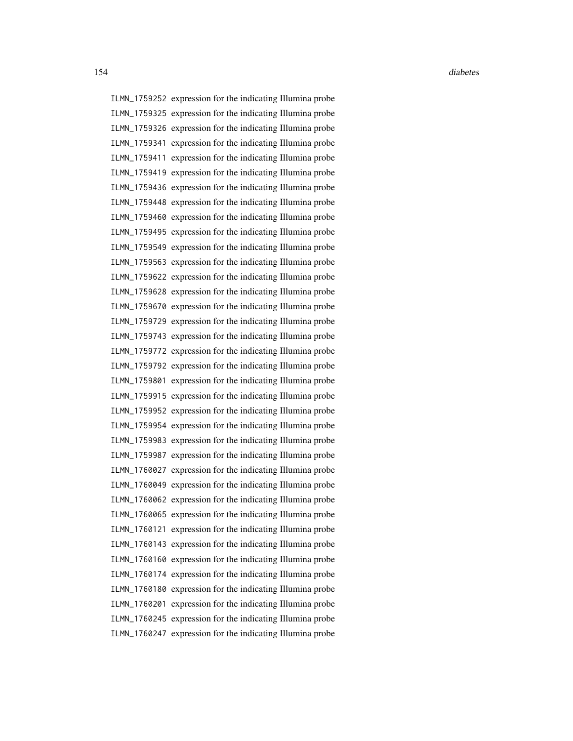ILMN_1759252 expression for the indicating Illumina probe
ILMN_1759325 expression for the indicating Illumina probe
ILMN_1759326 expression for the indicating Illumina probe
ILMN_1759341 expression for the indicating Illumina probe
ILMN_1759411 expression for the indicating Illumina probe
ILMN_1759419 expression for the indicating Illumina probe
ILMN_1759436 expression for the indicating Illumina probe
ILMN_1759448 expression for the indicating Illumina probe
ILMN_1759460 expression for the indicating Illumina probe
ILMN_1759495 expression for the indicating Illumina probe
ILMN_1759549 expression for the indicating Illumina probe
ILMN_1759563 expression for the indicating Illumina probe
ILMN_1759622 expression for the indicating Illumina probe
ILMN_1759628 expression for the indicating Illumina probe
ILMN_1759670 expression for the indicating Illumina probe
ILMN_1759729 expression for the indicating Illumina probe
ILMN_1759743 expression for the indicating Illumina probe
ILMN_1759772 expression for the indicating Illumina probe
ILMN_1759792 expression for the indicating Illumina probe
ILMN_1759801 expression for the indicating Illumina probe
ILMN_1759915 expression for the indicating Illumina probe
ILMN_1759952 expression for the indicating Illumina probe
ILMN_1759954 expression for the indicating Illumina probe
ILMN_1759983 expression for the indicating Illumina probe
ILMN_1759987 expression for the indicating Illumina probe
ILMN_1760027 expression for the indicating Illumina probe
ILMN_1760049 expression for the indicating Illumina probe
ILMN_1760062 expression for the indicating Illumina probe
ILMN_1760065 expression for the indicating Illumina probe
ILMN_1760121 expression for the indicating Illumina probe
ILMN_1760143 expression for the indicating Illumina probe
ILMN_1760160 expression for the indicating Illumina probe
ILMN_1760174 expression for the indicating Illumina probe
ILMN_1760180 expression for the indicating Illumina probe
ILMN_1760201 expression for the indicating Illumina probe
ILMN_1760245 expression for the indicating Illumina probe
ILMN_1760247 expression for the indicating Illumina probe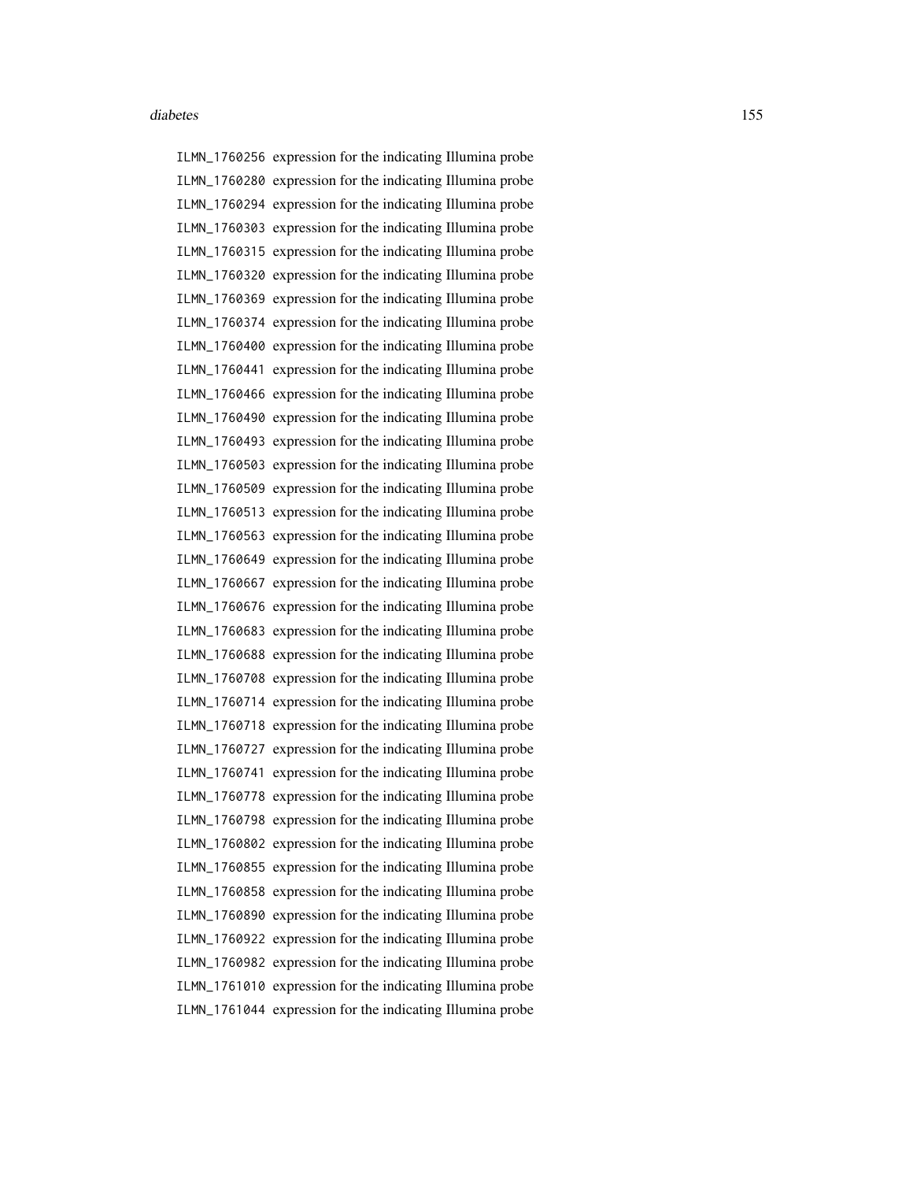ILMN_1760256 expression for the indicating Illumina probe
ILMN_1760280 expression for the indicating Illumina probe
ILMN_1760294 expression for the indicating Illumina probe
ILMN_1760303 expression for the indicating Illumina probe
ILMN_1760315 expression for the indicating Illumina probe
ILMN_1760320 expression for the indicating Illumina probe
ILMN_1760369 expression for the indicating Illumina probe
ILMN_1760374 expression for the indicating Illumina probe
ILMN_1760400 expression for the indicating Illumina probe
ILMN_1760441 expression for the indicating Illumina probe
ILMN_1760466 expression for the indicating Illumina probe
ILMN_1760490 expression for the indicating Illumina probe
ILMN_1760493 expression for the indicating Illumina probe
ILMN_1760503 expression for the indicating Illumina probe
ILMN_1760509 expression for the indicating Illumina probe
ILMN_1760513 expression for the indicating Illumina probe
ILMN_1760563 expression for the indicating Illumina probe
ILMN_1760649 expression for the indicating Illumina probe
ILMN_1760667 expression for the indicating Illumina probe
ILMN_1760676 expression for the indicating Illumina probe
ILMN_1760683 expression for the indicating Illumina probe
ILMN_1760688 expression for the indicating Illumina probe
ILMN_1760708 expression for the indicating Illumina probe
ILMN_1760714 expression for the indicating Illumina probe
ILMN_1760718 expression for the indicating Illumina probe
ILMN_1760727 expression for the indicating Illumina probe
ILMN_1760741 expression for the indicating Illumina probe
ILMN_1760778 expression for the indicating Illumina probe
ILMN_1760798 expression for the indicating Illumina probe
ILMN_1760802 expression for the indicating Illumina probe
ILMN_1760855 expression for the indicating Illumina probe
ILMN_1760858 expression for the indicating Illumina probe
ILMN_1760890 expression for the indicating Illumina probe
ILMN_1760922 expression for the indicating Illumina probe
ILMN_1760982 expression for the indicating Illumina probe
ILMN_1761010 expression for the indicating Illumina probe
ILMN_1761044 expression for the indicating Illumina probe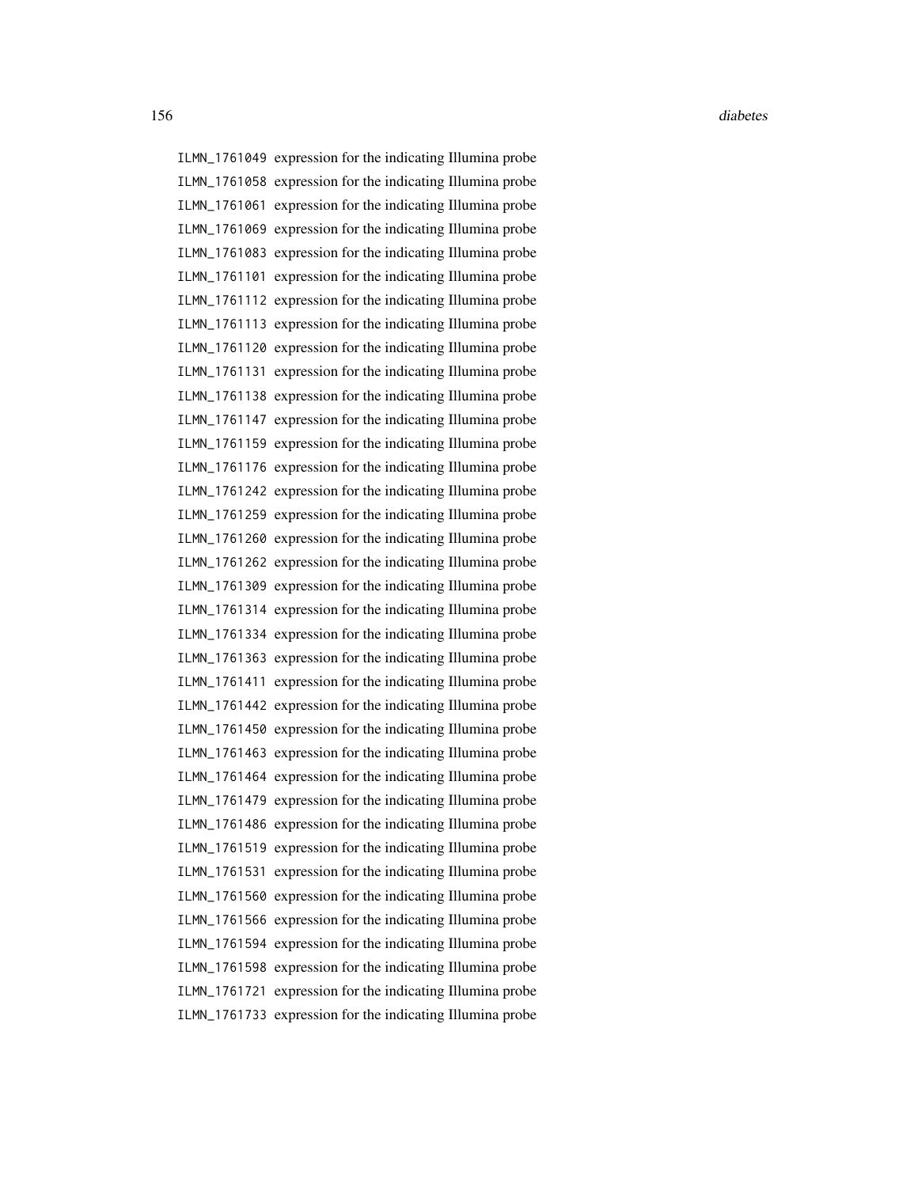ILMN_1761049 expression for the indicating Illumina probe
ILMN_1761058 expression for the indicating Illumina probe
ILMN_1761061 expression for the indicating Illumina probe
ILMN_1761069 expression for the indicating Illumina probe
ILMN_1761083 expression for the indicating Illumina probe
ILMN_1761101 expression for the indicating Illumina probe
ILMN_1761112 expression for the indicating Illumina probe
ILMN_1761113 expression for the indicating Illumina probe
ILMN_1761120 expression for the indicating Illumina probe
ILMN_1761131 expression for the indicating Illumina probe
ILMN_1761138 expression for the indicating Illumina probe
ILMN_1761147 expression for the indicating Illumina probe
ILMN_1761159 expression for the indicating Illumina probe
ILMN_1761176 expression for the indicating Illumina probe
ILMN_1761242 expression for the indicating Illumina probe
ILMN_1761259 expression for the indicating Illumina probe
ILMN_1761260 expression for the indicating Illumina probe
ILMN_1761262 expression for the indicating Illumina probe
ILMN_1761309 expression for the indicating Illumina probe
ILMN_1761314 expression for the indicating Illumina probe
ILMN_1761334 expression for the indicating Illumina probe
ILMN_1761363 expression for the indicating Illumina probe
ILMN_1761411 expression for the indicating Illumina probe
ILMN_1761442 expression for the indicating Illumina probe
ILMN_1761450 expression for the indicating Illumina probe
ILMN_1761463 expression for the indicating Illumina probe
ILMN_1761464 expression for the indicating Illumina probe
ILMN_1761479 expression for the indicating Illumina probe
ILMN_1761486 expression for the indicating Illumina probe
ILMN_1761519 expression for the indicating Illumina probe
ILMN_1761531 expression for the indicating Illumina probe
ILMN_1761560 expression for the indicating Illumina probe
ILMN_1761566 expression for the indicating Illumina probe
ILMN_1761594 expression for the indicating Illumina probe
ILMN_1761598 expression for the indicating Illumina probe
ILMN_1761721 expression for the indicating Illumina probe
ILMN_1761733 expression for the indicating Illumina probe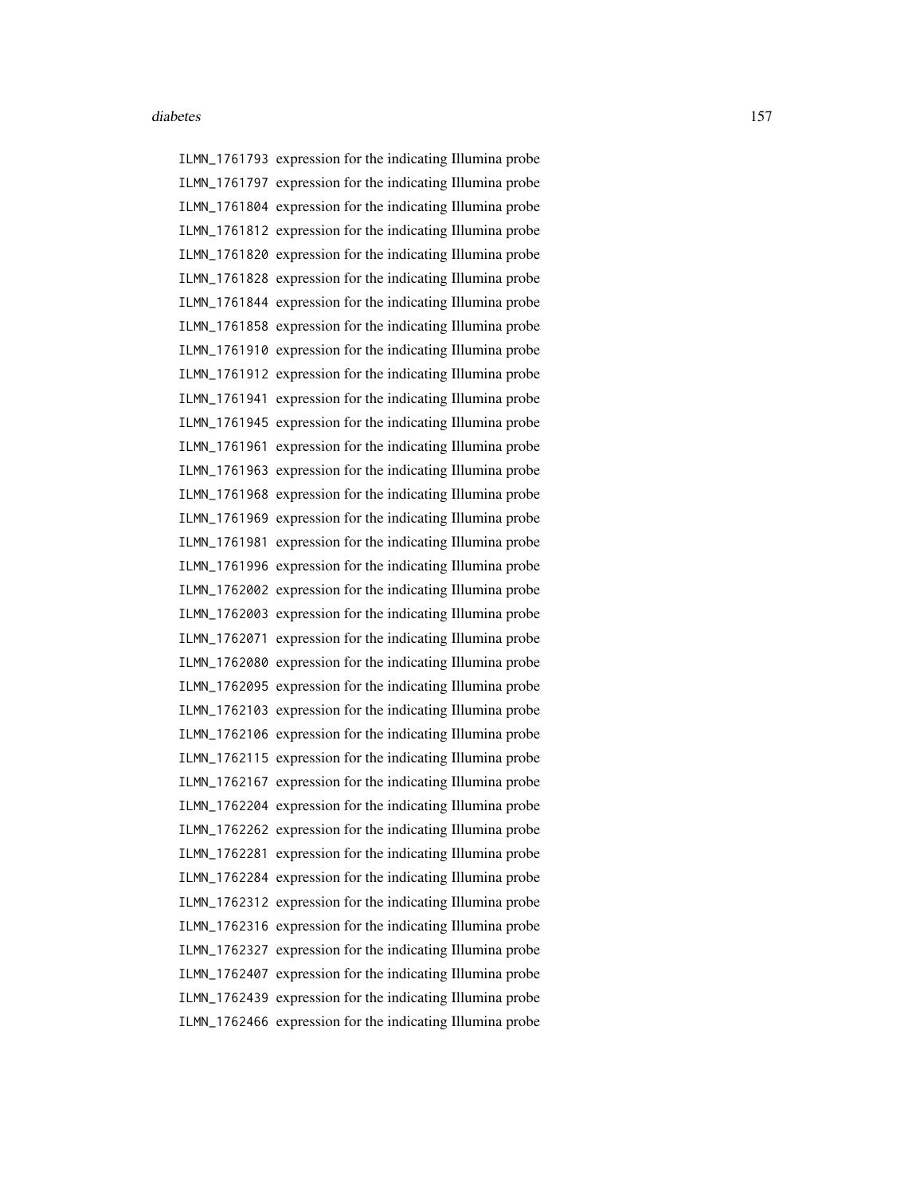| | |
|---|---|
| ILMN_1761793 | expression for the indicating Illumina probe |
| ILMN_1761797 | expression for the indicating Illumina probe |
| ILMN_1761804 | expression for the indicating Illumina probe |
| ILMN_1761812 | expression for the indicating Illumina probe |
| ILMN_1761820 | expression for the indicating Illumina probe |
| ILMN_1761828 | expression for the indicating Illumina probe |
| ILMN_1761844 | expression for the indicating Illumina probe |
| ILMN_1761858 | expression for the indicating Illumina probe |
| ILMN_1761910 | expression for the indicating Illumina probe |
| ILMN_1761912 | expression for the indicating Illumina probe |
| ILMN_1761941 | expression for the indicating Illumina probe |
| ILMN_1761945 | expression for the indicating Illumina probe |
| ILMN_1761961 | expression for the indicating Illumina probe |
| ILMN_1761963 | expression for the indicating Illumina probe |
| ILMN_1761968 | expression for the indicating Illumina probe |
| ILMN_1761969 | expression for the indicating Illumina probe |
| ILMN_1761981 | expression for the indicating Illumina probe |
| ILMN_1761996 | expression for the indicating Illumina probe |
| ILMN_1762002 | expression for the indicating Illumina probe |
| ILMN_1762003 | expression for the indicating Illumina probe |
| ILMN_1762071 | expression for the indicating Illumina probe |
| ILMN_1762080 | expression for the indicating Illumina probe |
| ILMN_1762095 | expression for the indicating Illumina probe |
| ILMN_1762103 | expression for the indicating Illumina probe |
| ILMN_1762106 | expression for the indicating Illumina probe |
| ILMN_1762115 | expression for the indicating Illumina probe |
| ILMN_1762167 | expression for the indicating Illumina probe |
| ILMN_1762204 | expression for the indicating Illumina probe |
| ILMN_1762262 | expression for the indicating Illumina probe |
| ILMN_1762281 | expression for the indicating Illumina probe |
| ILMN_1762284 | expression for the indicating Illumina probe |
| ILMN_1762312 | expression for the indicating Illumina probe |
| ILMN_1762316 | expression for the indicating Illumina probe |
| ILMN_1762327 | expression for the indicating Illumina probe |
| ILMN_1762407 | expression for the indicating Illumina probe |
| ILMN_1762439 | expression for the indicating Illumina probe |
| ILMN_1762466 | expression for the indicating Illumina probe |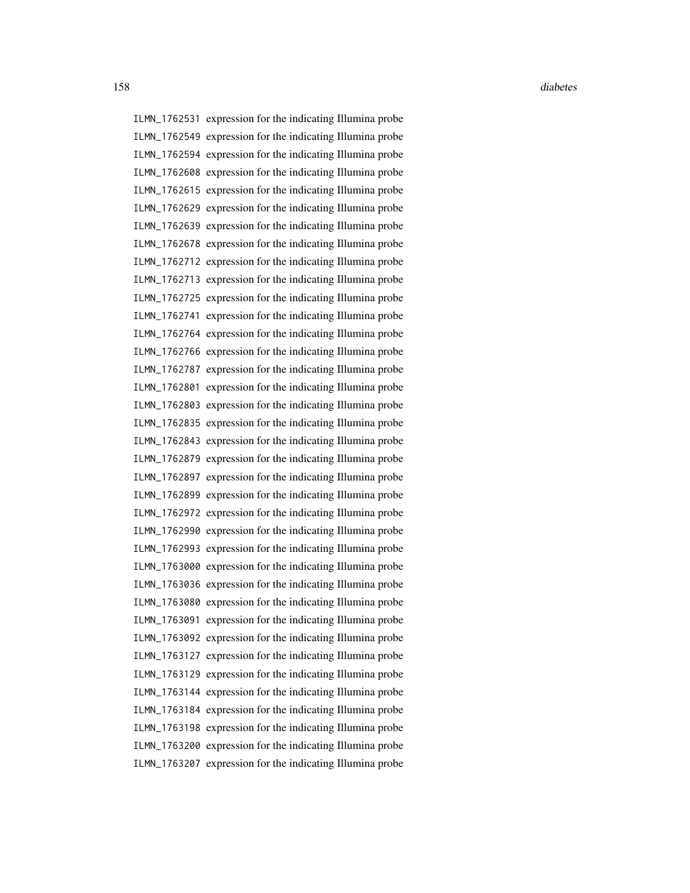| | |
|---|---|
| ILMN_1762531 | expression for the indicating Illumina probe |
| ILMN_1762549 | expression for the indicating Illumina probe |
| ILMN_1762594 | expression for the indicating Illumina probe |
| ILMN_1762608 | expression for the indicating Illumina probe |
| ILMN_1762615 | expression for the indicating Illumina probe |
| ILMN_1762629 | expression for the indicating Illumina probe |
| ILMN_1762639 | expression for the indicating Illumina probe |
| ILMN_1762678 | expression for the indicating Illumina probe |
| ILMN_1762712 | expression for the indicating Illumina probe |
| ILMN_1762713 | expression for the indicating Illumina probe |
| ILMN_1762725 | expression for the indicating Illumina probe |
| ILMN_1762741 | expression for the indicating Illumina probe |
| ILMN_1762764 | expression for the indicating Illumina probe |
| ILMN_1762766 | expression for the indicating Illumina probe |
| ILMN_1762787 | expression for the indicating Illumina probe |
| ILMN_1762801 | expression for the indicating Illumina probe |
| ILMN_1762803 | expression for the indicating Illumina probe |
| ILMN_1762835 | expression for the indicating Illumina probe |
| ILMN_1762843 | expression for the indicating Illumina probe |
| ILMN_1762879 | expression for the indicating Illumina probe |
| ILMN_1762897 | expression for the indicating Illumina probe |
| ILMN_1762899 | expression for the indicating Illumina probe |
| ILMN_1762972 | expression for the indicating Illumina probe |
| ILMN_1762990 | expression for the indicating Illumina probe |
| ILMN_1762993 | expression for the indicating Illumina probe |
| ILMN_1763000 | expression for the indicating Illumina probe |
| ILMN_1763036 | expression for the indicating Illumina probe |
| ILMN_1763080 | expression for the indicating Illumina probe |
| ILMN_1763091 | expression for the indicating Illumina probe |
| ILMN_1763092 | expression for the indicating Illumina probe |
| ILMN_1763127 | expression for the indicating Illumina probe |
| ILMN_1763129 | expression for the indicating Illumina probe |
| ILMN_1763144 | expression for the indicating Illumina probe |
| ILMN_1763184 | expression for the indicating Illumina probe |
| ILMN_1763198 | expression for the indicating Illumina probe |
| ILMN_1763200 | expression for the indicating Illumina probe |
| ILMN_1763207 | expression for the indicating Illumina probe |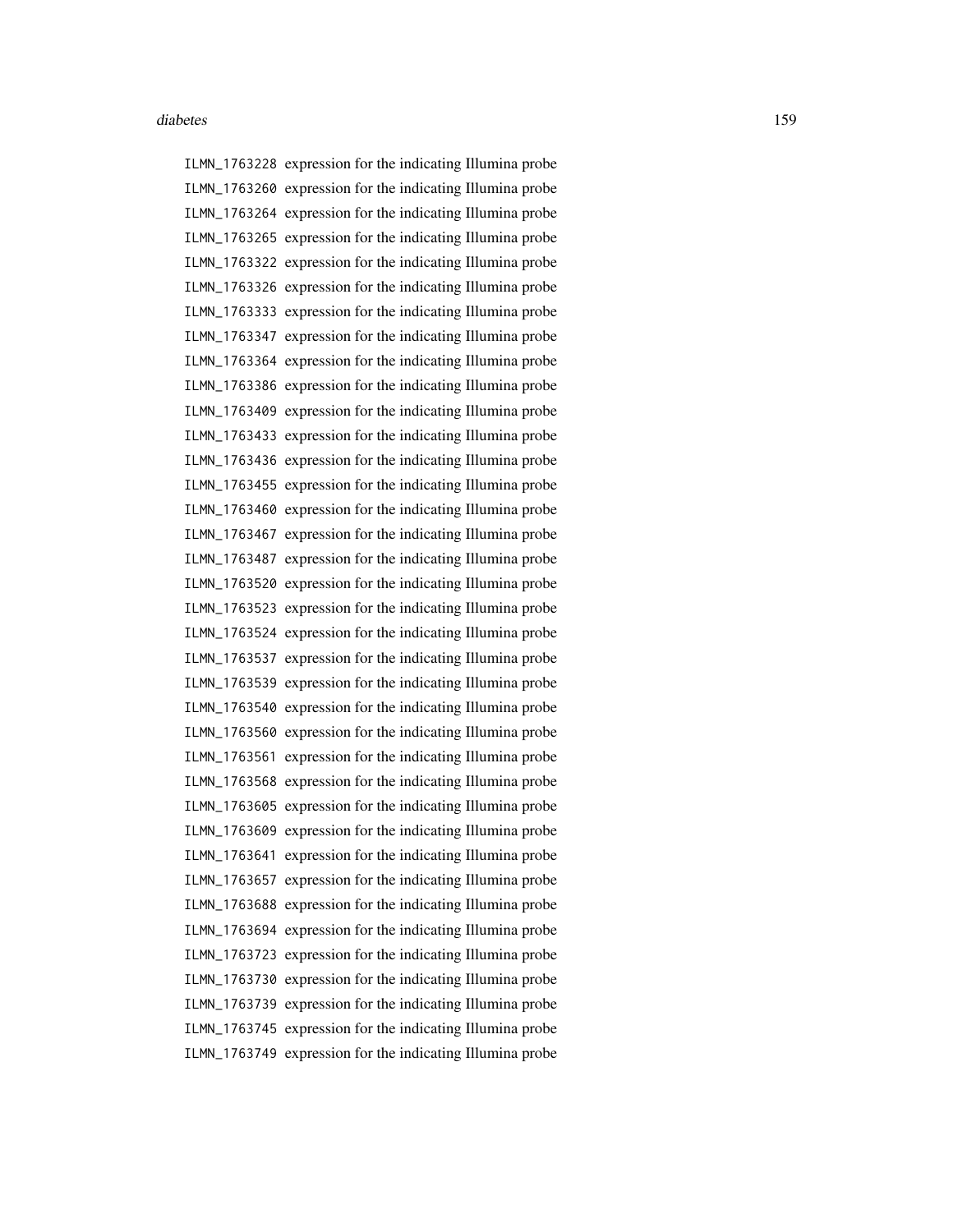ILMN_1763228 expression for the indicating Illumina probe
ILMN_1763260 expression for the indicating Illumina probe
ILMN_1763264 expression for the indicating Illumina probe
ILMN_1763265 expression for the indicating Illumina probe
ILMN_1763322 expression for the indicating Illumina probe
ILMN_1763326 expression for the indicating Illumina probe
ILMN_1763333 expression for the indicating Illumina probe
ILMN_1763347 expression for the indicating Illumina probe
ILMN_1763364 expression for the indicating Illumina probe
ILMN_1763386 expression for the indicating Illumina probe
ILMN_1763409 expression for the indicating Illumina probe
ILMN_1763433 expression for the indicating Illumina probe
ILMN_1763436 expression for the indicating Illumina probe
ILMN_1763455 expression for the indicating Illumina probe
ILMN_1763460 expression for the indicating Illumina probe
ILMN_1763467 expression for the indicating Illumina probe
ILMN_1763487 expression for the indicating Illumina probe
ILMN_1763520 expression for the indicating Illumina probe
ILMN_1763523 expression for the indicating Illumina probe
ILMN_1763524 expression for the indicating Illumina probe
ILMN_1763537 expression for the indicating Illumina probe
ILMN_1763539 expression for the indicating Illumina probe
ILMN_1763540 expression for the indicating Illumina probe
ILMN_1763560 expression for the indicating Illumina probe
ILMN_1763561 expression for the indicating Illumina probe
ILMN_1763568 expression for the indicating Illumina probe
ILMN_1763605 expression for the indicating Illumina probe
ILMN_1763609 expression for the indicating Illumina probe
ILMN_1763641 expression for the indicating Illumina probe
ILMN_1763657 expression for the indicating Illumina probe
ILMN_1763688 expression for the indicating Illumina probe
ILMN_1763694 expression for the indicating Illumina probe
ILMN_1763723 expression for the indicating Illumina probe
ILMN_1763730 expression for the indicating Illumina probe
ILMN_1763739 expression for the indicating Illumina probe
ILMN_1763745 expression for the indicating Illumina probe
ILMN_1763749 expression for the indicating Illumina probe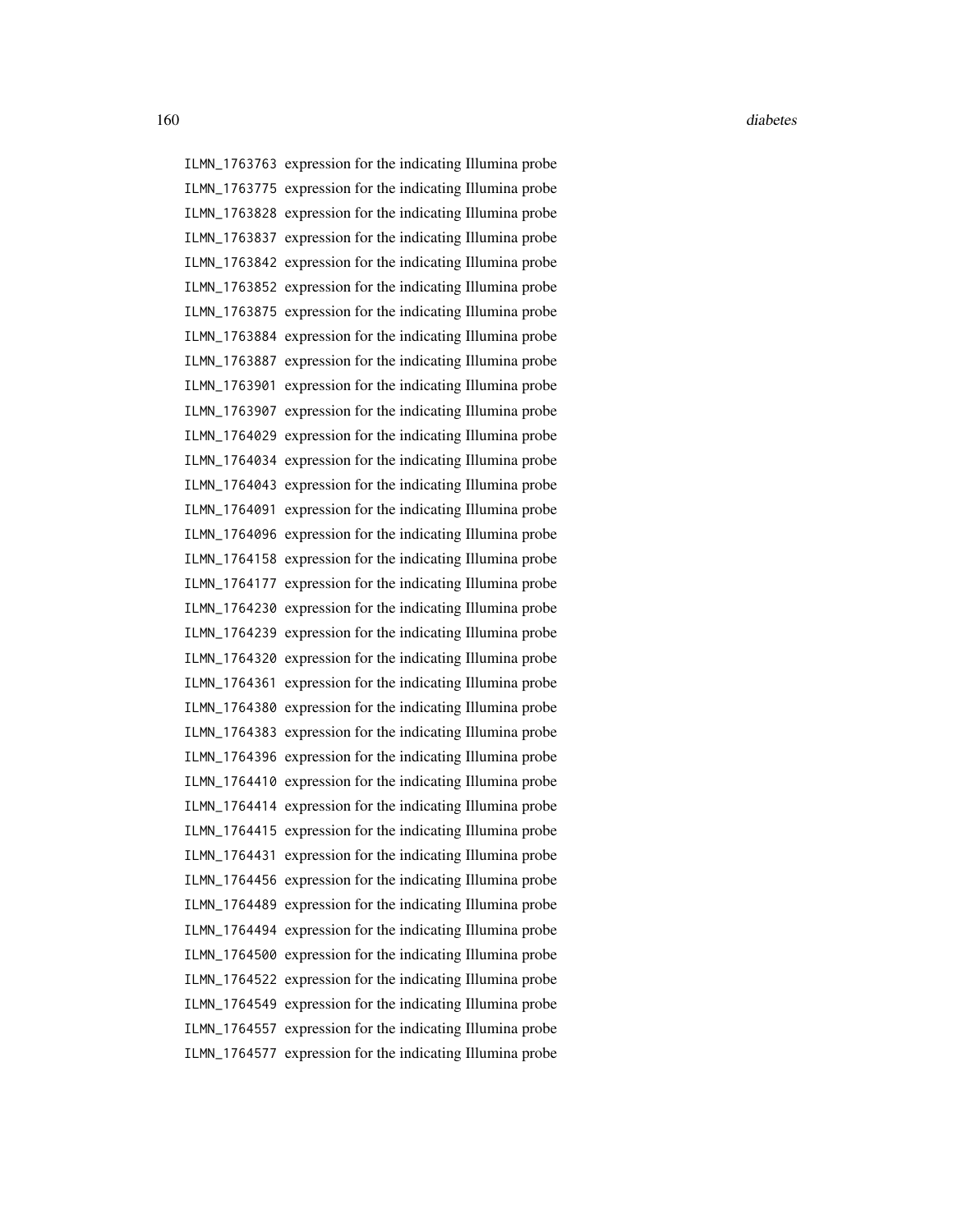| | |
|---|---|
| ILMN_1763763 | expression for the indicating Illumina probe |
| ILMN_1763775 | expression for the indicating Illumina probe |
| ILMN_1763828 | expression for the indicating Illumina probe |
| ILMN_1763837 | expression for the indicating Illumina probe |
| ILMN_1763842 | expression for the indicating Illumina probe |
| ILMN_1763852 | expression for the indicating Illumina probe |
| ILMN_1763875 | expression for the indicating Illumina probe |
| ILMN_1763884 | expression for the indicating Illumina probe |
| ILMN_1763887 | expression for the indicating Illumina probe |
| ILMN_1763901 | expression for the indicating Illumina probe |
| ILMN_1763907 | expression for the indicating Illumina probe |
| ILMN_1764029 | expression for the indicating Illumina probe |
| ILMN_1764034 | expression for the indicating Illumina probe |
| ILMN_1764043 | expression for the indicating Illumina probe |
| ILMN_1764091 | expression for the indicating Illumina probe |
| ILMN_1764096 | expression for the indicating Illumina probe |
| ILMN_1764158 | expression for the indicating Illumina probe |
| ILMN_1764177 | expression for the indicating Illumina probe |
| ILMN_1764230 | expression for the indicating Illumina probe |
| ILMN_1764239 | expression for the indicating Illumina probe |
| ILMN_1764320 | expression for the indicating Illumina probe |
| ILMN_1764361 | expression for the indicating Illumina probe |
| ILMN_1764380 | expression for the indicating Illumina probe |
| ILMN_1764383 | expression for the indicating Illumina probe |
| ILMN_1764396 | expression for the indicating Illumina probe |
| ILMN_1764410 | expression for the indicating Illumina probe |
| ILMN_1764414 | expression for the indicating Illumina probe |
| ILMN_1764415 | expression for the indicating Illumina probe |
| ILMN_1764431 | expression for the indicating Illumina probe |
| ILMN_1764456 | expression for the indicating Illumina probe |
| ILMN_1764489 | expression for the indicating Illumina probe |
| ILMN_1764494 | expression for the indicating Illumina probe |
| ILMN_1764500 | expression for the indicating Illumina probe |
| ILMN_1764522 | expression for the indicating Illumina probe |
| ILMN_1764549 | expression for the indicating Illumina probe |
| ILMN_1764557 | expression for the indicating Illumina probe |
| ILMN_1764577 | expression for the indicating Illumina probe |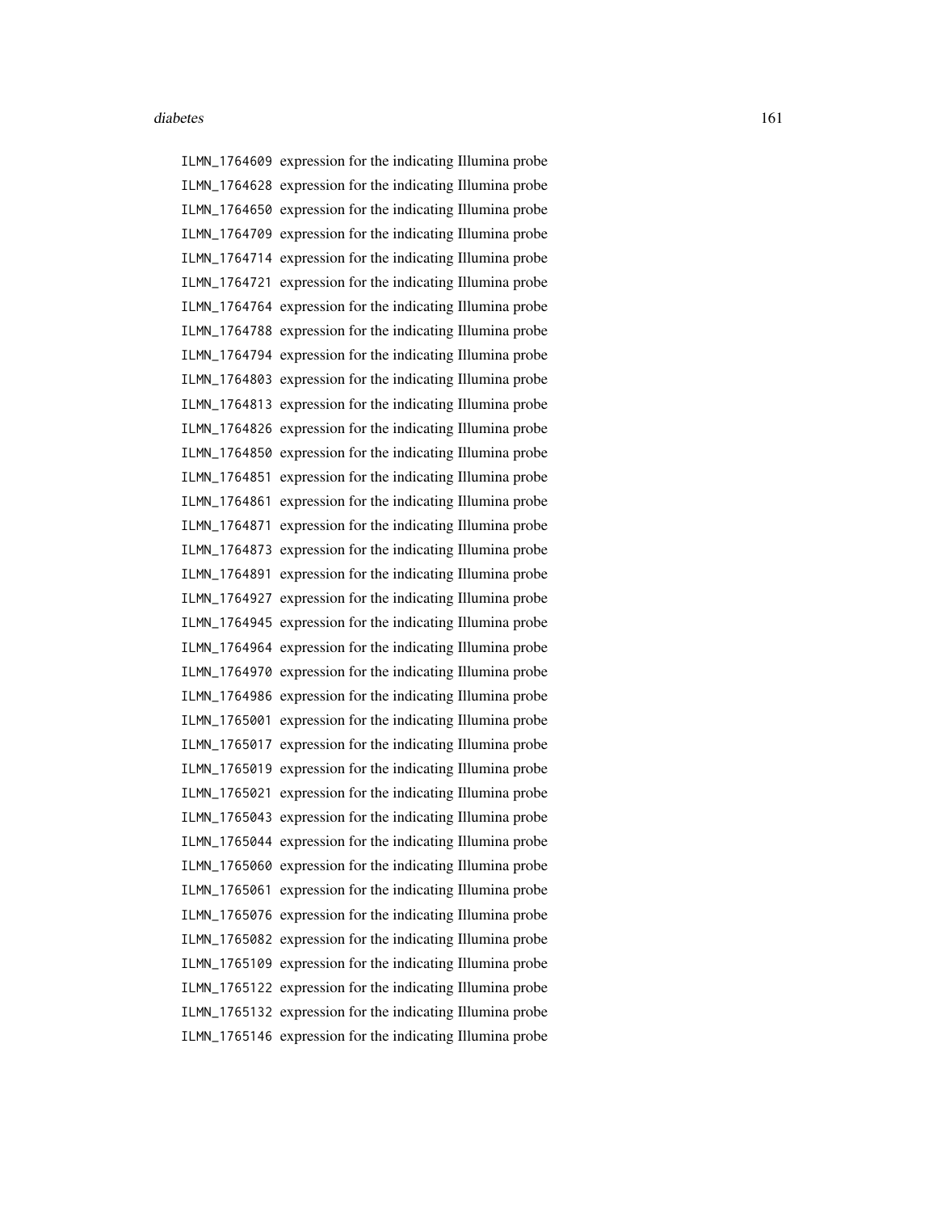ILMN_1764609 expression for the indicating Illumina probe
ILMN_1764628 expression for the indicating Illumina probe
ILMN_1764650 expression for the indicating Illumina probe
ILMN_1764709 expression for the indicating Illumina probe
ILMN_1764714 expression for the indicating Illumina probe
ILMN_1764721 expression for the indicating Illumina probe
ILMN_1764764 expression for the indicating Illumina probe
ILMN_1764788 expression for the indicating Illumina probe
ILMN_1764794 expression for the indicating Illumina probe
ILMN_1764803 expression for the indicating Illumina probe
ILMN_1764813 expression for the indicating Illumina probe
ILMN_1764826 expression for the indicating Illumina probe
ILMN_1764850 expression for the indicating Illumina probe
ILMN_1764851 expression for the indicating Illumina probe
ILMN_1764861 expression for the indicating Illumina probe
ILMN_1764871 expression for the indicating Illumina probe
ILMN_1764873 expression for the indicating Illumina probe
ILMN_1764891 expression for the indicating Illumina probe
ILMN_1764927 expression for the indicating Illumina probe
ILMN_1764945 expression for the indicating Illumina probe
ILMN_1764964 expression for the indicating Illumina probe
ILMN_1764970 expression for the indicating Illumina probe
ILMN_1764986 expression for the indicating Illumina probe
ILMN_1765001 expression for the indicating Illumina probe
ILMN_1765017 expression for the indicating Illumina probe
ILMN_1765019 expression for the indicating Illumina probe
ILMN_1765021 expression for the indicating Illumina probe
ILMN_1765043 expression for the indicating Illumina probe
ILMN_1765044 expression for the indicating Illumina probe
ILMN_1765060 expression for the indicating Illumina probe
ILMN_1765061 expression for the indicating Illumina probe
ILMN_1765076 expression for the indicating Illumina probe
ILMN_1765082 expression for the indicating Illumina probe
ILMN_1765109 expression for the indicating Illumina probe
ILMN_1765122 expression for the indicating Illumina probe
ILMN_1765132 expression for the indicating Illumina probe
ILMN_1765146 expression for the indicating Illumina probe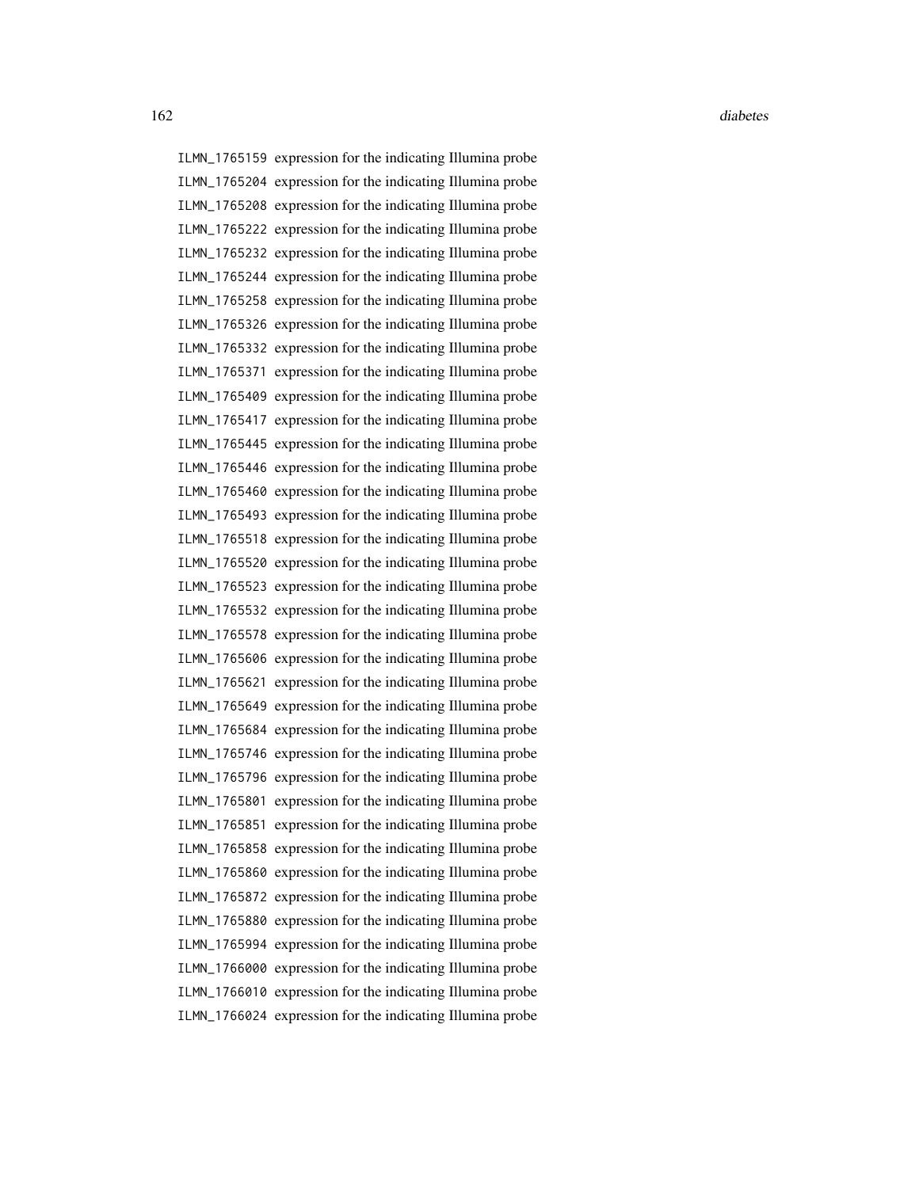ILMN_1765159 expression for the indicating Illumina probe
ILMN_1765204 expression for the indicating Illumina probe
ILMN_1765208 expression for the indicating Illumina probe
ILMN_1765222 expression for the indicating Illumina probe
ILMN_1765232 expression for the indicating Illumina probe
ILMN_1765244 expression for the indicating Illumina probe
ILMN_1765258 expression for the indicating Illumina probe
ILMN_1765326 expression for the indicating Illumina probe
ILMN_1765332 expression for the indicating Illumina probe
ILMN_1765371 expression for the indicating Illumina probe
ILMN_1765409 expression for the indicating Illumina probe
ILMN_1765417 expression for the indicating Illumina probe
ILMN_1765445 expression for the indicating Illumina probe
ILMN_1765446 expression for the indicating Illumina probe
ILMN_1765460 expression for the indicating Illumina probe
ILMN_1765493 expression for the indicating Illumina probe
ILMN_1765518 expression for the indicating Illumina probe
ILMN_1765520 expression for the indicating Illumina probe
ILMN_1765523 expression for the indicating Illumina probe
ILMN_1765532 expression for the indicating Illumina probe
ILMN_1765578 expression for the indicating Illumina probe
ILMN_1765606 expression for the indicating Illumina probe
ILMN_1765621 expression for the indicating Illumina probe
ILMN_1765649 expression for the indicating Illumina probe
ILMN_1765684 expression for the indicating Illumina probe
ILMN_1765746 expression for the indicating Illumina probe
ILMN_1765796 expression for the indicating Illumina probe
ILMN_1765801 expression for the indicating Illumina probe
ILMN_1765851 expression for the indicating Illumina probe
ILMN_1765858 expression for the indicating Illumina probe
ILMN_1765860 expression for the indicating Illumina probe
ILMN_1765872 expression for the indicating Illumina probe
ILMN_1765880 expression for the indicating Illumina probe
ILMN_1765994 expression for the indicating Illumina probe
ILMN_1766000 expression for the indicating Illumina probe
ILMN_1766010 expression for the indicating Illumina probe
ILMN_1766024 expression for the indicating Illumina probe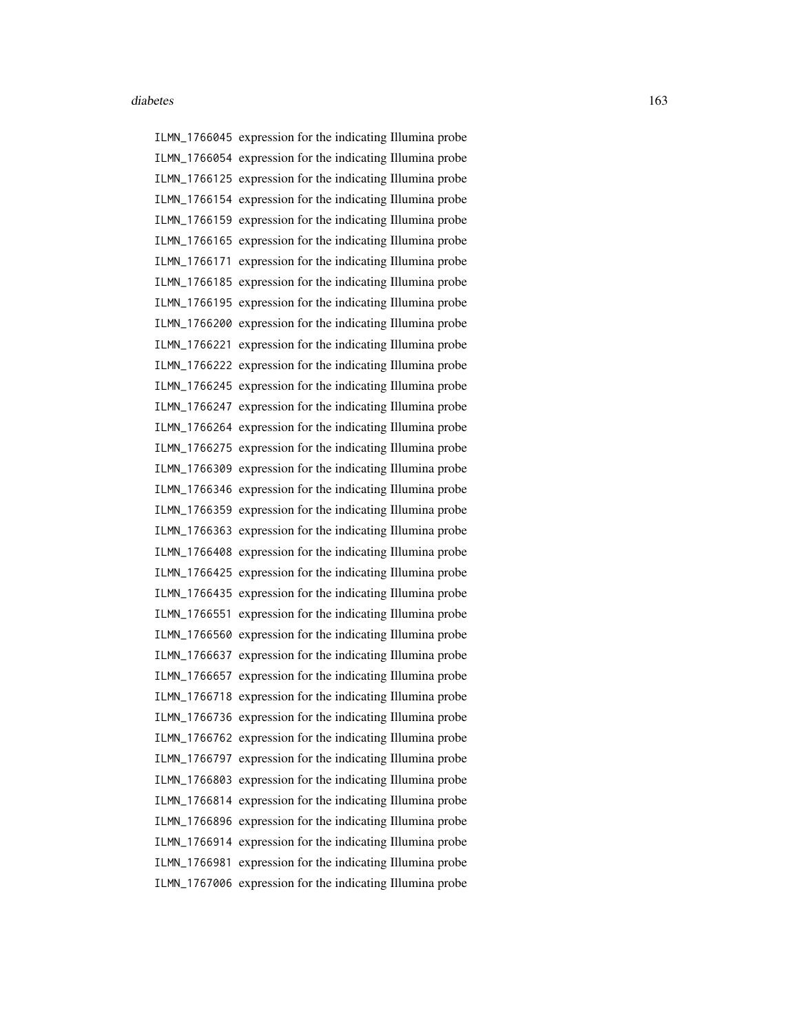`ILMN_1766045` expression for the indicating Illumina probe
`ILMN_1766054` expression for the indicating Illumina probe
`ILMN_1766125` expression for the indicating Illumina probe
`ILMN_1766154` expression for the indicating Illumina probe
`ILMN_1766159` expression for the indicating Illumina probe
`ILMN_1766165` expression for the indicating Illumina probe
`ILMN_1766171` expression for the indicating Illumina probe
`ILMN_1766185` expression for the indicating Illumina probe
`ILMN_1766195` expression for the indicating Illumina probe
`ILMN_1766200` expression for the indicating Illumina probe
`ILMN_1766221` expression for the indicating Illumina probe
`ILMN_1766222` expression for the indicating Illumina probe
`ILMN_1766245` expression for the indicating Illumina probe
`ILMN_1766247` expression for the indicating Illumina probe
`ILMN_1766264` expression for the indicating Illumina probe
`ILMN_1766275` expression for the indicating Illumina probe
`ILMN_1766309` expression for the indicating Illumina probe
`ILMN_1766346` expression for the indicating Illumina probe
`ILMN_1766359` expression for the indicating Illumina probe
`ILMN_1766363` expression for the indicating Illumina probe
`ILMN_1766408` expression for the indicating Illumina probe
`ILMN_1766425` expression for the indicating Illumina probe
`ILMN_1766435` expression for the indicating Illumina probe
`ILMN_1766551` expression for the indicating Illumina probe
`ILMN_1766560` expression for the indicating Illumina probe
`ILMN_1766637` expression for the indicating Illumina probe
`ILMN_1766657` expression for the indicating Illumina probe
`ILMN_1766718` expression for the indicating Illumina probe
`ILMN_1766736` expression for the indicating Illumina probe
`ILMN_1766762` expression for the indicating Illumina probe
`ILMN_1766797` expression for the indicating Illumina probe
`ILMN_1766803` expression for the indicating Illumina probe
`ILMN_1766814` expression for the indicating Illumina probe
`ILMN_1766896` expression for the indicating Illumina probe
`ILMN_1766914` expression for the indicating Illumina probe
`ILMN_1766981` expression for the indicating Illumina probe
`ILMN_1767006` expression for the indicating Illumina probe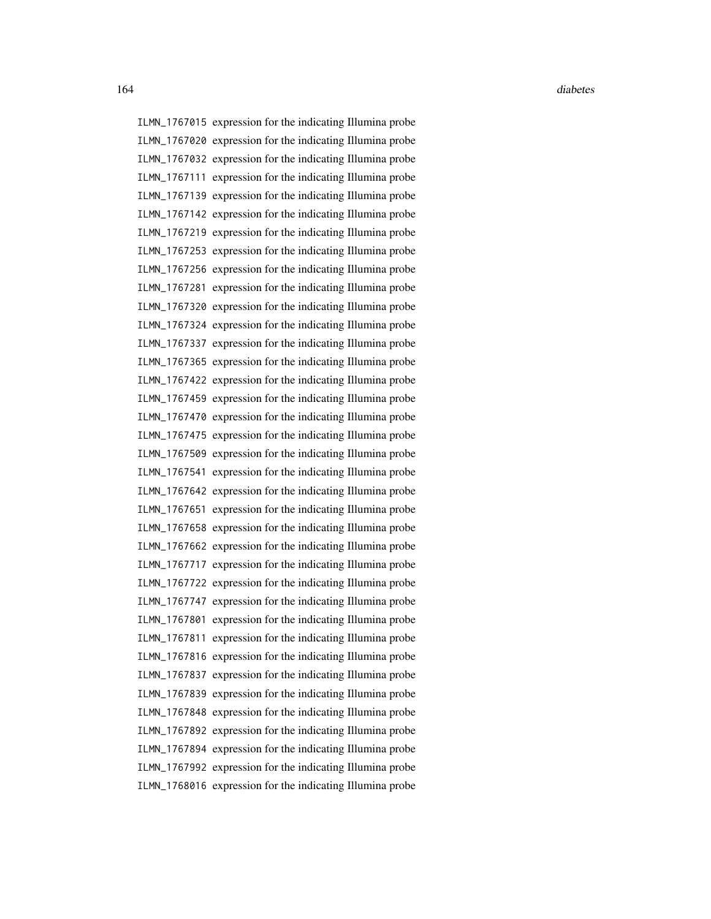ILMN_1767015 expression for the indicating Illumina probe
ILMN_1767020 expression for the indicating Illumina probe
ILMN_1767032 expression for the indicating Illumina probe
ILMN_1767111 expression for the indicating Illumina probe
ILMN_1767139 expression for the indicating Illumina probe
ILMN_1767142 expression for the indicating Illumina probe
ILMN_1767219 expression for the indicating Illumina probe
ILMN_1767253 expression for the indicating Illumina probe
ILMN_1767256 expression for the indicating Illumina probe
ILMN_1767281 expression for the indicating Illumina probe
ILMN_1767320 expression for the indicating Illumina probe
ILMN_1767324 expression for the indicating Illumina probe
ILMN_1767337 expression for the indicating Illumina probe
ILMN_1767365 expression for the indicating Illumina probe
ILMN_1767422 expression for the indicating Illumina probe
ILMN_1767459 expression for the indicating Illumina probe
ILMN_1767470 expression for the indicating Illumina probe
ILMN_1767475 expression for the indicating Illumina probe
ILMN_1767509 expression for the indicating Illumina probe
ILMN_1767541 expression for the indicating Illumina probe
ILMN_1767642 expression for the indicating Illumina probe
ILMN_1767651 expression for the indicating Illumina probe
ILMN_1767658 expression for the indicating Illumina probe
ILMN_1767662 expression for the indicating Illumina probe
ILMN_1767717 expression for the indicating Illumina probe
ILMN_1767722 expression for the indicating Illumina probe
ILMN_1767747 expression for the indicating Illumina probe
ILMN_1767801 expression for the indicating Illumina probe
ILMN_1767811 expression for the indicating Illumina probe
ILMN_1767816 expression for the indicating Illumina probe
ILMN_1767837 expression for the indicating Illumina probe
ILMN_1767839 expression for the indicating Illumina probe
ILMN_1767848 expression for the indicating Illumina probe
ILMN_1767892 expression for the indicating Illumina probe
ILMN_1767894 expression for the indicating Illumina probe
ILMN_1767992 expression for the indicating Illumina probe
ILMN_1768016 expression for the indicating Illumina probe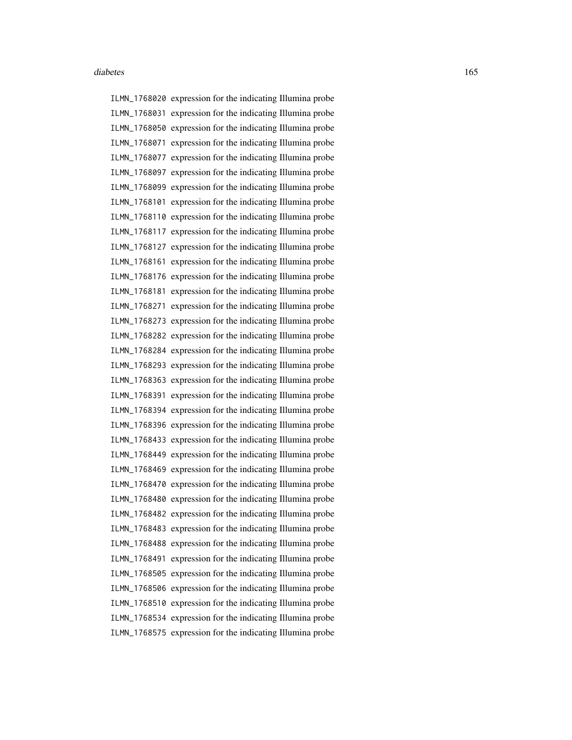ILMN_1768020 expression for the indicating Illumina probe
ILMN_1768031 expression for the indicating Illumina probe
ILMN_1768050 expression for the indicating Illumina probe
ILMN_1768071 expression for the indicating Illumina probe
ILMN_1768077 expression for the indicating Illumina probe
ILMN_1768097 expression for the indicating Illumina probe
ILMN_1768099 expression for the indicating Illumina probe
ILMN_1768101 expression for the indicating Illumina probe
ILMN_1768110 expression for the indicating Illumina probe
ILMN_1768117 expression for the indicating Illumina probe
ILMN_1768127 expression for the indicating Illumina probe
ILMN_1768161 expression for the indicating Illumina probe
ILMN_1768176 expression for the indicating Illumina probe
ILMN_1768181 expression for the indicating Illumina probe
ILMN_1768271 expression for the indicating Illumina probe
ILMN_1768273 expression for the indicating Illumina probe
ILMN_1768282 expression for the indicating Illumina probe
ILMN_1768284 expression for the indicating Illumina probe
ILMN_1768293 expression for the indicating Illumina probe
ILMN_1768363 expression for the indicating Illumina probe
ILMN_1768391 expression for the indicating Illumina probe
ILMN_1768394 expression for the indicating Illumina probe
ILMN_1768396 expression for the indicating Illumina probe
ILMN_1768433 expression for the indicating Illumina probe
ILMN_1768449 expression for the indicating Illumina probe
ILMN_1768469 expression for the indicating Illumina probe
ILMN_1768470 expression for the indicating Illumina probe
ILMN_1768480 expression for the indicating Illumina probe
ILMN_1768482 expression for the indicating Illumina probe
ILMN_1768483 expression for the indicating Illumina probe
ILMN_1768488 expression for the indicating Illumina probe
ILMN_1768491 expression for the indicating Illumina probe
ILMN_1768505 expression for the indicating Illumina probe
ILMN_1768506 expression for the indicating Illumina probe
ILMN_1768510 expression for the indicating Illumina probe
ILMN_1768534 expression for the indicating Illumina probe
ILMN_1768575 expression for the indicating Illumina probe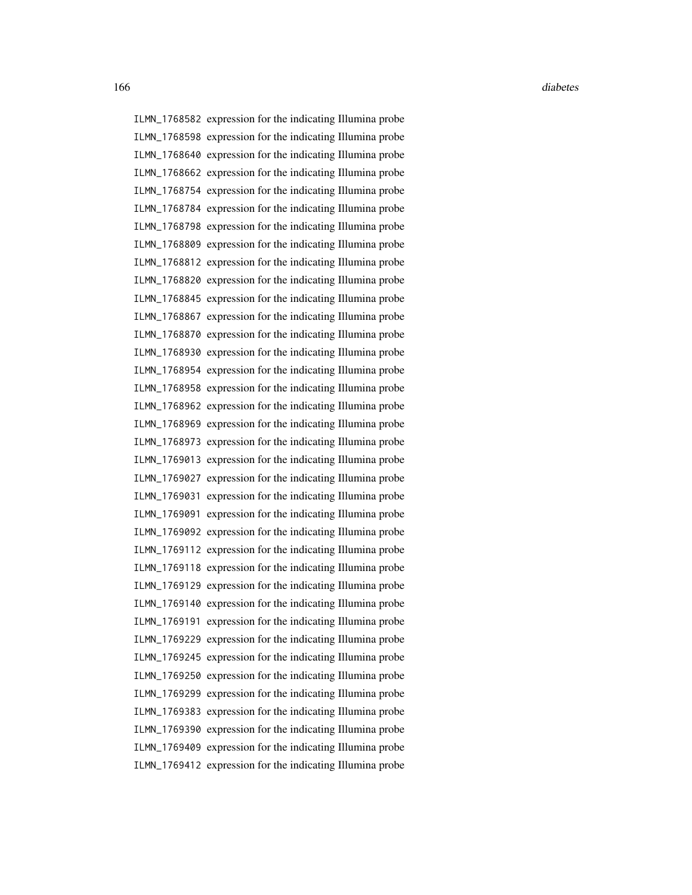ILMN_1768582 expression for the indicating Illumina probe
ILMN_1768598 expression for the indicating Illumina probe
ILMN_1768640 expression for the indicating Illumina probe
ILMN_1768662 expression for the indicating Illumina probe
ILMN_1768754 expression for the indicating Illumina probe
ILMN_1768784 expression for the indicating Illumina probe
ILMN_1768798 expression for the indicating Illumina probe
ILMN_1768809 expression for the indicating Illumina probe
ILMN_1768812 expression for the indicating Illumina probe
ILMN_1768820 expression for the indicating Illumina probe
ILMN_1768845 expression for the indicating Illumina probe
ILMN_1768867 expression for the indicating Illumina probe
ILMN_1768870 expression for the indicating Illumina probe
ILMN_1768930 expression for the indicating Illumina probe
ILMN_1768954 expression for the indicating Illumina probe
ILMN_1768958 expression for the indicating Illumina probe
ILMN_1768962 expression for the indicating Illumina probe
ILMN_1768969 expression for the indicating Illumina probe
ILMN_1768973 expression for the indicating Illumina probe
ILMN_1769013 expression for the indicating Illumina probe
ILMN_1769027 expression for the indicating Illumina probe
ILMN_1769031 expression for the indicating Illumina probe
ILMN_1769091 expression for the indicating Illumina probe
ILMN_1769092 expression for the indicating Illumina probe
ILMN_1769112 expression for the indicating Illumina probe
ILMN_1769118 expression for the indicating Illumina probe
ILMN_1769129 expression for the indicating Illumina probe
ILMN_1769140 expression for the indicating Illumina probe
ILMN_1769191 expression for the indicating Illumina probe
ILMN_1769229 expression for the indicating Illumina probe
ILMN_1769245 expression for the indicating Illumina probe
ILMN_1769250 expression for the indicating Illumina probe
ILMN_1769299 expression for the indicating Illumina probe
ILMN_1769383 expression for the indicating Illumina probe
ILMN_1769390 expression for the indicating Illumina probe
ILMN_1769409 expression for the indicating Illumina probe
ILMN_1769412 expression for the indicating Illumina probe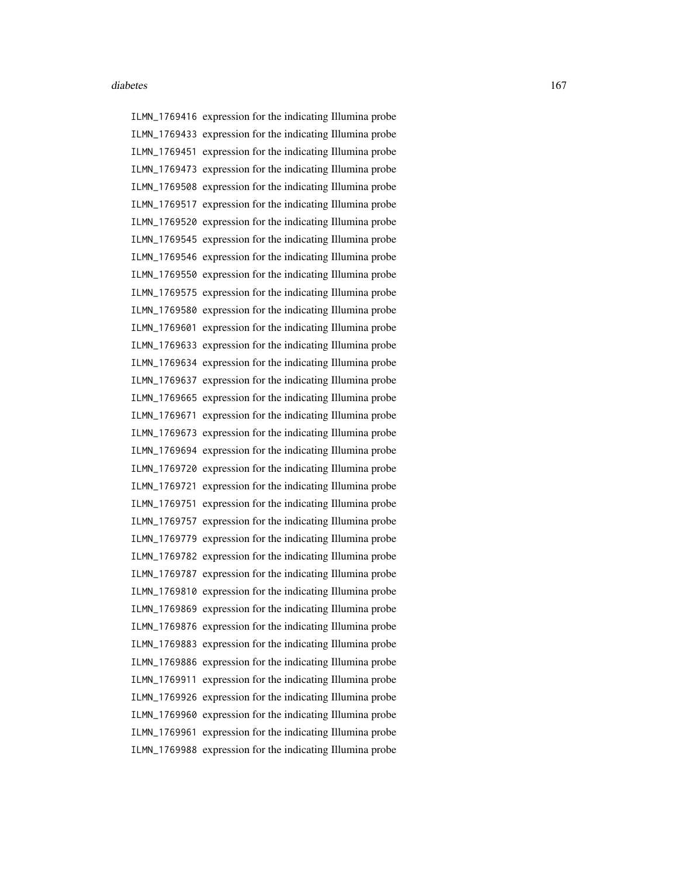ILMN_1769416 expression for the indicating Illumina probe
ILMN_1769433 expression for the indicating Illumina probe
ILMN_1769451 expression for the indicating Illumina probe
ILMN_1769473 expression for the indicating Illumina probe
ILMN_1769508 expression for the indicating Illumina probe
ILMN_1769517 expression for the indicating Illumina probe
ILMN_1769520 expression for the indicating Illumina probe
ILMN_1769545 expression for the indicating Illumina probe
ILMN_1769546 expression for the indicating Illumina probe
ILMN_1769550 expression for the indicating Illumina probe
ILMN_1769575 expression for the indicating Illumina probe
ILMN_1769580 expression for the indicating Illumina probe
ILMN_1769601 expression for the indicating Illumina probe
ILMN_1769633 expression for the indicating Illumina probe
ILMN_1769634 expression for the indicating Illumina probe
ILMN_1769637 expression for the indicating Illumina probe
ILMN_1769665 expression for the indicating Illumina probe
ILMN_1769671 expression for the indicating Illumina probe
ILMN_1769673 expression for the indicating Illumina probe
ILMN_1769694 expression for the indicating Illumina probe
ILMN_1769720 expression for the indicating Illumina probe
ILMN_1769721 expression for the indicating Illumina probe
ILMN_1769751 expression for the indicating Illumina probe
ILMN_1769757 expression for the indicating Illumina probe
ILMN_1769779 expression for the indicating Illumina probe
ILMN_1769782 expression for the indicating Illumina probe
ILMN_1769787 expression for the indicating Illumina probe
ILMN_1769810 expression for the indicating Illumina probe
ILMN_1769869 expression for the indicating Illumina probe
ILMN_1769876 expression for the indicating Illumina probe
ILMN_1769883 expression for the indicating Illumina probe
ILMN_1769886 expression for the indicating Illumina probe
ILMN_1769911 expression for the indicating Illumina probe
ILMN_1769926 expression for the indicating Illumina probe
ILMN_1769960 expression for the indicating Illumina probe
ILMN_1769961 expression for the indicating Illumina probe
ILMN_1769988 expression for the indicating Illumina probe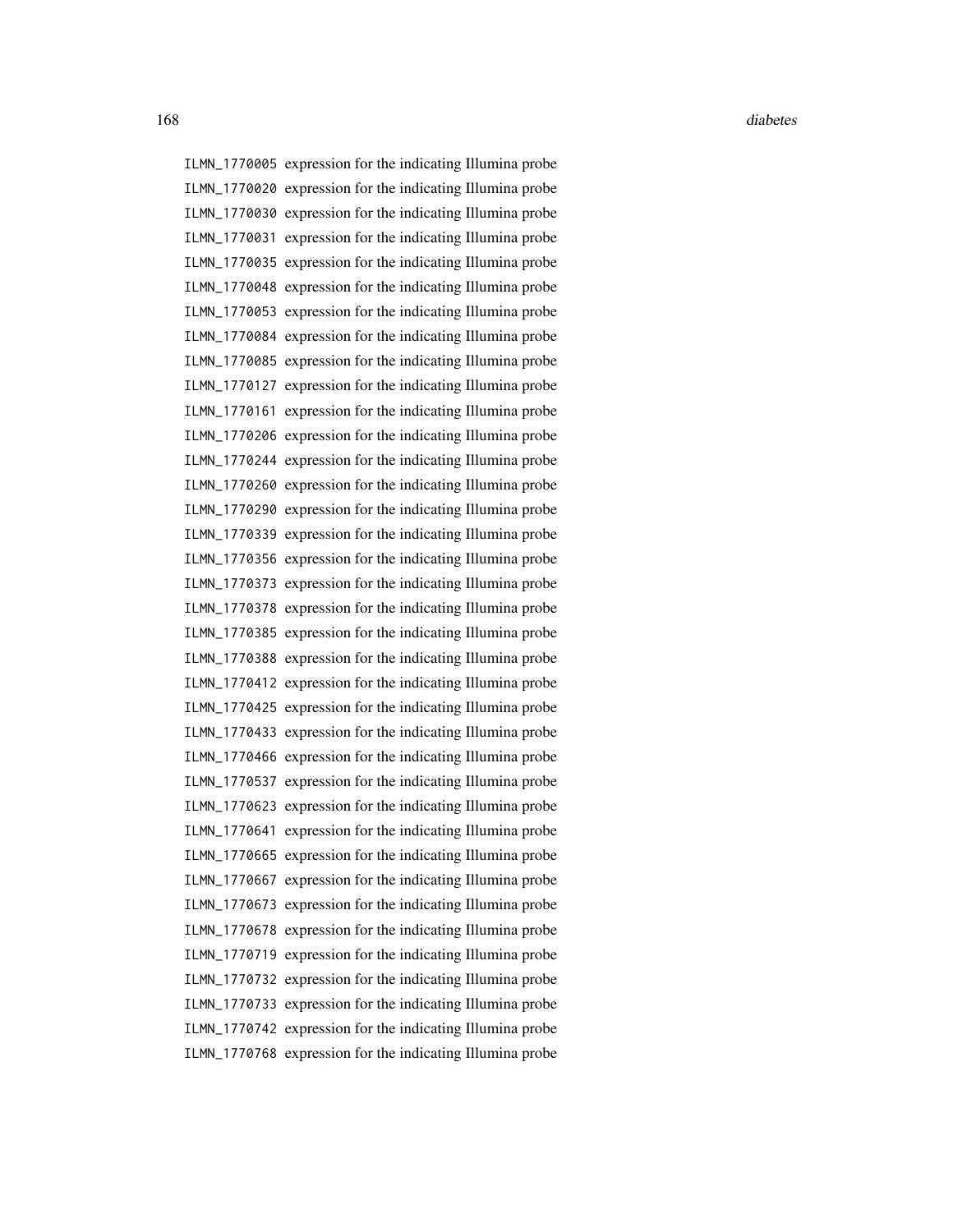ILMN_1770005 expression for the indicating Illumina probe
ILMN_1770020 expression for the indicating Illumina probe
ILMN_1770030 expression for the indicating Illumina probe
ILMN_1770031 expression for the indicating Illumina probe
ILMN_1770035 expression for the indicating Illumina probe
ILMN_1770048 expression for the indicating Illumina probe
ILMN_1770053 expression for the indicating Illumina probe
ILMN_1770084 expression for the indicating Illumina probe
ILMN_1770085 expression for the indicating Illumina probe
ILMN_1770127 expression for the indicating Illumina probe
ILMN_1770161 expression for the indicating Illumina probe
ILMN_1770206 expression for the indicating Illumina probe
ILMN_1770244 expression for the indicating Illumina probe
ILMN_1770260 expression for the indicating Illumina probe
ILMN_1770290 expression for the indicating Illumina probe
ILMN_1770339 expression for the indicating Illumina probe
ILMN_1770356 expression for the indicating Illumina probe
ILMN_1770373 expression for the indicating Illumina probe
ILMN_1770378 expression for the indicating Illumina probe
ILMN_1770385 expression for the indicating Illumina probe
ILMN_1770388 expression for the indicating Illumina probe
ILMN_1770412 expression for the indicating Illumina probe
ILMN_1770425 expression for the indicating Illumina probe
ILMN_1770433 expression for the indicating Illumina probe
ILMN_1770466 expression for the indicating Illumina probe
ILMN_1770537 expression for the indicating Illumina probe
ILMN_1770623 expression for the indicating Illumina probe
ILMN_1770641 expression for the indicating Illumina probe
ILMN_1770665 expression for the indicating Illumina probe
ILMN_1770667 expression for the indicating Illumina probe
ILMN_1770673 expression for the indicating Illumina probe
ILMN_1770678 expression for the indicating Illumina probe
ILMN_1770719 expression for the indicating Illumina probe
ILMN_1770732 expression for the indicating Illumina probe
ILMN_1770733 expression for the indicating Illumina probe
ILMN_1770742 expression for the indicating Illumina probe
ILMN_1770768 expression for the indicating Illumina probe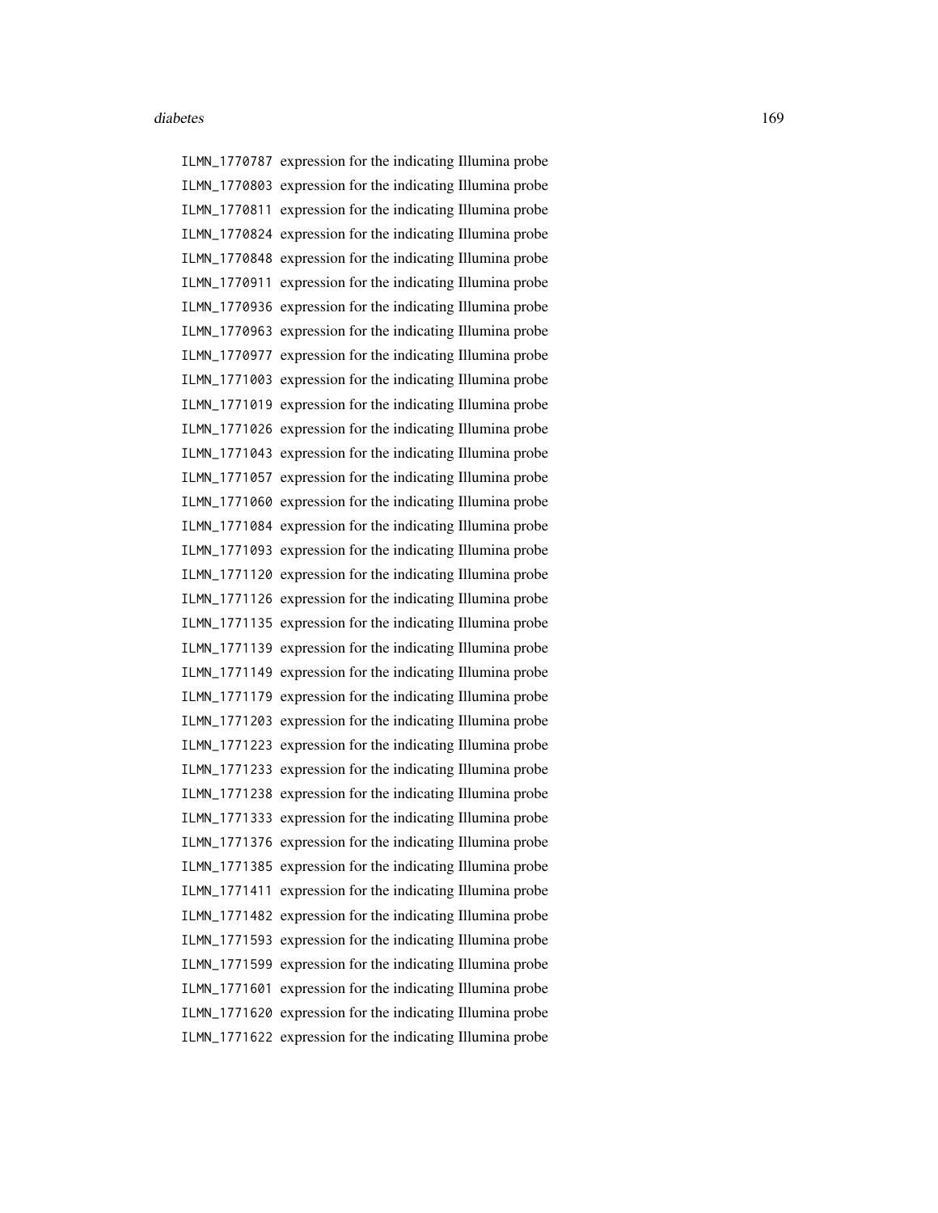ILMN_1770787 expression for the indicating Illumina probe
ILMN_1770803 expression for the indicating Illumina probe
ILMN_1770811 expression for the indicating Illumina probe
ILMN_1770824 expression for the indicating Illumina probe
ILMN_1770848 expression for the indicating Illumina probe
ILMN_1770911 expression for the indicating Illumina probe
ILMN_1770936 expression for the indicating Illumina probe
ILMN_1770963 expression for the indicating Illumina probe
ILMN_1770977 expression for the indicating Illumina probe
ILMN_1771003 expression for the indicating Illumina probe
ILMN_1771019 expression for the indicating Illumina probe
ILMN_1771026 expression for the indicating Illumina probe
ILMN_1771043 expression for the indicating Illumina probe
ILMN_1771057 expression for the indicating Illumina probe
ILMN_1771060 expression for the indicating Illumina probe
ILMN_1771084 expression for the indicating Illumina probe
ILMN_1771093 expression for the indicating Illumina probe
ILMN_1771120 expression for the indicating Illumina probe
ILMN_1771126 expression for the indicating Illumina probe
ILMN_1771135 expression for the indicating Illumina probe
ILMN_1771139 expression for the indicating Illumina probe
ILMN_1771149 expression for the indicating Illumina probe
ILMN_1771179 expression for the indicating Illumina probe
ILMN_1771203 expression for the indicating Illumina probe
ILMN_1771223 expression for the indicating Illumina probe
ILMN_1771233 expression for the indicating Illumina probe
ILMN_1771238 expression for the indicating Illumina probe
ILMN_1771333 expression for the indicating Illumina probe
ILMN_1771376 expression for the indicating Illumina probe
ILMN_1771385 expression for the indicating Illumina probe
ILMN_1771411 expression for the indicating Illumina probe
ILMN_1771482 expression for the indicating Illumina probe
ILMN_1771593 expression for the indicating Illumina probe
ILMN_1771599 expression for the indicating Illumina probe
ILMN_1771601 expression for the indicating Illumina probe
ILMN_1771620 expression for the indicating Illumina probe
ILMN_1771622 expression for the indicating Illumina probe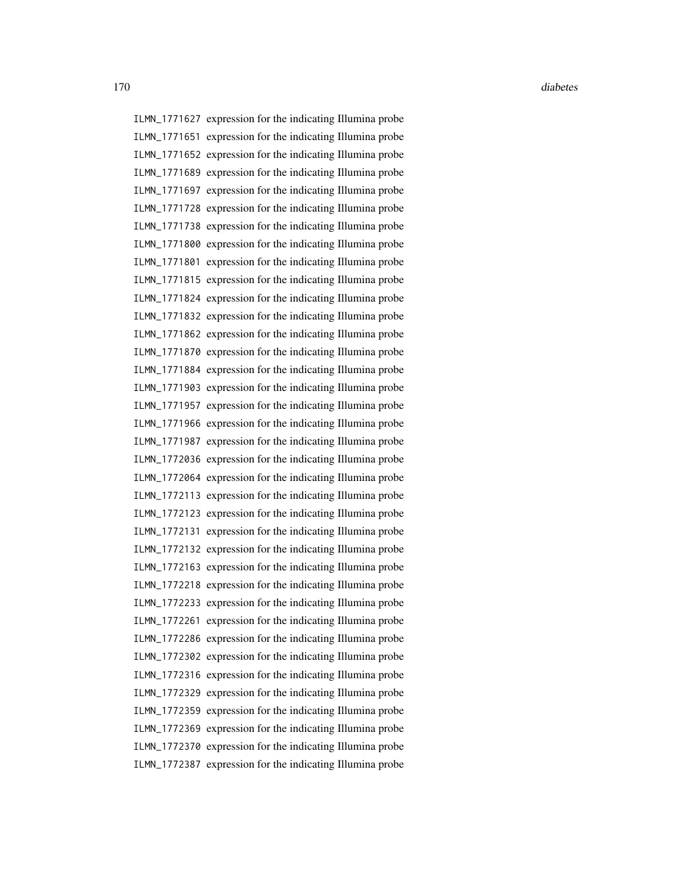ILMN_1771627 expression for the indicating Illumina probe
ILMN_1771651 expression for the indicating Illumina probe
ILMN_1771652 expression for the indicating Illumina probe
ILMN_1771689 expression for the indicating Illumina probe
ILMN_1771697 expression for the indicating Illumina probe
ILMN_1771728 expression for the indicating Illumina probe
ILMN_1771738 expression for the indicating Illumina probe
ILMN_1771800 expression for the indicating Illumina probe
ILMN_1771801 expression for the indicating Illumina probe
ILMN_1771815 expression for the indicating Illumina probe
ILMN_1771824 expression for the indicating Illumina probe
ILMN_1771832 expression for the indicating Illumina probe
ILMN_1771862 expression for the indicating Illumina probe
ILMN_1771870 expression for the indicating Illumina probe
ILMN_1771884 expression for the indicating Illumina probe
ILMN_1771903 expression for the indicating Illumina probe
ILMN_1771957 expression for the indicating Illumina probe
ILMN_1771966 expression for the indicating Illumina probe
ILMN_1771987 expression for the indicating Illumina probe
ILMN_1772036 expression for the indicating Illumina probe
ILMN_1772064 expression for the indicating Illumina probe
ILMN_1772113 expression for the indicating Illumina probe
ILMN_1772123 expression for the indicating Illumina probe
ILMN_1772131 expression for the indicating Illumina probe
ILMN_1772132 expression for the indicating Illumina probe
ILMN_1772163 expression for the indicating Illumina probe
ILMN_1772218 expression for the indicating Illumina probe
ILMN_1772233 expression for the indicating Illumina probe
ILMN_1772261 expression for the indicating Illumina probe
ILMN_1772286 expression for the indicating Illumina probe
ILMN_1772302 expression for the indicating Illumina probe
ILMN_1772316 expression for the indicating Illumina probe
ILMN_1772329 expression for the indicating Illumina probe
ILMN_1772359 expression for the indicating Illumina probe
ILMN_1772369 expression for the indicating Illumina probe
ILMN_1772370 expression for the indicating Illumina probe
ILMN_1772387 expression for the indicating Illumina probe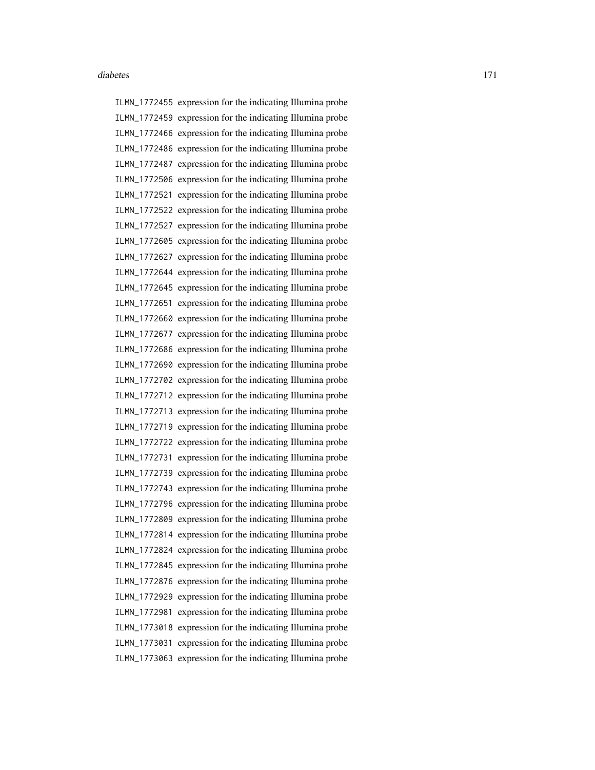ILMN_1772455 expression for the indicating Illumina probe
ILMN_1772459 expression for the indicating Illumina probe
ILMN_1772466 expression for the indicating Illumina probe
ILMN_1772486 expression for the indicating Illumina probe
ILMN_1772487 expression for the indicating Illumina probe
ILMN_1772506 expression for the indicating Illumina probe
ILMN_1772521 expression for the indicating Illumina probe
ILMN_1772522 expression for the indicating Illumina probe
ILMN_1772527 expression for the indicating Illumina probe
ILMN_1772605 expression for the indicating Illumina probe
ILMN_1772627 expression for the indicating Illumina probe
ILMN_1772644 expression for the indicating Illumina probe
ILMN_1772645 expression for the indicating Illumina probe
ILMN_1772651 expression for the indicating Illumina probe
ILMN_1772660 expression for the indicating Illumina probe
ILMN_1772677 expression for the indicating Illumina probe
ILMN_1772686 expression for the indicating Illumina probe
ILMN_1772690 expression for the indicating Illumina probe
ILMN_1772702 expression for the indicating Illumina probe
ILMN_1772712 expression for the indicating Illumina probe
ILMN_1772713 expression for the indicating Illumina probe
ILMN_1772719 expression for the indicating Illumina probe
ILMN_1772722 expression for the indicating Illumina probe
ILMN_1772731 expression for the indicating Illumina probe
ILMN_1772739 expression for the indicating Illumina probe
ILMN_1772743 expression for the indicating Illumina probe
ILMN_1772796 expression for the indicating Illumina probe
ILMN_1772809 expression for the indicating Illumina probe
ILMN_1772814 expression for the indicating Illumina probe
ILMN_1772824 expression for the indicating Illumina probe
ILMN_1772845 expression for the indicating Illumina probe
ILMN_1772876 expression for the indicating Illumina probe
ILMN_1772929 expression for the indicating Illumina probe
ILMN_1772981 expression for the indicating Illumina probe
ILMN_1773018 expression for the indicating Illumina probe
ILMN_1773031 expression for the indicating Illumina probe
ILMN_1773063 expression for the indicating Illumina probe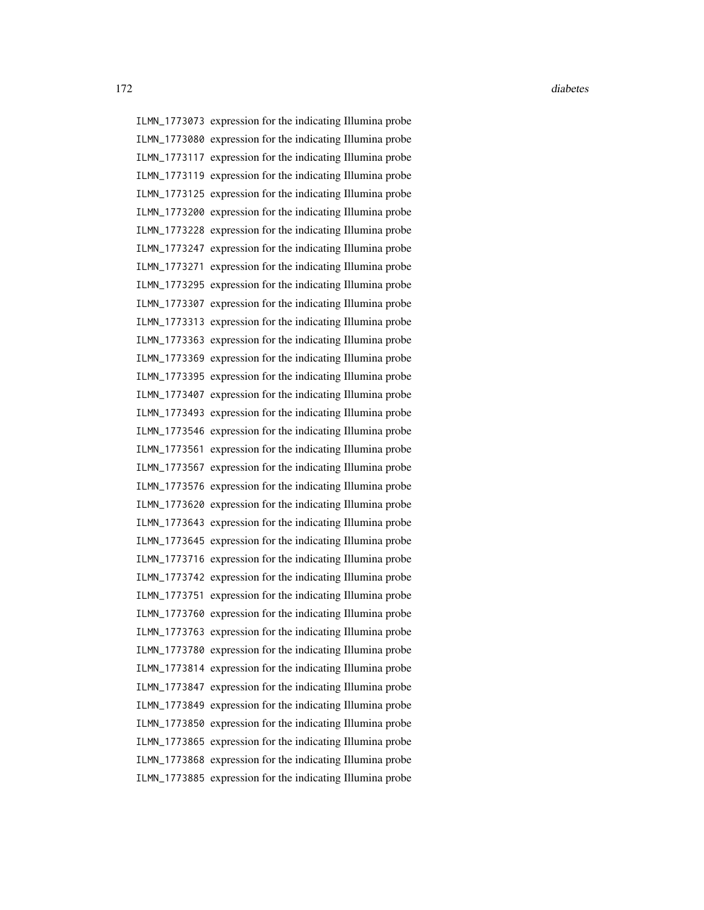ILMN_1773073 expression for the indicating Illumina probe
ILMN_1773080 expression for the indicating Illumina probe
ILMN_1773117 expression for the indicating Illumina probe
ILMN_1773119 expression for the indicating Illumina probe
ILMN_1773125 expression for the indicating Illumina probe
ILMN_1773200 expression for the indicating Illumina probe
ILMN_1773228 expression for the indicating Illumina probe
ILMN_1773247 expression for the indicating Illumina probe
ILMN_1773271 expression for the indicating Illumina probe
ILMN_1773295 expression for the indicating Illumina probe
ILMN_1773307 expression for the indicating Illumina probe
ILMN_1773313 expression for the indicating Illumina probe
ILMN_1773363 expression for the indicating Illumina probe
ILMN_1773369 expression for the indicating Illumina probe
ILMN_1773395 expression for the indicating Illumina probe
ILMN_1773407 expression for the indicating Illumina probe
ILMN_1773493 expression for the indicating Illumina probe
ILMN_1773546 expression for the indicating Illumina probe
ILMN_1773561 expression for the indicating Illumina probe
ILMN_1773567 expression for the indicating Illumina probe
ILMN_1773576 expression for the indicating Illumina probe
ILMN_1773620 expression for the indicating Illumina probe
ILMN_1773643 expression for the indicating Illumina probe
ILMN_1773645 expression for the indicating Illumina probe
ILMN_1773716 expression for the indicating Illumina probe
ILMN_1773742 expression for the indicating Illumina probe
ILMN_1773751 expression for the indicating Illumina probe
ILMN_1773760 expression for the indicating Illumina probe
ILMN_1773763 expression for the indicating Illumina probe
ILMN_1773780 expression for the indicating Illumina probe
ILMN_1773814 expression for the indicating Illumina probe
ILMN_1773847 expression for the indicating Illumina probe
ILMN_1773849 expression for the indicating Illumina probe
ILMN_1773850 expression for the indicating Illumina probe
ILMN_1773865 expression for the indicating Illumina probe
ILMN_1773868 expression for the indicating Illumina probe
ILMN_1773885 expression for the indicating Illumina probe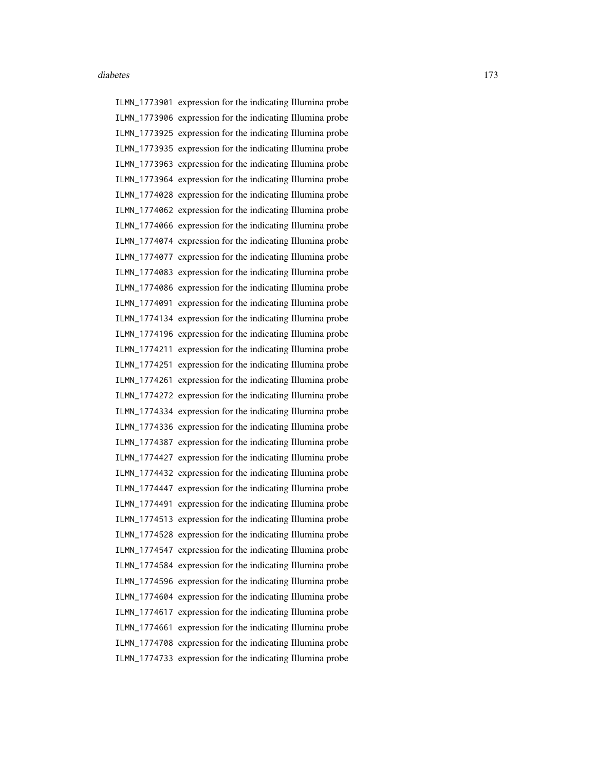ILMN_1773901 expression for the indicating Illumina probe
ILMN_1773906 expression for the indicating Illumina probe
ILMN_1773925 expression for the indicating Illumina probe
ILMN_1773935 expression for the indicating Illumina probe
ILMN_1773963 expression for the indicating Illumina probe
ILMN_1773964 expression for the indicating Illumina probe
ILMN_1774028 expression for the indicating Illumina probe
ILMN_1774062 expression for the indicating Illumina probe
ILMN_1774066 expression for the indicating Illumina probe
ILMN_1774074 expression for the indicating Illumina probe
ILMN_1774077 expression for the indicating Illumina probe
ILMN_1774083 expression for the indicating Illumina probe
ILMN_1774086 expression for the indicating Illumina probe
ILMN_1774091 expression for the indicating Illumina probe
ILMN_1774134 expression for the indicating Illumina probe
ILMN_1774196 expression for the indicating Illumina probe
ILMN_1774211 expression for the indicating Illumina probe
ILMN_1774251 expression for the indicating Illumina probe
ILMN_1774261 expression for the indicating Illumina probe
ILMN_1774272 expression for the indicating Illumina probe
ILMN_1774334 expression for the indicating Illumina probe
ILMN_1774336 expression for the indicating Illumina probe
ILMN_1774387 expression for the indicating Illumina probe
ILMN_1774427 expression for the indicating Illumina probe
ILMN_1774432 expression for the indicating Illumina probe
ILMN_1774447 expression for the indicating Illumina probe
ILMN_1774491 expression for the indicating Illumina probe
ILMN_1774513 expression for the indicating Illumina probe
ILMN_1774528 expression for the indicating Illumina probe
ILMN_1774547 expression for the indicating Illumina probe
ILMN_1774584 expression for the indicating Illumina probe
ILMN_1774596 expression for the indicating Illumina probe
ILMN_1774604 expression for the indicating Illumina probe
ILMN_1774617 expression for the indicating Illumina probe
ILMN_1774661 expression for the indicating Illumina probe
ILMN_1774708 expression for the indicating Illumina probe
ILMN_1774733 expression for the indicating Illumina probe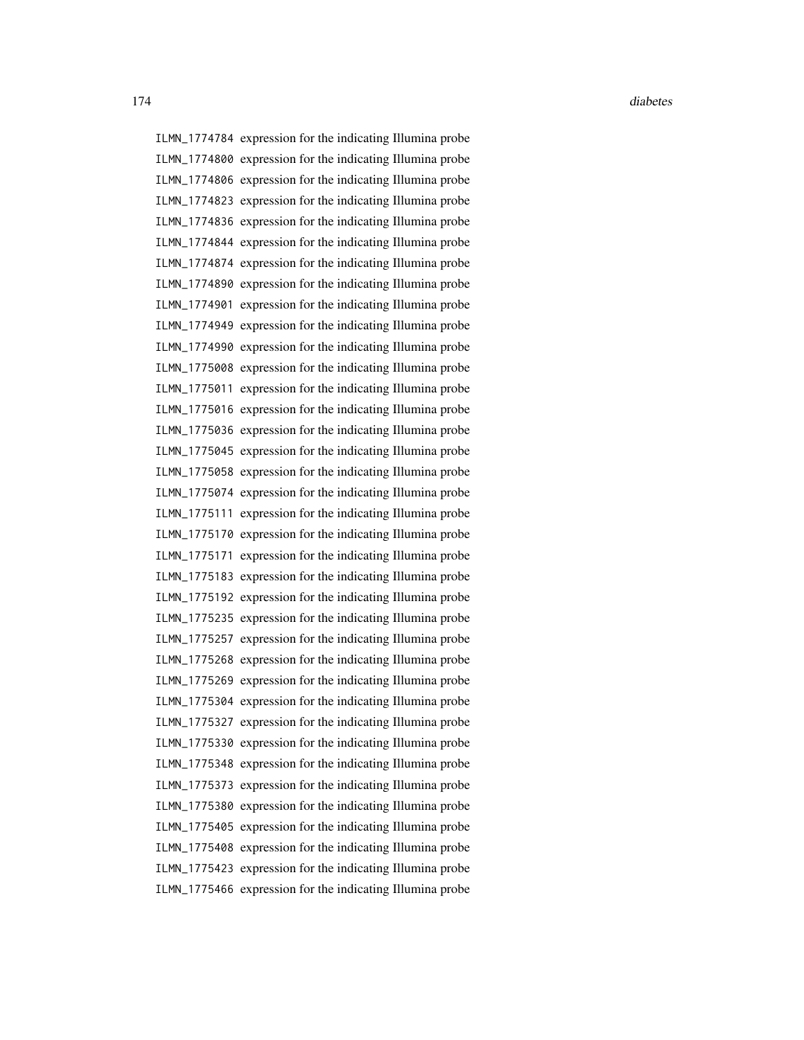| | |
|---|---|
| ILMN_1774784 | expression for the indicating Illumina probe |
| ILMN_1774800 | expression for the indicating Illumina probe |
| ILMN_1774806 | expression for the indicating Illumina probe |
| ILMN_1774823 | expression for the indicating Illumina probe |
| ILMN_1774836 | expression for the indicating Illumina probe |
| ILMN_1774844 | expression for the indicating Illumina probe |
| ILMN_1774874 | expression for the indicating Illumina probe |
| ILMN_1774890 | expression for the indicating Illumina probe |
| ILMN_1774901 | expression for the indicating Illumina probe |
| ILMN_1774949 | expression for the indicating Illumina probe |
| ILMN_1774990 | expression for the indicating Illumina probe |
| ILMN_1775008 | expression for the indicating Illumina probe |
| ILMN_1775011 | expression for the indicating Illumina probe |
| ILMN_1775016 | expression for the indicating Illumina probe |
| ILMN_1775036 | expression for the indicating Illumina probe |
| ILMN_1775045 | expression for the indicating Illumina probe |
| ILMN_1775058 | expression for the indicating Illumina probe |
| ILMN_1775074 | expression for the indicating Illumina probe |
| ILMN_1775111 | expression for the indicating Illumina probe |
| ILMN_1775170 | expression for the indicating Illumina probe |
| ILMN_1775171 | expression for the indicating Illumina probe |
| ILMN_1775183 | expression for the indicating Illumina probe |
| ILMN_1775192 | expression for the indicating Illumina probe |
| ILMN_1775235 | expression for the indicating Illumina probe |
| ILMN_1775257 | expression for the indicating Illumina probe |
| ILMN_1775268 | expression for the indicating Illumina probe |
| ILMN_1775269 | expression for the indicating Illumina probe |
| ILMN_1775304 | expression for the indicating Illumina probe |
| ILMN_1775327 | expression for the indicating Illumina probe |
| ILMN_1775330 | expression for the indicating Illumina probe |
| ILMN_1775348 | expression for the indicating Illumina probe |
| ILMN_1775373 | expression for the indicating Illumina probe |
| ILMN_1775380 | expression for the indicating Illumina probe |
| ILMN_1775405 | expression for the indicating Illumina probe |
| ILMN_1775408 | expression for the indicating Illumina probe |
| ILMN_1775423 | expression for the indicating Illumina probe |
| ILMN_1775466 | expression for the indicating Illumina probe |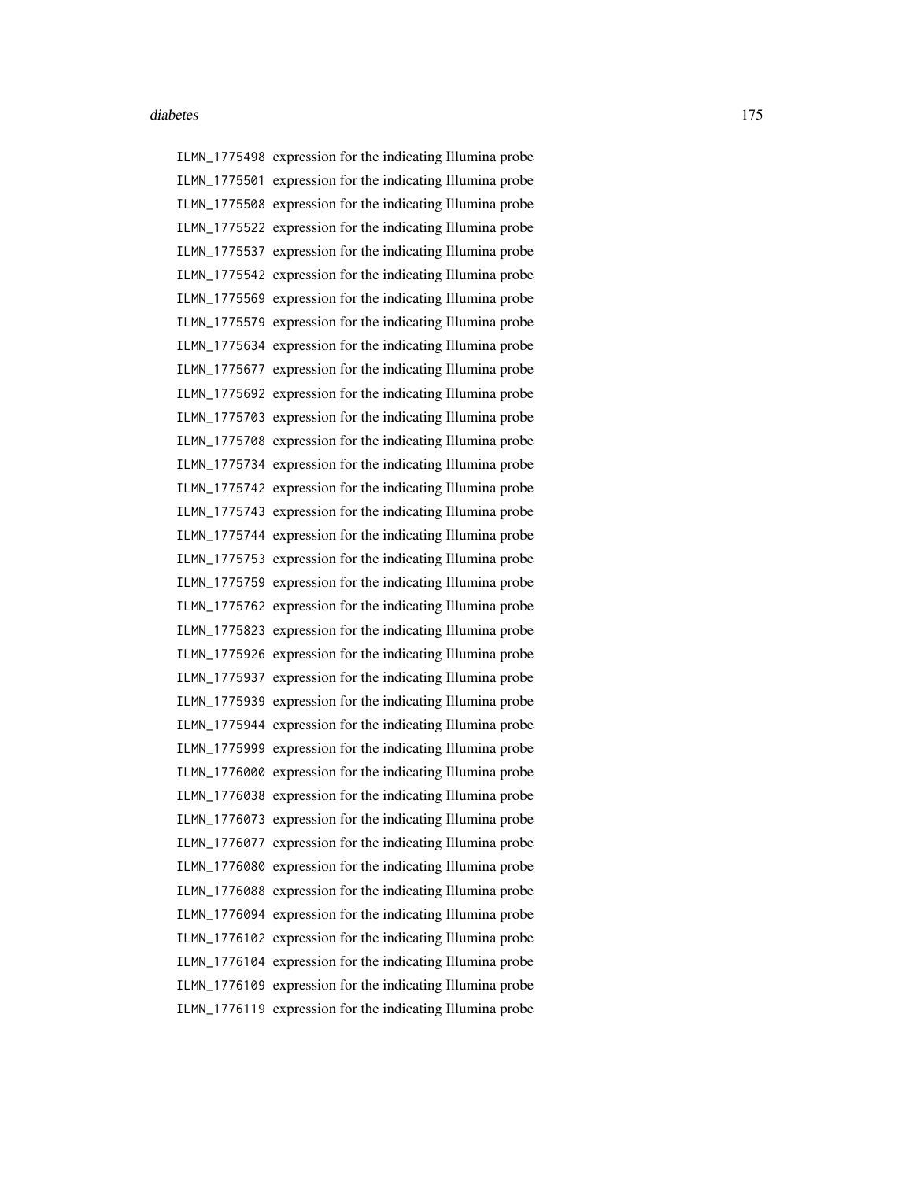ILMN_1775498 expression for the indicating Illumina probe
ILMN_1775501 expression for the indicating Illumina probe
ILMN_1775508 expression for the indicating Illumina probe
ILMN_1775522 expression for the indicating Illumina probe
ILMN_1775537 expression for the indicating Illumina probe
ILMN_1775542 expression for the indicating Illumina probe
ILMN_1775569 expression for the indicating Illumina probe
ILMN_1775579 expression for the indicating Illumina probe
ILMN_1775634 expression for the indicating Illumina probe
ILMN_1775677 expression for the indicating Illumina probe
ILMN_1775692 expression for the indicating Illumina probe
ILMN_1775703 expression for the indicating Illumina probe
ILMN_1775708 expression for the indicating Illumina probe
ILMN_1775734 expression for the indicating Illumina probe
ILMN_1775742 expression for the indicating Illumina probe
ILMN_1775743 expression for the indicating Illumina probe
ILMN_1775744 expression for the indicating Illumina probe
ILMN_1775753 expression for the indicating Illumina probe
ILMN_1775759 expression for the indicating Illumina probe
ILMN_1775762 expression for the indicating Illumina probe
ILMN_1775823 expression for the indicating Illumina probe
ILMN_1775926 expression for the indicating Illumina probe
ILMN_1775937 expression for the indicating Illumina probe
ILMN_1775939 expression for the indicating Illumina probe
ILMN_1775944 expression for the indicating Illumina probe
ILMN_1775999 expression for the indicating Illumina probe
ILMN_1776000 expression for the indicating Illumina probe
ILMN_1776038 expression for the indicating Illumina probe
ILMN_1776073 expression for the indicating Illumina probe
ILMN_1776077 expression for the indicating Illumina probe
ILMN_1776080 expression for the indicating Illumina probe
ILMN_1776088 expression for the indicating Illumina probe
ILMN_1776094 expression for the indicating Illumina probe
ILMN_1776102 expression for the indicating Illumina probe
ILMN_1776104 expression for the indicating Illumina probe
ILMN_1776109 expression for the indicating Illumina probe
ILMN_1776119 expression for the indicating Illumina probe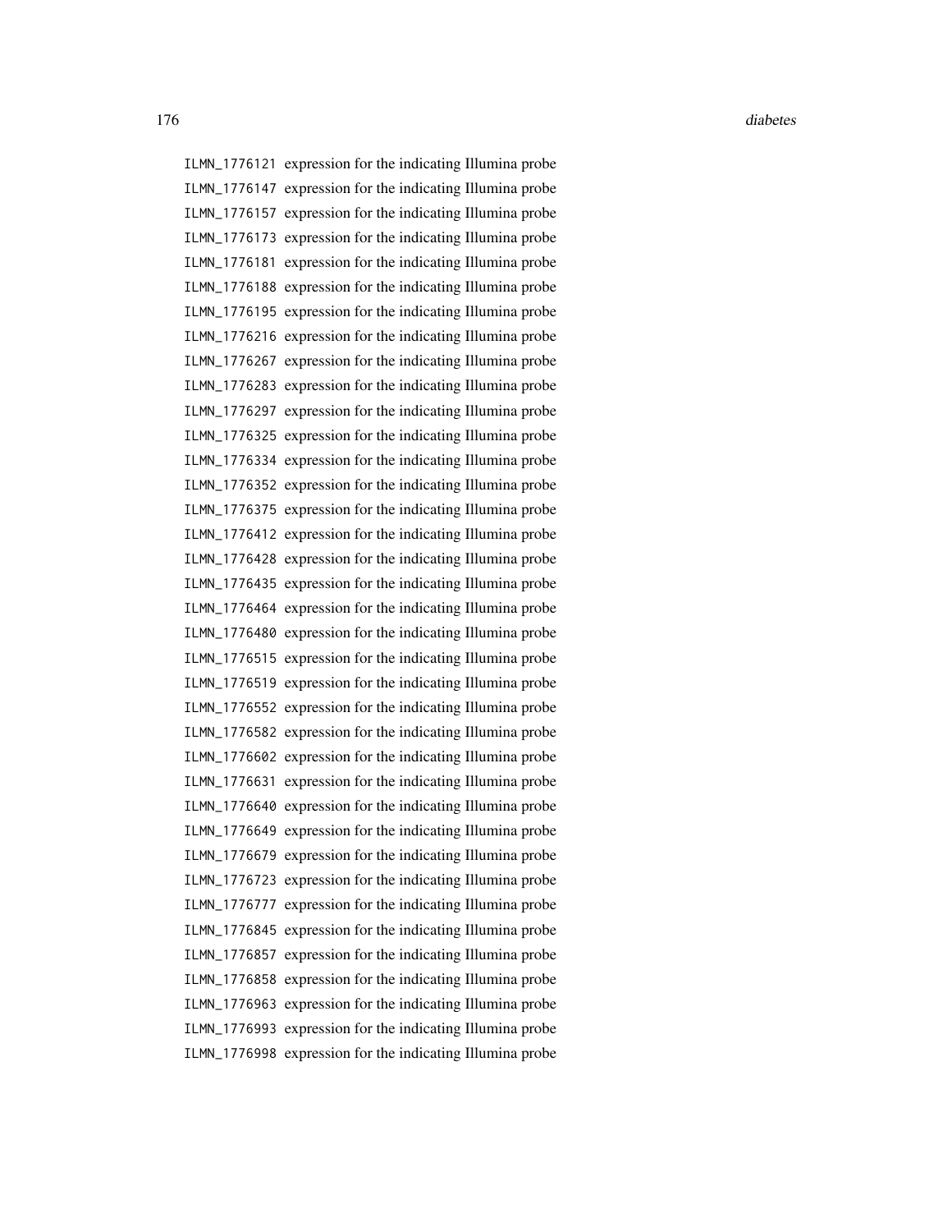ILMN_1776121 expression for the indicating Illumina probe
ILMN_1776147 expression for the indicating Illumina probe
ILMN_1776157 expression for the indicating Illumina probe
ILMN_1776173 expression for the indicating Illumina probe
ILMN_1776181 expression for the indicating Illumina probe
ILMN_1776188 expression for the indicating Illumina probe
ILMN_1776195 expression for the indicating Illumina probe
ILMN_1776216 expression for the indicating Illumina probe
ILMN_1776267 expression for the indicating Illumina probe
ILMN_1776283 expression for the indicating Illumina probe
ILMN_1776297 expression for the indicating Illumina probe
ILMN_1776325 expression for the indicating Illumina probe
ILMN_1776334 expression for the indicating Illumina probe
ILMN_1776352 expression for the indicating Illumina probe
ILMN_1776375 expression for the indicating Illumina probe
ILMN_1776412 expression for the indicating Illumina probe
ILMN_1776428 expression for the indicating Illumina probe
ILMN_1776435 expression for the indicating Illumina probe
ILMN_1776464 expression for the indicating Illumina probe
ILMN_1776480 expression for the indicating Illumina probe
ILMN_1776515 expression for the indicating Illumina probe
ILMN_1776519 expression for the indicating Illumina probe
ILMN_1776552 expression for the indicating Illumina probe
ILMN_1776582 expression for the indicating Illumina probe
ILMN_1776602 expression for the indicating Illumina probe
ILMN_1776631 expression for the indicating Illumina probe
ILMN_1776640 expression for the indicating Illumina probe
ILMN_1776649 expression for the indicating Illumina probe
ILMN_1776679 expression for the indicating Illumina probe
ILMN_1776723 expression for the indicating Illumina probe
ILMN_1776777 expression for the indicating Illumina probe
ILMN_1776845 expression for the indicating Illumina probe
ILMN_1776857 expression for the indicating Illumina probe
ILMN_1776858 expression for the indicating Illumina probe
ILMN_1776963 expression for the indicating Illumina probe
ILMN_1776993 expression for the indicating Illumina probe
ILMN_1776998 expression for the indicating Illumina probe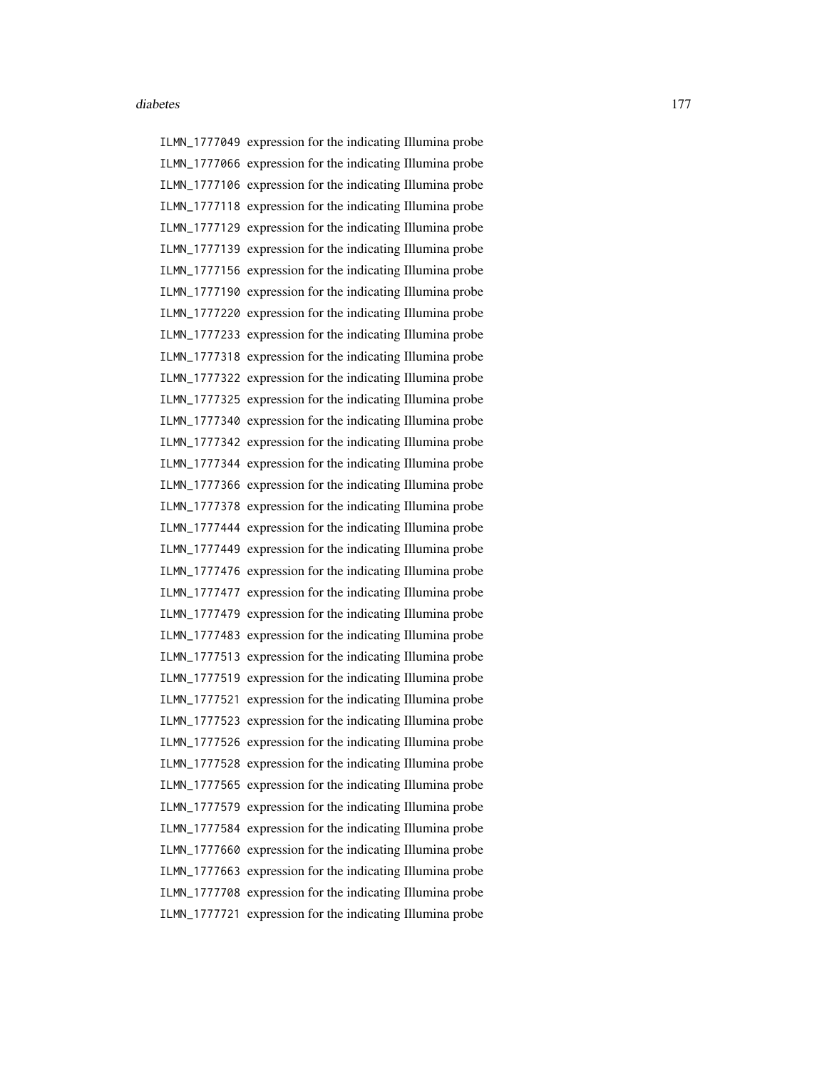ILMN_1777049 expression for the indicating Illumina probe
ILMN_1777066 expression for the indicating Illumina probe
ILMN_1777106 expression for the indicating Illumina probe
ILMN_1777118 expression for the indicating Illumina probe
ILMN_1777129 expression for the indicating Illumina probe
ILMN_1777139 expression for the indicating Illumina probe
ILMN_1777156 expression for the indicating Illumina probe
ILMN_1777190 expression for the indicating Illumina probe
ILMN_1777220 expression for the indicating Illumina probe
ILMN_1777233 expression for the indicating Illumina probe
ILMN_1777318 expression for the indicating Illumina probe
ILMN_1777322 expression for the indicating Illumina probe
ILMN_1777325 expression for the indicating Illumina probe
ILMN_1777340 expression for the indicating Illumina probe
ILMN_1777342 expression for the indicating Illumina probe
ILMN_1777344 expression for the indicating Illumina probe
ILMN_1777366 expression for the indicating Illumina probe
ILMN_1777378 expression for the indicating Illumina probe
ILMN_1777444 expression for the indicating Illumina probe
ILMN_1777449 expression for the indicating Illumina probe
ILMN_1777476 expression for the indicating Illumina probe
ILMN_1777477 expression for the indicating Illumina probe
ILMN_1777479 expression for the indicating Illumina probe
ILMN_1777483 expression for the indicating Illumina probe
ILMN_1777513 expression for the indicating Illumina probe
ILMN_1777519 expression for the indicating Illumina probe
ILMN_1777521 expression for the indicating Illumina probe
ILMN_1777523 expression for the indicating Illumina probe
ILMN_1777526 expression for the indicating Illumina probe
ILMN_1777528 expression for the indicating Illumina probe
ILMN_1777565 expression for the indicating Illumina probe
ILMN_1777579 expression for the indicating Illumina probe
ILMN_1777584 expression for the indicating Illumina probe
ILMN_1777660 expression for the indicating Illumina probe
ILMN_1777663 expression for the indicating Illumina probe
ILMN_1777708 expression for the indicating Illumina probe
ILMN_1777721 expression for the indicating Illumina probe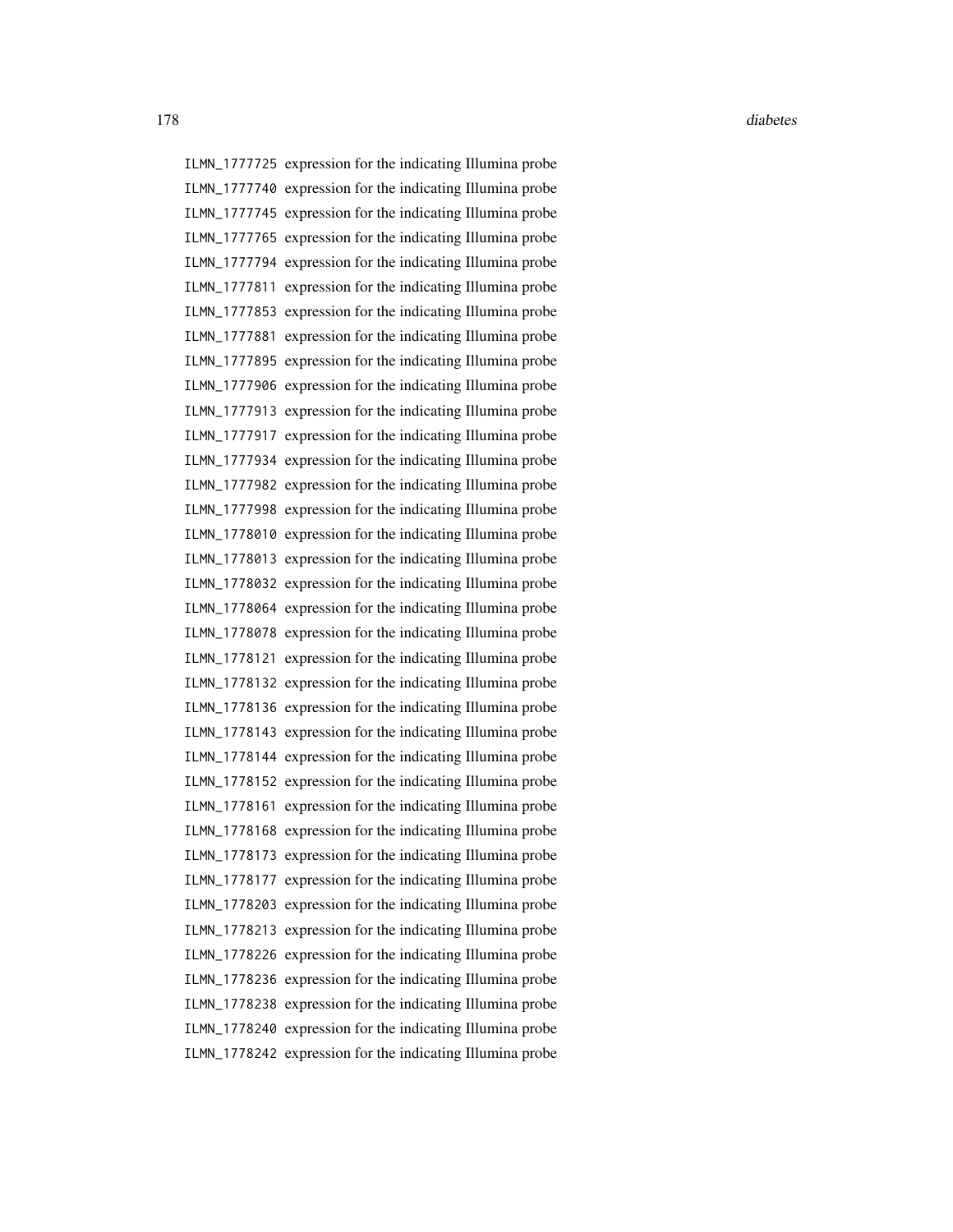ILMN_1777725 expression for the indicating Illumina probe
ILMN_1777740 expression for the indicating Illumina probe
ILMN_1777745 expression for the indicating Illumina probe
ILMN_1777765 expression for the indicating Illumina probe
ILMN_1777794 expression for the indicating Illumina probe
ILMN_1777811 expression for the indicating Illumina probe
ILMN_1777853 expression for the indicating Illumina probe
ILMN_1777881 expression for the indicating Illumina probe
ILMN_1777895 expression for the indicating Illumina probe
ILMN_1777906 expression for the indicating Illumina probe
ILMN_1777913 expression for the indicating Illumina probe
ILMN_1777917 expression for the indicating Illumina probe
ILMN_1777934 expression for the indicating Illumina probe
ILMN_1777982 expression for the indicating Illumina probe
ILMN_1777998 expression for the indicating Illumina probe
ILMN_1778010 expression for the indicating Illumina probe
ILMN_1778013 expression for the indicating Illumina probe
ILMN_1778032 expression for the indicating Illumina probe
ILMN_1778064 expression for the indicating Illumina probe
ILMN_1778078 expression for the indicating Illumina probe
ILMN_1778121 expression for the indicating Illumina probe
ILMN_1778132 expression for the indicating Illumina probe
ILMN_1778136 expression for the indicating Illumina probe
ILMN_1778143 expression for the indicating Illumina probe
ILMN_1778144 expression for the indicating Illumina probe
ILMN_1778152 expression for the indicating Illumina probe
ILMN_1778161 expression for the indicating Illumina probe
ILMN_1778168 expression for the indicating Illumina probe
ILMN_1778173 expression for the indicating Illumina probe
ILMN_1778177 expression for the indicating Illumina probe
ILMN_1778203 expression for the indicating Illumina probe
ILMN_1778213 expression for the indicating Illumina probe
ILMN_1778226 expression for the indicating Illumina probe
ILMN_1778236 expression for the indicating Illumina probe
ILMN_1778238 expression for the indicating Illumina probe
ILMN_1778240 expression for the indicating Illumina probe
ILMN_1778242 expression for the indicating Illumina probe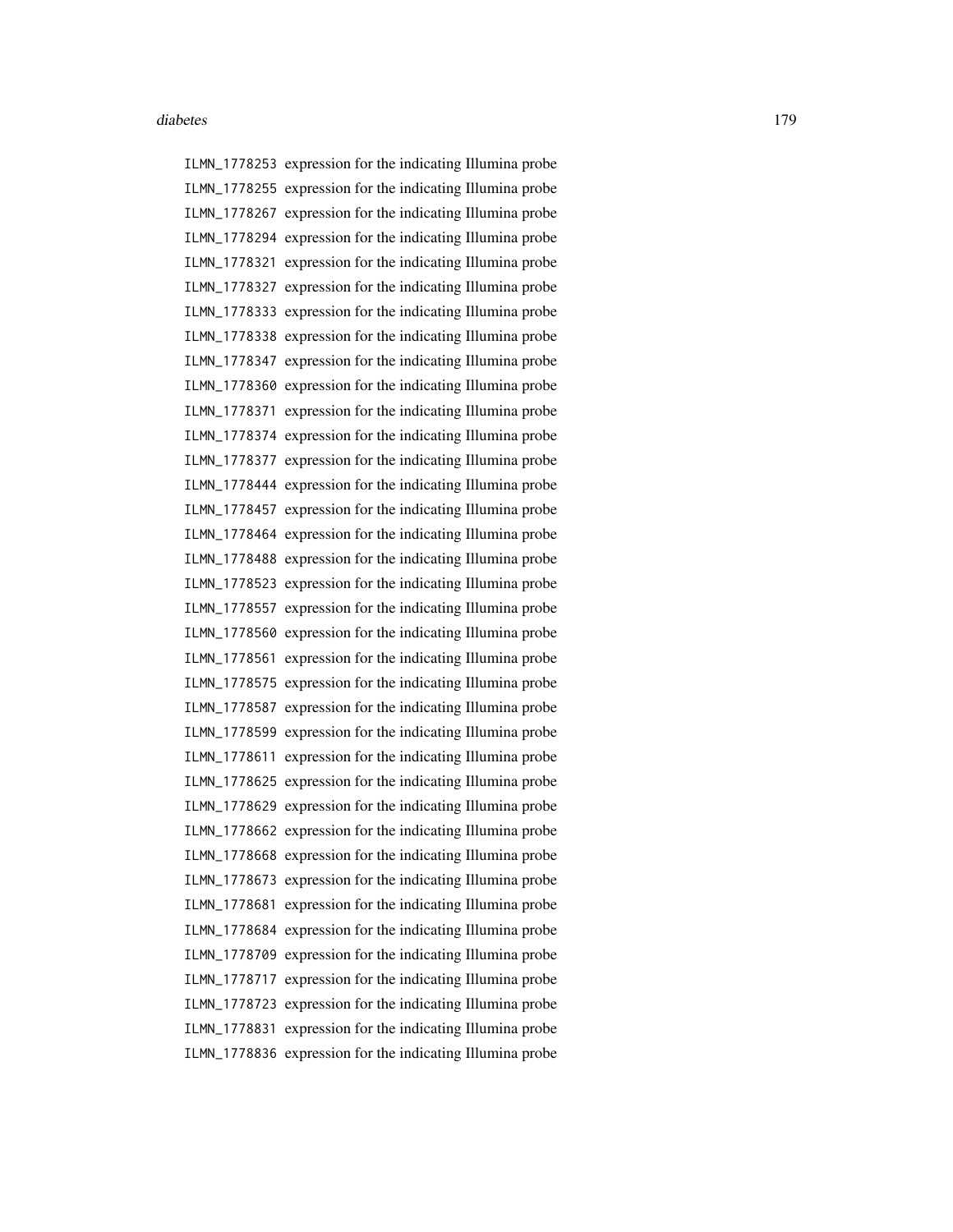ILMN_1778253 expression for the indicating Illumina probe
ILMN_1778255 expression for the indicating Illumina probe
ILMN_1778267 expression for the indicating Illumina probe
ILMN_1778294 expression for the indicating Illumina probe
ILMN_1778321 expression for the indicating Illumina probe
ILMN_1778327 expression for the indicating Illumina probe
ILMN_1778333 expression for the indicating Illumina probe
ILMN_1778338 expression for the indicating Illumina probe
ILMN_1778347 expression for the indicating Illumina probe
ILMN_1778360 expression for the indicating Illumina probe
ILMN_1778371 expression for the indicating Illumina probe
ILMN_1778374 expression for the indicating Illumina probe
ILMN_1778377 expression for the indicating Illumina probe
ILMN_1778444 expression for the indicating Illumina probe
ILMN_1778457 expression for the indicating Illumina probe
ILMN_1778464 expression for the indicating Illumina probe
ILMN_1778488 expression for the indicating Illumina probe
ILMN_1778523 expression for the indicating Illumina probe
ILMN_1778557 expression for the indicating Illumina probe
ILMN_1778560 expression for the indicating Illumina probe
ILMN_1778561 expression for the indicating Illumina probe
ILMN_1778575 expression for the indicating Illumina probe
ILMN_1778587 expression for the indicating Illumina probe
ILMN_1778599 expression for the indicating Illumina probe
ILMN_1778611 expression for the indicating Illumina probe
ILMN_1778625 expression for the indicating Illumina probe
ILMN_1778629 expression for the indicating Illumina probe
ILMN_1778662 expression for the indicating Illumina probe
ILMN_1778668 expression for the indicating Illumina probe
ILMN_1778673 expression for the indicating Illumina probe
ILMN_1778681 expression for the indicating Illumina probe
ILMN_1778684 expression for the indicating Illumina probe
ILMN_1778709 expression for the indicating Illumina probe
ILMN_1778717 expression for the indicating Illumina probe
ILMN_1778723 expression for the indicating Illumina probe
ILMN_1778831 expression for the indicating Illumina probe
ILMN_1778836 expression for the indicating Illumina probe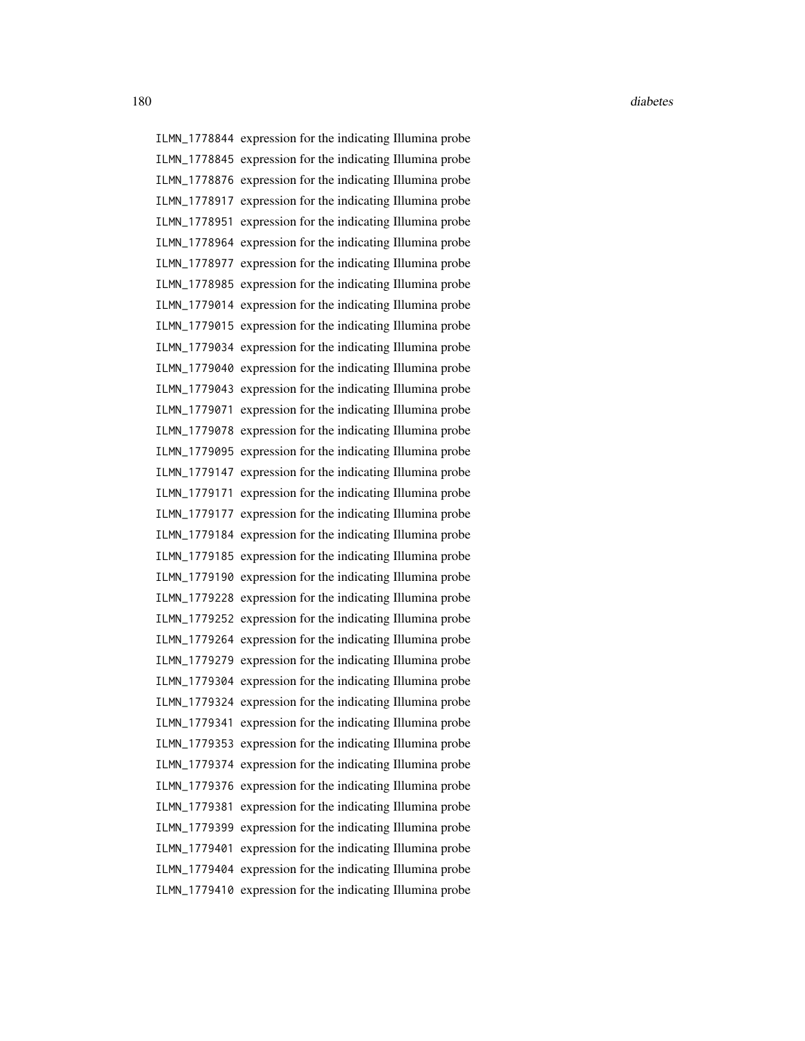ILMN_1778844 expression for the indicating Illumina probe
ILMN_1778845 expression for the indicating Illumina probe
ILMN_1778876 expression for the indicating Illumina probe
ILMN_1778917 expression for the indicating Illumina probe
ILMN_1778951 expression for the indicating Illumina probe
ILMN_1778964 expression for the indicating Illumina probe
ILMN_1778977 expression for the indicating Illumina probe
ILMN_1778985 expression for the indicating Illumina probe
ILMN_1779014 expression for the indicating Illumina probe
ILMN_1779015 expression for the indicating Illumina probe
ILMN_1779034 expression for the indicating Illumina probe
ILMN_1779040 expression for the indicating Illumina probe
ILMN_1779043 expression for the indicating Illumina probe
ILMN_1779071 expression for the indicating Illumina probe
ILMN_1779078 expression for the indicating Illumina probe
ILMN_1779095 expression for the indicating Illumina probe
ILMN_1779147 expression for the indicating Illumina probe
ILMN_1779171 expression for the indicating Illumina probe
ILMN_1779177 expression for the indicating Illumina probe
ILMN_1779184 expression for the indicating Illumina probe
ILMN_1779185 expression for the indicating Illumina probe
ILMN_1779190 expression for the indicating Illumina probe
ILMN_1779228 expression for the indicating Illumina probe
ILMN_1779252 expression for the indicating Illumina probe
ILMN_1779264 expression for the indicating Illumina probe
ILMN_1779279 expression for the indicating Illumina probe
ILMN_1779304 expression for the indicating Illumina probe
ILMN_1779324 expression for the indicating Illumina probe
ILMN_1779341 expression for the indicating Illumina probe
ILMN_1779353 expression for the indicating Illumina probe
ILMN_1779374 expression for the indicating Illumina probe
ILMN_1779376 expression for the indicating Illumina probe
ILMN_1779381 expression for the indicating Illumina probe
ILMN_1779399 expression for the indicating Illumina probe
ILMN_1779401 expression for the indicating Illumina probe
ILMN_1779404 expression for the indicating Illumina probe
ILMN_1779410 expression for the indicating Illumina probe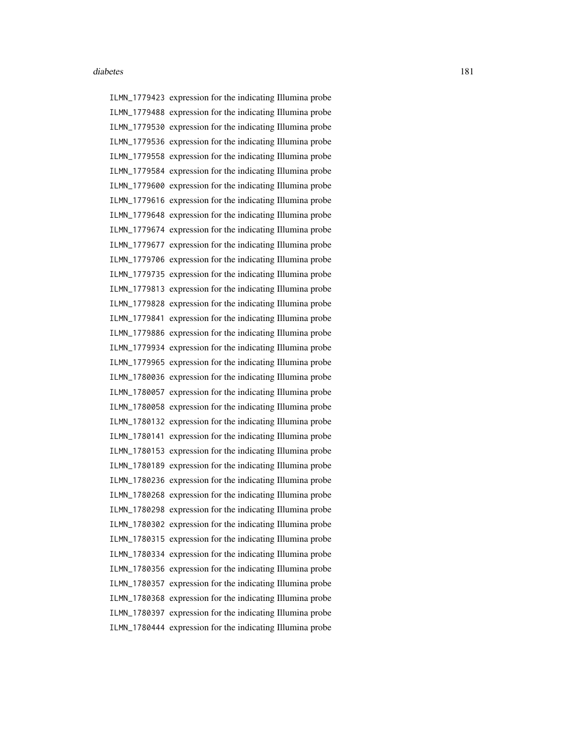ILMN_1779423 expression for the indicating Illumina probe
ILMN_1779488 expression for the indicating Illumina probe
ILMN_1779530 expression for the indicating Illumina probe
ILMN_1779536 expression for the indicating Illumina probe
ILMN_1779558 expression for the indicating Illumina probe
ILMN_1779584 expression for the indicating Illumina probe
ILMN_1779600 expression for the indicating Illumina probe
ILMN_1779616 expression for the indicating Illumina probe
ILMN_1779648 expression for the indicating Illumina probe
ILMN_1779674 expression for the indicating Illumina probe
ILMN_1779677 expression for the indicating Illumina probe
ILMN_1779706 expression for the indicating Illumina probe
ILMN_1779735 expression for the indicating Illumina probe
ILMN_1779813 expression for the indicating Illumina probe
ILMN_1779828 expression for the indicating Illumina probe
ILMN_1779841 expression for the indicating Illumina probe
ILMN_1779886 expression for the indicating Illumina probe
ILMN_1779934 expression for the indicating Illumina probe
ILMN_1779965 expression for the indicating Illumina probe
ILMN_1780036 expression for the indicating Illumina probe
ILMN_1780057 expression for the indicating Illumina probe
ILMN_1780058 expression for the indicating Illumina probe
ILMN_1780132 expression for the indicating Illumina probe
ILMN_1780141 expression for the indicating Illumina probe
ILMN_1780153 expression for the indicating Illumina probe
ILMN_1780189 expression for the indicating Illumina probe
ILMN_1780236 expression for the indicating Illumina probe
ILMN_1780268 expression for the indicating Illumina probe
ILMN_1780298 expression for the indicating Illumina probe
ILMN_1780302 expression for the indicating Illumina probe
ILMN_1780315 expression for the indicating Illumina probe
ILMN_1780334 expression for the indicating Illumina probe
ILMN_1780356 expression for the indicating Illumina probe
ILMN_1780357 expression for the indicating Illumina probe
ILMN_1780368 expression for the indicating Illumina probe
ILMN_1780397 expression for the indicating Illumina probe
ILMN_1780444 expression for the indicating Illumina probe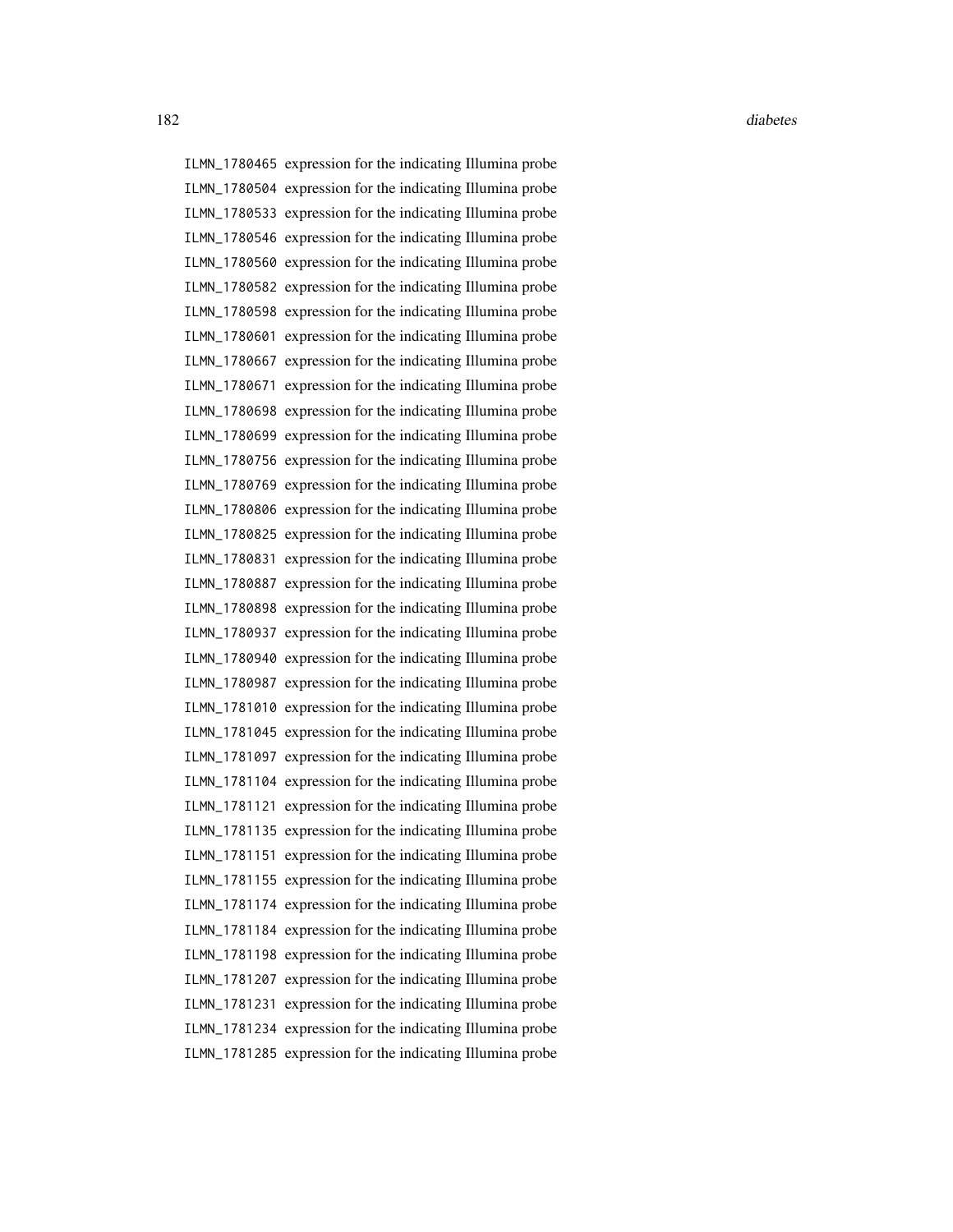| | |
|---|---|
| `ILMN_1780465` | expression for the indicating Illumina probe |
| `ILMN_1780504` | expression for the indicating Illumina probe |
| `ILMN_1780533` | expression for the indicating Illumina probe |
| `ILMN_1780546` | expression for the indicating Illumina probe |
| `ILMN_1780560` | expression for the indicating Illumina probe |
| `ILMN_1780582` | expression for the indicating Illumina probe |
| `ILMN_1780598` | expression for the indicating Illumina probe |
| `ILMN_1780601` | expression for the indicating Illumina probe |
| `ILMN_1780667` | expression for the indicating Illumina probe |
| `ILMN_1780671` | expression for the indicating Illumina probe |
| `ILMN_1780698` | expression for the indicating Illumina probe |
| `ILMN_1780699` | expression for the indicating Illumina probe |
| `ILMN_1780756` | expression for the indicating Illumina probe |
| `ILMN_1780769` | expression for the indicating Illumina probe |
| `ILMN_1780806` | expression for the indicating Illumina probe |
| `ILMN_1780825` | expression for the indicating Illumina probe |
| `ILMN_1780831` | expression for the indicating Illumina probe |
| `ILMN_1780887` | expression for the indicating Illumina probe |
| `ILMN_1780898` | expression for the indicating Illumina probe |
| `ILMN_1780937` | expression for the indicating Illumina probe |
| `ILMN_1780940` | expression for the indicating Illumina probe |
| `ILMN_1780987` | expression for the indicating Illumina probe |
| `ILMN_1781010` | expression for the indicating Illumina probe |
| `ILMN_1781045` | expression for the indicating Illumina probe |
| `ILMN_1781097` | expression for the indicating Illumina probe |
| `ILMN_1781104` | expression for the indicating Illumina probe |
| `ILMN_1781121` | expression for the indicating Illumina probe |
| `ILMN_1781135` | expression for the indicating Illumina probe |
| `ILMN_1781151` | expression for the indicating Illumina probe |
| `ILMN_1781155` | expression for the indicating Illumina probe |
| `ILMN_1781174` | expression for the indicating Illumina probe |
| `ILMN_1781184` | expression for the indicating Illumina probe |
| `ILMN_1781198` | expression for the indicating Illumina probe |
| `ILMN_1781207` | expression for the indicating Illumina probe |
| `ILMN_1781231` | expression for the indicating Illumina probe |
| `ILMN_1781234` | expression for the indicating Illumina probe |
| `ILMN_1781285` | expression for the indicating Illumina probe |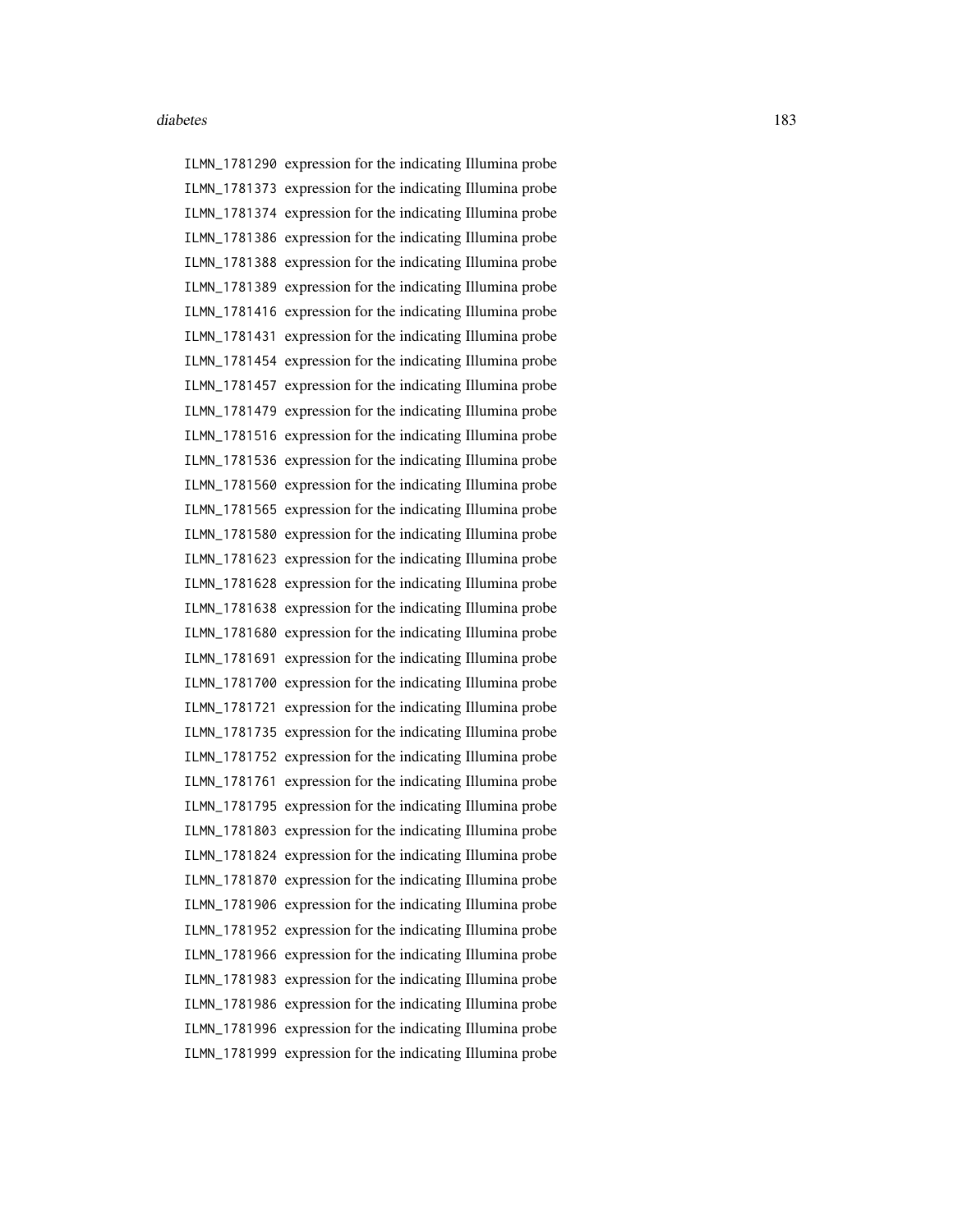ILMN_1781290 expression for the indicating Illumina probe
ILMN_1781373 expression for the indicating Illumina probe
ILMN_1781374 expression for the indicating Illumina probe
ILMN_1781386 expression for the indicating Illumina probe
ILMN_1781388 expression for the indicating Illumina probe
ILMN_1781389 expression for the indicating Illumina probe
ILMN_1781416 expression for the indicating Illumina probe
ILMN_1781431 expression for the indicating Illumina probe
ILMN_1781454 expression for the indicating Illumina probe
ILMN_1781457 expression for the indicating Illumina probe
ILMN_1781479 expression for the indicating Illumina probe
ILMN_1781516 expression for the indicating Illumina probe
ILMN_1781536 expression for the indicating Illumina probe
ILMN_1781560 expression for the indicating Illumina probe
ILMN_1781565 expression for the indicating Illumina probe
ILMN_1781580 expression for the indicating Illumina probe
ILMN_1781623 expression for the indicating Illumina probe
ILMN_1781628 expression for the indicating Illumina probe
ILMN_1781638 expression for the indicating Illumina probe
ILMN_1781680 expression for the indicating Illumina probe
ILMN_1781691 expression for the indicating Illumina probe
ILMN_1781700 expression for the indicating Illumina probe
ILMN_1781721 expression for the indicating Illumina probe
ILMN_1781735 expression for the indicating Illumina probe
ILMN_1781752 expression for the indicating Illumina probe
ILMN_1781761 expression for the indicating Illumina probe
ILMN_1781795 expression for the indicating Illumina probe
ILMN_1781803 expression for the indicating Illumina probe
ILMN_1781824 expression for the indicating Illumina probe
ILMN_1781870 expression for the indicating Illumina probe
ILMN_1781906 expression for the indicating Illumina probe
ILMN_1781952 expression for the indicating Illumina probe
ILMN_1781966 expression for the indicating Illumina probe
ILMN_1781983 expression for the indicating Illumina probe
ILMN_1781986 expression for the indicating Illumina probe
ILMN_1781996 expression for the indicating Illumina probe
ILMN_1781999 expression for the indicating Illumina probe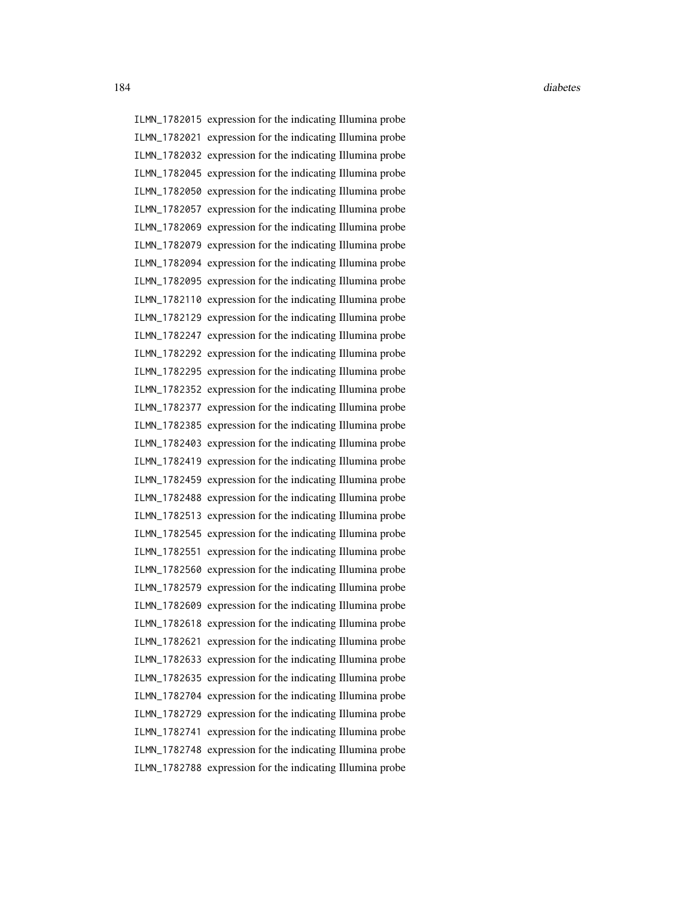ILMN_1782015 expression for the indicating Illumina probe
ILMN_1782021 expression for the indicating Illumina probe
ILMN_1782032 expression for the indicating Illumina probe
ILMN_1782045 expression for the indicating Illumina probe
ILMN_1782050 expression for the indicating Illumina probe
ILMN_1782057 expression for the indicating Illumina probe
ILMN_1782069 expression for the indicating Illumina probe
ILMN_1782079 expression for the indicating Illumina probe
ILMN_1782094 expression for the indicating Illumina probe
ILMN_1782095 expression for the indicating Illumina probe
ILMN_1782110 expression for the indicating Illumina probe
ILMN_1782129 expression for the indicating Illumina probe
ILMN_1782247 expression for the indicating Illumina probe
ILMN_1782292 expression for the indicating Illumina probe
ILMN_1782295 expression for the indicating Illumina probe
ILMN_1782352 expression for the indicating Illumina probe
ILMN_1782377 expression for the indicating Illumina probe
ILMN_1782385 expression for the indicating Illumina probe
ILMN_1782403 expression for the indicating Illumina probe
ILMN_1782419 expression for the indicating Illumina probe
ILMN_1782459 expression for the indicating Illumina probe
ILMN_1782488 expression for the indicating Illumina probe
ILMN_1782513 expression for the indicating Illumina probe
ILMN_1782545 expression for the indicating Illumina probe
ILMN_1782551 expression for the indicating Illumina probe
ILMN_1782560 expression for the indicating Illumina probe
ILMN_1782579 expression for the indicating Illumina probe
ILMN_1782609 expression for the indicating Illumina probe
ILMN_1782618 expression for the indicating Illumina probe
ILMN_1782621 expression for the indicating Illumina probe
ILMN_1782633 expression for the indicating Illumina probe
ILMN_1782635 expression for the indicating Illumina probe
ILMN_1782704 expression for the indicating Illumina probe
ILMN_1782729 expression for the indicating Illumina probe
ILMN_1782741 expression for the indicating Illumina probe
ILMN_1782748 expression for the indicating Illumina probe
ILMN_1782788 expression for the indicating Illumina probe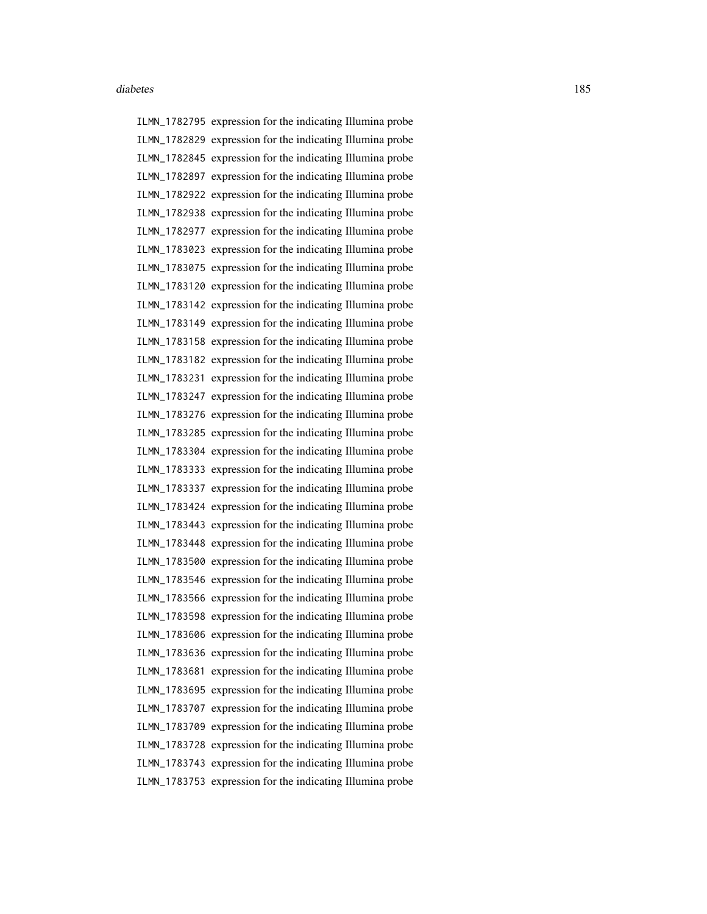ILMN_1782795 expression for the indicating Illumina probe
ILMN_1782829 expression for the indicating Illumina probe
ILMN_1782845 expression for the indicating Illumina probe
ILMN_1782897 expression for the indicating Illumina probe
ILMN_1782922 expression for the indicating Illumina probe
ILMN_1782938 expression for the indicating Illumina probe
ILMN_1782977 expression for the indicating Illumina probe
ILMN_1783023 expression for the indicating Illumina probe
ILMN_1783075 expression for the indicating Illumina probe
ILMN_1783120 expression for the indicating Illumina probe
ILMN_1783142 expression for the indicating Illumina probe
ILMN_1783149 expression for the indicating Illumina probe
ILMN_1783158 expression for the indicating Illumina probe
ILMN_1783182 expression for the indicating Illumina probe
ILMN_1783231 expression for the indicating Illumina probe
ILMN_1783247 expression for the indicating Illumina probe
ILMN_1783276 expression for the indicating Illumina probe
ILMN_1783285 expression for the indicating Illumina probe
ILMN_1783304 expression for the indicating Illumina probe
ILMN_1783333 expression for the indicating Illumina probe
ILMN_1783337 expression for the indicating Illumina probe
ILMN_1783424 expression for the indicating Illumina probe
ILMN_1783443 expression for the indicating Illumina probe
ILMN_1783448 expression for the indicating Illumina probe
ILMN_1783500 expression for the indicating Illumina probe
ILMN_1783546 expression for the indicating Illumina probe
ILMN_1783566 expression for the indicating Illumina probe
ILMN_1783598 expression for the indicating Illumina probe
ILMN_1783606 expression for the indicating Illumina probe
ILMN_1783636 expression for the indicating Illumina probe
ILMN_1783681 expression for the indicating Illumina probe
ILMN_1783695 expression for the indicating Illumina probe
ILMN_1783707 expression for the indicating Illumina probe
ILMN_1783709 expression for the indicating Illumina probe
ILMN_1783728 expression for the indicating Illumina probe
ILMN_1783743 expression for the indicating Illumina probe
ILMN_1783753 expression for the indicating Illumina probe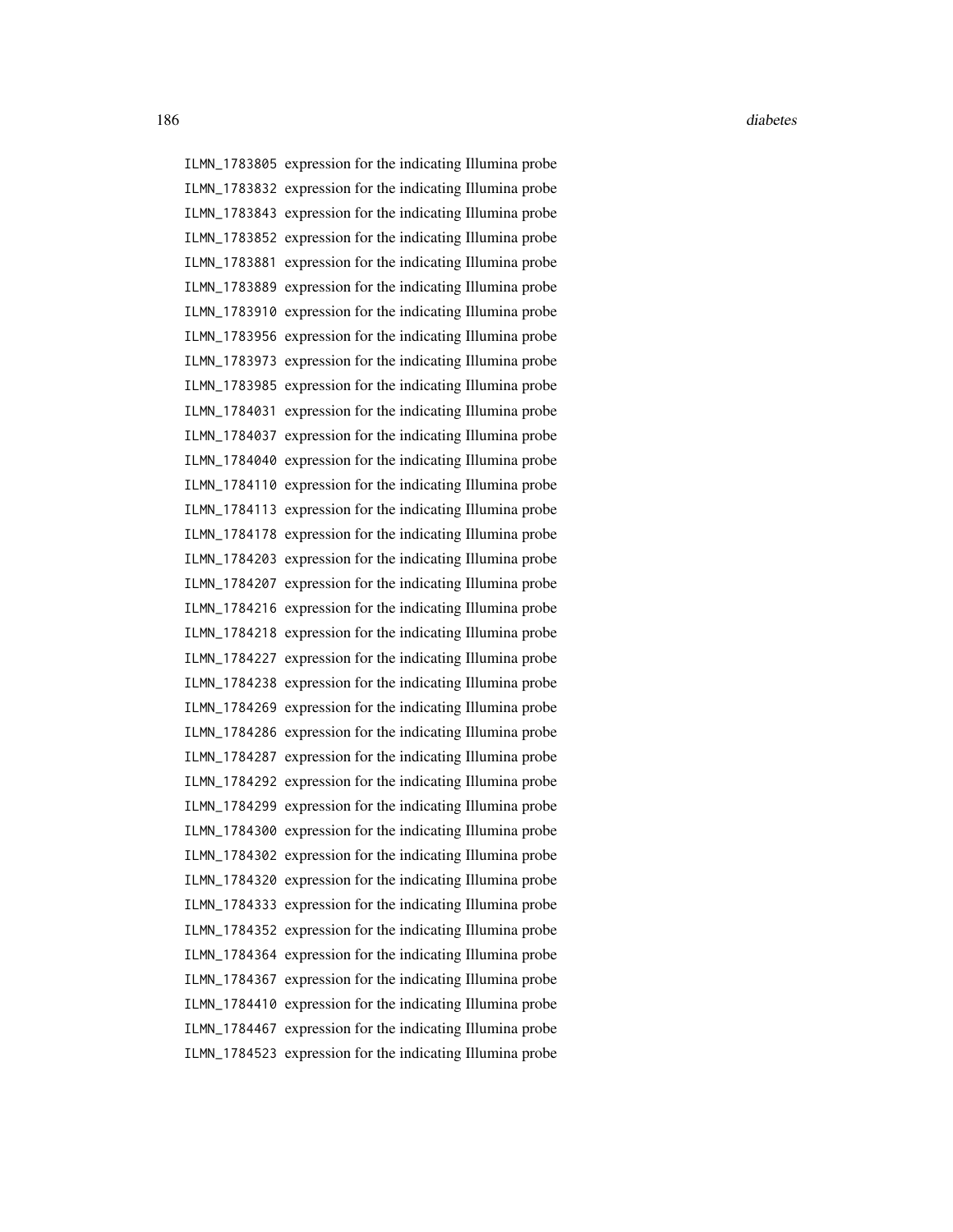ILMN_1783805 expression for the indicating Illumina probe
ILMN_1783832 expression for the indicating Illumina probe
ILMN_1783843 expression for the indicating Illumina probe
ILMN_1783852 expression for the indicating Illumina probe
ILMN_1783881 expression for the indicating Illumina probe
ILMN_1783889 expression for the indicating Illumina probe
ILMN_1783910 expression for the indicating Illumina probe
ILMN_1783956 expression for the indicating Illumina probe
ILMN_1783973 expression for the indicating Illumina probe
ILMN_1783985 expression for the indicating Illumina probe
ILMN_1784031 expression for the indicating Illumina probe
ILMN_1784037 expression for the indicating Illumina probe
ILMN_1784040 expression for the indicating Illumina probe
ILMN_1784110 expression for the indicating Illumina probe
ILMN_1784113 expression for the indicating Illumina probe
ILMN_1784178 expression for the indicating Illumina probe
ILMN_1784203 expression for the indicating Illumina probe
ILMN_1784207 expression for the indicating Illumina probe
ILMN_1784216 expression for the indicating Illumina probe
ILMN_1784218 expression for the indicating Illumina probe
ILMN_1784227 expression for the indicating Illumina probe
ILMN_1784238 expression for the indicating Illumina probe
ILMN_1784269 expression for the indicating Illumina probe
ILMN_1784286 expression for the indicating Illumina probe
ILMN_1784287 expression for the indicating Illumina probe
ILMN_1784292 expression for the indicating Illumina probe
ILMN_1784299 expression for the indicating Illumina probe
ILMN_1784300 expression for the indicating Illumina probe
ILMN_1784302 expression for the indicating Illumina probe
ILMN_1784320 expression for the indicating Illumina probe
ILMN_1784333 expression for the indicating Illumina probe
ILMN_1784352 expression for the indicating Illumina probe
ILMN_1784364 expression for the indicating Illumina probe
ILMN_1784367 expression for the indicating Illumina probe
ILMN_1784410 expression for the indicating Illumina probe
ILMN_1784467 expression for the indicating Illumina probe
ILMN_1784523 expression for the indicating Illumina probe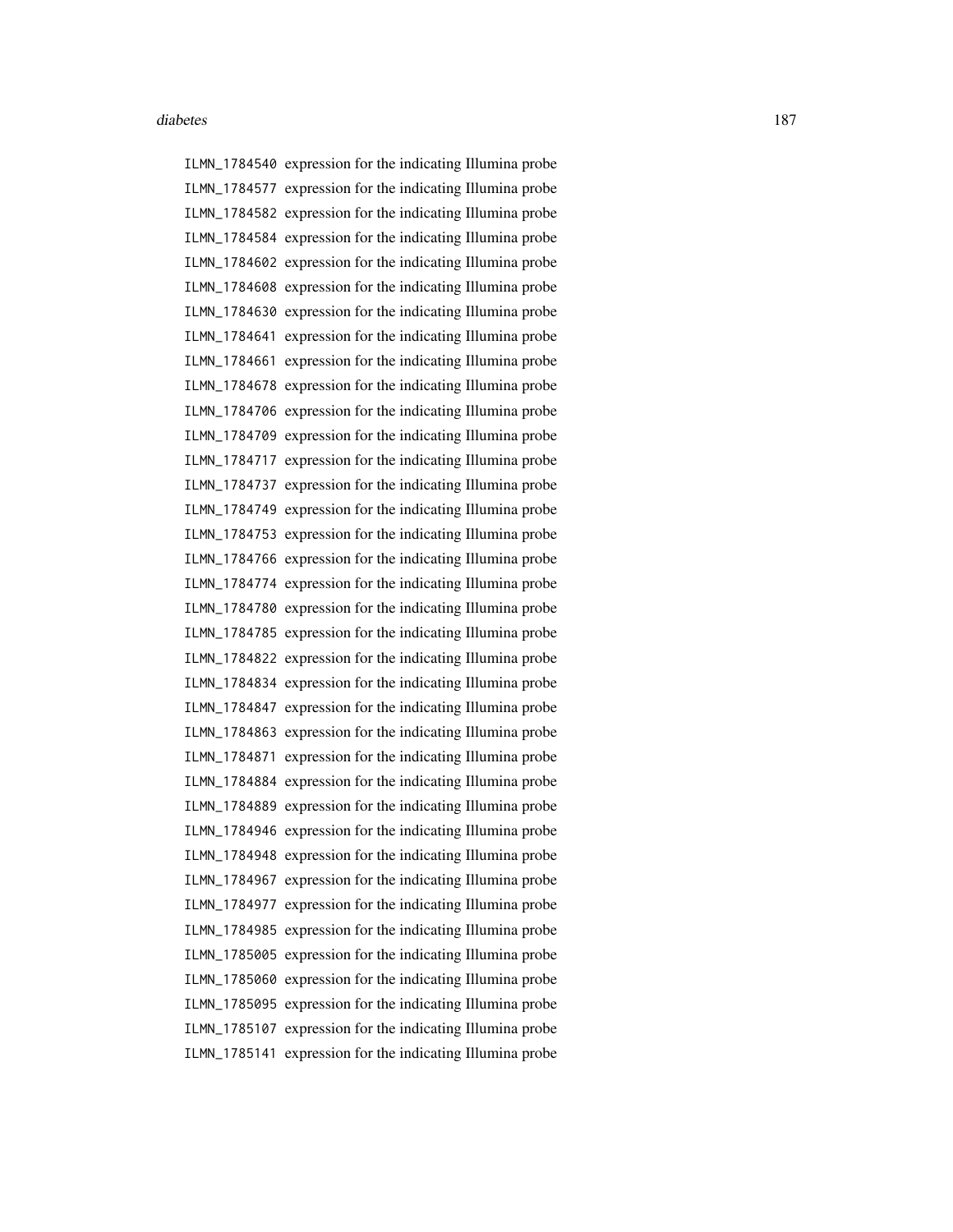| | |
|---|---|
| ILMN_1784540 | expression for the indicating Illumina probe |
| ILMN_1784577 | expression for the indicating Illumina probe |
| ILMN_1784582 | expression for the indicating Illumina probe |
| ILMN_1784584 | expression for the indicating Illumina probe |
| ILMN_1784602 | expression for the indicating Illumina probe |
| ILMN_1784608 | expression for the indicating Illumina probe |
| ILMN_1784630 | expression for the indicating Illumina probe |
| ILMN_1784641 | expression for the indicating Illumina probe |
| ILMN_1784661 | expression for the indicating Illumina probe |
| ILMN_1784678 | expression for the indicating Illumina probe |
| ILMN_1784706 | expression for the indicating Illumina probe |
| ILMN_1784709 | expression for the indicating Illumina probe |
| ILMN_1784717 | expression for the indicating Illumina probe |
| ILMN_1784737 | expression for the indicating Illumina probe |
| ILMN_1784749 | expression for the indicating Illumina probe |
| ILMN_1784753 | expression for the indicating Illumina probe |
| ILMN_1784766 | expression for the indicating Illumina probe |
| ILMN_1784774 | expression for the indicating Illumina probe |
| ILMN_1784780 | expression for the indicating Illumina probe |
| ILMN_1784785 | expression for the indicating Illumina probe |
| ILMN_1784822 | expression for the indicating Illumina probe |
| ILMN_1784834 | expression for the indicating Illumina probe |
| ILMN_1784847 | expression for the indicating Illumina probe |
| ILMN_1784863 | expression for the indicating Illumina probe |
| ILMN_1784871 | expression for the indicating Illumina probe |
| ILMN_1784884 | expression for the indicating Illumina probe |
| ILMN_1784889 | expression for the indicating Illumina probe |
| ILMN_1784946 | expression for the indicating Illumina probe |
| ILMN_1784948 | expression for the indicating Illumina probe |
| ILMN_1784967 | expression for the indicating Illumina probe |
| ILMN_1784977 | expression for the indicating Illumina probe |
| ILMN_1784985 | expression for the indicating Illumina probe |
| ILMN_1785005 | expression for the indicating Illumina probe |
| ILMN_1785060 | expression for the indicating Illumina probe |
| ILMN_1785095 | expression for the indicating Illumina probe |
| ILMN_1785107 | expression for the indicating Illumina probe |
| ILMN_1785141 | expression for the indicating Illumina probe |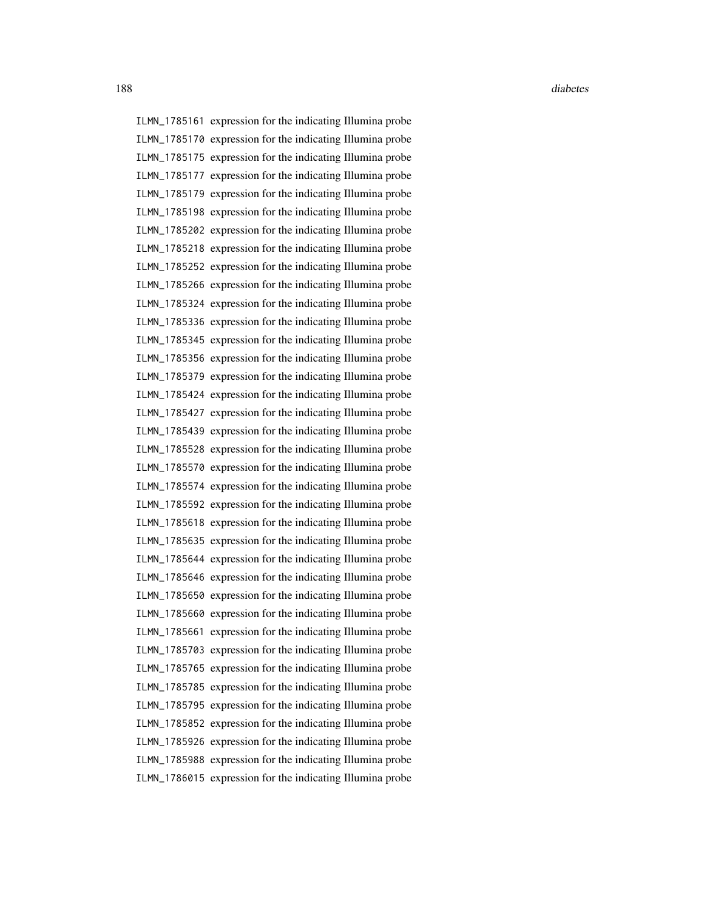ILMN_1785161 expression for the indicating Illumina probe
ILMN_1785170 expression for the indicating Illumina probe
ILMN_1785175 expression for the indicating Illumina probe
ILMN_1785177 expression for the indicating Illumina probe
ILMN_1785179 expression for the indicating Illumina probe
ILMN_1785198 expression for the indicating Illumina probe
ILMN_1785202 expression for the indicating Illumina probe
ILMN_1785218 expression for the indicating Illumina probe
ILMN_1785252 expression for the indicating Illumina probe
ILMN_1785266 expression for the indicating Illumina probe
ILMN_1785324 expression for the indicating Illumina probe
ILMN_1785336 expression for the indicating Illumina probe
ILMN_1785345 expression for the indicating Illumina probe
ILMN_1785356 expression for the indicating Illumina probe
ILMN_1785379 expression for the indicating Illumina probe
ILMN_1785424 expression for the indicating Illumina probe
ILMN_1785427 expression for the indicating Illumina probe
ILMN_1785439 expression for the indicating Illumina probe
ILMN_1785528 expression for the indicating Illumina probe
ILMN_1785570 expression for the indicating Illumina probe
ILMN_1785574 expression for the indicating Illumina probe
ILMN_1785592 expression for the indicating Illumina probe
ILMN_1785618 expression for the indicating Illumina probe
ILMN_1785635 expression for the indicating Illumina probe
ILMN_1785644 expression for the indicating Illumina probe
ILMN_1785646 expression for the indicating Illumina probe
ILMN_1785650 expression for the indicating Illumina probe
ILMN_1785660 expression for the indicating Illumina probe
ILMN_1785661 expression for the indicating Illumina probe
ILMN_1785703 expression for the indicating Illumina probe
ILMN_1785765 expression for the indicating Illumina probe
ILMN_1785785 expression for the indicating Illumina probe
ILMN_1785795 expression for the indicating Illumina probe
ILMN_1785852 expression for the indicating Illumina probe
ILMN_1785926 expression for the indicating Illumina probe
ILMN_1785988 expression for the indicating Illumina probe
ILMN_1786015 expression for the indicating Illumina probe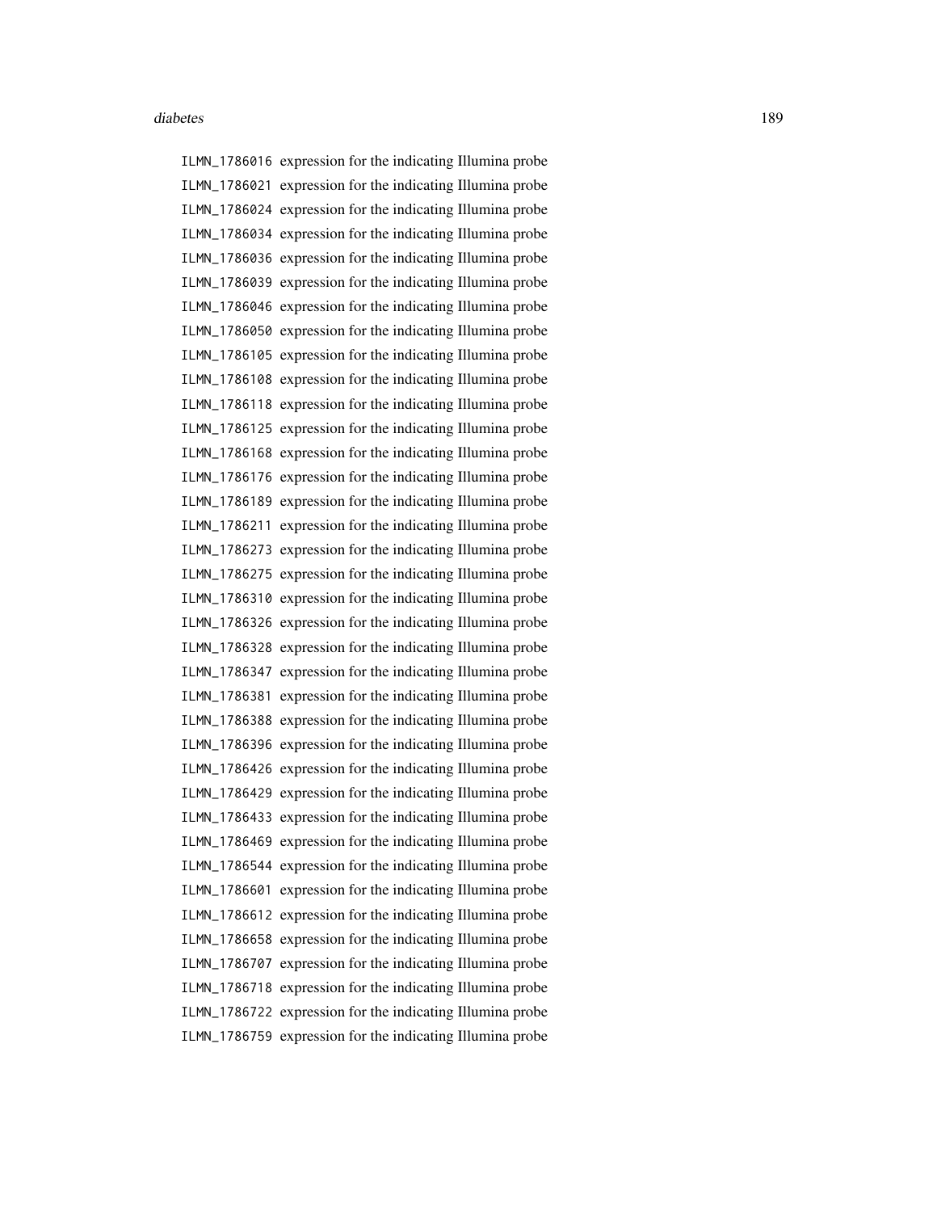ILMN_1786016 expression for the indicating Illumina probe
ILMN_1786021 expression for the indicating Illumina probe
ILMN_1786024 expression for the indicating Illumina probe
ILMN_1786034 expression for the indicating Illumina probe
ILMN_1786036 expression for the indicating Illumina probe
ILMN_1786039 expression for the indicating Illumina probe
ILMN_1786046 expression for the indicating Illumina probe
ILMN_1786050 expression for the indicating Illumina probe
ILMN_1786105 expression for the indicating Illumina probe
ILMN_1786108 expression for the indicating Illumina probe
ILMN_1786118 expression for the indicating Illumina probe
ILMN_1786125 expression for the indicating Illumina probe
ILMN_1786168 expression for the indicating Illumina probe
ILMN_1786176 expression for the indicating Illumina probe
ILMN_1786189 expression for the indicating Illumina probe
ILMN_1786211 expression for the indicating Illumina probe
ILMN_1786273 expression for the indicating Illumina probe
ILMN_1786275 expression for the indicating Illumina probe
ILMN_1786310 expression for the indicating Illumina probe
ILMN_1786326 expression for the indicating Illumina probe
ILMN_1786328 expression for the indicating Illumina probe
ILMN_1786347 expression for the indicating Illumina probe
ILMN_1786381 expression for the indicating Illumina probe
ILMN_1786388 expression for the indicating Illumina probe
ILMN_1786396 expression for the indicating Illumina probe
ILMN_1786426 expression for the indicating Illumina probe
ILMN_1786429 expression for the indicating Illumina probe
ILMN_1786433 expression for the indicating Illumina probe
ILMN_1786469 expression for the indicating Illumina probe
ILMN_1786544 expression for the indicating Illumina probe
ILMN_1786601 expression for the indicating Illumina probe
ILMN_1786612 expression for the indicating Illumina probe
ILMN_1786658 expression for the indicating Illumina probe
ILMN_1786707 expression for the indicating Illumina probe
ILMN_1786718 expression for the indicating Illumina probe
ILMN_1786722 expression for the indicating Illumina probe
ILMN_1786759 expression for the indicating Illumina probe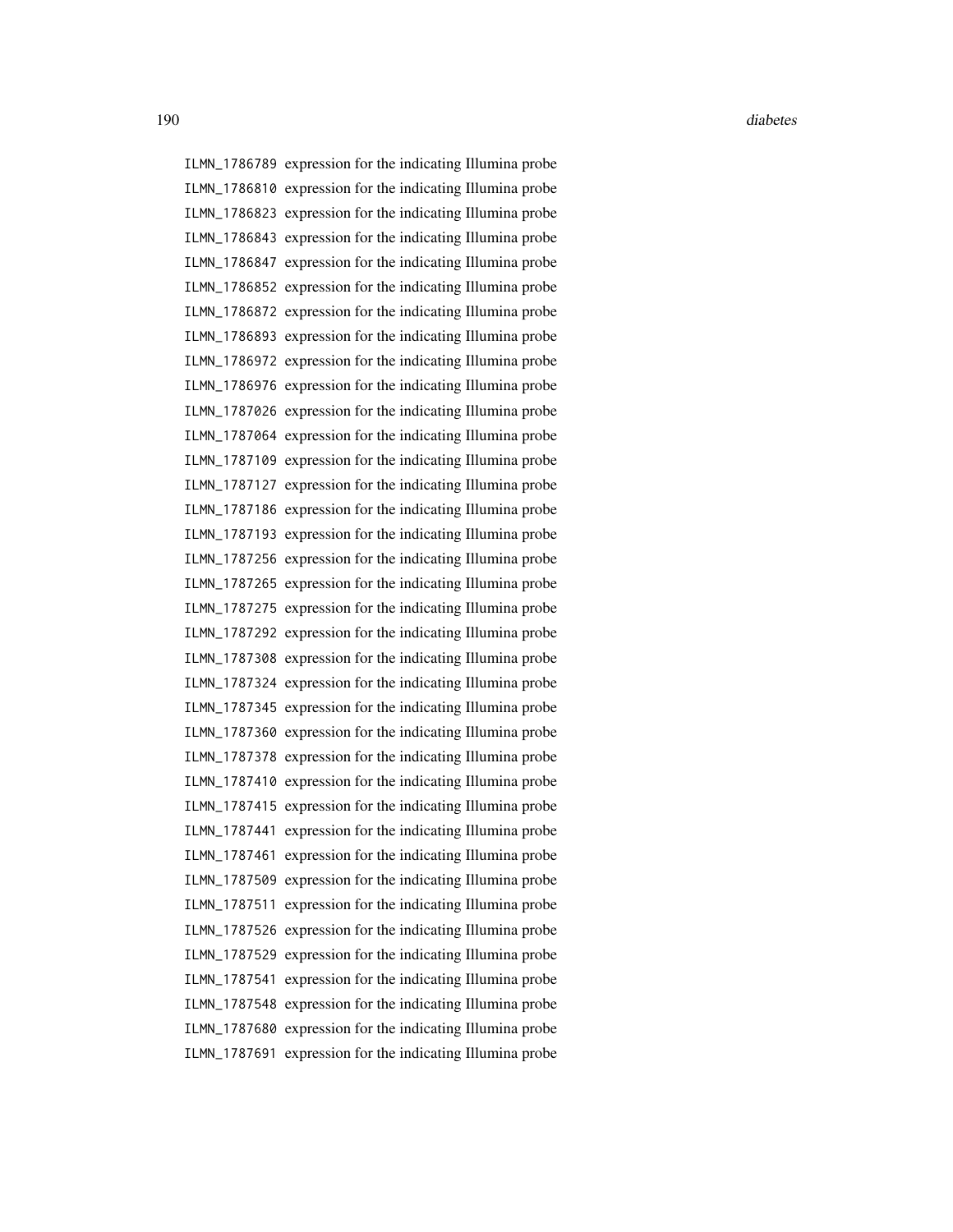ILMN_1786789 expression for the indicating Illumina probe
ILMN_1786810 expression for the indicating Illumina probe
ILMN_1786823 expression for the indicating Illumina probe
ILMN_1786843 expression for the indicating Illumina probe
ILMN_1786847 expression for the indicating Illumina probe
ILMN_1786852 expression for the indicating Illumina probe
ILMN_1786872 expression for the indicating Illumina probe
ILMN_1786893 expression for the indicating Illumina probe
ILMN_1786972 expression for the indicating Illumina probe
ILMN_1786976 expression for the indicating Illumina probe
ILMN_1787026 expression for the indicating Illumina probe
ILMN_1787064 expression for the indicating Illumina probe
ILMN_1787109 expression for the indicating Illumina probe
ILMN_1787127 expression for the indicating Illumina probe
ILMN_1787186 expression for the indicating Illumina probe
ILMN_1787193 expression for the indicating Illumina probe
ILMN_1787256 expression for the indicating Illumina probe
ILMN_1787265 expression for the indicating Illumina probe
ILMN_1787275 expression for the indicating Illumina probe
ILMN_1787292 expression for the indicating Illumina probe
ILMN_1787308 expression for the indicating Illumina probe
ILMN_1787324 expression for the indicating Illumina probe
ILMN_1787345 expression for the indicating Illumina probe
ILMN_1787360 expression for the indicating Illumina probe
ILMN_1787378 expression for the indicating Illumina probe
ILMN_1787410 expression for the indicating Illumina probe
ILMN_1787415 expression for the indicating Illumina probe
ILMN_1787441 expression for the indicating Illumina probe
ILMN_1787461 expression for the indicating Illumina probe
ILMN_1787509 expression for the indicating Illumina probe
ILMN_1787511 expression for the indicating Illumina probe
ILMN_1787526 expression for the indicating Illumina probe
ILMN_1787529 expression for the indicating Illumina probe
ILMN_1787541 expression for the indicating Illumina probe
ILMN_1787548 expression for the indicating Illumina probe
ILMN_1787680 expression for the indicating Illumina probe
ILMN_1787691 expression for the indicating Illumina probe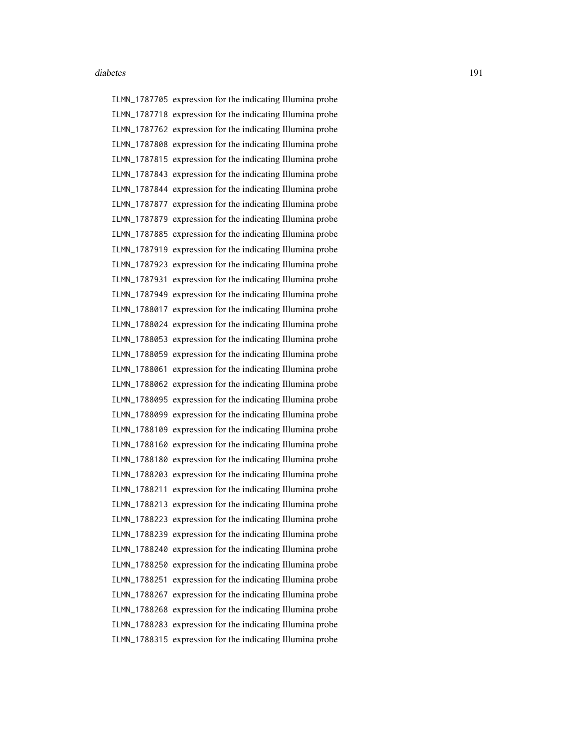ILMN_1787705 expression for the indicating Illumina probe
ILMN_1787718 expression for the indicating Illumina probe
ILMN_1787762 expression for the indicating Illumina probe
ILMN_1787808 expression for the indicating Illumina probe
ILMN_1787815 expression for the indicating Illumina probe
ILMN_1787843 expression for the indicating Illumina probe
ILMN_1787844 expression for the indicating Illumina probe
ILMN_1787877 expression for the indicating Illumina probe
ILMN_1787879 expression for the indicating Illumina probe
ILMN_1787885 expression for the indicating Illumina probe
ILMN_1787919 expression for the indicating Illumina probe
ILMN_1787923 expression for the indicating Illumina probe
ILMN_1787931 expression for the indicating Illumina probe
ILMN_1787949 expression for the indicating Illumina probe
ILMN_1788017 expression for the indicating Illumina probe
ILMN_1788024 expression for the indicating Illumina probe
ILMN_1788053 expression for the indicating Illumina probe
ILMN_1788059 expression for the indicating Illumina probe
ILMN_1788061 expression for the indicating Illumina probe
ILMN_1788062 expression for the indicating Illumina probe
ILMN_1788095 expression for the indicating Illumina probe
ILMN_1788099 expression for the indicating Illumina probe
ILMN_1788109 expression for the indicating Illumina probe
ILMN_1788160 expression for the indicating Illumina probe
ILMN_1788180 expression for the indicating Illumina probe
ILMN_1788203 expression for the indicating Illumina probe
ILMN_1788211 expression for the indicating Illumina probe
ILMN_1788213 expression for the indicating Illumina probe
ILMN_1788223 expression for the indicating Illumina probe
ILMN_1788239 expression for the indicating Illumina probe
ILMN_1788240 expression for the indicating Illumina probe
ILMN_1788250 expression for the indicating Illumina probe
ILMN_1788251 expression for the indicating Illumina probe
ILMN_1788267 expression for the indicating Illumina probe
ILMN_1788268 expression for the indicating Illumina probe
ILMN_1788283 expression for the indicating Illumina probe
ILMN_1788315 expression for the indicating Illumina probe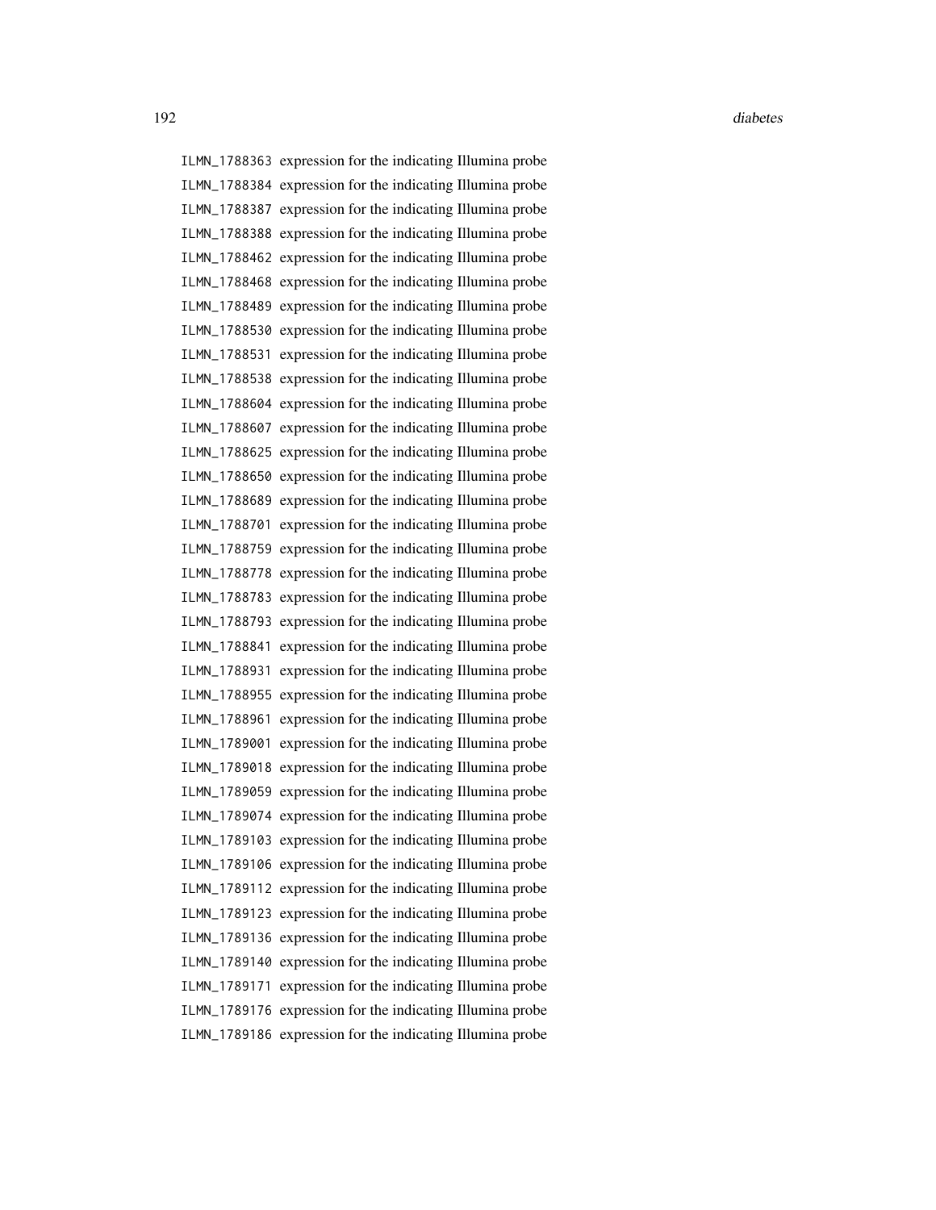ILMN_1788363 expression for the indicating Illumina probe
ILMN_1788384 expression for the indicating Illumina probe
ILMN_1788387 expression for the indicating Illumina probe
ILMN_1788388 expression for the indicating Illumina probe
ILMN_1788462 expression for the indicating Illumina probe
ILMN_1788468 expression for the indicating Illumina probe
ILMN_1788489 expression for the indicating Illumina probe
ILMN_1788530 expression for the indicating Illumina probe
ILMN_1788531 expression for the indicating Illumina probe
ILMN_1788538 expression for the indicating Illumina probe
ILMN_1788604 expression for the indicating Illumina probe
ILMN_1788607 expression for the indicating Illumina probe
ILMN_1788625 expression for the indicating Illumina probe
ILMN_1788650 expression for the indicating Illumina probe
ILMN_1788689 expression for the indicating Illumina probe
ILMN_1788701 expression for the indicating Illumina probe
ILMN_1788759 expression for the indicating Illumina probe
ILMN_1788778 expression for the indicating Illumina probe
ILMN_1788783 expression for the indicating Illumina probe
ILMN_1788793 expression for the indicating Illumina probe
ILMN_1788841 expression for the indicating Illumina probe
ILMN_1788931 expression for the indicating Illumina probe
ILMN_1788955 expression for the indicating Illumina probe
ILMN_1788961 expression for the indicating Illumina probe
ILMN_1789001 expression for the indicating Illumina probe
ILMN_1789018 expression for the indicating Illumina probe
ILMN_1789059 expression for the indicating Illumina probe
ILMN_1789074 expression for the indicating Illumina probe
ILMN_1789103 expression for the indicating Illumina probe
ILMN_1789106 expression for the indicating Illumina probe
ILMN_1789112 expression for the indicating Illumina probe
ILMN_1789123 expression for the indicating Illumina probe
ILMN_1789136 expression for the indicating Illumina probe
ILMN_1789140 expression for the indicating Illumina probe
ILMN_1789171 expression for the indicating Illumina probe
ILMN_1789176 expression for the indicating Illumina probe
ILMN_1789186 expression for the indicating Illumina probe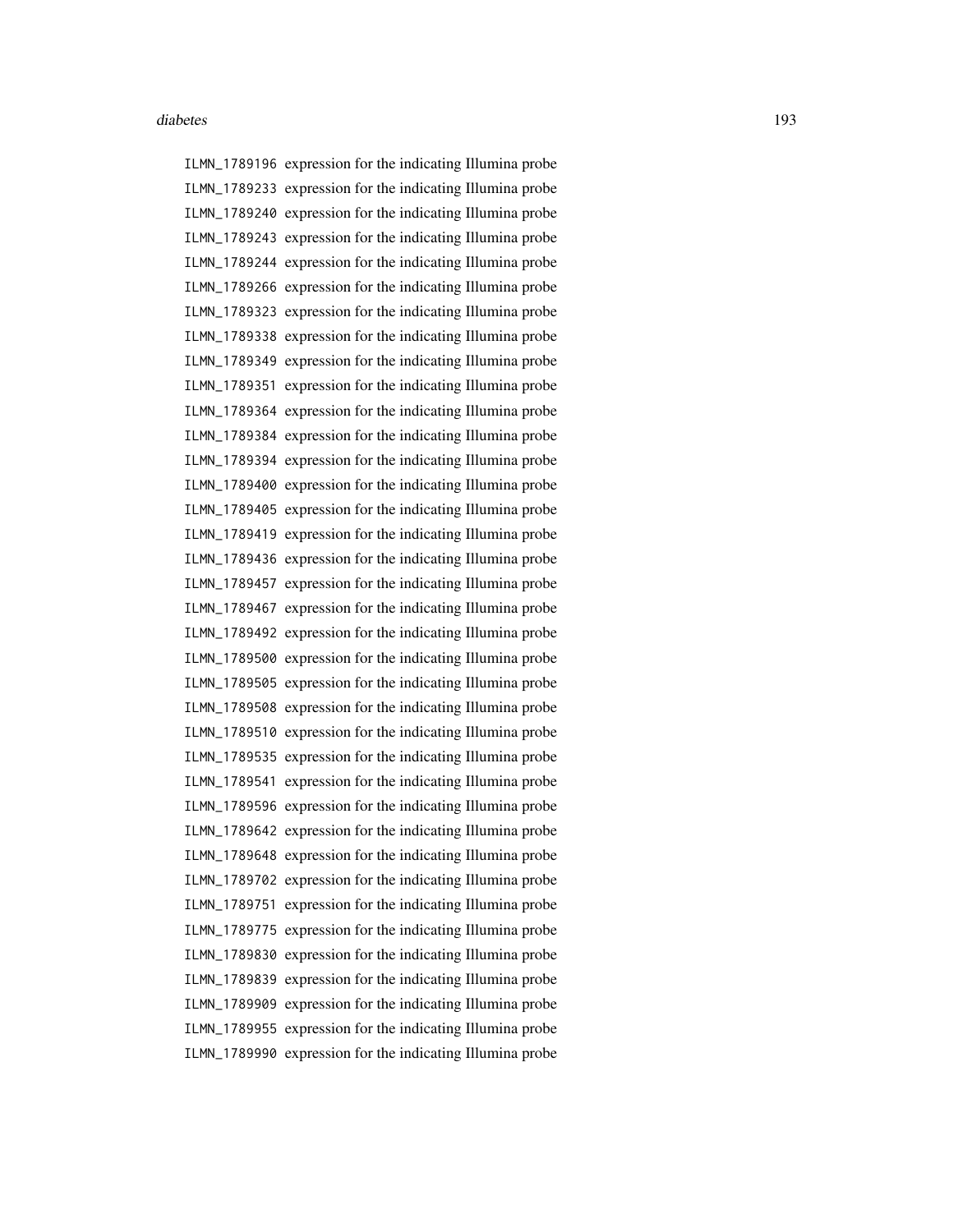ILMN_1789196 expression for the indicating Illumina probe
ILMN_1789233 expression for the indicating Illumina probe
ILMN_1789240 expression for the indicating Illumina probe
ILMN_1789243 expression for the indicating Illumina probe
ILMN_1789244 expression for the indicating Illumina probe
ILMN_1789266 expression for the indicating Illumina probe
ILMN_1789323 expression for the indicating Illumina probe
ILMN_1789338 expression for the indicating Illumina probe
ILMN_1789349 expression for the indicating Illumina probe
ILMN_1789351 expression for the indicating Illumina probe
ILMN_1789364 expression for the indicating Illumina probe
ILMN_1789384 expression for the indicating Illumina probe
ILMN_1789394 expression for the indicating Illumina probe
ILMN_1789400 expression for the indicating Illumina probe
ILMN_1789405 expression for the indicating Illumina probe
ILMN_1789419 expression for the indicating Illumina probe
ILMN_1789436 expression for the indicating Illumina probe
ILMN_1789457 expression for the indicating Illumina probe
ILMN_1789467 expression for the indicating Illumina probe
ILMN_1789492 expression for the indicating Illumina probe
ILMN_1789500 expression for the indicating Illumina probe
ILMN_1789505 expression for the indicating Illumina probe
ILMN_1789508 expression for the indicating Illumina probe
ILMN_1789510 expression for the indicating Illumina probe
ILMN_1789535 expression for the indicating Illumina probe
ILMN_1789541 expression for the indicating Illumina probe
ILMN_1789596 expression for the indicating Illumina probe
ILMN_1789642 expression for the indicating Illumina probe
ILMN_1789648 expression for the indicating Illumina probe
ILMN_1789702 expression for the indicating Illumina probe
ILMN_1789751 expression for the indicating Illumina probe
ILMN_1789775 expression for the indicating Illumina probe
ILMN_1789830 expression for the indicating Illumina probe
ILMN_1789839 expression for the indicating Illumina probe
ILMN_1789909 expression for the indicating Illumina probe
ILMN_1789955 expression for the indicating Illumina probe
ILMN_1789990 expression for the indicating Illumina probe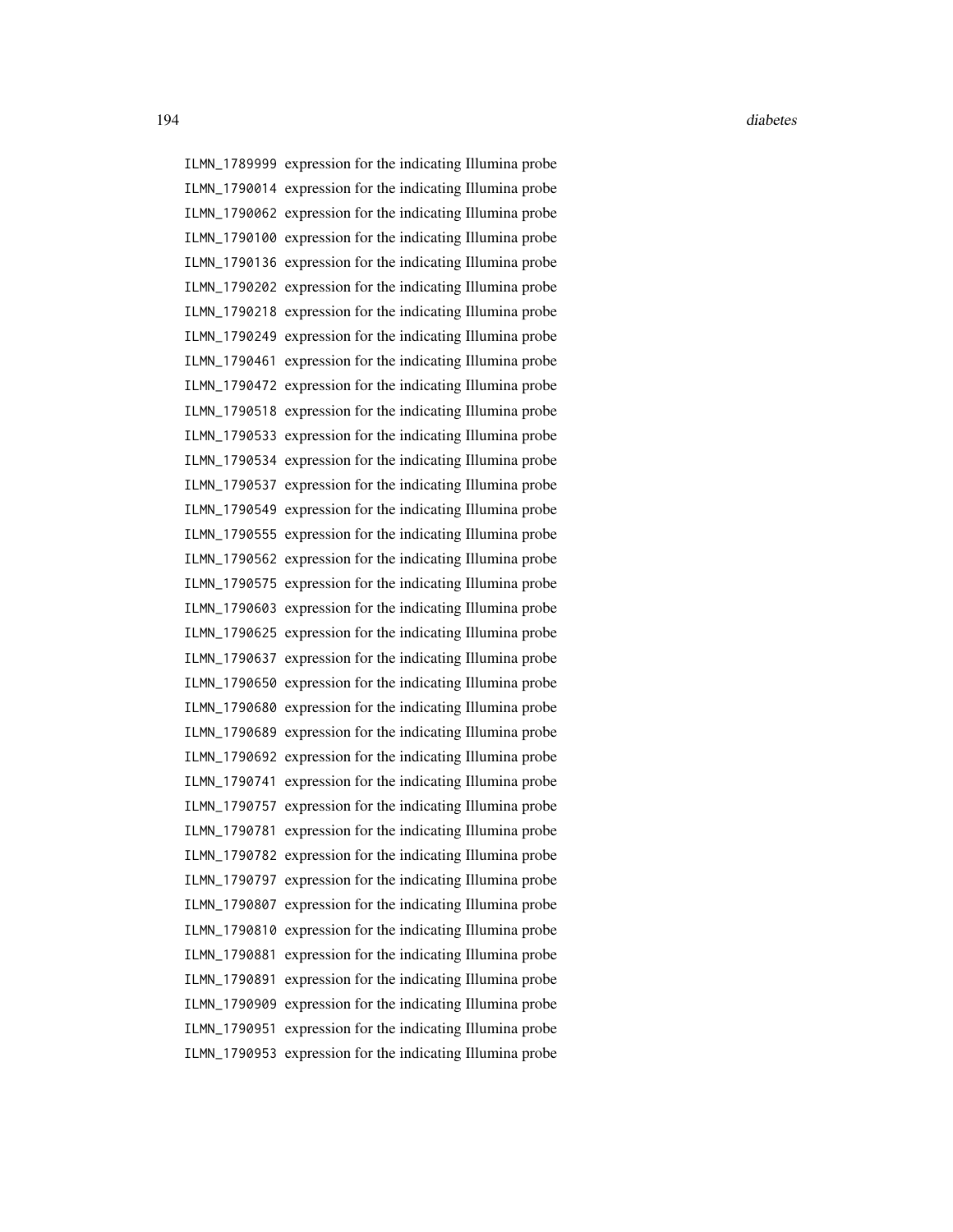ILMN_1789999 expression for the indicating Illumina probe
ILMN_1790014 expression for the indicating Illumina probe
ILMN_1790062 expression for the indicating Illumina probe
ILMN_1790100 expression for the indicating Illumina probe
ILMN_1790136 expression for the indicating Illumina probe
ILMN_1790202 expression for the indicating Illumina probe
ILMN_1790218 expression for the indicating Illumina probe
ILMN_1790249 expression for the indicating Illumina probe
ILMN_1790461 expression for the indicating Illumina probe
ILMN_1790472 expression for the indicating Illumina probe
ILMN_1790518 expression for the indicating Illumina probe
ILMN_1790533 expression for the indicating Illumina probe
ILMN_1790534 expression for the indicating Illumina probe
ILMN_1790537 expression for the indicating Illumina probe
ILMN_1790549 expression for the indicating Illumina probe
ILMN_1790555 expression for the indicating Illumina probe
ILMN_1790562 expression for the indicating Illumina probe
ILMN_1790575 expression for the indicating Illumina probe
ILMN_1790603 expression for the indicating Illumina probe
ILMN_1790625 expression for the indicating Illumina probe
ILMN_1790637 expression for the indicating Illumina probe
ILMN_1790650 expression for the indicating Illumina probe
ILMN_1790680 expression for the indicating Illumina probe
ILMN_1790689 expression for the indicating Illumina probe
ILMN_1790692 expression for the indicating Illumina probe
ILMN_1790741 expression for the indicating Illumina probe
ILMN_1790757 expression for the indicating Illumina probe
ILMN_1790781 expression for the indicating Illumina probe
ILMN_1790782 expression for the indicating Illumina probe
ILMN_1790797 expression for the indicating Illumina probe
ILMN_1790807 expression for the indicating Illumina probe
ILMN_1790810 expression for the indicating Illumina probe
ILMN_1790881 expression for the indicating Illumina probe
ILMN_1790891 expression for the indicating Illumina probe
ILMN_1790909 expression for the indicating Illumina probe
ILMN_1790951 expression for the indicating Illumina probe
ILMN_1790953 expression for the indicating Illumina probe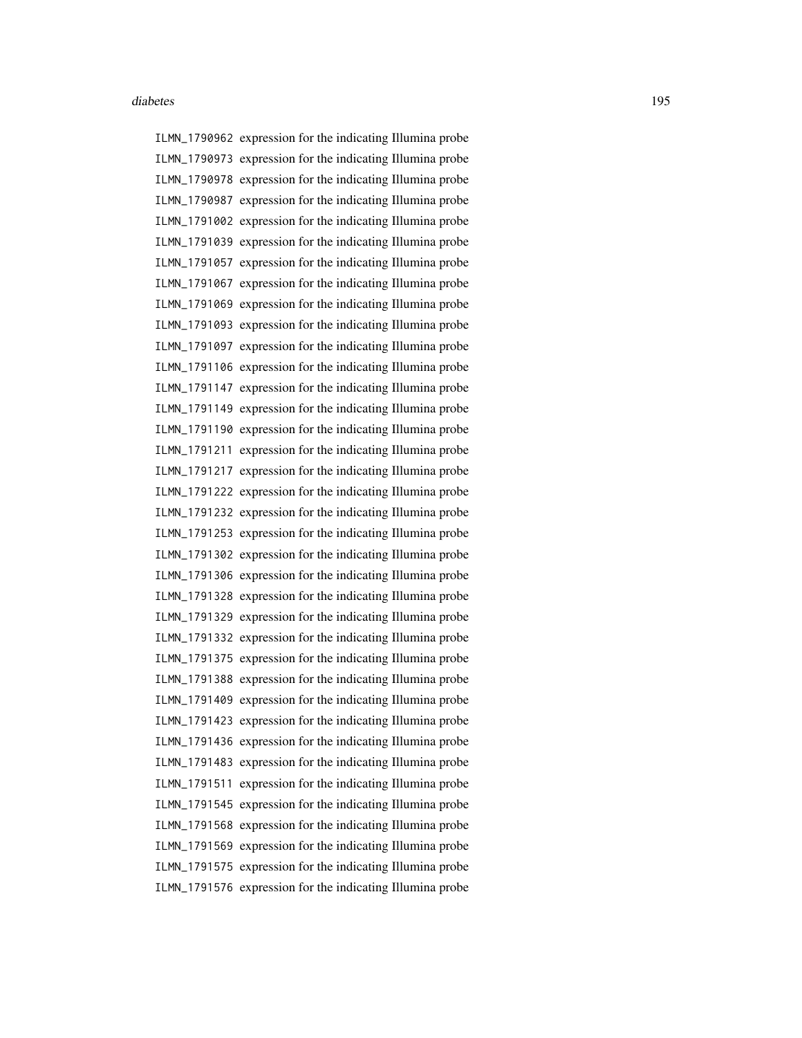ILMN_1790962 expression for the indicating Illumina probe
ILMN_1790973 expression for the indicating Illumina probe
ILMN_1790978 expression for the indicating Illumina probe
ILMN_1790987 expression for the indicating Illumina probe
ILMN_1791002 expression for the indicating Illumina probe
ILMN_1791039 expression for the indicating Illumina probe
ILMN_1791057 expression for the indicating Illumina probe
ILMN_1791067 expression for the indicating Illumina probe
ILMN_1791069 expression for the indicating Illumina probe
ILMN_1791093 expression for the indicating Illumina probe
ILMN_1791097 expression for the indicating Illumina probe
ILMN_1791106 expression for the indicating Illumina probe
ILMN_1791147 expression for the indicating Illumina probe
ILMN_1791149 expression for the indicating Illumina probe
ILMN_1791190 expression for the indicating Illumina probe
ILMN_1791211 expression for the indicating Illumina probe
ILMN_1791217 expression for the indicating Illumina probe
ILMN_1791222 expression for the indicating Illumina probe
ILMN_1791232 expression for the indicating Illumina probe
ILMN_1791253 expression for the indicating Illumina probe
ILMN_1791302 expression for the indicating Illumina probe
ILMN_1791306 expression for the indicating Illumina probe
ILMN_1791328 expression for the indicating Illumina probe
ILMN_1791329 expression for the indicating Illumina probe
ILMN_1791332 expression for the indicating Illumina probe
ILMN_1791375 expression for the indicating Illumina probe
ILMN_1791388 expression for the indicating Illumina probe
ILMN_1791409 expression for the indicating Illumina probe
ILMN_1791423 expression for the indicating Illumina probe
ILMN_1791436 expression for the indicating Illumina probe
ILMN_1791483 expression for the indicating Illumina probe
ILMN_1791511 expression for the indicating Illumina probe
ILMN_1791545 expression for the indicating Illumina probe
ILMN_1791568 expression for the indicating Illumina probe
ILMN_1791569 expression for the indicating Illumina probe
ILMN_1791575 expression for the indicating Illumina probe
ILMN_1791576 expression for the indicating Illumina probe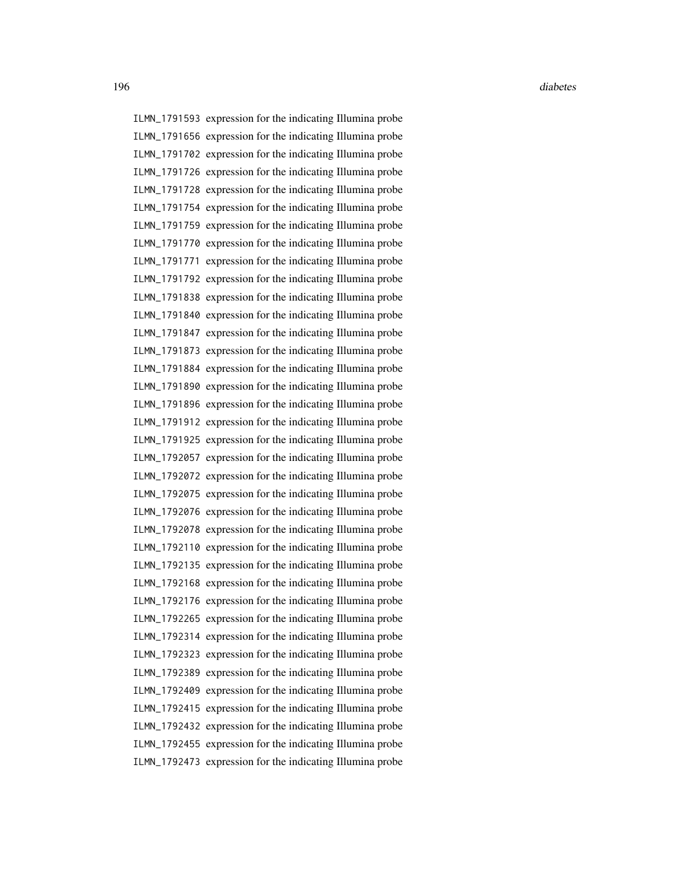ILMN_1791593 expression for the indicating Illumina probe
ILMN_1791656 expression for the indicating Illumina probe
ILMN_1791702 expression for the indicating Illumina probe
ILMN_1791726 expression for the indicating Illumina probe
ILMN_1791728 expression for the indicating Illumina probe
ILMN_1791754 expression for the indicating Illumina probe
ILMN_1791759 expression for the indicating Illumina probe
ILMN_1791770 expression for the indicating Illumina probe
ILMN_1791771 expression for the indicating Illumina probe
ILMN_1791792 expression for the indicating Illumina probe
ILMN_1791838 expression for the indicating Illumina probe
ILMN_1791840 expression for the indicating Illumina probe
ILMN_1791847 expression for the indicating Illumina probe
ILMN_1791873 expression for the indicating Illumina probe
ILMN_1791884 expression for the indicating Illumina probe
ILMN_1791890 expression for the indicating Illumina probe
ILMN_1791896 expression for the indicating Illumina probe
ILMN_1791912 expression for the indicating Illumina probe
ILMN_1791925 expression for the indicating Illumina probe
ILMN_1792057 expression for the indicating Illumina probe
ILMN_1792072 expression for the indicating Illumina probe
ILMN_1792075 expression for the indicating Illumina probe
ILMN_1792076 expression for the indicating Illumina probe
ILMN_1792078 expression for the indicating Illumina probe
ILMN_1792110 expression for the indicating Illumina probe
ILMN_1792135 expression for the indicating Illumina probe
ILMN_1792168 expression for the indicating Illumina probe
ILMN_1792176 expression for the indicating Illumina probe
ILMN_1792265 expression for the indicating Illumina probe
ILMN_1792314 expression for the indicating Illumina probe
ILMN_1792323 expression for the indicating Illumina probe
ILMN_1792389 expression for the indicating Illumina probe
ILMN_1792409 expression for the indicating Illumina probe
ILMN_1792415 expression for the indicating Illumina probe
ILMN_1792432 expression for the indicating Illumina probe
ILMN_1792455 expression for the indicating Illumina probe
ILMN_1792473 expression for the indicating Illumina probe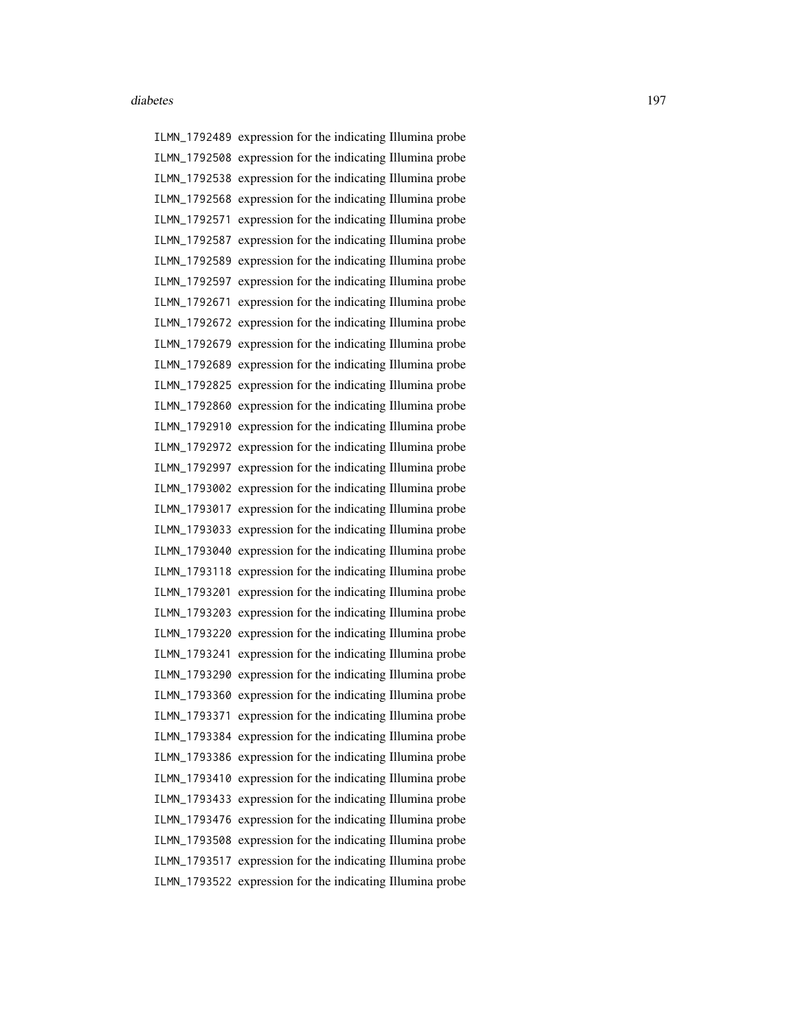ILMN_1792489 expression for the indicating Illumina probe
ILMN_1792508 expression for the indicating Illumina probe
ILMN_1792538 expression for the indicating Illumina probe
ILMN_1792568 expression for the indicating Illumina probe
ILMN_1792571 expression for the indicating Illumina probe
ILMN_1792587 expression for the indicating Illumina probe
ILMN_1792589 expression for the indicating Illumina probe
ILMN_1792597 expression for the indicating Illumina probe
ILMN_1792671 expression for the indicating Illumina probe
ILMN_1792672 expression for the indicating Illumina probe
ILMN_1792679 expression for the indicating Illumina probe
ILMN_1792689 expression for the indicating Illumina probe
ILMN_1792825 expression for the indicating Illumina probe
ILMN_1792860 expression for the indicating Illumina probe
ILMN_1792910 expression for the indicating Illumina probe
ILMN_1792972 expression for the indicating Illumina probe
ILMN_1792997 expression for the indicating Illumina probe
ILMN_1793002 expression for the indicating Illumina probe
ILMN_1793017 expression for the indicating Illumina probe
ILMN_1793033 expression for the indicating Illumina probe
ILMN_1793040 expression for the indicating Illumina probe
ILMN_1793118 expression for the indicating Illumina probe
ILMN_1793201 expression for the indicating Illumina probe
ILMN_1793203 expression for the indicating Illumina probe
ILMN_1793220 expression for the indicating Illumina probe
ILMN_1793241 expression for the indicating Illumina probe
ILMN_1793290 expression for the indicating Illumina probe
ILMN_1793360 expression for the indicating Illumina probe
ILMN_1793371 expression for the indicating Illumina probe
ILMN_1793384 expression for the indicating Illumina probe
ILMN_1793386 expression for the indicating Illumina probe
ILMN_1793410 expression for the indicating Illumina probe
ILMN_1793433 expression for the indicating Illumina probe
ILMN_1793476 expression for the indicating Illumina probe
ILMN_1793508 expression for the indicating Illumina probe
ILMN_1793517 expression for the indicating Illumina probe
ILMN_1793522 expression for the indicating Illumina probe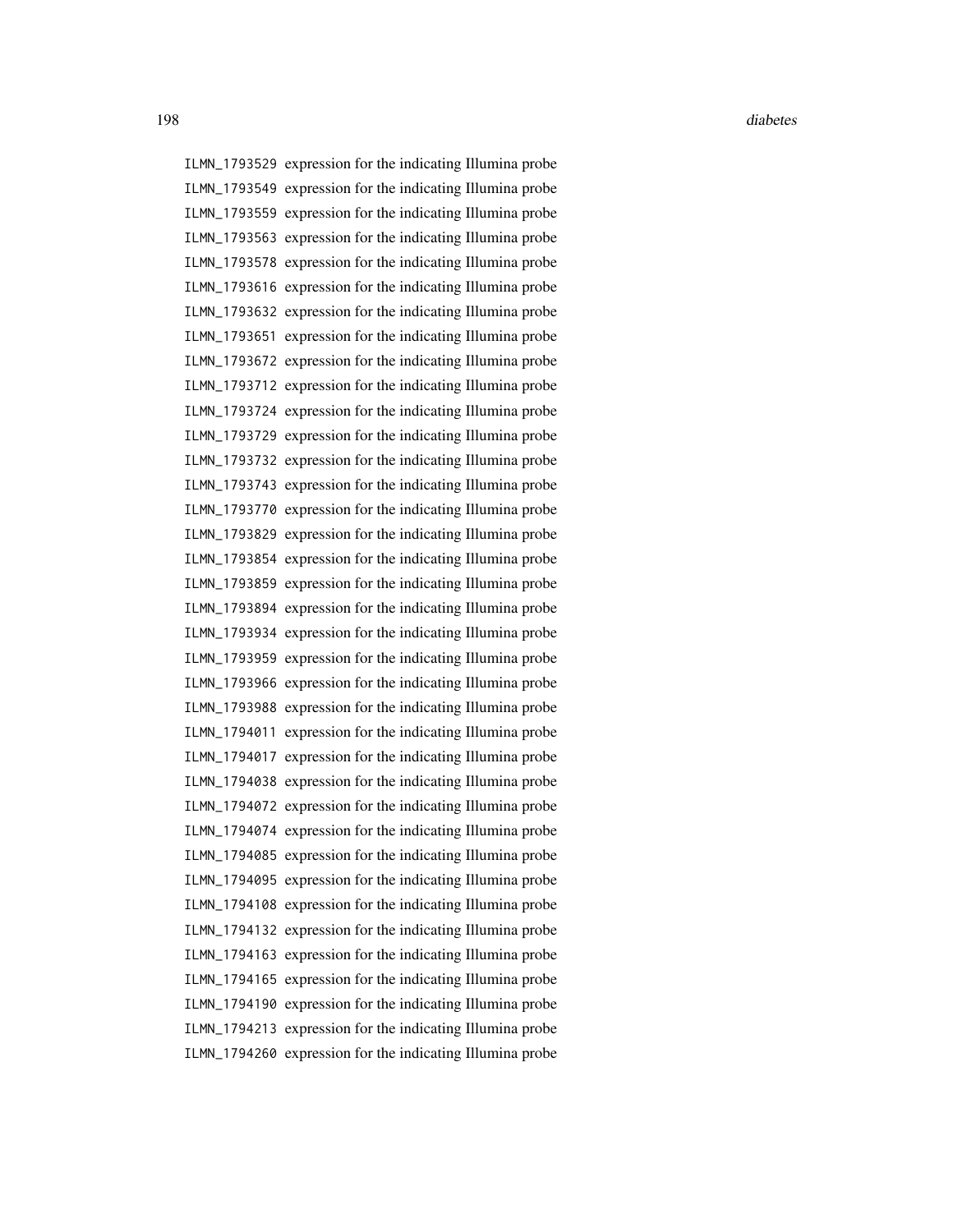ILMN_1793529 expression for the indicating Illumina probe
ILMN_1793549 expression for the indicating Illumina probe
ILMN_1793559 expression for the indicating Illumina probe
ILMN_1793563 expression for the indicating Illumina probe
ILMN_1793578 expression for the indicating Illumina probe
ILMN_1793616 expression for the indicating Illumina probe
ILMN_1793632 expression for the indicating Illumina probe
ILMN_1793651 expression for the indicating Illumina probe
ILMN_1793672 expression for the indicating Illumina probe
ILMN_1793712 expression for the indicating Illumina probe
ILMN_1793724 expression for the indicating Illumina probe
ILMN_1793729 expression for the indicating Illumina probe
ILMN_1793732 expression for the indicating Illumina probe
ILMN_1793743 expression for the indicating Illumina probe
ILMN_1793770 expression for the indicating Illumina probe
ILMN_1793829 expression for the indicating Illumina probe
ILMN_1793854 expression for the indicating Illumina probe
ILMN_1793859 expression for the indicating Illumina probe
ILMN_1793894 expression for the indicating Illumina probe
ILMN_1793934 expression for the indicating Illumina probe
ILMN_1793959 expression for the indicating Illumina probe
ILMN_1793966 expression for the indicating Illumina probe
ILMN_1793988 expression for the indicating Illumina probe
ILMN_1794011 expression for the indicating Illumina probe
ILMN_1794017 expression for the indicating Illumina probe
ILMN_1794038 expression for the indicating Illumina probe
ILMN_1794072 expression for the indicating Illumina probe
ILMN_1794074 expression for the indicating Illumina probe
ILMN_1794085 expression for the indicating Illumina probe
ILMN_1794095 expression for the indicating Illumina probe
ILMN_1794108 expression for the indicating Illumina probe
ILMN_1794132 expression for the indicating Illumina probe
ILMN_1794163 expression for the indicating Illumina probe
ILMN_1794165 expression for the indicating Illumina probe
ILMN_1794190 expression for the indicating Illumina probe
ILMN_1794213 expression for the indicating Illumina probe
ILMN_1794260 expression for the indicating Illumina probe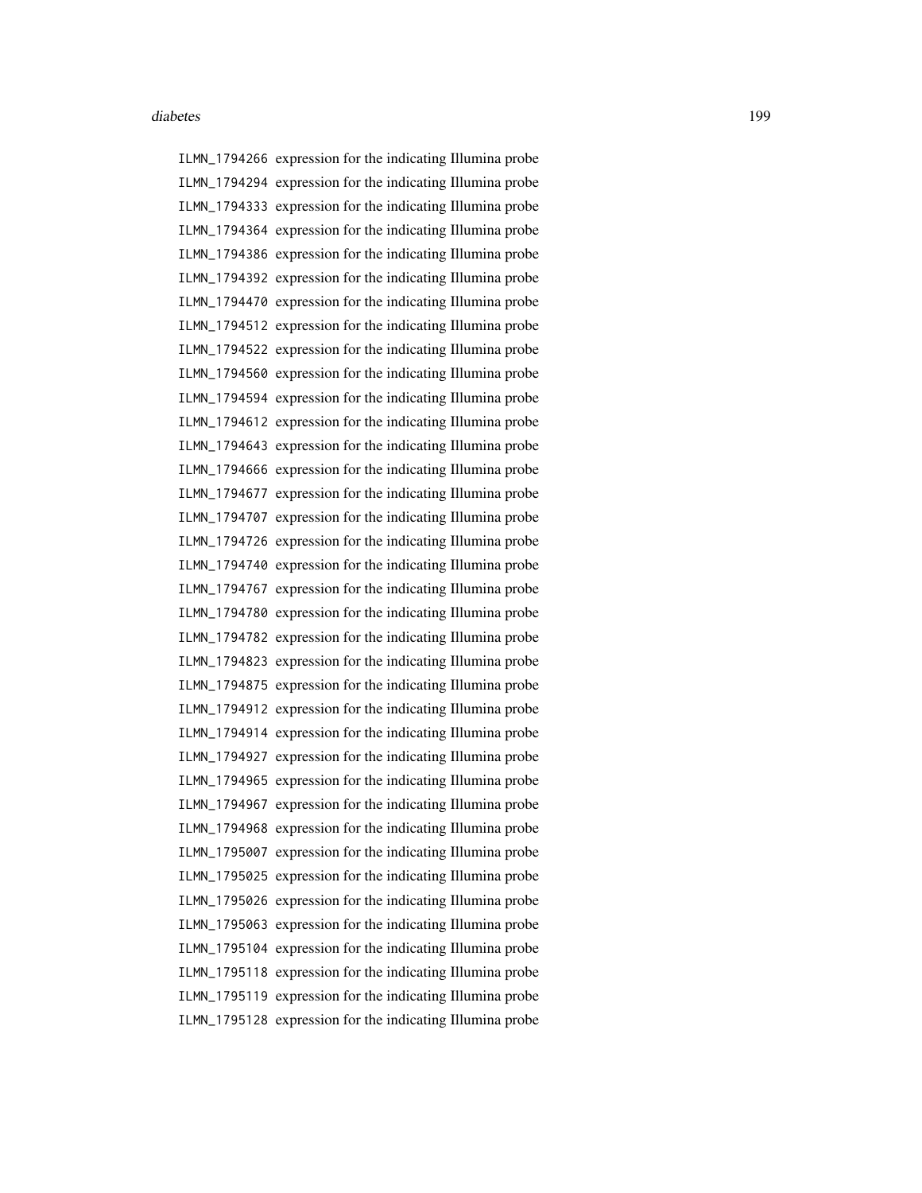ILMN_1794266 expression for the indicating Illumina probe
ILMN_1794294 expression for the indicating Illumina probe
ILMN_1794333 expression for the indicating Illumina probe
ILMN_1794364 expression for the indicating Illumina probe
ILMN_1794386 expression for the indicating Illumina probe
ILMN_1794392 expression for the indicating Illumina probe
ILMN_1794470 expression for the indicating Illumina probe
ILMN_1794512 expression for the indicating Illumina probe
ILMN_1794522 expression for the indicating Illumina probe
ILMN_1794560 expression for the indicating Illumina probe
ILMN_1794594 expression for the indicating Illumina probe
ILMN_1794612 expression for the indicating Illumina probe
ILMN_1794643 expression for the indicating Illumina probe
ILMN_1794666 expression for the indicating Illumina probe
ILMN_1794677 expression for the indicating Illumina probe
ILMN_1794707 expression for the indicating Illumina probe
ILMN_1794726 expression for the indicating Illumina probe
ILMN_1794740 expression for the indicating Illumina probe
ILMN_1794767 expression for the indicating Illumina probe
ILMN_1794780 expression for the indicating Illumina probe
ILMN_1794782 expression for the indicating Illumina probe
ILMN_1794823 expression for the indicating Illumina probe
ILMN_1794875 expression for the indicating Illumina probe
ILMN_1794912 expression for the indicating Illumina probe
ILMN_1794914 expression for the indicating Illumina probe
ILMN_1794927 expression for the indicating Illumina probe
ILMN_1794965 expression for the indicating Illumina probe
ILMN_1794967 expression for the indicating Illumina probe
ILMN_1794968 expression for the indicating Illumina probe
ILMN_1795007 expression for the indicating Illumina probe
ILMN_1795025 expression for the indicating Illumina probe
ILMN_1795026 expression for the indicating Illumina probe
ILMN_1795063 expression for the indicating Illumina probe
ILMN_1795104 expression for the indicating Illumina probe
ILMN_1795118 expression for the indicating Illumina probe
ILMN_1795119 expression for the indicating Illumina probe
ILMN_1795128 expression for the indicating Illumina probe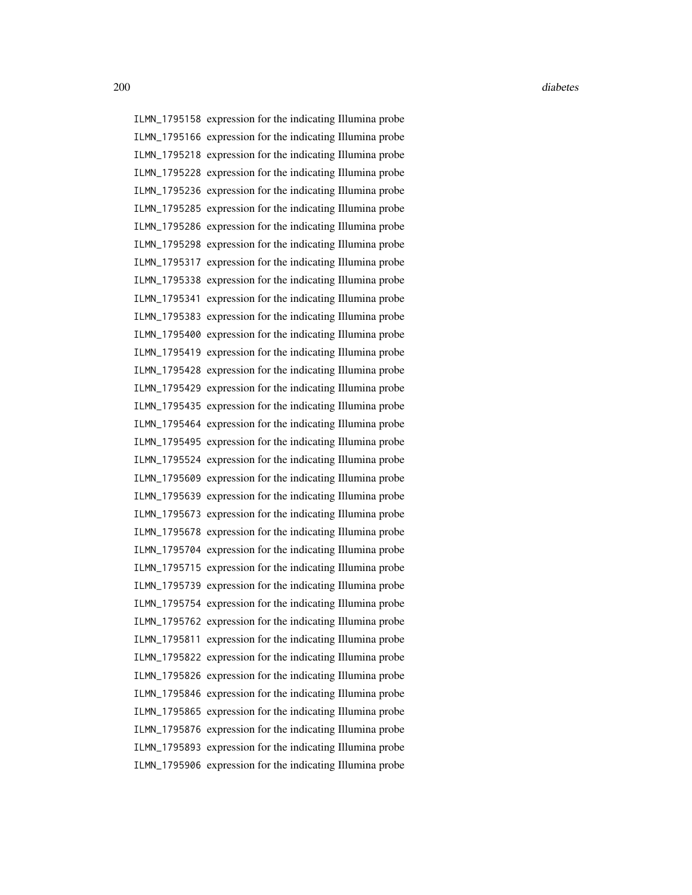ILMN_1795158 expression for the indicating Illumina probe
ILMN_1795166 expression for the indicating Illumina probe
ILMN_1795218 expression for the indicating Illumina probe
ILMN_1795228 expression for the indicating Illumina probe
ILMN_1795236 expression for the indicating Illumina probe
ILMN_1795285 expression for the indicating Illumina probe
ILMN_1795286 expression for the indicating Illumina probe
ILMN_1795298 expression for the indicating Illumina probe
ILMN_1795317 expression for the indicating Illumina probe
ILMN_1795338 expression for the indicating Illumina probe
ILMN_1795341 expression for the indicating Illumina probe
ILMN_1795383 expression for the indicating Illumina probe
ILMN_1795400 expression for the indicating Illumina probe
ILMN_1795419 expression for the indicating Illumina probe
ILMN_1795428 expression for the indicating Illumina probe
ILMN_1795429 expression for the indicating Illumina probe
ILMN_1795435 expression for the indicating Illumina probe
ILMN_1795464 expression for the indicating Illumina probe
ILMN_1795495 expression for the indicating Illumina probe
ILMN_1795524 expression for the indicating Illumina probe
ILMN_1795609 expression for the indicating Illumina probe
ILMN_1795639 expression for the indicating Illumina probe
ILMN_1795673 expression for the indicating Illumina probe
ILMN_1795678 expression for the indicating Illumina probe
ILMN_1795704 expression for the indicating Illumina probe
ILMN_1795715 expression for the indicating Illumina probe
ILMN_1795739 expression for the indicating Illumina probe
ILMN_1795754 expression for the indicating Illumina probe
ILMN_1795762 expression for the indicating Illumina probe
ILMN_1795811 expression for the indicating Illumina probe
ILMN_1795822 expression for the indicating Illumina probe
ILMN_1795826 expression for the indicating Illumina probe
ILMN_1795846 expression for the indicating Illumina probe
ILMN_1795865 expression for the indicating Illumina probe
ILMN_1795876 expression for the indicating Illumina probe
ILMN_1795893 expression for the indicating Illumina probe
ILMN_1795906 expression for the indicating Illumina probe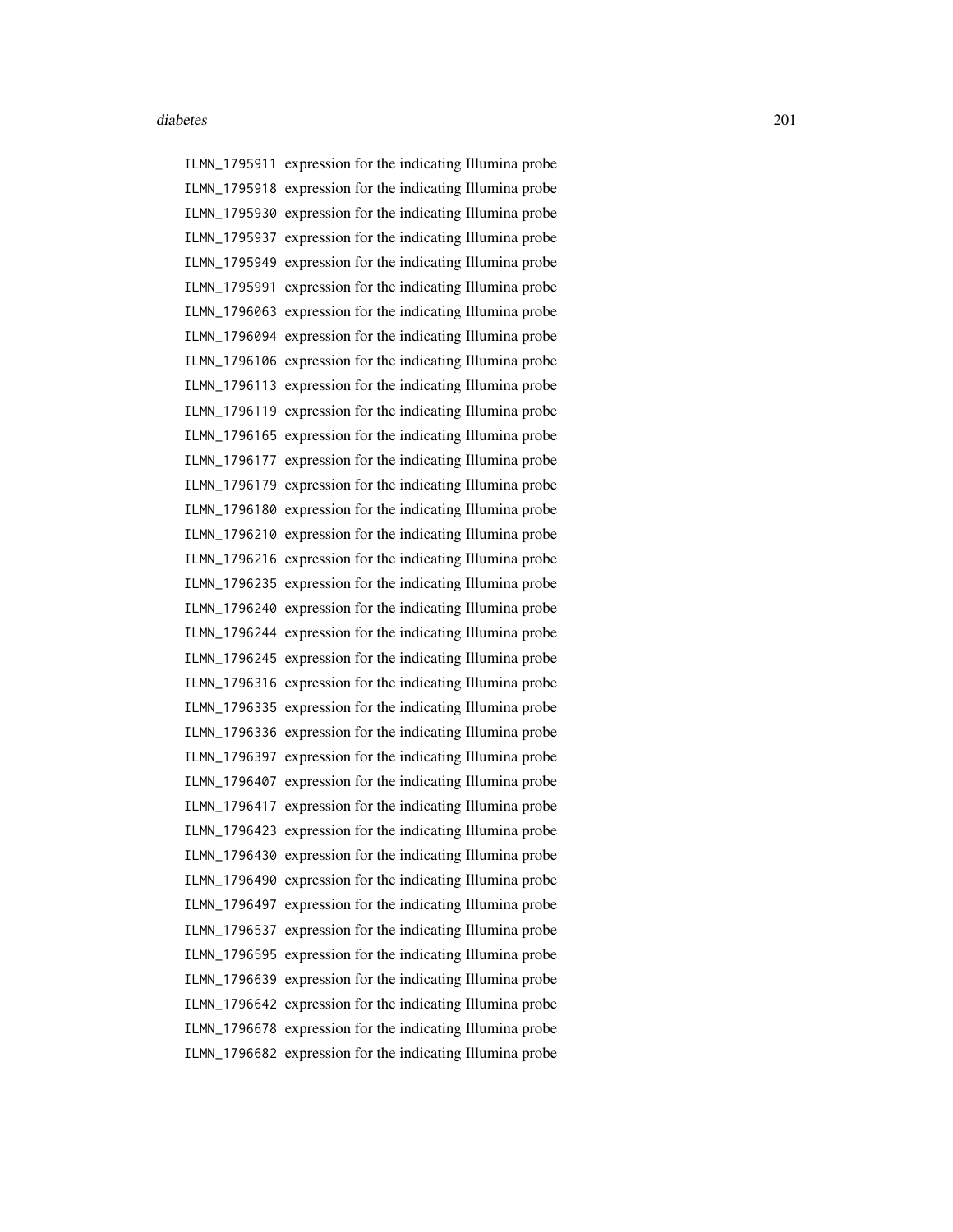ILMN_1795911 expression for the indicating Illumina probe
ILMN_1795918 expression for the indicating Illumina probe
ILMN_1795930 expression for the indicating Illumina probe
ILMN_1795937 expression for the indicating Illumina probe
ILMN_1795949 expression for the indicating Illumina probe
ILMN_1795991 expression for the indicating Illumina probe
ILMN_1796063 expression for the indicating Illumina probe
ILMN_1796094 expression for the indicating Illumina probe
ILMN_1796106 expression for the indicating Illumina probe
ILMN_1796113 expression for the indicating Illumina probe
ILMN_1796119 expression for the indicating Illumina probe
ILMN_1796165 expression for the indicating Illumina probe
ILMN_1796177 expression for the indicating Illumina probe
ILMN_1796179 expression for the indicating Illumina probe
ILMN_1796180 expression for the indicating Illumina probe
ILMN_1796210 expression for the indicating Illumina probe
ILMN_1796216 expression for the indicating Illumina probe
ILMN_1796235 expression for the indicating Illumina probe
ILMN_1796240 expression for the indicating Illumina probe
ILMN_1796244 expression for the indicating Illumina probe
ILMN_1796245 expression for the indicating Illumina probe
ILMN_1796316 expression for the indicating Illumina probe
ILMN_1796335 expression for the indicating Illumina probe
ILMN_1796336 expression for the indicating Illumina probe
ILMN_1796397 expression for the indicating Illumina probe
ILMN_1796407 expression for the indicating Illumina probe
ILMN_1796417 expression for the indicating Illumina probe
ILMN_1796423 expression for the indicating Illumina probe
ILMN_1796430 expression for the indicating Illumina probe
ILMN_1796490 expression for the indicating Illumina probe
ILMN_1796497 expression for the indicating Illumina probe
ILMN_1796537 expression for the indicating Illumina probe
ILMN_1796595 expression for the indicating Illumina probe
ILMN_1796639 expression for the indicating Illumina probe
ILMN_1796642 expression for the indicating Illumina probe
ILMN_1796678 expression for the indicating Illumina probe
ILMN_1796682 expression for the indicating Illumina probe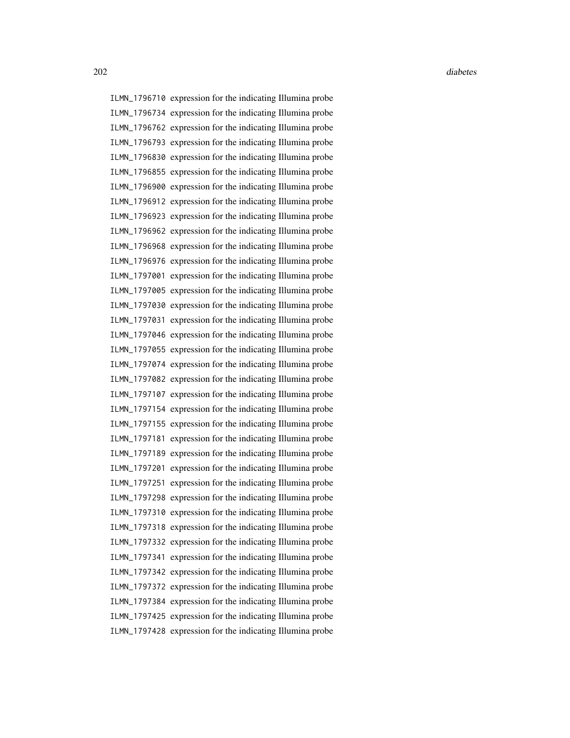ILMN_1796710 expression for the indicating Illumina probe
ILMN_1796734 expression for the indicating Illumina probe
ILMN_1796762 expression for the indicating Illumina probe
ILMN_1796793 expression for the indicating Illumina probe
ILMN_1796830 expression for the indicating Illumina probe
ILMN_1796855 expression for the indicating Illumina probe
ILMN_1796900 expression for the indicating Illumina probe
ILMN_1796912 expression for the indicating Illumina probe
ILMN_1796923 expression for the indicating Illumina probe
ILMN_1796962 expression for the indicating Illumina probe
ILMN_1796968 expression for the indicating Illumina probe
ILMN_1796976 expression for the indicating Illumina probe
ILMN_1797001 expression for the indicating Illumina probe
ILMN_1797005 expression for the indicating Illumina probe
ILMN_1797030 expression for the indicating Illumina probe
ILMN_1797031 expression for the indicating Illumina probe
ILMN_1797046 expression for the indicating Illumina probe
ILMN_1797055 expression for the indicating Illumina probe
ILMN_1797074 expression for the indicating Illumina probe
ILMN_1797082 expression for the indicating Illumina probe
ILMN_1797107 expression for the indicating Illumina probe
ILMN_1797154 expression for the indicating Illumina probe
ILMN_1797155 expression for the indicating Illumina probe
ILMN_1797181 expression for the indicating Illumina probe
ILMN_1797189 expression for the indicating Illumina probe
ILMN_1797201 expression for the indicating Illumina probe
ILMN_1797251 expression for the indicating Illumina probe
ILMN_1797298 expression for the indicating Illumina probe
ILMN_1797310 expression for the indicating Illumina probe
ILMN_1797318 expression for the indicating Illumina probe
ILMN_1797332 expression for the indicating Illumina probe
ILMN_1797341 expression for the indicating Illumina probe
ILMN_1797342 expression for the indicating Illumina probe
ILMN_1797372 expression for the indicating Illumina probe
ILMN_1797384 expression for the indicating Illumina probe
ILMN_1797425 expression for the indicating Illumina probe
ILMN_1797428 expression for the indicating Illumina probe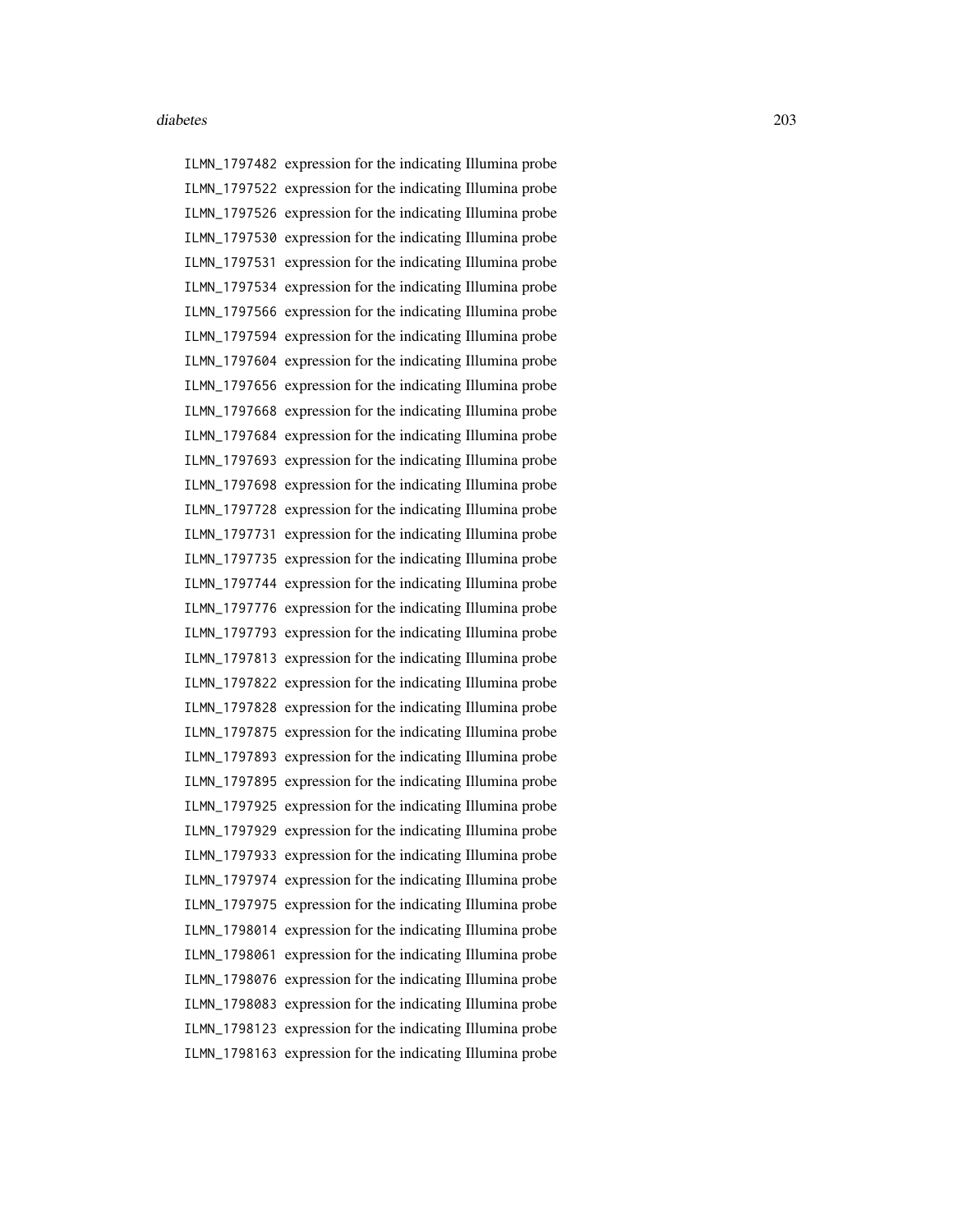ILMN_1797482 expression for the indicating Illumina probe
ILMN_1797522 expression for the indicating Illumina probe
ILMN_1797526 expression for the indicating Illumina probe
ILMN_1797530 expression for the indicating Illumina probe
ILMN_1797531 expression for the indicating Illumina probe
ILMN_1797534 expression for the indicating Illumina probe
ILMN_1797566 expression for the indicating Illumina probe
ILMN_1797594 expression for the indicating Illumina probe
ILMN_1797604 expression for the indicating Illumina probe
ILMN_1797656 expression for the indicating Illumina probe
ILMN_1797668 expression for the indicating Illumina probe
ILMN_1797684 expression for the indicating Illumina probe
ILMN_1797693 expression for the indicating Illumina probe
ILMN_1797698 expression for the indicating Illumina probe
ILMN_1797728 expression for the indicating Illumina probe
ILMN_1797731 expression for the indicating Illumina probe
ILMN_1797735 expression for the indicating Illumina probe
ILMN_1797744 expression for the indicating Illumina probe
ILMN_1797776 expression for the indicating Illumina probe
ILMN_1797793 expression for the indicating Illumina probe
ILMN_1797813 expression for the indicating Illumina probe
ILMN_1797822 expression for the indicating Illumina probe
ILMN_1797828 expression for the indicating Illumina probe
ILMN_1797875 expression for the indicating Illumina probe
ILMN_1797893 expression for the indicating Illumina probe
ILMN_1797895 expression for the indicating Illumina probe
ILMN_1797925 expression for the indicating Illumina probe
ILMN_1797929 expression for the indicating Illumina probe
ILMN_1797933 expression for the indicating Illumina probe
ILMN_1797974 expression for the indicating Illumina probe
ILMN_1797975 expression for the indicating Illumina probe
ILMN_1798014 expression for the indicating Illumina probe
ILMN_1798061 expression for the indicating Illumina probe
ILMN_1798076 expression for the indicating Illumina probe
ILMN_1798083 expression for the indicating Illumina probe
ILMN_1798123 expression for the indicating Illumina probe
ILMN_1798163 expression for the indicating Illumina probe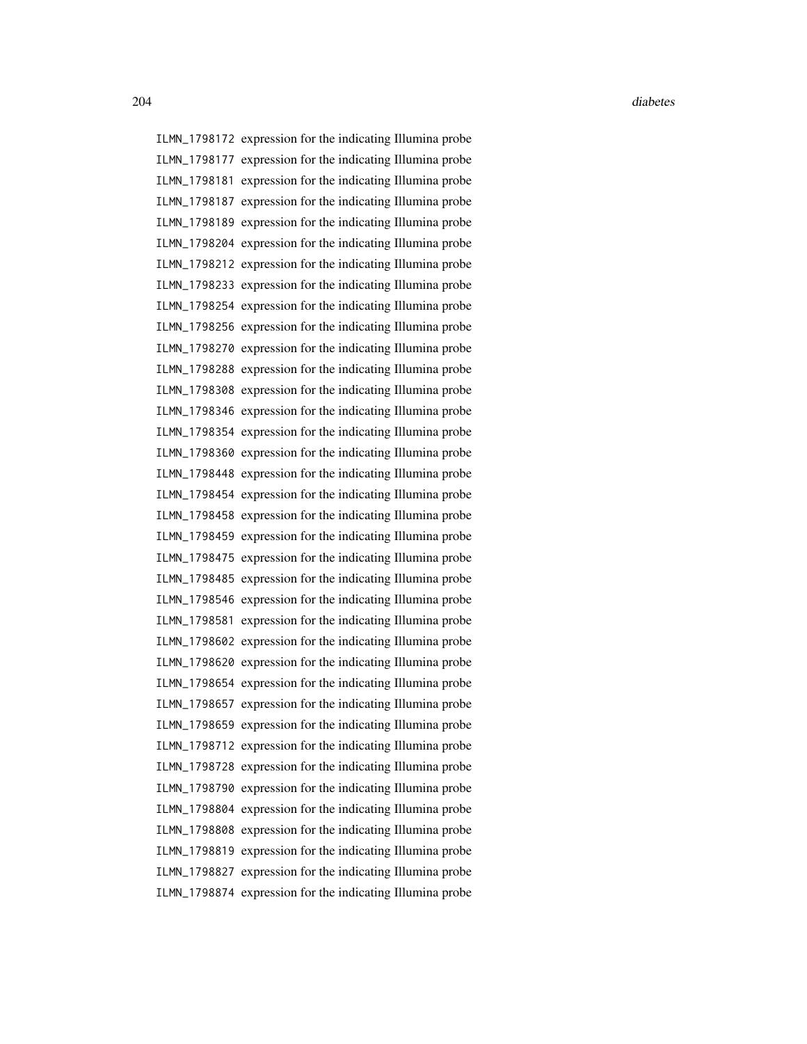| | |
|---|---|
| ILMN_1798172 | expression for the indicating Illumina probe |
| ILMN_1798177 | expression for the indicating Illumina probe |
| ILMN_1798181 | expression for the indicating Illumina probe |
| ILMN_1798187 | expression for the indicating Illumina probe |
| ILMN_1798189 | expression for the indicating Illumina probe |
| ILMN_1798204 | expression for the indicating Illumina probe |
| ILMN_1798212 | expression for the indicating Illumina probe |
| ILMN_1798233 | expression for the indicating Illumina probe |
| ILMN_1798254 | expression for the indicating Illumina probe |
| ILMN_1798256 | expression for the indicating Illumina probe |
| ILMN_1798270 | expression for the indicating Illumina probe |
| ILMN_1798288 | expression for the indicating Illumina probe |
| ILMN_1798308 | expression for the indicating Illumina probe |
| ILMN_1798346 | expression for the indicating Illumina probe |
| ILMN_1798354 | expression for the indicating Illumina probe |
| ILMN_1798360 | expression for the indicating Illumina probe |
| ILMN_1798448 | expression for the indicating Illumina probe |
| ILMN_1798454 | expression for the indicating Illumina probe |
| ILMN_1798458 | expression for the indicating Illumina probe |
| ILMN_1798459 | expression for the indicating Illumina probe |
| ILMN_1798475 | expression for the indicating Illumina probe |
| ILMN_1798485 | expression for the indicating Illumina probe |
| ILMN_1798546 | expression for the indicating Illumina probe |
| ILMN_1798581 | expression for the indicating Illumina probe |
| ILMN_1798602 | expression for the indicating Illumina probe |
| ILMN_1798620 | expression for the indicating Illumina probe |
| ILMN_1798654 | expression for the indicating Illumina probe |
| ILMN_1798657 | expression for the indicating Illumina probe |
| ILMN_1798659 | expression for the indicating Illumina probe |
| ILMN_1798712 | expression for the indicating Illumina probe |
| ILMN_1798728 | expression for the indicating Illumina probe |
| ILMN_1798790 | expression for the indicating Illumina probe |
| ILMN_1798804 | expression for the indicating Illumina probe |
| ILMN_1798808 | expression for the indicating Illumina probe |
| ILMN_1798819 | expression for the indicating Illumina probe |
| ILMN_1798827 | expression for the indicating Illumina probe |
| ILMN_1798874 | expression for the indicating Illumina probe |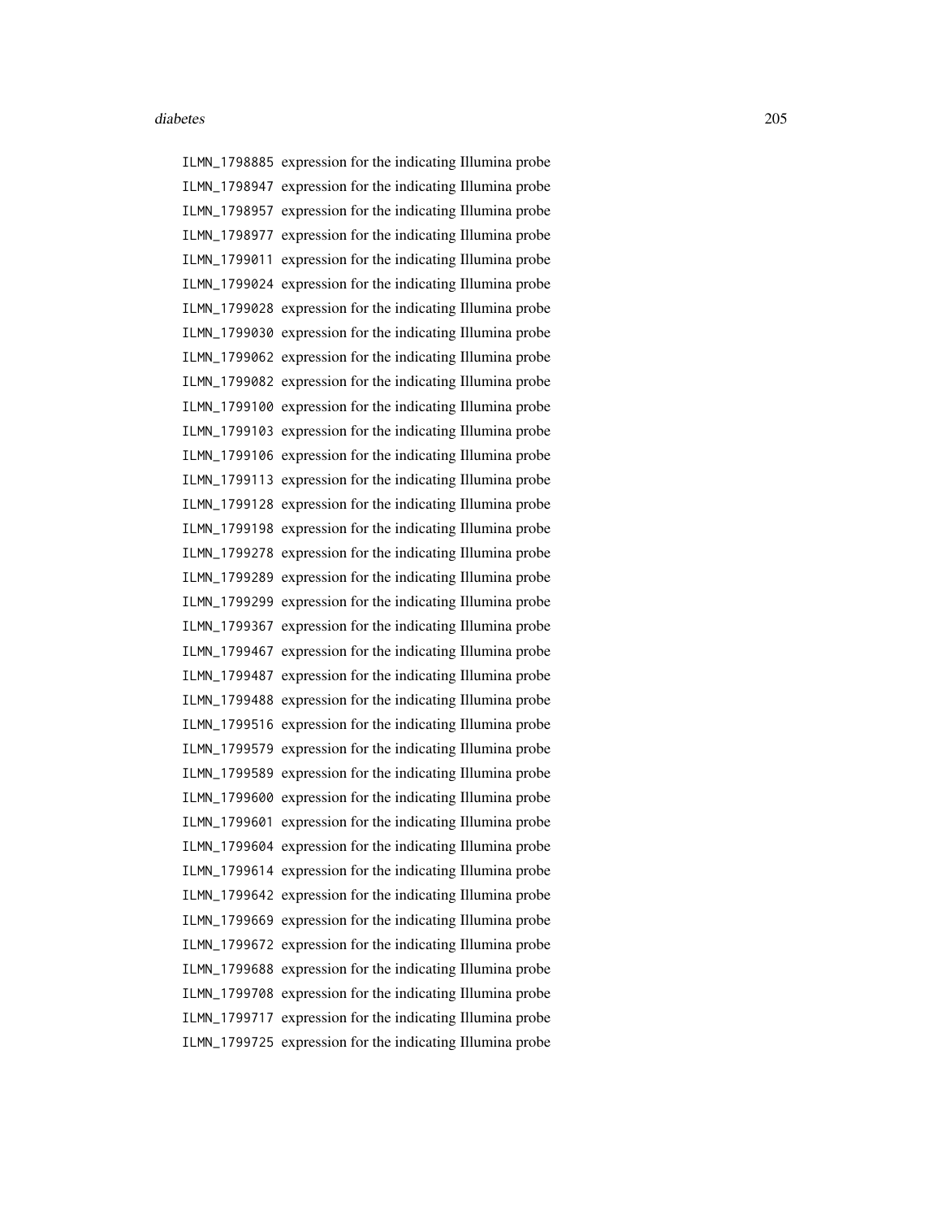ILMN_1798885 expression for the indicating Illumina probe
ILMN_1798947 expression for the indicating Illumina probe
ILMN_1798957 expression for the indicating Illumina probe
ILMN_1798977 expression for the indicating Illumina probe
ILMN_1799011 expression for the indicating Illumina probe
ILMN_1799024 expression for the indicating Illumina probe
ILMN_1799028 expression for the indicating Illumina probe
ILMN_1799030 expression for the indicating Illumina probe
ILMN_1799062 expression for the indicating Illumina probe
ILMN_1799082 expression for the indicating Illumina probe
ILMN_1799100 expression for the indicating Illumina probe
ILMN_1799103 expression for the indicating Illumina probe
ILMN_1799106 expression for the indicating Illumina probe
ILMN_1799113 expression for the indicating Illumina probe
ILMN_1799128 expression for the indicating Illumina probe
ILMN_1799198 expression for the indicating Illumina probe
ILMN_1799278 expression for the indicating Illumina probe
ILMN_1799289 expression for the indicating Illumina probe
ILMN_1799299 expression for the indicating Illumina probe
ILMN_1799367 expression for the indicating Illumina probe
ILMN_1799467 expression for the indicating Illumina probe
ILMN_1799487 expression for the indicating Illumina probe
ILMN_1799488 expression for the indicating Illumina probe
ILMN_1799516 expression for the indicating Illumina probe
ILMN_1799579 expression for the indicating Illumina probe
ILMN_1799589 expression for the indicating Illumina probe
ILMN_1799600 expression for the indicating Illumina probe
ILMN_1799601 expression for the indicating Illumina probe
ILMN_1799604 expression for the indicating Illumina probe
ILMN_1799614 expression for the indicating Illumina probe
ILMN_1799642 expression for the indicating Illumina probe
ILMN_1799669 expression for the indicating Illumina probe
ILMN_1799672 expression for the indicating Illumina probe
ILMN_1799688 expression for the indicating Illumina probe
ILMN_1799708 expression for the indicating Illumina probe
ILMN_1799717 expression for the indicating Illumina probe
ILMN_1799725 expression for the indicating Illumina probe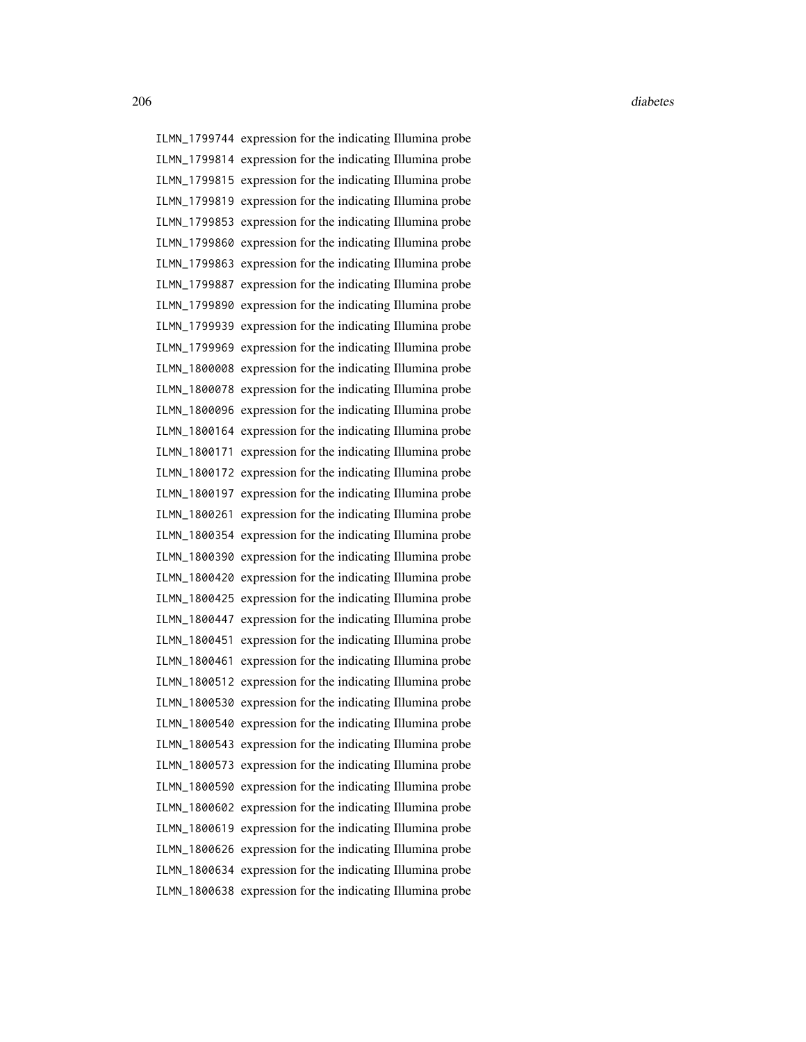| | |
|---|---|
| ILMN_1799744 | expression for the indicating Illumina probe |
| ILMN_1799814 | expression for the indicating Illumina probe |
| ILMN_1799815 | expression for the indicating Illumina probe |
| ILMN_1799819 | expression for the indicating Illumina probe |
| ILMN_1799853 | expression for the indicating Illumina probe |
| ILMN_1799860 | expression for the indicating Illumina probe |
| ILMN_1799863 | expression for the indicating Illumina probe |
| ILMN_1799887 | expression for the indicating Illumina probe |
| ILMN_1799890 | expression for the indicating Illumina probe |
| ILMN_1799939 | expression for the indicating Illumina probe |
| ILMN_1799969 | expression for the indicating Illumina probe |
| ILMN_1800008 | expression for the indicating Illumina probe |
| ILMN_1800078 | expression for the indicating Illumina probe |
| ILMN_1800096 | expression for the indicating Illumina probe |
| ILMN_1800164 | expression for the indicating Illumina probe |
| ILMN_1800171 | expression for the indicating Illumina probe |
| ILMN_1800172 | expression for the indicating Illumina probe |
| ILMN_1800197 | expression for the indicating Illumina probe |
| ILMN_1800261 | expression for the indicating Illumina probe |
| ILMN_1800354 | expression for the indicating Illumina probe |
| ILMN_1800390 | expression for the indicating Illumina probe |
| ILMN_1800420 | expression for the indicating Illumina probe |
| ILMN_1800425 | expression for the indicating Illumina probe |
| ILMN_1800447 | expression for the indicating Illumina probe |
| ILMN_1800451 | expression for the indicating Illumina probe |
| ILMN_1800461 | expression for the indicating Illumina probe |
| ILMN_1800512 | expression for the indicating Illumina probe |
| ILMN_1800530 | expression for the indicating Illumina probe |
| ILMN_1800540 | expression for the indicating Illumina probe |
| ILMN_1800543 | expression for the indicating Illumina probe |
| ILMN_1800573 | expression for the indicating Illumina probe |
| ILMN_1800590 | expression for the indicating Illumina probe |
| ILMN_1800602 | expression for the indicating Illumina probe |
| ILMN_1800619 | expression for the indicating Illumina probe |
| ILMN_1800626 | expression for the indicating Illumina probe |
| ILMN_1800634 | expression for the indicating Illumina probe |
| ILMN_1800638 | expression for the indicating Illumina probe |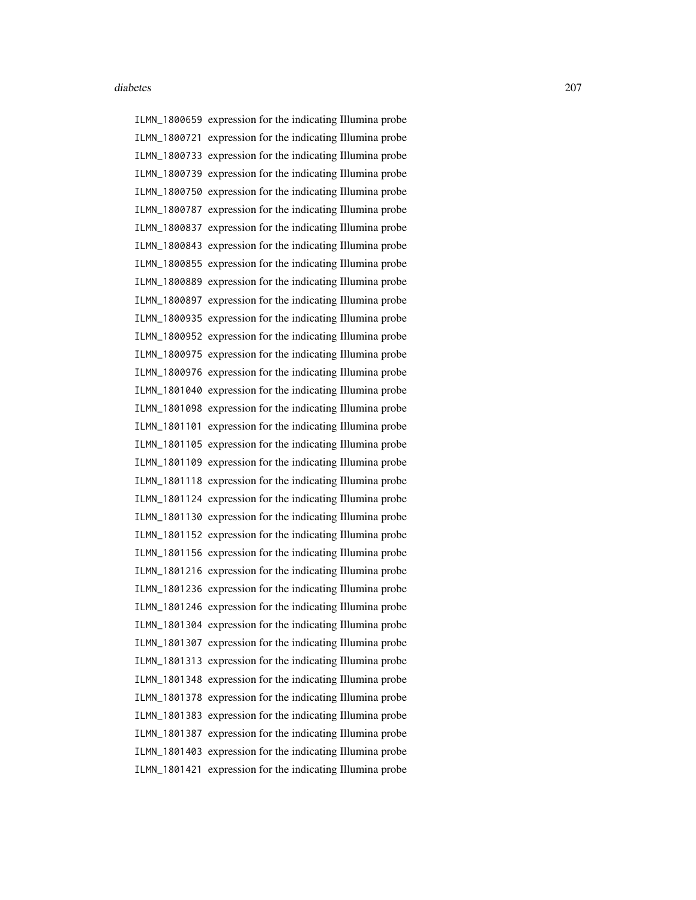ILMN_1800659 expression for the indicating Illumina probe
ILMN_1800721 expression for the indicating Illumina probe
ILMN_1800733 expression for the indicating Illumina probe
ILMN_1800739 expression for the indicating Illumina probe
ILMN_1800750 expression for the indicating Illumina probe
ILMN_1800787 expression for the indicating Illumina probe
ILMN_1800837 expression for the indicating Illumina probe
ILMN_1800843 expression for the indicating Illumina probe
ILMN_1800855 expression for the indicating Illumina probe
ILMN_1800889 expression for the indicating Illumina probe
ILMN_1800897 expression for the indicating Illumina probe
ILMN_1800935 expression for the indicating Illumina probe
ILMN_1800952 expression for the indicating Illumina probe
ILMN_1800975 expression for the indicating Illumina probe
ILMN_1800976 expression for the indicating Illumina probe
ILMN_1801040 expression for the indicating Illumina probe
ILMN_1801098 expression for the indicating Illumina probe
ILMN_1801101 expression for the indicating Illumina probe
ILMN_1801105 expression for the indicating Illumina probe
ILMN_1801109 expression for the indicating Illumina probe
ILMN_1801118 expression for the indicating Illumina probe
ILMN_1801124 expression for the indicating Illumina probe
ILMN_1801130 expression for the indicating Illumina probe
ILMN_1801152 expression for the indicating Illumina probe
ILMN_1801156 expression for the indicating Illumina probe
ILMN_1801216 expression for the indicating Illumina probe
ILMN_1801236 expression for the indicating Illumina probe
ILMN_1801246 expression for the indicating Illumina probe
ILMN_1801304 expression for the indicating Illumina probe
ILMN_1801307 expression for the indicating Illumina probe
ILMN_1801313 expression for the indicating Illumina probe
ILMN_1801348 expression for the indicating Illumina probe
ILMN_1801378 expression for the indicating Illumina probe
ILMN_1801383 expression for the indicating Illumina probe
ILMN_1801387 expression for the indicating Illumina probe
ILMN_1801403 expression for the indicating Illumina probe
ILMN_1801421 expression for the indicating Illumina probe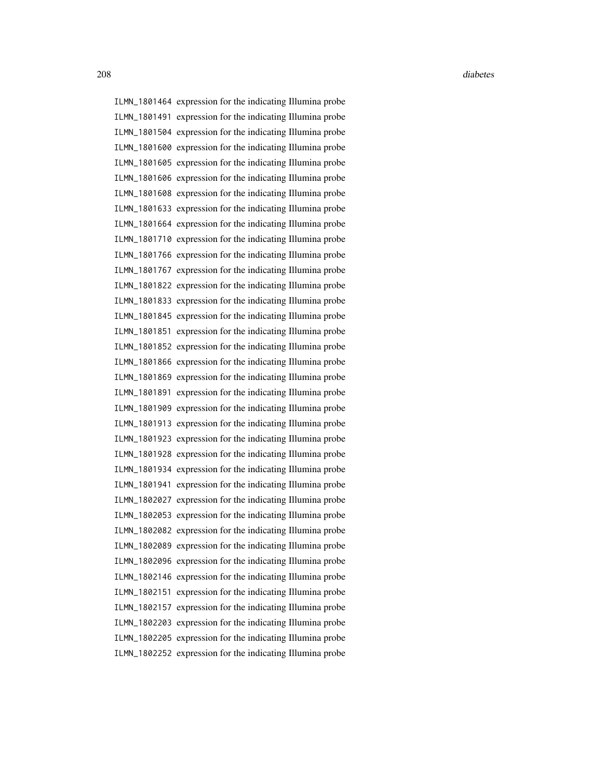| | |
|---|---|
| ILMN_1801464 | expression for the indicating Illumina probe |
| ILMN_1801491 | expression for the indicating Illumina probe |
| ILMN_1801504 | expression for the indicating Illumina probe |
| ILMN_1801600 | expression for the indicating Illumina probe |
| ILMN_1801605 | expression for the indicating Illumina probe |
| ILMN_1801606 | expression for the indicating Illumina probe |
| ILMN_1801608 | expression for the indicating Illumina probe |
| ILMN_1801633 | expression for the indicating Illumina probe |
| ILMN_1801664 | expression for the indicating Illumina probe |
| ILMN_1801710 | expression for the indicating Illumina probe |
| ILMN_1801766 | expression for the indicating Illumina probe |
| ILMN_1801767 | expression for the indicating Illumina probe |
| ILMN_1801822 | expression for the indicating Illumina probe |
| ILMN_1801833 | expression for the indicating Illumina probe |
| ILMN_1801845 | expression for the indicating Illumina probe |
| ILMN_1801851 | expression for the indicating Illumina probe |
| ILMN_1801852 | expression for the indicating Illumina probe |
| ILMN_1801866 | expression for the indicating Illumina probe |
| ILMN_1801869 | expression for the indicating Illumina probe |
| ILMN_1801891 | expression for the indicating Illumina probe |
| ILMN_1801909 | expression for the indicating Illumina probe |
| ILMN_1801913 | expression for the indicating Illumina probe |
| ILMN_1801923 | expression for the indicating Illumina probe |
| ILMN_1801928 | expression for the indicating Illumina probe |
| ILMN_1801934 | expression for the indicating Illumina probe |
| ILMN_1801941 | expression for the indicating Illumina probe |
| ILMN_1802027 | expression for the indicating Illumina probe |
| ILMN_1802053 | expression for the indicating Illumina probe |
| ILMN_1802082 | expression for the indicating Illumina probe |
| ILMN_1802089 | expression for the indicating Illumina probe |
| ILMN_1802096 | expression for the indicating Illumina probe |
| ILMN_1802146 | expression for the indicating Illumina probe |
| ILMN_1802151 | expression for the indicating Illumina probe |
| ILMN_1802157 | expression for the indicating Illumina probe |
| ILMN_1802203 | expression for the indicating Illumina probe |
| ILMN_1802205 | expression for the indicating Illumina probe |
| ILMN_1802252 | expression for the indicating Illumina probe |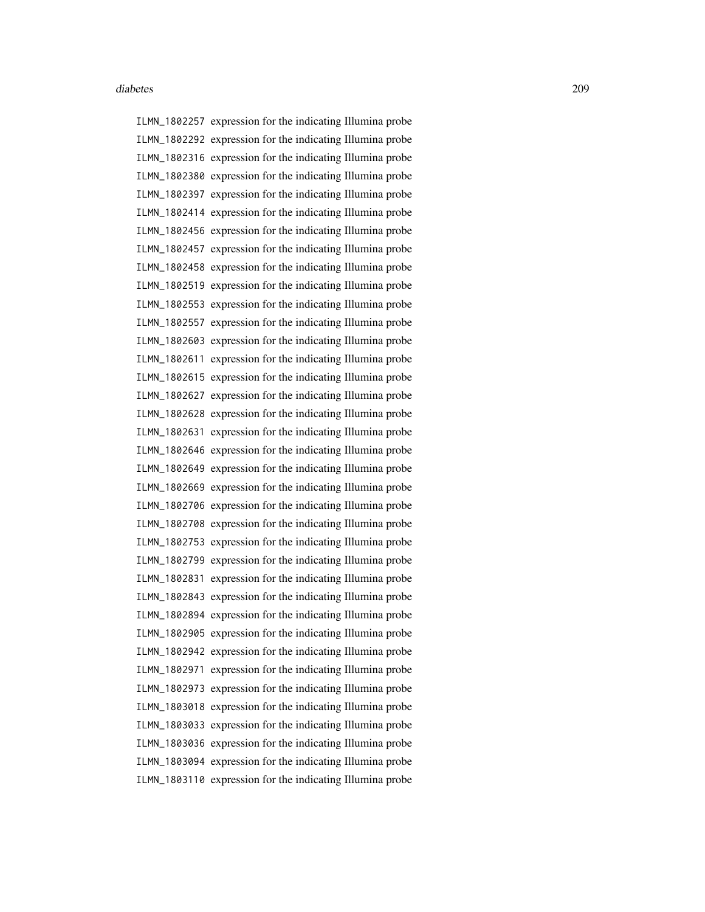ILMN_1802257 expression for the indicating Illumina probe
ILMN_1802292 expression for the indicating Illumina probe
ILMN_1802316 expression for the indicating Illumina probe
ILMN_1802380 expression for the indicating Illumina probe
ILMN_1802397 expression for the indicating Illumina probe
ILMN_1802414 expression for the indicating Illumina probe
ILMN_1802456 expression for the indicating Illumina probe
ILMN_1802457 expression for the indicating Illumina probe
ILMN_1802458 expression for the indicating Illumina probe
ILMN_1802519 expression for the indicating Illumina probe
ILMN_1802553 expression for the indicating Illumina probe
ILMN_1802557 expression for the indicating Illumina probe
ILMN_1802603 expression for the indicating Illumina probe
ILMN_1802611 expression for the indicating Illumina probe
ILMN_1802615 expression for the indicating Illumina probe
ILMN_1802627 expression for the indicating Illumina probe
ILMN_1802628 expression for the indicating Illumina probe
ILMN_1802631 expression for the indicating Illumina probe
ILMN_1802646 expression for the indicating Illumina probe
ILMN_1802649 expression for the indicating Illumina probe
ILMN_1802669 expression for the indicating Illumina probe
ILMN_1802706 expression for the indicating Illumina probe
ILMN_1802708 expression for the indicating Illumina probe
ILMN_1802753 expression for the indicating Illumina probe
ILMN_1802799 expression for the indicating Illumina probe
ILMN_1802831 expression for the indicating Illumina probe
ILMN_1802843 expression for the indicating Illumina probe
ILMN_1802894 expression for the indicating Illumina probe
ILMN_1802905 expression for the indicating Illumina probe
ILMN_1802942 expression for the indicating Illumina probe
ILMN_1802971 expression for the indicating Illumina probe
ILMN_1802973 expression for the indicating Illumina probe
ILMN_1803018 expression for the indicating Illumina probe
ILMN_1803033 expression for the indicating Illumina probe
ILMN_1803036 expression for the indicating Illumina probe
ILMN_1803094 expression for the indicating Illumina probe
ILMN_1803110 expression for the indicating Illumina probe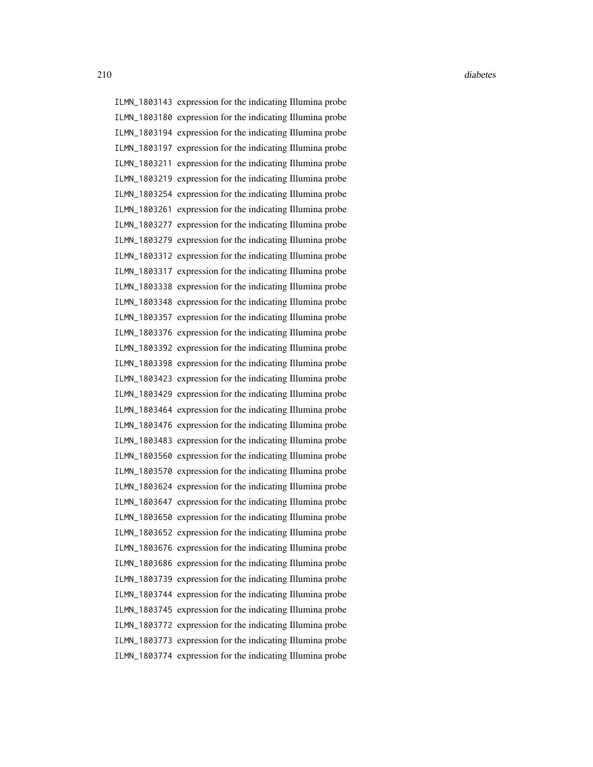ILMN_1803143 expression for the indicating Illumina probe
ILMN_1803180 expression for the indicating Illumina probe
ILMN_1803194 expression for the indicating Illumina probe
ILMN_1803197 expression for the indicating Illumina probe
ILMN_1803211 expression for the indicating Illumina probe
ILMN_1803219 expression for the indicating Illumina probe
ILMN_1803254 expression for the indicating Illumina probe
ILMN_1803261 expression for the indicating Illumina probe
ILMN_1803277 expression for the indicating Illumina probe
ILMN_1803279 expression for the indicating Illumina probe
ILMN_1803312 expression for the indicating Illumina probe
ILMN_1803317 expression for the indicating Illumina probe
ILMN_1803338 expression for the indicating Illumina probe
ILMN_1803348 expression for the indicating Illumina probe
ILMN_1803357 expression for the indicating Illumina probe
ILMN_1803376 expression for the indicating Illumina probe
ILMN_1803392 expression for the indicating Illumina probe
ILMN_1803398 expression for the indicating Illumina probe
ILMN_1803423 expression for the indicating Illumina probe
ILMN_1803429 expression for the indicating Illumina probe
ILMN_1803464 expression for the indicating Illumina probe
ILMN_1803476 expression for the indicating Illumina probe
ILMN_1803483 expression for the indicating Illumina probe
ILMN_1803560 expression for the indicating Illumina probe
ILMN_1803570 expression for the indicating Illumina probe
ILMN_1803624 expression for the indicating Illumina probe
ILMN_1803647 expression for the indicating Illumina probe
ILMN_1803650 expression for the indicating Illumina probe
ILMN_1803652 expression for the indicating Illumina probe
ILMN_1803676 expression for the indicating Illumina probe
ILMN_1803686 expression for the indicating Illumina probe
ILMN_1803739 expression for the indicating Illumina probe
ILMN_1803744 expression for the indicating Illumina probe
ILMN_1803745 expression for the indicating Illumina probe
ILMN_1803772 expression for the indicating Illumina probe
ILMN_1803773 expression for the indicating Illumina probe
ILMN_1803774 expression for the indicating Illumina probe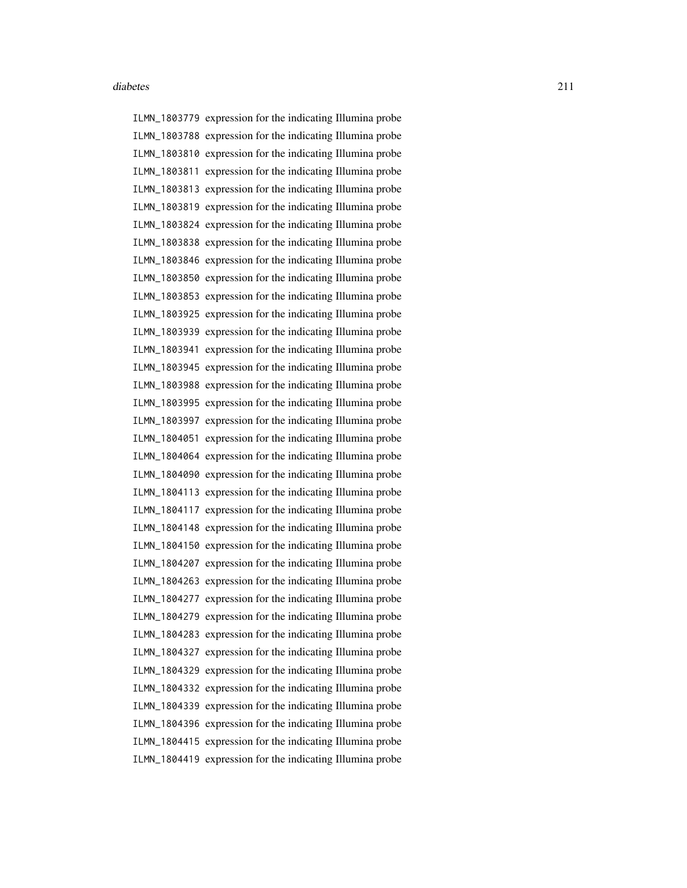ILMN_1803779 expression for the indicating Illumina probe
ILMN_1803788 expression for the indicating Illumina probe
ILMN_1803810 expression for the indicating Illumina probe
ILMN_1803811 expression for the indicating Illumina probe
ILMN_1803813 expression for the indicating Illumina probe
ILMN_1803819 expression for the indicating Illumina probe
ILMN_1803824 expression for the indicating Illumina probe
ILMN_1803838 expression for the indicating Illumina probe
ILMN_1803846 expression for the indicating Illumina probe
ILMN_1803850 expression for the indicating Illumina probe
ILMN_1803853 expression for the indicating Illumina probe
ILMN_1803925 expression for the indicating Illumina probe
ILMN_1803939 expression for the indicating Illumina probe
ILMN_1803941 expression for the indicating Illumina probe
ILMN_1803945 expression for the indicating Illumina probe
ILMN_1803988 expression for the indicating Illumina probe
ILMN_1803995 expression for the indicating Illumina probe
ILMN_1803997 expression for the indicating Illumina probe
ILMN_1804051 expression for the indicating Illumina probe
ILMN_1804064 expression for the indicating Illumina probe
ILMN_1804090 expression for the indicating Illumina probe
ILMN_1804113 expression for the indicating Illumina probe
ILMN_1804117 expression for the indicating Illumina probe
ILMN_1804148 expression for the indicating Illumina probe
ILMN_1804150 expression for the indicating Illumina probe
ILMN_1804207 expression for the indicating Illumina probe
ILMN_1804263 expression for the indicating Illumina probe
ILMN_1804277 expression for the indicating Illumina probe
ILMN_1804279 expression for the indicating Illumina probe
ILMN_1804283 expression for the indicating Illumina probe
ILMN_1804327 expression for the indicating Illumina probe
ILMN_1804329 expression for the indicating Illumina probe
ILMN_1804332 expression for the indicating Illumina probe
ILMN_1804339 expression for the indicating Illumina probe
ILMN_1804396 expression for the indicating Illumina probe
ILMN_1804415 expression for the indicating Illumina probe
ILMN_1804419 expression for the indicating Illumina probe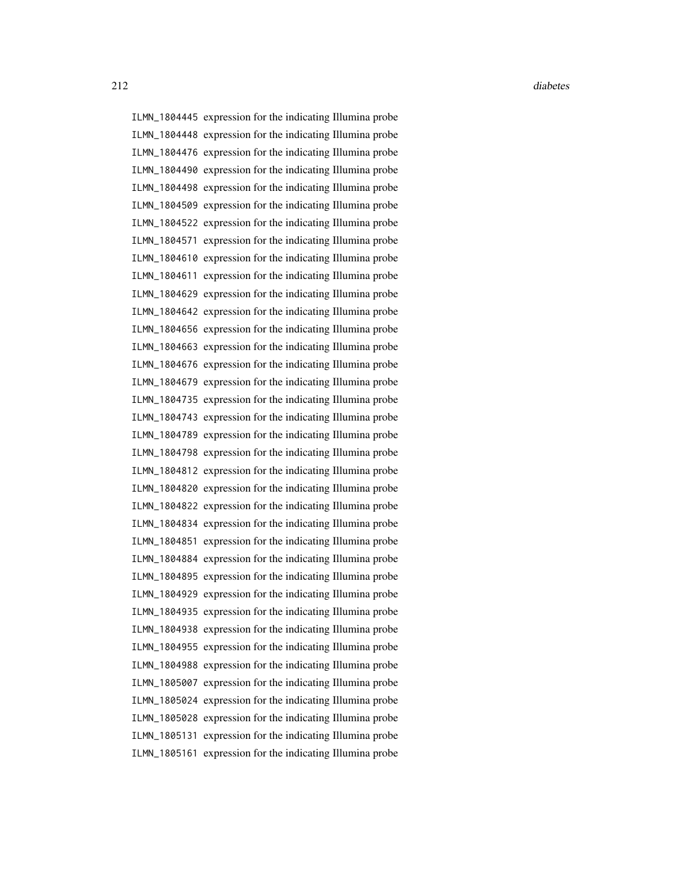ILMN_1804445 expression for the indicating Illumina probe
ILMN_1804448 expression for the indicating Illumina probe
ILMN_1804476 expression for the indicating Illumina probe
ILMN_1804490 expression for the indicating Illumina probe
ILMN_1804498 expression for the indicating Illumina probe
ILMN_1804509 expression for the indicating Illumina probe
ILMN_1804522 expression for the indicating Illumina probe
ILMN_1804571 expression for the indicating Illumina probe
ILMN_1804610 expression for the indicating Illumina probe
ILMN_1804611 expression for the indicating Illumina probe
ILMN_1804629 expression for the indicating Illumina probe
ILMN_1804642 expression for the indicating Illumina probe
ILMN_1804656 expression for the indicating Illumina probe
ILMN_1804663 expression for the indicating Illumina probe
ILMN_1804676 expression for the indicating Illumina probe
ILMN_1804679 expression for the indicating Illumina probe
ILMN_1804735 expression for the indicating Illumina probe
ILMN_1804743 expression for the indicating Illumina probe
ILMN_1804789 expression for the indicating Illumina probe
ILMN_1804798 expression for the indicating Illumina probe
ILMN_1804812 expression for the indicating Illumina probe
ILMN_1804820 expression for the indicating Illumina probe
ILMN_1804822 expression for the indicating Illumina probe
ILMN_1804834 expression for the indicating Illumina probe
ILMN_1804851 expression for the indicating Illumina probe
ILMN_1804884 expression for the indicating Illumina probe
ILMN_1804895 expression for the indicating Illumina probe
ILMN_1804929 expression for the indicating Illumina probe
ILMN_1804935 expression for the indicating Illumina probe
ILMN_1804938 expression for the indicating Illumina probe
ILMN_1804955 expression for the indicating Illumina probe
ILMN_1804988 expression for the indicating Illumina probe
ILMN_1805007 expression for the indicating Illumina probe
ILMN_1805024 expression for the indicating Illumina probe
ILMN_1805028 expression for the indicating Illumina probe
ILMN_1805131 expression for the indicating Illumina probe
ILMN_1805161 expression for the indicating Illumina probe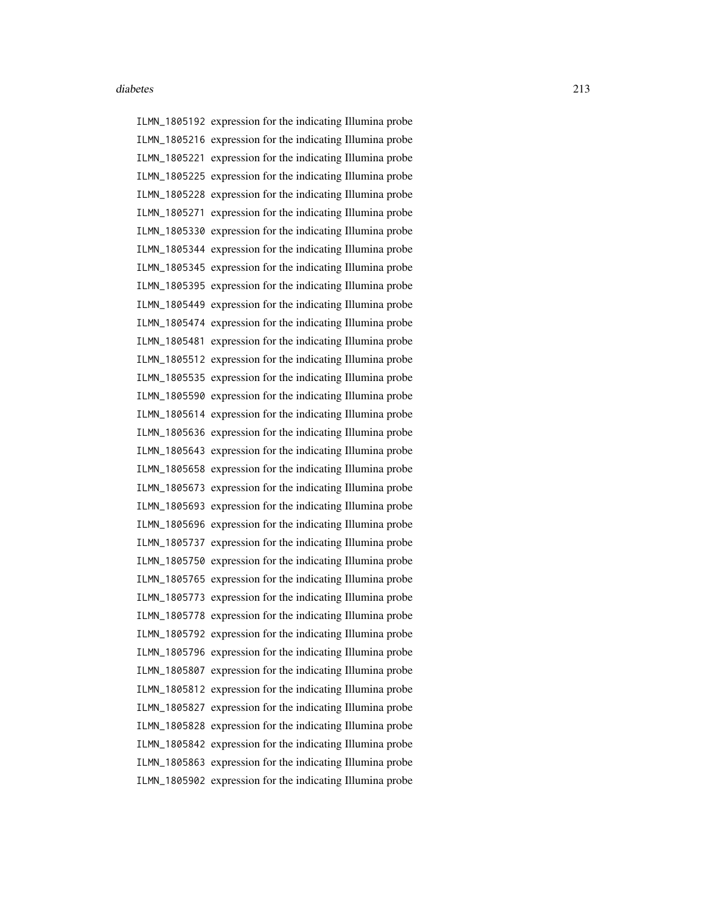ILMN_1805192 expression for the indicating Illumina probe
ILMN_1805216 expression for the indicating Illumina probe
ILMN_1805221 expression for the indicating Illumina probe
ILMN_1805225 expression for the indicating Illumina probe
ILMN_1805228 expression for the indicating Illumina probe
ILMN_1805271 expression for the indicating Illumina probe
ILMN_1805330 expression for the indicating Illumina probe
ILMN_1805344 expression for the indicating Illumina probe
ILMN_1805345 expression for the indicating Illumina probe
ILMN_1805395 expression for the indicating Illumina probe
ILMN_1805449 expression for the indicating Illumina probe
ILMN_1805474 expression for the indicating Illumina probe
ILMN_1805481 expression for the indicating Illumina probe
ILMN_1805512 expression for the indicating Illumina probe
ILMN_1805535 expression for the indicating Illumina probe
ILMN_1805590 expression for the indicating Illumina probe
ILMN_1805614 expression for the indicating Illumina probe
ILMN_1805636 expression for the indicating Illumina probe
ILMN_1805643 expression for the indicating Illumina probe
ILMN_1805658 expression for the indicating Illumina probe
ILMN_1805673 expression for the indicating Illumina probe
ILMN_1805693 expression for the indicating Illumina probe
ILMN_1805696 expression for the indicating Illumina probe
ILMN_1805737 expression for the indicating Illumina probe
ILMN_1805750 expression for the indicating Illumina probe
ILMN_1805765 expression for the indicating Illumina probe
ILMN_1805773 expression for the indicating Illumina probe
ILMN_1805778 expression for the indicating Illumina probe
ILMN_1805792 expression for the indicating Illumina probe
ILMN_1805796 expression for the indicating Illumina probe
ILMN_1805807 expression for the indicating Illumina probe
ILMN_1805812 expression for the indicating Illumina probe
ILMN_1805827 expression for the indicating Illumina probe
ILMN_1805828 expression for the indicating Illumina probe
ILMN_1805842 expression for the indicating Illumina probe
ILMN_1805863 expression for the indicating Illumina probe
ILMN_1805902 expression for the indicating Illumina probe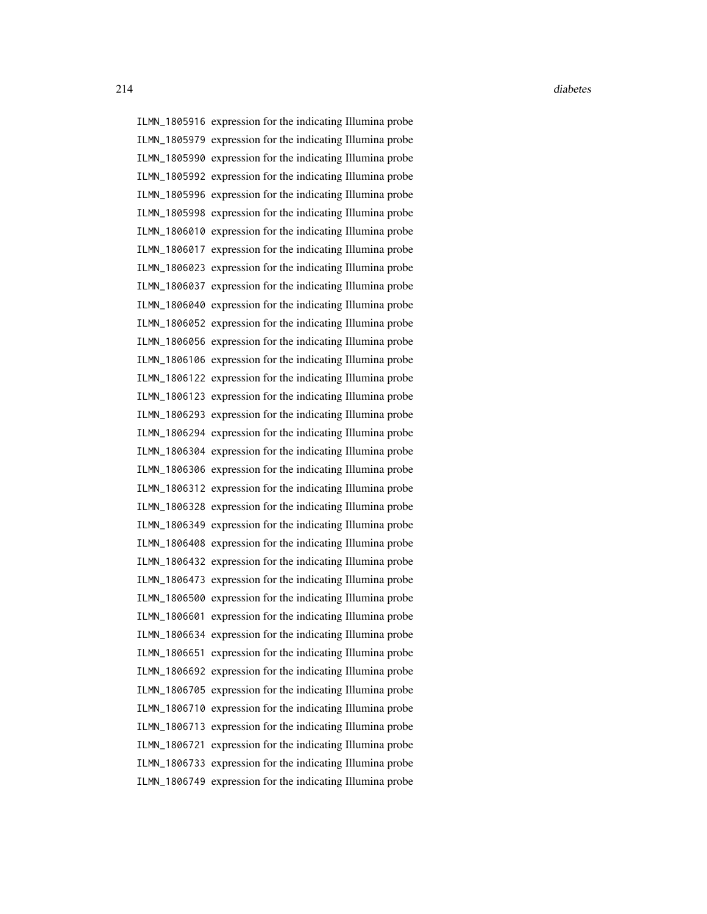ILMN_1805916 expression for the indicating Illumina probe
ILMN_1805979 expression for the indicating Illumina probe
ILMN_1805990 expression for the indicating Illumina probe
ILMN_1805992 expression for the indicating Illumina probe
ILMN_1805996 expression for the indicating Illumina probe
ILMN_1805998 expression for the indicating Illumina probe
ILMN_1806010 expression for the indicating Illumina probe
ILMN_1806017 expression for the indicating Illumina probe
ILMN_1806023 expression for the indicating Illumina probe
ILMN_1806037 expression for the indicating Illumina probe
ILMN_1806040 expression for the indicating Illumina probe
ILMN_1806052 expression for the indicating Illumina probe
ILMN_1806056 expression for the indicating Illumina probe
ILMN_1806106 expression for the indicating Illumina probe
ILMN_1806122 expression for the indicating Illumina probe
ILMN_1806123 expression for the indicating Illumina probe
ILMN_1806293 expression for the indicating Illumina probe
ILMN_1806294 expression for the indicating Illumina probe
ILMN_1806304 expression for the indicating Illumina probe
ILMN_1806306 expression for the indicating Illumina probe
ILMN_1806312 expression for the indicating Illumina probe
ILMN_1806328 expression for the indicating Illumina probe
ILMN_1806349 expression for the indicating Illumina probe
ILMN_1806408 expression for the indicating Illumina probe
ILMN_1806432 expression for the indicating Illumina probe
ILMN_1806473 expression for the indicating Illumina probe
ILMN_1806500 expression for the indicating Illumina probe
ILMN_1806601 expression for the indicating Illumina probe
ILMN_1806634 expression for the indicating Illumina probe
ILMN_1806651 expression for the indicating Illumina probe
ILMN_1806692 expression for the indicating Illumina probe
ILMN_1806705 expression for the indicating Illumina probe
ILMN_1806710 expression for the indicating Illumina probe
ILMN_1806713 expression for the indicating Illumina probe
ILMN_1806721 expression for the indicating Illumina probe
ILMN_1806733 expression for the indicating Illumina probe
ILMN_1806749 expression for the indicating Illumina probe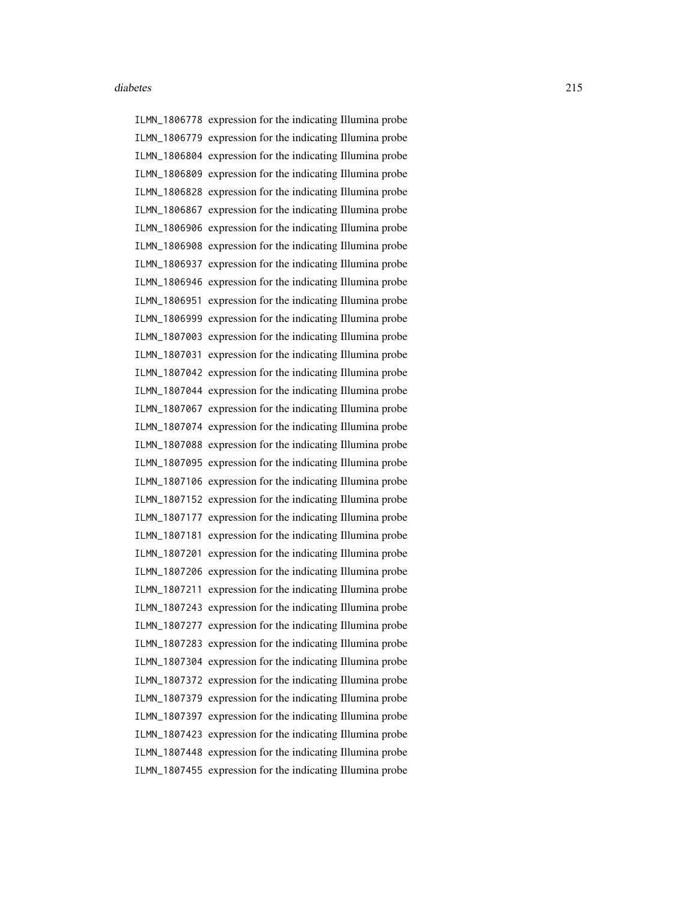ILMN_1806778 expression for the indicating Illumina probe
ILMN_1806779 expression for the indicating Illumina probe
ILMN_1806804 expression for the indicating Illumina probe
ILMN_1806809 expression for the indicating Illumina probe
ILMN_1806828 expression for the indicating Illumina probe
ILMN_1806867 expression for the indicating Illumina probe
ILMN_1806906 expression for the indicating Illumina probe
ILMN_1806908 expression for the indicating Illumina probe
ILMN_1806937 expression for the indicating Illumina probe
ILMN_1806946 expression for the indicating Illumina probe
ILMN_1806951 expression for the indicating Illumina probe
ILMN_1806999 expression for the indicating Illumina probe
ILMN_1807003 expression for the indicating Illumina probe
ILMN_1807031 expression for the indicating Illumina probe
ILMN_1807042 expression for the indicating Illumina probe
ILMN_1807044 expression for the indicating Illumina probe
ILMN_1807067 expression for the indicating Illumina probe
ILMN_1807074 expression for the indicating Illumina probe
ILMN_1807088 expression for the indicating Illumina probe
ILMN_1807095 expression for the indicating Illumina probe
ILMN_1807106 expression for the indicating Illumina probe
ILMN_1807152 expression for the indicating Illumina probe
ILMN_1807177 expression for the indicating Illumina probe
ILMN_1807181 expression for the indicating Illumina probe
ILMN_1807201 expression for the indicating Illumina probe
ILMN_1807206 expression for the indicating Illumina probe
ILMN_1807211 expression for the indicating Illumina probe
ILMN_1807243 expression for the indicating Illumina probe
ILMN_1807277 expression for the indicating Illumina probe
ILMN_1807283 expression for the indicating Illumina probe
ILMN_1807304 expression for the indicating Illumina probe
ILMN_1807372 expression for the indicating Illumina probe
ILMN_1807379 expression for the indicating Illumina probe
ILMN_1807397 expression for the indicating Illumina probe
ILMN_1807423 expression for the indicating Illumina probe
ILMN_1807448 expression for the indicating Illumina probe
ILMN_1807455 expression for the indicating Illumina probe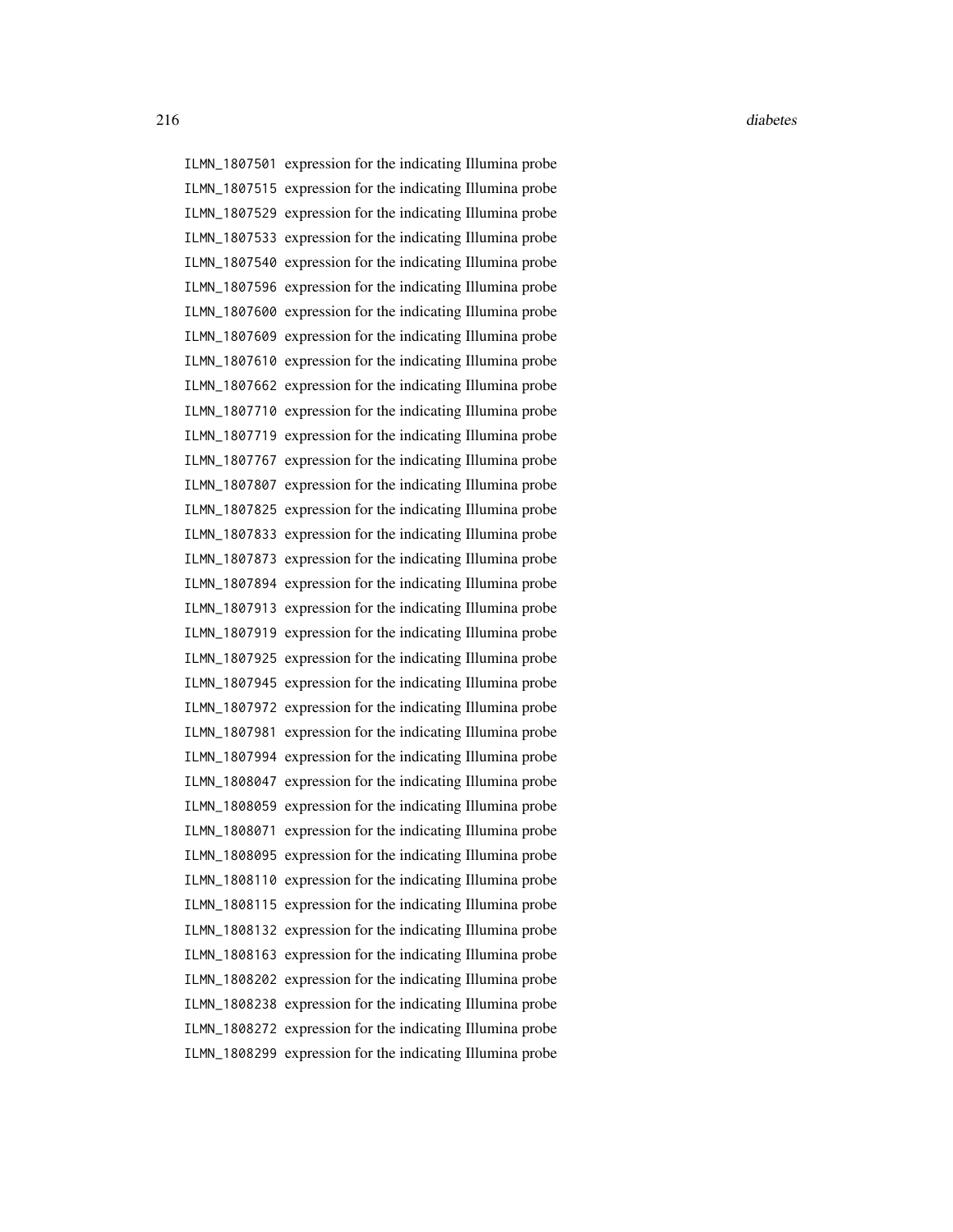ILMN_1807501 expression for the indicating Illumina probe
ILMN_1807515 expression for the indicating Illumina probe
ILMN_1807529 expression for the indicating Illumina probe
ILMN_1807533 expression for the indicating Illumina probe
ILMN_1807540 expression for the indicating Illumina probe
ILMN_1807596 expression for the indicating Illumina probe
ILMN_1807600 expression for the indicating Illumina probe
ILMN_1807609 expression for the indicating Illumina probe
ILMN_1807610 expression for the indicating Illumina probe
ILMN_1807662 expression for the indicating Illumina probe
ILMN_1807710 expression for the indicating Illumina probe
ILMN_1807719 expression for the indicating Illumina probe
ILMN_1807767 expression for the indicating Illumina probe
ILMN_1807807 expression for the indicating Illumina probe
ILMN_1807825 expression for the indicating Illumina probe
ILMN_1807833 expression for the indicating Illumina probe
ILMN_1807873 expression for the indicating Illumina probe
ILMN_1807894 expression for the indicating Illumina probe
ILMN_1807913 expression for the indicating Illumina probe
ILMN_1807919 expression for the indicating Illumina probe
ILMN_1807925 expression for the indicating Illumina probe
ILMN_1807945 expression for the indicating Illumina probe
ILMN_1807972 expression for the indicating Illumina probe
ILMN_1807981 expression for the indicating Illumina probe
ILMN_1807994 expression for the indicating Illumina probe
ILMN_1808047 expression for the indicating Illumina probe
ILMN_1808059 expression for the indicating Illumina probe
ILMN_1808071 expression for the indicating Illumina probe
ILMN_1808095 expression for the indicating Illumina probe
ILMN_1808110 expression for the indicating Illumina probe
ILMN_1808115 expression for the indicating Illumina probe
ILMN_1808132 expression for the indicating Illumina probe
ILMN_1808163 expression for the indicating Illumina probe
ILMN_1808202 expression for the indicating Illumina probe
ILMN_1808238 expression for the indicating Illumina probe
ILMN_1808272 expression for the indicating Illumina probe
ILMN_1808299 expression for the indicating Illumina probe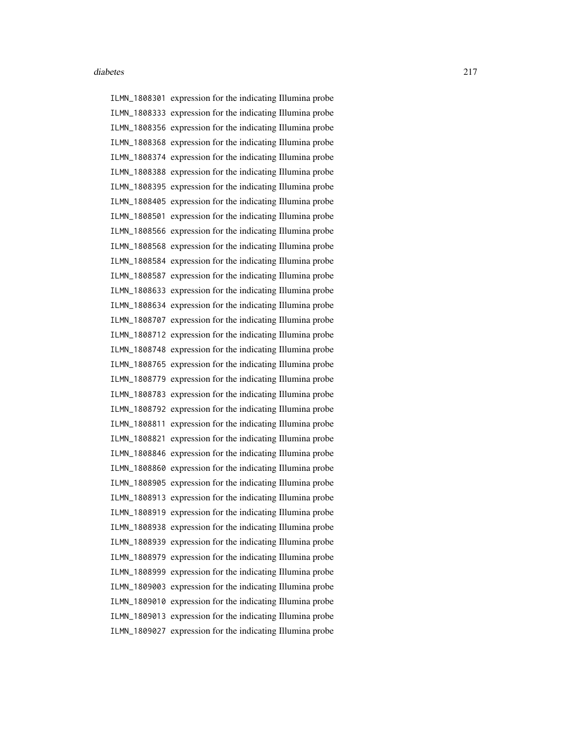ILMN_1808301 expression for the indicating Illumina probe
ILMN_1808333 expression for the indicating Illumina probe
ILMN_1808356 expression for the indicating Illumina probe
ILMN_1808368 expression for the indicating Illumina probe
ILMN_1808374 expression for the indicating Illumina probe
ILMN_1808388 expression for the indicating Illumina probe
ILMN_1808395 expression for the indicating Illumina probe
ILMN_1808405 expression for the indicating Illumina probe
ILMN_1808501 expression for the indicating Illumina probe
ILMN_1808566 expression for the indicating Illumina probe
ILMN_1808568 expression for the indicating Illumina probe
ILMN_1808584 expression for the indicating Illumina probe
ILMN_1808587 expression for the indicating Illumina probe
ILMN_1808633 expression for the indicating Illumina probe
ILMN_1808634 expression for the indicating Illumina probe
ILMN_1808707 expression for the indicating Illumina probe
ILMN_1808712 expression for the indicating Illumina probe
ILMN_1808748 expression for the indicating Illumina probe
ILMN_1808765 expression for the indicating Illumina probe
ILMN_1808779 expression for the indicating Illumina probe
ILMN_1808783 expression for the indicating Illumina probe
ILMN_1808792 expression for the indicating Illumina probe
ILMN_1808811 expression for the indicating Illumina probe
ILMN_1808821 expression for the indicating Illumina probe
ILMN_1808846 expression for the indicating Illumina probe
ILMN_1808860 expression for the indicating Illumina probe
ILMN_1808905 expression for the indicating Illumina probe
ILMN_1808913 expression for the indicating Illumina probe
ILMN_1808919 expression for the indicating Illumina probe
ILMN_1808938 expression for the indicating Illumina probe
ILMN_1808939 expression for the indicating Illumina probe
ILMN_1808979 expression for the indicating Illumina probe
ILMN_1808999 expression for the indicating Illumina probe
ILMN_1809003 expression for the indicating Illumina probe
ILMN_1809010 expression for the indicating Illumina probe
ILMN_1809013 expression for the indicating Illumina probe
ILMN_1809027 expression for the indicating Illumina probe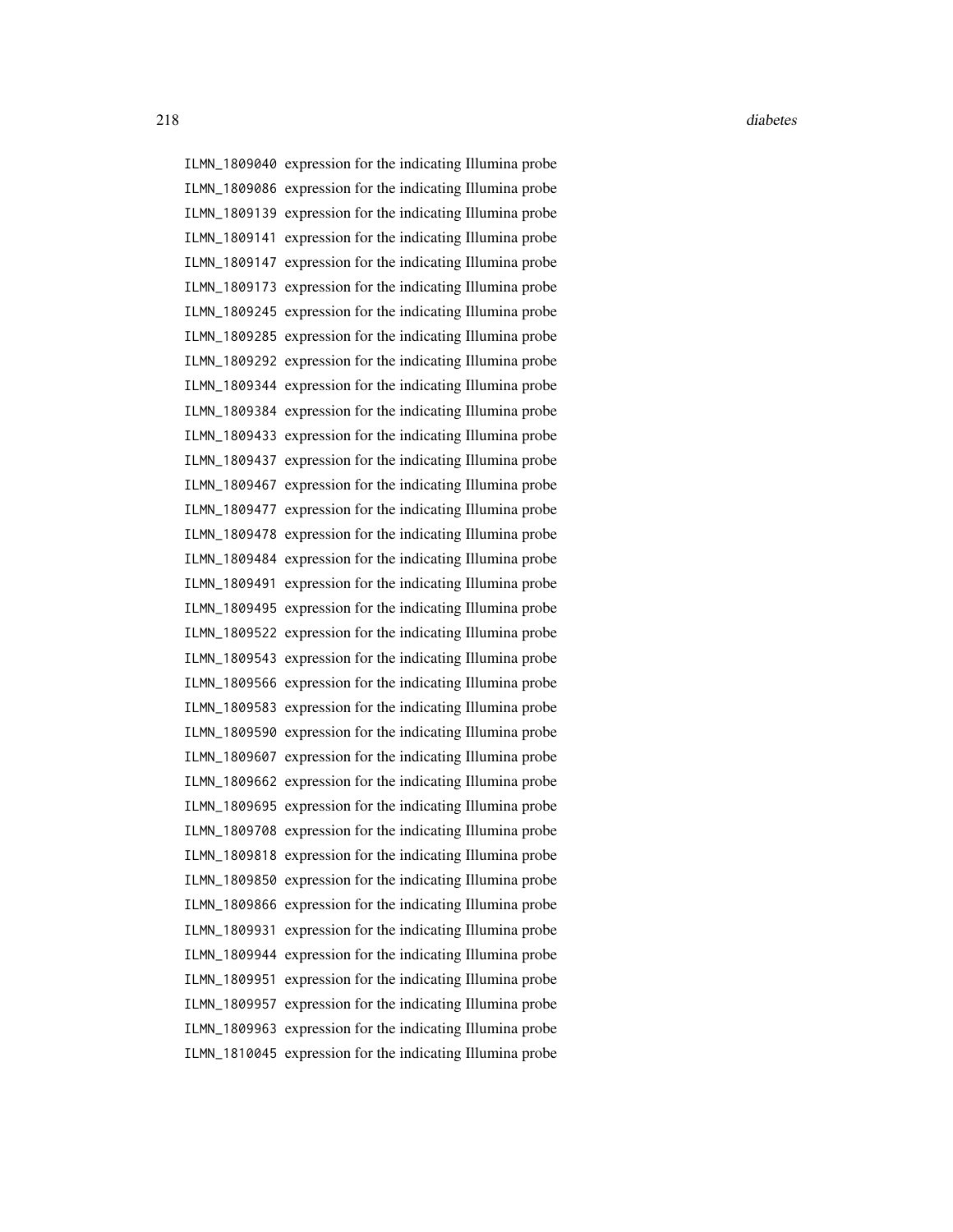ILMN_1809040 expression for the indicating Illumina probe
ILMN_1809086 expression for the indicating Illumina probe
ILMN_1809139 expression for the indicating Illumina probe
ILMN_1809141 expression for the indicating Illumina probe
ILMN_1809147 expression for the indicating Illumina probe
ILMN_1809173 expression for the indicating Illumina probe
ILMN_1809245 expression for the indicating Illumina probe
ILMN_1809285 expression for the indicating Illumina probe
ILMN_1809292 expression for the indicating Illumina probe
ILMN_1809344 expression for the indicating Illumina probe
ILMN_1809384 expression for the indicating Illumina probe
ILMN_1809433 expression for the indicating Illumina probe
ILMN_1809437 expression for the indicating Illumina probe
ILMN_1809467 expression for the indicating Illumina probe
ILMN_1809477 expression for the indicating Illumina probe
ILMN_1809478 expression for the indicating Illumina probe
ILMN_1809484 expression for the indicating Illumina probe
ILMN_1809491 expression for the indicating Illumina probe
ILMN_1809495 expression for the indicating Illumina probe
ILMN_1809522 expression for the indicating Illumina probe
ILMN_1809543 expression for the indicating Illumina probe
ILMN_1809566 expression for the indicating Illumina probe
ILMN_1809583 expression for the indicating Illumina probe
ILMN_1809590 expression for the indicating Illumina probe
ILMN_1809607 expression for the indicating Illumina probe
ILMN_1809662 expression for the indicating Illumina probe
ILMN_1809695 expression for the indicating Illumina probe
ILMN_1809708 expression for the indicating Illumina probe
ILMN_1809818 expression for the indicating Illumina probe
ILMN_1809850 expression for the indicating Illumina probe
ILMN_1809866 expression for the indicating Illumina probe
ILMN_1809931 expression for the indicating Illumina probe
ILMN_1809944 expression for the indicating Illumina probe
ILMN_1809951 expression for the indicating Illumina probe
ILMN_1809957 expression for the indicating Illumina probe
ILMN_1809963 expression for the indicating Illumina probe
ILMN_1810045 expression for the indicating Illumina probe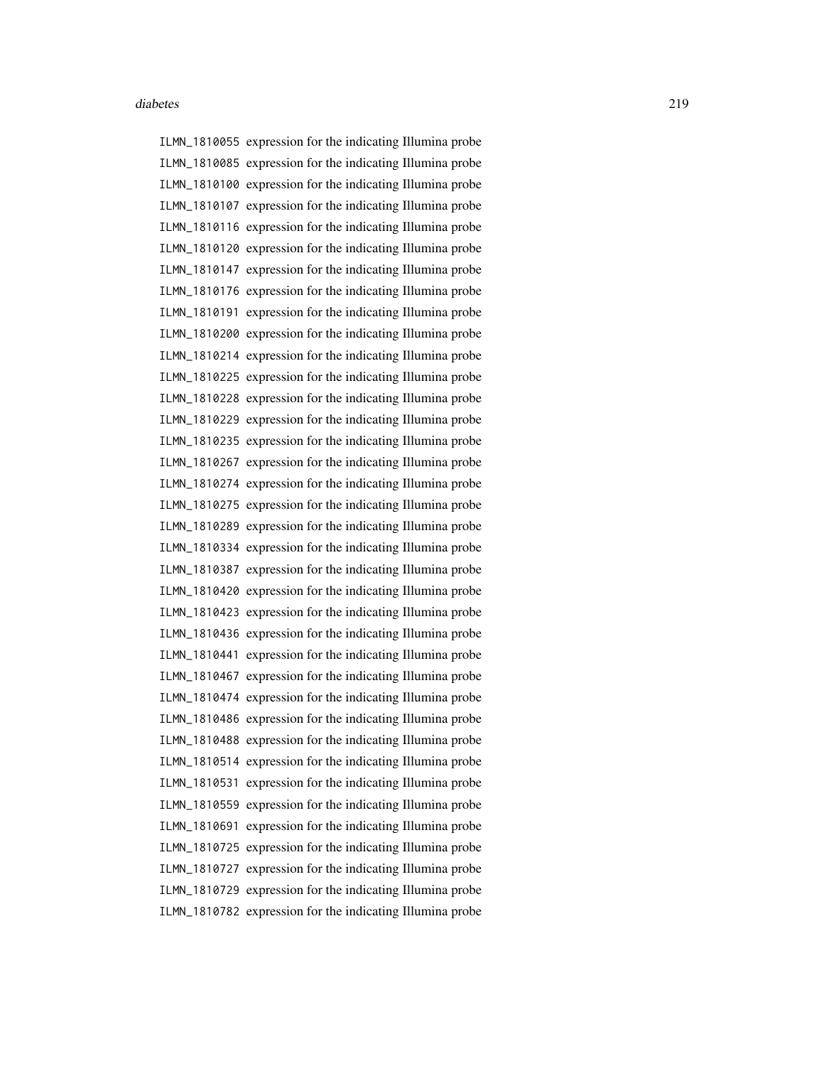ILMN_1810055 expression for the indicating Illumina probe
ILMN_1810085 expression for the indicating Illumina probe
ILMN_1810100 expression for the indicating Illumina probe
ILMN_1810107 expression for the indicating Illumina probe
ILMN_1810116 expression for the indicating Illumina probe
ILMN_1810120 expression for the indicating Illumina probe
ILMN_1810147 expression for the indicating Illumina probe
ILMN_1810176 expression for the indicating Illumina probe
ILMN_1810191 expression for the indicating Illumina probe
ILMN_1810200 expression for the indicating Illumina probe
ILMN_1810214 expression for the indicating Illumina probe
ILMN_1810225 expression for the indicating Illumina probe
ILMN_1810228 expression for the indicating Illumina probe
ILMN_1810229 expression for the indicating Illumina probe
ILMN_1810235 expression for the indicating Illumina probe
ILMN_1810267 expression for the indicating Illumina probe
ILMN_1810274 expression for the indicating Illumina probe
ILMN_1810275 expression for the indicating Illumina probe
ILMN_1810289 expression for the indicating Illumina probe
ILMN_1810334 expression for the indicating Illumina probe
ILMN_1810387 expression for the indicating Illumina probe
ILMN_1810420 expression for the indicating Illumina probe
ILMN_1810423 expression for the indicating Illumina probe
ILMN_1810436 expression for the indicating Illumina probe
ILMN_1810441 expression for the indicating Illumina probe
ILMN_1810467 expression for the indicating Illumina probe
ILMN_1810474 expression for the indicating Illumina probe
ILMN_1810486 expression for the indicating Illumina probe
ILMN_1810488 expression for the indicating Illumina probe
ILMN_1810514 expression for the indicating Illumina probe
ILMN_1810531 expression for the indicating Illumina probe
ILMN_1810559 expression for the indicating Illumina probe
ILMN_1810691 expression for the indicating Illumina probe
ILMN_1810725 expression for the indicating Illumina probe
ILMN_1810727 expression for the indicating Illumina probe
ILMN_1810729 expression for the indicating Illumina probe
ILMN_1810782 expression for the indicating Illumina probe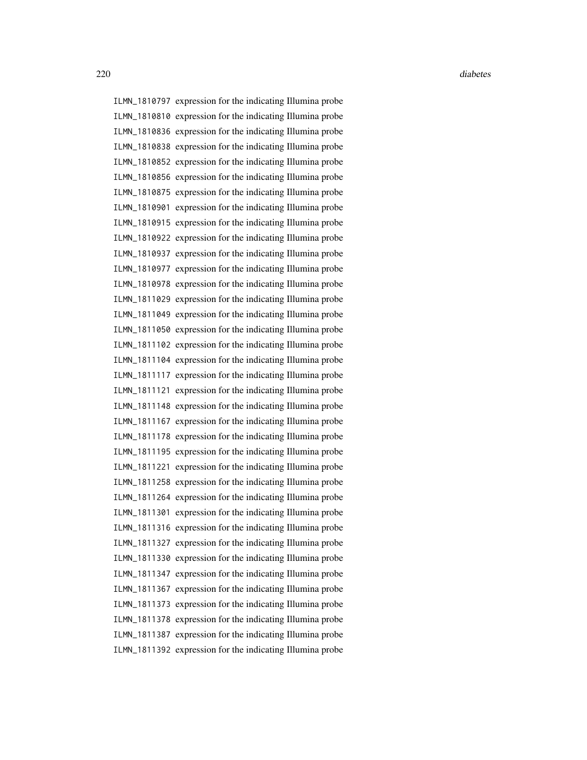ILMN_1810797 expression for the indicating Illumina probe
ILMN_1810810 expression for the indicating Illumina probe
ILMN_1810836 expression for the indicating Illumina probe
ILMN_1810838 expression for the indicating Illumina probe
ILMN_1810852 expression for the indicating Illumina probe
ILMN_1810856 expression for the indicating Illumina probe
ILMN_1810875 expression for the indicating Illumina probe
ILMN_1810901 expression for the indicating Illumina probe
ILMN_1810915 expression for the indicating Illumina probe
ILMN_1810922 expression for the indicating Illumina probe
ILMN_1810937 expression for the indicating Illumina probe
ILMN_1810977 expression for the indicating Illumina probe
ILMN_1810978 expression for the indicating Illumina probe
ILMN_1811029 expression for the indicating Illumina probe
ILMN_1811049 expression for the indicating Illumina probe
ILMN_1811050 expression for the indicating Illumina probe
ILMN_1811102 expression for the indicating Illumina probe
ILMN_1811104 expression for the indicating Illumina probe
ILMN_1811117 expression for the indicating Illumina probe
ILMN_1811121 expression for the indicating Illumina probe
ILMN_1811148 expression for the indicating Illumina probe
ILMN_1811167 expression for the indicating Illumina probe
ILMN_1811178 expression for the indicating Illumina probe
ILMN_1811195 expression for the indicating Illumina probe
ILMN_1811221 expression for the indicating Illumina probe
ILMN_1811258 expression for the indicating Illumina probe
ILMN_1811264 expression for the indicating Illumina probe
ILMN_1811301 expression for the indicating Illumina probe
ILMN_1811316 expression for the indicating Illumina probe
ILMN_1811327 expression for the indicating Illumina probe
ILMN_1811330 expression for the indicating Illumina probe
ILMN_1811347 expression for the indicating Illumina probe
ILMN_1811367 expression for the indicating Illumina probe
ILMN_1811373 expression for the indicating Illumina probe
ILMN_1811378 expression for the indicating Illumina probe
ILMN_1811387 expression for the indicating Illumina probe
ILMN_1811392 expression for the indicating Illumina probe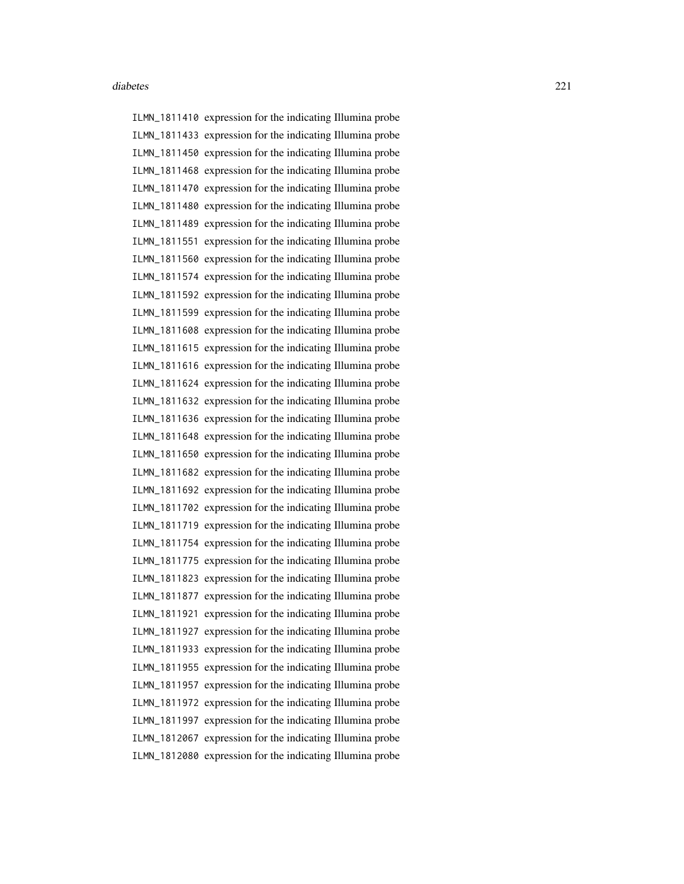ILMN_1811410 expression for the indicating Illumina probe
ILMN_1811433 expression for the indicating Illumina probe
ILMN_1811450 expression for the indicating Illumina probe
ILMN_1811468 expression for the indicating Illumina probe
ILMN_1811470 expression for the indicating Illumina probe
ILMN_1811480 expression for the indicating Illumina probe
ILMN_1811489 expression for the indicating Illumina probe
ILMN_1811551 expression for the indicating Illumina probe
ILMN_1811560 expression for the indicating Illumina probe
ILMN_1811574 expression for the indicating Illumina probe
ILMN_1811592 expression for the indicating Illumina probe
ILMN_1811599 expression for the indicating Illumina probe
ILMN_1811608 expression for the indicating Illumina probe
ILMN_1811615 expression for the indicating Illumina probe
ILMN_1811616 expression for the indicating Illumina probe
ILMN_1811624 expression for the indicating Illumina probe
ILMN_1811632 expression for the indicating Illumina probe
ILMN_1811636 expression for the indicating Illumina probe
ILMN_1811648 expression for the indicating Illumina probe
ILMN_1811650 expression for the indicating Illumina probe
ILMN_1811682 expression for the indicating Illumina probe
ILMN_1811692 expression for the indicating Illumina probe
ILMN_1811702 expression for the indicating Illumina probe
ILMN_1811719 expression for the indicating Illumina probe
ILMN_1811754 expression for the indicating Illumina probe
ILMN_1811775 expression for the indicating Illumina probe
ILMN_1811823 expression for the indicating Illumina probe
ILMN_1811877 expression for the indicating Illumina probe
ILMN_1811921 expression for the indicating Illumina probe
ILMN_1811927 expression for the indicating Illumina probe
ILMN_1811933 expression for the indicating Illumina probe
ILMN_1811955 expression for the indicating Illumina probe
ILMN_1811957 expression for the indicating Illumina probe
ILMN_1811972 expression for the indicating Illumina probe
ILMN_1811997 expression for the indicating Illumina probe
ILMN_1812067 expression for the indicating Illumina probe
ILMN_1812080 expression for the indicating Illumina probe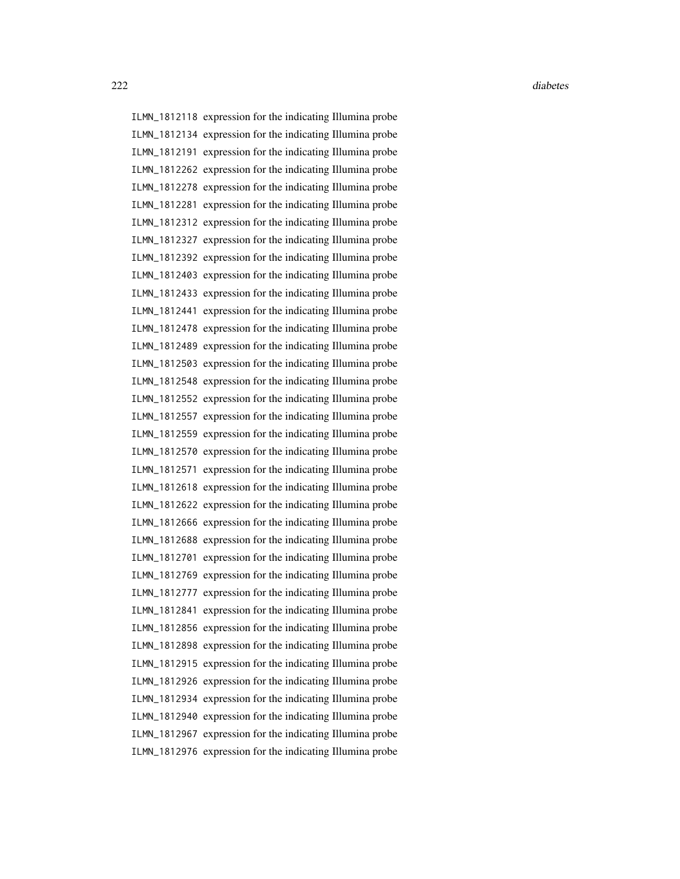| | |
|---|---|
| ILMN_1812118 | expression for the indicating Illumina probe |
| ILMN_1812134 | expression for the indicating Illumina probe |
| ILMN_1812191 | expression for the indicating Illumina probe |
| ILMN_1812262 | expression for the indicating Illumina probe |
| ILMN_1812278 | expression for the indicating Illumina probe |
| ILMN_1812281 | expression for the indicating Illumina probe |
| ILMN_1812312 | expression for the indicating Illumina probe |
| ILMN_1812327 | expression for the indicating Illumina probe |
| ILMN_1812392 | expression for the indicating Illumina probe |
| ILMN_1812403 | expression for the indicating Illumina probe |
| ILMN_1812433 | expression for the indicating Illumina probe |
| ILMN_1812441 | expression for the indicating Illumina probe |
| ILMN_1812478 | expression for the indicating Illumina probe |
| ILMN_1812489 | expression for the indicating Illumina probe |
| ILMN_1812503 | expression for the indicating Illumina probe |
| ILMN_1812548 | expression for the indicating Illumina probe |
| ILMN_1812552 | expression for the indicating Illumina probe |
| ILMN_1812557 | expression for the indicating Illumina probe |
| ILMN_1812559 | expression for the indicating Illumina probe |
| ILMN_1812570 | expression for the indicating Illumina probe |
| ILMN_1812571 | expression for the indicating Illumina probe |
| ILMN_1812618 | expression for the indicating Illumina probe |
| ILMN_1812622 | expression for the indicating Illumina probe |
| ILMN_1812666 | expression for the indicating Illumina probe |
| ILMN_1812688 | expression for the indicating Illumina probe |
| ILMN_1812701 | expression for the indicating Illumina probe |
| ILMN_1812769 | expression for the indicating Illumina probe |
| ILMN_1812777 | expression for the indicating Illumina probe |
| ILMN_1812841 | expression for the indicating Illumina probe |
| ILMN_1812856 | expression for the indicating Illumina probe |
| ILMN_1812898 | expression for the indicating Illumina probe |
| ILMN_1812915 | expression for the indicating Illumina probe |
| ILMN_1812926 | expression for the indicating Illumina probe |
| ILMN_1812934 | expression for the indicating Illumina probe |
| ILMN_1812940 | expression for the indicating Illumina probe |
| ILMN_1812967 | expression for the indicating Illumina probe |
| ILMN_1812976 | expression for the indicating Illumina probe |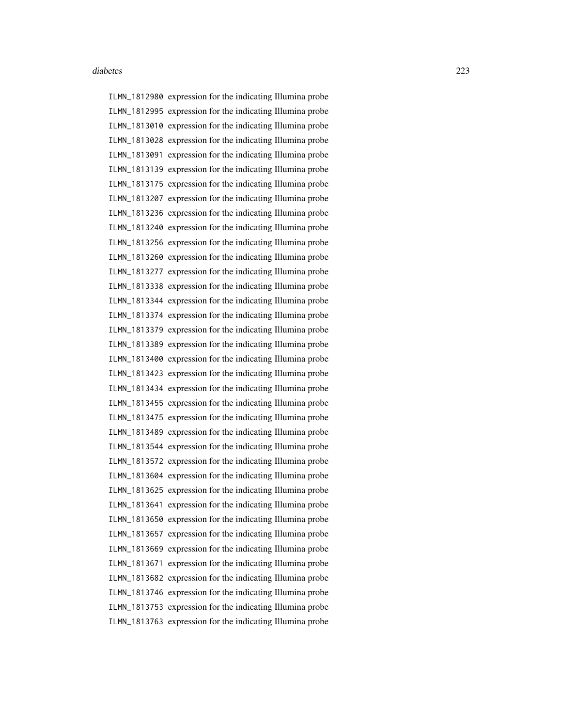ILMN_1812980 expression for the indicating Illumina probe
ILMN_1812995 expression for the indicating Illumina probe
ILMN_1813010 expression for the indicating Illumina probe
ILMN_1813028 expression for the indicating Illumina probe
ILMN_1813091 expression for the indicating Illumina probe
ILMN_1813139 expression for the indicating Illumina probe
ILMN_1813175 expression for the indicating Illumina probe
ILMN_1813207 expression for the indicating Illumina probe
ILMN_1813236 expression for the indicating Illumina probe
ILMN_1813240 expression for the indicating Illumina probe
ILMN_1813256 expression for the indicating Illumina probe
ILMN_1813260 expression for the indicating Illumina probe
ILMN_1813277 expression for the indicating Illumina probe
ILMN_1813338 expression for the indicating Illumina probe
ILMN_1813344 expression for the indicating Illumina probe
ILMN_1813374 expression for the indicating Illumina probe
ILMN_1813379 expression for the indicating Illumina probe
ILMN_1813389 expression for the indicating Illumina probe
ILMN_1813400 expression for the indicating Illumina probe
ILMN_1813423 expression for the indicating Illumina probe
ILMN_1813434 expression for the indicating Illumina probe
ILMN_1813455 expression for the indicating Illumina probe
ILMN_1813475 expression for the indicating Illumina probe
ILMN_1813489 expression for the indicating Illumina probe
ILMN_1813544 expression for the indicating Illumina probe
ILMN_1813572 expression for the indicating Illumina probe
ILMN_1813604 expression for the indicating Illumina probe
ILMN_1813625 expression for the indicating Illumina probe
ILMN_1813641 expression for the indicating Illumina probe
ILMN_1813650 expression for the indicating Illumina probe
ILMN_1813657 expression for the indicating Illumina probe
ILMN_1813669 expression for the indicating Illumina probe
ILMN_1813671 expression for the indicating Illumina probe
ILMN_1813682 expression for the indicating Illumina probe
ILMN_1813746 expression for the indicating Illumina probe
ILMN_1813753 expression for the indicating Illumina probe
ILMN_1813763 expression for the indicating Illumina probe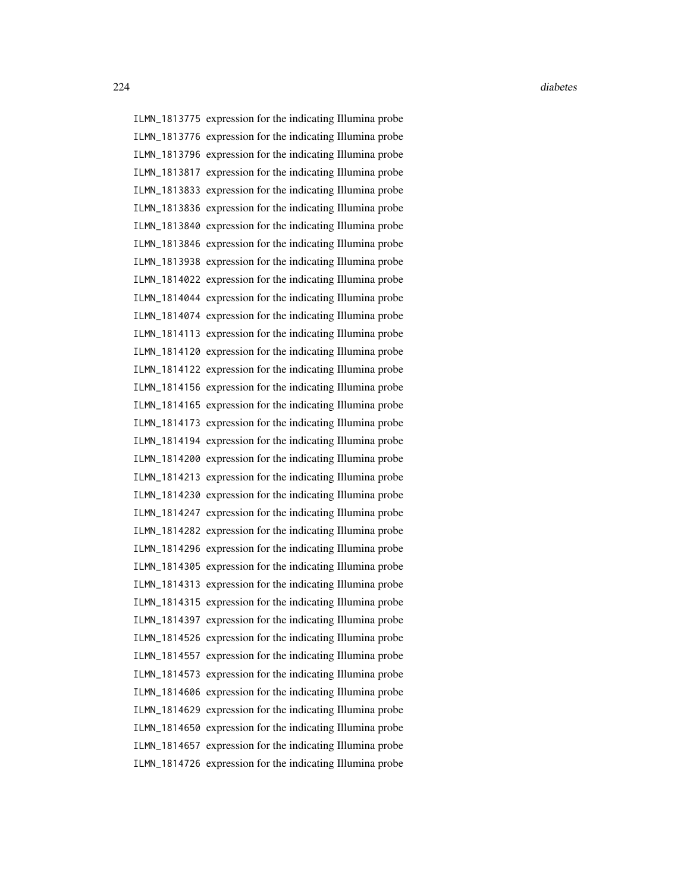| | |
|---|---|
| ILMN_1813775 | expression for the indicating Illumina probe |
| ILMN_1813776 | expression for the indicating Illumina probe |
| ILMN_1813796 | expression for the indicating Illumina probe |
| ILMN_1813817 | expression for the indicating Illumina probe |
| ILMN_1813833 | expression for the indicating Illumina probe |
| ILMN_1813836 | expression for the indicating Illumina probe |
| ILMN_1813840 | expression for the indicating Illumina probe |
| ILMN_1813846 | expression for the indicating Illumina probe |
| ILMN_1813938 | expression for the indicating Illumina probe |
| ILMN_1814022 | expression for the indicating Illumina probe |
| ILMN_1814044 | expression for the indicating Illumina probe |
| ILMN_1814074 | expression for the indicating Illumina probe |
| ILMN_1814113 | expression for the indicating Illumina probe |
| ILMN_1814120 | expression for the indicating Illumina probe |
| ILMN_1814122 | expression for the indicating Illumina probe |
| ILMN_1814156 | expression for the indicating Illumina probe |
| ILMN_1814165 | expression for the indicating Illumina probe |
| ILMN_1814173 | expression for the indicating Illumina probe |
| ILMN_1814194 | expression for the indicating Illumina probe |
| ILMN_1814200 | expression for the indicating Illumina probe |
| ILMN_1814213 | expression for the indicating Illumina probe |
| ILMN_1814230 | expression for the indicating Illumina probe |
| ILMN_1814247 | expression for the indicating Illumina probe |
| ILMN_1814282 | expression for the indicating Illumina probe |
| ILMN_1814296 | expression for the indicating Illumina probe |
| ILMN_1814305 | expression for the indicating Illumina probe |
| ILMN_1814313 | expression for the indicating Illumina probe |
| ILMN_1814315 | expression for the indicating Illumina probe |
| ILMN_1814397 | expression for the indicating Illumina probe |
| ILMN_1814526 | expression for the indicating Illumina probe |
| ILMN_1814557 | expression for the indicating Illumina probe |
| ILMN_1814573 | expression for the indicating Illumina probe |
| ILMN_1814606 | expression for the indicating Illumina probe |
| ILMN_1814629 | expression for the indicating Illumina probe |
| ILMN_1814650 | expression for the indicating Illumina probe |
| ILMN_1814657 | expression for the indicating Illumina probe |
| ILMN_1814726 | expression for the indicating Illumina probe |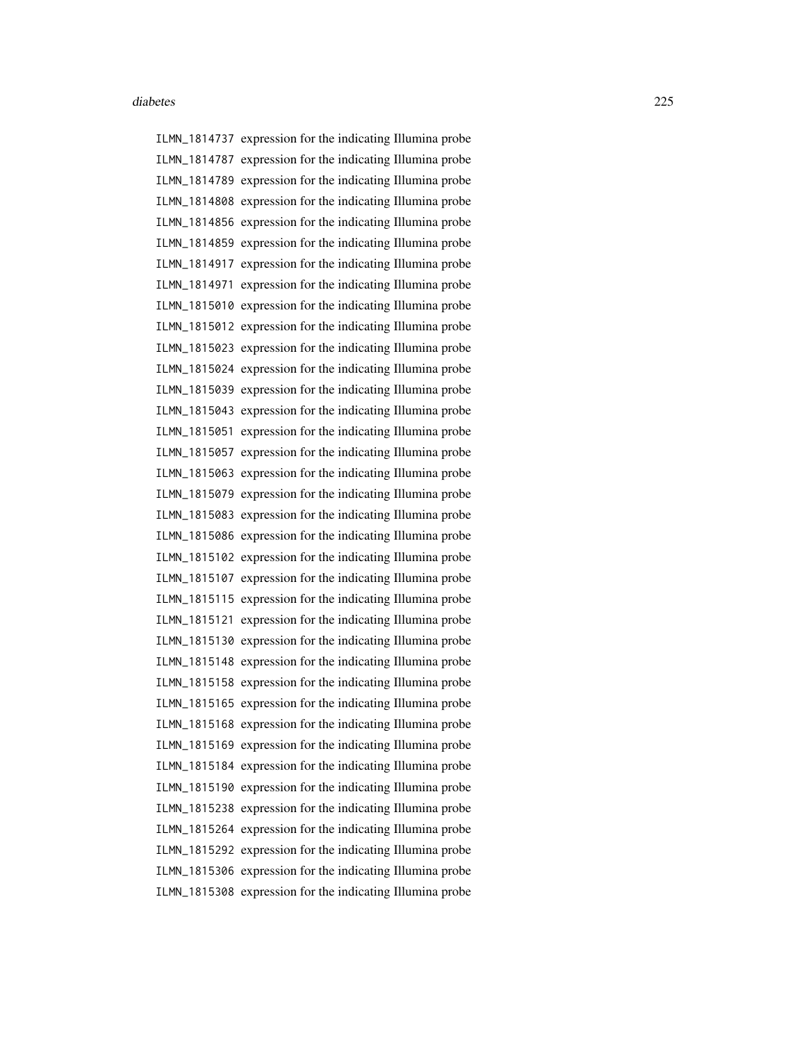ILMN_1814737 expression for the indicating Illumina probe
ILMN_1814787 expression for the indicating Illumina probe
ILMN_1814789 expression for the indicating Illumina probe
ILMN_1814808 expression for the indicating Illumina probe
ILMN_1814856 expression for the indicating Illumina probe
ILMN_1814859 expression for the indicating Illumina probe
ILMN_1814917 expression for the indicating Illumina probe
ILMN_1814971 expression for the indicating Illumina probe
ILMN_1815010 expression for the indicating Illumina probe
ILMN_1815012 expression for the indicating Illumina probe
ILMN_1815023 expression for the indicating Illumina probe
ILMN_1815024 expression for the indicating Illumina probe
ILMN_1815039 expression for the indicating Illumina probe
ILMN_1815043 expression for the indicating Illumina probe
ILMN_1815051 expression for the indicating Illumina probe
ILMN_1815057 expression for the indicating Illumina probe
ILMN_1815063 expression for the indicating Illumina probe
ILMN_1815079 expression for the indicating Illumina probe
ILMN_1815083 expression for the indicating Illumina probe
ILMN_1815086 expression for the indicating Illumina probe
ILMN_1815102 expression for the indicating Illumina probe
ILMN_1815107 expression for the indicating Illumina probe
ILMN_1815115 expression for the indicating Illumina probe
ILMN_1815121 expression for the indicating Illumina probe
ILMN_1815130 expression for the indicating Illumina probe
ILMN_1815148 expression for the indicating Illumina probe
ILMN_1815158 expression for the indicating Illumina probe
ILMN_1815165 expression for the indicating Illumina probe
ILMN_1815168 expression for the indicating Illumina probe
ILMN_1815169 expression for the indicating Illumina probe
ILMN_1815184 expression for the indicating Illumina probe
ILMN_1815190 expression for the indicating Illumina probe
ILMN_1815238 expression for the indicating Illumina probe
ILMN_1815264 expression for the indicating Illumina probe
ILMN_1815292 expression for the indicating Illumina probe
ILMN_1815306 expression for the indicating Illumina probe
ILMN_1815308 expression for the indicating Illumina probe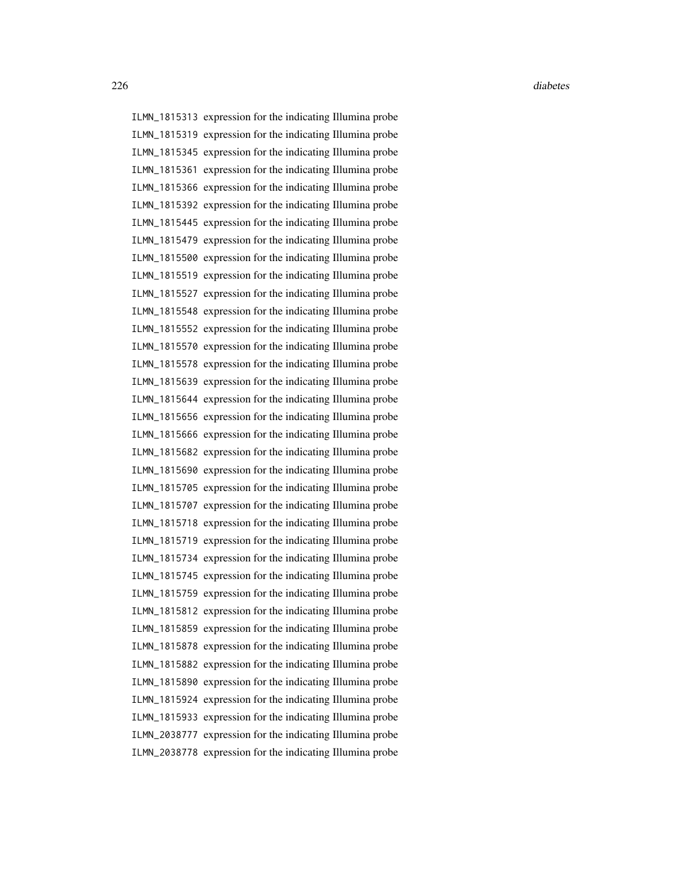ILMN_1815313 expression for the indicating Illumina probe
ILMN_1815319 expression for the indicating Illumina probe
ILMN_1815345 expression for the indicating Illumina probe
ILMN_1815361 expression for the indicating Illumina probe
ILMN_1815366 expression for the indicating Illumina probe
ILMN_1815392 expression for the indicating Illumina probe
ILMN_1815445 expression for the indicating Illumina probe
ILMN_1815479 expression for the indicating Illumina probe
ILMN_1815500 expression for the indicating Illumina probe
ILMN_1815519 expression for the indicating Illumina probe
ILMN_1815527 expression for the indicating Illumina probe
ILMN_1815548 expression for the indicating Illumina probe
ILMN_1815552 expression for the indicating Illumina probe
ILMN_1815570 expression for the indicating Illumina probe
ILMN_1815578 expression for the indicating Illumina probe
ILMN_1815639 expression for the indicating Illumina probe
ILMN_1815644 expression for the indicating Illumina probe
ILMN_1815656 expression for the indicating Illumina probe
ILMN_1815666 expression for the indicating Illumina probe
ILMN_1815682 expression for the indicating Illumina probe
ILMN_1815690 expression for the indicating Illumina probe
ILMN_1815705 expression for the indicating Illumina probe
ILMN_1815707 expression for the indicating Illumina probe
ILMN_1815718 expression for the indicating Illumina probe
ILMN_1815719 expression for the indicating Illumina probe
ILMN_1815734 expression for the indicating Illumina probe
ILMN_1815745 expression for the indicating Illumina probe
ILMN_1815759 expression for the indicating Illumina probe
ILMN_1815812 expression for the indicating Illumina probe
ILMN_1815859 expression for the indicating Illumina probe
ILMN_1815878 expression for the indicating Illumina probe
ILMN_1815882 expression for the indicating Illumina probe
ILMN_1815890 expression for the indicating Illumina probe
ILMN_1815924 expression for the indicating Illumina probe
ILMN_1815933 expression for the indicating Illumina probe
ILMN_2038777 expression for the indicating Illumina probe
ILMN_2038778 expression for the indicating Illumina probe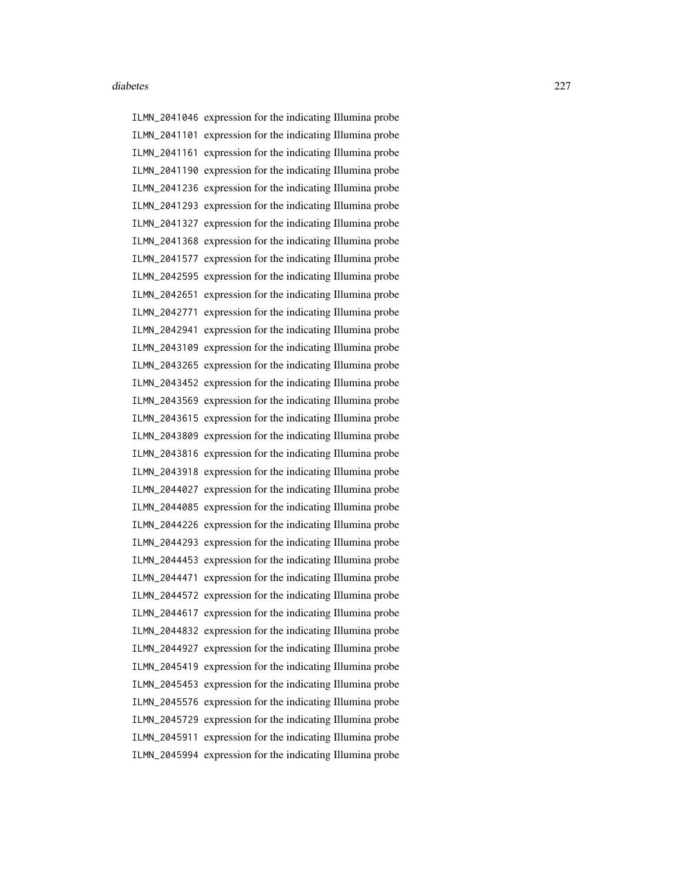ILMN_2041046 expression for the indicating Illumina probe
ILMN_2041101 expression for the indicating Illumina probe
ILMN_2041161 expression for the indicating Illumina probe
ILMN_2041190 expression for the indicating Illumina probe
ILMN_2041236 expression for the indicating Illumina probe
ILMN_2041293 expression for the indicating Illumina probe
ILMN_2041327 expression for the indicating Illumina probe
ILMN_2041368 expression for the indicating Illumina probe
ILMN_2041577 expression for the indicating Illumina probe
ILMN_2042595 expression for the indicating Illumina probe
ILMN_2042651 expression for the indicating Illumina probe
ILMN_2042771 expression for the indicating Illumina probe
ILMN_2042941 expression for the indicating Illumina probe
ILMN_2043109 expression for the indicating Illumina probe
ILMN_2043265 expression for the indicating Illumina probe
ILMN_2043452 expression for the indicating Illumina probe
ILMN_2043569 expression for the indicating Illumina probe
ILMN_2043615 expression for the indicating Illumina probe
ILMN_2043809 expression for the indicating Illumina probe
ILMN_2043816 expression for the indicating Illumina probe
ILMN_2043918 expression for the indicating Illumina probe
ILMN_2044027 expression for the indicating Illumina probe
ILMN_2044085 expression for the indicating Illumina probe
ILMN_2044226 expression for the indicating Illumina probe
ILMN_2044293 expression for the indicating Illumina probe
ILMN_2044453 expression for the indicating Illumina probe
ILMN_2044471 expression for the indicating Illumina probe
ILMN_2044572 expression for the indicating Illumina probe
ILMN_2044617 expression for the indicating Illumina probe
ILMN_2044832 expression for the indicating Illumina probe
ILMN_2044927 expression for the indicating Illumina probe
ILMN_2045419 expression for the indicating Illumina probe
ILMN_2045453 expression for the indicating Illumina probe
ILMN_2045576 expression for the indicating Illumina probe
ILMN_2045729 expression for the indicating Illumina probe
ILMN_2045911 expression for the indicating Illumina probe
ILMN_2045994 expression for the indicating Illumina probe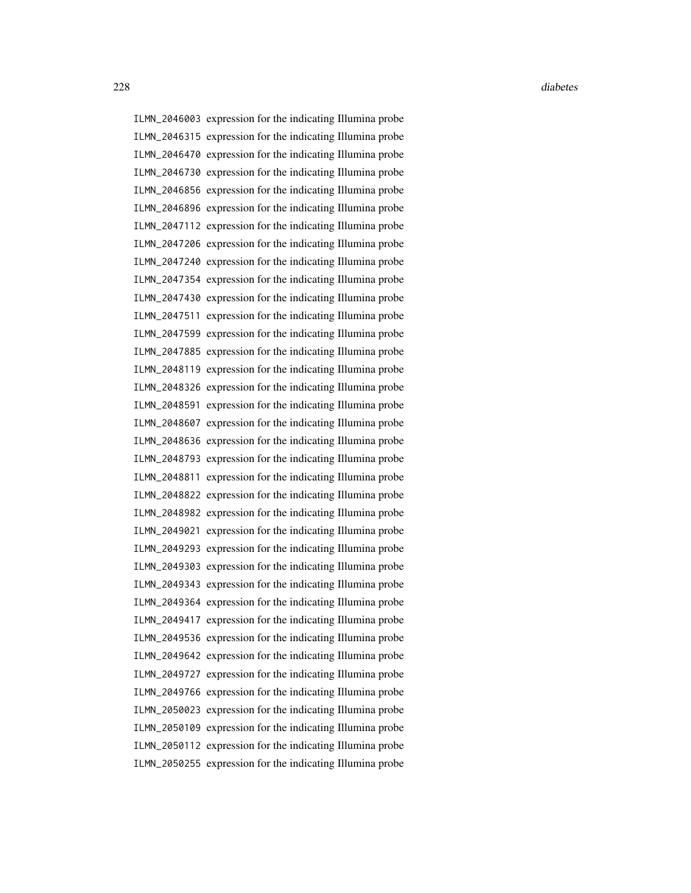| | |
|---|---|
| ILMN_2046003 | expression for the indicating Illumina probe |
| ILMN_2046315 | expression for the indicating Illumina probe |
| ILMN_2046470 | expression for the indicating Illumina probe |
| ILMN_2046730 | expression for the indicating Illumina probe |
| ILMN_2046856 | expression for the indicating Illumina probe |
| ILMN_2046896 | expression for the indicating Illumina probe |
| ILMN_2047112 | expression for the indicating Illumina probe |
| ILMN_2047206 | expression for the indicating Illumina probe |
| ILMN_2047240 | expression for the indicating Illumina probe |
| ILMN_2047354 | expression for the indicating Illumina probe |
| ILMN_2047430 | expression for the indicating Illumina probe |
| ILMN_2047511 | expression for the indicating Illumina probe |
| ILMN_2047599 | expression for the indicating Illumina probe |
| ILMN_2047885 | expression for the indicating Illumina probe |
| ILMN_2048119 | expression for the indicating Illumina probe |
| ILMN_2048326 | expression for the indicating Illumina probe |
| ILMN_2048591 | expression for the indicating Illumina probe |
| ILMN_2048607 | expression for the indicating Illumina probe |
| ILMN_2048636 | expression for the indicating Illumina probe |
| ILMN_2048793 | expression for the indicating Illumina probe |
| ILMN_2048811 | expression for the indicating Illumina probe |
| ILMN_2048822 | expression for the indicating Illumina probe |
| ILMN_2048982 | expression for the indicating Illumina probe |
| ILMN_2049021 | expression for the indicating Illumina probe |
| ILMN_2049293 | expression for the indicating Illumina probe |
| ILMN_2049303 | expression for the indicating Illumina probe |
| ILMN_2049343 | expression for the indicating Illumina probe |
| ILMN_2049364 | expression for the indicating Illumina probe |
| ILMN_2049417 | expression for the indicating Illumina probe |
| ILMN_2049536 | expression for the indicating Illumina probe |
| ILMN_2049642 | expression for the indicating Illumina probe |
| ILMN_2049727 | expression for the indicating Illumina probe |
| ILMN_2049766 | expression for the indicating Illumina probe |
| ILMN_2050023 | expression for the indicating Illumina probe |
| ILMN_2050109 | expression for the indicating Illumina probe |
| ILMN_2050112 | expression for the indicating Illumina probe |
| ILMN_2050255 | expression for the indicating Illumina probe |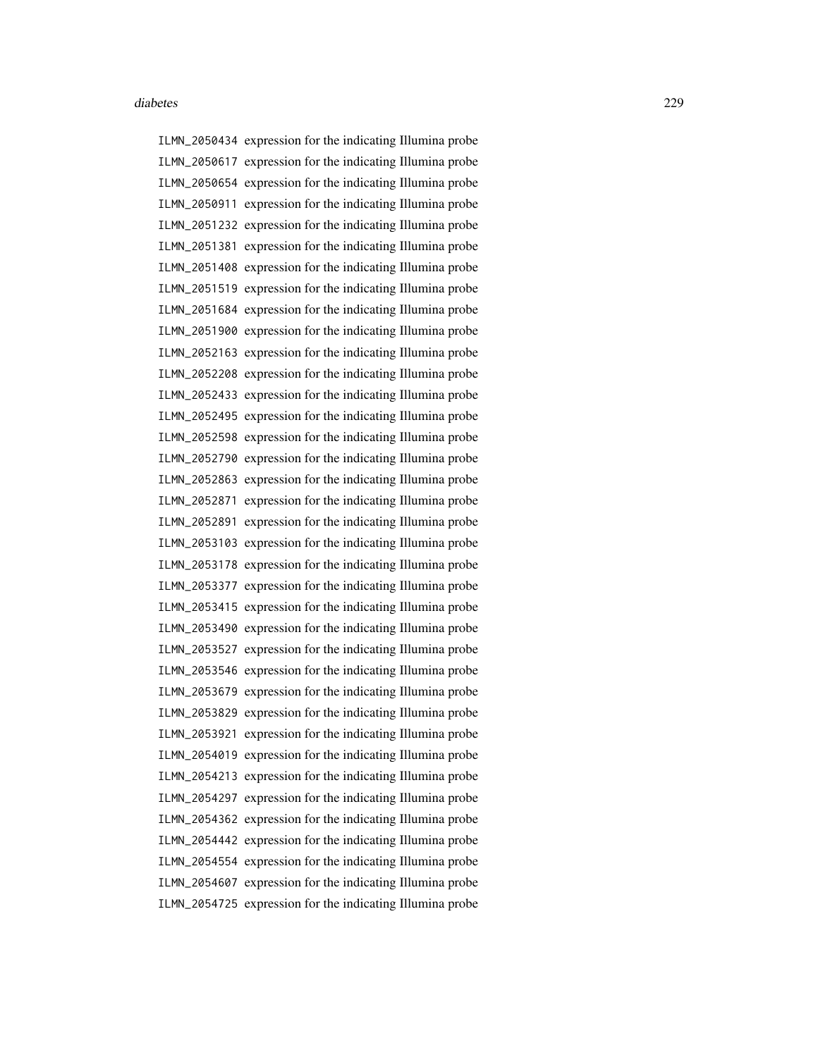ILMN_2050434 expression for the indicating Illumina probe
ILMN_2050617 expression for the indicating Illumina probe
ILMN_2050654 expression for the indicating Illumina probe
ILMN_2050911 expression for the indicating Illumina probe
ILMN_2051232 expression for the indicating Illumina probe
ILMN_2051381 expression for the indicating Illumina probe
ILMN_2051408 expression for the indicating Illumina probe
ILMN_2051519 expression for the indicating Illumina probe
ILMN_2051684 expression for the indicating Illumina probe
ILMN_2051900 expression for the indicating Illumina probe
ILMN_2052163 expression for the indicating Illumina probe
ILMN_2052208 expression for the indicating Illumina probe
ILMN_2052433 expression for the indicating Illumina probe
ILMN_2052495 expression for the indicating Illumina probe
ILMN_2052598 expression for the indicating Illumina probe
ILMN_2052790 expression for the indicating Illumina probe
ILMN_2052863 expression for the indicating Illumina probe
ILMN_2052871 expression for the indicating Illumina probe
ILMN_2052891 expression for the indicating Illumina probe
ILMN_2053103 expression for the indicating Illumina probe
ILMN_2053178 expression for the indicating Illumina probe
ILMN_2053377 expression for the indicating Illumina probe
ILMN_2053415 expression for the indicating Illumina probe
ILMN_2053490 expression for the indicating Illumina probe
ILMN_2053527 expression for the indicating Illumina probe
ILMN_2053546 expression for the indicating Illumina probe
ILMN_2053679 expression for the indicating Illumina probe
ILMN_2053829 expression for the indicating Illumina probe
ILMN_2053921 expression for the indicating Illumina probe
ILMN_2054019 expression for the indicating Illumina probe
ILMN_2054213 expression for the indicating Illumina probe
ILMN_2054297 expression for the indicating Illumina probe
ILMN_2054362 expression for the indicating Illumina probe
ILMN_2054442 expression for the indicating Illumina probe
ILMN_2054554 expression for the indicating Illumina probe
ILMN_2054607 expression for the indicating Illumina probe
ILMN_2054725 expression for the indicating Illumina probe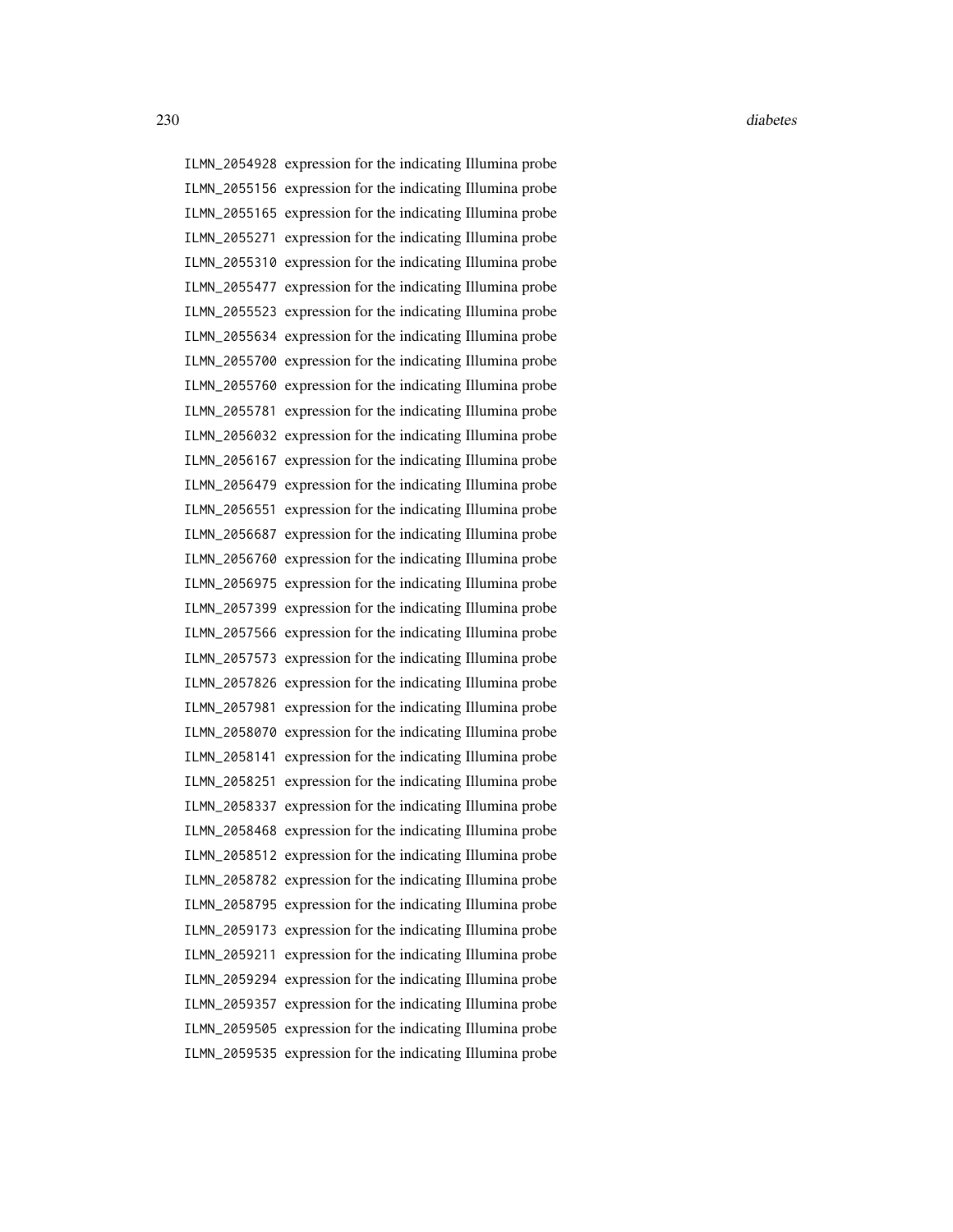ILMN_2054928 expression for the indicating Illumina probe
ILMN_2055156 expression for the indicating Illumina probe
ILMN_2055165 expression for the indicating Illumina probe
ILMN_2055271 expression for the indicating Illumina probe
ILMN_2055310 expression for the indicating Illumina probe
ILMN_2055477 expression for the indicating Illumina probe
ILMN_2055523 expression for the indicating Illumina probe
ILMN_2055634 expression for the indicating Illumina probe
ILMN_2055700 expression for the indicating Illumina probe
ILMN_2055760 expression for the indicating Illumina probe
ILMN_2055781 expression for the indicating Illumina probe
ILMN_2056032 expression for the indicating Illumina probe
ILMN_2056167 expression for the indicating Illumina probe
ILMN_2056479 expression for the indicating Illumina probe
ILMN_2056551 expression for the indicating Illumina probe
ILMN_2056687 expression for the indicating Illumina probe
ILMN_2056760 expression for the indicating Illumina probe
ILMN_2056975 expression for the indicating Illumina probe
ILMN_2057399 expression for the indicating Illumina probe
ILMN_2057566 expression for the indicating Illumina probe
ILMN_2057573 expression for the indicating Illumina probe
ILMN_2057826 expression for the indicating Illumina probe
ILMN_2057981 expression for the indicating Illumina probe
ILMN_2058070 expression for the indicating Illumina probe
ILMN_2058141 expression for the indicating Illumina probe
ILMN_2058251 expression for the indicating Illumina probe
ILMN_2058337 expression for the indicating Illumina probe
ILMN_2058468 expression for the indicating Illumina probe
ILMN_2058512 expression for the indicating Illumina probe
ILMN_2058782 expression for the indicating Illumina probe
ILMN_2058795 expression for the indicating Illumina probe
ILMN_2059173 expression for the indicating Illumina probe
ILMN_2059211 expression for the indicating Illumina probe
ILMN_2059294 expression for the indicating Illumina probe
ILMN_2059357 expression for the indicating Illumina probe
ILMN_2059505 expression for the indicating Illumina probe
ILMN_2059535 expression for the indicating Illumina probe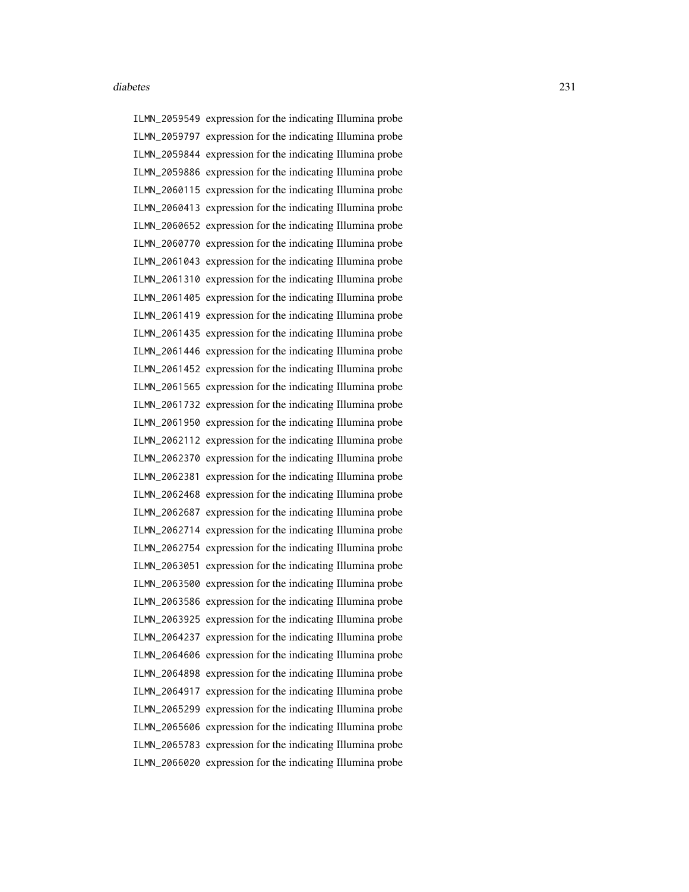ILMN_2059549 expression for the indicating Illumina probe
ILMN_2059797 expression for the indicating Illumina probe
ILMN_2059844 expression for the indicating Illumina probe
ILMN_2059886 expression for the indicating Illumina probe
ILMN_2060115 expression for the indicating Illumina probe
ILMN_2060413 expression for the indicating Illumina probe
ILMN_2060652 expression for the indicating Illumina probe
ILMN_2060770 expression for the indicating Illumina probe
ILMN_2061043 expression for the indicating Illumina probe
ILMN_2061310 expression for the indicating Illumina probe
ILMN_2061405 expression for the indicating Illumina probe
ILMN_2061419 expression for the indicating Illumina probe
ILMN_2061435 expression for the indicating Illumina probe
ILMN_2061446 expression for the indicating Illumina probe
ILMN_2061452 expression for the indicating Illumina probe
ILMN_2061565 expression for the indicating Illumina probe
ILMN_2061732 expression for the indicating Illumina probe
ILMN_2061950 expression for the indicating Illumina probe
ILMN_2062112 expression for the indicating Illumina probe
ILMN_2062370 expression for the indicating Illumina probe
ILMN_2062381 expression for the indicating Illumina probe
ILMN_2062468 expression for the indicating Illumina probe
ILMN_2062687 expression for the indicating Illumina probe
ILMN_2062714 expression for the indicating Illumina probe
ILMN_2062754 expression for the indicating Illumina probe
ILMN_2063051 expression for the indicating Illumina probe
ILMN_2063500 expression for the indicating Illumina probe
ILMN_2063586 expression for the indicating Illumina probe
ILMN_2063925 expression for the indicating Illumina probe
ILMN_2064237 expression for the indicating Illumina probe
ILMN_2064606 expression for the indicating Illumina probe
ILMN_2064898 expression for the indicating Illumina probe
ILMN_2064917 expression for the indicating Illumina probe
ILMN_2065299 expression for the indicating Illumina probe
ILMN_2065606 expression for the indicating Illumina probe
ILMN_2065783 expression for the indicating Illumina probe
ILMN_2066020 expression for the indicating Illumina probe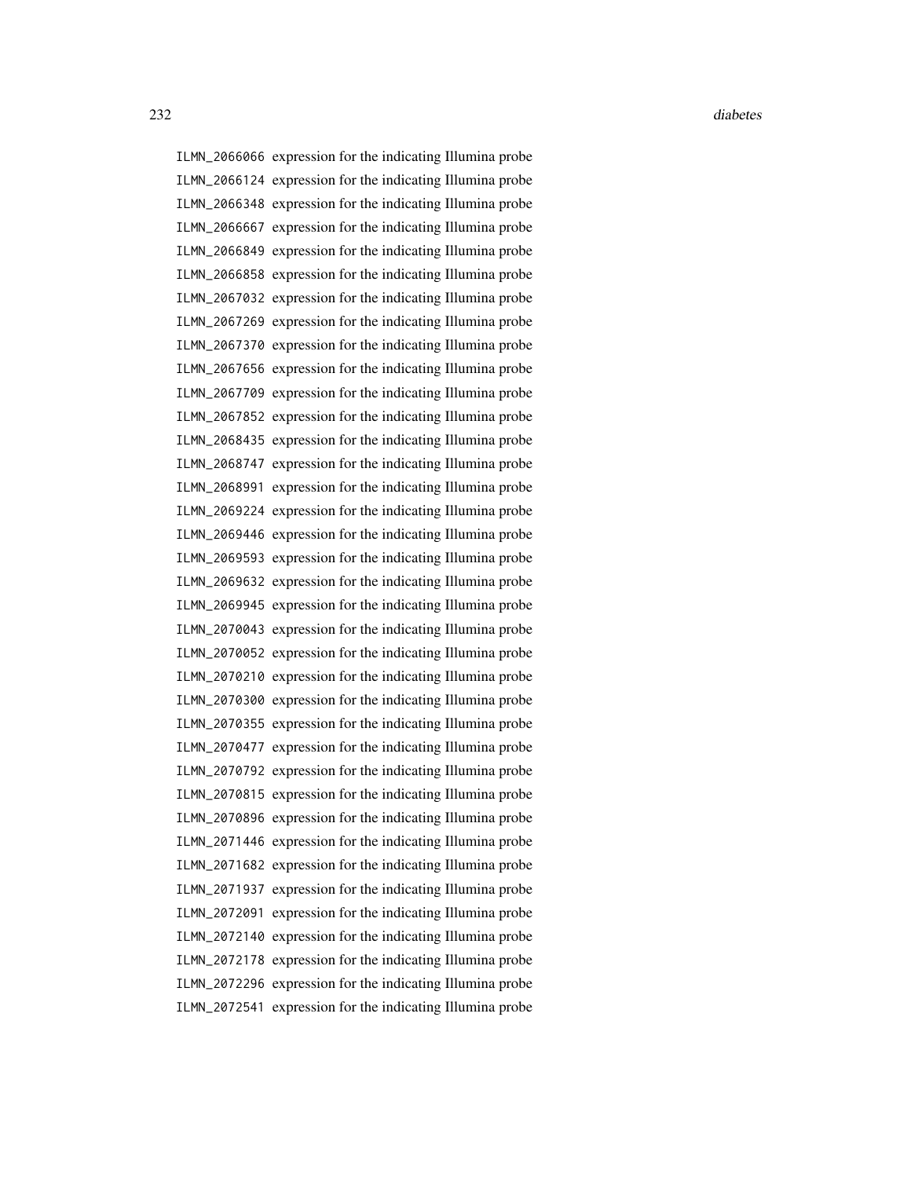ILMN_2066066 expression for the indicating Illumina probe
ILMN_2066124 expression for the indicating Illumina probe
ILMN_2066348 expression for the indicating Illumina probe
ILMN_2066667 expression for the indicating Illumina probe
ILMN_2066849 expression for the indicating Illumina probe
ILMN_2066858 expression for the indicating Illumina probe
ILMN_2067032 expression for the indicating Illumina probe
ILMN_2067269 expression for the indicating Illumina probe
ILMN_2067370 expression for the indicating Illumina probe
ILMN_2067656 expression for the indicating Illumina probe
ILMN_2067709 expression for the indicating Illumina probe
ILMN_2067852 expression for the indicating Illumina probe
ILMN_2068435 expression for the indicating Illumina probe
ILMN_2068747 expression for the indicating Illumina probe
ILMN_2068991 expression for the indicating Illumina probe
ILMN_2069224 expression for the indicating Illumina probe
ILMN_2069446 expression for the indicating Illumina probe
ILMN_2069593 expression for the indicating Illumina probe
ILMN_2069632 expression for the indicating Illumina probe
ILMN_2069945 expression for the indicating Illumina probe
ILMN_2070043 expression for the indicating Illumina probe
ILMN_2070052 expression for the indicating Illumina probe
ILMN_2070210 expression for the indicating Illumina probe
ILMN_2070300 expression for the indicating Illumina probe
ILMN_2070355 expression for the indicating Illumina probe
ILMN_2070477 expression for the indicating Illumina probe
ILMN_2070792 expression for the indicating Illumina probe
ILMN_2070815 expression for the indicating Illumina probe
ILMN_2070896 expression for the indicating Illumina probe
ILMN_2071446 expression for the indicating Illumina probe
ILMN_2071682 expression for the indicating Illumina probe
ILMN_2071937 expression for the indicating Illumina probe
ILMN_2072091 expression for the indicating Illumina probe
ILMN_2072140 expression for the indicating Illumina probe
ILMN_2072178 expression for the indicating Illumina probe
ILMN_2072296 expression for the indicating Illumina probe
ILMN_2072541 expression for the indicating Illumina probe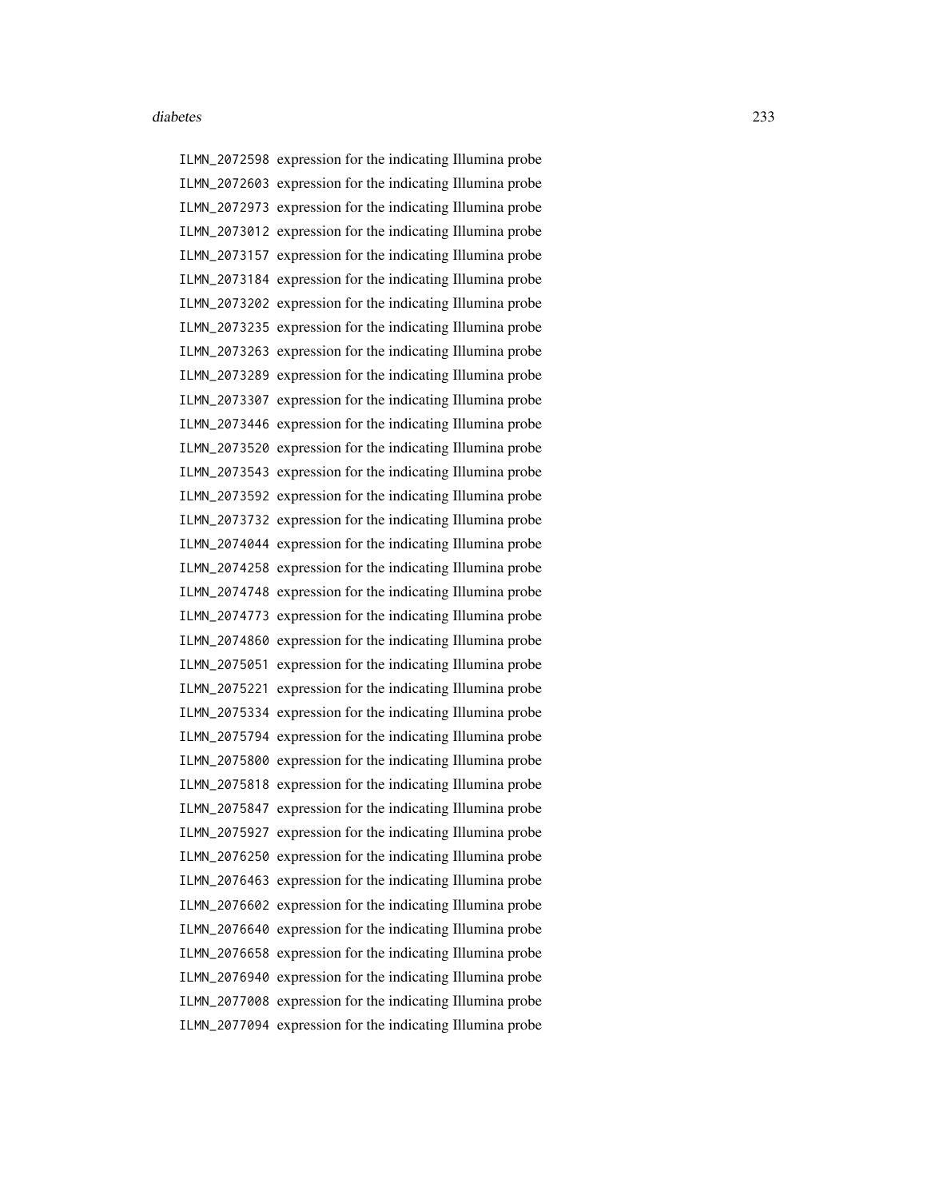ILMN_2072598 expression for the indicating Illumina probe
ILMN_2072603 expression for the indicating Illumina probe
ILMN_2072973 expression for the indicating Illumina probe
ILMN_2073012 expression for the indicating Illumina probe
ILMN_2073157 expression for the indicating Illumina probe
ILMN_2073184 expression for the indicating Illumina probe
ILMN_2073202 expression for the indicating Illumina probe
ILMN_2073235 expression for the indicating Illumina probe
ILMN_2073263 expression for the indicating Illumina probe
ILMN_2073289 expression for the indicating Illumina probe
ILMN_2073307 expression for the indicating Illumina probe
ILMN_2073446 expression for the indicating Illumina probe
ILMN_2073520 expression for the indicating Illumina probe
ILMN_2073543 expression for the indicating Illumina probe
ILMN_2073592 expression for the indicating Illumina probe
ILMN_2073732 expression for the indicating Illumina probe
ILMN_2074044 expression for the indicating Illumina probe
ILMN_2074258 expression for the indicating Illumina probe
ILMN_2074748 expression for the indicating Illumina probe
ILMN_2074773 expression for the indicating Illumina probe
ILMN_2074860 expression for the indicating Illumina probe
ILMN_2075051 expression for the indicating Illumina probe
ILMN_2075221 expression for the indicating Illumina probe
ILMN_2075334 expression for the indicating Illumina probe
ILMN_2075794 expression for the indicating Illumina probe
ILMN_2075800 expression for the indicating Illumina probe
ILMN_2075818 expression for the indicating Illumina probe
ILMN_2075847 expression for the indicating Illumina probe
ILMN_2075927 expression for the indicating Illumina probe
ILMN_2076250 expression for the indicating Illumina probe
ILMN_2076463 expression for the indicating Illumina probe
ILMN_2076602 expression for the indicating Illumina probe
ILMN_2076640 expression for the indicating Illumina probe
ILMN_2076658 expression for the indicating Illumina probe
ILMN_2076940 expression for the indicating Illumina probe
ILMN_2077008 expression for the indicating Illumina probe
ILMN_2077094 expression for the indicating Illumina probe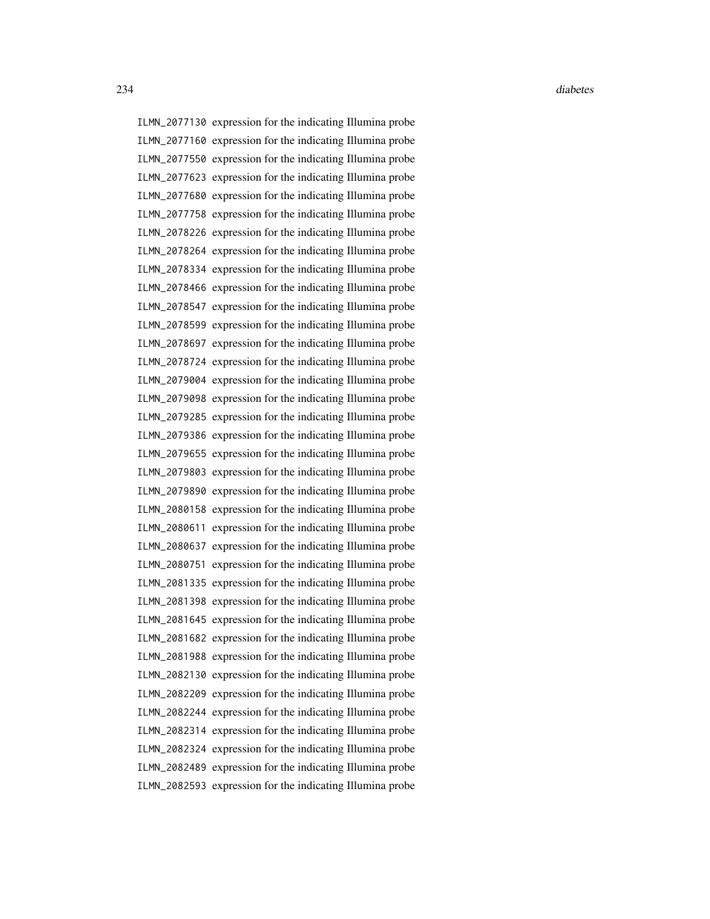ILMN_2077130 expression for the indicating Illumina probe
ILMN_2077160 expression for the indicating Illumina probe
ILMN_2077550 expression for the indicating Illumina probe
ILMN_2077623 expression for the indicating Illumina probe
ILMN_2077680 expression for the indicating Illumina probe
ILMN_2077758 expression for the indicating Illumina probe
ILMN_2078226 expression for the indicating Illumina probe
ILMN_2078264 expression for the indicating Illumina probe
ILMN_2078334 expression for the indicating Illumina probe
ILMN_2078466 expression for the indicating Illumina probe
ILMN_2078547 expression for the indicating Illumina probe
ILMN_2078599 expression for the indicating Illumina probe
ILMN_2078697 expression for the indicating Illumina probe
ILMN_2078724 expression for the indicating Illumina probe
ILMN_2079004 expression for the indicating Illumina probe
ILMN_2079098 expression for the indicating Illumina probe
ILMN_2079285 expression for the indicating Illumina probe
ILMN_2079386 expression for the indicating Illumina probe
ILMN_2079655 expression for the indicating Illumina probe
ILMN_2079803 expression for the indicating Illumina probe
ILMN_2079890 expression for the indicating Illumina probe
ILMN_2080158 expression for the indicating Illumina probe
ILMN_2080611 expression for the indicating Illumina probe
ILMN_2080637 expression for the indicating Illumina probe
ILMN_2080751 expression for the indicating Illumina probe
ILMN_2081335 expression for the indicating Illumina probe
ILMN_2081398 expression for the indicating Illumina probe
ILMN_2081645 expression for the indicating Illumina probe
ILMN_2081682 expression for the indicating Illumina probe
ILMN_2081988 expression for the indicating Illumina probe
ILMN_2082130 expression for the indicating Illumina probe
ILMN_2082209 expression for the indicating Illumina probe
ILMN_2082244 expression for the indicating Illumina probe
ILMN_2082314 expression for the indicating Illumina probe
ILMN_2082324 expression for the indicating Illumina probe
ILMN_2082489 expression for the indicating Illumina probe
ILMN_2082593 expression for the indicating Illumina probe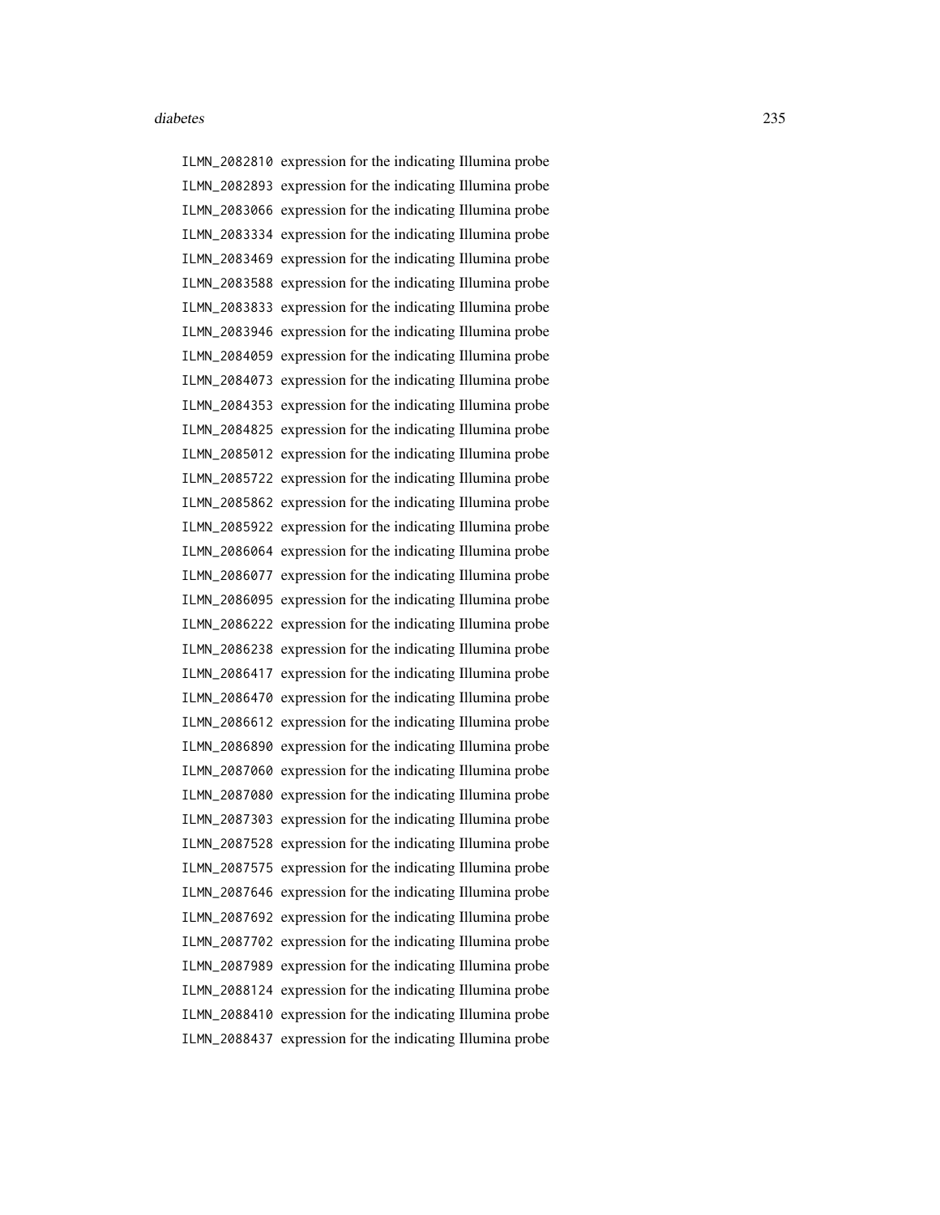ILMN_2082810 expression for the indicating Illumina probe
ILMN_2082893 expression for the indicating Illumina probe
ILMN_2083066 expression for the indicating Illumina probe
ILMN_2083334 expression for the indicating Illumina probe
ILMN_2083469 expression for the indicating Illumina probe
ILMN_2083588 expression for the indicating Illumina probe
ILMN_2083833 expression for the indicating Illumina probe
ILMN_2083946 expression for the indicating Illumina probe
ILMN_2084059 expression for the indicating Illumina probe
ILMN_2084073 expression for the indicating Illumina probe
ILMN_2084353 expression for the indicating Illumina probe
ILMN_2084825 expression for the indicating Illumina probe
ILMN_2085012 expression for the indicating Illumina probe
ILMN_2085722 expression for the indicating Illumina probe
ILMN_2085862 expression for the indicating Illumina probe
ILMN_2085922 expression for the indicating Illumina probe
ILMN_2086064 expression for the indicating Illumina probe
ILMN_2086077 expression for the indicating Illumina probe
ILMN_2086095 expression for the indicating Illumina probe
ILMN_2086222 expression for the indicating Illumina probe
ILMN_2086238 expression for the indicating Illumina probe
ILMN_2086417 expression for the indicating Illumina probe
ILMN_2086470 expression for the indicating Illumina probe
ILMN_2086612 expression for the indicating Illumina probe
ILMN_2086890 expression for the indicating Illumina probe
ILMN_2087060 expression for the indicating Illumina probe
ILMN_2087080 expression for the indicating Illumina probe
ILMN_2087303 expression for the indicating Illumina probe
ILMN_2087528 expression for the indicating Illumina probe
ILMN_2087575 expression for the indicating Illumina probe
ILMN_2087646 expression for the indicating Illumina probe
ILMN_2087692 expression for the indicating Illumina probe
ILMN_2087702 expression for the indicating Illumina probe
ILMN_2087989 expression for the indicating Illumina probe
ILMN_2088124 expression for the indicating Illumina probe
ILMN_2088410 expression for the indicating Illumina probe
ILMN_2088437 expression for the indicating Illumina probe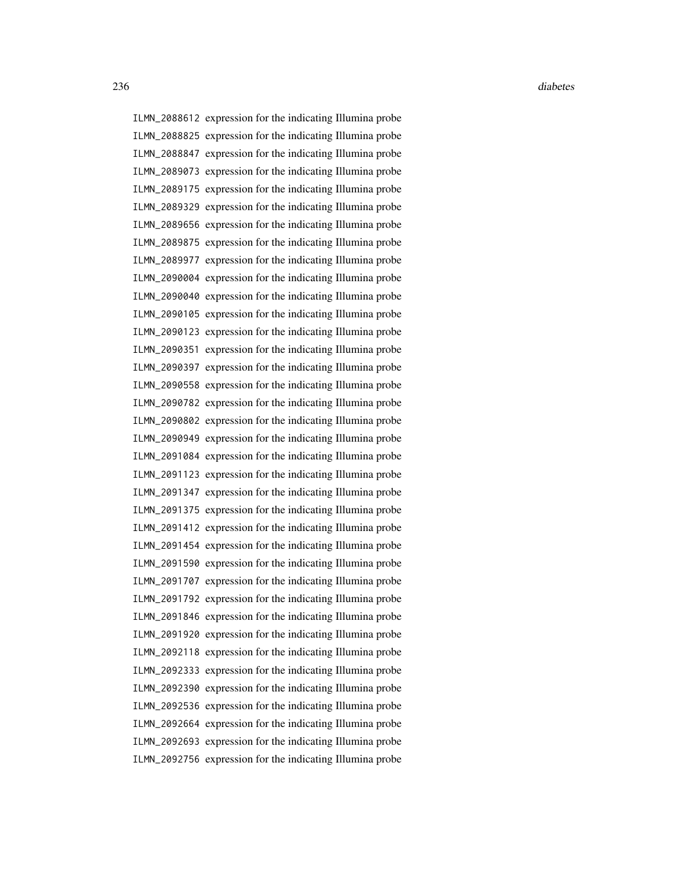ILMN_2088612 expression for the indicating Illumina probe
ILMN_2088825 expression for the indicating Illumina probe
ILMN_2088847 expression for the indicating Illumina probe
ILMN_2089073 expression for the indicating Illumina probe
ILMN_2089175 expression for the indicating Illumina probe
ILMN_2089329 expression for the indicating Illumina probe
ILMN_2089656 expression for the indicating Illumina probe
ILMN_2089875 expression for the indicating Illumina probe
ILMN_2089977 expression for the indicating Illumina probe
ILMN_2090004 expression for the indicating Illumina probe
ILMN_2090040 expression for the indicating Illumina probe
ILMN_2090105 expression for the indicating Illumina probe
ILMN_2090123 expression for the indicating Illumina probe
ILMN_2090351 expression for the indicating Illumina probe
ILMN_2090397 expression for the indicating Illumina probe
ILMN_2090558 expression for the indicating Illumina probe
ILMN_2090782 expression for the indicating Illumina probe
ILMN_2090802 expression for the indicating Illumina probe
ILMN_2090949 expression for the indicating Illumina probe
ILMN_2091084 expression for the indicating Illumina probe
ILMN_2091123 expression for the indicating Illumina probe
ILMN_2091347 expression for the indicating Illumina probe
ILMN_2091375 expression for the indicating Illumina probe
ILMN_2091412 expression for the indicating Illumina probe
ILMN_2091454 expression for the indicating Illumina probe
ILMN_2091590 expression for the indicating Illumina probe
ILMN_2091707 expression for the indicating Illumina probe
ILMN_2091792 expression for the indicating Illumina probe
ILMN_2091846 expression for the indicating Illumina probe
ILMN_2091920 expression for the indicating Illumina probe
ILMN_2092118 expression for the indicating Illumina probe
ILMN_2092333 expression for the indicating Illumina probe
ILMN_2092390 expression for the indicating Illumina probe
ILMN_2092536 expression for the indicating Illumina probe
ILMN_2092664 expression for the indicating Illumina probe
ILMN_2092693 expression for the indicating Illumina probe
ILMN_2092756 expression for the indicating Illumina probe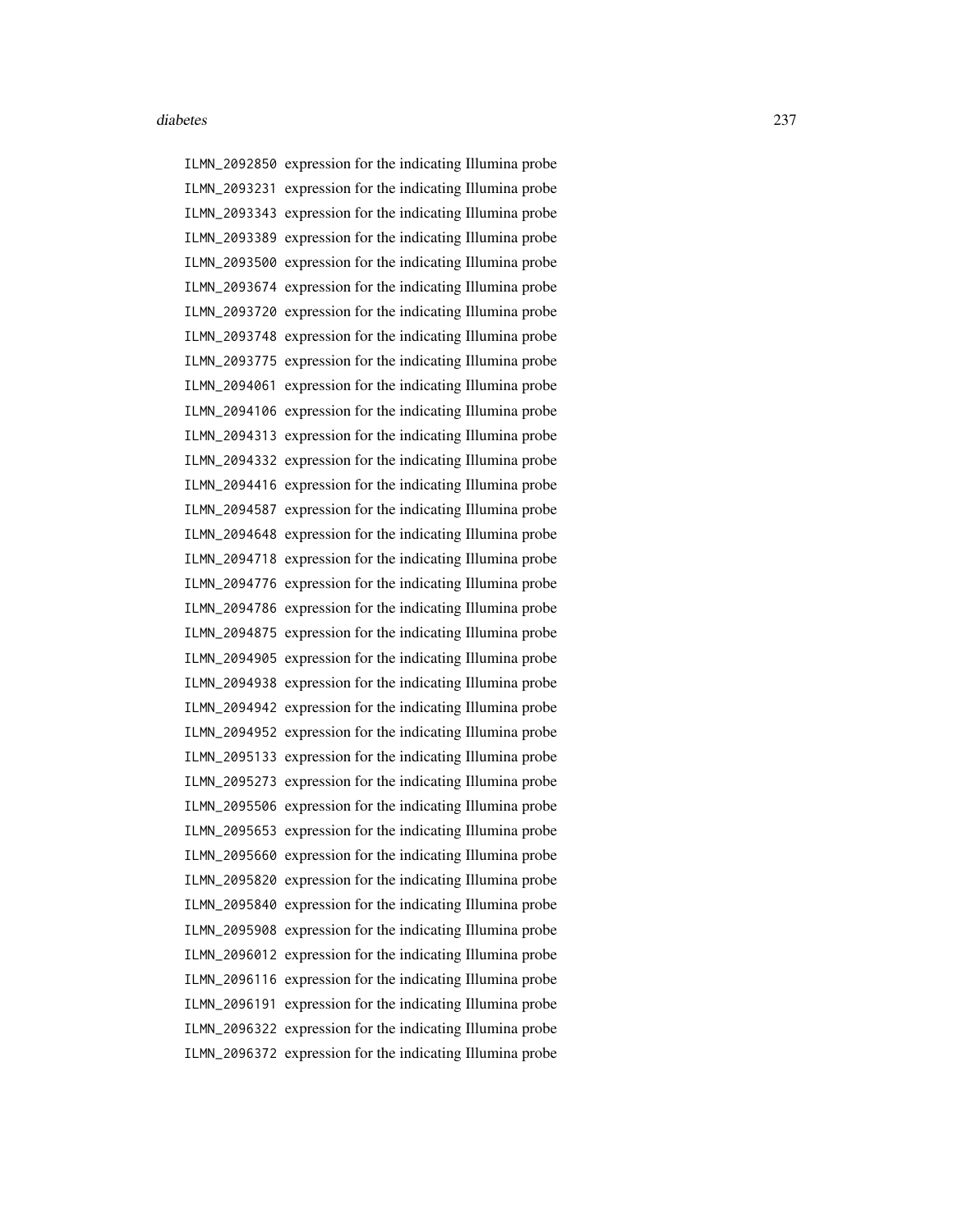ILMN_2092850 expression for the indicating Illumina probe
ILMN_2093231 expression for the indicating Illumina probe
ILMN_2093343 expression for the indicating Illumina probe
ILMN_2093389 expression for the indicating Illumina probe
ILMN_2093500 expression for the indicating Illumina probe
ILMN_2093674 expression for the indicating Illumina probe
ILMN_2093720 expression for the indicating Illumina probe
ILMN_2093748 expression for the indicating Illumina probe
ILMN_2093775 expression for the indicating Illumina probe
ILMN_2094061 expression for the indicating Illumina probe
ILMN_2094106 expression for the indicating Illumina probe
ILMN_2094313 expression for the indicating Illumina probe
ILMN_2094332 expression for the indicating Illumina probe
ILMN_2094416 expression for the indicating Illumina probe
ILMN_2094587 expression for the indicating Illumina probe
ILMN_2094648 expression for the indicating Illumina probe
ILMN_2094718 expression for the indicating Illumina probe
ILMN_2094776 expression for the indicating Illumina probe
ILMN_2094786 expression for the indicating Illumina probe
ILMN_2094875 expression for the indicating Illumina probe
ILMN_2094905 expression for the indicating Illumina probe
ILMN_2094938 expression for the indicating Illumina probe
ILMN_2094942 expression for the indicating Illumina probe
ILMN_2094952 expression for the indicating Illumina probe
ILMN_2095133 expression for the indicating Illumina probe
ILMN_2095273 expression for the indicating Illumina probe
ILMN_2095506 expression for the indicating Illumina probe
ILMN_2095653 expression for the indicating Illumina probe
ILMN_2095660 expression for the indicating Illumina probe
ILMN_2095820 expression for the indicating Illumina probe
ILMN_2095840 expression for the indicating Illumina probe
ILMN_2095908 expression for the indicating Illumina probe
ILMN_2096012 expression for the indicating Illumina probe
ILMN_2096116 expression for the indicating Illumina probe
ILMN_2096191 expression for the indicating Illumina probe
ILMN_2096322 expression for the indicating Illumina probe
ILMN_2096372 expression for the indicating Illumina probe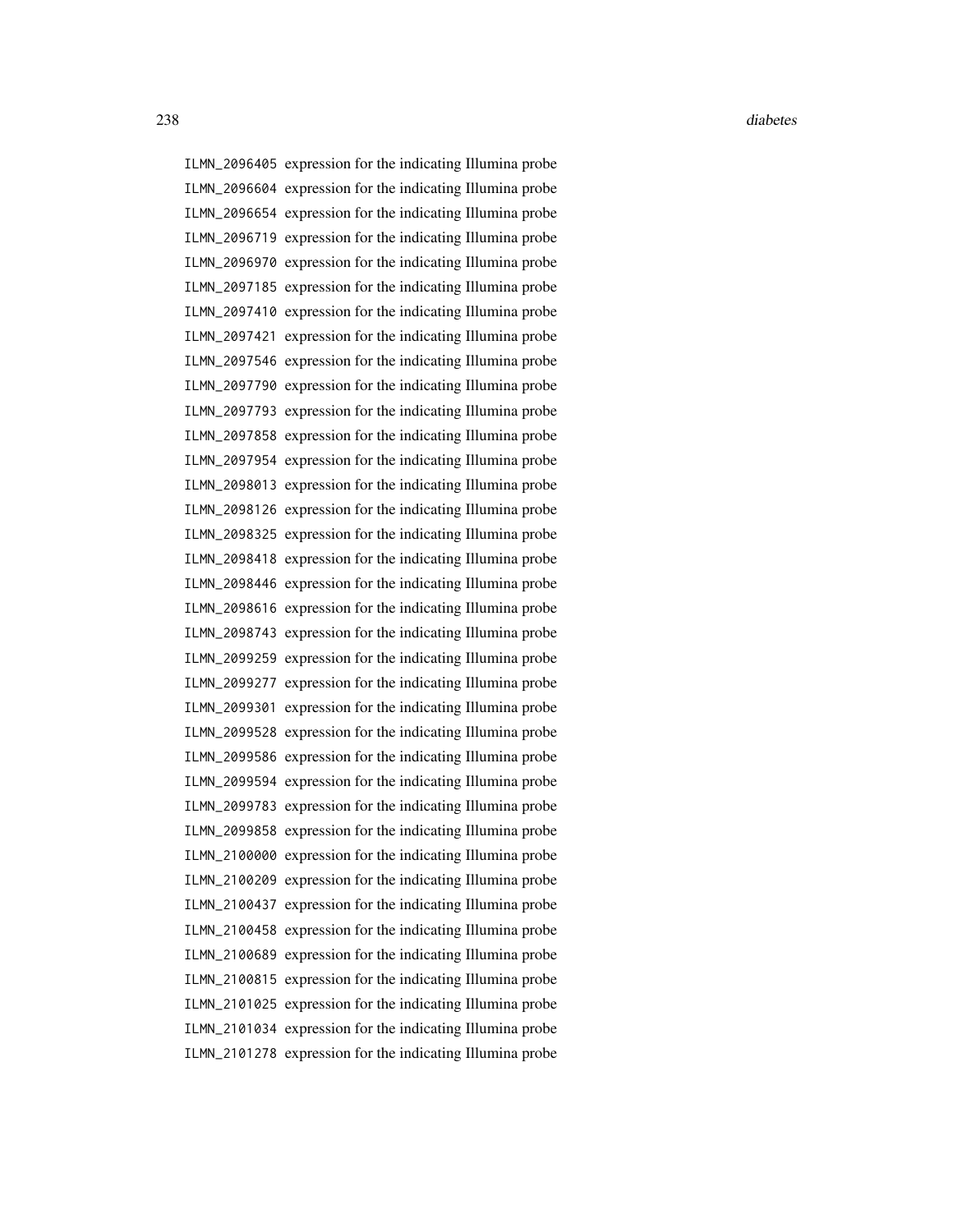ILMN_2096405 expression for the indicating Illumina probe
ILMN_2096604 expression for the indicating Illumina probe
ILMN_2096654 expression for the indicating Illumina probe
ILMN_2096719 expression for the indicating Illumina probe
ILMN_2096970 expression for the indicating Illumina probe
ILMN_2097185 expression for the indicating Illumina probe
ILMN_2097410 expression for the indicating Illumina probe
ILMN_2097421 expression for the indicating Illumina probe
ILMN_2097546 expression for the indicating Illumina probe
ILMN_2097790 expression for the indicating Illumina probe
ILMN_2097793 expression for the indicating Illumina probe
ILMN_2097858 expression for the indicating Illumina probe
ILMN_2097954 expression for the indicating Illumina probe
ILMN_2098013 expression for the indicating Illumina probe
ILMN_2098126 expression for the indicating Illumina probe
ILMN_2098325 expression for the indicating Illumina probe
ILMN_2098418 expression for the indicating Illumina probe
ILMN_2098446 expression for the indicating Illumina probe
ILMN_2098616 expression for the indicating Illumina probe
ILMN_2098743 expression for the indicating Illumina probe
ILMN_2099259 expression for the indicating Illumina probe
ILMN_2099277 expression for the indicating Illumina probe
ILMN_2099301 expression for the indicating Illumina probe
ILMN_2099528 expression for the indicating Illumina probe
ILMN_2099586 expression for the indicating Illumina probe
ILMN_2099594 expression for the indicating Illumina probe
ILMN_2099783 expression for the indicating Illumina probe
ILMN_2099858 expression for the indicating Illumina probe
ILMN_2100000 expression for the indicating Illumina probe
ILMN_2100209 expression for the indicating Illumina probe
ILMN_2100437 expression for the indicating Illumina probe
ILMN_2100458 expression for the indicating Illumina probe
ILMN_2100689 expression for the indicating Illumina probe
ILMN_2100815 expression for the indicating Illumina probe
ILMN_2101025 expression for the indicating Illumina probe
ILMN_2101034 expression for the indicating Illumina probe
ILMN_2101278 expression for the indicating Illumina probe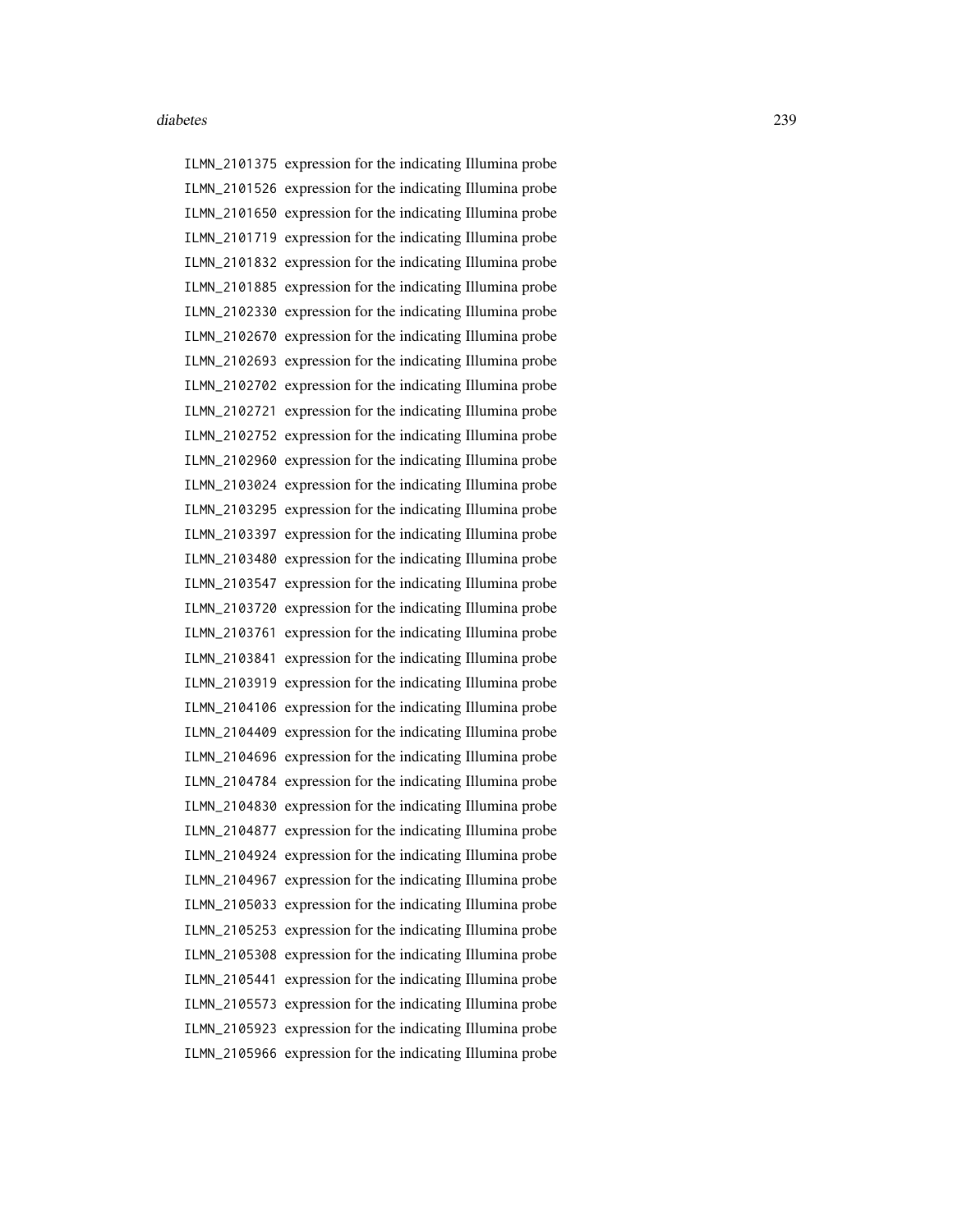ILMN_2101375 expression for the indicating Illumina probe
ILMN_2101526 expression for the indicating Illumina probe
ILMN_2101650 expression for the indicating Illumina probe
ILMN_2101719 expression for the indicating Illumina probe
ILMN_2101832 expression for the indicating Illumina probe
ILMN_2101885 expression for the indicating Illumina probe
ILMN_2102330 expression for the indicating Illumina probe
ILMN_2102670 expression for the indicating Illumina probe
ILMN_2102693 expression for the indicating Illumina probe
ILMN_2102702 expression for the indicating Illumina probe
ILMN_2102721 expression for the indicating Illumina probe
ILMN_2102752 expression for the indicating Illumina probe
ILMN_2102960 expression for the indicating Illumina probe
ILMN_2103024 expression for the indicating Illumina probe
ILMN_2103295 expression for the indicating Illumina probe
ILMN_2103397 expression for the indicating Illumina probe
ILMN_2103480 expression for the indicating Illumina probe
ILMN_2103547 expression for the indicating Illumina probe
ILMN_2103720 expression for the indicating Illumina probe
ILMN_2103761 expression for the indicating Illumina probe
ILMN_2103841 expression for the indicating Illumina probe
ILMN_2103919 expression for the indicating Illumina probe
ILMN_2104106 expression for the indicating Illumina probe
ILMN_2104409 expression for the indicating Illumina probe
ILMN_2104696 expression for the indicating Illumina probe
ILMN_2104784 expression for the indicating Illumina probe
ILMN_2104830 expression for the indicating Illumina probe
ILMN_2104877 expression for the indicating Illumina probe
ILMN_2104924 expression for the indicating Illumina probe
ILMN_2104967 expression for the indicating Illumina probe
ILMN_2105033 expression for the indicating Illumina probe
ILMN_2105253 expression for the indicating Illumina probe
ILMN_2105308 expression for the indicating Illumina probe
ILMN_2105441 expression for the indicating Illumina probe
ILMN_2105573 expression for the indicating Illumina probe
ILMN_2105923 expression for the indicating Illumina probe
ILMN_2105966 expression for the indicating Illumina probe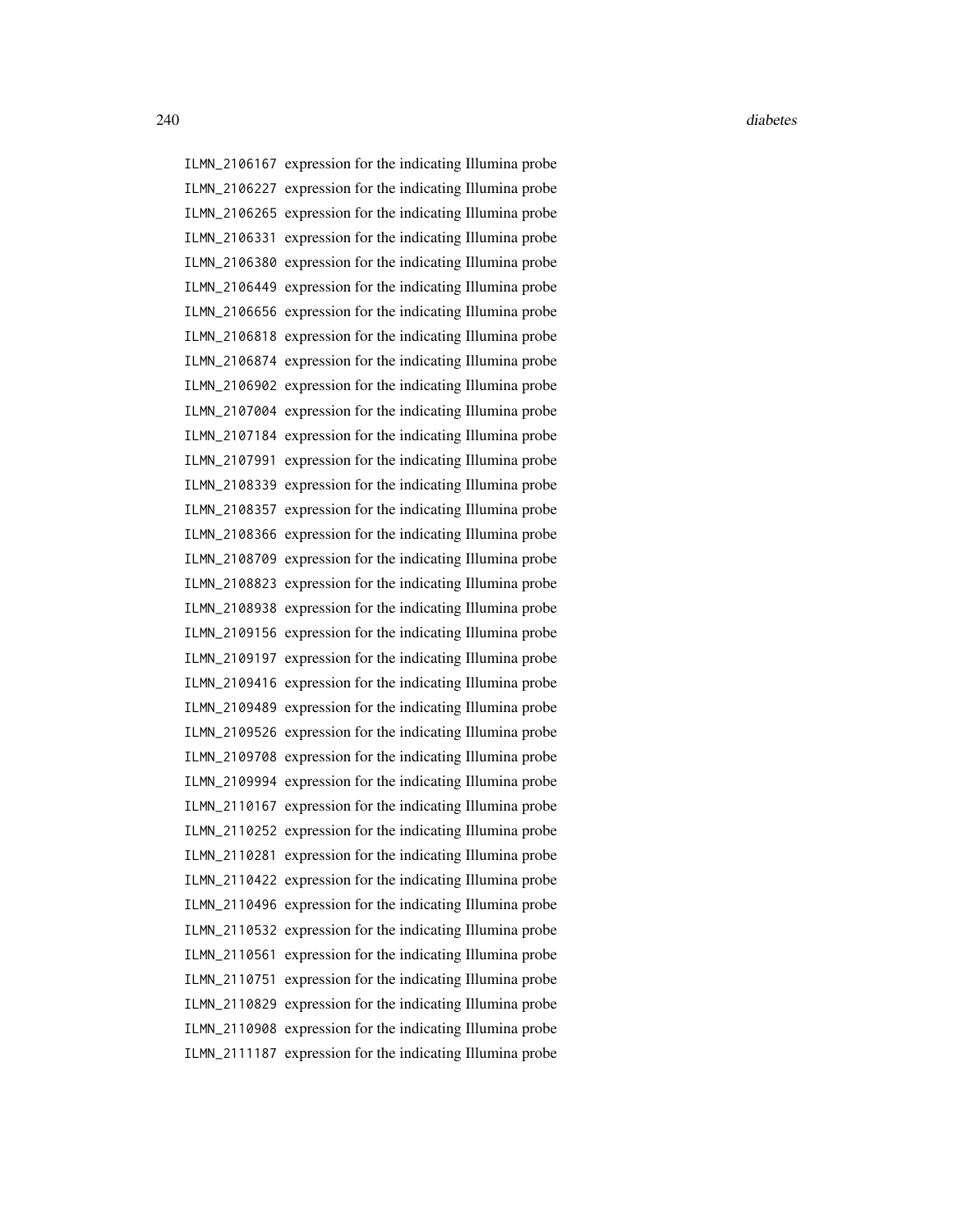ILMN_2106167 expression for the indicating Illumina probe
ILMN_2106227 expression for the indicating Illumina probe
ILMN_2106265 expression for the indicating Illumina probe
ILMN_2106331 expression for the indicating Illumina probe
ILMN_2106380 expression for the indicating Illumina probe
ILMN_2106449 expression for the indicating Illumina probe
ILMN_2106656 expression for the indicating Illumina probe
ILMN_2106818 expression for the indicating Illumina probe
ILMN_2106874 expression for the indicating Illumina probe
ILMN_2106902 expression for the indicating Illumina probe
ILMN_2107004 expression for the indicating Illumina probe
ILMN_2107184 expression for the indicating Illumina probe
ILMN_2107991 expression for the indicating Illumina probe
ILMN_2108339 expression for the indicating Illumina probe
ILMN_2108357 expression for the indicating Illumina probe
ILMN_2108366 expression for the indicating Illumina probe
ILMN_2108709 expression for the indicating Illumina probe
ILMN_2108823 expression for the indicating Illumina probe
ILMN_2108938 expression for the indicating Illumina probe
ILMN_2109156 expression for the indicating Illumina probe
ILMN_2109197 expression for the indicating Illumina probe
ILMN_2109416 expression for the indicating Illumina probe
ILMN_2109489 expression for the indicating Illumina probe
ILMN_2109526 expression for the indicating Illumina probe
ILMN_2109708 expression for the indicating Illumina probe
ILMN_2109994 expression for the indicating Illumina probe
ILMN_2110167 expression for the indicating Illumina probe
ILMN_2110252 expression for the indicating Illumina probe
ILMN_2110281 expression for the indicating Illumina probe
ILMN_2110422 expression for the indicating Illumina probe
ILMN_2110496 expression for the indicating Illumina probe
ILMN_2110532 expression for the indicating Illumina probe
ILMN_2110561 expression for the indicating Illumina probe
ILMN_2110751 expression for the indicating Illumina probe
ILMN_2110829 expression for the indicating Illumina probe
ILMN_2110908 expression for the indicating Illumina probe
ILMN_2111187 expression for the indicating Illumina probe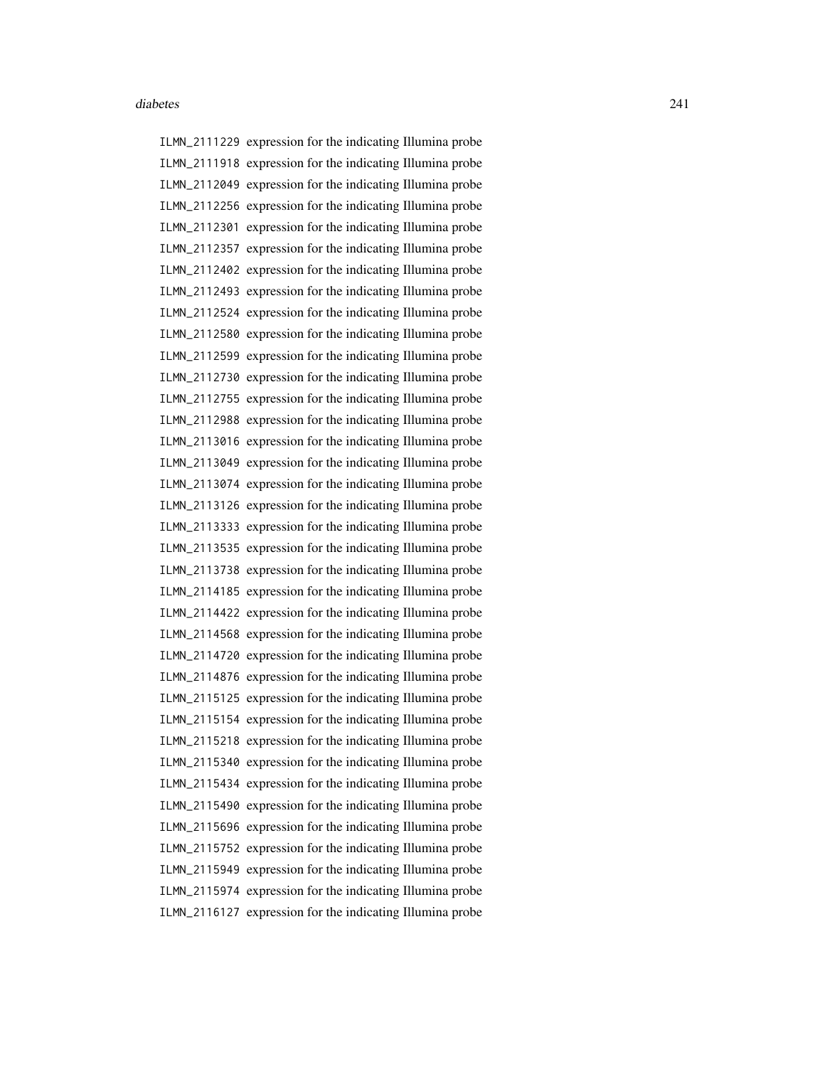ILMN_2111229 expression for the indicating Illumina probe
ILMN_2111918 expression for the indicating Illumina probe
ILMN_2112049 expression for the indicating Illumina probe
ILMN_2112256 expression for the indicating Illumina probe
ILMN_2112301 expression for the indicating Illumina probe
ILMN_2112357 expression for the indicating Illumina probe
ILMN_2112402 expression for the indicating Illumina probe
ILMN_2112493 expression for the indicating Illumina probe
ILMN_2112524 expression for the indicating Illumina probe
ILMN_2112580 expression for the indicating Illumina probe
ILMN_2112599 expression for the indicating Illumina probe
ILMN_2112730 expression for the indicating Illumina probe
ILMN_2112755 expression for the indicating Illumina probe
ILMN_2112988 expression for the indicating Illumina probe
ILMN_2113016 expression for the indicating Illumina probe
ILMN_2113049 expression for the indicating Illumina probe
ILMN_2113074 expression for the indicating Illumina probe
ILMN_2113126 expression for the indicating Illumina probe
ILMN_2113333 expression for the indicating Illumina probe
ILMN_2113535 expression for the indicating Illumina probe
ILMN_2113738 expression for the indicating Illumina probe
ILMN_2114185 expression for the indicating Illumina probe
ILMN_2114422 expression for the indicating Illumina probe
ILMN_2114568 expression for the indicating Illumina probe
ILMN_2114720 expression for the indicating Illumina probe
ILMN_2114876 expression for the indicating Illumina probe
ILMN_2115125 expression for the indicating Illumina probe
ILMN_2115154 expression for the indicating Illumina probe
ILMN_2115218 expression for the indicating Illumina probe
ILMN_2115340 expression for the indicating Illumina probe
ILMN_2115434 expression for the indicating Illumina probe
ILMN_2115490 expression for the indicating Illumina probe
ILMN_2115696 expression for the indicating Illumina probe
ILMN_2115752 expression for the indicating Illumina probe
ILMN_2115949 expression for the indicating Illumina probe
ILMN_2115974 expression for the indicating Illumina probe
ILMN_2116127 expression for the indicating Illumina probe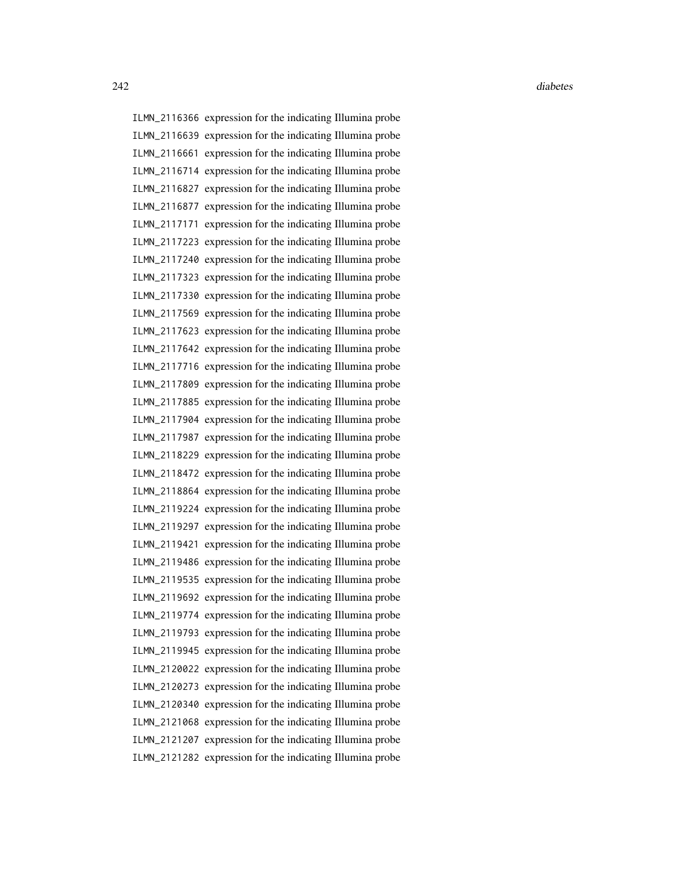| | |
|---|---|
| ILMN_2116366 | expression for the indicating Illumina probe |
| ILMN_2116639 | expression for the indicating Illumina probe |
| ILMN_2116661 | expression for the indicating Illumina probe |
| ILMN_2116714 | expression for the indicating Illumina probe |
| ILMN_2116827 | expression for the indicating Illumina probe |
| ILMN_2116877 | expression for the indicating Illumina probe |
| ILMN_2117171 | expression for the indicating Illumina probe |
| ILMN_2117223 | expression for the indicating Illumina probe |
| ILMN_2117240 | expression for the indicating Illumina probe |
| ILMN_2117323 | expression for the indicating Illumina probe |
| ILMN_2117330 | expression for the indicating Illumina probe |
| ILMN_2117569 | expression for the indicating Illumina probe |
| ILMN_2117623 | expression for the indicating Illumina probe |
| ILMN_2117642 | expression for the indicating Illumina probe |
| ILMN_2117716 | expression for the indicating Illumina probe |
| ILMN_2117809 | expression for the indicating Illumina probe |
| ILMN_2117885 | expression for the indicating Illumina probe |
| ILMN_2117904 | expression for the indicating Illumina probe |
| ILMN_2117987 | expression for the indicating Illumina probe |
| ILMN_2118229 | expression for the indicating Illumina probe |
| ILMN_2118472 | expression for the indicating Illumina probe |
| ILMN_2118864 | expression for the indicating Illumina probe |
| ILMN_2119224 | expression for the indicating Illumina probe |
| ILMN_2119297 | expression for the indicating Illumina probe |
| ILMN_2119421 | expression for the indicating Illumina probe |
| ILMN_2119486 | expression for the indicating Illumina probe |
| ILMN_2119535 | expression for the indicating Illumina probe |
| ILMN_2119692 | expression for the indicating Illumina probe |
| ILMN_2119774 | expression for the indicating Illumina probe |
| ILMN_2119793 | expression for the indicating Illumina probe |
| ILMN_2119945 | expression for the indicating Illumina probe |
| ILMN_2120022 | expression for the indicating Illumina probe |
| ILMN_2120273 | expression for the indicating Illumina probe |
| ILMN_2120340 | expression for the indicating Illumina probe |
| ILMN_2121068 | expression for the indicating Illumina probe |
| ILMN_2121207 | expression for the indicating Illumina probe |
| ILMN_2121282 | expression for the indicating Illumina probe |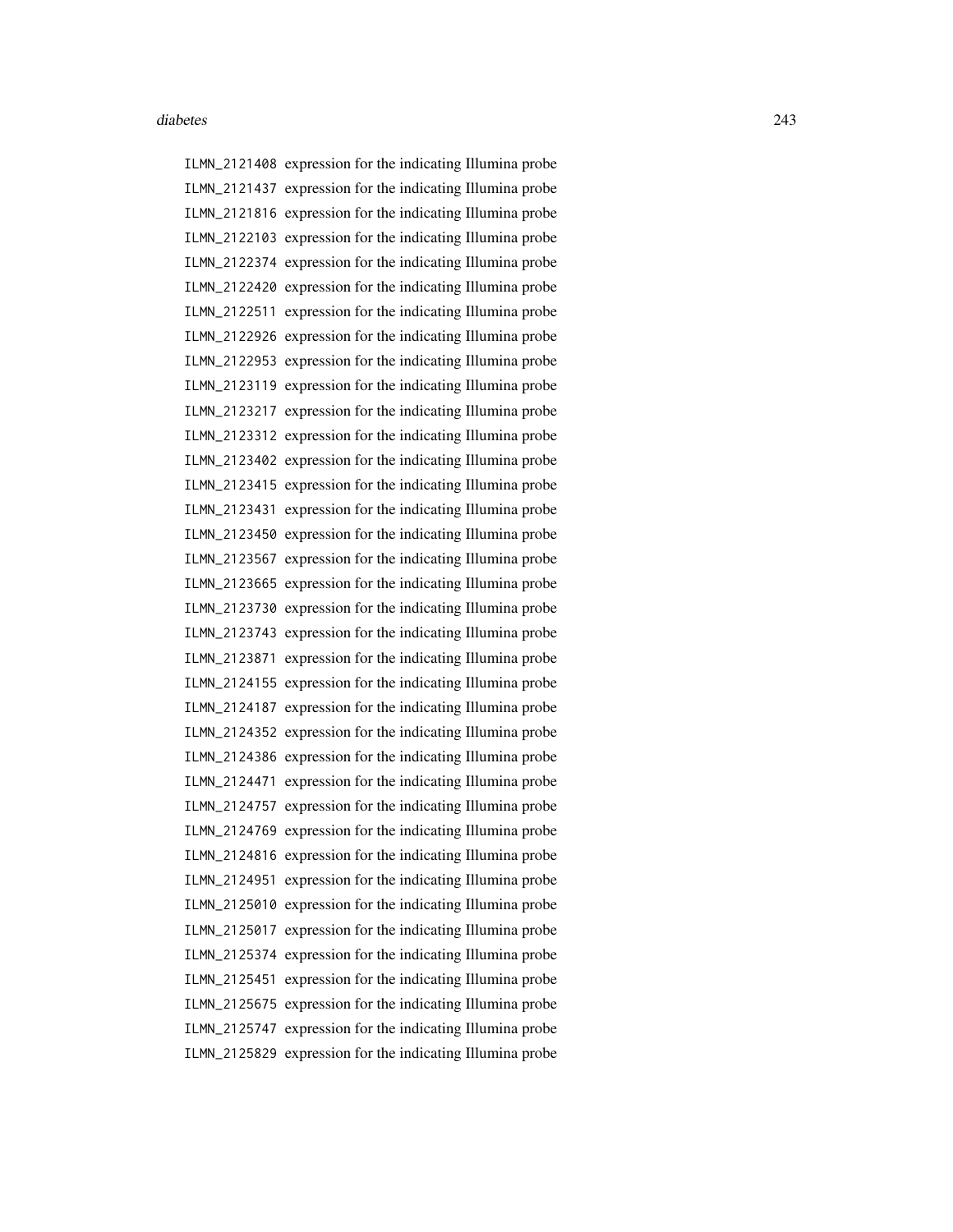| | |
|---|---|
| ILMN_2121408 | expression for the indicating Illumina probe |
| ILMN_2121437 | expression for the indicating Illumina probe |
| ILMN_2121816 | expression for the indicating Illumina probe |
| ILMN_2122103 | expression for the indicating Illumina probe |
| ILMN_2122374 | expression for the indicating Illumina probe |
| ILMN_2122420 | expression for the indicating Illumina probe |
| ILMN_2122511 | expression for the indicating Illumina probe |
| ILMN_2122926 | expression for the indicating Illumina probe |
| ILMN_2122953 | expression for the indicating Illumina probe |
| ILMN_2123119 | expression for the indicating Illumina probe |
| ILMN_2123217 | expression for the indicating Illumina probe |
| ILMN_2123312 | expression for the indicating Illumina probe |
| ILMN_2123402 | expression for the indicating Illumina probe |
| ILMN_2123415 | expression for the indicating Illumina probe |
| ILMN_2123431 | expression for the indicating Illumina probe |
| ILMN_2123450 | expression for the indicating Illumina probe |
| ILMN_2123567 | expression for the indicating Illumina probe |
| ILMN_2123665 | expression for the indicating Illumina probe |
| ILMN_2123730 | expression for the indicating Illumina probe |
| ILMN_2123743 | expression for the indicating Illumina probe |
| ILMN_2123871 | expression for the indicating Illumina probe |
| ILMN_2124155 | expression for the indicating Illumina probe |
| ILMN_2124187 | expression for the indicating Illumina probe |
| ILMN_2124352 | expression for the indicating Illumina probe |
| ILMN_2124386 | expression for the indicating Illumina probe |
| ILMN_2124471 | expression for the indicating Illumina probe |
| ILMN_2124757 | expression for the indicating Illumina probe |
| ILMN_2124769 | expression for the indicating Illumina probe |
| ILMN_2124816 | expression for the indicating Illumina probe |
| ILMN_2124951 | expression for the indicating Illumina probe |
| ILMN_2125010 | expression for the indicating Illumina probe |
| ILMN_2125017 | expression for the indicating Illumina probe |
| ILMN_2125374 | expression for the indicating Illumina probe |
| ILMN_2125451 | expression for the indicating Illumina probe |
| ILMN_2125675 | expression for the indicating Illumina probe |
| ILMN_2125747 | expression for the indicating Illumina probe |
| ILMN_2125829 | expression for the indicating Illumina probe |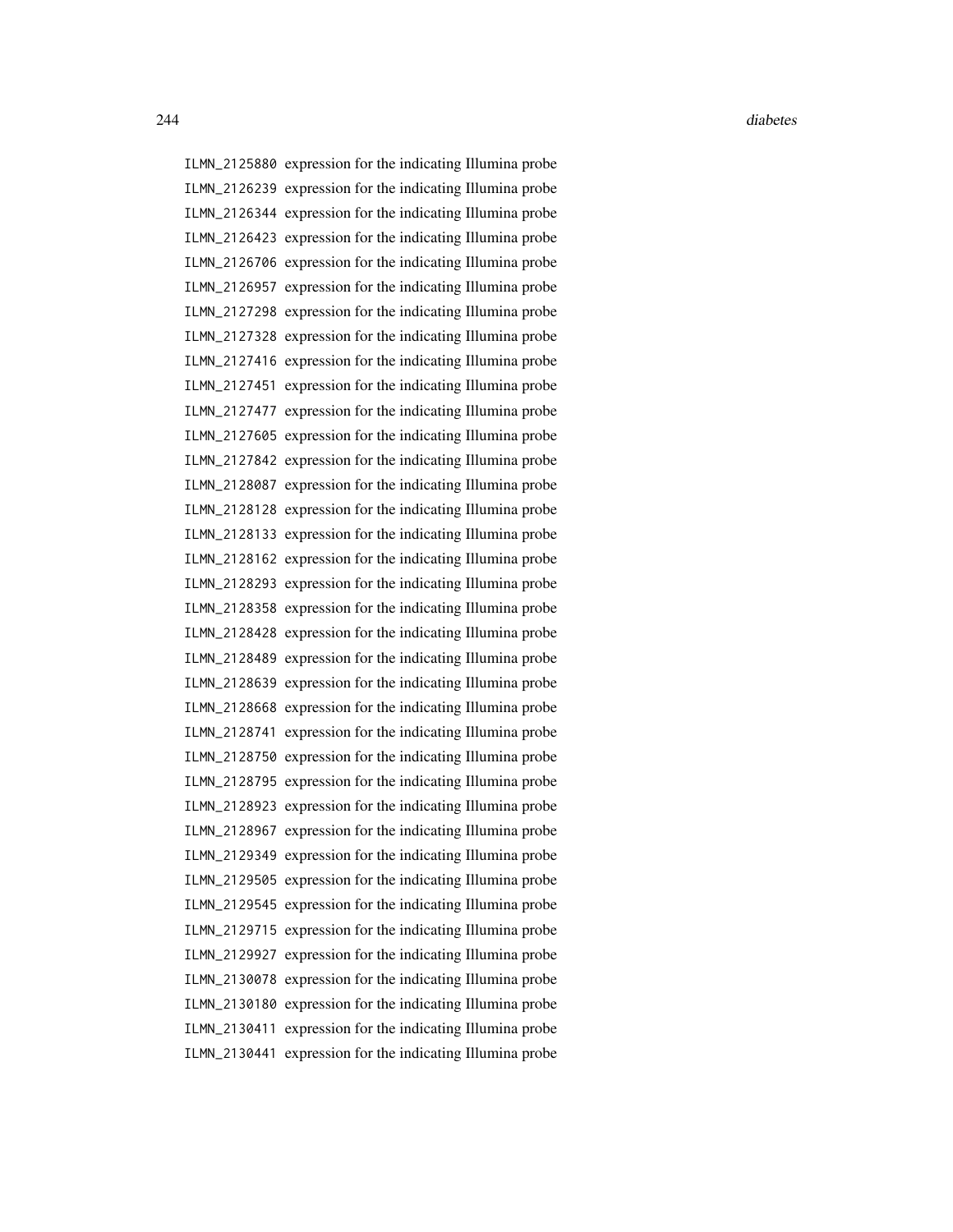ILMN_2125880 expression for the indicating Illumina probe
ILMN_2126239 expression for the indicating Illumina probe
ILMN_2126344 expression for the indicating Illumina probe
ILMN_2126423 expression for the indicating Illumina probe
ILMN_2126706 expression for the indicating Illumina probe
ILMN_2126957 expression for the indicating Illumina probe
ILMN_2127298 expression for the indicating Illumina probe
ILMN_2127328 expression for the indicating Illumina probe
ILMN_2127416 expression for the indicating Illumina probe
ILMN_2127451 expression for the indicating Illumina probe
ILMN_2127477 expression for the indicating Illumina probe
ILMN_2127605 expression for the indicating Illumina probe
ILMN_2127842 expression for the indicating Illumina probe
ILMN_2128087 expression for the indicating Illumina probe
ILMN_2128128 expression for the indicating Illumina probe
ILMN_2128133 expression for the indicating Illumina probe
ILMN_2128162 expression for the indicating Illumina probe
ILMN_2128293 expression for the indicating Illumina probe
ILMN_2128358 expression for the indicating Illumina probe
ILMN_2128428 expression for the indicating Illumina probe
ILMN_2128489 expression for the indicating Illumina probe
ILMN_2128639 expression for the indicating Illumina probe
ILMN_2128668 expression for the indicating Illumina probe
ILMN_2128741 expression for the indicating Illumina probe
ILMN_2128750 expression for the indicating Illumina probe
ILMN_2128795 expression for the indicating Illumina probe
ILMN_2128923 expression for the indicating Illumina probe
ILMN_2128967 expression for the indicating Illumina probe
ILMN_2129349 expression for the indicating Illumina probe
ILMN_2129505 expression for the indicating Illumina probe
ILMN_2129545 expression for the indicating Illumina probe
ILMN_2129715 expression for the indicating Illumina probe
ILMN_2129927 expression for the indicating Illumina probe
ILMN_2130078 expression for the indicating Illumina probe
ILMN_2130180 expression for the indicating Illumina probe
ILMN_2130411 expression for the indicating Illumina probe
ILMN_2130441 expression for the indicating Illumina probe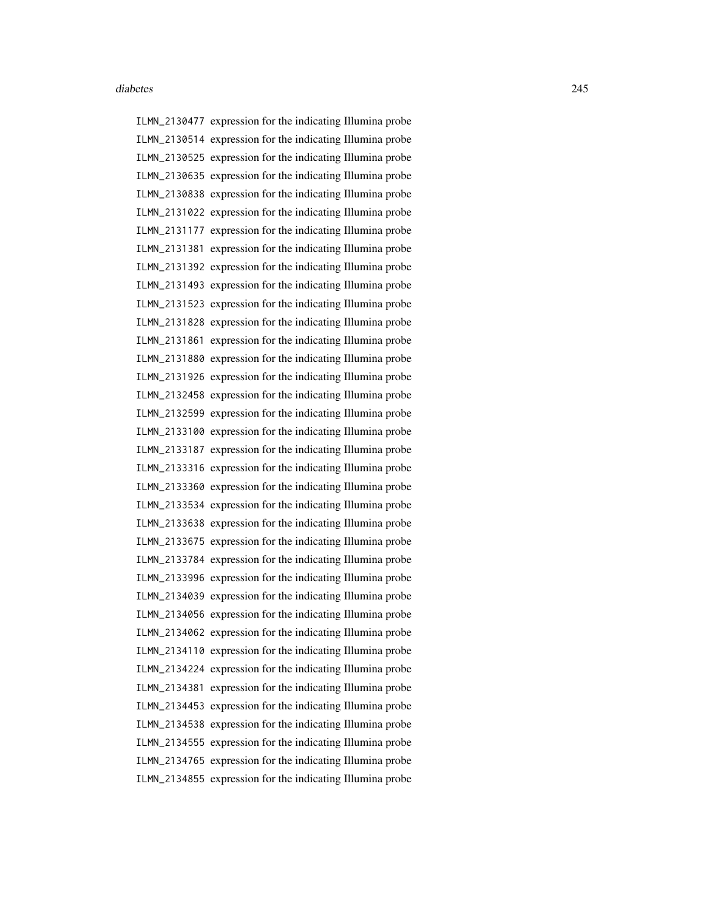ILMN_2130477 expression for the indicating Illumina probe
ILMN_2130514 expression for the indicating Illumina probe
ILMN_2130525 expression for the indicating Illumina probe
ILMN_2130635 expression for the indicating Illumina probe
ILMN_2130838 expression for the indicating Illumina probe
ILMN_2131022 expression for the indicating Illumina probe
ILMN_2131177 expression for the indicating Illumina probe
ILMN_2131381 expression for the indicating Illumina probe
ILMN_2131392 expression for the indicating Illumina probe
ILMN_2131493 expression for the indicating Illumina probe
ILMN_2131523 expression for the indicating Illumina probe
ILMN_2131828 expression for the indicating Illumina probe
ILMN_2131861 expression for the indicating Illumina probe
ILMN_2131880 expression for the indicating Illumina probe
ILMN_2131926 expression for the indicating Illumina probe
ILMN_2132458 expression for the indicating Illumina probe
ILMN_2132599 expression for the indicating Illumina probe
ILMN_2133100 expression for the indicating Illumina probe
ILMN_2133187 expression for the indicating Illumina probe
ILMN_2133316 expression for the indicating Illumina probe
ILMN_2133360 expression for the indicating Illumina probe
ILMN_2133534 expression for the indicating Illumina probe
ILMN_2133638 expression for the indicating Illumina probe
ILMN_2133675 expression for the indicating Illumina probe
ILMN_2133784 expression for the indicating Illumina probe
ILMN_2133996 expression for the indicating Illumina probe
ILMN_2134039 expression for the indicating Illumina probe
ILMN_2134056 expression for the indicating Illumina probe
ILMN_2134062 expression for the indicating Illumina probe
ILMN_2134110 expression for the indicating Illumina probe
ILMN_2134224 expression for the indicating Illumina probe
ILMN_2134381 expression for the indicating Illumina probe
ILMN_2134453 expression for the indicating Illumina probe
ILMN_2134538 expression for the indicating Illumina probe
ILMN_2134555 expression for the indicating Illumina probe
ILMN_2134765 expression for the indicating Illumina probe
ILMN_2134855 expression for the indicating Illumina probe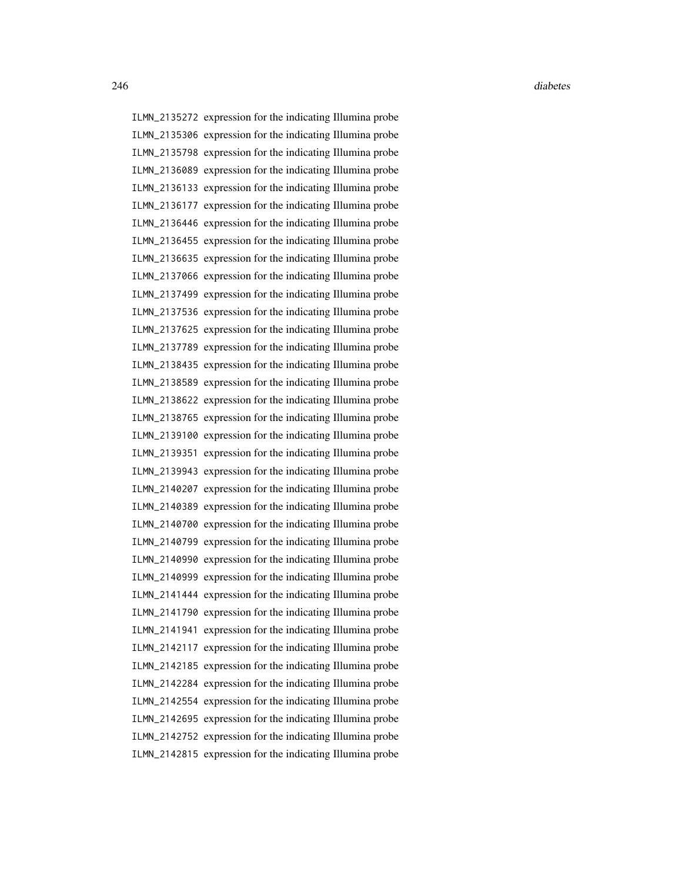ILMN_2135272 expression for the indicating Illumina probe
ILMN_2135306 expression for the indicating Illumina probe
ILMN_2135798 expression for the indicating Illumina probe
ILMN_2136089 expression for the indicating Illumina probe
ILMN_2136133 expression for the indicating Illumina probe
ILMN_2136177 expression for the indicating Illumina probe
ILMN_2136446 expression for the indicating Illumina probe
ILMN_2136455 expression for the indicating Illumina probe
ILMN_2136635 expression for the indicating Illumina probe
ILMN_2137066 expression for the indicating Illumina probe
ILMN_2137499 expression for the indicating Illumina probe
ILMN_2137536 expression for the indicating Illumina probe
ILMN_2137625 expression for the indicating Illumina probe
ILMN_2137789 expression for the indicating Illumina probe
ILMN_2138435 expression for the indicating Illumina probe
ILMN_2138589 expression for the indicating Illumina probe
ILMN_2138622 expression for the indicating Illumina probe
ILMN_2138765 expression for the indicating Illumina probe
ILMN_2139100 expression for the indicating Illumina probe
ILMN_2139351 expression for the indicating Illumina probe
ILMN_2139943 expression for the indicating Illumina probe
ILMN_2140207 expression for the indicating Illumina probe
ILMN_2140389 expression for the indicating Illumina probe
ILMN_2140700 expression for the indicating Illumina probe
ILMN_2140799 expression for the indicating Illumina probe
ILMN_2140990 expression for the indicating Illumina probe
ILMN_2140999 expression for the indicating Illumina probe
ILMN_2141444 expression for the indicating Illumina probe
ILMN_2141790 expression for the indicating Illumina probe
ILMN_2141941 expression for the indicating Illumina probe
ILMN_2142117 expression for the indicating Illumina probe
ILMN_2142185 expression for the indicating Illumina probe
ILMN_2142284 expression for the indicating Illumina probe
ILMN_2142554 expression for the indicating Illumina probe
ILMN_2142695 expression for the indicating Illumina probe
ILMN_2142752 expression for the indicating Illumina probe
ILMN_2142815 expression for the indicating Illumina probe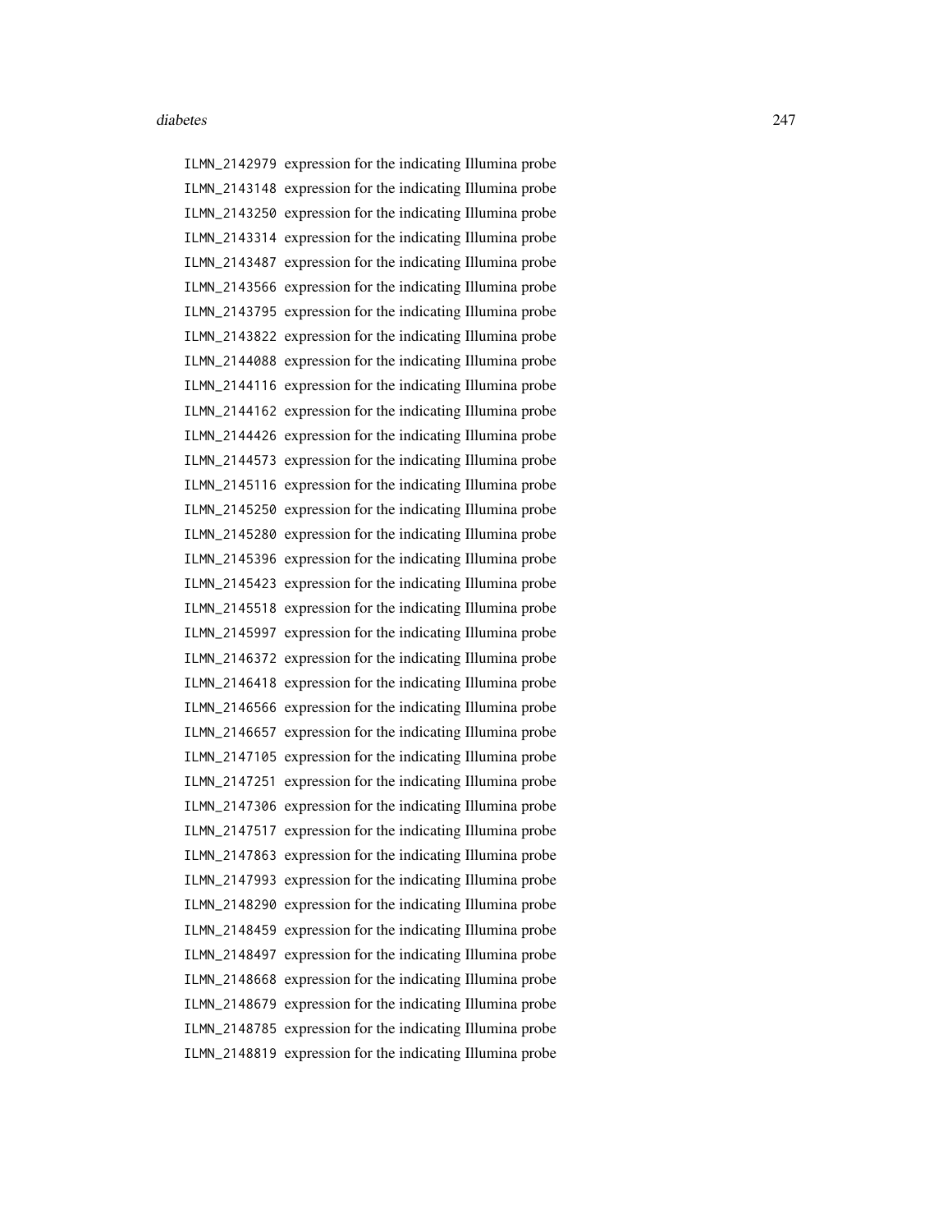ILMN_2142979 expression for the indicating Illumina probe
ILMN_2143148 expression for the indicating Illumina probe
ILMN_2143250 expression for the indicating Illumina probe
ILMN_2143314 expression for the indicating Illumina probe
ILMN_2143487 expression for the indicating Illumina probe
ILMN_2143566 expression for the indicating Illumina probe
ILMN_2143795 expression for the indicating Illumina probe
ILMN_2143822 expression for the indicating Illumina probe
ILMN_2144088 expression for the indicating Illumina probe
ILMN_2144116 expression for the indicating Illumina probe
ILMN_2144162 expression for the indicating Illumina probe
ILMN_2144426 expression for the indicating Illumina probe
ILMN_2144573 expression for the indicating Illumina probe
ILMN_2145116 expression for the indicating Illumina probe
ILMN_2145250 expression for the indicating Illumina probe
ILMN_2145280 expression for the indicating Illumina probe
ILMN_2145396 expression for the indicating Illumina probe
ILMN_2145423 expression for the indicating Illumina probe
ILMN_2145518 expression for the indicating Illumina probe
ILMN_2145997 expression for the indicating Illumina probe
ILMN_2146372 expression for the indicating Illumina probe
ILMN_2146418 expression for the indicating Illumina probe
ILMN_2146566 expression for the indicating Illumina probe
ILMN_2146657 expression for the indicating Illumina probe
ILMN_2147105 expression for the indicating Illumina probe
ILMN_2147251 expression for the indicating Illumina probe
ILMN_2147306 expression for the indicating Illumina probe
ILMN_2147517 expression for the indicating Illumina probe
ILMN_2147863 expression for the indicating Illumina probe
ILMN_2147993 expression for the indicating Illumina probe
ILMN_2148290 expression for the indicating Illumina probe
ILMN_2148459 expression for the indicating Illumina probe
ILMN_2148497 expression for the indicating Illumina probe
ILMN_2148668 expression for the indicating Illumina probe
ILMN_2148679 expression for the indicating Illumina probe
ILMN_2148785 expression for the indicating Illumina probe
ILMN_2148819 expression for the indicating Illumina probe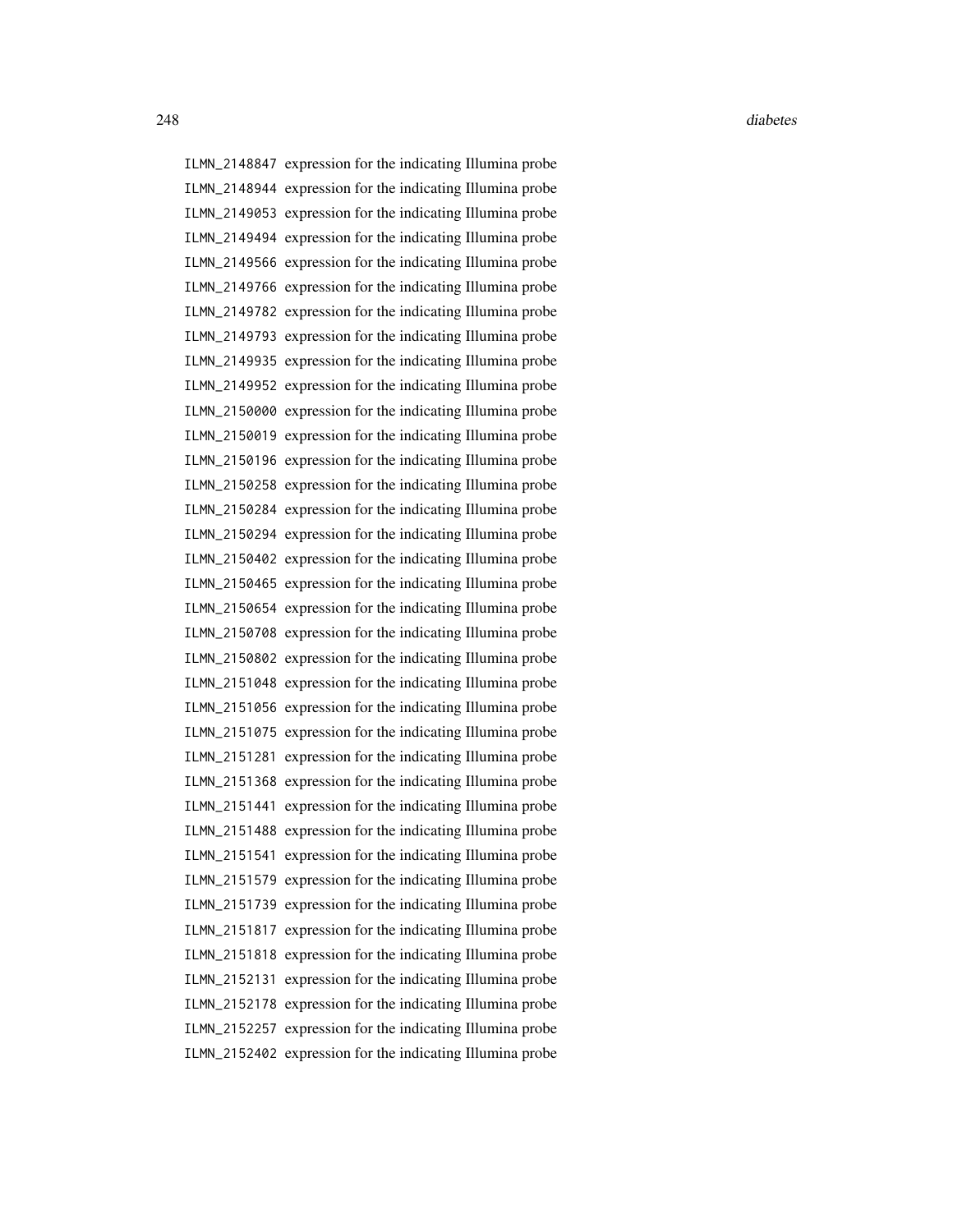ILMN_2148847 expression for the indicating Illumina probe
ILMN_2148944 expression for the indicating Illumina probe
ILMN_2149053 expression for the indicating Illumina probe
ILMN_2149494 expression for the indicating Illumina probe
ILMN_2149566 expression for the indicating Illumina probe
ILMN_2149766 expression for the indicating Illumina probe
ILMN_2149782 expression for the indicating Illumina probe
ILMN_2149793 expression for the indicating Illumina probe
ILMN_2149935 expression for the indicating Illumina probe
ILMN_2149952 expression for the indicating Illumina probe
ILMN_2150000 expression for the indicating Illumina probe
ILMN_2150019 expression for the indicating Illumina probe
ILMN_2150196 expression for the indicating Illumina probe
ILMN_2150258 expression for the indicating Illumina probe
ILMN_2150284 expression for the indicating Illumina probe
ILMN_2150294 expression for the indicating Illumina probe
ILMN_2150402 expression for the indicating Illumina probe
ILMN_2150465 expression for the indicating Illumina probe
ILMN_2150654 expression for the indicating Illumina probe
ILMN_2150708 expression for the indicating Illumina probe
ILMN_2150802 expression for the indicating Illumina probe
ILMN_2151048 expression for the indicating Illumina probe
ILMN_2151056 expression for the indicating Illumina probe
ILMN_2151075 expression for the indicating Illumina probe
ILMN_2151281 expression for the indicating Illumina probe
ILMN_2151368 expression for the indicating Illumina probe
ILMN_2151441 expression for the indicating Illumina probe
ILMN_2151488 expression for the indicating Illumina probe
ILMN_2151541 expression for the indicating Illumina probe
ILMN_2151579 expression for the indicating Illumina probe
ILMN_2151739 expression for the indicating Illumina probe
ILMN_2151817 expression for the indicating Illumina probe
ILMN_2151818 expression for the indicating Illumina probe
ILMN_2152131 expression for the indicating Illumina probe
ILMN_2152178 expression for the indicating Illumina probe
ILMN_2152257 expression for the indicating Illumina probe
ILMN_2152402 expression for the indicating Illumina probe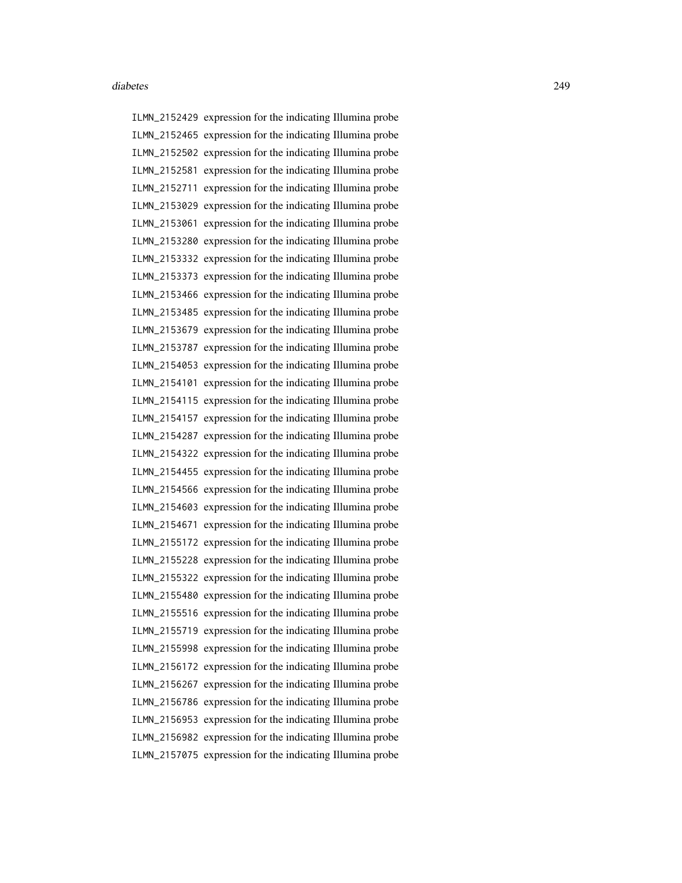ILMN_2152429 expression for the indicating Illumina probe
ILMN_2152465 expression for the indicating Illumina probe
ILMN_2152502 expression for the indicating Illumina probe
ILMN_2152581 expression for the indicating Illumina probe
ILMN_2152711 expression for the indicating Illumina probe
ILMN_2153029 expression for the indicating Illumina probe
ILMN_2153061 expression for the indicating Illumina probe
ILMN_2153280 expression for the indicating Illumina probe
ILMN_2153332 expression for the indicating Illumina probe
ILMN_2153373 expression for the indicating Illumina probe
ILMN_2153466 expression for the indicating Illumina probe
ILMN_2153485 expression for the indicating Illumina probe
ILMN_2153679 expression for the indicating Illumina probe
ILMN_2153787 expression for the indicating Illumina probe
ILMN_2154053 expression for the indicating Illumina probe
ILMN_2154101 expression for the indicating Illumina probe
ILMN_2154115 expression for the indicating Illumina probe
ILMN_2154157 expression for the indicating Illumina probe
ILMN_2154287 expression for the indicating Illumina probe
ILMN_2154322 expression for the indicating Illumina probe
ILMN_2154455 expression for the indicating Illumina probe
ILMN_2154566 expression for the indicating Illumina probe
ILMN_2154603 expression for the indicating Illumina probe
ILMN_2154671 expression for the indicating Illumina probe
ILMN_2155172 expression for the indicating Illumina probe
ILMN_2155228 expression for the indicating Illumina probe
ILMN_2155322 expression for the indicating Illumina probe
ILMN_2155480 expression for the indicating Illumina probe
ILMN_2155516 expression for the indicating Illumina probe
ILMN_2155719 expression for the indicating Illumina probe
ILMN_2155998 expression for the indicating Illumina probe
ILMN_2156172 expression for the indicating Illumina probe
ILMN_2156267 expression for the indicating Illumina probe
ILMN_2156786 expression for the indicating Illumina probe
ILMN_2156953 expression for the indicating Illumina probe
ILMN_2156982 expression for the indicating Illumina probe
ILMN_2157075 expression for the indicating Illumina probe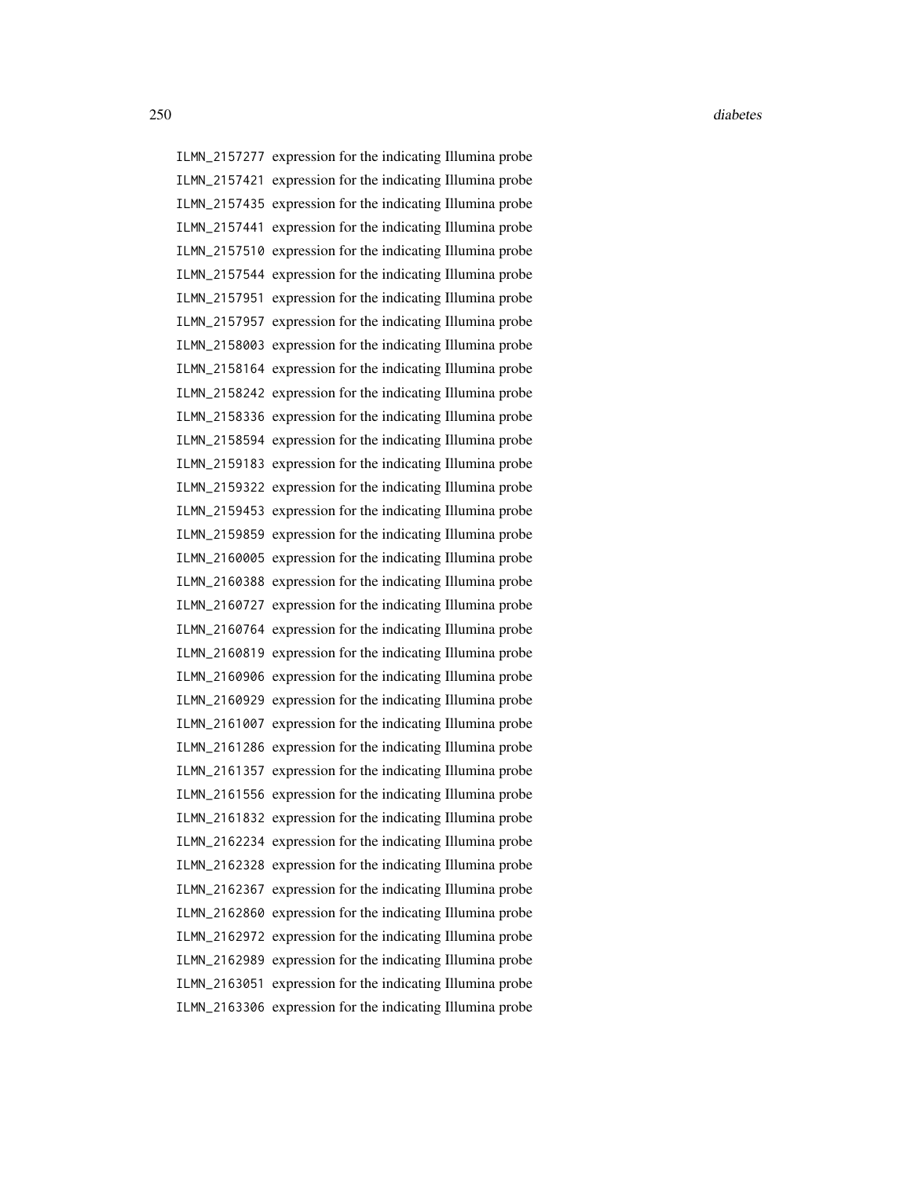ILMN_2157277 expression for the indicating Illumina probe
ILMN_2157421 expression for the indicating Illumina probe
ILMN_2157435 expression for the indicating Illumina probe
ILMN_2157441 expression for the indicating Illumina probe
ILMN_2157510 expression for the indicating Illumina probe
ILMN_2157544 expression for the indicating Illumina probe
ILMN_2157951 expression for the indicating Illumina probe
ILMN_2157957 expression for the indicating Illumina probe
ILMN_2158003 expression for the indicating Illumina probe
ILMN_2158164 expression for the indicating Illumina probe
ILMN_2158242 expression for the indicating Illumina probe
ILMN_2158336 expression for the indicating Illumina probe
ILMN_2158594 expression for the indicating Illumina probe
ILMN_2159183 expression for the indicating Illumina probe
ILMN_2159322 expression for the indicating Illumina probe
ILMN_2159453 expression for the indicating Illumina probe
ILMN_2159859 expression for the indicating Illumina probe
ILMN_2160005 expression for the indicating Illumina probe
ILMN_2160388 expression for the indicating Illumina probe
ILMN_2160727 expression for the indicating Illumina probe
ILMN_2160764 expression for the indicating Illumina probe
ILMN_2160819 expression for the indicating Illumina probe
ILMN_2160906 expression for the indicating Illumina probe
ILMN_2160929 expression for the indicating Illumina probe
ILMN_2161007 expression for the indicating Illumina probe
ILMN_2161286 expression for the indicating Illumina probe
ILMN_2161357 expression for the indicating Illumina probe
ILMN_2161556 expression for the indicating Illumina probe
ILMN_2161832 expression for the indicating Illumina probe
ILMN_2162234 expression for the indicating Illumina probe
ILMN_2162328 expression for the indicating Illumina probe
ILMN_2162367 expression for the indicating Illumina probe
ILMN_2162860 expression for the indicating Illumina probe
ILMN_2162972 expression for the indicating Illumina probe
ILMN_2162989 expression for the indicating Illumina probe
ILMN_2163051 expression for the indicating Illumina probe
ILMN_2163306 expression for the indicating Illumina probe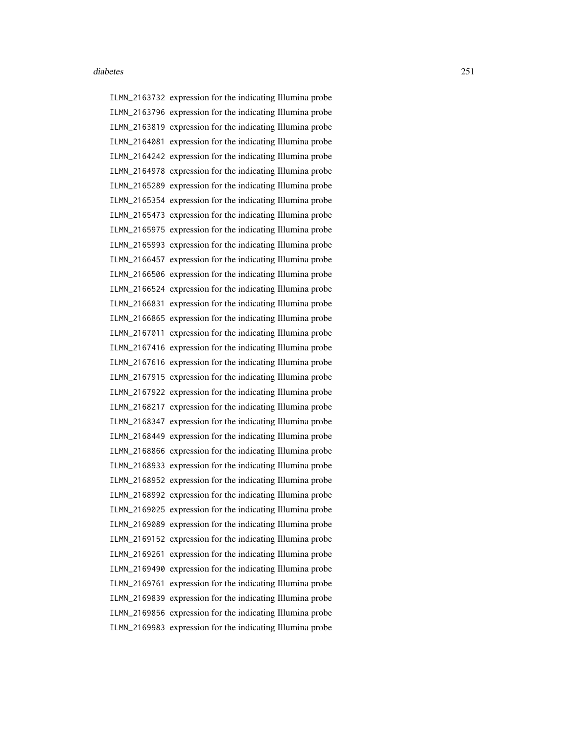ILMN_2163732 expression for the indicating Illumina probe
ILMN_2163796 expression for the indicating Illumina probe
ILMN_2163819 expression for the indicating Illumina probe
ILMN_2164081 expression for the indicating Illumina probe
ILMN_2164242 expression for the indicating Illumina probe
ILMN_2164978 expression for the indicating Illumina probe
ILMN_2165289 expression for the indicating Illumina probe
ILMN_2165354 expression for the indicating Illumina probe
ILMN_2165473 expression for the indicating Illumina probe
ILMN_2165975 expression for the indicating Illumina probe
ILMN_2165993 expression for the indicating Illumina probe
ILMN_2166457 expression for the indicating Illumina probe
ILMN_2166506 expression for the indicating Illumina probe
ILMN_2166524 expression for the indicating Illumina probe
ILMN_2166831 expression for the indicating Illumina probe
ILMN_2166865 expression for the indicating Illumina probe
ILMN_2167011 expression for the indicating Illumina probe
ILMN_2167416 expression for the indicating Illumina probe
ILMN_2167616 expression for the indicating Illumina probe
ILMN_2167915 expression for the indicating Illumina probe
ILMN_2167922 expression for the indicating Illumina probe
ILMN_2168217 expression for the indicating Illumina probe
ILMN_2168347 expression for the indicating Illumina probe
ILMN_2168449 expression for the indicating Illumina probe
ILMN_2168866 expression for the indicating Illumina probe
ILMN_2168933 expression for the indicating Illumina probe
ILMN_2168952 expression for the indicating Illumina probe
ILMN_2168992 expression for the indicating Illumina probe
ILMN_2169025 expression for the indicating Illumina probe
ILMN_2169089 expression for the indicating Illumina probe
ILMN_2169152 expression for the indicating Illumina probe
ILMN_2169261 expression for the indicating Illumina probe
ILMN_2169490 expression for the indicating Illumina probe
ILMN_2169761 expression for the indicating Illumina probe
ILMN_2169839 expression for the indicating Illumina probe
ILMN_2169856 expression for the indicating Illumina probe
ILMN_2169983 expression for the indicating Illumina probe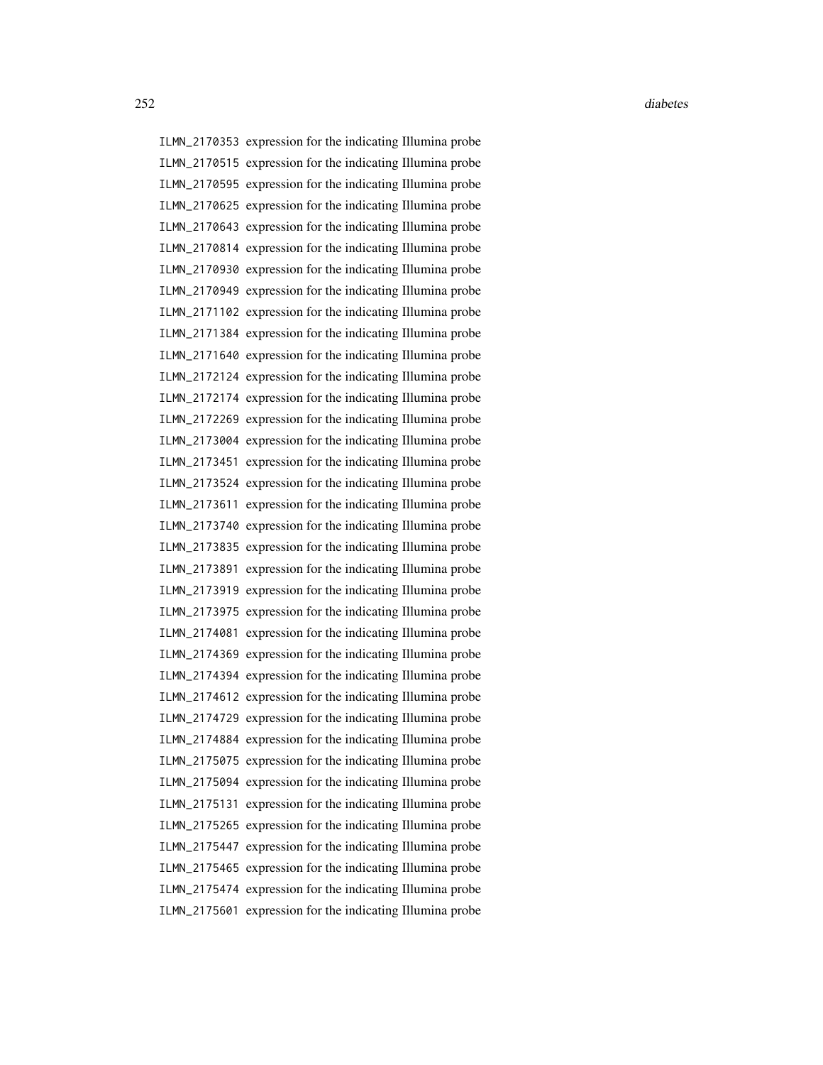ILMN_2170353 expression for the indicating Illumina probe
ILMN_2170515 expression for the indicating Illumina probe
ILMN_2170595 expression for the indicating Illumina probe
ILMN_2170625 expression for the indicating Illumina probe
ILMN_2170643 expression for the indicating Illumina probe
ILMN_2170814 expression for the indicating Illumina probe
ILMN_2170930 expression for the indicating Illumina probe
ILMN_2170949 expression for the indicating Illumina probe
ILMN_2171102 expression for the indicating Illumina probe
ILMN_2171384 expression for the indicating Illumina probe
ILMN_2171640 expression for the indicating Illumina probe
ILMN_2172124 expression for the indicating Illumina probe
ILMN_2172174 expression for the indicating Illumina probe
ILMN_2172269 expression for the indicating Illumina probe
ILMN_2173004 expression for the indicating Illumina probe
ILMN_2173451 expression for the indicating Illumina probe
ILMN_2173524 expression for the indicating Illumina probe
ILMN_2173611 expression for the indicating Illumina probe
ILMN_2173740 expression for the indicating Illumina probe
ILMN_2173835 expression for the indicating Illumina probe
ILMN_2173891 expression for the indicating Illumina probe
ILMN_2173919 expression for the indicating Illumina probe
ILMN_2173975 expression for the indicating Illumina probe
ILMN_2174081 expression for the indicating Illumina probe
ILMN_2174369 expression for the indicating Illumina probe
ILMN_2174394 expression for the indicating Illumina probe
ILMN_2174612 expression for the indicating Illumina probe
ILMN_2174729 expression for the indicating Illumina probe
ILMN_2174884 expression for the indicating Illumina probe
ILMN_2175075 expression for the indicating Illumina probe
ILMN_2175094 expression for the indicating Illumina probe
ILMN_2175131 expression for the indicating Illumina probe
ILMN_2175265 expression for the indicating Illumina probe
ILMN_2175447 expression for the indicating Illumina probe
ILMN_2175465 expression for the indicating Illumina probe
ILMN_2175474 expression for the indicating Illumina probe
ILMN_2175601 expression for the indicating Illumina probe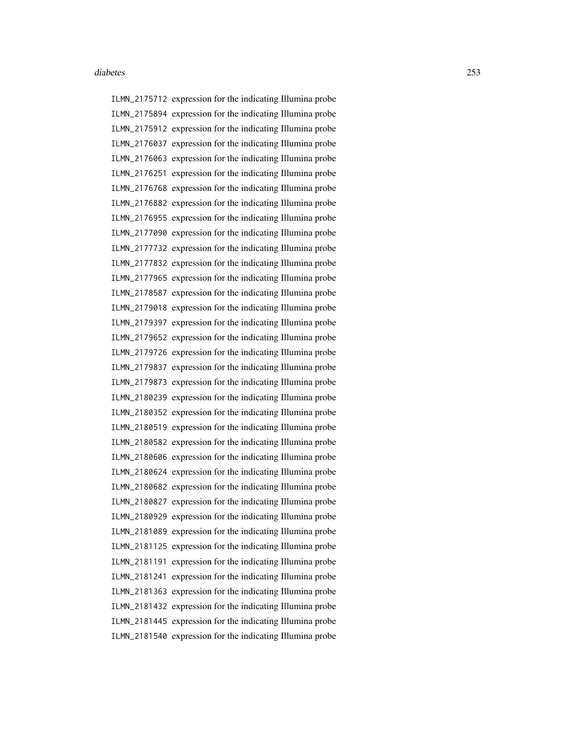ILMN_2175712 expression for the indicating Illumina probe
ILMN_2175894 expression for the indicating Illumina probe
ILMN_2175912 expression for the indicating Illumina probe
ILMN_2176037 expression for the indicating Illumina probe
ILMN_2176063 expression for the indicating Illumina probe
ILMN_2176251 expression for the indicating Illumina probe
ILMN_2176768 expression for the indicating Illumina probe
ILMN_2176882 expression for the indicating Illumina probe
ILMN_2176955 expression for the indicating Illumina probe
ILMN_2177090 expression for the indicating Illumina probe
ILMN_2177732 expression for the indicating Illumina probe
ILMN_2177832 expression for the indicating Illumina probe
ILMN_2177965 expression for the indicating Illumina probe
ILMN_2178587 expression for the indicating Illumina probe
ILMN_2179018 expression for the indicating Illumina probe
ILMN_2179397 expression for the indicating Illumina probe
ILMN_2179652 expression for the indicating Illumina probe
ILMN_2179726 expression for the indicating Illumina probe
ILMN_2179837 expression for the indicating Illumina probe
ILMN_2179873 expression for the indicating Illumina probe
ILMN_2180239 expression for the indicating Illumina probe
ILMN_2180352 expression for the indicating Illumina probe
ILMN_2180519 expression for the indicating Illumina probe
ILMN_2180582 expression for the indicating Illumina probe
ILMN_2180606 expression for the indicating Illumina probe
ILMN_2180624 expression for the indicating Illumina probe
ILMN_2180682 expression for the indicating Illumina probe
ILMN_2180827 expression for the indicating Illumina probe
ILMN_2180929 expression for the indicating Illumina probe
ILMN_2181089 expression for the indicating Illumina probe
ILMN_2181125 expression for the indicating Illumina probe
ILMN_2181191 expression for the indicating Illumina probe
ILMN_2181241 expression for the indicating Illumina probe
ILMN_2181363 expression for the indicating Illumina probe
ILMN_2181432 expression for the indicating Illumina probe
ILMN_2181445 expression for the indicating Illumina probe
ILMN_2181540 expression for the indicating Illumina probe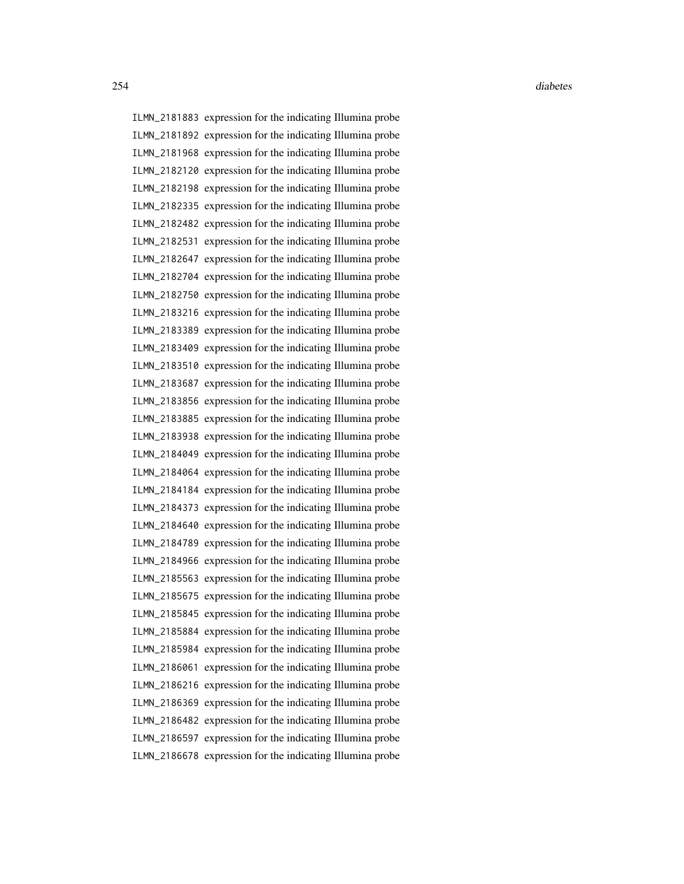| | |
|---|---|
| ILMN_2181883 | expression for the indicating Illumina probe |
| ILMN_2181892 | expression for the indicating Illumina probe |
| ILMN_2181968 | expression for the indicating Illumina probe |
| ILMN_2182120 | expression for the indicating Illumina probe |
| ILMN_2182198 | expression for the indicating Illumina probe |
| ILMN_2182335 | expression for the indicating Illumina probe |
| ILMN_2182482 | expression for the indicating Illumina probe |
| ILMN_2182531 | expression for the indicating Illumina probe |
| ILMN_2182647 | expression for the indicating Illumina probe |
| ILMN_2182704 | expression for the indicating Illumina probe |
| ILMN_2182750 | expression for the indicating Illumina probe |
| ILMN_2183216 | expression for the indicating Illumina probe |
| ILMN_2183389 | expression for the indicating Illumina probe |
| ILMN_2183409 | expression for the indicating Illumina probe |
| ILMN_2183510 | expression for the indicating Illumina probe |
| ILMN_2183687 | expression for the indicating Illumina probe |
| ILMN_2183856 | expression for the indicating Illumina probe |
| ILMN_2183885 | expression for the indicating Illumina probe |
| ILMN_2183938 | expression for the indicating Illumina probe |
| ILMN_2184049 | expression for the indicating Illumina probe |
| ILMN_2184064 | expression for the indicating Illumina probe |
| ILMN_2184184 | expression for the indicating Illumina probe |
| ILMN_2184373 | expression for the indicating Illumina probe |
| ILMN_2184640 | expression for the indicating Illumina probe |
| ILMN_2184789 | expression for the indicating Illumina probe |
| ILMN_2184966 | expression for the indicating Illumina probe |
| ILMN_2185563 | expression for the indicating Illumina probe |
| ILMN_2185675 | expression for the indicating Illumina probe |
| ILMN_2185845 | expression for the indicating Illumina probe |
| ILMN_2185884 | expression for the indicating Illumina probe |
| ILMN_2185984 | expression for the indicating Illumina probe |
| ILMN_2186061 | expression for the indicating Illumina probe |
| ILMN_2186216 | expression for the indicating Illumina probe |
| ILMN_2186369 | expression for the indicating Illumina probe |
| ILMN_2186482 | expression for the indicating Illumina probe |
| ILMN_2186597 | expression for the indicating Illumina probe |
| ILMN_2186678 | expression for the indicating Illumina probe |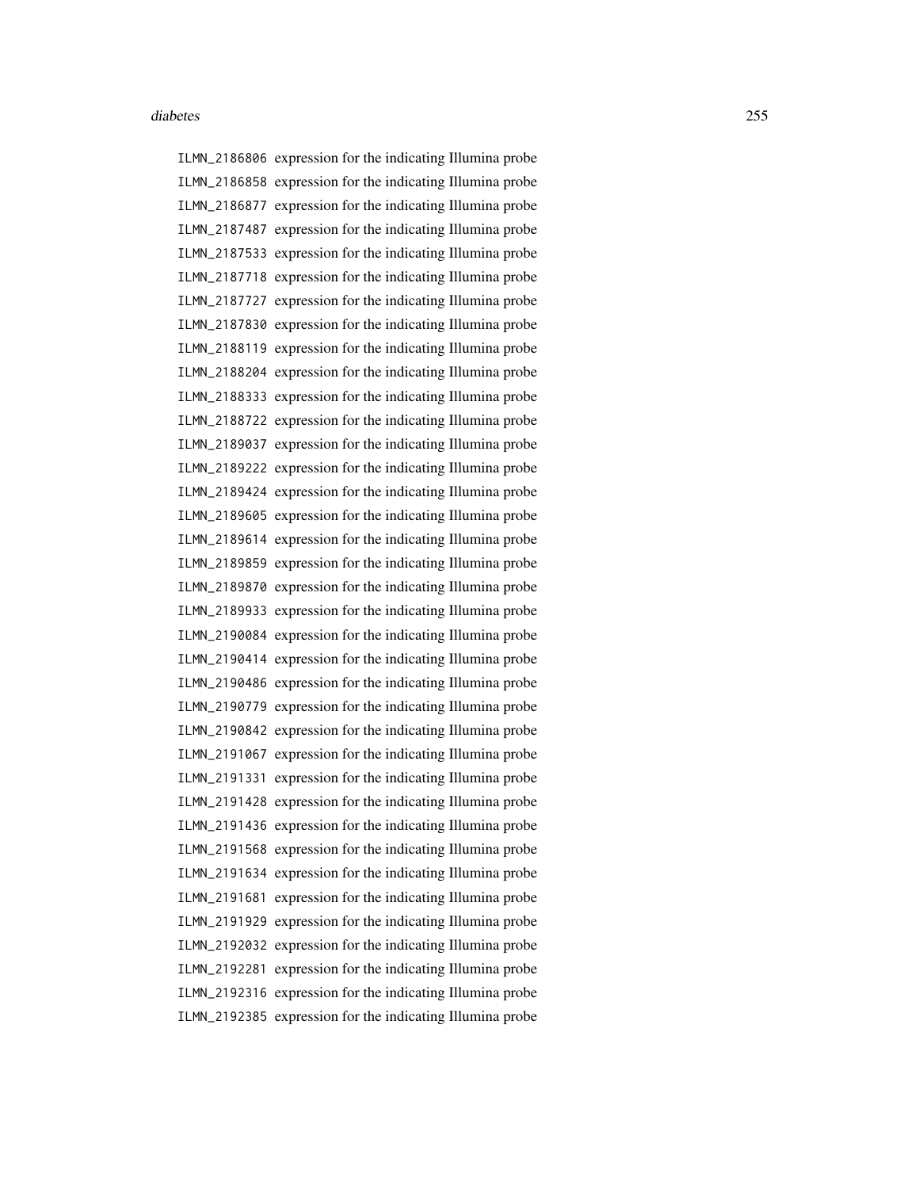ILMN_2186806 expression for the indicating Illumina probe
ILMN_2186858 expression for the indicating Illumina probe
ILMN_2186877 expression for the indicating Illumina probe
ILMN_2187487 expression for the indicating Illumina probe
ILMN_2187533 expression for the indicating Illumina probe
ILMN_2187718 expression for the indicating Illumina probe
ILMN_2187727 expression for the indicating Illumina probe
ILMN_2187830 expression for the indicating Illumina probe
ILMN_2188119 expression for the indicating Illumina probe
ILMN_2188204 expression for the indicating Illumina probe
ILMN_2188333 expression for the indicating Illumina probe
ILMN_2188722 expression for the indicating Illumina probe
ILMN_2189037 expression for the indicating Illumina probe
ILMN_2189222 expression for the indicating Illumina probe
ILMN_2189424 expression for the indicating Illumina probe
ILMN_2189605 expression for the indicating Illumina probe
ILMN_2189614 expression for the indicating Illumina probe
ILMN_2189859 expression for the indicating Illumina probe
ILMN_2189870 expression for the indicating Illumina probe
ILMN_2189933 expression for the indicating Illumina probe
ILMN_2190084 expression for the indicating Illumina probe
ILMN_2190414 expression for the indicating Illumina probe
ILMN_2190486 expression for the indicating Illumina probe
ILMN_2190779 expression for the indicating Illumina probe
ILMN_2190842 expression for the indicating Illumina probe
ILMN_2191067 expression for the indicating Illumina probe
ILMN_2191331 expression for the indicating Illumina probe
ILMN_2191428 expression for the indicating Illumina probe
ILMN_2191436 expression for the indicating Illumina probe
ILMN_2191568 expression for the indicating Illumina probe
ILMN_2191634 expression for the indicating Illumina probe
ILMN_2191681 expression for the indicating Illumina probe
ILMN_2191929 expression for the indicating Illumina probe
ILMN_2192032 expression for the indicating Illumina probe
ILMN_2192281 expression for the indicating Illumina probe
ILMN_2192316 expression for the indicating Illumina probe
ILMN_2192385 expression for the indicating Illumina probe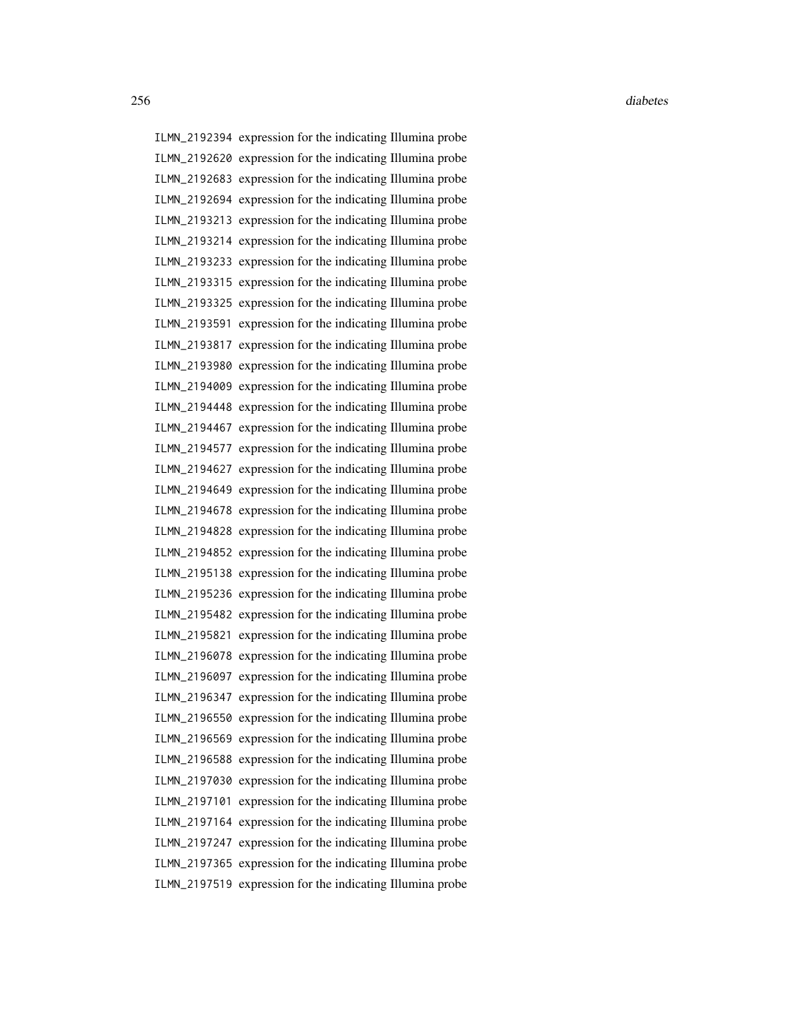ILMN_2192394 expression for the indicating Illumina probe
ILMN_2192620 expression for the indicating Illumina probe
ILMN_2192683 expression for the indicating Illumina probe
ILMN_2192694 expression for the indicating Illumina probe
ILMN_2193213 expression for the indicating Illumina probe
ILMN_2193214 expression for the indicating Illumina probe
ILMN_2193233 expression for the indicating Illumina probe
ILMN_2193315 expression for the indicating Illumina probe
ILMN_2193325 expression for the indicating Illumina probe
ILMN_2193591 expression for the indicating Illumina probe
ILMN_2193817 expression for the indicating Illumina probe
ILMN_2193980 expression for the indicating Illumina probe
ILMN_2194009 expression for the indicating Illumina probe
ILMN_2194448 expression for the indicating Illumina probe
ILMN_2194467 expression for the indicating Illumina probe
ILMN_2194577 expression for the indicating Illumina probe
ILMN_2194627 expression for the indicating Illumina probe
ILMN_2194649 expression for the indicating Illumina probe
ILMN_2194678 expression for the indicating Illumina probe
ILMN_2194828 expression for the indicating Illumina probe
ILMN_2194852 expression for the indicating Illumina probe
ILMN_2195138 expression for the indicating Illumina probe
ILMN_2195236 expression for the indicating Illumina probe
ILMN_2195482 expression for the indicating Illumina probe
ILMN_2195821 expression for the indicating Illumina probe
ILMN_2196078 expression for the indicating Illumina probe
ILMN_2196097 expression for the indicating Illumina probe
ILMN_2196347 expression for the indicating Illumina probe
ILMN_2196550 expression for the indicating Illumina probe
ILMN_2196569 expression for the indicating Illumina probe
ILMN_2196588 expression for the indicating Illumina probe
ILMN_2197030 expression for the indicating Illumina probe
ILMN_2197101 expression for the indicating Illumina probe
ILMN_2197164 expression for the indicating Illumina probe
ILMN_2197247 expression for the indicating Illumina probe
ILMN_2197365 expression for the indicating Illumina probe
ILMN_2197519 expression for the indicating Illumina probe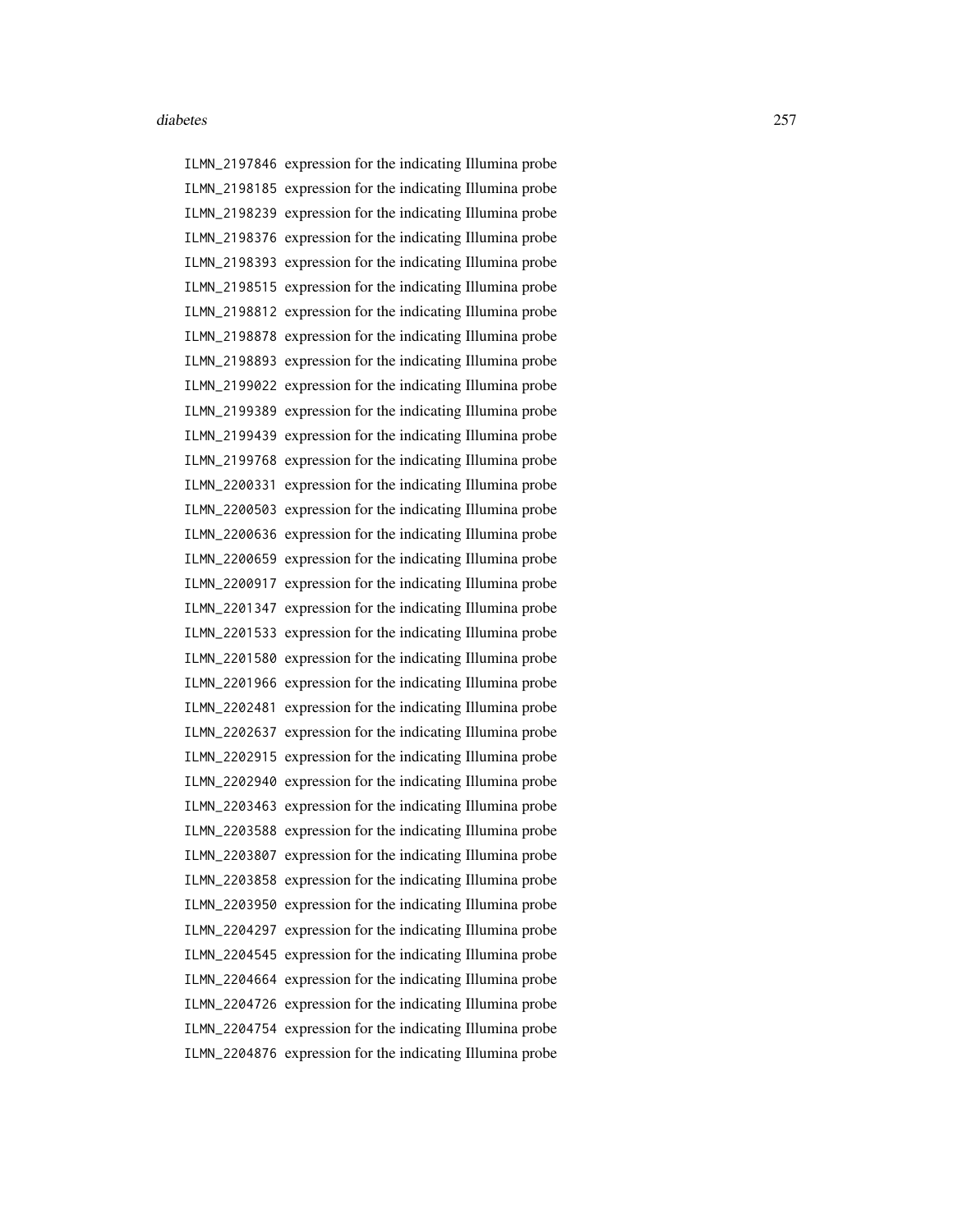| | |
|---|---|
| ILMN_2197846 | expression for the indicating Illumina probe |
| ILMN_2198185 | expression for the indicating Illumina probe |
| ILMN_2198239 | expression for the indicating Illumina probe |
| ILMN_2198376 | expression for the indicating Illumina probe |
| ILMN_2198393 | expression for the indicating Illumina probe |
| ILMN_2198515 | expression for the indicating Illumina probe |
| ILMN_2198812 | expression for the indicating Illumina probe |
| ILMN_2198878 | expression for the indicating Illumina probe |
| ILMN_2198893 | expression for the indicating Illumina probe |
| ILMN_2199022 | expression for the indicating Illumina probe |
| ILMN_2199389 | expression for the indicating Illumina probe |
| ILMN_2199439 | expression for the indicating Illumina probe |
| ILMN_2199768 | expression for the indicating Illumina probe |
| ILMN_2200331 | expression for the indicating Illumina probe |
| ILMN_2200503 | expression for the indicating Illumina probe |
| ILMN_2200636 | expression for the indicating Illumina probe |
| ILMN_2200659 | expression for the indicating Illumina probe |
| ILMN_2200917 | expression for the indicating Illumina probe |
| ILMN_2201347 | expression for the indicating Illumina probe |
| ILMN_2201533 | expression for the indicating Illumina probe |
| ILMN_2201580 | expression for the indicating Illumina probe |
| ILMN_2201966 | expression for the indicating Illumina probe |
| ILMN_2202481 | expression for the indicating Illumina probe |
| ILMN_2202637 | expression for the indicating Illumina probe |
| ILMN_2202915 | expression for the indicating Illumina probe |
| ILMN_2202940 | expression for the indicating Illumina probe |
| ILMN_2203463 | expression for the indicating Illumina probe |
| ILMN_2203588 | expression for the indicating Illumina probe |
| ILMN_2203807 | expression for the indicating Illumina probe |
| ILMN_2203858 | expression for the indicating Illumina probe |
| ILMN_2203950 | expression for the indicating Illumina probe |
| ILMN_2204297 | expression for the indicating Illumina probe |
| ILMN_2204545 | expression for the indicating Illumina probe |
| ILMN_2204664 | expression for the indicating Illumina probe |
| ILMN_2204726 | expression for the indicating Illumina probe |
| ILMN_2204754 | expression for the indicating Illumina probe |
| ILMN_2204876 | expression for the indicating Illumina probe |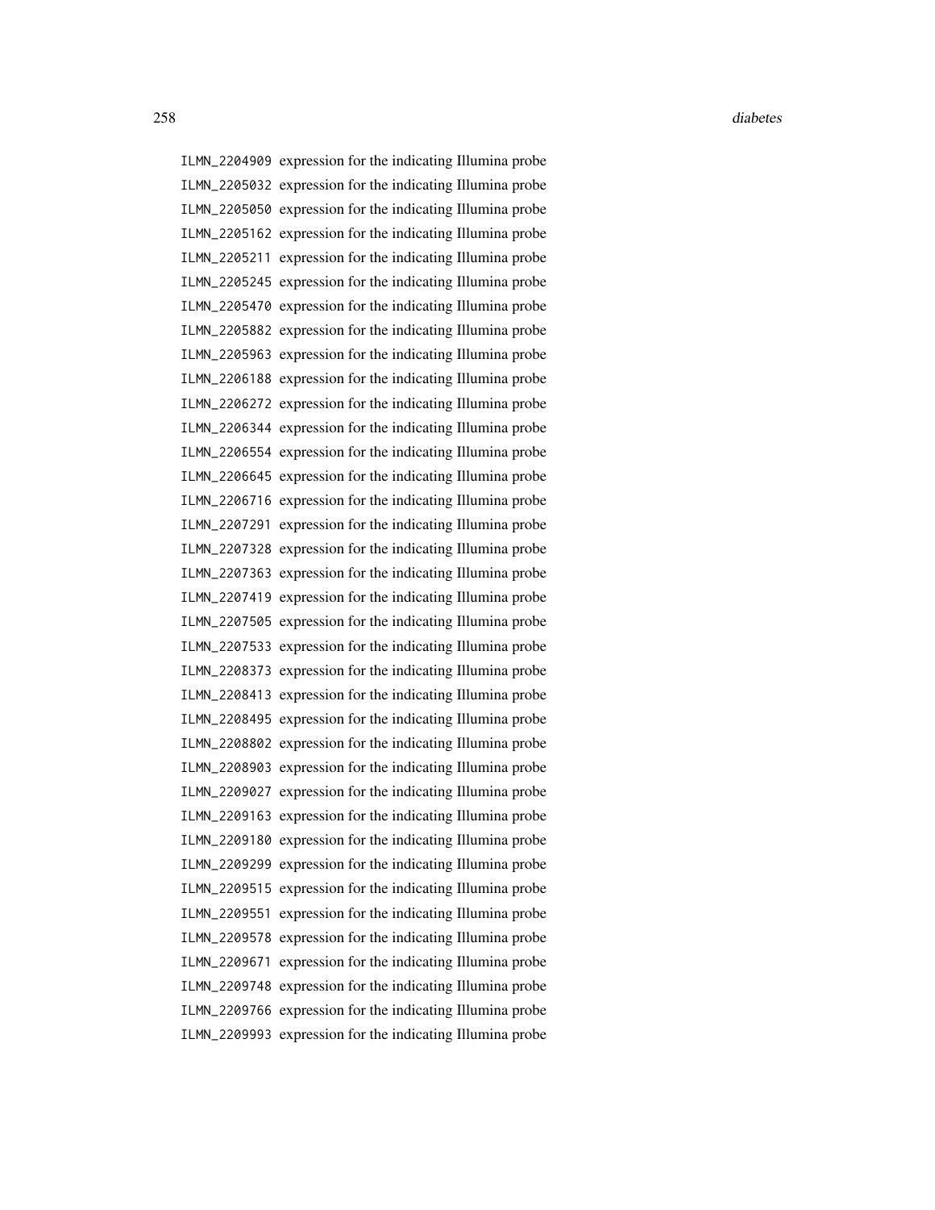ILMN_2204909 expression for the indicating Illumina probe
ILMN_2205032 expression for the indicating Illumina probe
ILMN_2205050 expression for the indicating Illumina probe
ILMN_2205162 expression for the indicating Illumina probe
ILMN_2205211 expression for the indicating Illumina probe
ILMN_2205245 expression for the indicating Illumina probe
ILMN_2205470 expression for the indicating Illumina probe
ILMN_2205882 expression for the indicating Illumina probe
ILMN_2205963 expression for the indicating Illumina probe
ILMN_2206188 expression for the indicating Illumina probe
ILMN_2206272 expression for the indicating Illumina probe
ILMN_2206344 expression for the indicating Illumina probe
ILMN_2206554 expression for the indicating Illumina probe
ILMN_2206645 expression for the indicating Illumina probe
ILMN_2206716 expression for the indicating Illumina probe
ILMN_2207291 expression for the indicating Illumina probe
ILMN_2207328 expression for the indicating Illumina probe
ILMN_2207363 expression for the indicating Illumina probe
ILMN_2207419 expression for the indicating Illumina probe
ILMN_2207505 expression for the indicating Illumina probe
ILMN_2207533 expression for the indicating Illumina probe
ILMN_2208373 expression for the indicating Illumina probe
ILMN_2208413 expression for the indicating Illumina probe
ILMN_2208495 expression for the indicating Illumina probe
ILMN_2208802 expression for the indicating Illumina probe
ILMN_2208903 expression for the indicating Illumina probe
ILMN_2209027 expression for the indicating Illumina probe
ILMN_2209163 expression for the indicating Illumina probe
ILMN_2209180 expression for the indicating Illumina probe
ILMN_2209299 expression for the indicating Illumina probe
ILMN_2209515 expression for the indicating Illumina probe
ILMN_2209551 expression for the indicating Illumina probe
ILMN_2209578 expression for the indicating Illumina probe
ILMN_2209671 expression for the indicating Illumina probe
ILMN_2209748 expression for the indicating Illumina probe
ILMN_2209766 expression for the indicating Illumina probe
ILMN_2209993 expression for the indicating Illumina probe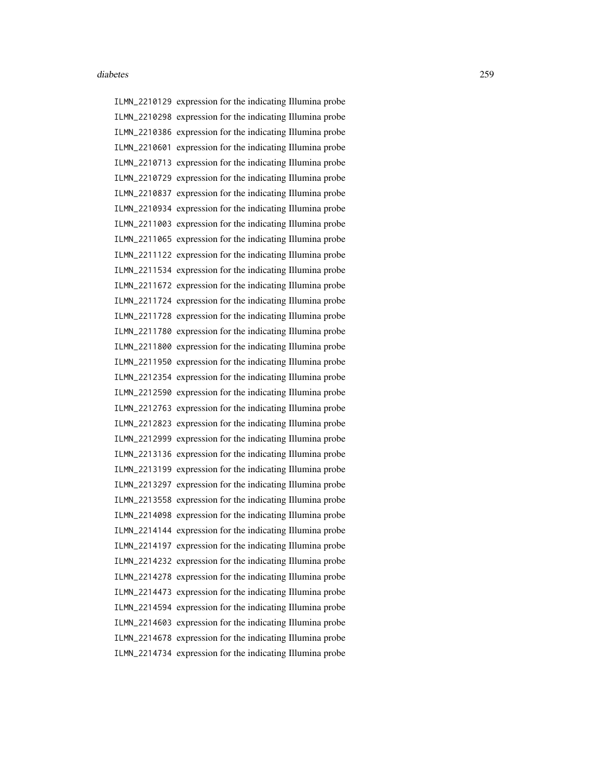ILMN_2210129 expression for the indicating Illumina probe
ILMN_2210298 expression for the indicating Illumina probe
ILMN_2210386 expression for the indicating Illumina probe
ILMN_2210601 expression for the indicating Illumina probe
ILMN_2210713 expression for the indicating Illumina probe
ILMN_2210729 expression for the indicating Illumina probe
ILMN_2210837 expression for the indicating Illumina probe
ILMN_2210934 expression for the indicating Illumina probe
ILMN_2211003 expression for the indicating Illumina probe
ILMN_2211065 expression for the indicating Illumina probe
ILMN_2211122 expression for the indicating Illumina probe
ILMN_2211534 expression for the indicating Illumina probe
ILMN_2211672 expression for the indicating Illumina probe
ILMN_2211724 expression for the indicating Illumina probe
ILMN_2211728 expression for the indicating Illumina probe
ILMN_2211780 expression for the indicating Illumina probe
ILMN_2211800 expression for the indicating Illumina probe
ILMN_2211950 expression for the indicating Illumina probe
ILMN_2212354 expression for the indicating Illumina probe
ILMN_2212590 expression for the indicating Illumina probe
ILMN_2212763 expression for the indicating Illumina probe
ILMN_2212823 expression for the indicating Illumina probe
ILMN_2212999 expression for the indicating Illumina probe
ILMN_2213136 expression for the indicating Illumina probe
ILMN_2213199 expression for the indicating Illumina probe
ILMN_2213297 expression for the indicating Illumina probe
ILMN_2213558 expression for the indicating Illumina probe
ILMN_2214098 expression for the indicating Illumina probe
ILMN_2214144 expression for the indicating Illumina probe
ILMN_2214197 expression for the indicating Illumina probe
ILMN_2214232 expression for the indicating Illumina probe
ILMN_2214278 expression for the indicating Illumina probe
ILMN_2214473 expression for the indicating Illumina probe
ILMN_2214594 expression for the indicating Illumina probe
ILMN_2214603 expression for the indicating Illumina probe
ILMN_2214678 expression for the indicating Illumina probe
ILMN_2214734 expression for the indicating Illumina probe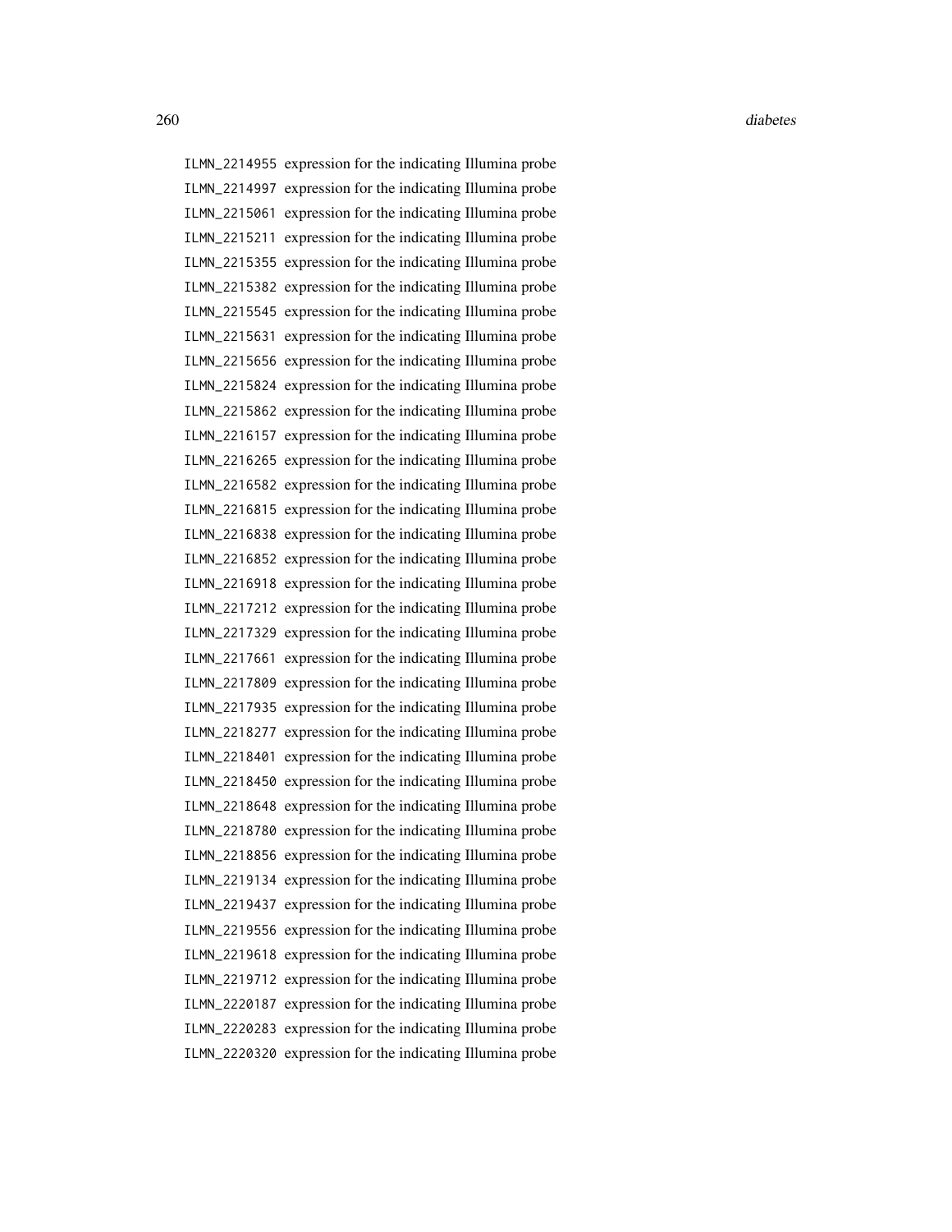ILMN_2214955 expression for the indicating Illumina probe
ILMN_2214997 expression for the indicating Illumina probe
ILMN_2215061 expression for the indicating Illumina probe
ILMN_2215211 expression for the indicating Illumina probe
ILMN_2215355 expression for the indicating Illumina probe
ILMN_2215382 expression for the indicating Illumina probe
ILMN_2215545 expression for the indicating Illumina probe
ILMN_2215631 expression for the indicating Illumina probe
ILMN_2215656 expression for the indicating Illumina probe
ILMN_2215824 expression for the indicating Illumina probe
ILMN_2215862 expression for the indicating Illumina probe
ILMN_2216157 expression for the indicating Illumina probe
ILMN_2216265 expression for the indicating Illumina probe
ILMN_2216582 expression for the indicating Illumina probe
ILMN_2216815 expression for the indicating Illumina probe
ILMN_2216838 expression for the indicating Illumina probe
ILMN_2216852 expression for the indicating Illumina probe
ILMN_2216918 expression for the indicating Illumina probe
ILMN_2217212 expression for the indicating Illumina probe
ILMN_2217329 expression for the indicating Illumina probe
ILMN_2217661 expression for the indicating Illumina probe
ILMN_2217809 expression for the indicating Illumina probe
ILMN_2217935 expression for the indicating Illumina probe
ILMN_2218277 expression for the indicating Illumina probe
ILMN_2218401 expression for the indicating Illumina probe
ILMN_2218450 expression for the indicating Illumina probe
ILMN_2218648 expression for the indicating Illumina probe
ILMN_2218780 expression for the indicating Illumina probe
ILMN_2218856 expression for the indicating Illumina probe
ILMN_2219134 expression for the indicating Illumina probe
ILMN_2219437 expression for the indicating Illumina probe
ILMN_2219556 expression for the indicating Illumina probe
ILMN_2219618 expression for the indicating Illumina probe
ILMN_2219712 expression for the indicating Illumina probe
ILMN_2220187 expression for the indicating Illumina probe
ILMN_2220283 expression for the indicating Illumina probe
ILMN_2220320 expression for the indicating Illumina probe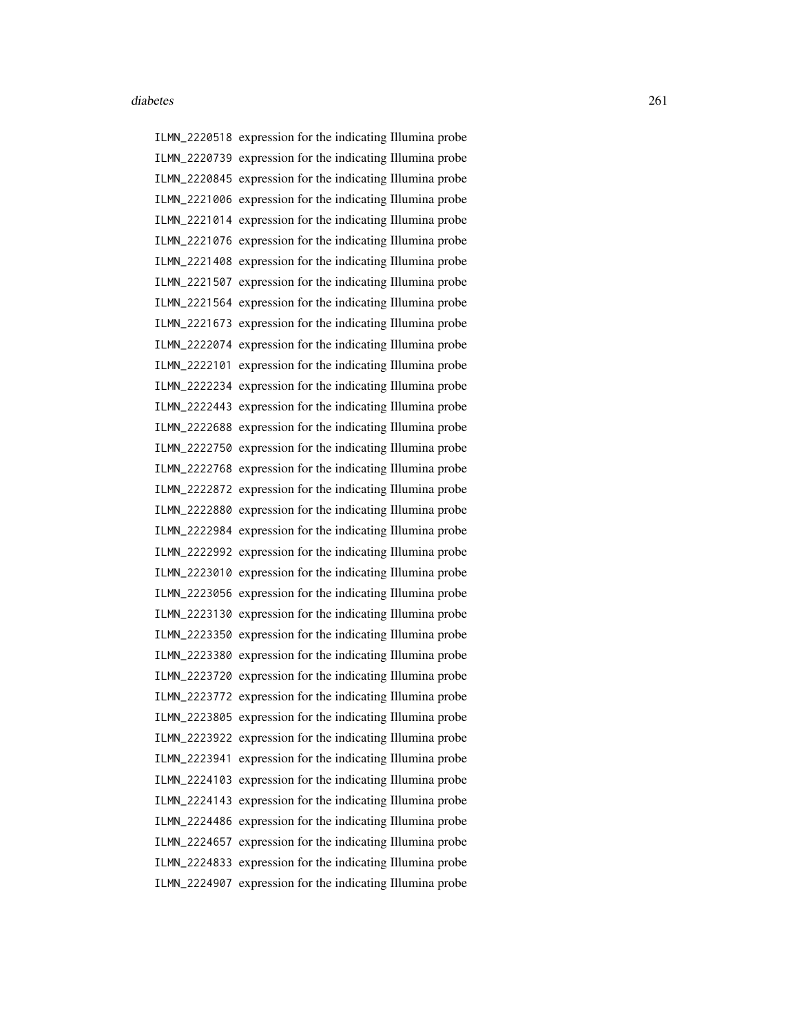ILMN_2220518 expression for the indicating Illumina probe
ILMN_2220739 expression for the indicating Illumina probe
ILMN_2220845 expression for the indicating Illumina probe
ILMN_2221006 expression for the indicating Illumina probe
ILMN_2221014 expression for the indicating Illumina probe
ILMN_2221076 expression for the indicating Illumina probe
ILMN_2221408 expression for the indicating Illumina probe
ILMN_2221507 expression for the indicating Illumina probe
ILMN_2221564 expression for the indicating Illumina probe
ILMN_2221673 expression for the indicating Illumina probe
ILMN_2222074 expression for the indicating Illumina probe
ILMN_2222101 expression for the indicating Illumina probe
ILMN_2222234 expression for the indicating Illumina probe
ILMN_2222443 expression for the indicating Illumina probe
ILMN_2222688 expression for the indicating Illumina probe
ILMN_2222750 expression for the indicating Illumina probe
ILMN_2222768 expression for the indicating Illumina probe
ILMN_2222872 expression for the indicating Illumina probe
ILMN_2222880 expression for the indicating Illumina probe
ILMN_2222984 expression for the indicating Illumina probe
ILMN_2222992 expression for the indicating Illumina probe
ILMN_2223010 expression for the indicating Illumina probe
ILMN_2223056 expression for the indicating Illumina probe
ILMN_2223130 expression for the indicating Illumina probe
ILMN_2223350 expression for the indicating Illumina probe
ILMN_2223380 expression for the indicating Illumina probe
ILMN_2223720 expression for the indicating Illumina probe
ILMN_2223772 expression for the indicating Illumina probe
ILMN_2223805 expression for the indicating Illumina probe
ILMN_2223922 expression for the indicating Illumina probe
ILMN_2223941 expression for the indicating Illumina probe
ILMN_2224103 expression for the indicating Illumina probe
ILMN_2224143 expression for the indicating Illumina probe
ILMN_2224486 expression for the indicating Illumina probe
ILMN_2224657 expression for the indicating Illumina probe
ILMN_2224833 expression for the indicating Illumina probe
ILMN_2224907 expression for the indicating Illumina probe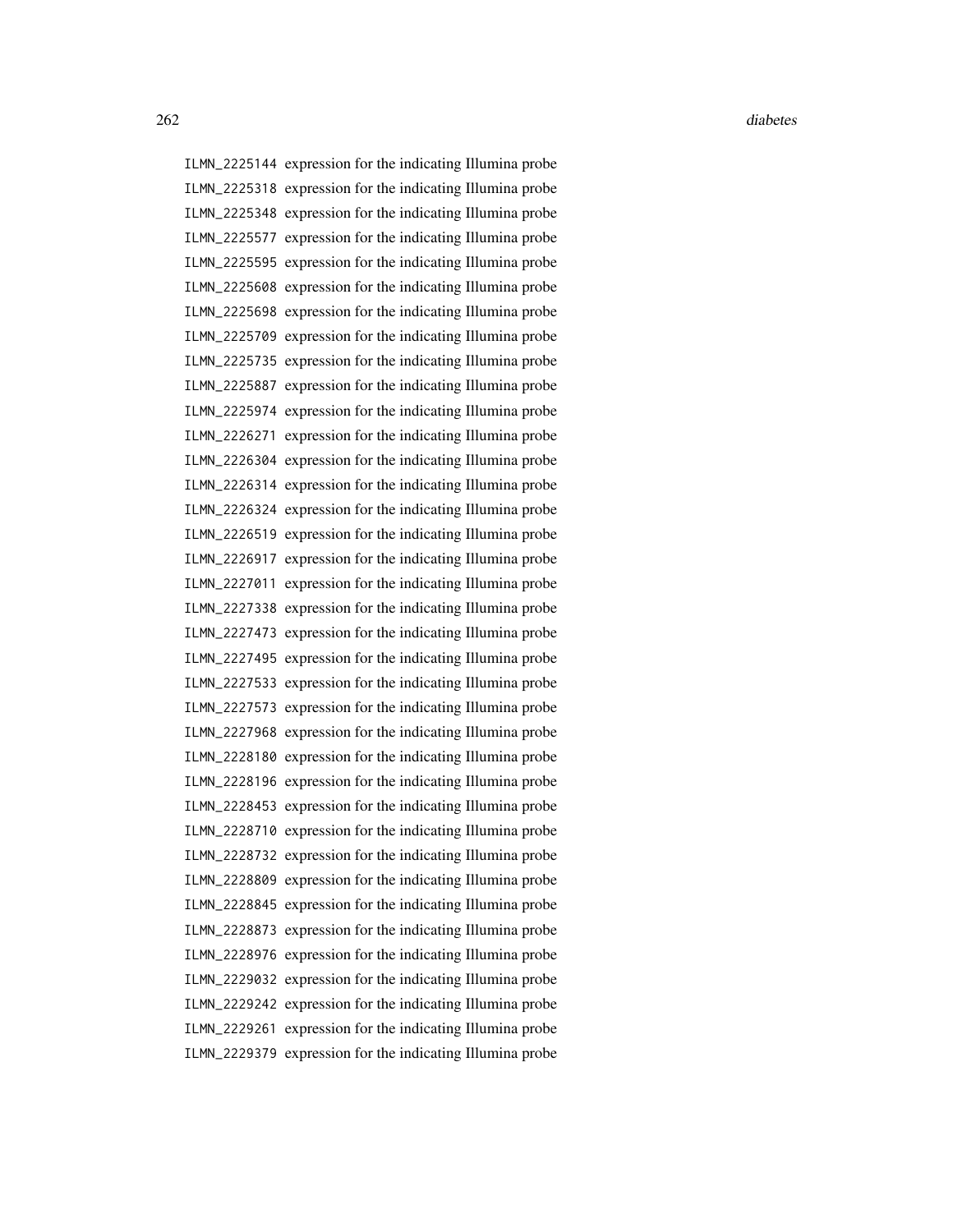ILMN_2225144 expression for the indicating Illumina probe
ILMN_2225318 expression for the indicating Illumina probe
ILMN_2225348 expression for the indicating Illumina probe
ILMN_2225577 expression for the indicating Illumina probe
ILMN_2225595 expression for the indicating Illumina probe
ILMN_2225608 expression for the indicating Illumina probe
ILMN_2225698 expression for the indicating Illumina probe
ILMN_2225709 expression for the indicating Illumina probe
ILMN_2225735 expression for the indicating Illumina probe
ILMN_2225887 expression for the indicating Illumina probe
ILMN_2225974 expression for the indicating Illumina probe
ILMN_2226271 expression for the indicating Illumina probe
ILMN_2226304 expression for the indicating Illumina probe
ILMN_2226314 expression for the indicating Illumina probe
ILMN_2226324 expression for the indicating Illumina probe
ILMN_2226519 expression for the indicating Illumina probe
ILMN_2226917 expression for the indicating Illumina probe
ILMN_2227011 expression for the indicating Illumina probe
ILMN_2227338 expression for the indicating Illumina probe
ILMN_2227473 expression for the indicating Illumina probe
ILMN_2227495 expression for the indicating Illumina probe
ILMN_2227533 expression for the indicating Illumina probe
ILMN_2227573 expression for the indicating Illumina probe
ILMN_2227968 expression for the indicating Illumina probe
ILMN_2228180 expression for the indicating Illumina probe
ILMN_2228196 expression for the indicating Illumina probe
ILMN_2228453 expression for the indicating Illumina probe
ILMN_2228710 expression for the indicating Illumina probe
ILMN_2228732 expression for the indicating Illumina probe
ILMN_2228809 expression for the indicating Illumina probe
ILMN_2228845 expression for the indicating Illumina probe
ILMN_2228873 expression for the indicating Illumina probe
ILMN_2228976 expression for the indicating Illumina probe
ILMN_2229032 expression for the indicating Illumina probe
ILMN_2229242 expression for the indicating Illumina probe
ILMN_2229261 expression for the indicating Illumina probe
ILMN_2229379 expression for the indicating Illumina probe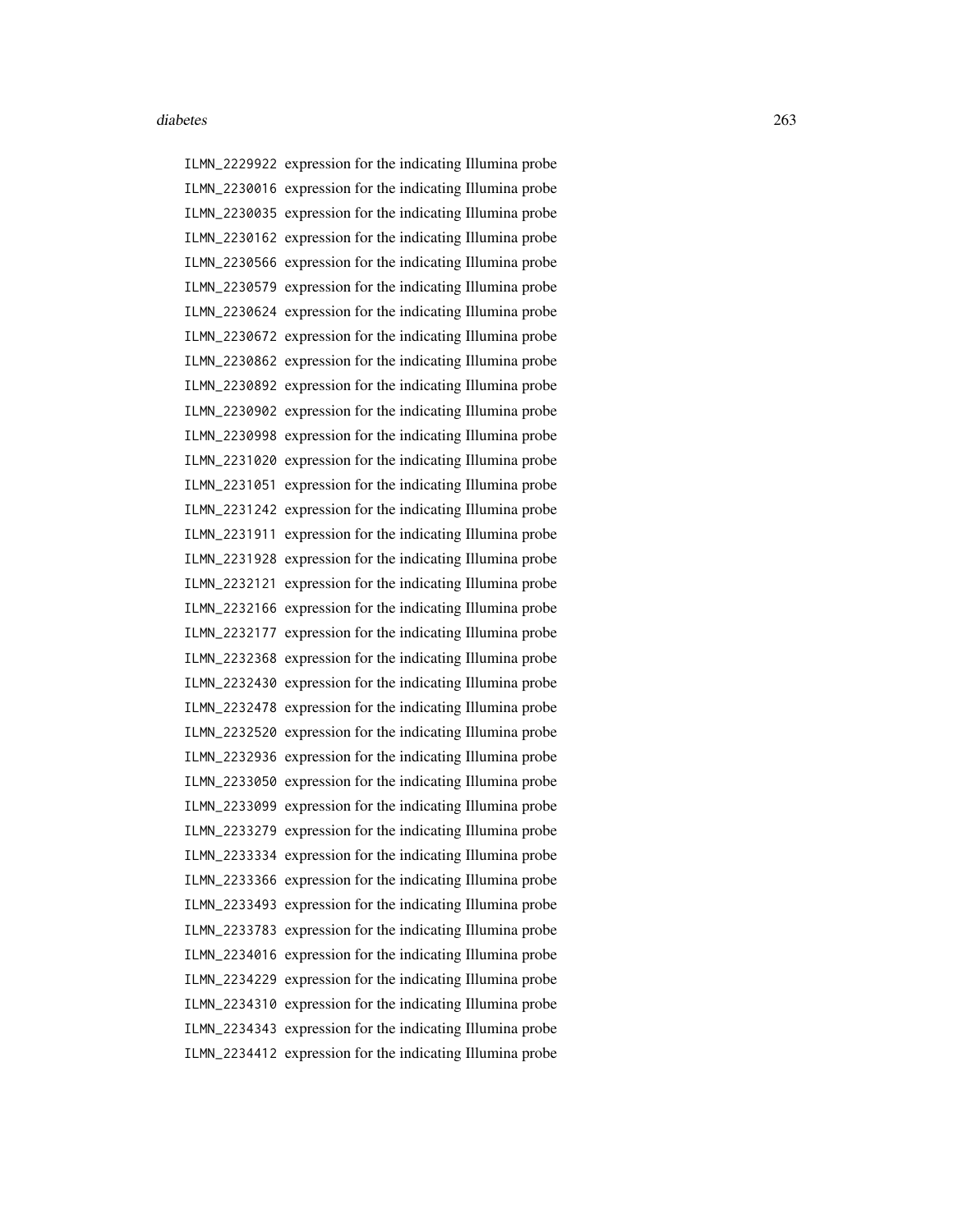ILMN_2229922 expression for the indicating Illumina probe
ILMN_2230016 expression for the indicating Illumina probe
ILMN_2230035 expression for the indicating Illumina probe
ILMN_2230162 expression for the indicating Illumina probe
ILMN_2230566 expression for the indicating Illumina probe
ILMN_2230579 expression for the indicating Illumina probe
ILMN_2230624 expression for the indicating Illumina probe
ILMN_2230672 expression for the indicating Illumina probe
ILMN_2230862 expression for the indicating Illumina probe
ILMN_2230892 expression for the indicating Illumina probe
ILMN_2230902 expression for the indicating Illumina probe
ILMN_2230998 expression for the indicating Illumina probe
ILMN_2231020 expression for the indicating Illumina probe
ILMN_2231051 expression for the indicating Illumina probe
ILMN_2231242 expression for the indicating Illumina probe
ILMN_2231911 expression for the indicating Illumina probe
ILMN_2231928 expression for the indicating Illumina probe
ILMN_2232121 expression for the indicating Illumina probe
ILMN_2232166 expression for the indicating Illumina probe
ILMN_2232177 expression for the indicating Illumina probe
ILMN_2232368 expression for the indicating Illumina probe
ILMN_2232430 expression for the indicating Illumina probe
ILMN_2232478 expression for the indicating Illumina probe
ILMN_2232520 expression for the indicating Illumina probe
ILMN_2232936 expression for the indicating Illumina probe
ILMN_2233050 expression for the indicating Illumina probe
ILMN_2233099 expression for the indicating Illumina probe
ILMN_2233279 expression for the indicating Illumina probe
ILMN_2233334 expression for the indicating Illumina probe
ILMN_2233366 expression for the indicating Illumina probe
ILMN_2233493 expression for the indicating Illumina probe
ILMN_2233783 expression for the indicating Illumina probe
ILMN_2234016 expression for the indicating Illumina probe
ILMN_2234229 expression for the indicating Illumina probe
ILMN_2234310 expression for the indicating Illumina probe
ILMN_2234343 expression for the indicating Illumina probe
ILMN_2234412 expression for the indicating Illumina probe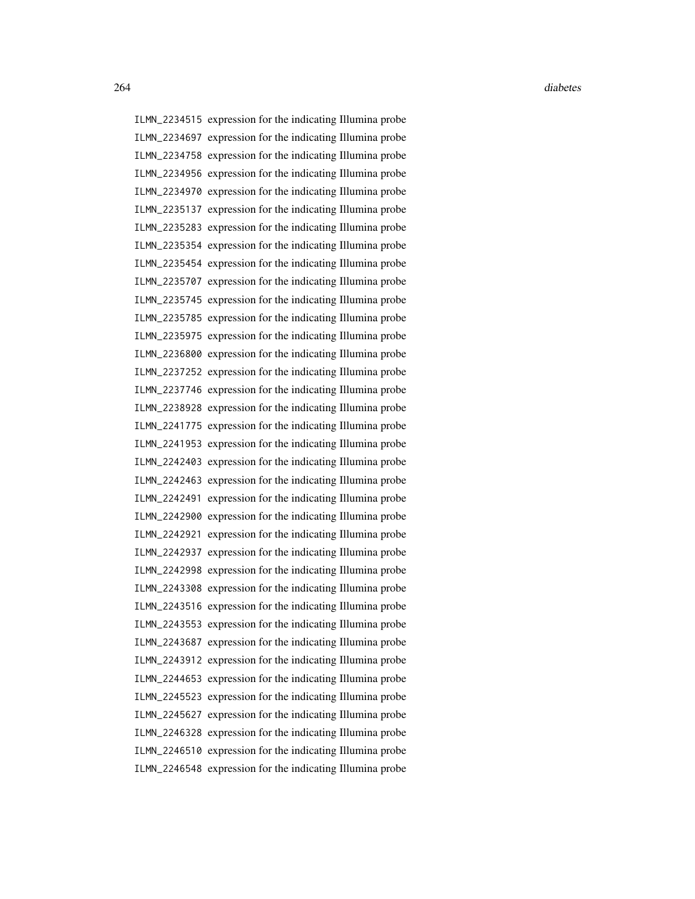ILMN_2234515 expression for the indicating Illumina probe
ILMN_2234697 expression for the indicating Illumina probe
ILMN_2234758 expression for the indicating Illumina probe
ILMN_2234956 expression for the indicating Illumina probe
ILMN_2234970 expression for the indicating Illumina probe
ILMN_2235137 expression for the indicating Illumina probe
ILMN_2235283 expression for the indicating Illumina probe
ILMN_2235354 expression for the indicating Illumina probe
ILMN_2235454 expression for the indicating Illumina probe
ILMN_2235707 expression for the indicating Illumina probe
ILMN_2235745 expression for the indicating Illumina probe
ILMN_2235785 expression for the indicating Illumina probe
ILMN_2235975 expression for the indicating Illumina probe
ILMN_2236800 expression for the indicating Illumina probe
ILMN_2237252 expression for the indicating Illumina probe
ILMN_2237746 expression for the indicating Illumina probe
ILMN_2238928 expression for the indicating Illumina probe
ILMN_2241775 expression for the indicating Illumina probe
ILMN_2241953 expression for the indicating Illumina probe
ILMN_2242403 expression for the indicating Illumina probe
ILMN_2242463 expression for the indicating Illumina probe
ILMN_2242491 expression for the indicating Illumina probe
ILMN_2242900 expression for the indicating Illumina probe
ILMN_2242921 expression for the indicating Illumina probe
ILMN_2242937 expression for the indicating Illumina probe
ILMN_2242998 expression for the indicating Illumina probe
ILMN_2243308 expression for the indicating Illumina probe
ILMN_2243516 expression for the indicating Illumina probe
ILMN_2243553 expression for the indicating Illumina probe
ILMN_2243687 expression for the indicating Illumina probe
ILMN_2243912 expression for the indicating Illumina probe
ILMN_2244653 expression for the indicating Illumina probe
ILMN_2245523 expression for the indicating Illumina probe
ILMN_2245627 expression for the indicating Illumina probe
ILMN_2246328 expression for the indicating Illumina probe
ILMN_2246510 expression for the indicating Illumina probe
ILMN_2246548 expression for the indicating Illumina probe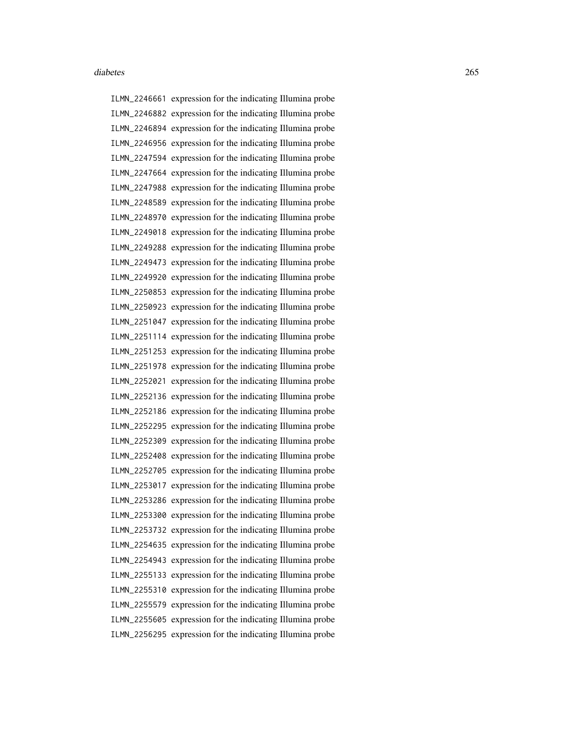ILMN_2246661 expression for the indicating Illumina probe
ILMN_2246882 expression for the indicating Illumina probe
ILMN_2246894 expression for the indicating Illumina probe
ILMN_2246956 expression for the indicating Illumina probe
ILMN_2247594 expression for the indicating Illumina probe
ILMN_2247664 expression for the indicating Illumina probe
ILMN_2247988 expression for the indicating Illumina probe
ILMN_2248589 expression for the indicating Illumina probe
ILMN_2248970 expression for the indicating Illumina probe
ILMN_2249018 expression for the indicating Illumina probe
ILMN_2249288 expression for the indicating Illumina probe
ILMN_2249473 expression for the indicating Illumina probe
ILMN_2249920 expression for the indicating Illumina probe
ILMN_2250853 expression for the indicating Illumina probe
ILMN_2250923 expression for the indicating Illumina probe
ILMN_2251047 expression for the indicating Illumina probe
ILMN_2251114 expression for the indicating Illumina probe
ILMN_2251253 expression for the indicating Illumina probe
ILMN_2251978 expression for the indicating Illumina probe
ILMN_2252021 expression for the indicating Illumina probe
ILMN_2252136 expression for the indicating Illumina probe
ILMN_2252186 expression for the indicating Illumina probe
ILMN_2252295 expression for the indicating Illumina probe
ILMN_2252309 expression for the indicating Illumina probe
ILMN_2252408 expression for the indicating Illumina probe
ILMN_2252705 expression for the indicating Illumina probe
ILMN_2253017 expression for the indicating Illumina probe
ILMN_2253286 expression for the indicating Illumina probe
ILMN_2253300 expression for the indicating Illumina probe
ILMN_2253732 expression for the indicating Illumina probe
ILMN_2254635 expression for the indicating Illumina probe
ILMN_2254943 expression for the indicating Illumina probe
ILMN_2255133 expression for the indicating Illumina probe
ILMN_2255310 expression for the indicating Illumina probe
ILMN_2255579 expression for the indicating Illumina probe
ILMN_2255605 expression for the indicating Illumina probe
ILMN_2256295 expression for the indicating Illumina probe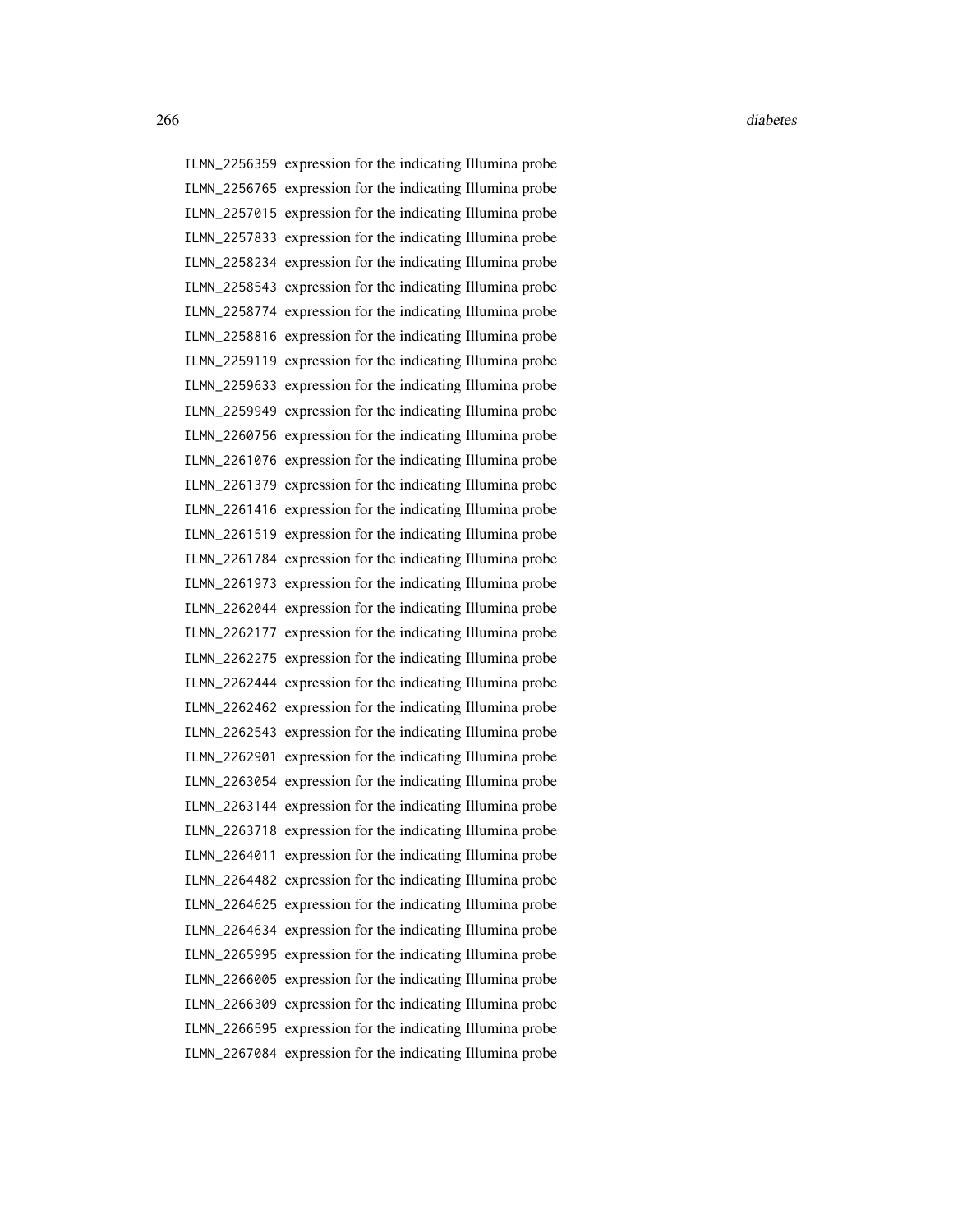ILMN_2256359 expression for the indicating Illumina probe
ILMN_2256765 expression for the indicating Illumina probe
ILMN_2257015 expression for the indicating Illumina probe
ILMN_2257833 expression for the indicating Illumina probe
ILMN_2258234 expression for the indicating Illumina probe
ILMN_2258543 expression for the indicating Illumina probe
ILMN_2258774 expression for the indicating Illumina probe
ILMN_2258816 expression for the indicating Illumina probe
ILMN_2259119 expression for the indicating Illumina probe
ILMN_2259633 expression for the indicating Illumina probe
ILMN_2259949 expression for the indicating Illumina probe
ILMN_2260756 expression for the indicating Illumina probe
ILMN_2261076 expression for the indicating Illumina probe
ILMN_2261379 expression for the indicating Illumina probe
ILMN_2261416 expression for the indicating Illumina probe
ILMN_2261519 expression for the indicating Illumina probe
ILMN_2261784 expression for the indicating Illumina probe
ILMN_2261973 expression for the indicating Illumina probe
ILMN_2262044 expression for the indicating Illumina probe
ILMN_2262177 expression for the indicating Illumina probe
ILMN_2262275 expression for the indicating Illumina probe
ILMN_2262444 expression for the indicating Illumina probe
ILMN_2262462 expression for the indicating Illumina probe
ILMN_2262543 expression for the indicating Illumina probe
ILMN_2262901 expression for the indicating Illumina probe
ILMN_2263054 expression for the indicating Illumina probe
ILMN_2263144 expression for the indicating Illumina probe
ILMN_2263718 expression for the indicating Illumina probe
ILMN_2264011 expression for the indicating Illumina probe
ILMN_2264482 expression for the indicating Illumina probe
ILMN_2264625 expression for the indicating Illumina probe
ILMN_2264634 expression for the indicating Illumina probe
ILMN_2265995 expression for the indicating Illumina probe
ILMN_2266005 expression for the indicating Illumina probe
ILMN_2266309 expression for the indicating Illumina probe
ILMN_2266595 expression for the indicating Illumina probe
ILMN_2267084 expression for the indicating Illumina probe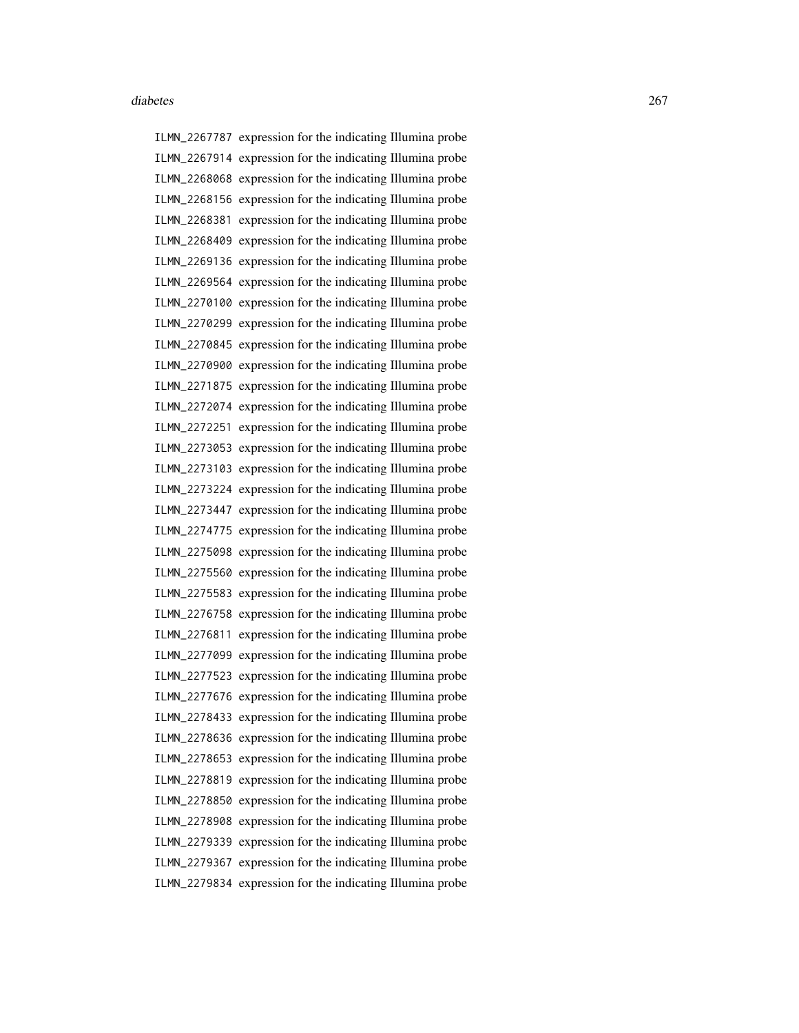ILMN_2267787 expression for the indicating Illumina probe
ILMN_2267914 expression for the indicating Illumina probe
ILMN_2268068 expression for the indicating Illumina probe
ILMN_2268156 expression for the indicating Illumina probe
ILMN_2268381 expression for the indicating Illumina probe
ILMN_2268409 expression for the indicating Illumina probe
ILMN_2269136 expression for the indicating Illumina probe
ILMN_2269564 expression for the indicating Illumina probe
ILMN_2270100 expression for the indicating Illumina probe
ILMN_2270299 expression for the indicating Illumina probe
ILMN_2270845 expression for the indicating Illumina probe
ILMN_2270900 expression for the indicating Illumina probe
ILMN_2271875 expression for the indicating Illumina probe
ILMN_2272074 expression for the indicating Illumina probe
ILMN_2272251 expression for the indicating Illumina probe
ILMN_2273053 expression for the indicating Illumina probe
ILMN_2273103 expression for the indicating Illumina probe
ILMN_2273224 expression for the indicating Illumina probe
ILMN_2273447 expression for the indicating Illumina probe
ILMN_2274775 expression for the indicating Illumina probe
ILMN_2275098 expression for the indicating Illumina probe
ILMN_2275560 expression for the indicating Illumina probe
ILMN_2275583 expression for the indicating Illumina probe
ILMN_2276758 expression for the indicating Illumina probe
ILMN_2276811 expression for the indicating Illumina probe
ILMN_2277099 expression for the indicating Illumina probe
ILMN_2277523 expression for the indicating Illumina probe
ILMN_2277676 expression for the indicating Illumina probe
ILMN_2278433 expression for the indicating Illumina probe
ILMN_2278636 expression for the indicating Illumina probe
ILMN_2278653 expression for the indicating Illumina probe
ILMN_2278819 expression for the indicating Illumina probe
ILMN_2278850 expression for the indicating Illumina probe
ILMN_2278908 expression for the indicating Illumina probe
ILMN_2279339 expression for the indicating Illumina probe
ILMN_2279367 expression for the indicating Illumina probe
ILMN_2279834 expression for the indicating Illumina probe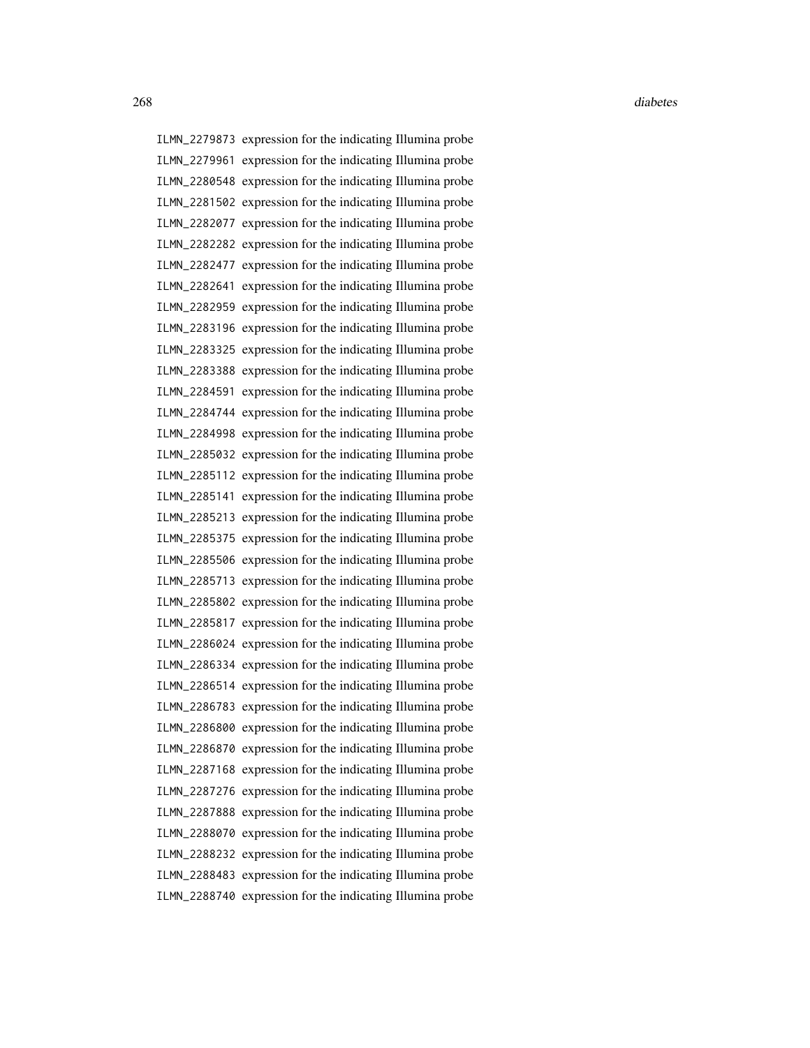ILMN_2279873 expression for the indicating Illumina probe
ILMN_2279961 expression for the indicating Illumina probe
ILMN_2280548 expression for the indicating Illumina probe
ILMN_2281502 expression for the indicating Illumina probe
ILMN_2282077 expression for the indicating Illumina probe
ILMN_2282282 expression for the indicating Illumina probe
ILMN_2282477 expression for the indicating Illumina probe
ILMN_2282641 expression for the indicating Illumina probe
ILMN_2282959 expression for the indicating Illumina probe
ILMN_2283196 expression for the indicating Illumina probe
ILMN_2283325 expression for the indicating Illumina probe
ILMN_2283388 expression for the indicating Illumina probe
ILMN_2284591 expression for the indicating Illumina probe
ILMN_2284744 expression for the indicating Illumina probe
ILMN_2284998 expression for the indicating Illumina probe
ILMN_2285032 expression for the indicating Illumina probe
ILMN_2285112 expression for the indicating Illumina probe
ILMN_2285141 expression for the indicating Illumina probe
ILMN_2285213 expression for the indicating Illumina probe
ILMN_2285375 expression for the indicating Illumina probe
ILMN_2285506 expression for the indicating Illumina probe
ILMN_2285713 expression for the indicating Illumina probe
ILMN_2285802 expression for the indicating Illumina probe
ILMN_2285817 expression for the indicating Illumina probe
ILMN_2286024 expression for the indicating Illumina probe
ILMN_2286334 expression for the indicating Illumina probe
ILMN_2286514 expression for the indicating Illumina probe
ILMN_2286783 expression for the indicating Illumina probe
ILMN_2286800 expression for the indicating Illumina probe
ILMN_2286870 expression for the indicating Illumina probe
ILMN_2287168 expression for the indicating Illumina probe
ILMN_2287276 expression for the indicating Illumina probe
ILMN_2287888 expression for the indicating Illumina probe
ILMN_2288070 expression for the indicating Illumina probe
ILMN_2288232 expression for the indicating Illumina probe
ILMN_2288483 expression for the indicating Illumina probe
ILMN_2288740 expression for the indicating Illumina probe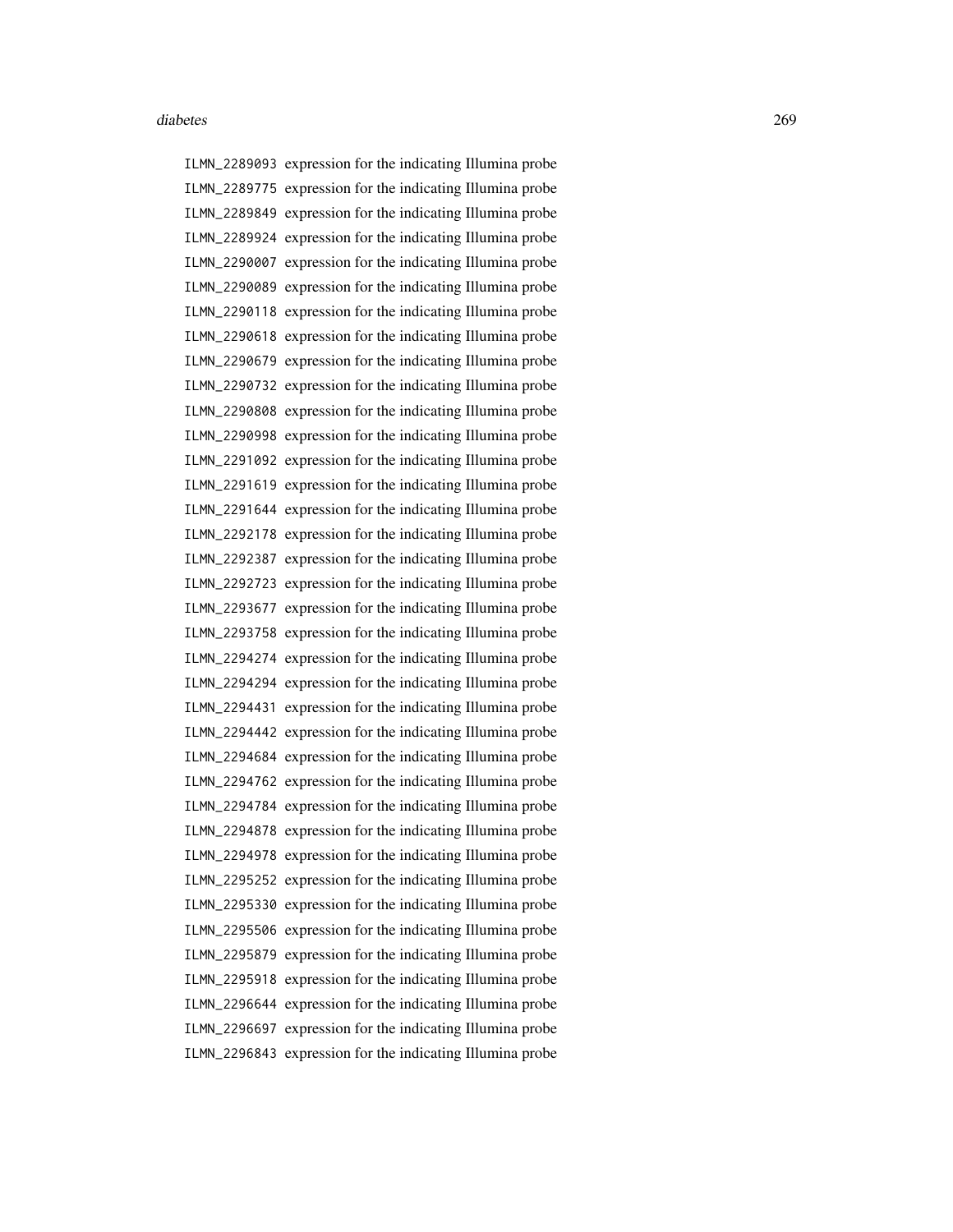ILMN_2289093 expression for the indicating Illumina probe
ILMN_2289775 expression for the indicating Illumina probe
ILMN_2289849 expression for the indicating Illumina probe
ILMN_2289924 expression for the indicating Illumina probe
ILMN_2290007 expression for the indicating Illumina probe
ILMN_2290089 expression for the indicating Illumina probe
ILMN_2290118 expression for the indicating Illumina probe
ILMN_2290618 expression for the indicating Illumina probe
ILMN_2290679 expression for the indicating Illumina probe
ILMN_2290732 expression for the indicating Illumina probe
ILMN_2290808 expression for the indicating Illumina probe
ILMN_2290998 expression for the indicating Illumina probe
ILMN_2291092 expression for the indicating Illumina probe
ILMN_2291619 expression for the indicating Illumina probe
ILMN_2291644 expression for the indicating Illumina probe
ILMN_2292178 expression for the indicating Illumina probe
ILMN_2292387 expression for the indicating Illumina probe
ILMN_2292723 expression for the indicating Illumina probe
ILMN_2293677 expression for the indicating Illumina probe
ILMN_2293758 expression for the indicating Illumina probe
ILMN_2294274 expression for the indicating Illumina probe
ILMN_2294294 expression for the indicating Illumina probe
ILMN_2294431 expression for the indicating Illumina probe
ILMN_2294442 expression for the indicating Illumina probe
ILMN_2294684 expression for the indicating Illumina probe
ILMN_2294762 expression for the indicating Illumina probe
ILMN_2294784 expression for the indicating Illumina probe
ILMN_2294878 expression for the indicating Illumina probe
ILMN_2294978 expression for the indicating Illumina probe
ILMN_2295252 expression for the indicating Illumina probe
ILMN_2295330 expression for the indicating Illumina probe
ILMN_2295506 expression for the indicating Illumina probe
ILMN_2295879 expression for the indicating Illumina probe
ILMN_2295918 expression for the indicating Illumina probe
ILMN_2296644 expression for the indicating Illumina probe
ILMN_2296697 expression for the indicating Illumina probe
ILMN_2296843 expression for the indicating Illumina probe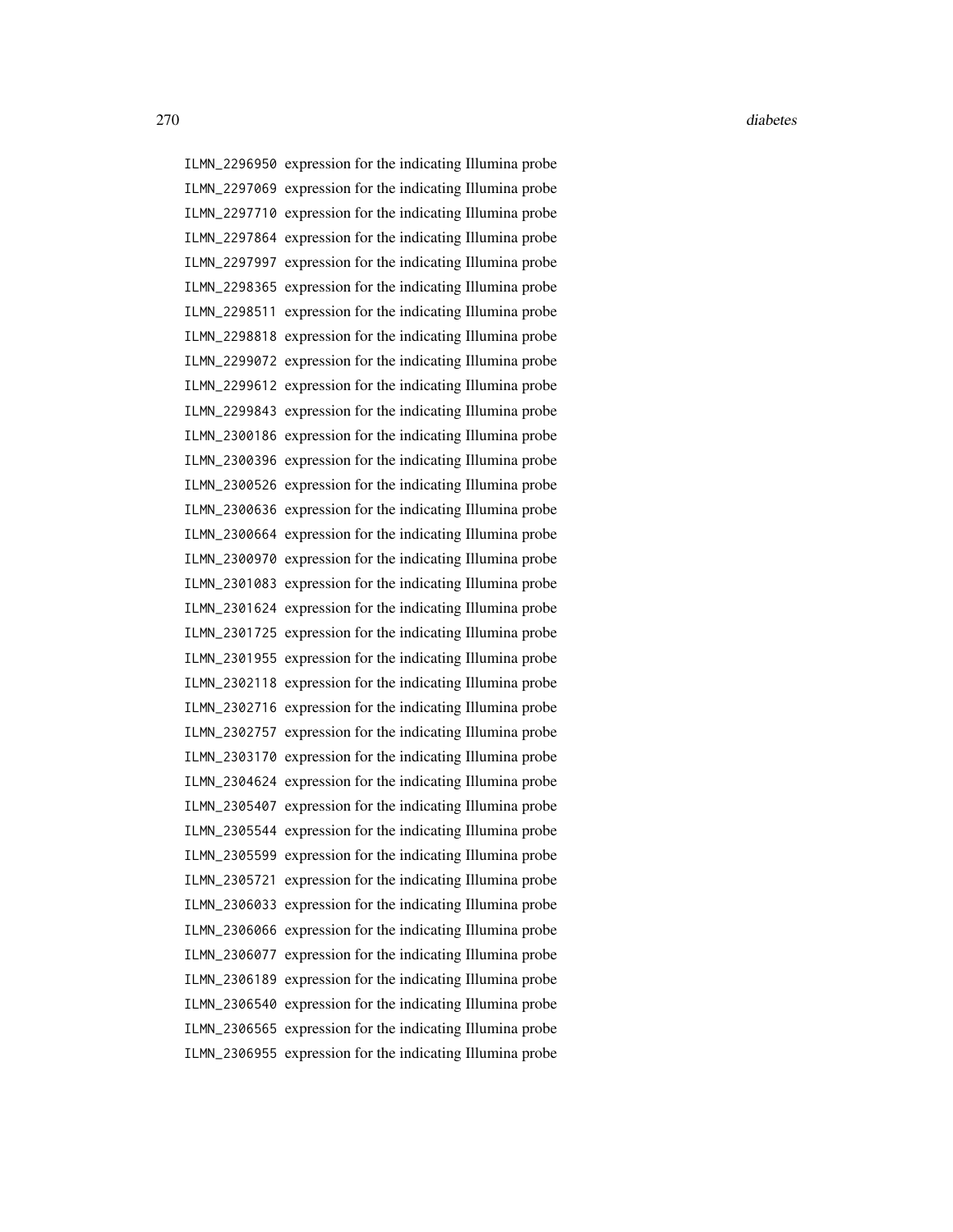ILMN_2296950 expression for the indicating Illumina probe
ILMN_2297069 expression for the indicating Illumina probe
ILMN_2297710 expression for the indicating Illumina probe
ILMN_2297864 expression for the indicating Illumina probe
ILMN_2297997 expression for the indicating Illumina probe
ILMN_2298365 expression for the indicating Illumina probe
ILMN_2298511 expression for the indicating Illumina probe
ILMN_2298818 expression for the indicating Illumina probe
ILMN_2299072 expression for the indicating Illumina probe
ILMN_2299612 expression for the indicating Illumina probe
ILMN_2299843 expression for the indicating Illumina probe
ILMN_2300186 expression for the indicating Illumina probe
ILMN_2300396 expression for the indicating Illumina probe
ILMN_2300526 expression for the indicating Illumina probe
ILMN_2300636 expression for the indicating Illumina probe
ILMN_2300664 expression for the indicating Illumina probe
ILMN_2300970 expression for the indicating Illumina probe
ILMN_2301083 expression for the indicating Illumina probe
ILMN_2301624 expression for the indicating Illumina probe
ILMN_2301725 expression for the indicating Illumina probe
ILMN_2301955 expression for the indicating Illumina probe
ILMN_2302118 expression for the indicating Illumina probe
ILMN_2302716 expression for the indicating Illumina probe
ILMN_2302757 expression for the indicating Illumina probe
ILMN_2303170 expression for the indicating Illumina probe
ILMN_2304624 expression for the indicating Illumina probe
ILMN_2305407 expression for the indicating Illumina probe
ILMN_2305544 expression for the indicating Illumina probe
ILMN_2305599 expression for the indicating Illumina probe
ILMN_2305721 expression for the indicating Illumina probe
ILMN_2306033 expression for the indicating Illumina probe
ILMN_2306066 expression for the indicating Illumina probe
ILMN_2306077 expression for the indicating Illumina probe
ILMN_2306189 expression for the indicating Illumina probe
ILMN_2306540 expression for the indicating Illumina probe
ILMN_2306565 expression for the indicating Illumina probe
ILMN_2306955 expression for the indicating Illumina probe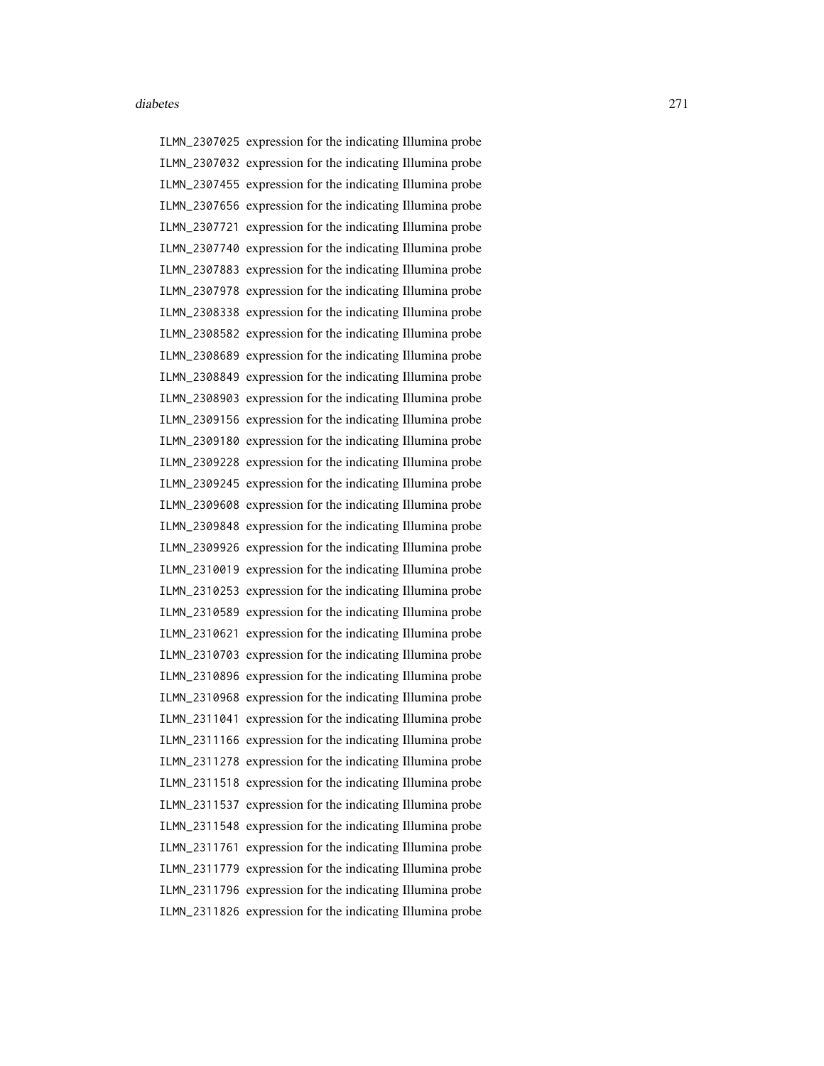ILMN_2307025 expression for the indicating Illumina probe
ILMN_2307032 expression for the indicating Illumina probe
ILMN_2307455 expression for the indicating Illumina probe
ILMN_2307656 expression for the indicating Illumina probe
ILMN_2307721 expression for the indicating Illumina probe
ILMN_2307740 expression for the indicating Illumina probe
ILMN_2307883 expression for the indicating Illumina probe
ILMN_2307978 expression for the indicating Illumina probe
ILMN_2308338 expression for the indicating Illumina probe
ILMN_2308582 expression for the indicating Illumina probe
ILMN_2308689 expression for the indicating Illumina probe
ILMN_2308849 expression for the indicating Illumina probe
ILMN_2308903 expression for the indicating Illumina probe
ILMN_2309156 expression for the indicating Illumina probe
ILMN_2309180 expression for the indicating Illumina probe
ILMN_2309228 expression for the indicating Illumina probe
ILMN_2309245 expression for the indicating Illumina probe
ILMN_2309608 expression for the indicating Illumina probe
ILMN_2309848 expression for the indicating Illumina probe
ILMN_2309926 expression for the indicating Illumina probe
ILMN_2310019 expression for the indicating Illumina probe
ILMN_2310253 expression for the indicating Illumina probe
ILMN_2310589 expression for the indicating Illumina probe
ILMN_2310621 expression for the indicating Illumina probe
ILMN_2310703 expression for the indicating Illumina probe
ILMN_2310896 expression for the indicating Illumina probe
ILMN_2310968 expression for the indicating Illumina probe
ILMN_2311041 expression for the indicating Illumina probe
ILMN_2311166 expression for the indicating Illumina probe
ILMN_2311278 expression for the indicating Illumina probe
ILMN_2311518 expression for the indicating Illumina probe
ILMN_2311537 expression for the indicating Illumina probe
ILMN_2311548 expression for the indicating Illumina probe
ILMN_2311761 expression for the indicating Illumina probe
ILMN_2311779 expression for the indicating Illumina probe
ILMN_2311796 expression for the indicating Illumina probe
ILMN_2311826 expression for the indicating Illumina probe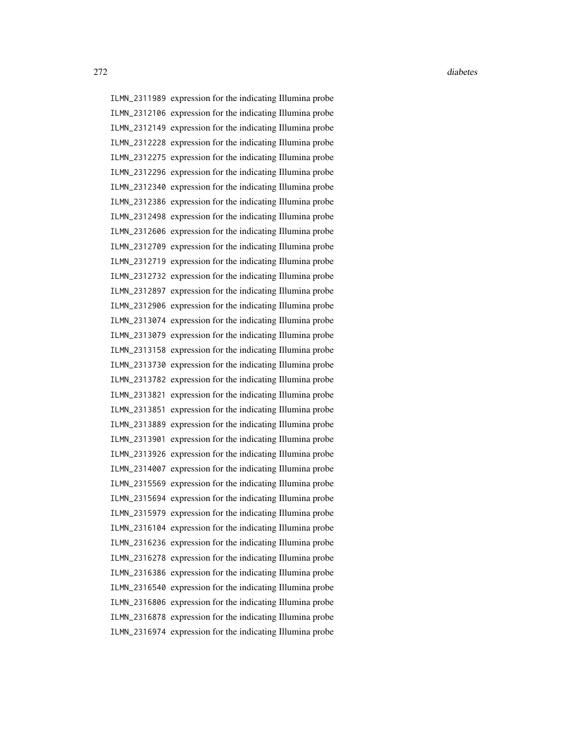ILMN_2311989 expression for the indicating Illumina probe
ILMN_2312106 expression for the indicating Illumina probe
ILMN_2312149 expression for the indicating Illumina probe
ILMN_2312228 expression for the indicating Illumina probe
ILMN_2312275 expression for the indicating Illumina probe
ILMN_2312296 expression for the indicating Illumina probe
ILMN_2312340 expression for the indicating Illumina probe
ILMN_2312386 expression for the indicating Illumina probe
ILMN_2312498 expression for the indicating Illumina probe
ILMN_2312606 expression for the indicating Illumina probe
ILMN_2312709 expression for the indicating Illumina probe
ILMN_2312719 expression for the indicating Illumina probe
ILMN_2312732 expression for the indicating Illumina probe
ILMN_2312897 expression for the indicating Illumina probe
ILMN_2312906 expression for the indicating Illumina probe
ILMN_2313074 expression for the indicating Illumina probe
ILMN_2313079 expression for the indicating Illumina probe
ILMN_2313158 expression for the indicating Illumina probe
ILMN_2313730 expression for the indicating Illumina probe
ILMN_2313782 expression for the indicating Illumina probe
ILMN_2313821 expression for the indicating Illumina probe
ILMN_2313851 expression for the indicating Illumina probe
ILMN_2313889 expression for the indicating Illumina probe
ILMN_2313901 expression for the indicating Illumina probe
ILMN_2313926 expression for the indicating Illumina probe
ILMN_2314007 expression for the indicating Illumina probe
ILMN_2315569 expression for the indicating Illumina probe
ILMN_2315694 expression for the indicating Illumina probe
ILMN_2315979 expression for the indicating Illumina probe
ILMN_2316104 expression for the indicating Illumina probe
ILMN_2316236 expression for the indicating Illumina probe
ILMN_2316278 expression for the indicating Illumina probe
ILMN_2316386 expression for the indicating Illumina probe
ILMN_2316540 expression for the indicating Illumina probe
ILMN_2316806 expression for the indicating Illumina probe
ILMN_2316878 expression for the indicating Illumina probe
ILMN_2316974 expression for the indicating Illumina probe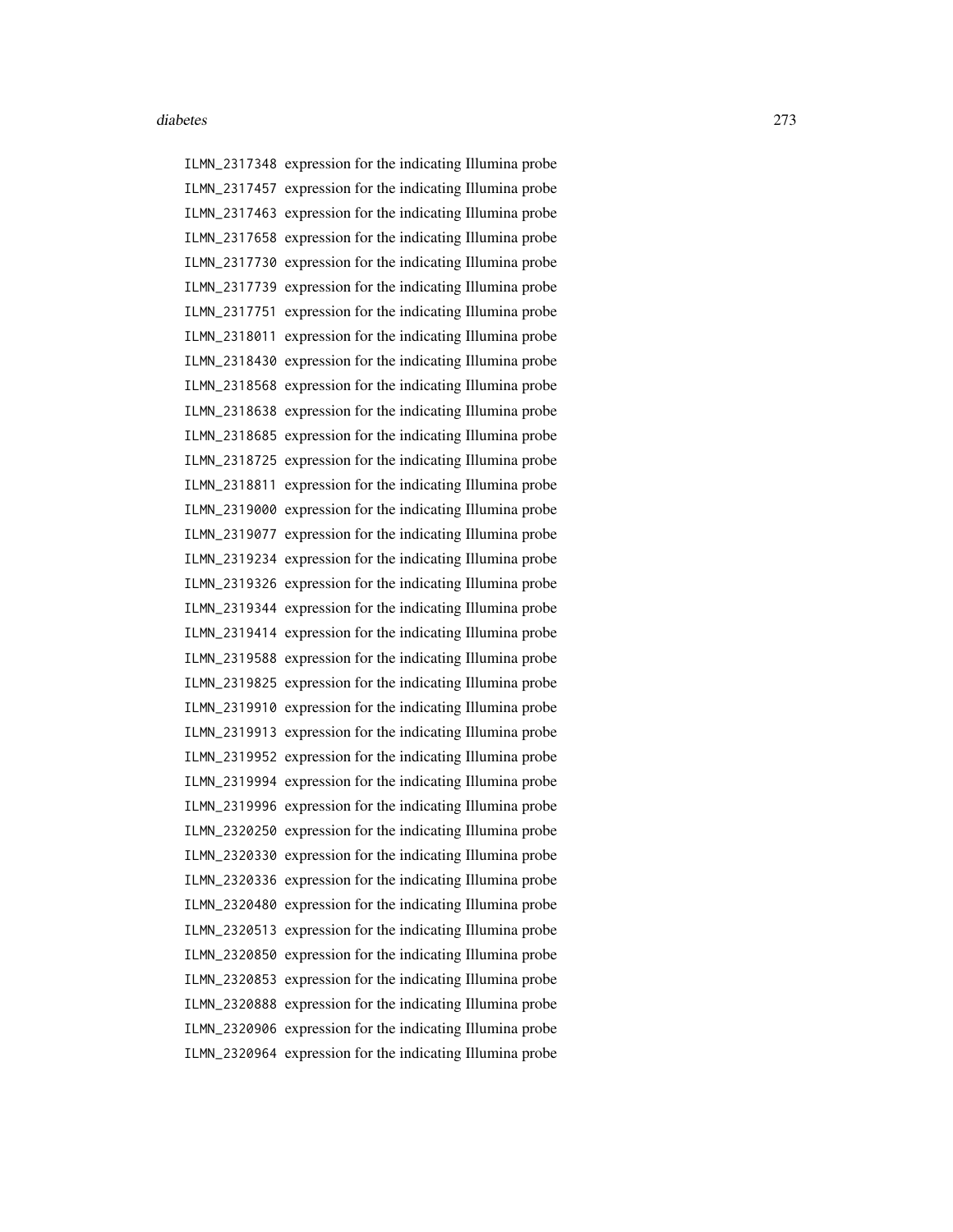ILMN_2317348 expression for the indicating Illumina probe
ILMN_2317457 expression for the indicating Illumina probe
ILMN_2317463 expression for the indicating Illumina probe
ILMN_2317658 expression for the indicating Illumina probe
ILMN_2317730 expression for the indicating Illumina probe
ILMN_2317739 expression for the indicating Illumina probe
ILMN_2317751 expression for the indicating Illumina probe
ILMN_2318011 expression for the indicating Illumina probe
ILMN_2318430 expression for the indicating Illumina probe
ILMN_2318568 expression for the indicating Illumina probe
ILMN_2318638 expression for the indicating Illumina probe
ILMN_2318685 expression for the indicating Illumina probe
ILMN_2318725 expression for the indicating Illumina probe
ILMN_2318811 expression for the indicating Illumina probe
ILMN_2319000 expression for the indicating Illumina probe
ILMN_2319077 expression for the indicating Illumina probe
ILMN_2319234 expression for the indicating Illumina probe
ILMN_2319326 expression for the indicating Illumina probe
ILMN_2319344 expression for the indicating Illumina probe
ILMN_2319414 expression for the indicating Illumina probe
ILMN_2319588 expression for the indicating Illumina probe
ILMN_2319825 expression for the indicating Illumina probe
ILMN_2319910 expression for the indicating Illumina probe
ILMN_2319913 expression for the indicating Illumina probe
ILMN_2319952 expression for the indicating Illumina probe
ILMN_2319994 expression for the indicating Illumina probe
ILMN_2319996 expression for the indicating Illumina probe
ILMN_2320250 expression for the indicating Illumina probe
ILMN_2320330 expression for the indicating Illumina probe
ILMN_2320336 expression for the indicating Illumina probe
ILMN_2320480 expression for the indicating Illumina probe
ILMN_2320513 expression for the indicating Illumina probe
ILMN_2320850 expression for the indicating Illumina probe
ILMN_2320853 expression for the indicating Illumina probe
ILMN_2320888 expression for the indicating Illumina probe
ILMN_2320906 expression for the indicating Illumina probe
ILMN_2320964 expression for the indicating Illumina probe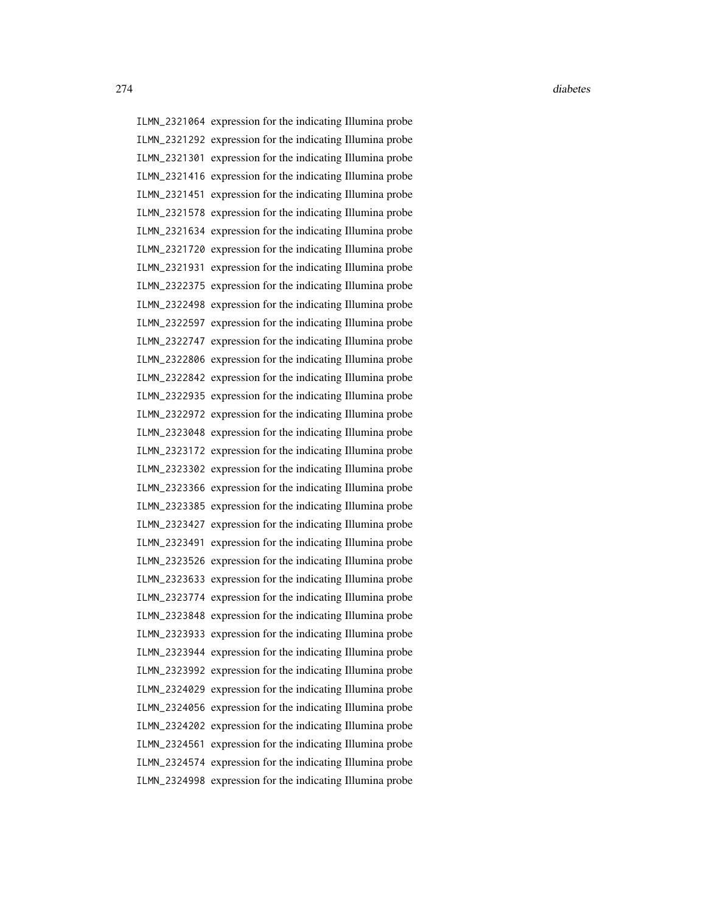ILMN_2321064 expression for the indicating Illumina probe
ILMN_2321292 expression for the indicating Illumina probe
ILMN_2321301 expression for the indicating Illumina probe
ILMN_2321416 expression for the indicating Illumina probe
ILMN_2321451 expression for the indicating Illumina probe
ILMN_2321578 expression for the indicating Illumina probe
ILMN_2321634 expression for the indicating Illumina probe
ILMN_2321720 expression for the indicating Illumina probe
ILMN_2321931 expression for the indicating Illumina probe
ILMN_2322375 expression for the indicating Illumina probe
ILMN_2322498 expression for the indicating Illumina probe
ILMN_2322597 expression for the indicating Illumina probe
ILMN_2322747 expression for the indicating Illumina probe
ILMN_2322806 expression for the indicating Illumina probe
ILMN_2322842 expression for the indicating Illumina probe
ILMN_2322935 expression for the indicating Illumina probe
ILMN_2322972 expression for the indicating Illumina probe
ILMN_2323048 expression for the indicating Illumina probe
ILMN_2323172 expression for the indicating Illumina probe
ILMN_2323302 expression for the indicating Illumina probe
ILMN_2323366 expression for the indicating Illumina probe
ILMN_2323385 expression for the indicating Illumina probe
ILMN_2323427 expression for the indicating Illumina probe
ILMN_2323491 expression for the indicating Illumina probe
ILMN_2323526 expression for the indicating Illumina probe
ILMN_2323633 expression for the indicating Illumina probe
ILMN_2323774 expression for the indicating Illumina probe
ILMN_2323848 expression for the indicating Illumina probe
ILMN_2323933 expression for the indicating Illumina probe
ILMN_2323944 expression for the indicating Illumina probe
ILMN_2323992 expression for the indicating Illumina probe
ILMN_2324029 expression for the indicating Illumina probe
ILMN_2324056 expression for the indicating Illumina probe
ILMN_2324202 expression for the indicating Illumina probe
ILMN_2324561 expression for the indicating Illumina probe
ILMN_2324574 expression for the indicating Illumina probe
ILMN_2324998 expression for the indicating Illumina probe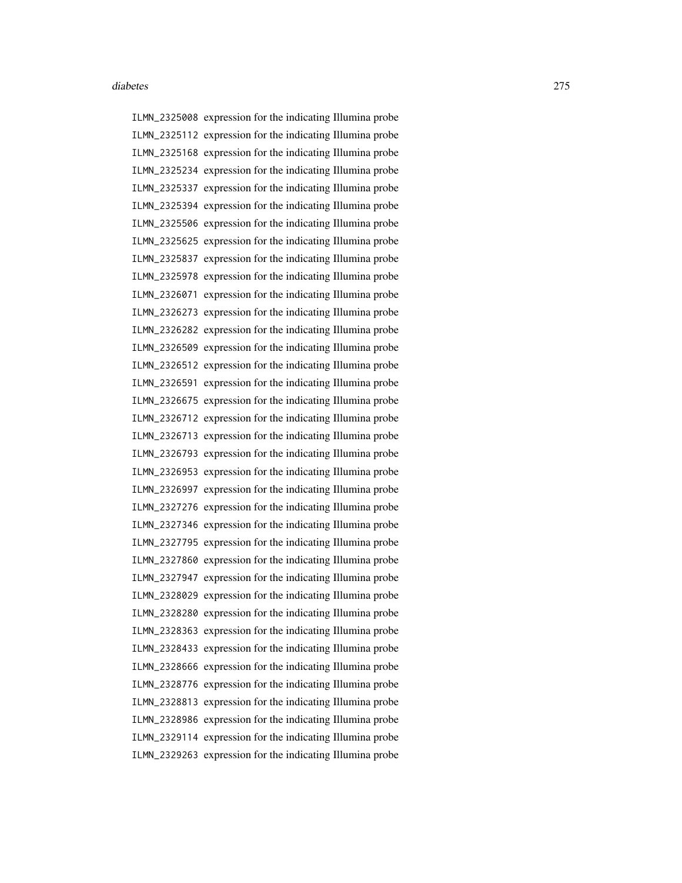ILMN_2325008 expression for the indicating Illumina probe
ILMN_2325112 expression for the indicating Illumina probe
ILMN_2325168 expression for the indicating Illumina probe
ILMN_2325234 expression for the indicating Illumina probe
ILMN_2325337 expression for the indicating Illumina probe
ILMN_2325394 expression for the indicating Illumina probe
ILMN_2325506 expression for the indicating Illumina probe
ILMN_2325625 expression for the indicating Illumina probe
ILMN_2325837 expression for the indicating Illumina probe
ILMN_2325978 expression for the indicating Illumina probe
ILMN_2326071 expression for the indicating Illumina probe
ILMN_2326273 expression for the indicating Illumina probe
ILMN_2326282 expression for the indicating Illumina probe
ILMN_2326509 expression for the indicating Illumina probe
ILMN_2326512 expression for the indicating Illumina probe
ILMN_2326591 expression for the indicating Illumina probe
ILMN_2326675 expression for the indicating Illumina probe
ILMN_2326712 expression for the indicating Illumina probe
ILMN_2326713 expression for the indicating Illumina probe
ILMN_2326793 expression for the indicating Illumina probe
ILMN_2326953 expression for the indicating Illumina probe
ILMN_2326997 expression for the indicating Illumina probe
ILMN_2327276 expression for the indicating Illumina probe
ILMN_2327346 expression for the indicating Illumina probe
ILMN_2327795 expression for the indicating Illumina probe
ILMN_2327860 expression for the indicating Illumina probe
ILMN_2327947 expression for the indicating Illumina probe
ILMN_2328029 expression for the indicating Illumina probe
ILMN_2328280 expression for the indicating Illumina probe
ILMN_2328363 expression for the indicating Illumina probe
ILMN_2328433 expression for the indicating Illumina probe
ILMN_2328666 expression for the indicating Illumina probe
ILMN_2328776 expression for the indicating Illumina probe
ILMN_2328813 expression for the indicating Illumina probe
ILMN_2328986 expression for the indicating Illumina probe
ILMN_2329114 expression for the indicating Illumina probe
ILMN_2329263 expression for the indicating Illumina probe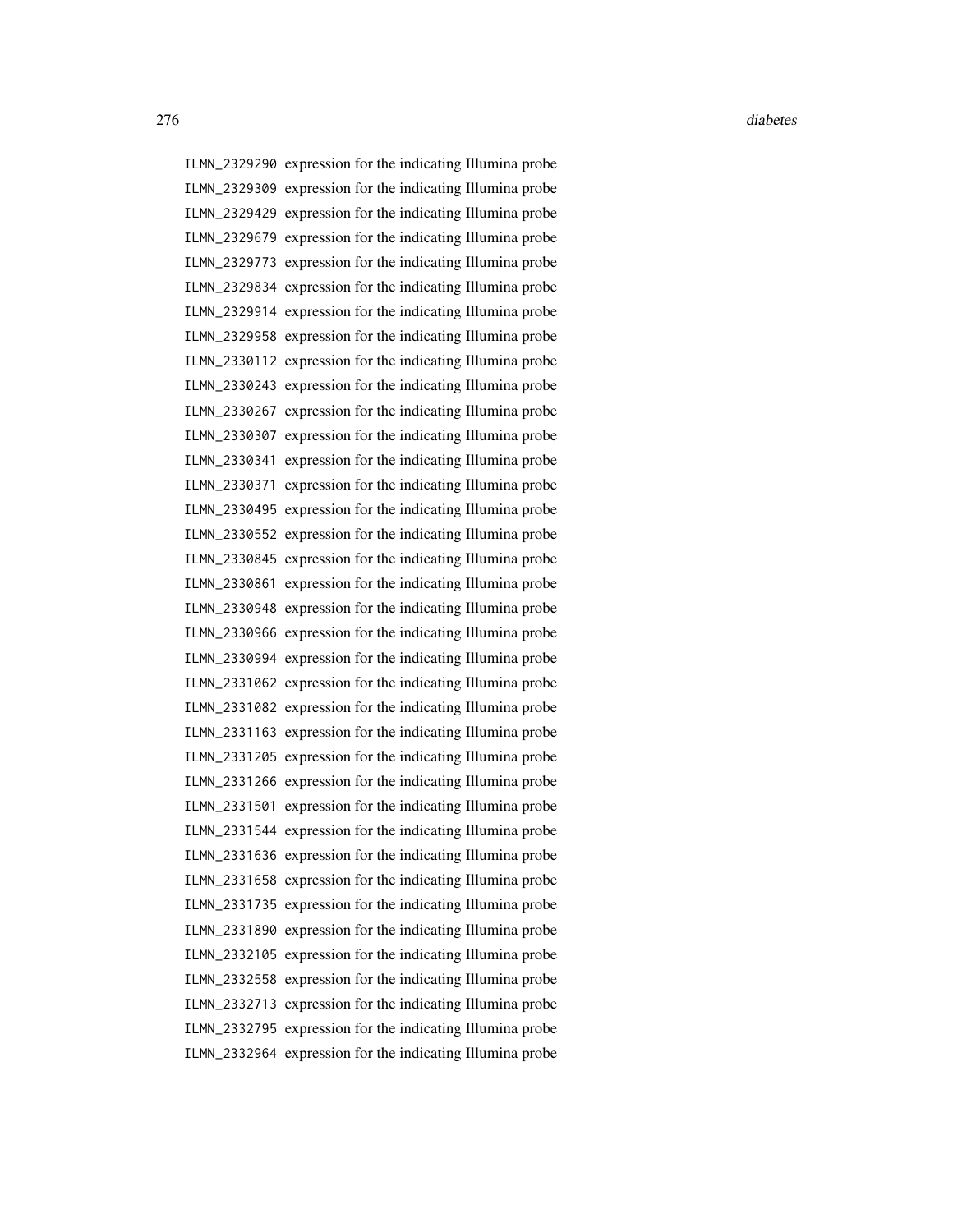ILMN_2329290 expression for the indicating Illumina probe
ILMN_2329309 expression for the indicating Illumina probe
ILMN_2329429 expression for the indicating Illumina probe
ILMN_2329679 expression for the indicating Illumina probe
ILMN_2329773 expression for the indicating Illumina probe
ILMN_2329834 expression for the indicating Illumina probe
ILMN_2329914 expression for the indicating Illumina probe
ILMN_2329958 expression for the indicating Illumina probe
ILMN_2330112 expression for the indicating Illumina probe
ILMN_2330243 expression for the indicating Illumina probe
ILMN_2330267 expression for the indicating Illumina probe
ILMN_2330307 expression for the indicating Illumina probe
ILMN_2330341 expression for the indicating Illumina probe
ILMN_2330371 expression for the indicating Illumina probe
ILMN_2330495 expression for the indicating Illumina probe
ILMN_2330552 expression for the indicating Illumina probe
ILMN_2330845 expression for the indicating Illumina probe
ILMN_2330861 expression for the indicating Illumina probe
ILMN_2330948 expression for the indicating Illumina probe
ILMN_2330966 expression for the indicating Illumina probe
ILMN_2330994 expression for the indicating Illumina probe
ILMN_2331062 expression for the indicating Illumina probe
ILMN_2331082 expression for the indicating Illumina probe
ILMN_2331163 expression for the indicating Illumina probe
ILMN_2331205 expression for the indicating Illumina probe
ILMN_2331266 expression for the indicating Illumina probe
ILMN_2331501 expression for the indicating Illumina probe
ILMN_2331544 expression for the indicating Illumina probe
ILMN_2331636 expression for the indicating Illumina probe
ILMN_2331658 expression for the indicating Illumina probe
ILMN_2331735 expression for the indicating Illumina probe
ILMN_2331890 expression for the indicating Illumina probe
ILMN_2332105 expression for the indicating Illumina probe
ILMN_2332558 expression for the indicating Illumina probe
ILMN_2332713 expression for the indicating Illumina probe
ILMN_2332795 expression for the indicating Illumina probe
ILMN_2332964 expression for the indicating Illumina probe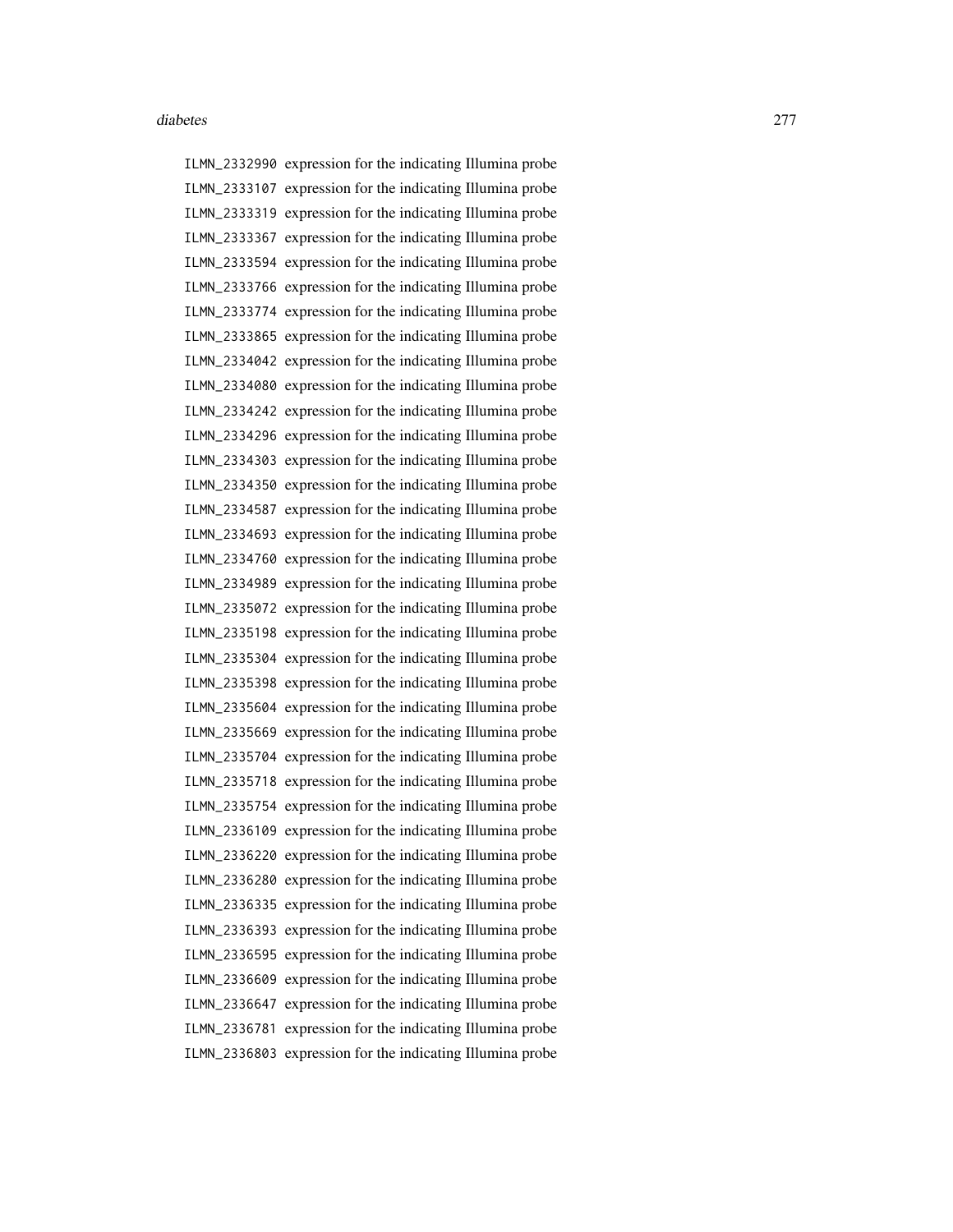ILMN_2332990 expression for the indicating Illumina probe
ILMN_2333107 expression for the indicating Illumina probe
ILMN_2333319 expression for the indicating Illumina probe
ILMN_2333367 expression for the indicating Illumina probe
ILMN_2333594 expression for the indicating Illumina probe
ILMN_2333766 expression for the indicating Illumina probe
ILMN_2333774 expression for the indicating Illumina probe
ILMN_2333865 expression for the indicating Illumina probe
ILMN_2334042 expression for the indicating Illumina probe
ILMN_2334080 expression for the indicating Illumina probe
ILMN_2334242 expression for the indicating Illumina probe
ILMN_2334296 expression for the indicating Illumina probe
ILMN_2334303 expression for the indicating Illumina probe
ILMN_2334350 expression for the indicating Illumina probe
ILMN_2334587 expression for the indicating Illumina probe
ILMN_2334693 expression for the indicating Illumina probe
ILMN_2334760 expression for the indicating Illumina probe
ILMN_2334989 expression for the indicating Illumina probe
ILMN_2335072 expression for the indicating Illumina probe
ILMN_2335198 expression for the indicating Illumina probe
ILMN_2335304 expression for the indicating Illumina probe
ILMN_2335398 expression for the indicating Illumina probe
ILMN_2335604 expression for the indicating Illumina probe
ILMN_2335669 expression for the indicating Illumina probe
ILMN_2335704 expression for the indicating Illumina probe
ILMN_2335718 expression for the indicating Illumina probe
ILMN_2335754 expression for the indicating Illumina probe
ILMN_2336109 expression for the indicating Illumina probe
ILMN_2336220 expression for the indicating Illumina probe
ILMN_2336280 expression for the indicating Illumina probe
ILMN_2336335 expression for the indicating Illumina probe
ILMN_2336393 expression for the indicating Illumina probe
ILMN_2336595 expression for the indicating Illumina probe
ILMN_2336609 expression for the indicating Illumina probe
ILMN_2336647 expression for the indicating Illumina probe
ILMN_2336781 expression for the indicating Illumina probe
ILMN_2336803 expression for the indicating Illumina probe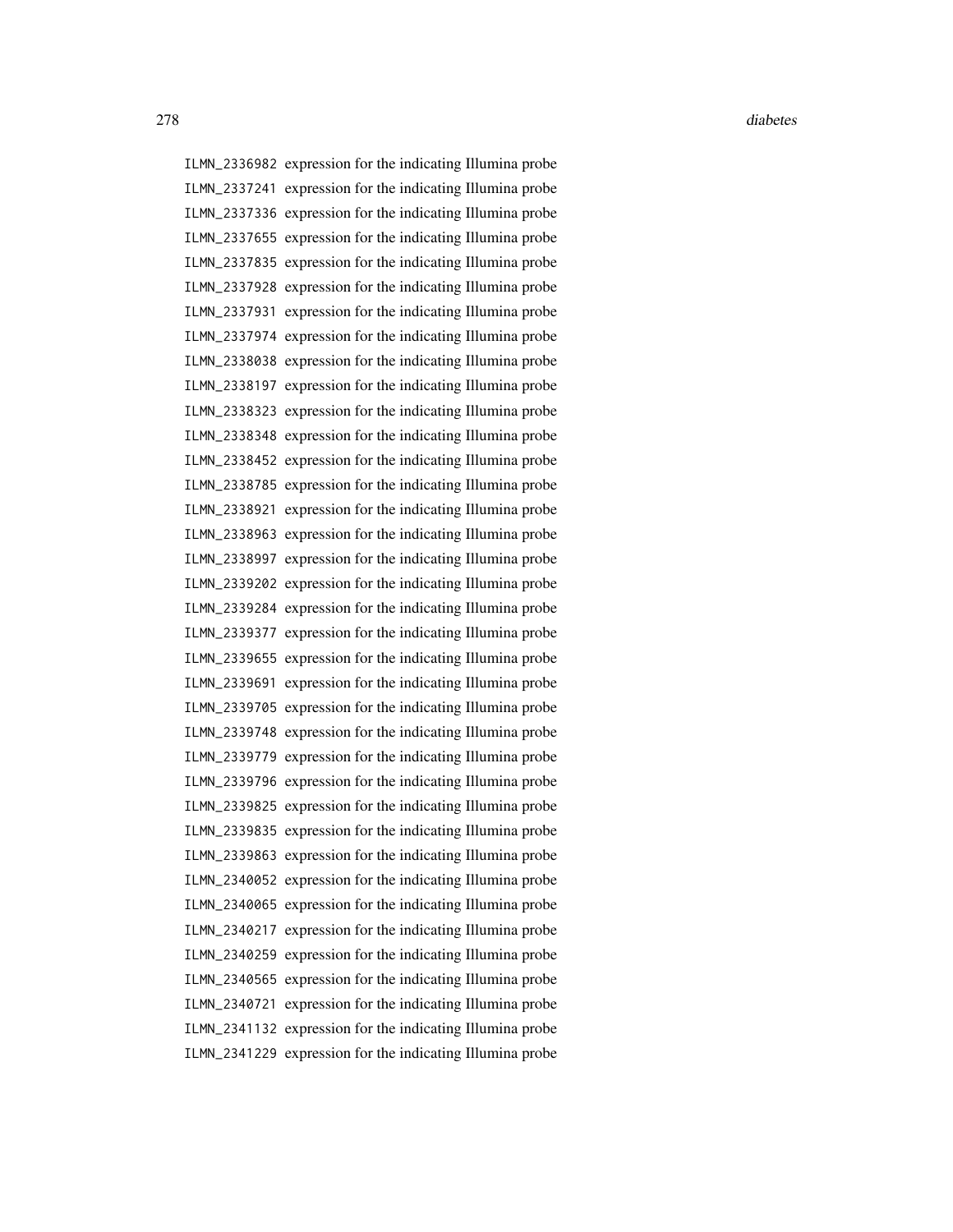ILMN_2336982 expression for the indicating Illumina probe
ILMN_2337241 expression for the indicating Illumina probe
ILMN_2337336 expression for the indicating Illumina probe
ILMN_2337655 expression for the indicating Illumina probe
ILMN_2337835 expression for the indicating Illumina probe
ILMN_2337928 expression for the indicating Illumina probe
ILMN_2337931 expression for the indicating Illumina probe
ILMN_2337974 expression for the indicating Illumina probe
ILMN_2338038 expression for the indicating Illumina probe
ILMN_2338197 expression for the indicating Illumina probe
ILMN_2338323 expression for the indicating Illumina probe
ILMN_2338348 expression for the indicating Illumina probe
ILMN_2338452 expression for the indicating Illumina probe
ILMN_2338785 expression for the indicating Illumina probe
ILMN_2338921 expression for the indicating Illumina probe
ILMN_2338963 expression for the indicating Illumina probe
ILMN_2338997 expression for the indicating Illumina probe
ILMN_2339202 expression for the indicating Illumina probe
ILMN_2339284 expression for the indicating Illumina probe
ILMN_2339377 expression for the indicating Illumina probe
ILMN_2339655 expression for the indicating Illumina probe
ILMN_2339691 expression for the indicating Illumina probe
ILMN_2339705 expression for the indicating Illumina probe
ILMN_2339748 expression for the indicating Illumina probe
ILMN_2339779 expression for the indicating Illumina probe
ILMN_2339796 expression for the indicating Illumina probe
ILMN_2339825 expression for the indicating Illumina probe
ILMN_2339835 expression for the indicating Illumina probe
ILMN_2339863 expression for the indicating Illumina probe
ILMN_2340052 expression for the indicating Illumina probe
ILMN_2340065 expression for the indicating Illumina probe
ILMN_2340217 expression for the indicating Illumina probe
ILMN_2340259 expression for the indicating Illumina probe
ILMN_2340565 expression for the indicating Illumina probe
ILMN_2340721 expression for the indicating Illumina probe
ILMN_2341132 expression for the indicating Illumina probe
ILMN_2341229 expression for the indicating Illumina probe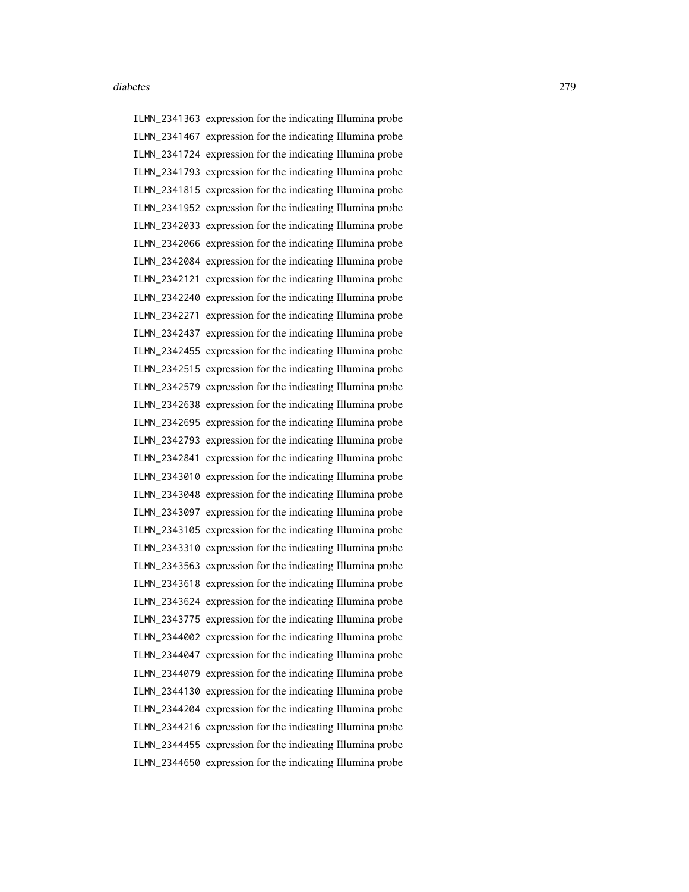ILMN_2341363 expression for the indicating Illumina probe
ILMN_2341467 expression for the indicating Illumina probe
ILMN_2341724 expression for the indicating Illumina probe
ILMN_2341793 expression for the indicating Illumina probe
ILMN_2341815 expression for the indicating Illumina probe
ILMN_2341952 expression for the indicating Illumina probe
ILMN_2342033 expression for the indicating Illumina probe
ILMN_2342066 expression for the indicating Illumina probe
ILMN_2342084 expression for the indicating Illumina probe
ILMN_2342121 expression for the indicating Illumina probe
ILMN_2342240 expression for the indicating Illumina probe
ILMN_2342271 expression for the indicating Illumina probe
ILMN_2342437 expression for the indicating Illumina probe
ILMN_2342455 expression for the indicating Illumina probe
ILMN_2342515 expression for the indicating Illumina probe
ILMN_2342579 expression for the indicating Illumina probe
ILMN_2342638 expression for the indicating Illumina probe
ILMN_2342695 expression for the indicating Illumina probe
ILMN_2342793 expression for the indicating Illumina probe
ILMN_2342841 expression for the indicating Illumina probe
ILMN_2343010 expression for the indicating Illumina probe
ILMN_2343048 expression for the indicating Illumina probe
ILMN_2343097 expression for the indicating Illumina probe
ILMN_2343105 expression for the indicating Illumina probe
ILMN_2343310 expression for the indicating Illumina probe
ILMN_2343563 expression for the indicating Illumina probe
ILMN_2343618 expression for the indicating Illumina probe
ILMN_2343624 expression for the indicating Illumina probe
ILMN_2343775 expression for the indicating Illumina probe
ILMN_2344002 expression for the indicating Illumina probe
ILMN_2344047 expression for the indicating Illumina probe
ILMN_2344079 expression for the indicating Illumina probe
ILMN_2344130 expression for the indicating Illumina probe
ILMN_2344204 expression for the indicating Illumina probe
ILMN_2344216 expression for the indicating Illumina probe
ILMN_2344455 expression for the indicating Illumina probe
ILMN_2344650 expression for the indicating Illumina probe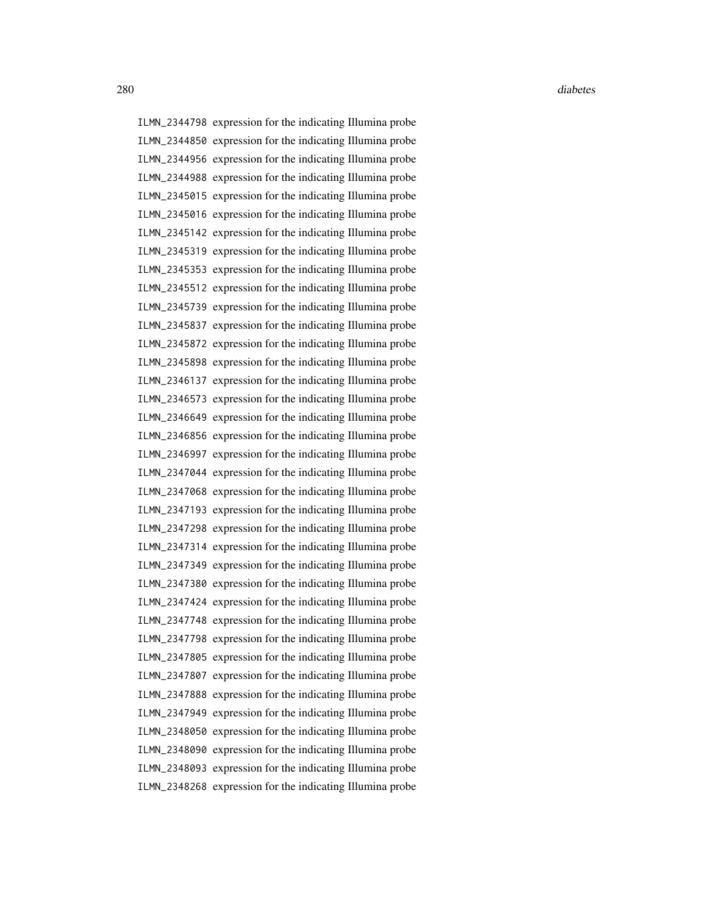| | |
|---|---|
| ILMN_2344798 | expression for the indicating Illumina probe |
| ILMN_2344850 | expression for the indicating Illumina probe |
| ILMN_2344956 | expression for the indicating Illumina probe |
| ILMN_2344988 | expression for the indicating Illumina probe |
| ILMN_2345015 | expression for the indicating Illumina probe |
| ILMN_2345016 | expression for the indicating Illumina probe |
| ILMN_2345142 | expression for the indicating Illumina probe |
| ILMN_2345319 | expression for the indicating Illumina probe |
| ILMN_2345353 | expression for the indicating Illumina probe |
| ILMN_2345512 | expression for the indicating Illumina probe |
| ILMN_2345739 | expression for the indicating Illumina probe |
| ILMN_2345837 | expression for the indicating Illumina probe |
| ILMN_2345872 | expression for the indicating Illumina probe |
| ILMN_2345898 | expression for the indicating Illumina probe |
| ILMN_2346137 | expression for the indicating Illumina probe |
| ILMN_2346573 | expression for the indicating Illumina probe |
| ILMN_2346649 | expression for the indicating Illumina probe |
| ILMN_2346856 | expression for the indicating Illumina probe |
| ILMN_2346997 | expression for the indicating Illumina probe |
| ILMN_2347044 | expression for the indicating Illumina probe |
| ILMN_2347068 | expression for the indicating Illumina probe |
| ILMN_2347193 | expression for the indicating Illumina probe |
| ILMN_2347298 | expression for the indicating Illumina probe |
| ILMN_2347314 | expression for the indicating Illumina probe |
| ILMN_2347349 | expression for the indicating Illumina probe |
| ILMN_2347380 | expression for the indicating Illumina probe |
| ILMN_2347424 | expression for the indicating Illumina probe |
| ILMN_2347748 | expression for the indicating Illumina probe |
| ILMN_2347798 | expression for the indicating Illumina probe |
| ILMN_2347805 | expression for the indicating Illumina probe |
| ILMN_2347807 | expression for the indicating Illumina probe |
| ILMN_2347888 | expression for the indicating Illumina probe |
| ILMN_2347949 | expression for the indicating Illumina probe |
| ILMN_2348050 | expression for the indicating Illumina probe |
| ILMN_2348090 | expression for the indicating Illumina probe |
| ILMN_2348093 | expression for the indicating Illumina probe |
| ILMN_2348268 | expression for the indicating Illumina probe |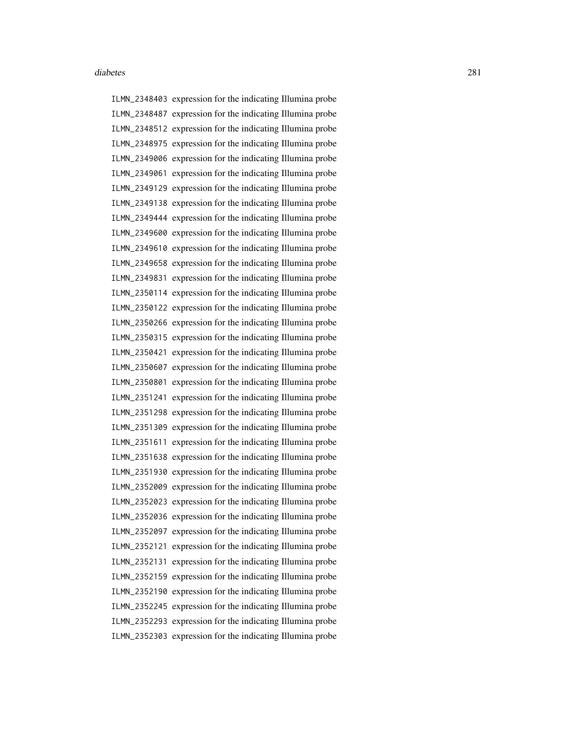ILMN_2348403 expression for the indicating Illumina probe
ILMN_2348487 expression for the indicating Illumina probe
ILMN_2348512 expression for the indicating Illumina probe
ILMN_2348975 expression for the indicating Illumina probe
ILMN_2349006 expression for the indicating Illumina probe
ILMN_2349061 expression for the indicating Illumina probe
ILMN_2349129 expression for the indicating Illumina probe
ILMN_2349138 expression for the indicating Illumina probe
ILMN_2349444 expression for the indicating Illumina probe
ILMN_2349600 expression for the indicating Illumina probe
ILMN_2349610 expression for the indicating Illumina probe
ILMN_2349658 expression for the indicating Illumina probe
ILMN_2349831 expression for the indicating Illumina probe
ILMN_2350114 expression for the indicating Illumina probe
ILMN_2350122 expression for the indicating Illumina probe
ILMN_2350266 expression for the indicating Illumina probe
ILMN_2350315 expression for the indicating Illumina probe
ILMN_2350421 expression for the indicating Illumina probe
ILMN_2350607 expression for the indicating Illumina probe
ILMN_2350801 expression for the indicating Illumina probe
ILMN_2351241 expression for the indicating Illumina probe
ILMN_2351298 expression for the indicating Illumina probe
ILMN_2351309 expression for the indicating Illumina probe
ILMN_2351611 expression for the indicating Illumina probe
ILMN_2351638 expression for the indicating Illumina probe
ILMN_2351930 expression for the indicating Illumina probe
ILMN_2352009 expression for the indicating Illumina probe
ILMN_2352023 expression for the indicating Illumina probe
ILMN_2352036 expression for the indicating Illumina probe
ILMN_2352097 expression for the indicating Illumina probe
ILMN_2352121 expression for the indicating Illumina probe
ILMN_2352131 expression for the indicating Illumina probe
ILMN_2352159 expression for the indicating Illumina probe
ILMN_2352190 expression for the indicating Illumina probe
ILMN_2352245 expression for the indicating Illumina probe
ILMN_2352293 expression for the indicating Illumina probe
ILMN_2352303 expression for the indicating Illumina probe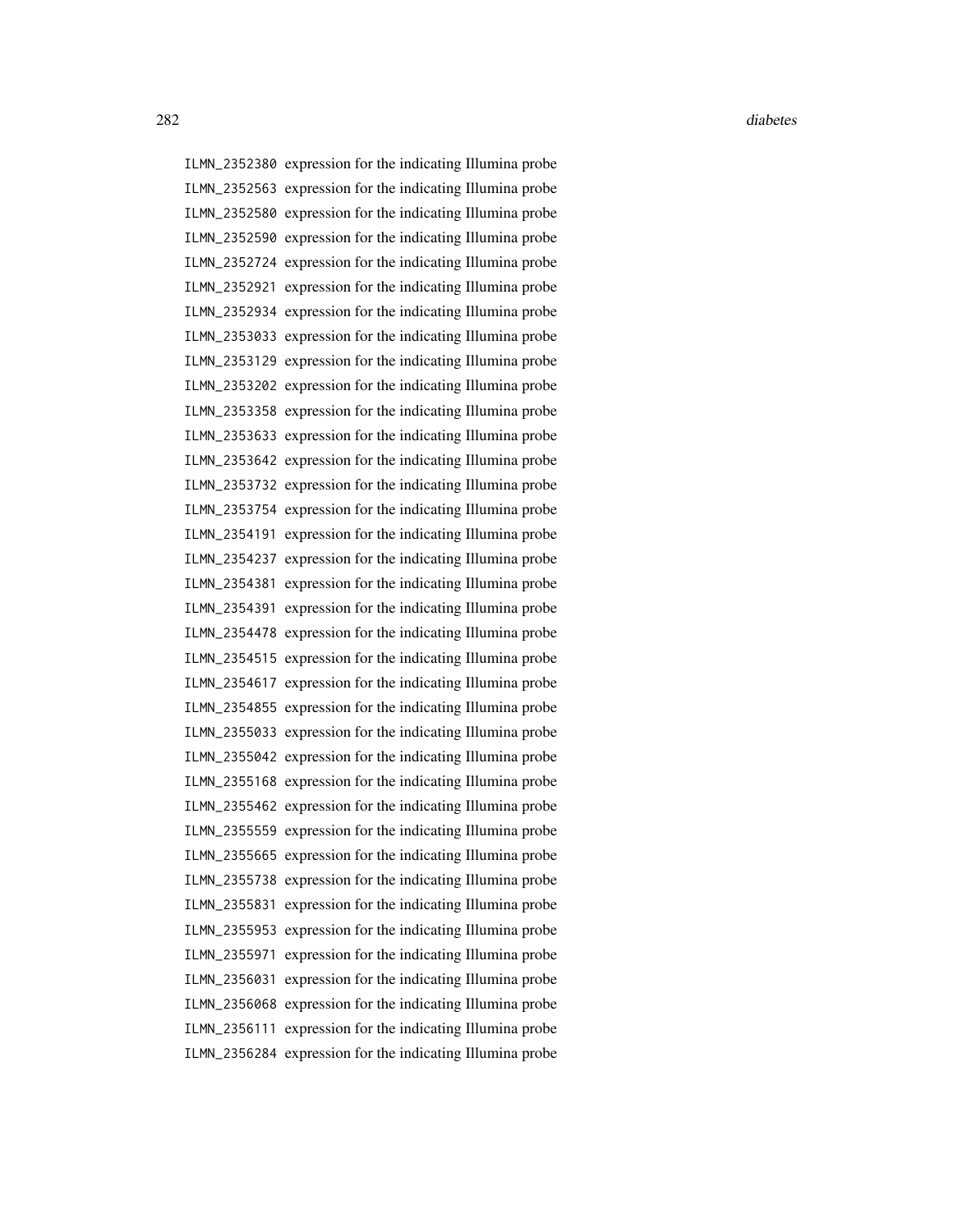ILMN_2352380 expression for the indicating Illumina probe
ILMN_2352563 expression for the indicating Illumina probe
ILMN_2352580 expression for the indicating Illumina probe
ILMN_2352590 expression for the indicating Illumina probe
ILMN_2352724 expression for the indicating Illumina probe
ILMN_2352921 expression for the indicating Illumina probe
ILMN_2352934 expression for the indicating Illumina probe
ILMN_2353033 expression for the indicating Illumina probe
ILMN_2353129 expression for the indicating Illumina probe
ILMN_2353202 expression for the indicating Illumina probe
ILMN_2353358 expression for the indicating Illumina probe
ILMN_2353633 expression for the indicating Illumina probe
ILMN_2353642 expression for the indicating Illumina probe
ILMN_2353732 expression for the indicating Illumina probe
ILMN_2353754 expression for the indicating Illumina probe
ILMN_2354191 expression for the indicating Illumina probe
ILMN_2354237 expression for the indicating Illumina probe
ILMN_2354381 expression for the indicating Illumina probe
ILMN_2354391 expression for the indicating Illumina probe
ILMN_2354478 expression for the indicating Illumina probe
ILMN_2354515 expression for the indicating Illumina probe
ILMN_2354617 expression for the indicating Illumina probe
ILMN_2354855 expression for the indicating Illumina probe
ILMN_2355033 expression for the indicating Illumina probe
ILMN_2355042 expression for the indicating Illumina probe
ILMN_2355168 expression for the indicating Illumina probe
ILMN_2355462 expression for the indicating Illumina probe
ILMN_2355559 expression for the indicating Illumina probe
ILMN_2355665 expression for the indicating Illumina probe
ILMN_2355738 expression for the indicating Illumina probe
ILMN_2355831 expression for the indicating Illumina probe
ILMN_2355953 expression for the indicating Illumina probe
ILMN_2355971 expression for the indicating Illumina probe
ILMN_2356031 expression for the indicating Illumina probe
ILMN_2356068 expression for the indicating Illumina probe
ILMN_2356111 expression for the indicating Illumina probe
ILMN_2356284 expression for the indicating Illumina probe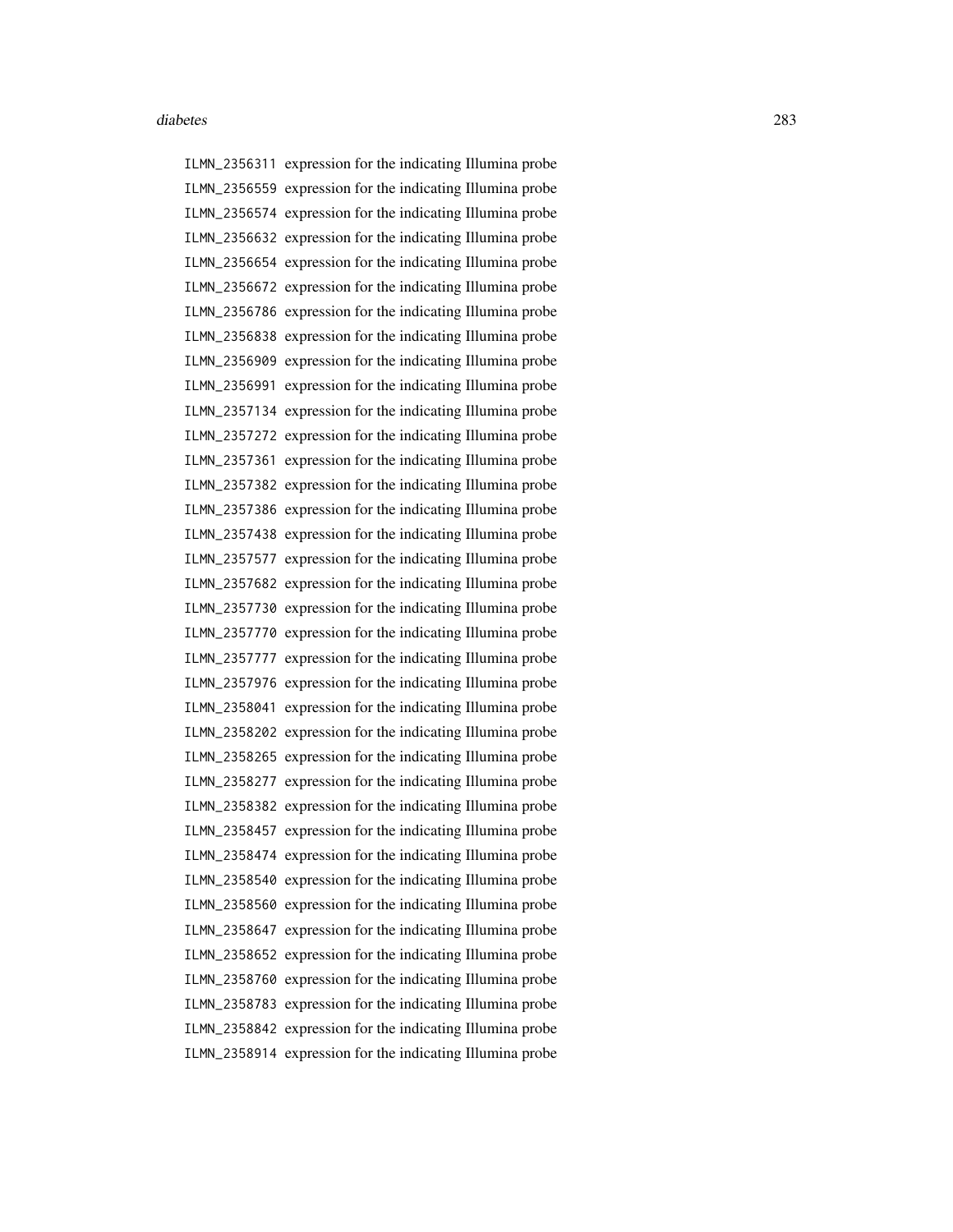ILMN_2356311 expression for the indicating Illumina probe
ILMN_2356559 expression for the indicating Illumina probe
ILMN_2356574 expression for the indicating Illumina probe
ILMN_2356632 expression for the indicating Illumina probe
ILMN_2356654 expression for the indicating Illumina probe
ILMN_2356672 expression for the indicating Illumina probe
ILMN_2356786 expression for the indicating Illumina probe
ILMN_2356838 expression for the indicating Illumina probe
ILMN_2356909 expression for the indicating Illumina probe
ILMN_2356991 expression for the indicating Illumina probe
ILMN_2357134 expression for the indicating Illumina probe
ILMN_2357272 expression for the indicating Illumina probe
ILMN_2357361 expression for the indicating Illumina probe
ILMN_2357382 expression for the indicating Illumina probe
ILMN_2357386 expression for the indicating Illumina probe
ILMN_2357438 expression for the indicating Illumina probe
ILMN_2357577 expression for the indicating Illumina probe
ILMN_2357682 expression for the indicating Illumina probe
ILMN_2357730 expression for the indicating Illumina probe
ILMN_2357770 expression for the indicating Illumina probe
ILMN_2357777 expression for the indicating Illumina probe
ILMN_2357976 expression for the indicating Illumina probe
ILMN_2358041 expression for the indicating Illumina probe
ILMN_2358202 expression for the indicating Illumina probe
ILMN_2358265 expression for the indicating Illumina probe
ILMN_2358277 expression for the indicating Illumina probe
ILMN_2358382 expression for the indicating Illumina probe
ILMN_2358457 expression for the indicating Illumina probe
ILMN_2358474 expression for the indicating Illumina probe
ILMN_2358540 expression for the indicating Illumina probe
ILMN_2358560 expression for the indicating Illumina probe
ILMN_2358647 expression for the indicating Illumina probe
ILMN_2358652 expression for the indicating Illumina probe
ILMN_2358760 expression for the indicating Illumina probe
ILMN_2358783 expression for the indicating Illumina probe
ILMN_2358842 expression for the indicating Illumina probe
ILMN_2358914 expression for the indicating Illumina probe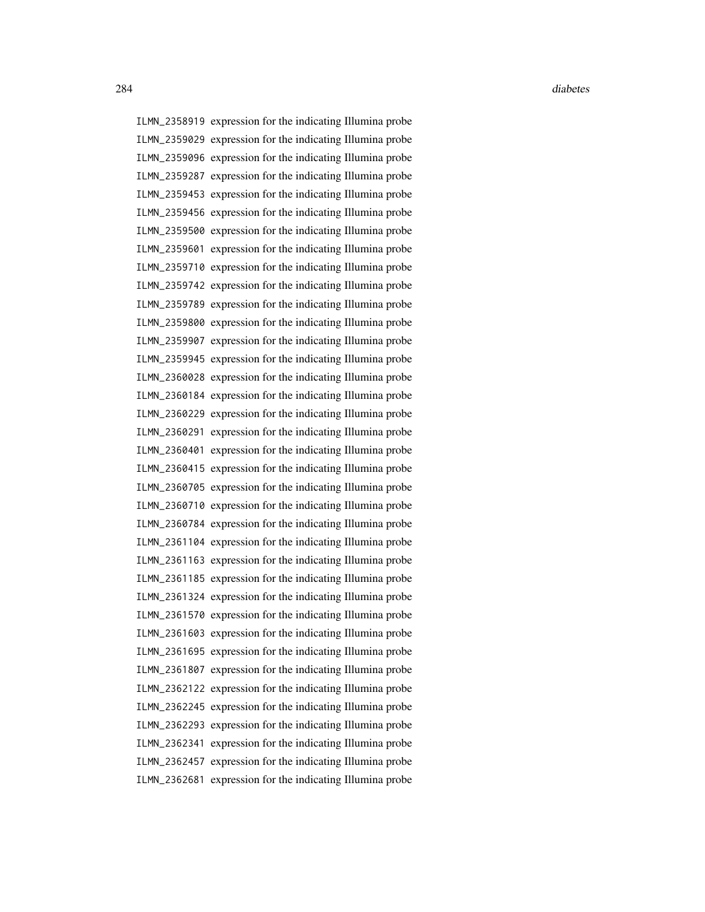ILMN_2358919 expression for the indicating Illumina probe
ILMN_2359029 expression for the indicating Illumina probe
ILMN_2359096 expression for the indicating Illumina probe
ILMN_2359287 expression for the indicating Illumina probe
ILMN_2359453 expression for the indicating Illumina probe
ILMN_2359456 expression for the indicating Illumina probe
ILMN_2359500 expression for the indicating Illumina probe
ILMN_2359601 expression for the indicating Illumina probe
ILMN_2359710 expression for the indicating Illumina probe
ILMN_2359742 expression for the indicating Illumina probe
ILMN_2359789 expression for the indicating Illumina probe
ILMN_2359800 expression for the indicating Illumina probe
ILMN_2359907 expression for the indicating Illumina probe
ILMN_2359945 expression for the indicating Illumina probe
ILMN_2360028 expression for the indicating Illumina probe
ILMN_2360184 expression for the indicating Illumina probe
ILMN_2360229 expression for the indicating Illumina probe
ILMN_2360291 expression for the indicating Illumina probe
ILMN_2360401 expression for the indicating Illumina probe
ILMN_2360415 expression for the indicating Illumina probe
ILMN_2360705 expression for the indicating Illumina probe
ILMN_2360710 expression for the indicating Illumina probe
ILMN_2360784 expression for the indicating Illumina probe
ILMN_2361104 expression for the indicating Illumina probe
ILMN_2361163 expression for the indicating Illumina probe
ILMN_2361185 expression for the indicating Illumina probe
ILMN_2361324 expression for the indicating Illumina probe
ILMN_2361570 expression for the indicating Illumina probe
ILMN_2361603 expression for the indicating Illumina probe
ILMN_2361695 expression for the indicating Illumina probe
ILMN_2361807 expression for the indicating Illumina probe
ILMN_2362122 expression for the indicating Illumina probe
ILMN_2362245 expression for the indicating Illumina probe
ILMN_2362293 expression for the indicating Illumina probe
ILMN_2362341 expression for the indicating Illumina probe
ILMN_2362457 expression for the indicating Illumina probe
ILMN_2362681 expression for the indicating Illumina probe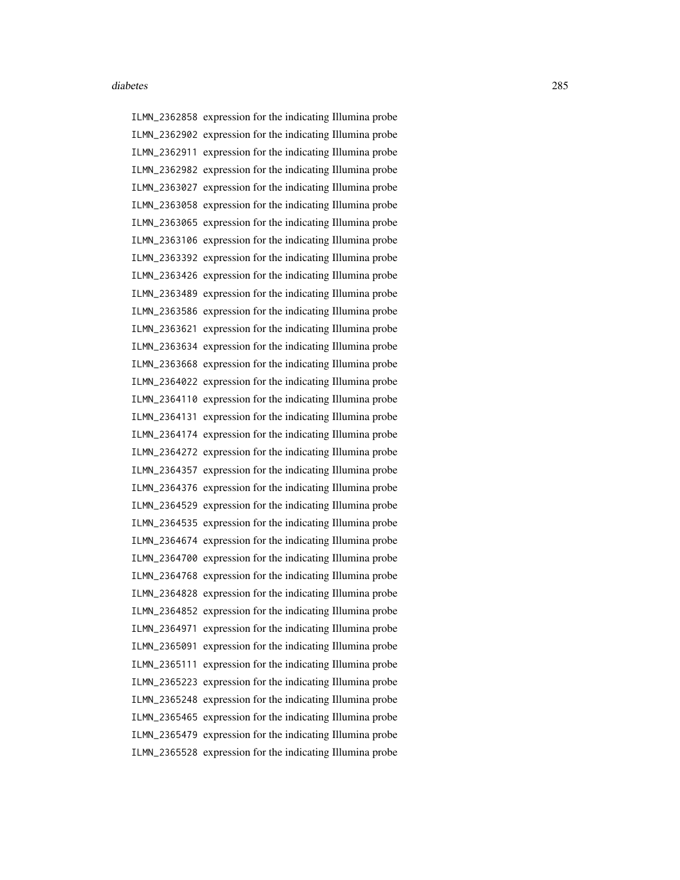ILMN_2362858 expression for the indicating Illumina probe
ILMN_2362902 expression for the indicating Illumina probe
ILMN_2362911 expression for the indicating Illumina probe
ILMN_2362982 expression for the indicating Illumina probe
ILMN_2363027 expression for the indicating Illumina probe
ILMN_2363058 expression for the indicating Illumina probe
ILMN_2363065 expression for the indicating Illumina probe
ILMN_2363106 expression for the indicating Illumina probe
ILMN_2363392 expression for the indicating Illumina probe
ILMN_2363426 expression for the indicating Illumina probe
ILMN_2363489 expression for the indicating Illumina probe
ILMN_2363586 expression for the indicating Illumina probe
ILMN_2363621 expression for the indicating Illumina probe
ILMN_2363634 expression for the indicating Illumina probe
ILMN_2363668 expression for the indicating Illumina probe
ILMN_2364022 expression for the indicating Illumina probe
ILMN_2364110 expression for the indicating Illumina probe
ILMN_2364131 expression for the indicating Illumina probe
ILMN_2364174 expression for the indicating Illumina probe
ILMN_2364272 expression for the indicating Illumina probe
ILMN_2364357 expression for the indicating Illumina probe
ILMN_2364376 expression for the indicating Illumina probe
ILMN_2364529 expression for the indicating Illumina probe
ILMN_2364535 expression for the indicating Illumina probe
ILMN_2364674 expression for the indicating Illumina probe
ILMN_2364700 expression for the indicating Illumina probe
ILMN_2364768 expression for the indicating Illumina probe
ILMN_2364828 expression for the indicating Illumina probe
ILMN_2364852 expression for the indicating Illumina probe
ILMN_2364971 expression for the indicating Illumina probe
ILMN_2365091 expression for the indicating Illumina probe
ILMN_2365111 expression for the indicating Illumina probe
ILMN_2365223 expression for the indicating Illumina probe
ILMN_2365248 expression for the indicating Illumina probe
ILMN_2365465 expression for the indicating Illumina probe
ILMN_2365479 expression for the indicating Illumina probe
ILMN_2365528 expression for the indicating Illumina probe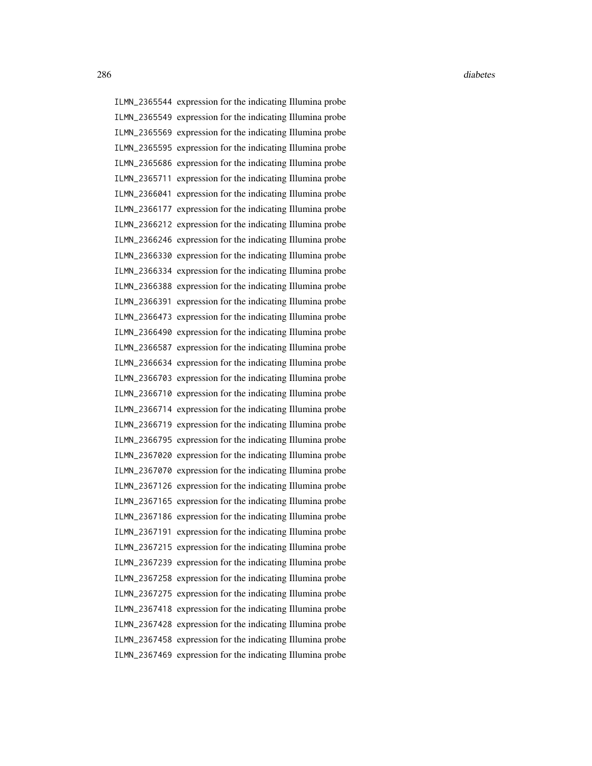ILMN_2365544 expression for the indicating Illumina probe
ILMN_2365549 expression for the indicating Illumina probe
ILMN_2365569 expression for the indicating Illumina probe
ILMN_2365595 expression for the indicating Illumina probe
ILMN_2365686 expression for the indicating Illumina probe
ILMN_2365711 expression for the indicating Illumina probe
ILMN_2366041 expression for the indicating Illumina probe
ILMN_2366177 expression for the indicating Illumina probe
ILMN_2366212 expression for the indicating Illumina probe
ILMN_2366246 expression for the indicating Illumina probe
ILMN_2366330 expression for the indicating Illumina probe
ILMN_2366334 expression for the indicating Illumina probe
ILMN_2366388 expression for the indicating Illumina probe
ILMN_2366391 expression for the indicating Illumina probe
ILMN_2366473 expression for the indicating Illumina probe
ILMN_2366490 expression for the indicating Illumina probe
ILMN_2366587 expression for the indicating Illumina probe
ILMN_2366634 expression for the indicating Illumina probe
ILMN_2366703 expression for the indicating Illumina probe
ILMN_2366710 expression for the indicating Illumina probe
ILMN_2366714 expression for the indicating Illumina probe
ILMN_2366719 expression for the indicating Illumina probe
ILMN_2366795 expression for the indicating Illumina probe
ILMN_2367020 expression for the indicating Illumina probe
ILMN_2367070 expression for the indicating Illumina probe
ILMN_2367126 expression for the indicating Illumina probe
ILMN_2367165 expression for the indicating Illumina probe
ILMN_2367186 expression for the indicating Illumina probe
ILMN_2367191 expression for the indicating Illumina probe
ILMN_2367215 expression for the indicating Illumina probe
ILMN_2367239 expression for the indicating Illumina probe
ILMN_2367258 expression for the indicating Illumina probe
ILMN_2367275 expression for the indicating Illumina probe
ILMN_2367418 expression for the indicating Illumina probe
ILMN_2367428 expression for the indicating Illumina probe
ILMN_2367458 expression for the indicating Illumina probe
ILMN_2367469 expression for the indicating Illumina probe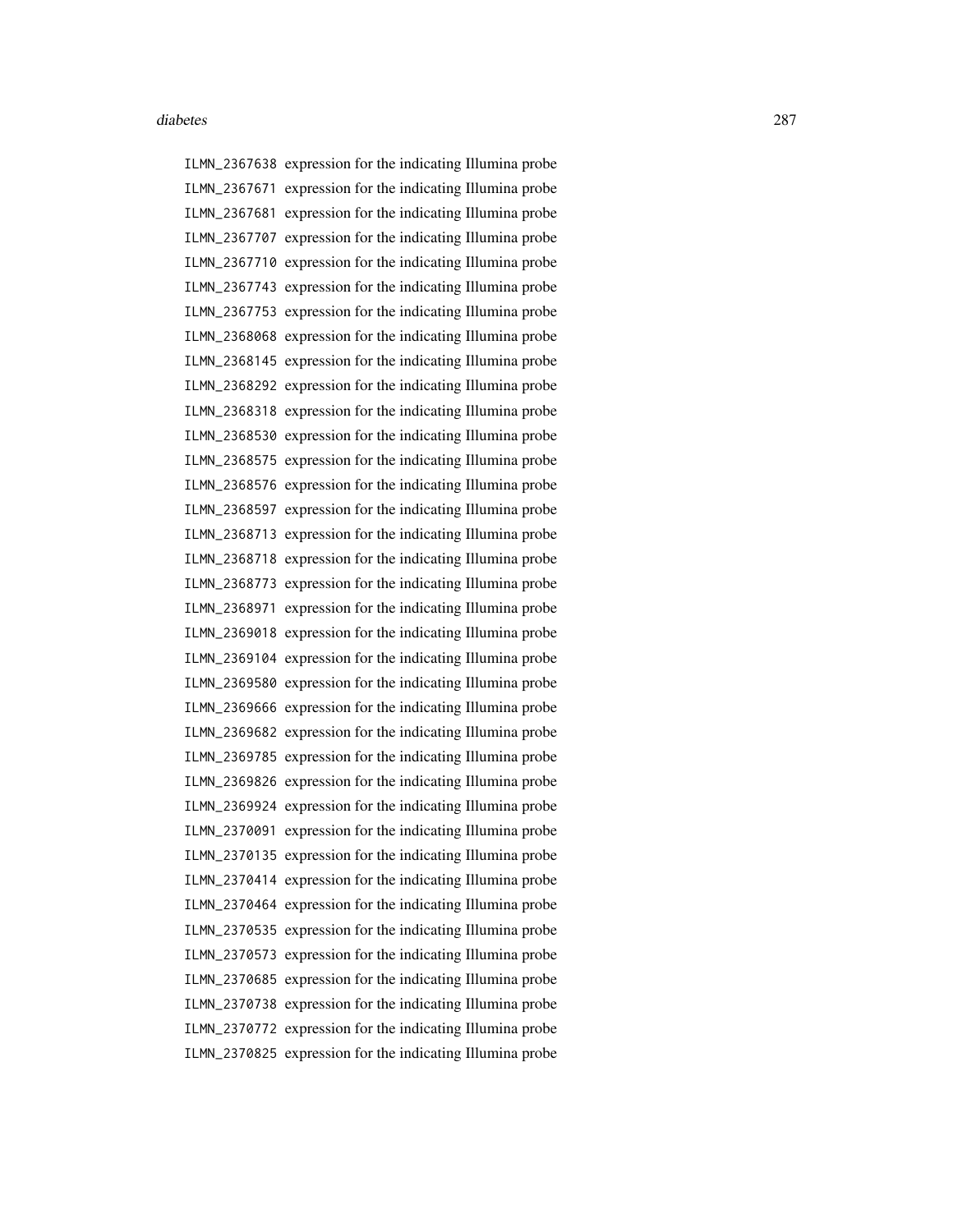ILMN_2367638 expression for the indicating Illumina probe
ILMN_2367671 expression for the indicating Illumina probe
ILMN_2367681 expression for the indicating Illumina probe
ILMN_2367707 expression for the indicating Illumina probe
ILMN_2367710 expression for the indicating Illumina probe
ILMN_2367743 expression for the indicating Illumina probe
ILMN_2367753 expression for the indicating Illumina probe
ILMN_2368068 expression for the indicating Illumina probe
ILMN_2368145 expression for the indicating Illumina probe
ILMN_2368292 expression for the indicating Illumina probe
ILMN_2368318 expression for the indicating Illumina probe
ILMN_2368530 expression for the indicating Illumina probe
ILMN_2368575 expression for the indicating Illumina probe
ILMN_2368576 expression for the indicating Illumina probe
ILMN_2368597 expression for the indicating Illumina probe
ILMN_2368713 expression for the indicating Illumina probe
ILMN_2368718 expression for the indicating Illumina probe
ILMN_2368773 expression for the indicating Illumina probe
ILMN_2368971 expression for the indicating Illumina probe
ILMN_2369018 expression for the indicating Illumina probe
ILMN_2369104 expression for the indicating Illumina probe
ILMN_2369580 expression for the indicating Illumina probe
ILMN_2369666 expression for the indicating Illumina probe
ILMN_2369682 expression for the indicating Illumina probe
ILMN_2369785 expression for the indicating Illumina probe
ILMN_2369826 expression for the indicating Illumina probe
ILMN_2369924 expression for the indicating Illumina probe
ILMN_2370091 expression for the indicating Illumina probe
ILMN_2370135 expression for the indicating Illumina probe
ILMN_2370414 expression for the indicating Illumina probe
ILMN_2370464 expression for the indicating Illumina probe
ILMN_2370535 expression for the indicating Illumina probe
ILMN_2370573 expression for the indicating Illumina probe
ILMN_2370685 expression for the indicating Illumina probe
ILMN_2370738 expression for the indicating Illumina probe
ILMN_2370772 expression for the indicating Illumina probe
ILMN_2370825 expression for the indicating Illumina probe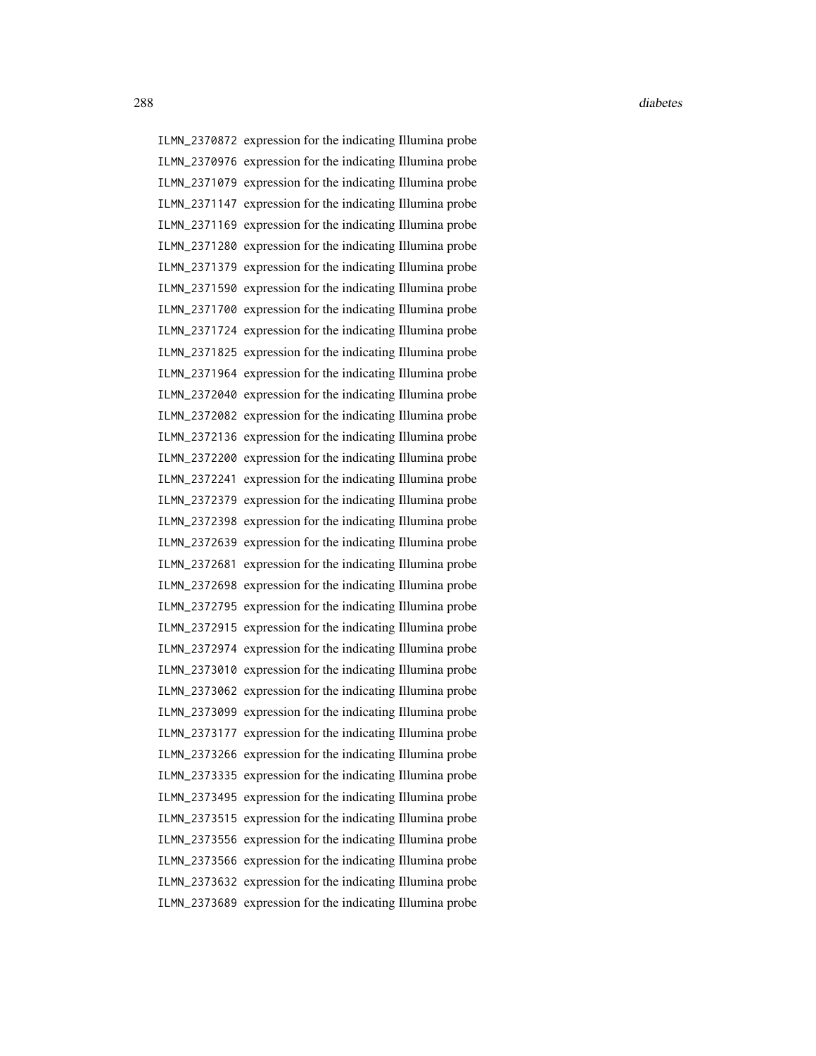ILMN_2370872 expression for the indicating Illumina probe
ILMN_2370976 expression for the indicating Illumina probe
ILMN_2371079 expression for the indicating Illumina probe
ILMN_2371147 expression for the indicating Illumina probe
ILMN_2371169 expression for the indicating Illumina probe
ILMN_2371280 expression for the indicating Illumina probe
ILMN_2371379 expression for the indicating Illumina probe
ILMN_2371590 expression for the indicating Illumina probe
ILMN_2371700 expression for the indicating Illumina probe
ILMN_2371724 expression for the indicating Illumina probe
ILMN_2371825 expression for the indicating Illumina probe
ILMN_2371964 expression for the indicating Illumina probe
ILMN_2372040 expression for the indicating Illumina probe
ILMN_2372082 expression for the indicating Illumina probe
ILMN_2372136 expression for the indicating Illumina probe
ILMN_2372200 expression for the indicating Illumina probe
ILMN_2372241 expression for the indicating Illumina probe
ILMN_2372379 expression for the indicating Illumina probe
ILMN_2372398 expression for the indicating Illumina probe
ILMN_2372639 expression for the indicating Illumina probe
ILMN_2372681 expression for the indicating Illumina probe
ILMN_2372698 expression for the indicating Illumina probe
ILMN_2372795 expression for the indicating Illumina probe
ILMN_2372915 expression for the indicating Illumina probe
ILMN_2372974 expression for the indicating Illumina probe
ILMN_2373010 expression for the indicating Illumina probe
ILMN_2373062 expression for the indicating Illumina probe
ILMN_2373099 expression for the indicating Illumina probe
ILMN_2373177 expression for the indicating Illumina probe
ILMN_2373266 expression for the indicating Illumina probe
ILMN_2373335 expression for the indicating Illumina probe
ILMN_2373495 expression for the indicating Illumina probe
ILMN_2373515 expression for the indicating Illumina probe
ILMN_2373556 expression for the indicating Illumina probe
ILMN_2373566 expression for the indicating Illumina probe
ILMN_2373632 expression for the indicating Illumina probe
ILMN_2373689 expression for the indicating Illumina probe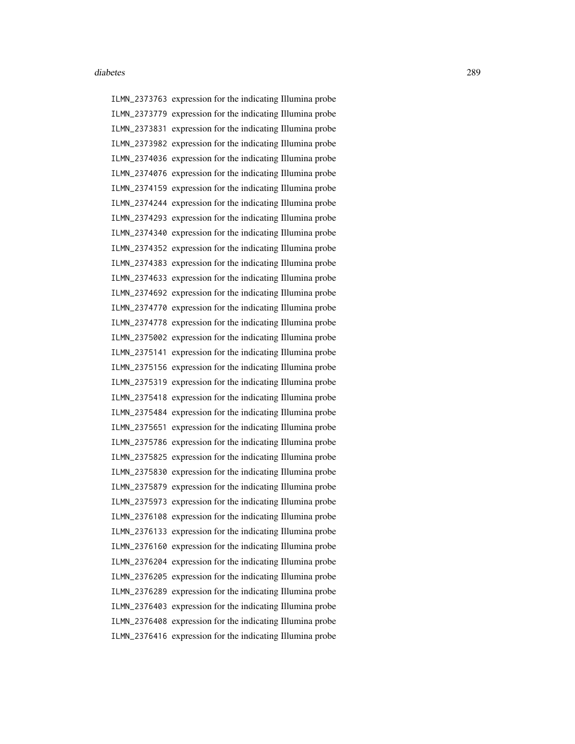| | |
|---|---|
| ILMN_2373763 | expression for the indicating Illumina probe |
| ILMN_2373779 | expression for the indicating Illumina probe |
| ILMN_2373831 | expression for the indicating Illumina probe |
| ILMN_2373982 | expression for the indicating Illumina probe |
| ILMN_2374036 | expression for the indicating Illumina probe |
| ILMN_2374076 | expression for the indicating Illumina probe |
| ILMN_2374159 | expression for the indicating Illumina probe |
| ILMN_2374244 | expression for the indicating Illumina probe |
| ILMN_2374293 | expression for the indicating Illumina probe |
| ILMN_2374340 | expression for the indicating Illumina probe |
| ILMN_2374352 | expression for the indicating Illumina probe |
| ILMN_2374383 | expression for the indicating Illumina probe |
| ILMN_2374633 | expression for the indicating Illumina probe |
| ILMN_2374692 | expression for the indicating Illumina probe |
| ILMN_2374770 | expression for the indicating Illumina probe |
| ILMN_2374778 | expression for the indicating Illumina probe |
| ILMN_2375002 | expression for the indicating Illumina probe |
| ILMN_2375141 | expression for the indicating Illumina probe |
| ILMN_2375156 | expression for the indicating Illumina probe |
| ILMN_2375319 | expression for the indicating Illumina probe |
| ILMN_2375418 | expression for the indicating Illumina probe |
| ILMN_2375484 | expression for the indicating Illumina probe |
| ILMN_2375651 | expression for the indicating Illumina probe |
| ILMN_2375786 | expression for the indicating Illumina probe |
| ILMN_2375825 | expression for the indicating Illumina probe |
| ILMN_2375830 | expression for the indicating Illumina probe |
| ILMN_2375879 | expression for the indicating Illumina probe |
| ILMN_2375973 | expression for the indicating Illumina probe |
| ILMN_2376108 | expression for the indicating Illumina probe |
| ILMN_2376133 | expression for the indicating Illumina probe |
| ILMN_2376160 | expression for the indicating Illumina probe |
| ILMN_2376204 | expression for the indicating Illumina probe |
| ILMN_2376205 | expression for the indicating Illumina probe |
| ILMN_2376289 | expression for the indicating Illumina probe |
| ILMN_2376403 | expression for the indicating Illumina probe |
| ILMN_2376408 | expression for the indicating Illumina probe |
| ILMN_2376416 | expression for the indicating Illumina probe |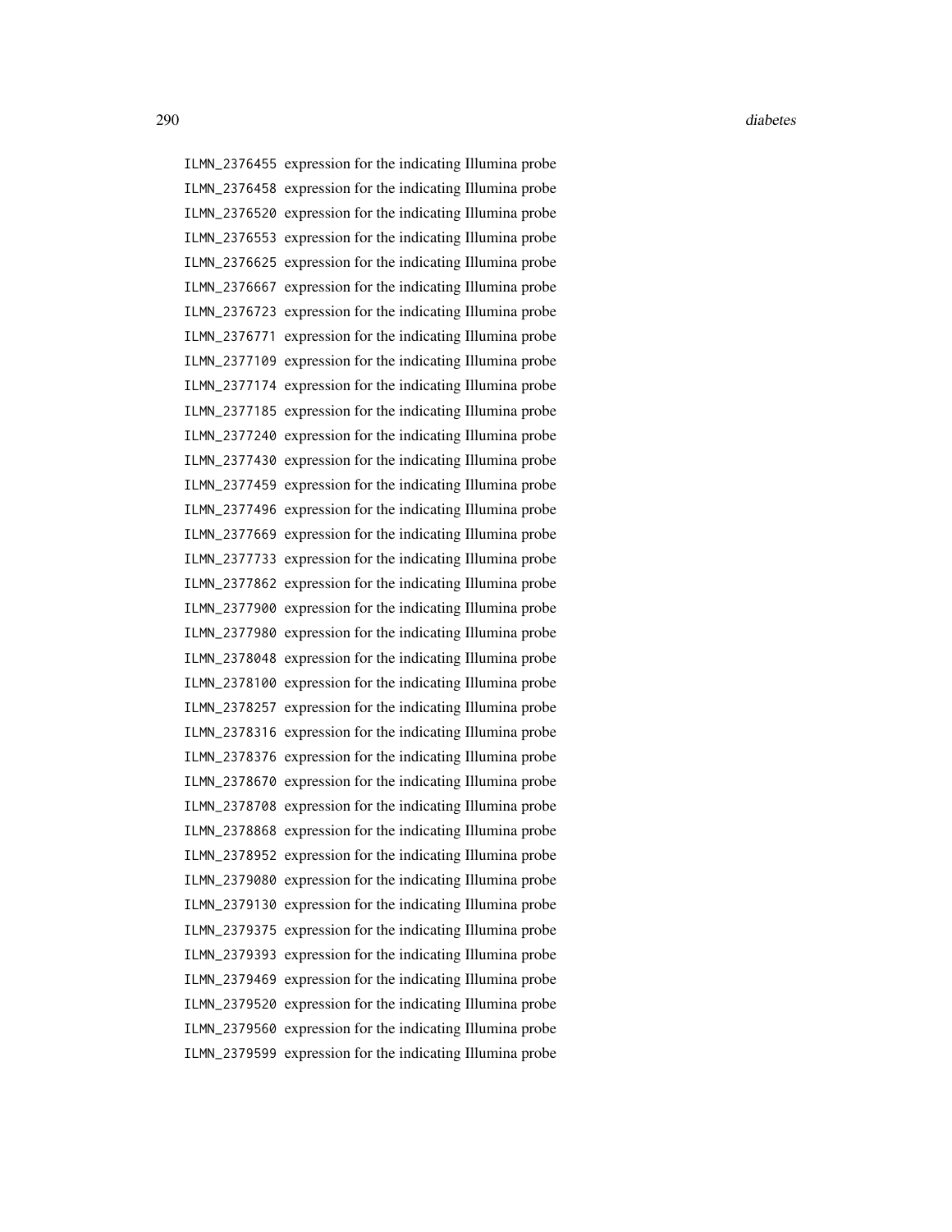ILMN_2376455 expression for the indicating Illumina probe
ILMN_2376458 expression for the indicating Illumina probe
ILMN_2376520 expression for the indicating Illumina probe
ILMN_2376553 expression for the indicating Illumina probe
ILMN_2376625 expression for the indicating Illumina probe
ILMN_2376667 expression for the indicating Illumina probe
ILMN_2376723 expression for the indicating Illumina probe
ILMN_2376771 expression for the indicating Illumina probe
ILMN_2377109 expression for the indicating Illumina probe
ILMN_2377174 expression for the indicating Illumina probe
ILMN_2377185 expression for the indicating Illumina probe
ILMN_2377240 expression for the indicating Illumina probe
ILMN_2377430 expression for the indicating Illumina probe
ILMN_2377459 expression for the indicating Illumina probe
ILMN_2377496 expression for the indicating Illumina probe
ILMN_2377669 expression for the indicating Illumina probe
ILMN_2377733 expression for the indicating Illumina probe
ILMN_2377862 expression for the indicating Illumina probe
ILMN_2377900 expression for the indicating Illumina probe
ILMN_2377980 expression for the indicating Illumina probe
ILMN_2378048 expression for the indicating Illumina probe
ILMN_2378100 expression for the indicating Illumina probe
ILMN_2378257 expression for the indicating Illumina probe
ILMN_2378316 expression for the indicating Illumina probe
ILMN_2378376 expression for the indicating Illumina probe
ILMN_2378670 expression for the indicating Illumina probe
ILMN_2378708 expression for the indicating Illumina probe
ILMN_2378868 expression for the indicating Illumina probe
ILMN_2378952 expression for the indicating Illumina probe
ILMN_2379080 expression for the indicating Illumina probe
ILMN_2379130 expression for the indicating Illumina probe
ILMN_2379375 expression for the indicating Illumina probe
ILMN_2379393 expression for the indicating Illumina probe
ILMN_2379469 expression for the indicating Illumina probe
ILMN_2379520 expression for the indicating Illumina probe
ILMN_2379560 expression for the indicating Illumina probe
ILMN_2379599 expression for the indicating Illumina probe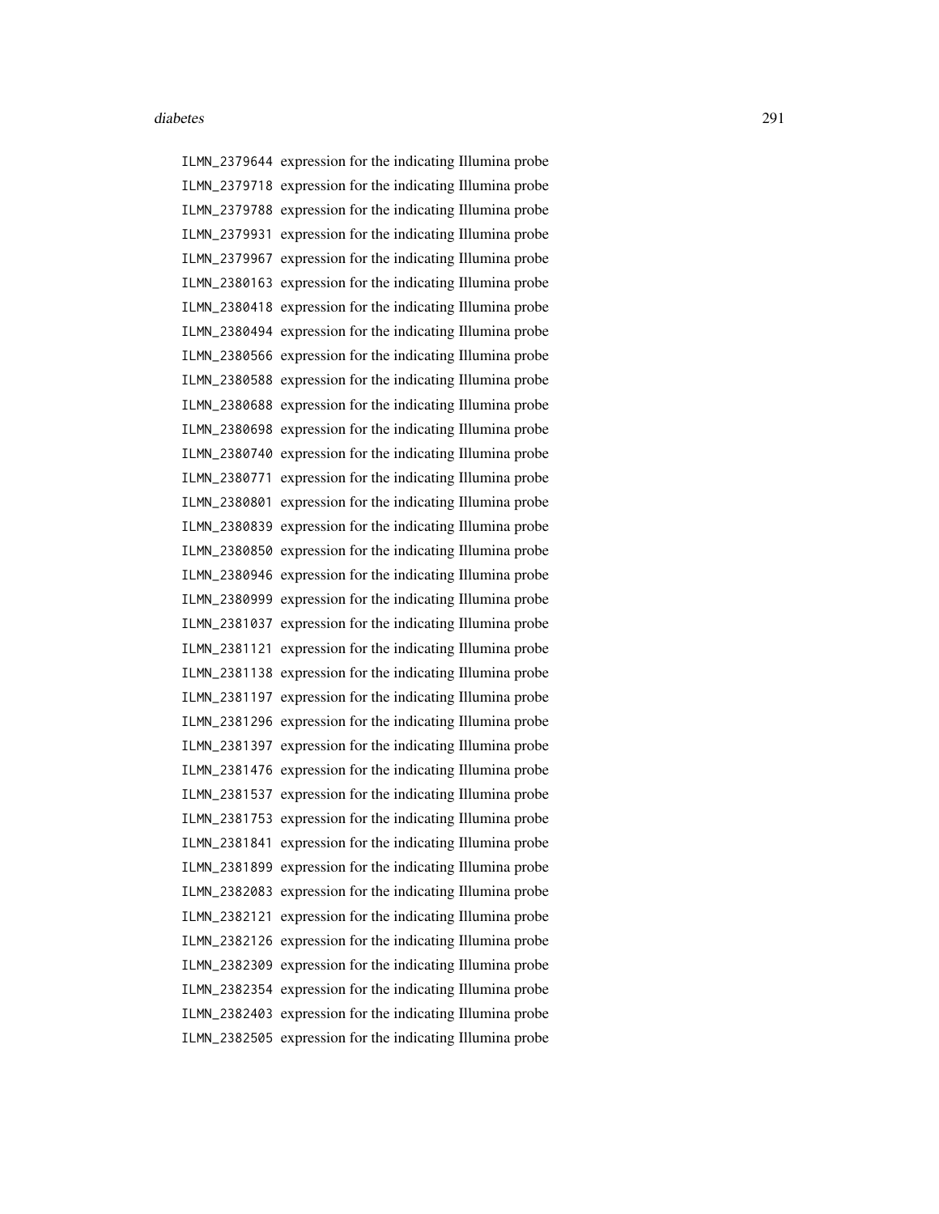`ILMN_2379644` expression for the indicating Illumina probe
`ILMN_2379718` expression for the indicating Illumina probe
`ILMN_2379788` expression for the indicating Illumina probe
`ILMN_2379931` expression for the indicating Illumina probe
`ILMN_2379967` expression for the indicating Illumina probe
`ILMN_2380163` expression for the indicating Illumina probe
`ILMN_2380418` expression for the indicating Illumina probe
`ILMN_2380494` expression for the indicating Illumina probe
`ILMN_2380566` expression for the indicating Illumina probe
`ILMN_2380588` expression for the indicating Illumina probe
`ILMN_2380688` expression for the indicating Illumina probe
`ILMN_2380698` expression for the indicating Illumina probe
`ILMN_2380740` expression for the indicating Illumina probe
`ILMN_2380771` expression for the indicating Illumina probe
`ILMN_2380801` expression for the indicating Illumina probe
`ILMN_2380839` expression for the indicating Illumina probe
`ILMN_2380850` expression for the indicating Illumina probe
`ILMN_2380946` expression for the indicating Illumina probe
`ILMN_2380999` expression for the indicating Illumina probe
`ILMN_2381037` expression for the indicating Illumina probe
`ILMN_2381121` expression for the indicating Illumina probe
`ILMN_2381138` expression for the indicating Illumina probe
`ILMN_2381197` expression for the indicating Illumina probe
`ILMN_2381296` expression for the indicating Illumina probe
`ILMN_2381397` expression for the indicating Illumina probe
`ILMN_2381476` expression for the indicating Illumina probe
`ILMN_2381537` expression for the indicating Illumina probe
`ILMN_2381753` expression for the indicating Illumina probe
`ILMN_2381841` expression for the indicating Illumina probe
`ILMN_2381899` expression for the indicating Illumina probe
`ILMN_2382083` expression for the indicating Illumina probe
`ILMN_2382121` expression for the indicating Illumina probe
`ILMN_2382126` expression for the indicating Illumina probe
`ILMN_2382309` expression for the indicating Illumina probe
`ILMN_2382354` expression for the indicating Illumina probe
`ILMN_2382403` expression for the indicating Illumina probe
`ILMN_2382505` expression for the indicating Illumina probe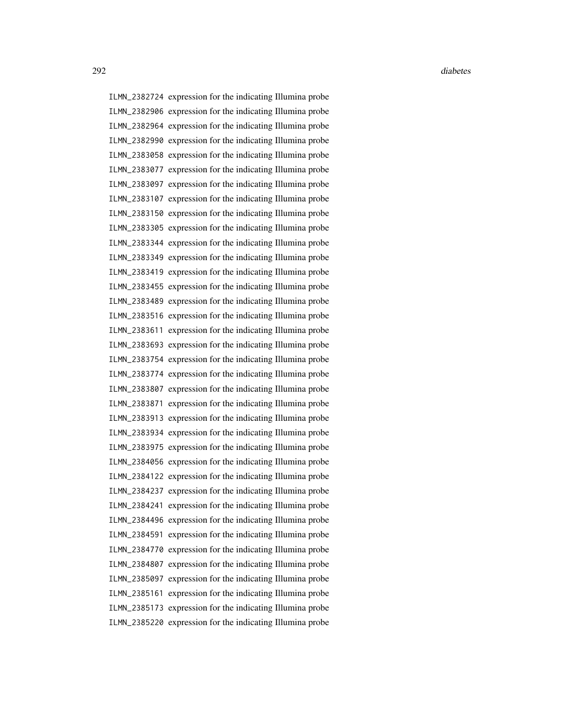ILMN_2382724 expression for the indicating Illumina probe
ILMN_2382906 expression for the indicating Illumina probe
ILMN_2382964 expression for the indicating Illumina probe
ILMN_2382990 expression for the indicating Illumina probe
ILMN_2383058 expression for the indicating Illumina probe
ILMN_2383077 expression for the indicating Illumina probe
ILMN_2383097 expression for the indicating Illumina probe
ILMN_2383107 expression for the indicating Illumina probe
ILMN_2383150 expression for the indicating Illumina probe
ILMN_2383305 expression for the indicating Illumina probe
ILMN_2383344 expression for the indicating Illumina probe
ILMN_2383349 expression for the indicating Illumina probe
ILMN_2383419 expression for the indicating Illumina probe
ILMN_2383455 expression for the indicating Illumina probe
ILMN_2383489 expression for the indicating Illumina probe
ILMN_2383516 expression for the indicating Illumina probe
ILMN_2383611 expression for the indicating Illumina probe
ILMN_2383693 expression for the indicating Illumina probe
ILMN_2383754 expression for the indicating Illumina probe
ILMN_2383774 expression for the indicating Illumina probe
ILMN_2383807 expression for the indicating Illumina probe
ILMN_2383871 expression for the indicating Illumina probe
ILMN_2383913 expression for the indicating Illumina probe
ILMN_2383934 expression for the indicating Illumina probe
ILMN_2383975 expression for the indicating Illumina probe
ILMN_2384056 expression for the indicating Illumina probe
ILMN_2384122 expression for the indicating Illumina probe
ILMN_2384237 expression for the indicating Illumina probe
ILMN_2384241 expression for the indicating Illumina probe
ILMN_2384496 expression for the indicating Illumina probe
ILMN_2384591 expression for the indicating Illumina probe
ILMN_2384770 expression for the indicating Illumina probe
ILMN_2384807 expression for the indicating Illumina probe
ILMN_2385097 expression for the indicating Illumina probe
ILMN_2385161 expression for the indicating Illumina probe
ILMN_2385173 expression for the indicating Illumina probe
ILMN_2385220 expression for the indicating Illumina probe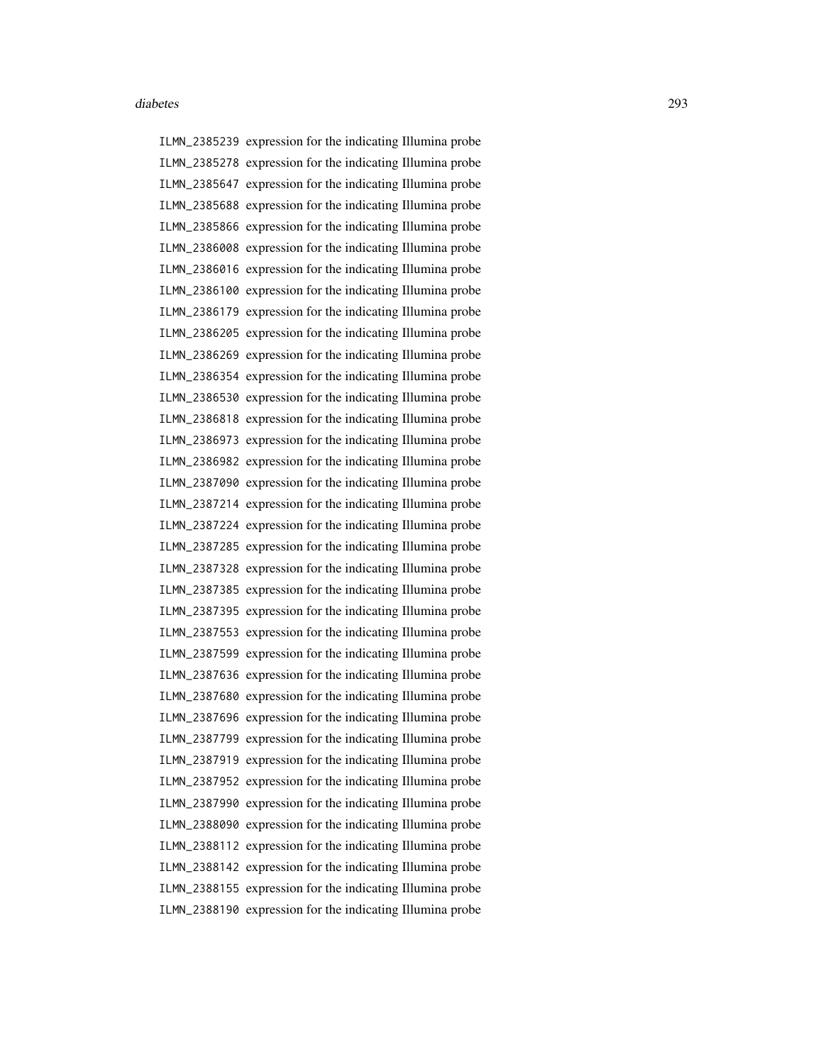ILMN_2385239 expression for the indicating Illumina probe
ILMN_2385278 expression for the indicating Illumina probe
ILMN_2385647 expression for the indicating Illumina probe
ILMN_2385688 expression for the indicating Illumina probe
ILMN_2385866 expression for the indicating Illumina probe
ILMN_2386008 expression for the indicating Illumina probe
ILMN_2386016 expression for the indicating Illumina probe
ILMN_2386100 expression for the indicating Illumina probe
ILMN_2386179 expression for the indicating Illumina probe
ILMN_2386205 expression for the indicating Illumina probe
ILMN_2386269 expression for the indicating Illumina probe
ILMN_2386354 expression for the indicating Illumina probe
ILMN_2386530 expression for the indicating Illumina probe
ILMN_2386818 expression for the indicating Illumina probe
ILMN_2386973 expression for the indicating Illumina probe
ILMN_2386982 expression for the indicating Illumina probe
ILMN_2387090 expression for the indicating Illumina probe
ILMN_2387214 expression for the indicating Illumina probe
ILMN_2387224 expression for the indicating Illumina probe
ILMN_2387285 expression for the indicating Illumina probe
ILMN_2387328 expression for the indicating Illumina probe
ILMN_2387385 expression for the indicating Illumina probe
ILMN_2387395 expression for the indicating Illumina probe
ILMN_2387553 expression for the indicating Illumina probe
ILMN_2387599 expression for the indicating Illumina probe
ILMN_2387636 expression for the indicating Illumina probe
ILMN_2387680 expression for the indicating Illumina probe
ILMN_2387696 expression for the indicating Illumina probe
ILMN_2387799 expression for the indicating Illumina probe
ILMN_2387919 expression for the indicating Illumina probe
ILMN_2387952 expression for the indicating Illumina probe
ILMN_2387990 expression for the indicating Illumina probe
ILMN_2388090 expression for the indicating Illumina probe
ILMN_2388112 expression for the indicating Illumina probe
ILMN_2388142 expression for the indicating Illumina probe
ILMN_2388155 expression for the indicating Illumina probe
ILMN_2388190 expression for the indicating Illumina probe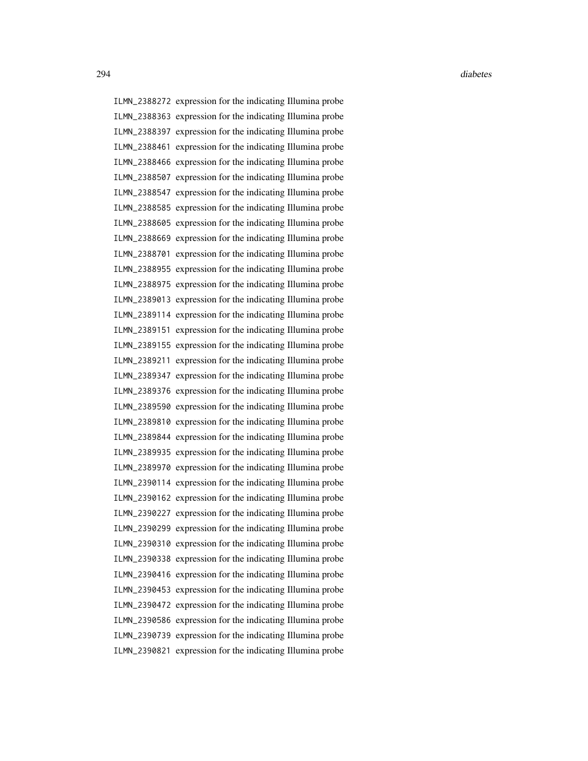ILMN_2388272 expression for the indicating Illumina probe
ILMN_2388363 expression for the indicating Illumina probe
ILMN_2388397 expression for the indicating Illumina probe
ILMN_2388461 expression for the indicating Illumina probe
ILMN_2388466 expression for the indicating Illumina probe
ILMN_2388507 expression for the indicating Illumina probe
ILMN_2388547 expression for the indicating Illumina probe
ILMN_2388585 expression for the indicating Illumina probe
ILMN_2388605 expression for the indicating Illumina probe
ILMN_2388669 expression for the indicating Illumina probe
ILMN_2388701 expression for the indicating Illumina probe
ILMN_2388955 expression for the indicating Illumina probe
ILMN_2388975 expression for the indicating Illumina probe
ILMN_2389013 expression for the indicating Illumina probe
ILMN_2389114 expression for the indicating Illumina probe
ILMN_2389151 expression for the indicating Illumina probe
ILMN_2389155 expression for the indicating Illumina probe
ILMN_2389211 expression for the indicating Illumina probe
ILMN_2389347 expression for the indicating Illumina probe
ILMN_2389376 expression for the indicating Illumina probe
ILMN_2389590 expression for the indicating Illumina probe
ILMN_2389810 expression for the indicating Illumina probe
ILMN_2389844 expression for the indicating Illumina probe
ILMN_2389935 expression for the indicating Illumina probe
ILMN_2389970 expression for the indicating Illumina probe
ILMN_2390114 expression for the indicating Illumina probe
ILMN_2390162 expression for the indicating Illumina probe
ILMN_2390227 expression for the indicating Illumina probe
ILMN_2390299 expression for the indicating Illumina probe
ILMN_2390310 expression for the indicating Illumina probe
ILMN_2390338 expression for the indicating Illumina probe
ILMN_2390416 expression for the indicating Illumina probe
ILMN_2390453 expression for the indicating Illumina probe
ILMN_2390472 expression for the indicating Illumina probe
ILMN_2390586 expression for the indicating Illumina probe
ILMN_2390739 expression for the indicating Illumina probe
ILMN_2390821 expression for the indicating Illumina probe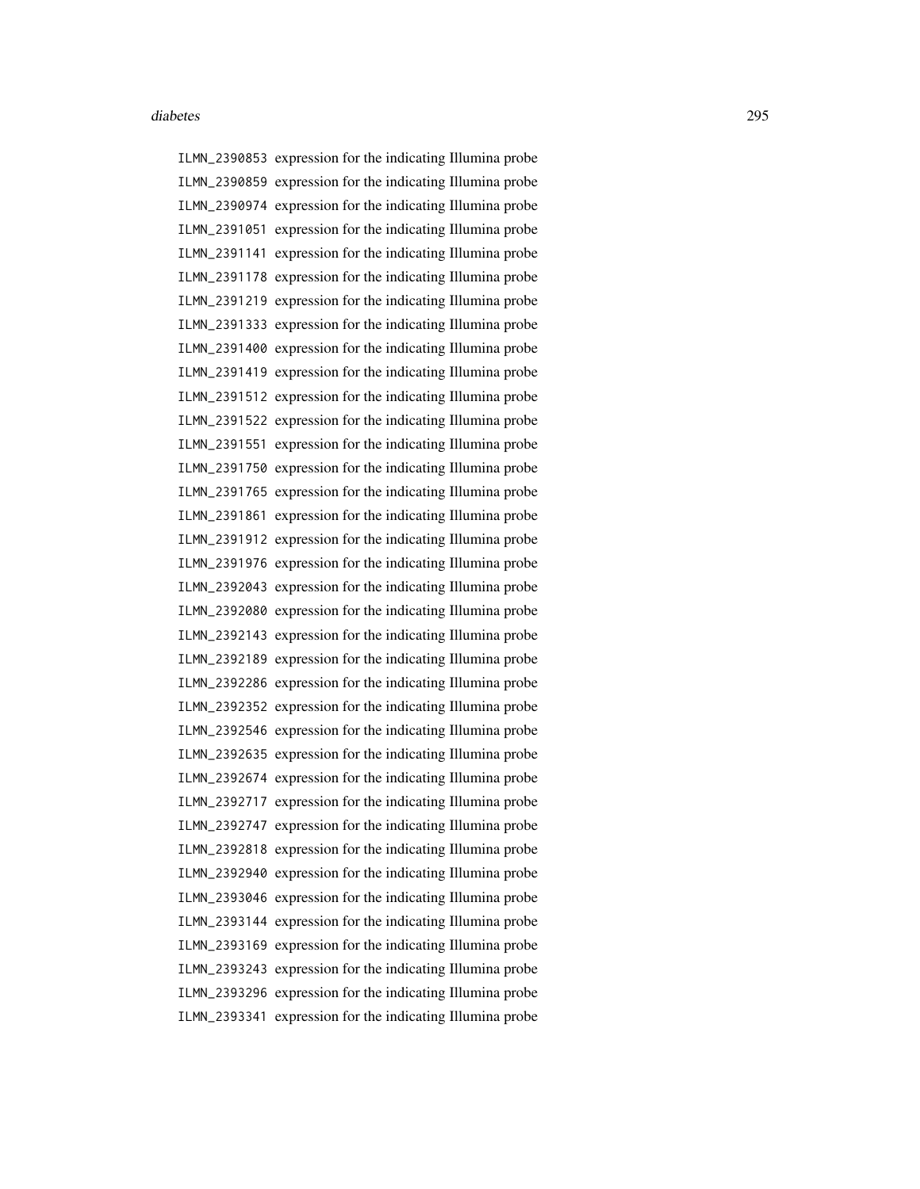ILMN_2390853 expression for the indicating Illumina probe
ILMN_2390859 expression for the indicating Illumina probe
ILMN_2390974 expression for the indicating Illumina probe
ILMN_2391051 expression for the indicating Illumina probe
ILMN_2391141 expression for the indicating Illumina probe
ILMN_2391178 expression for the indicating Illumina probe
ILMN_2391219 expression for the indicating Illumina probe
ILMN_2391333 expression for the indicating Illumina probe
ILMN_2391400 expression for the indicating Illumina probe
ILMN_2391419 expression for the indicating Illumina probe
ILMN_2391512 expression for the indicating Illumina probe
ILMN_2391522 expression for the indicating Illumina probe
ILMN_2391551 expression for the indicating Illumina probe
ILMN_2391750 expression for the indicating Illumina probe
ILMN_2391765 expression for the indicating Illumina probe
ILMN_2391861 expression for the indicating Illumina probe
ILMN_2391912 expression for the indicating Illumina probe
ILMN_2391976 expression for the indicating Illumina probe
ILMN_2392043 expression for the indicating Illumina probe
ILMN_2392080 expression for the indicating Illumina probe
ILMN_2392143 expression for the indicating Illumina probe
ILMN_2392189 expression for the indicating Illumina probe
ILMN_2392286 expression for the indicating Illumina probe
ILMN_2392352 expression for the indicating Illumina probe
ILMN_2392546 expression for the indicating Illumina probe
ILMN_2392635 expression for the indicating Illumina probe
ILMN_2392674 expression for the indicating Illumina probe
ILMN_2392717 expression for the indicating Illumina probe
ILMN_2392747 expression for the indicating Illumina probe
ILMN_2392818 expression for the indicating Illumina probe
ILMN_2392940 expression for the indicating Illumina probe
ILMN_2393046 expression for the indicating Illumina probe
ILMN_2393144 expression for the indicating Illumina probe
ILMN_2393169 expression for the indicating Illumina probe
ILMN_2393243 expression for the indicating Illumina probe
ILMN_2393296 expression for the indicating Illumina probe
ILMN_2393341 expression for the indicating Illumina probe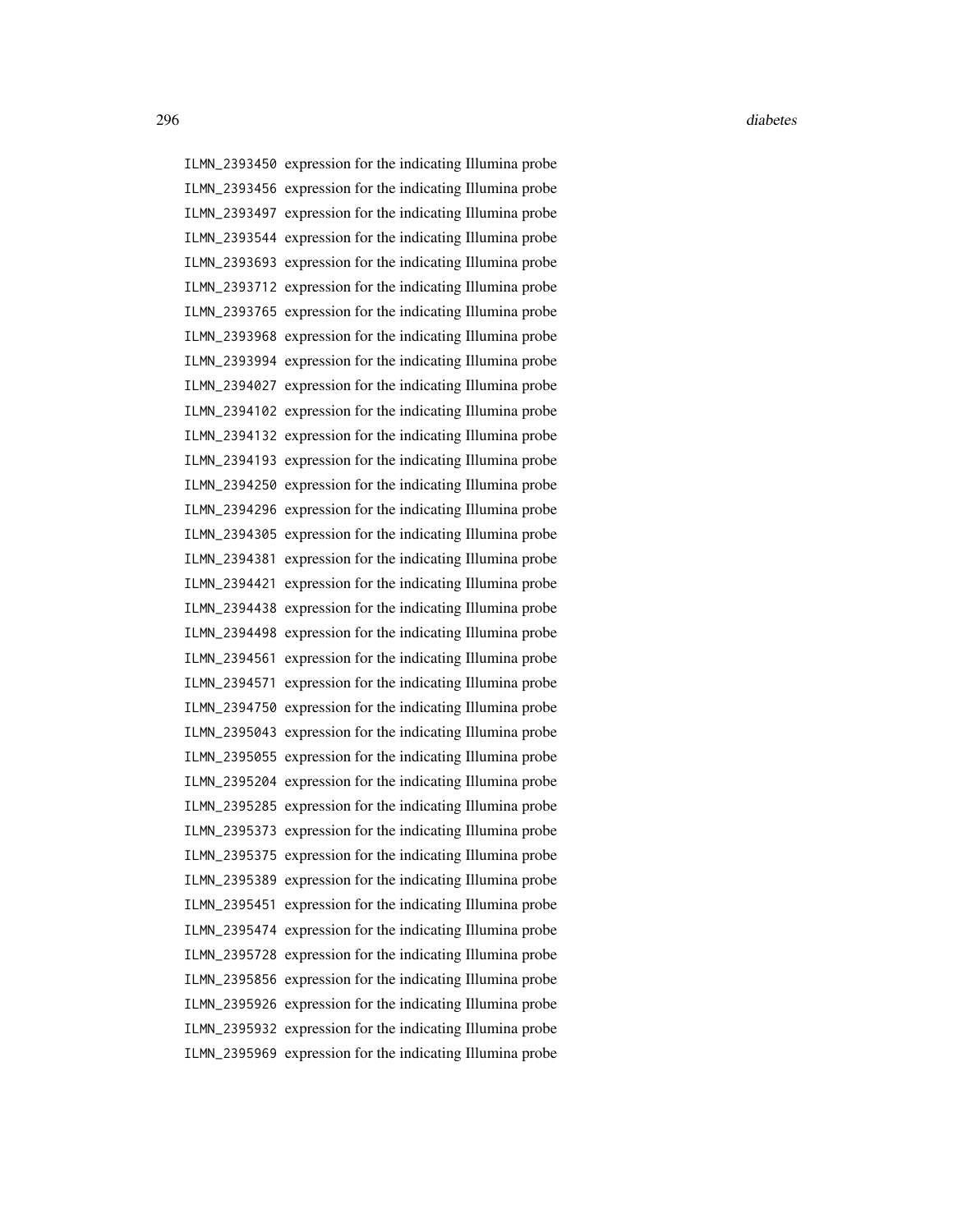ILMN_2393450 expression for the indicating Illumina probe
ILMN_2393456 expression for the indicating Illumina probe
ILMN_2393497 expression for the indicating Illumina probe
ILMN_2393544 expression for the indicating Illumina probe
ILMN_2393693 expression for the indicating Illumina probe
ILMN_2393712 expression for the indicating Illumina probe
ILMN_2393765 expression for the indicating Illumina probe
ILMN_2393968 expression for the indicating Illumina probe
ILMN_2393994 expression for the indicating Illumina probe
ILMN_2394027 expression for the indicating Illumina probe
ILMN_2394102 expression for the indicating Illumina probe
ILMN_2394132 expression for the indicating Illumina probe
ILMN_2394193 expression for the indicating Illumina probe
ILMN_2394250 expression for the indicating Illumina probe
ILMN_2394296 expression for the indicating Illumina probe
ILMN_2394305 expression for the indicating Illumina probe
ILMN_2394381 expression for the indicating Illumina probe
ILMN_2394421 expression for the indicating Illumina probe
ILMN_2394438 expression for the indicating Illumina probe
ILMN_2394498 expression for the indicating Illumina probe
ILMN_2394561 expression for the indicating Illumina probe
ILMN_2394571 expression for the indicating Illumina probe
ILMN_2394750 expression for the indicating Illumina probe
ILMN_2395043 expression for the indicating Illumina probe
ILMN_2395055 expression for the indicating Illumina probe
ILMN_2395204 expression for the indicating Illumina probe
ILMN_2395285 expression for the indicating Illumina probe
ILMN_2395373 expression for the indicating Illumina probe
ILMN_2395375 expression for the indicating Illumina probe
ILMN_2395389 expression for the indicating Illumina probe
ILMN_2395451 expression for the indicating Illumina probe
ILMN_2395474 expression for the indicating Illumina probe
ILMN_2395728 expression for the indicating Illumina probe
ILMN_2395856 expression for the indicating Illumina probe
ILMN_2395926 expression for the indicating Illumina probe
ILMN_2395932 expression for the indicating Illumina probe
ILMN_2395969 expression for the indicating Illumina probe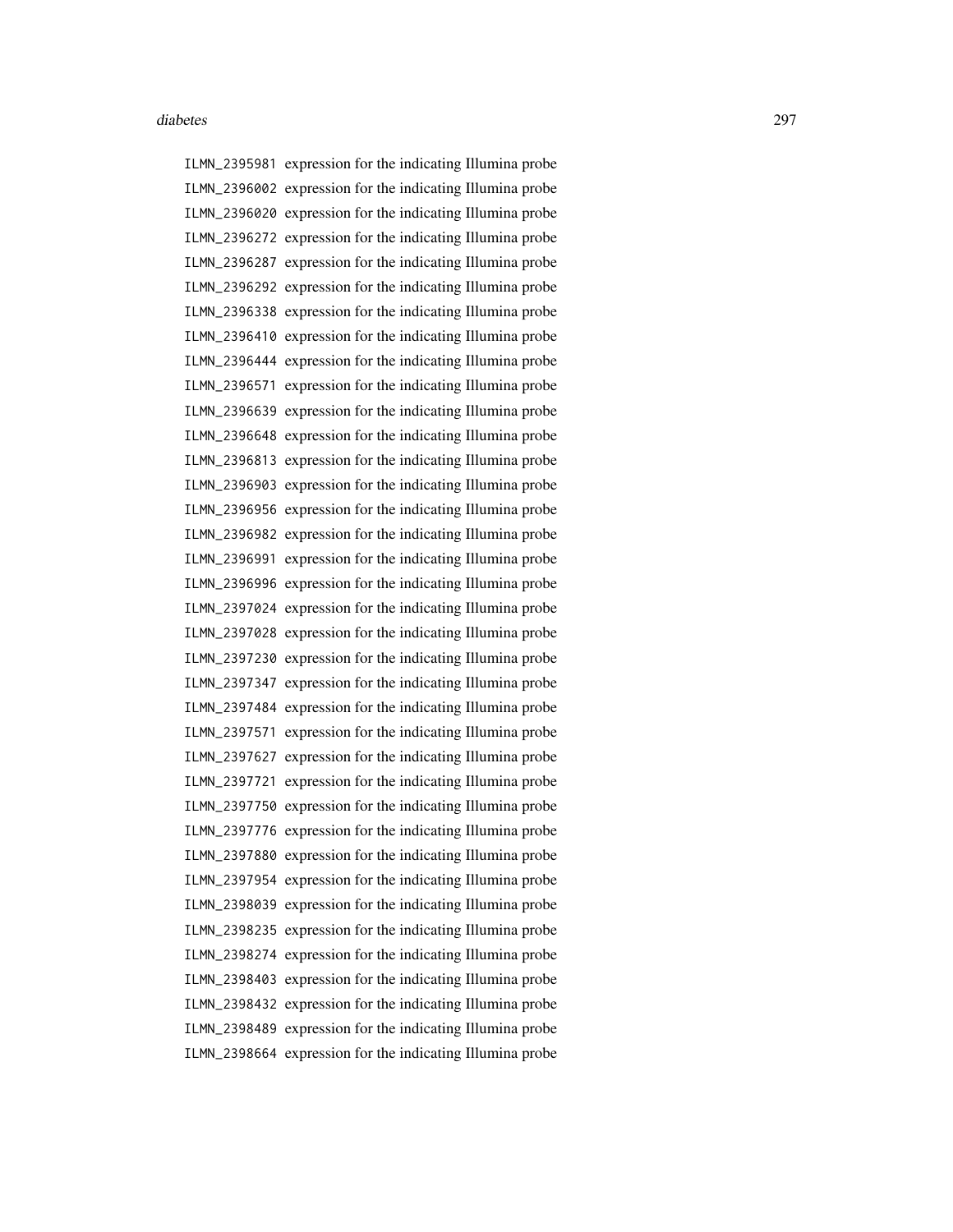| | |
|---|---|
| ILMN_2395981 | expression for the indicating Illumina probe |
| ILMN_2396002 | expression for the indicating Illumina probe |
| ILMN_2396020 | expression for the indicating Illumina probe |
| ILMN_2396272 | expression for the indicating Illumina probe |
| ILMN_2396287 | expression for the indicating Illumina probe |
| ILMN_2396292 | expression for the indicating Illumina probe |
| ILMN_2396338 | expression for the indicating Illumina probe |
| ILMN_2396410 | expression for the indicating Illumina probe |
| ILMN_2396444 | expression for the indicating Illumina probe |
| ILMN_2396571 | expression for the indicating Illumina probe |
| ILMN_2396639 | expression for the indicating Illumina probe |
| ILMN_2396648 | expression for the indicating Illumina probe |
| ILMN_2396813 | expression for the indicating Illumina probe |
| ILMN_2396903 | expression for the indicating Illumina probe |
| ILMN_2396956 | expression for the indicating Illumina probe |
| ILMN_2396982 | expression for the indicating Illumina probe |
| ILMN_2396991 | expression for the indicating Illumina probe |
| ILMN_2396996 | expression for the indicating Illumina probe |
| ILMN_2397024 | expression for the indicating Illumina probe |
| ILMN_2397028 | expression for the indicating Illumina probe |
| ILMN_2397230 | expression for the indicating Illumina probe |
| ILMN_2397347 | expression for the indicating Illumina probe |
| ILMN_2397484 | expression for the indicating Illumina probe |
| ILMN_2397571 | expression for the indicating Illumina probe |
| ILMN_2397627 | expression for the indicating Illumina probe |
| ILMN_2397721 | expression for the indicating Illumina probe |
| ILMN_2397750 | expression for the indicating Illumina probe |
| ILMN_2397776 | expression for the indicating Illumina probe |
| ILMN_2397880 | expression for the indicating Illumina probe |
| ILMN_2397954 | expression for the indicating Illumina probe |
| ILMN_2398039 | expression for the indicating Illumina probe |
| ILMN_2398235 | expression for the indicating Illumina probe |
| ILMN_2398274 | expression for the indicating Illumina probe |
| ILMN_2398403 | expression for the indicating Illumina probe |
| ILMN_2398432 | expression for the indicating Illumina probe |
| ILMN_2398489 | expression for the indicating Illumina probe |
| ILMN_2398664 | expression for the indicating Illumina probe |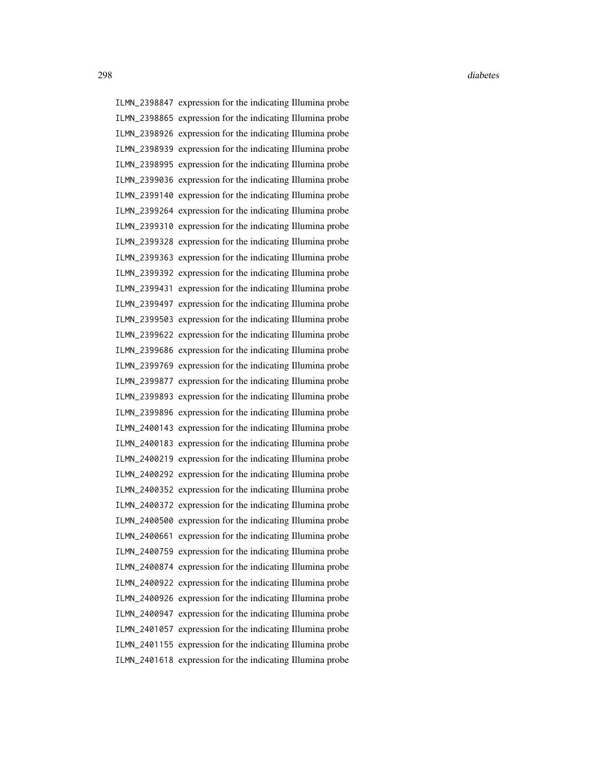ILMN_2398847 expression for the indicating Illumina probe
ILMN_2398865 expression for the indicating Illumina probe
ILMN_2398926 expression for the indicating Illumina probe
ILMN_2398939 expression for the indicating Illumina probe
ILMN_2398995 expression for the indicating Illumina probe
ILMN_2399036 expression for the indicating Illumina probe
ILMN_2399140 expression for the indicating Illumina probe
ILMN_2399264 expression for the indicating Illumina probe
ILMN_2399310 expression for the indicating Illumina probe
ILMN_2399328 expression for the indicating Illumina probe
ILMN_2399363 expression for the indicating Illumina probe
ILMN_2399392 expression for the indicating Illumina probe
ILMN_2399431 expression for the indicating Illumina probe
ILMN_2399497 expression for the indicating Illumina probe
ILMN_2399503 expression for the indicating Illumina probe
ILMN_2399622 expression for the indicating Illumina probe
ILMN_2399686 expression for the indicating Illumina probe
ILMN_2399769 expression for the indicating Illumina probe
ILMN_2399877 expression for the indicating Illumina probe
ILMN_2399893 expression for the indicating Illumina probe
ILMN_2399896 expression for the indicating Illumina probe
ILMN_2400143 expression for the indicating Illumina probe
ILMN_2400183 expression for the indicating Illumina probe
ILMN_2400219 expression for the indicating Illumina probe
ILMN_2400292 expression for the indicating Illumina probe
ILMN_2400352 expression for the indicating Illumina probe
ILMN_2400372 expression for the indicating Illumina probe
ILMN_2400500 expression for the indicating Illumina probe
ILMN_2400661 expression for the indicating Illumina probe
ILMN_2400759 expression for the indicating Illumina probe
ILMN_2400874 expression for the indicating Illumina probe
ILMN_2400922 expression for the indicating Illumina probe
ILMN_2400926 expression for the indicating Illumina probe
ILMN_2400947 expression for the indicating Illumina probe
ILMN_2401057 expression for the indicating Illumina probe
ILMN_2401155 expression for the indicating Illumina probe
ILMN_2401618 expression for the indicating Illumina probe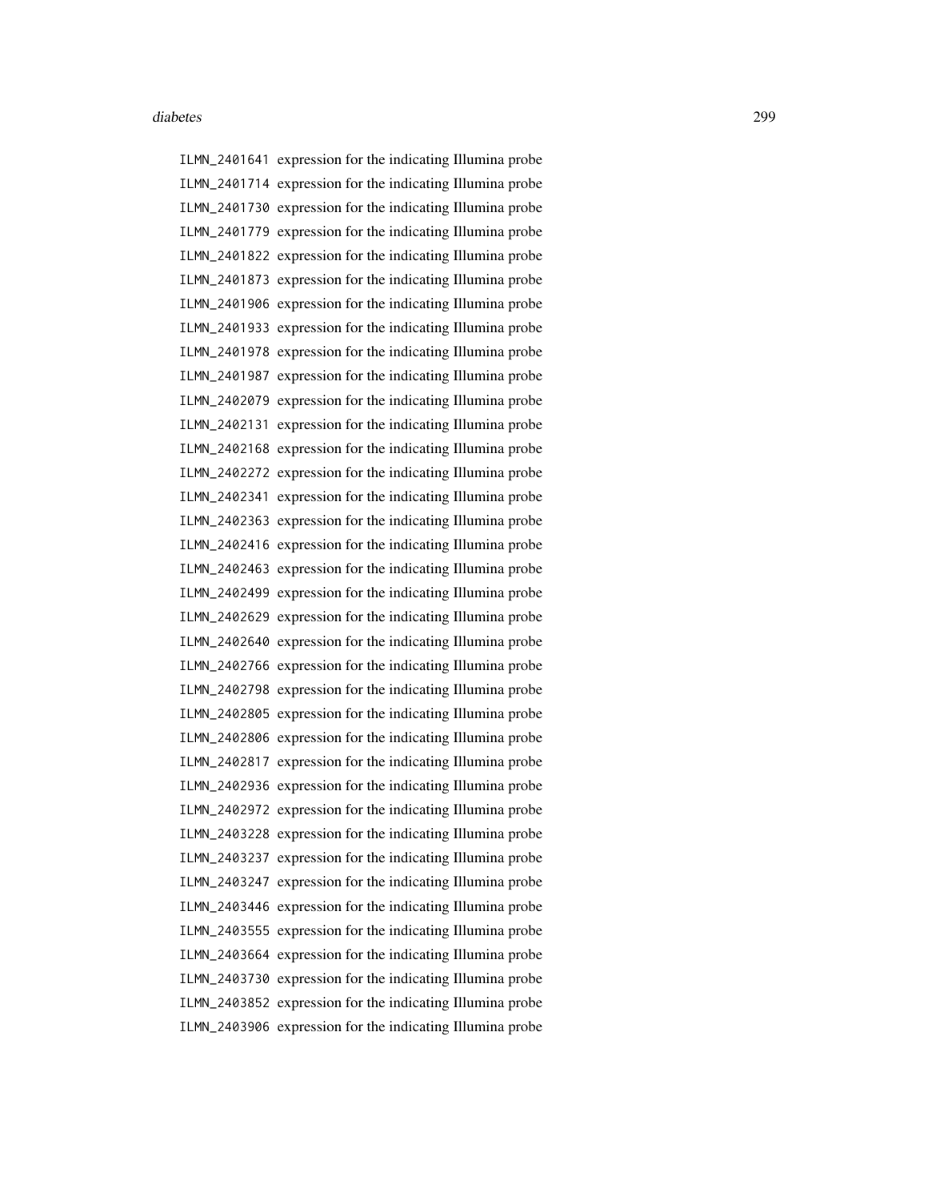| | |
|---|---|
| ILMN_2401641 | expression for the indicating Illumina probe |
| ILMN_2401714 | expression for the indicating Illumina probe |
| ILMN_2401730 | expression for the indicating Illumina probe |
| ILMN_2401779 | expression for the indicating Illumina probe |
| ILMN_2401822 | expression for the indicating Illumina probe |
| ILMN_2401873 | expression for the indicating Illumina probe |
| ILMN_2401906 | expression for the indicating Illumina probe |
| ILMN_2401933 | expression for the indicating Illumina probe |
| ILMN_2401978 | expression for the indicating Illumina probe |
| ILMN_2401987 | expression for the indicating Illumina probe |
| ILMN_2402079 | expression for the indicating Illumina probe |
| ILMN_2402131 | expression for the indicating Illumina probe |
| ILMN_2402168 | expression for the indicating Illumina probe |
| ILMN_2402272 | expression for the indicating Illumina probe |
| ILMN_2402341 | expression for the indicating Illumina probe |
| ILMN_2402363 | expression for the indicating Illumina probe |
| ILMN_2402416 | expression for the indicating Illumina probe |
| ILMN_2402463 | expression for the indicating Illumina probe |
| ILMN_2402499 | expression for the indicating Illumina probe |
| ILMN_2402629 | expression for the indicating Illumina probe |
| ILMN_2402640 | expression for the indicating Illumina probe |
| ILMN_2402766 | expression for the indicating Illumina probe |
| ILMN_2402798 | expression for the indicating Illumina probe |
| ILMN_2402805 | expression for the indicating Illumina probe |
| ILMN_2402806 | expression for the indicating Illumina probe |
| ILMN_2402817 | expression for the indicating Illumina probe |
| ILMN_2402936 | expression for the indicating Illumina probe |
| ILMN_2402972 | expression for the indicating Illumina probe |
| ILMN_2403228 | expression for the indicating Illumina probe |
| ILMN_2403237 | expression for the indicating Illumina probe |
| ILMN_2403247 | expression for the indicating Illumina probe |
| ILMN_2403446 | expression for the indicating Illumina probe |
| ILMN_2403555 | expression for the indicating Illumina probe |
| ILMN_2403664 | expression for the indicating Illumina probe |
| ILMN_2403730 | expression for the indicating Illumina probe |
| ILMN_2403852 | expression for the indicating Illumina probe |
| ILMN_2403906 | expression for the indicating Illumina probe |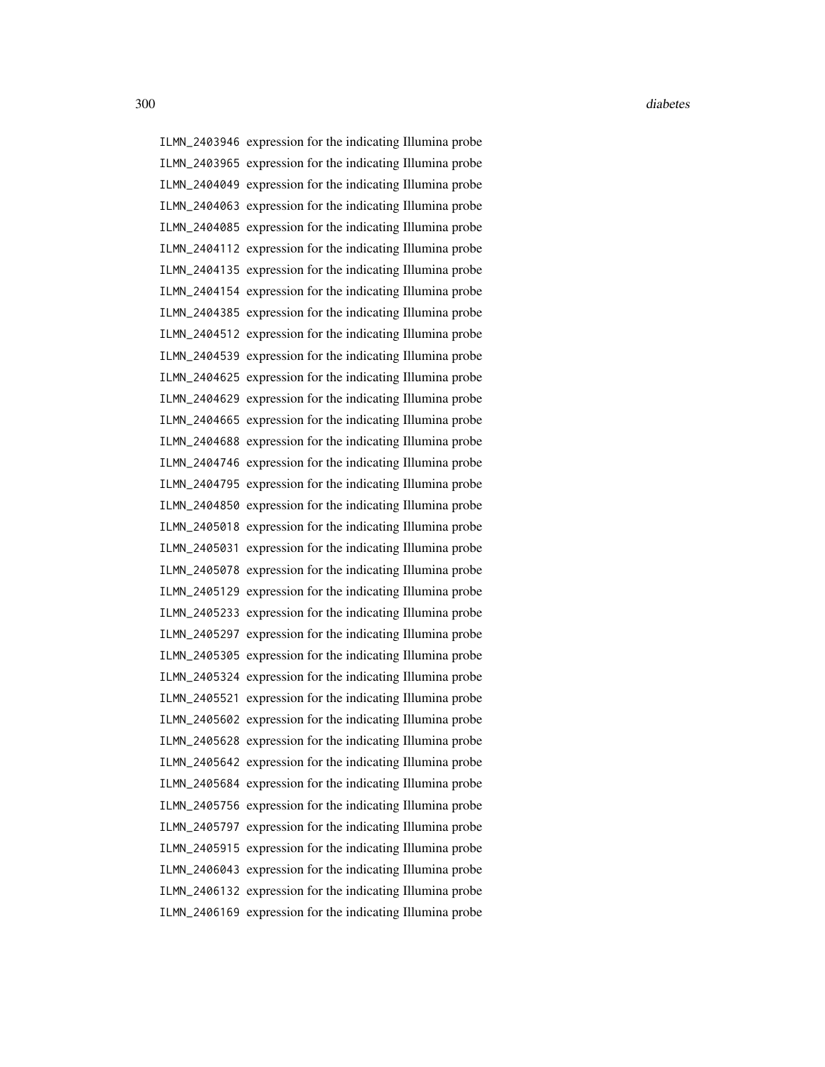ILMN_2403946 expression for the indicating Illumina probe
ILMN_2403965 expression for the indicating Illumina probe
ILMN_2404049 expression for the indicating Illumina probe
ILMN_2404063 expression for the indicating Illumina probe
ILMN_2404085 expression for the indicating Illumina probe
ILMN_2404112 expression for the indicating Illumina probe
ILMN_2404135 expression for the indicating Illumina probe
ILMN_2404154 expression for the indicating Illumina probe
ILMN_2404385 expression for the indicating Illumina probe
ILMN_2404512 expression for the indicating Illumina probe
ILMN_2404539 expression for the indicating Illumina probe
ILMN_2404625 expression for the indicating Illumina probe
ILMN_2404629 expression for the indicating Illumina probe
ILMN_2404665 expression for the indicating Illumina probe
ILMN_2404688 expression for the indicating Illumina probe
ILMN_2404746 expression for the indicating Illumina probe
ILMN_2404795 expression for the indicating Illumina probe
ILMN_2404850 expression for the indicating Illumina probe
ILMN_2405018 expression for the indicating Illumina probe
ILMN_2405031 expression for the indicating Illumina probe
ILMN_2405078 expression for the indicating Illumina probe
ILMN_2405129 expression for the indicating Illumina probe
ILMN_2405233 expression for the indicating Illumina probe
ILMN_2405297 expression for the indicating Illumina probe
ILMN_2405305 expression for the indicating Illumina probe
ILMN_2405324 expression for the indicating Illumina probe
ILMN_2405521 expression for the indicating Illumina probe
ILMN_2405602 expression for the indicating Illumina probe
ILMN_2405628 expression for the indicating Illumina probe
ILMN_2405642 expression for the indicating Illumina probe
ILMN_2405684 expression for the indicating Illumina probe
ILMN_2405756 expression for the indicating Illumina probe
ILMN_2405797 expression for the indicating Illumina probe
ILMN_2405915 expression for the indicating Illumina probe
ILMN_2406043 expression for the indicating Illumina probe
ILMN_2406132 expression for the indicating Illumina probe
ILMN_2406169 expression for the indicating Illumina probe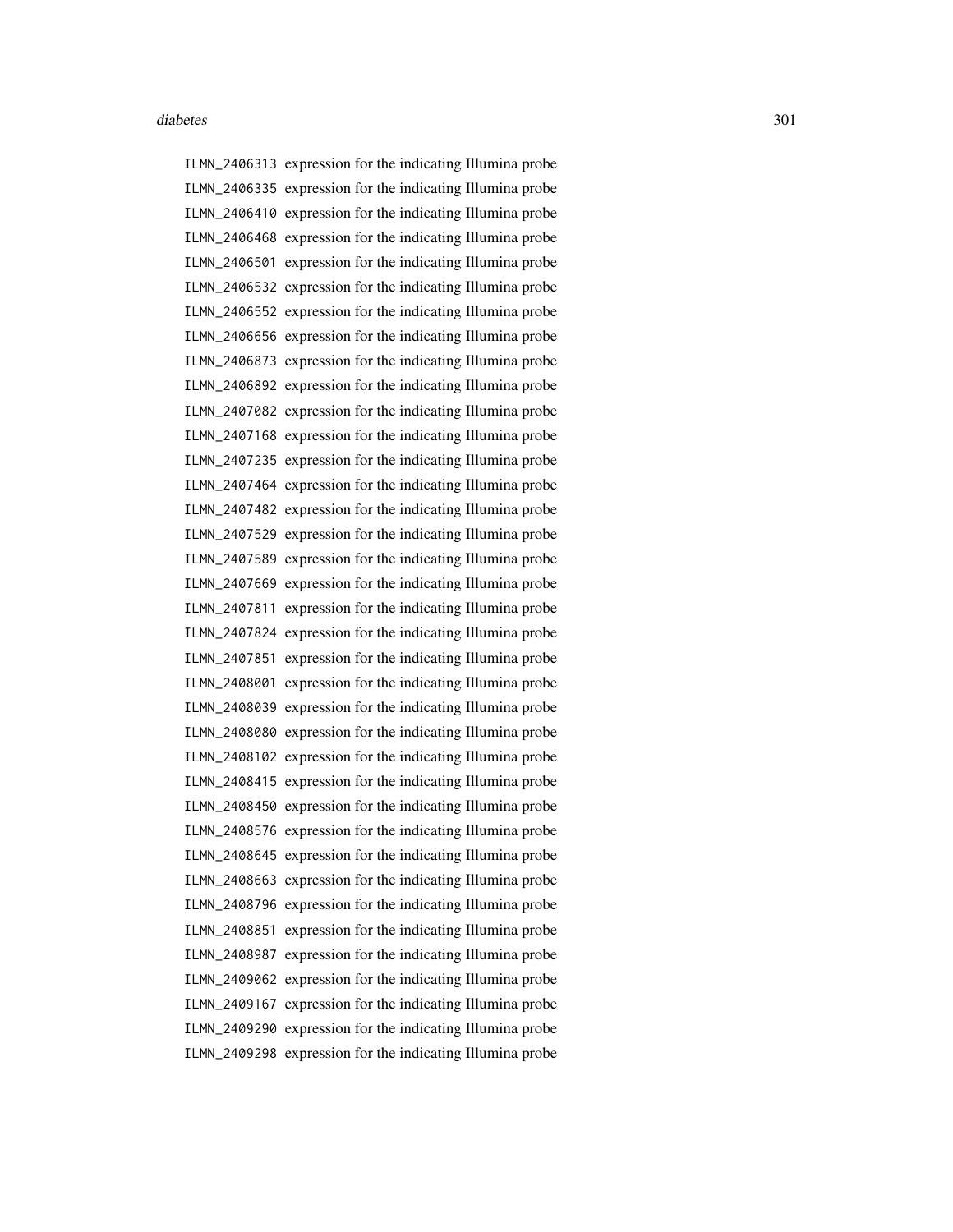| | |
|---|---|
| `ILMN_2406313` | expression for the indicating Illumina probe |
| `ILMN_2406335` | expression for the indicating Illumina probe |
| `ILMN_2406410` | expression for the indicating Illumina probe |
| `ILMN_2406468` | expression for the indicating Illumina probe |
| `ILMN_2406501` | expression for the indicating Illumina probe |
| `ILMN_2406532` | expression for the indicating Illumina probe |
| `ILMN_2406552` | expression for the indicating Illumina probe |
| `ILMN_2406656` | expression for the indicating Illumina probe |
| `ILMN_2406873` | expression for the indicating Illumina probe |
| `ILMN_2406892` | expression for the indicating Illumina probe |
| `ILMN_2407082` | expression for the indicating Illumina probe |
| `ILMN_2407168` | expression for the indicating Illumina probe |
| `ILMN_2407235` | expression for the indicating Illumina probe |
| `ILMN_2407464` | expression for the indicating Illumina probe |
| `ILMN_2407482` | expression for the indicating Illumina probe |
| `ILMN_2407529` | expression for the indicating Illumina probe |
| `ILMN_2407589` | expression for the indicating Illumina probe |
| `ILMN_2407669` | expression for the indicating Illumina probe |
| `ILMN_2407811` | expression for the indicating Illumina probe |
| `ILMN_2407824` | expression for the indicating Illumina probe |
| `ILMN_2407851` | expression for the indicating Illumina probe |
| `ILMN_2408001` | expression for the indicating Illumina probe |
| `ILMN_2408039` | expression for the indicating Illumina probe |
| `ILMN_2408080` | expression for the indicating Illumina probe |
| `ILMN_2408102` | expression for the indicating Illumina probe |
| `ILMN_2408415` | expression for the indicating Illumina probe |
| `ILMN_2408450` | expression for the indicating Illumina probe |
| `ILMN_2408576` | expression for the indicating Illumina probe |
| `ILMN_2408645` | expression for the indicating Illumina probe |
| `ILMN_2408663` | expression for the indicating Illumina probe |
| `ILMN_2408796` | expression for the indicating Illumina probe |
| `ILMN_2408851` | expression for the indicating Illumina probe |
| `ILMN_2408987` | expression for the indicating Illumina probe |
| `ILMN_2409062` | expression for the indicating Illumina probe |
| `ILMN_2409167` | expression for the indicating Illumina probe |
| `ILMN_2409290` | expression for the indicating Illumina probe |
| `ILMN_2409298` | expression for the indicating Illumina probe |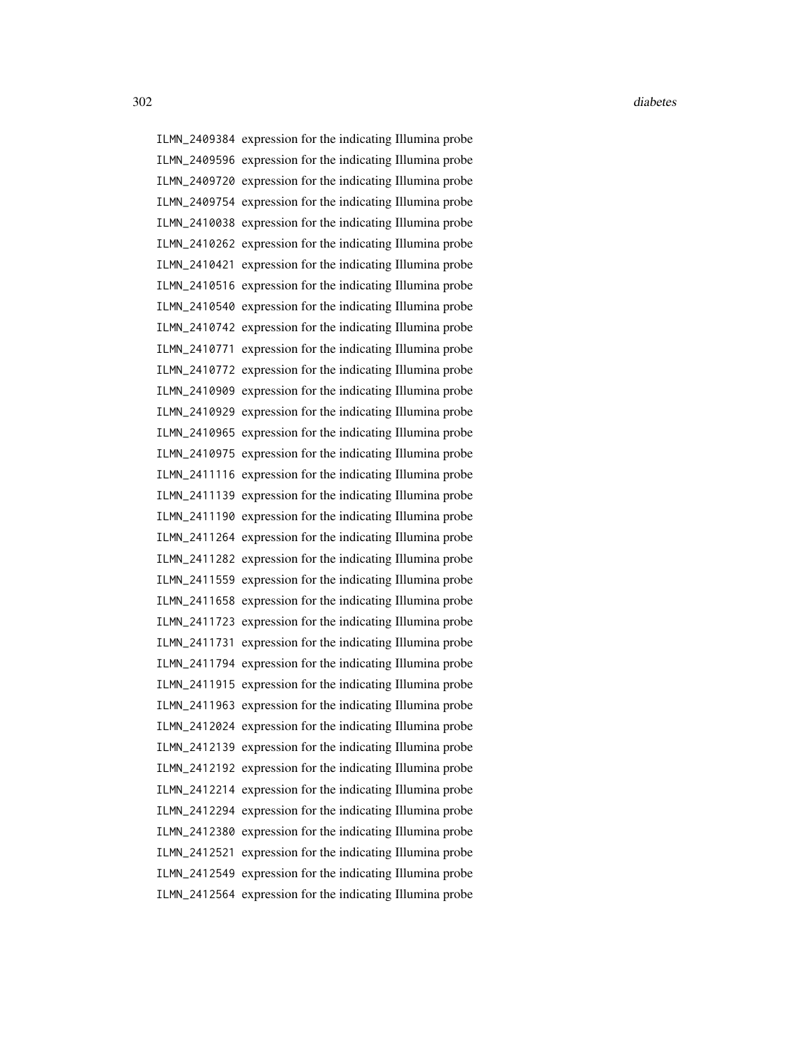ILMN_2409384 expression for the indicating Illumina probe
ILMN_2409596 expression for the indicating Illumina probe
ILMN_2409720 expression for the indicating Illumina probe
ILMN_2409754 expression for the indicating Illumina probe
ILMN_2410038 expression for the indicating Illumina probe
ILMN_2410262 expression for the indicating Illumina probe
ILMN_2410421 expression for the indicating Illumina probe
ILMN_2410516 expression for the indicating Illumina probe
ILMN_2410540 expression for the indicating Illumina probe
ILMN_2410742 expression for the indicating Illumina probe
ILMN_2410771 expression for the indicating Illumina probe
ILMN_2410772 expression for the indicating Illumina probe
ILMN_2410909 expression for the indicating Illumina probe
ILMN_2410929 expression for the indicating Illumina probe
ILMN_2410965 expression for the indicating Illumina probe
ILMN_2410975 expression for the indicating Illumina probe
ILMN_2411116 expression for the indicating Illumina probe
ILMN_2411139 expression for the indicating Illumina probe
ILMN_2411190 expression for the indicating Illumina probe
ILMN_2411264 expression for the indicating Illumina probe
ILMN_2411282 expression for the indicating Illumina probe
ILMN_2411559 expression for the indicating Illumina probe
ILMN_2411658 expression for the indicating Illumina probe
ILMN_2411723 expression for the indicating Illumina probe
ILMN_2411731 expression for the indicating Illumina probe
ILMN_2411794 expression for the indicating Illumina probe
ILMN_2411915 expression for the indicating Illumina probe
ILMN_2411963 expression for the indicating Illumina probe
ILMN_2412024 expression for the indicating Illumina probe
ILMN_2412139 expression for the indicating Illumina probe
ILMN_2412192 expression for the indicating Illumina probe
ILMN_2412214 expression for the indicating Illumina probe
ILMN_2412294 expression for the indicating Illumina probe
ILMN_2412380 expression for the indicating Illumina probe
ILMN_2412521 expression for the indicating Illumina probe
ILMN_2412549 expression for the indicating Illumina probe
ILMN_2412564 expression for the indicating Illumina probe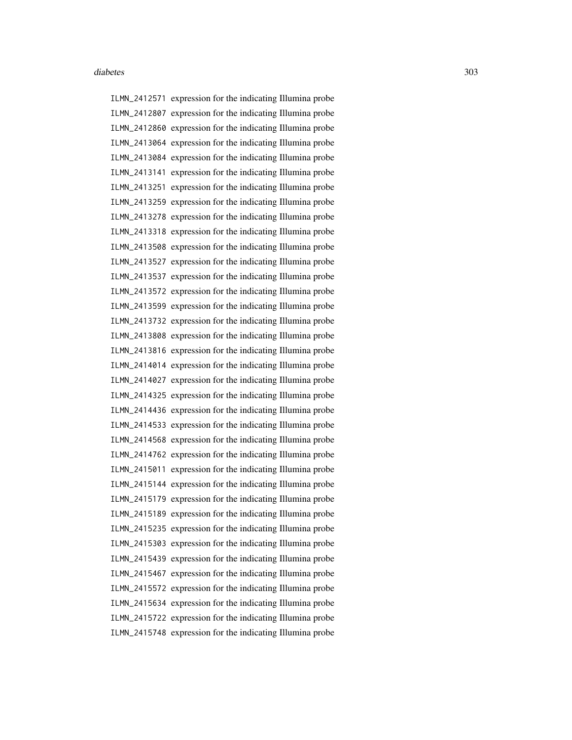ILMN_2412571 expression for the indicating Illumina probe
ILMN_2412807 expression for the indicating Illumina probe
ILMN_2412860 expression for the indicating Illumina probe
ILMN_2413064 expression for the indicating Illumina probe
ILMN_2413084 expression for the indicating Illumina probe
ILMN_2413141 expression for the indicating Illumina probe
ILMN_2413251 expression for the indicating Illumina probe
ILMN_2413259 expression for the indicating Illumina probe
ILMN_2413278 expression for the indicating Illumina probe
ILMN_2413318 expression for the indicating Illumina probe
ILMN_2413508 expression for the indicating Illumina probe
ILMN_2413527 expression for the indicating Illumina probe
ILMN_2413537 expression for the indicating Illumina probe
ILMN_2413572 expression for the indicating Illumina probe
ILMN_2413599 expression for the indicating Illumina probe
ILMN_2413732 expression for the indicating Illumina probe
ILMN_2413808 expression for the indicating Illumina probe
ILMN_2413816 expression for the indicating Illumina probe
ILMN_2414014 expression for the indicating Illumina probe
ILMN_2414027 expression for the indicating Illumina probe
ILMN_2414325 expression for the indicating Illumina probe
ILMN_2414436 expression for the indicating Illumina probe
ILMN_2414533 expression for the indicating Illumina probe
ILMN_2414568 expression for the indicating Illumina probe
ILMN_2414762 expression for the indicating Illumina probe
ILMN_2415011 expression for the indicating Illumina probe
ILMN_2415144 expression for the indicating Illumina probe
ILMN_2415179 expression for the indicating Illumina probe
ILMN_2415189 expression for the indicating Illumina probe
ILMN_2415235 expression for the indicating Illumina probe
ILMN_2415303 expression for the indicating Illumina probe
ILMN_2415439 expression for the indicating Illumina probe
ILMN_2415467 expression for the indicating Illumina probe
ILMN_2415572 expression for the indicating Illumina probe
ILMN_2415634 expression for the indicating Illumina probe
ILMN_2415722 expression for the indicating Illumina probe
ILMN_2415748 expression for the indicating Illumina probe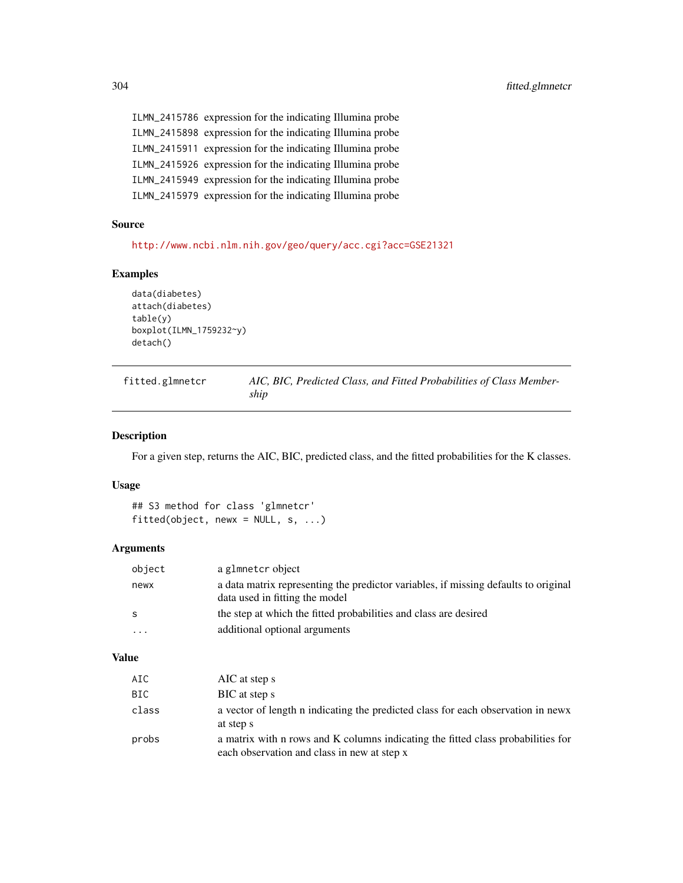| | |
|---|---|
| ILMN_2415786 | expression for the indicating Illumina probe |
| ILMN_2415898 | expression for the indicating Illumina probe |
| ILMN_2415911 | expression for the indicating Illumina probe |
| ILMN_2415926 | expression for the indicating Illumina probe |
| ILMN_2415949 | expression for the indicating Illumina probe |
| ILMN_2415979 | expression for the indicating Illumina probe |

### Source

http://www.ncbi.nlm.nih.gov/geo/query/acc.cgi?acc=GSE21321

### Examples

```
data(diabetes)
attach(diabetes)
table(y)
boxplot(ILMN_1759232~y)
detach()
```

---

## fitted.glmnetcr — *AIC, BIC, Predicted Class, and Fitted Probabilities of Class Membership*

---

### Description

For a given step, returns the AIC, BIC, predicted class, and the fitted probabilities for the K classes.

### Usage

```
## S3 method for class 'glmnetcr'
fitted(object, newx = NULL, s, ...)
```

### Arguments

| | |
|---|---|
| object | a glmnetcr object |
| newx | a data matrix representing the predictor variables, if missing defaults to original data used in fitting the model |
| s | the step at which the fitted probabilities and class are desired |
| ... | additional optional arguments |

### Value

| | |
|---|---|
| AIC | AIC at step s |
| BIC | BIC at step s |
| class | a vector of length n indicating the predicted class for each observation in newx at step s |
| probs | a matrix with n rows and K columns indicating the fitted class probabilities for each observation and class in new at step x |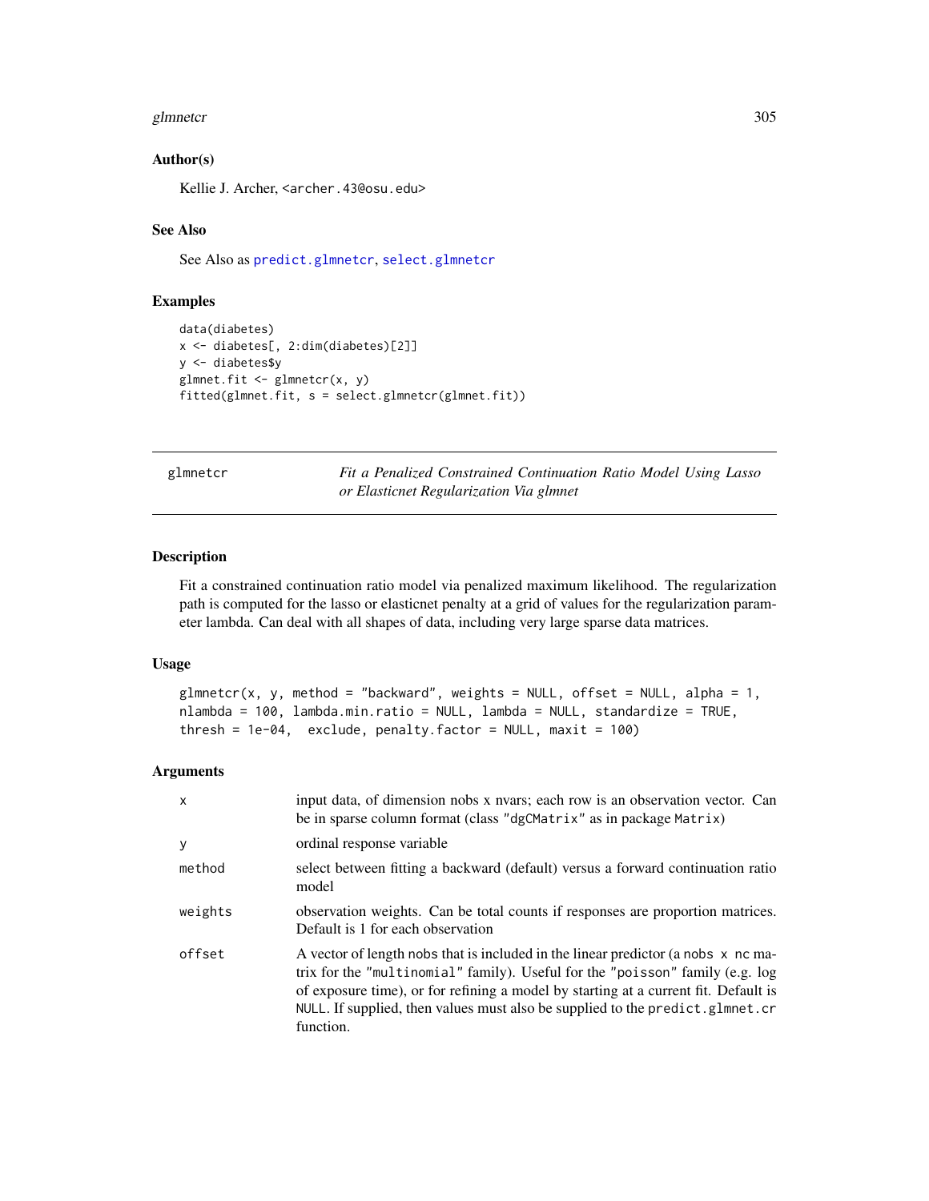### Author(s)

Kellie J. Archer, <archer.43@osu.edu>

### See Also

See Also as predict.glmnetcr, select.glmnetcr

### Examples

```
data(diabetes)
x <- diabetes[, 2:dim(diabetes)[2]]
y <- diabetes$y
glmnet.fit <- glmnetcr(x, y)
fitted(glmnet.fit, s = select.glmnetcr(glmnet.fit))
```

---

## glmnetcr — *Fit a Penalized Constrained Continuation Ratio Model Using Lasso or Elasticnet Regularization Via glmnet*

---

### Description

Fit a constrained continuation ratio model via penalized maximum likelihood. The regularization path is computed for the lasso or elasticnet penalty at a grid of values for the regularization parameter lambda. Can deal with all shapes of data, including very large sparse data matrices.

### Usage

```
glmnetcr(x, y, method = "backward", weights = NULL, offset = NULL, alpha = 1,
nlambda = 100, lambda.min.ratio = NULL, lambda = NULL, standardize = TRUE,
thresh = 1e-04,  exclude, penalty.factor = NULL, maxit = 100)
```

### Arguments

| | |
|---|---|
| `x` | input data, of dimension nobs x nvars; each row is an observation vector. Can be in sparse column format (class "dgCMatrix" as in package Matrix) |
| `y` | ordinal response variable |
| `method` | select between fitting a backward (default) versus a forward continuation ratio model |
| `weights` | observation weights. Can be total counts if responses are proportion matrices. Default is 1 for each observation |
| `offset` | A vector of length nobs that is included in the linear predictor (a nobs x nc matrix for the "multinomial" family). Useful for the "poisson" family (e.g. log of exposure time), or for refining a model by starting at a current fit. Default is NULL. If supplied, then values must also be supplied to the predict.glmnet.cr function. |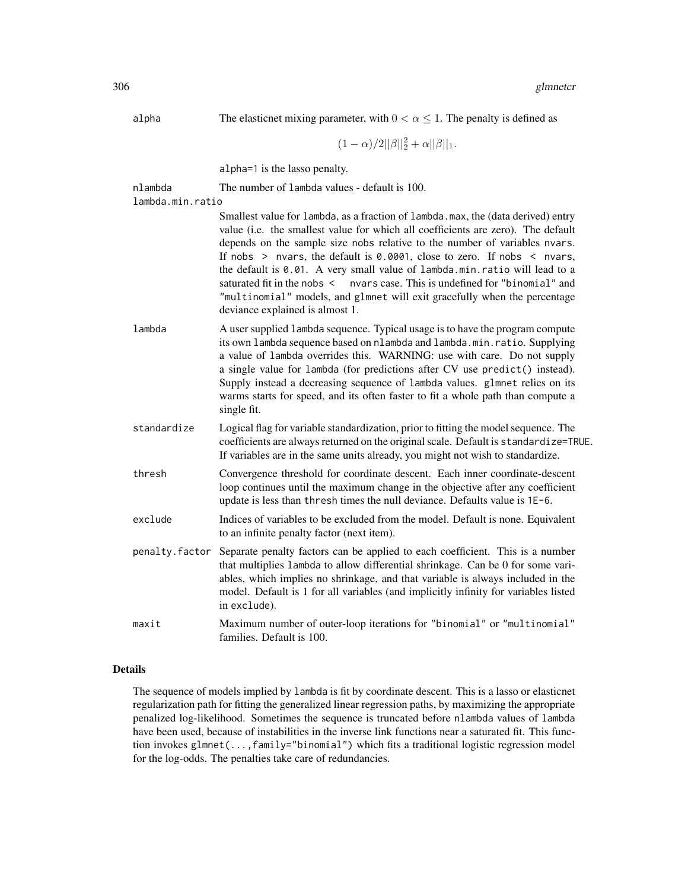| | |
|---|---|
| `alpha` | The elasticnet mixing parameter, with $0 < \alpha \leq 1$. The penalty is defined as $$(1-\alpha)/2\|\|\beta\|\|_2^2 + \alpha\|\|\beta\|\|_1.$$ `alpha=1` is the lasso penalty. |
| `nlambda` | The number of `lambda` values - default is 100. |
| `lambda.min.ratio` | Smallest value for `lambda`, as a fraction of `lambda.max`, the (data derived) entry value (i.e. the smallest value for which all coefficients are zero). The default depends on the sample size `nobs` relative to the number of variables `nvars`. If `nobs > nvars`, the default is `0.0001`, close to zero. If `nobs < nvars`, the default is `0.01`. A very small value of `lambda.min.ratio` will lead to a saturated fit in the `nobs < nvars` case. This is undefined for `"binomial"` and `"multinomial"` models, and `glmnet` will exit gracefully when the percentage deviance explained is almost 1. |
| `lambda` | A user supplied `lambda` sequence. Typical usage is to have the program compute its own `lambda` sequence based on `nlambda` and `lambda.min.ratio`. Supplying a value of `lambda` overrides this. WARNING: use with care. Do not supply a single value for `lambda` (for predictions after CV use `predict()` instead). Supply instead a decreasing sequence of `lambda` values. `glmnet` relies on its warms starts for speed, and its often faster to fit a whole path than compute a single fit. |
| `standardize` | Logical flag for variable standardization, prior to fitting the model sequence. The coefficients are always returned on the original scale. Default is `standardize=TRUE`. If variables are in the same units already, you might not wish to standardize. |
| `thresh` | Convergence threshold for coordinate descent. Each inner coordinate-descent loop continues until the maximum change in the objective after any coefficient update is less than `thresh` times the null deviance. Defaults value is `1E-6`. |
| `exclude` | Indices of variables to be excluded from the model. Default is none. Equivalent to an infinite penalty factor (next item). |
| `penalty.factor` | Separate penalty factors can be applied to each coefficient. This is a number that multiplies `lambda` to allow differential shrinkage. Can be 0 for some variables, which implies no shrinkage, and that variable is always included in the model. Default is 1 for all variables (and implicitly infinity for variables listed in `exclude`). |
| `maxit` | Maximum number of outer-loop iterations for `"binomial"` or `"multinomial"` families. Default is 100. |

## Details

The sequence of models implied by `lambda` is fit by coordinate descent. This is a lasso or elasticnet regularization path for fitting the generalized linear regression paths, by maximizing the appropriate penalized log-likelihood. Sometimes the sequence is truncated before `nlambda` values of `lambda` have been used, because of instabilities in the inverse link functions near a saturated fit. This function invokes `glmnet(...,family="binomial")` which fits a traditional logistic regression model for the log-odds. The penalties take care of redundancies.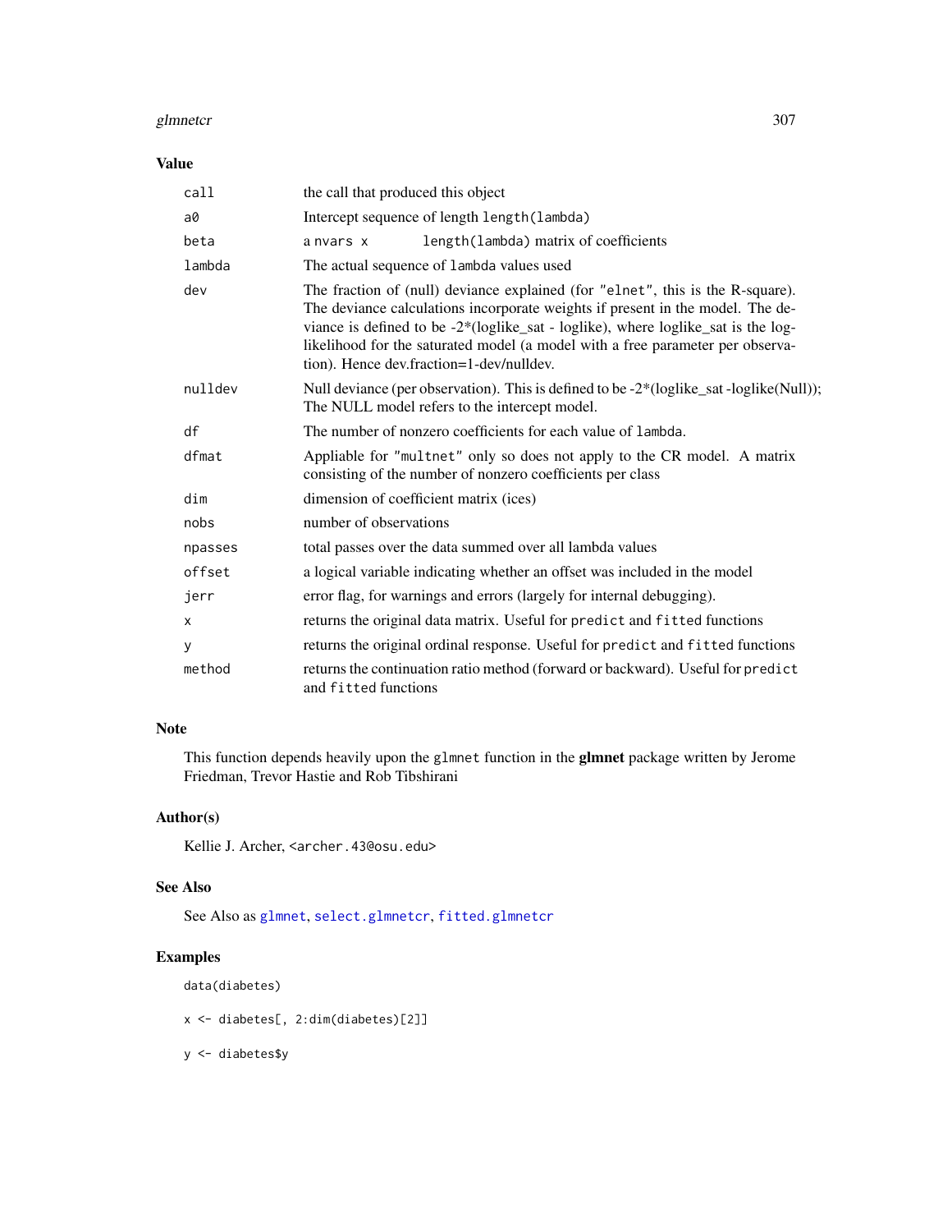## Value

| | |
|---|---|
| `call` | the call that produced this object |
| `a0` | Intercept sequence of length `length(lambda)` |
| `beta` | a `nvars x length(lambda)` matrix of coefficients |
| `lambda` | The actual sequence of `lambda` values used |
| `dev` | The fraction of (null) deviance explained (for `"elnet"`, this is the R-square). The deviance calculations incorporate weights if present in the model. The deviance is defined to be -2*(loglike_sat - loglike), where loglike_sat is the log-likelihood for the saturated model (a model with a free parameter per observation). Hence dev.fraction=1-dev/nulldev. |
| `nulldev` | Null deviance (per observation). This is defined to be -2*(loglike_sat -loglike(Null)); The NULL model refers to the intercept model. |
| `df` | The number of nonzero coefficients for each value of `lambda`. |
| `dfmat` | Appliable for `"multnet"` only so does not apply to the CR model. A matrix consisting of the number of nonzero coefficients per class |
| `dim` | dimension of coefficient matrix (ices) |
| `nobs` | number of observations |
| `npasses` | total passes over the data summed over all lambda values |
| `offset` | a logical variable indicating whether an offset was included in the model |
| `jerr` | error flag, for warnings and errors (largely for internal debugging). |
| `x` | returns the original data matrix. Useful for `predict` and `fitted` functions |
| `y` | returns the original ordinal response. Useful for `predict` and `fitted` functions |
| `method` | returns the continuation ratio method (forward or backward). Useful for `predict` and `fitted` functions |

## Note

This function depends heavily upon the `glmnet` function in the **glmnet** package written by Jerome Friedman, Trevor Hastie and Rob Tibshirani

## Author(s)

Kellie J. Archer, <archer.43@osu.edu>

## See Also

See Also as `glmnet`, `select.glmnetcr`, `fitted.glmnetcr`

## Examples

```
data(diabetes)

x <- diabetes[, 2:dim(diabetes)[2]]

y <- diabetes$y
```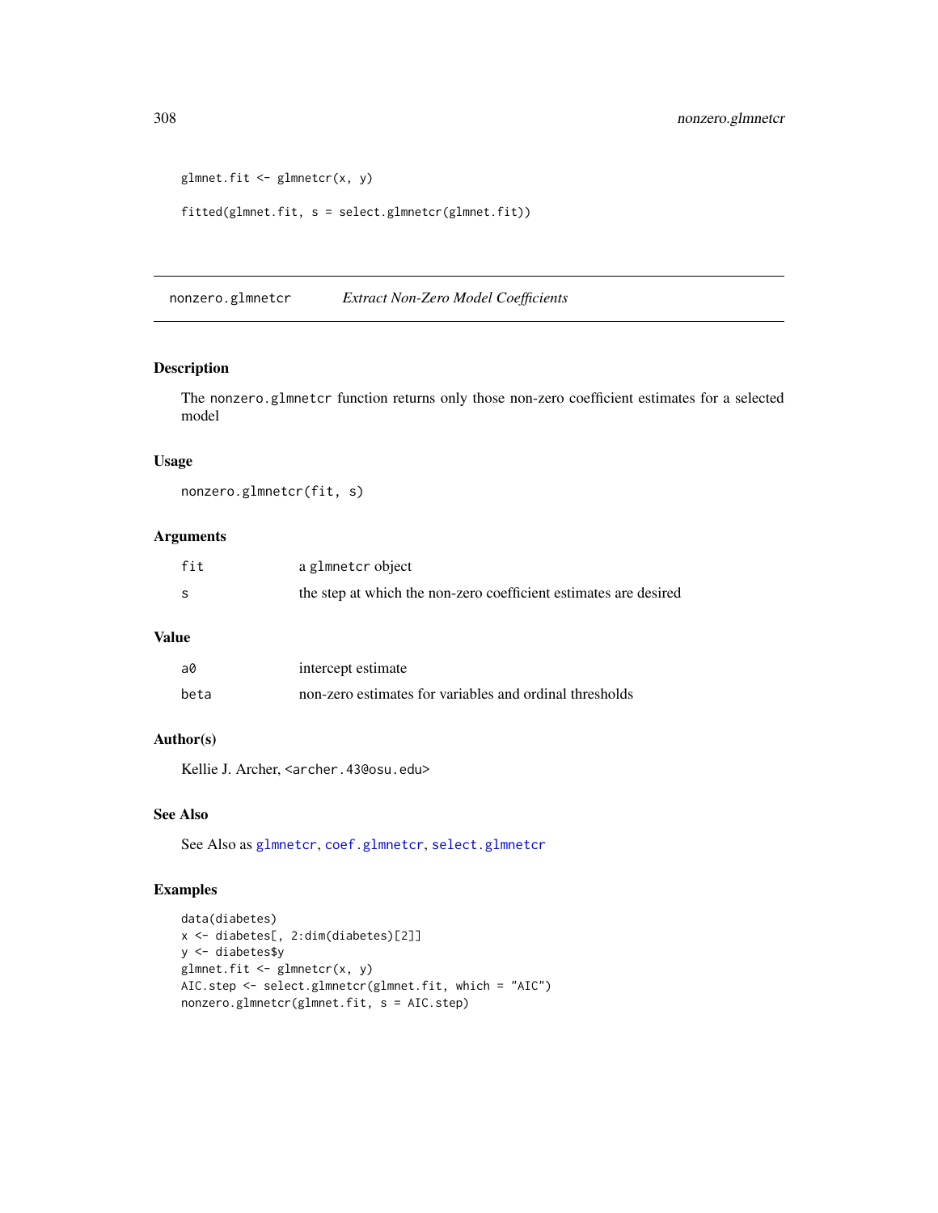```
glmnet.fit <- glmnetcr(x, y)

fitted(glmnet.fit, s = select.glmnetcr(glmnet.fit))
```

---

## nonzero.glmnetcr *Extract Non-Zero Model Coefficients*

---

### Description

The `nonzero.glmnetcr` function returns only those non-zero coefficient estimates for a selected model

### Usage

```
nonzero.glmnetcr(fit, s)
```

### Arguments

| | |
|---|---|
| `fit` | a `glmnetcr` object |
| `s` | the step at which the non-zero coefficient estimates are desired |

### Value

| | |
|---|---|
| `a0` | intercept estimate |
| `beta` | non-zero estimates for variables and ordinal thresholds |

### Author(s)

Kellie J. Archer, `<archer.43@osu.edu>`

### See Also

See Also as `glmnetcr`, `coef.glmnetcr`, `select.glmnetcr`

### Examples

```
data(diabetes)
x <- diabetes[, 2:dim(diabetes)[2]]
y <- diabetes$y
glmnet.fit <- glmnetcr(x, y)
AIC.step <- select.glmnetcr(glmnet.fit, which = "AIC")
nonzero.glmnetcr(glmnet.fit, s = AIC.step)
```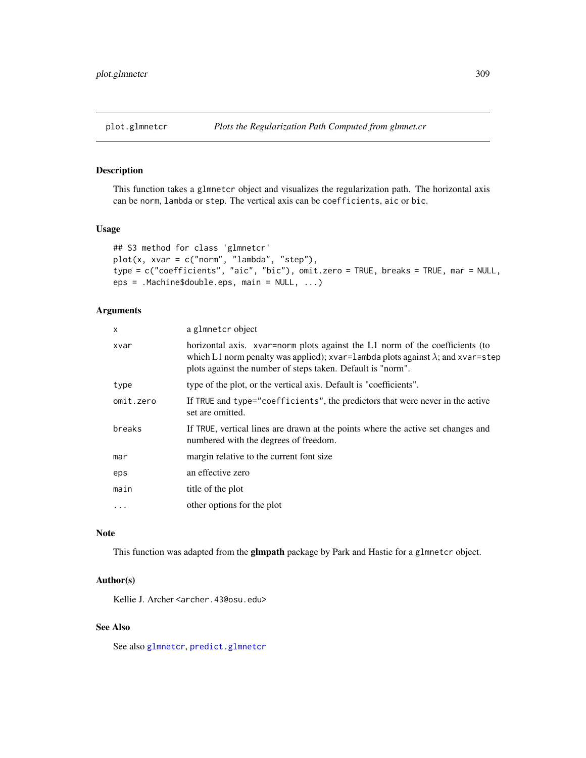# plot.glmnetcr — *Plots the Regularization Path Computed from glmnet.cr*

## Description

This function takes a `glmnetcr` object and visualizes the regularization path. The horizontal axis can be `norm`, `lambda` or `step`. The vertical axis can be `coefficients`, `aic` or `bic`.

## Usage

```
## S3 method for class 'glmnetcr'
plot(x, xvar = c("norm", "lambda", "step"),
type = c("coefficients", "aic", "bic"), omit.zero = TRUE, breaks = TRUE, mar = NULL,
eps = .Machine$double.eps, main = NULL, ...)
```

## Arguments

| | |
|---|---|
| `x` | a `glmnetcr` object |
| `xvar` | horizontal axis. `xvar=norm` plots against the L1 norm of the coefficients (to which L1 norm penalty was applied); `xvar=lambda` plots against $\lambda$; and `xvar=step` plots against the number of steps taken. Default is "norm". |
| `type` | type of the plot, or the vertical axis. Default is "coefficients". |
| `omit.zero` | If `TRUE` and `type="coefficients"`, the predictors that were never in the active set are omitted. |
| `breaks` | If `TRUE`, vertical lines are drawn at the points where the active set changes and numbered with the degrees of freedom. |
| `mar` | margin relative to the current font size |
| `eps` | an effective zero |
| `main` | title of the plot |
| `...` | other options for the plot |

## Note

This function was adapted from the **glmpath** package by Park and Hastie for a `glmnetcr` object.

## Author(s)

Kellie J. Archer `<archer.43@osu.edu>`

## See Also

See also `glmnetcr`, `predict.glmnetcr`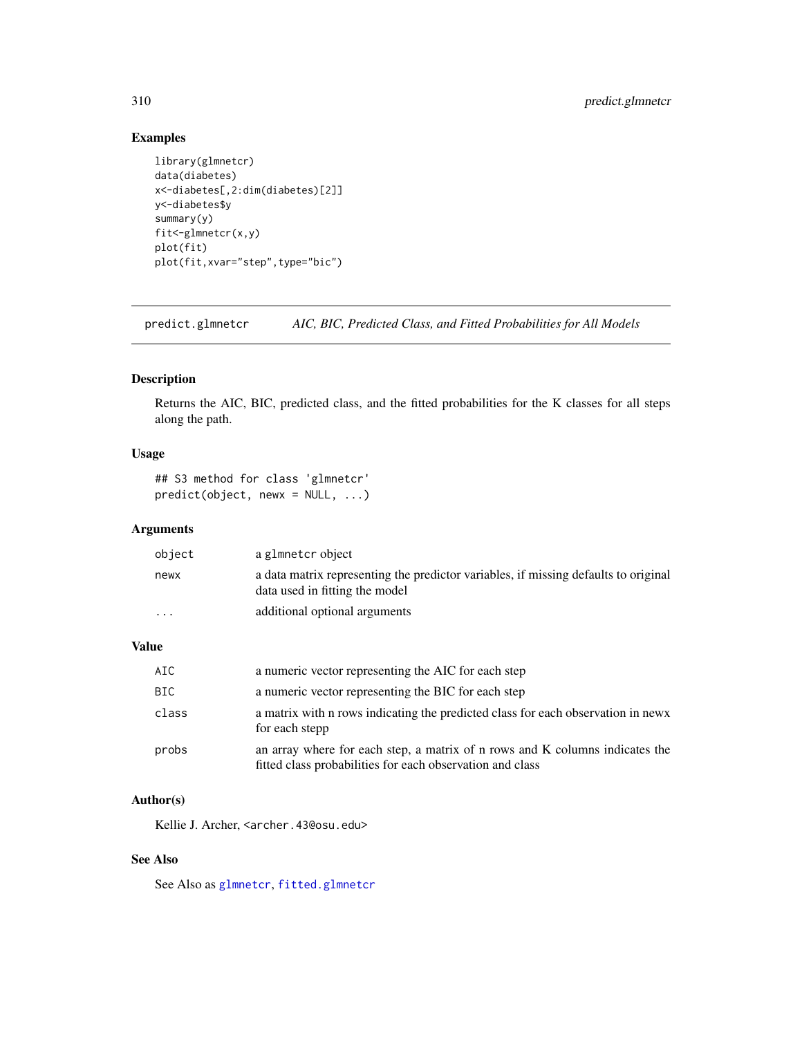## Examples

```
library(glmnetcr)
data(diabetes)
x<-diabetes[,2:dim(diabetes)[2]]
y<-diabetes$y
summary(y)
fit<-glmnetcr(x,y)
plot(fit)
plot(fit,xvar="step",type="bic")
```

---

# predict.glmnetcr — *AIC, BIC, Predicted Class, and Fitted Probabilities for All Models*

---

## Description

Returns the AIC, BIC, predicted class, and the fitted probabilities for the K classes for all steps along the path.

## Usage

```
## S3 method for class 'glmnetcr'
predict(object, newx = NULL, ...)
```

## Arguments

| | |
|---|---|
| `object` | a `glmnetcr` object |
| `newx` | a data matrix representing the predictor variables, if missing defaults to original data used in fitting the model |
| `...` | additional optional arguments |

## Value

| | |
|---|---|
| `AIC` | a numeric vector representing the AIC for each step |
| `BIC` | a numeric vector representing the BIC for each step |
| `class` | a matrix with n rows indicating the predicted class for each observation in newx for each stepp |
| `probs` | an array where for each step, a matrix of n rows and K columns indicates the fitted class probabilities for each observation and class |

## Author(s)

Kellie J. Archer, `<archer.43@osu.edu>`

## See Also

See Also as `glmnetcr`, `fitted.glmnetcr`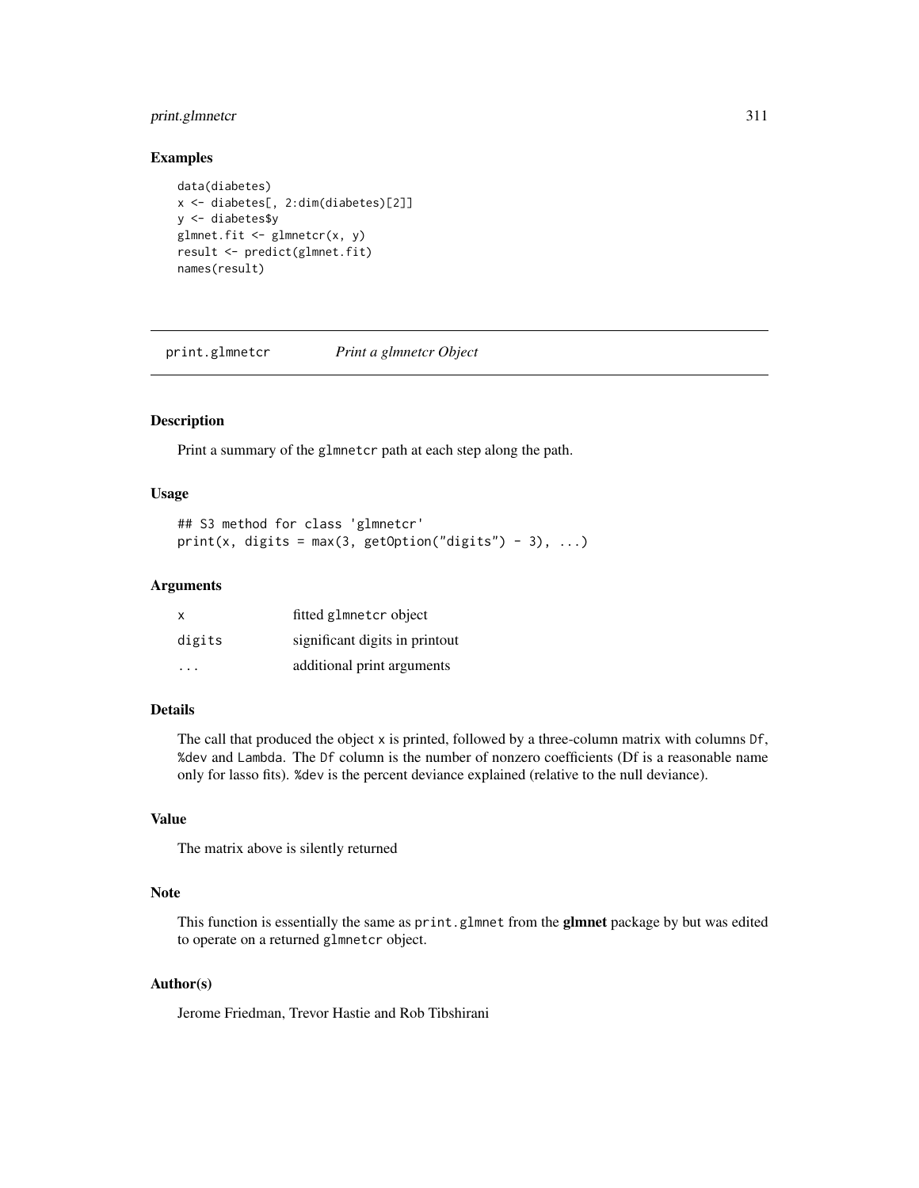## Examples

```
data(diabetes)
x <- diabetes[, 2:dim(diabetes)[2]]
y <- diabetes$y
glmnet.fit <- glmnetcr(x, y)
result <- predict(glmnet.fit)
names(result)
```

---

# print.glmnetcr *Print a glmnetcr Object*

---

## Description

Print a summary of the `glmnetcr` path at each step along the path.

## Usage

```
## S3 method for class 'glmnetcr'
print(x, digits = max(3, getOption("digits") - 3), ...)
```

## Arguments

| | |
|---|---|
| `x` | fitted `glmnetcr` object |
| `digits` | significant digits in printout |
| `...` | additional print arguments |

## Details

The call that produced the object `x` is printed, followed by a three-column matrix with columns `Df`, `%dev` and `Lambda`. The `Df` column is the number of nonzero coefficients (Df is a reasonable name only for lasso fits). `%dev` is the percent deviance explained (relative to the null deviance).

## Value

The matrix above is silently returned

## Note

This function is essentially the same as `print.glmnet` from the **glmnet** package by but was edited to operate on a returned `glmnetcr` object.

## Author(s)

Jerome Friedman, Trevor Hastie and Rob Tibshirani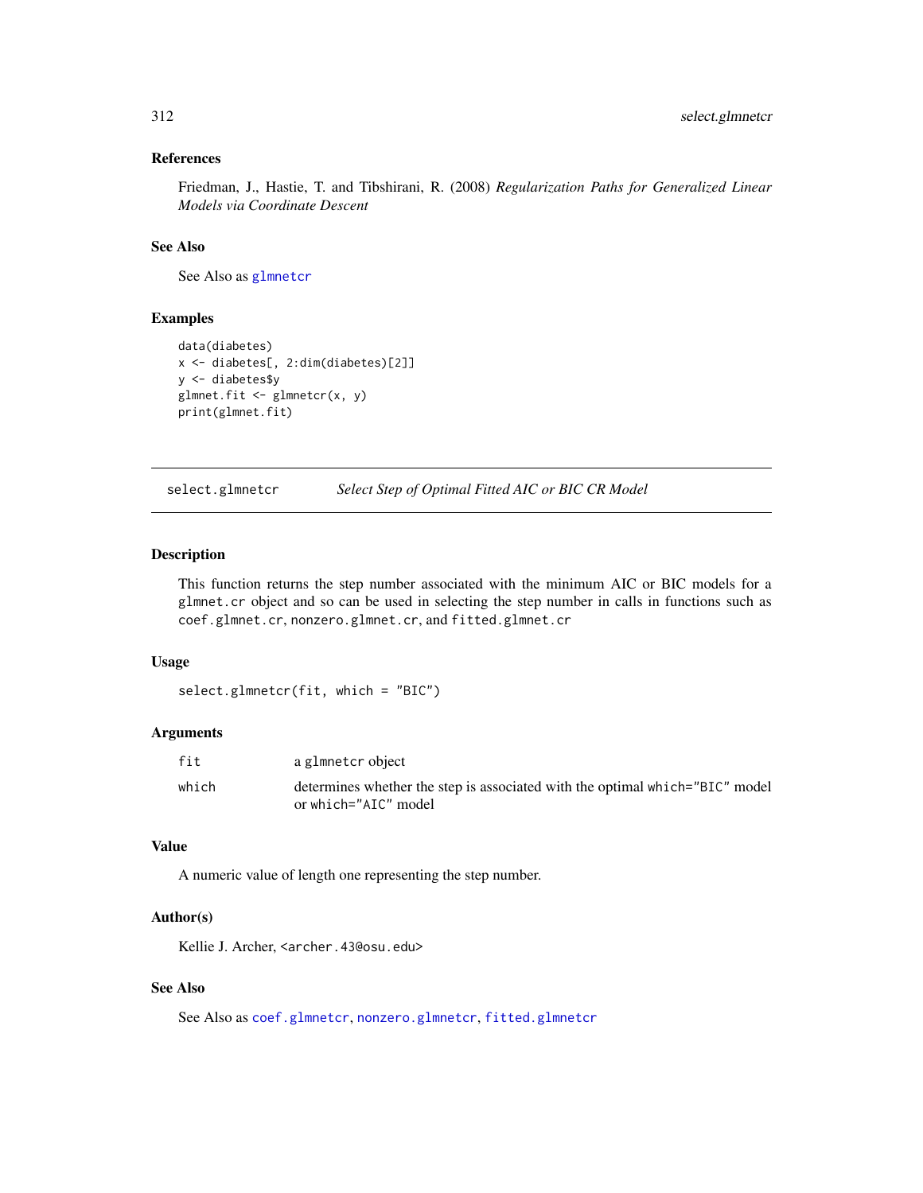### References

Friedman, J., Hastie, T. and Tibshirani, R. (2008) *Regularization Paths for Generalized Linear Models via Coordinate Descent*

### See Also

See Also as glmnetcr

### Examples

```
data(diabetes)
x <- diabetes[, 2:dim(diabetes)[2]]
y <- diabetes$y
glmnet.fit <- glmnetcr(x, y)
print(glmnet.fit)
```

---

## select.glmnetcr *Select Step of Optimal Fitted AIC or BIC CR Model*

---

### Description

This function returns the step number associated with the minimum AIC or BIC models for a `glmnet.cr` object and so can be used in selecting the step number in calls in functions such as `coef.glmnet.cr`, `nonzero.glmnet.cr`, and `fitted.glmnet.cr`

### Usage

```
select.glmnetcr(fit, which = "BIC")
```

### Arguments

| | |
|---|---|
| fit | a `glmnetcr` object |
| which | determines whether the step is associated with the optimal `which="BIC"` model or `which="AIC"` model |

### Value

A numeric value of length one representing the step number.

### Author(s)

Kellie J. Archer, <archer.43@osu.edu>

### See Also

See Also as coef.glmnetcr, nonzero.glmnetcr, fitted.glmnetcr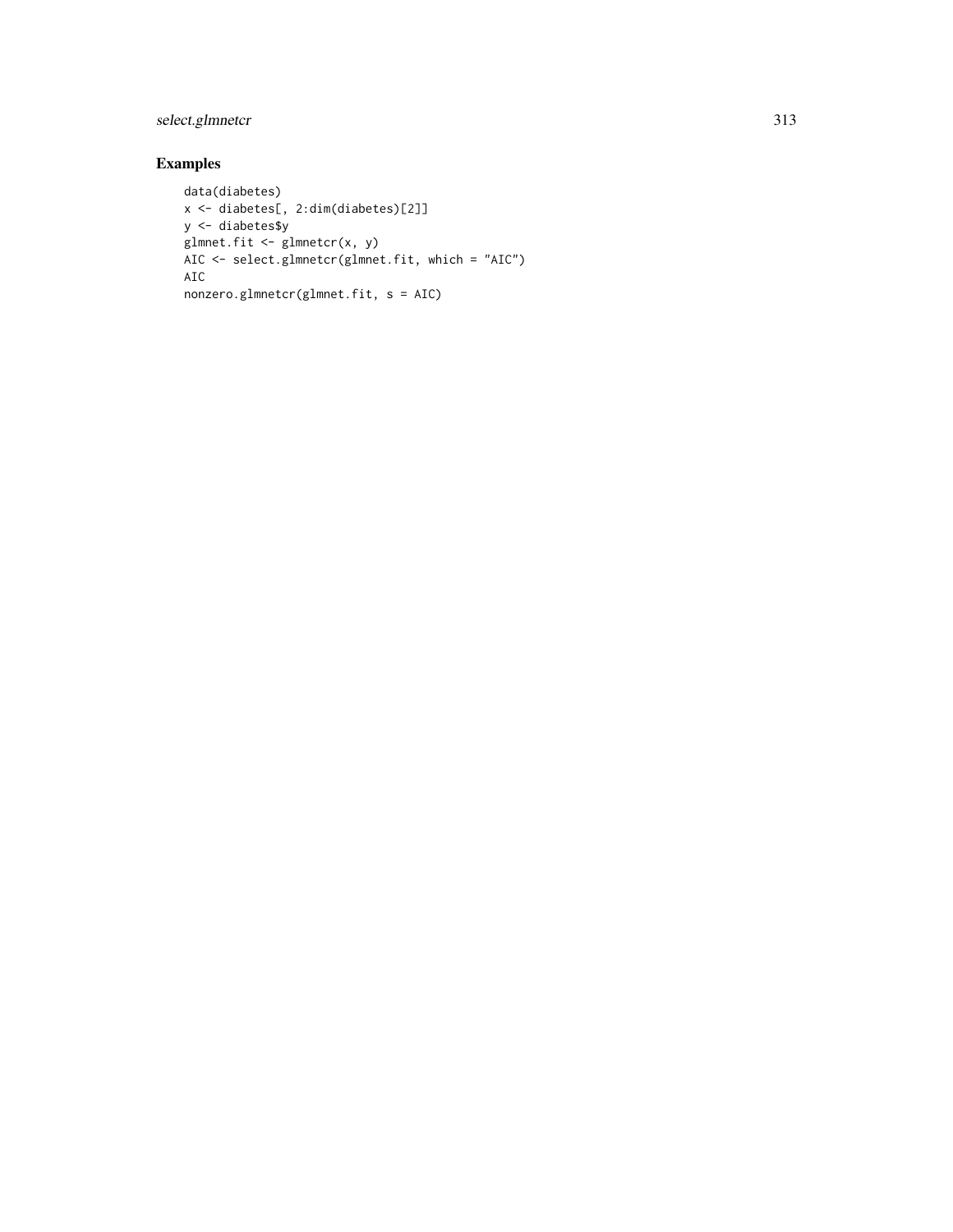## Examples

```
data(diabetes)
x <- diabetes[, 2:dim(diabetes)[2]]
y <- diabetes$y
glmnet.fit <- glmnetcr(x, y)
AIC <- select.glmnetcr(glmnet.fit, which = "AIC")
AIC
nonzero.glmnetcr(glmnet.fit, s = AIC)
```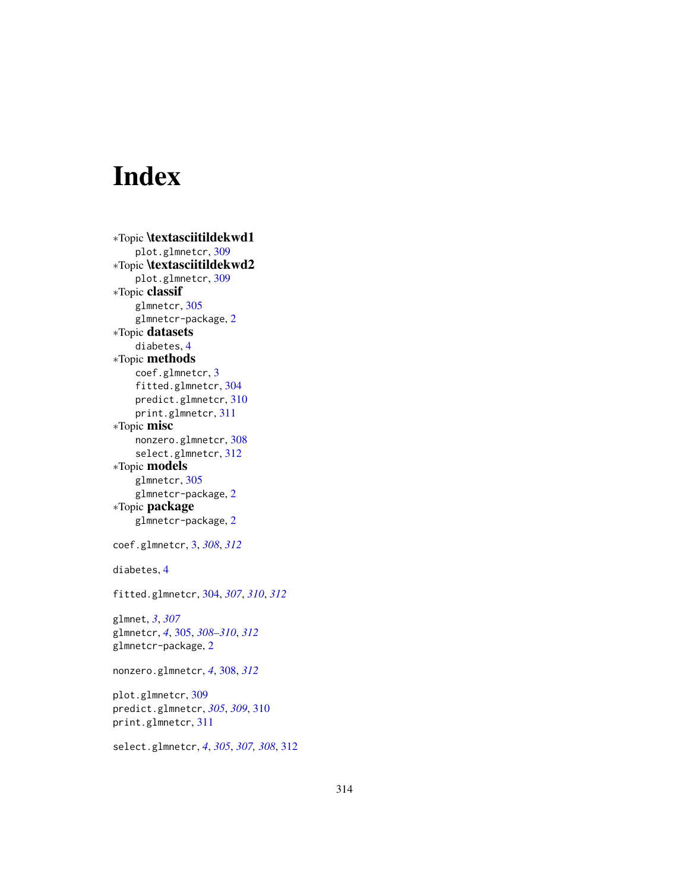# Index

∗Topic **\textasciitildekwd1**
  plot.glmnetcr, 309
∗Topic **\textasciitildekwd2**
  plot.glmnetcr, 309
∗Topic **classif**
  glmnetcr, 305
  glmnetcr-package, 2
∗Topic **datasets**
  diabetes, 4
∗Topic **methods**
  coef.glmnetcr, 3
  fitted.glmnetcr, 304
  predict.glmnetcr, 310
  print.glmnetcr, 311
∗Topic **misc**
  nonzero.glmnetcr, 308
  select.glmnetcr, 312
∗Topic **models**
  glmnetcr, 305
  glmnetcr-package, 2
∗Topic **package**
  glmnetcr-package, 2

coef.glmnetcr, 3, *308*, *312*

diabetes, 4

fitted.glmnetcr, 304, *307*, *310*, *312*

glmnet, *3*, *307*
glmnetcr, *4*, 305, *308–310*, *312*
glmnetcr-package, 2

nonzero.glmnetcr, *4*, 308, *312*

plot.glmnetcr, 309
predict.glmnetcr, *305*, *309*, 310
print.glmnetcr, 311

select.glmnetcr, *4*, *305*, *307, 308*, 312